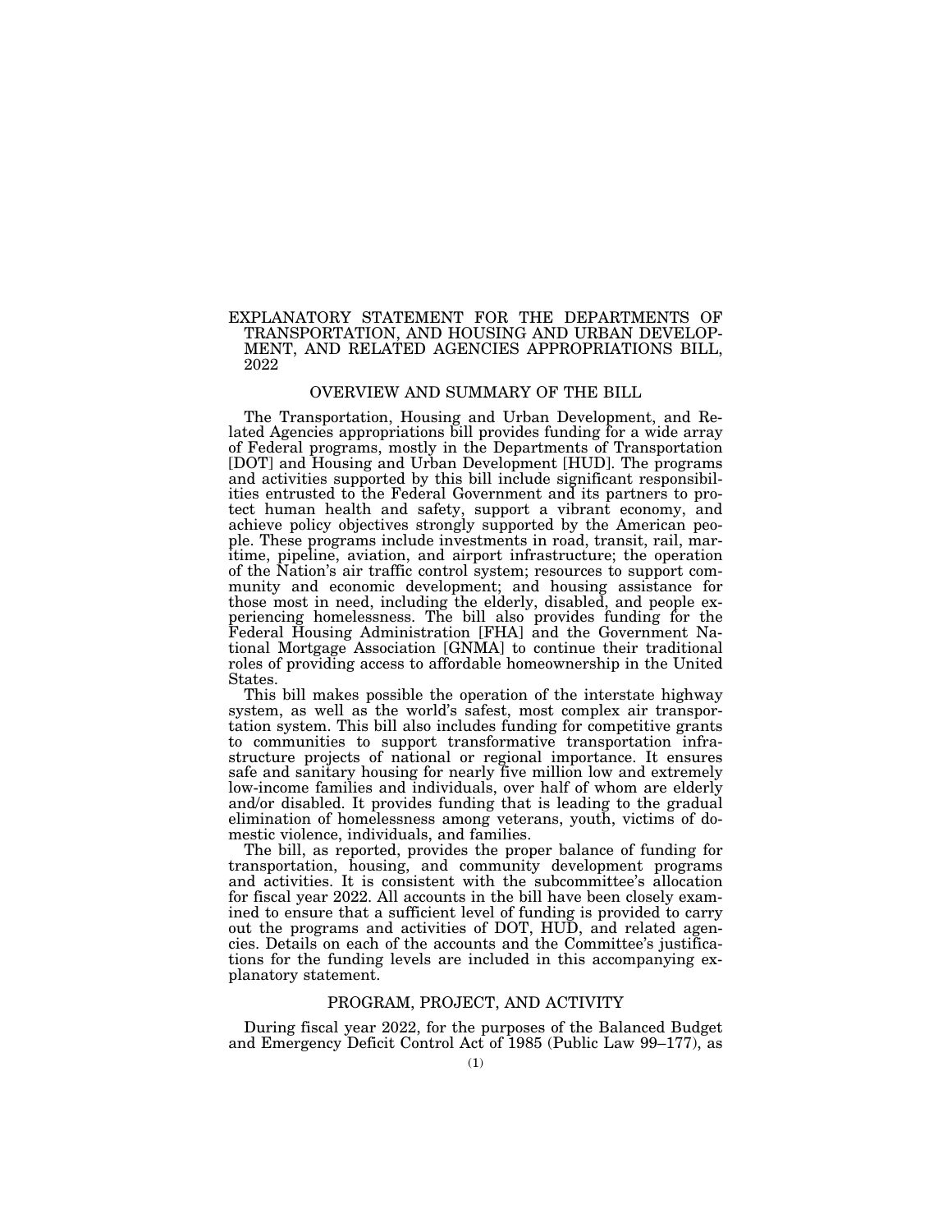# EXPLANATORY STATEMENT FOR THE DEPARTMENTS OF TRANSPORTATION, AND HOUSING AND URBAN DEVELOPMENT, AND RELATED AGENCIES APPROPRIATIONS BILL, 2022

## OVERVIEW AND SUMMARY OF THE BILL

The Transportation, Housing and Urban Development, and Related Agencies appropriations bill provides funding for a wide array of Federal programs, mostly in the Departments of Transportation [DOT] and Housing and Urban Development [HUD]. The programs and activities supported by this bill include significant responsibilities entrusted to the Federal Government and its partners to protect human health and safety, support a vibrant economy, and achieve policy objectives strongly supported by the American people. These programs include investments in road, transit, rail, maritime, pipeline, aviation, and airport infrastructure; the operation of the Nation's air traffic control system; resources to support community and economic development; and housing assistance for those most in need, including the elderly, disabled, and people experiencing homelessness. The bill also provides funding for the Federal Housing Administration [FHA] and the Government National Mortgage Association [GNMA] to continue their traditional roles of providing access to affordable homeownership in the United States.

This bill makes possible the operation of the interstate highway system, as well as the world's safest, most complex air transportation system. This bill also includes funding for competitive grants to communities to support transformative transportation infrastructure projects of national or regional importance. It ensures safe and sanitary housing for nearly five million low and extremely low-income families and individuals, over half of whom are elderly and/or disabled. It provides funding that is leading to the gradual elimination of homelessness among veterans, youth, victims of domestic violence, individuals, and families.

The bill, as reported, provides the proper balance of funding for transportation, housing, and community development programs and activities. It is consistent with the subcommittee's allocation for fiscal year 2022. All accounts in the bill have been closely examined to ensure that a sufficient level of funding is provided to carry out the programs and activities of DOT, HUD, and related agencies. Details on each of the accounts and the Committee's justifications for the funding levels are included in this accompanying explanatory statement.

## PROGRAM, PROJECT, AND ACTIVITY

During fiscal year 2022, for the purposes of the Balanced Budget and Emergency Deficit Control Act of 1985 (Public Law 99–177), as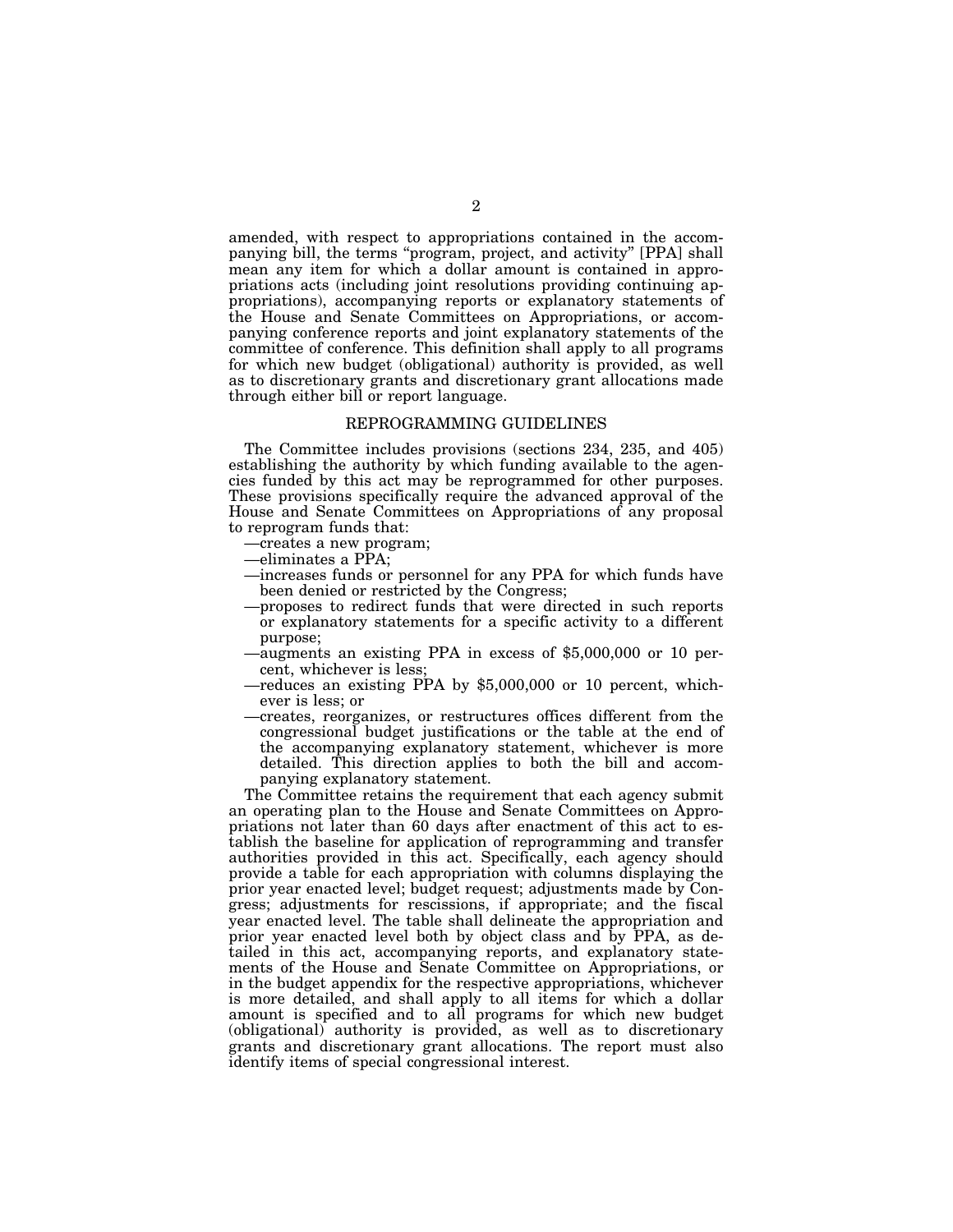amended, with respect to appropriations contained in the accompanying bill, the terms "program, project, and activity" [PPA] shall mean any item for which a dollar amount is contained in appropriations acts (including joint resolutions providing continuing appropriations), accompanying reports or explanatory statements of the House and Senate Committees on Appropriations, or accompanying conference reports and joint explanatory statements of the committee of conference. This definition shall apply to all programs for which new budget (obligational) authority is provided, as well as to discretionary grants and discretionary grant allocations made through either bill or report language.

## REPROGRAMMING GUIDELINES

The Committee includes provisions (sections 234, 235, and 405) establishing the authority by which funding available to the agencies funded by this act may be reprogrammed for other purposes. These provisions specifically require the advanced approval of the House and Senate Committees on Appropriations of any proposal to reprogram funds that:

—creates a new program;

—eliminates a PPA;

—increases funds or personnel for any PPA for which funds have been denied or restricted by the Congress;

—proposes to redirect funds that were directed in such reports or explanatory statements for a specific activity to a different purpose;

—augments an existing PPA in excess of $5,000,000 or 10 percent, whichever is less;

—reduces an existing PPA by $5,000,000 or 10 percent, whichever is less; or

—creates, reorganizes, or restructures offices different from the congressional budget justifications or the table at the end of the accompanying explanatory statement, whichever is more detailed. This direction applies to both the bill and accompanying explanatory statement.

The Committee retains the requirement that each agency submit an operating plan to the House and Senate Committees on Appropriations not later than 60 days after enactment of this act to establish the baseline for application of reprogramming and transfer authorities provided in this act. Specifically, each agency should provide a table for each appropriation with columns displaying the prior year enacted level; budget request; adjustments made by Congress; adjustments for rescissions, if appropriate; and the fiscal year enacted level. The table shall delineate the appropriation and prior year enacted level both by object class and by PPA, as detailed in this act, accompanying reports, and explanatory statements of the House and Senate Committee on Appropriations, or in the budget appendix for the respective appropriations, whichever is more detailed, and shall apply to all items for which a dollar amount is specified and to all programs for which new budget (obligational) authority is provided, as well as to discretionary grants and discretionary grant allocations. The report must also identify items of special congressional interest.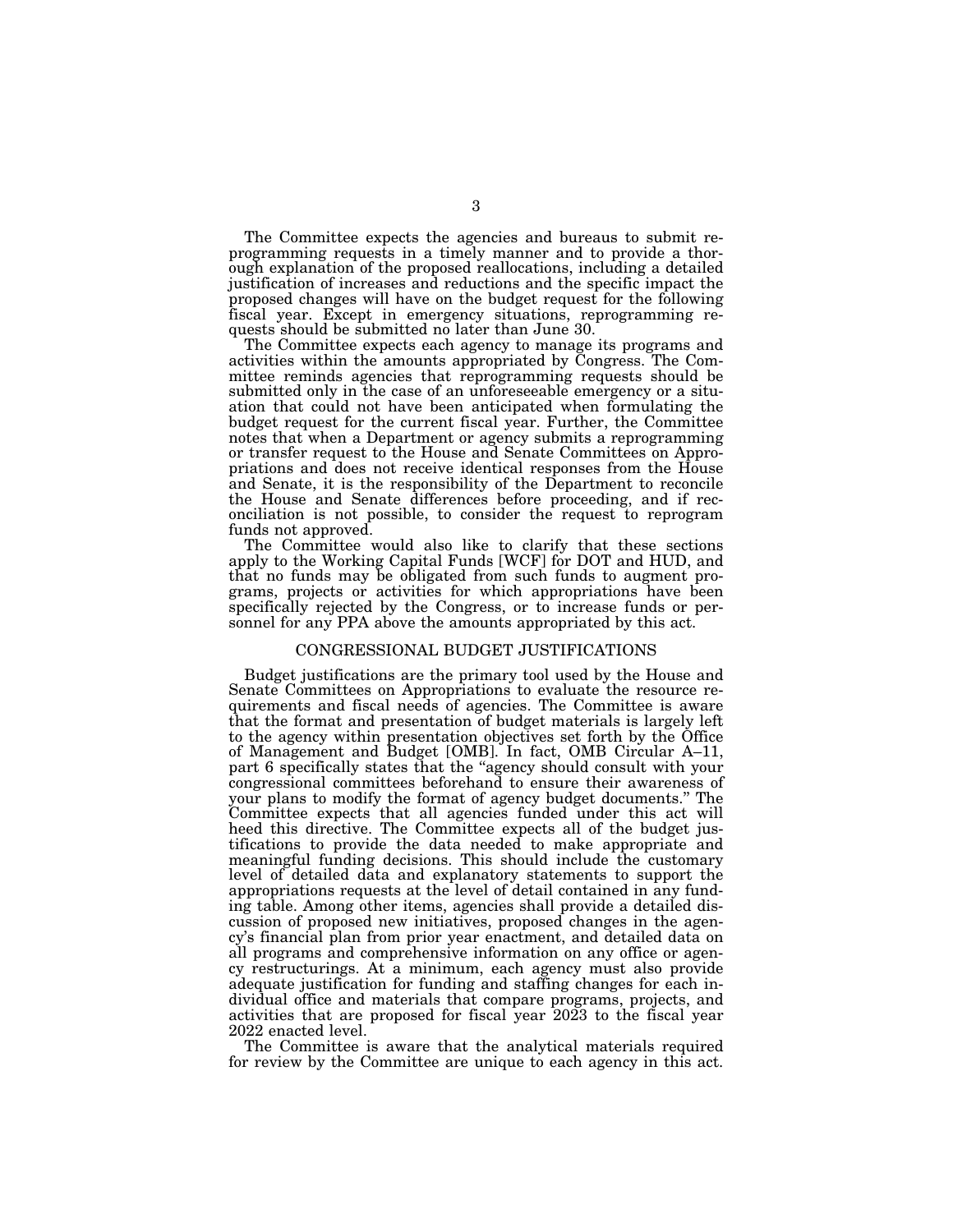The Committee expects the agencies and bureaus to submit reprogramming requests in a timely manner and to provide a thorough explanation of the proposed reallocations, including a detailed justification of increases and reductions and the specific impact the proposed changes will have on the budget request for the following fiscal year. Except in emergency situations, reprogramming requests should be submitted no later than June 30.

The Committee expects each agency to manage its programs and activities within the amounts appropriated by Congress. The Committee reminds agencies that reprogramming requests should be submitted only in the case of an unforeseeable emergency or a situation that could not have been anticipated when formulating the budget request for the current fiscal year. Further, the Committee notes that when a Department or agency submits a reprogramming or transfer request to the House and Senate Committees on Appropriations and does not receive identical responses from the House and Senate, it is the responsibility of the Department to reconcile the House and Senate differences before proceeding, and if reconciliation is not possible, to consider the request to reprogram funds not approved.

The Committee would also like to clarify that these sections apply to the Working Capital Funds [WCF] for DOT and HUD, and that no funds may be obligated from such funds to augment programs, projects or activities for which appropriations have been specifically rejected by the Congress, or to increase funds or personnel for any PPA above the amounts appropriated by this act.

## CONGRESSIONAL BUDGET JUSTIFICATIONS

Budget justifications are the primary tool used by the House and Senate Committees on Appropriations to evaluate the resource requirements and fiscal needs of agencies. The Committee is aware that the format and presentation of budget materials is largely left to the agency within presentation objectives set forth by the Office of Management and Budget [OMB]. In fact, OMB Circular A–11, part 6 specifically states that the "agency should consult with your congressional committees beforehand to ensure their awareness of your plans to modify the format of agency budget documents." The Committee expects that all agencies funded under this act will heed this directive. The Committee expects all of the budget justifications to provide the data needed to make appropriate and meaningful funding decisions. This should include the customary level of detailed data and explanatory statements to support the appropriations requests at the level of detail contained in any funding table. Among other items, agencies shall provide a detailed discussion of proposed new initiatives, proposed changes in the agency's financial plan from prior year enactment, and detailed data on all programs and comprehensive information on any office or agency restructurings. At a minimum, each agency must also provide adequate justification for funding and staffing changes for each individual office and materials that compare programs, projects, and activities that are proposed for fiscal year 2023 to the fiscal year 2022 enacted level.

The Committee is aware that the analytical materials required for review by the Committee are unique to each agency in this act.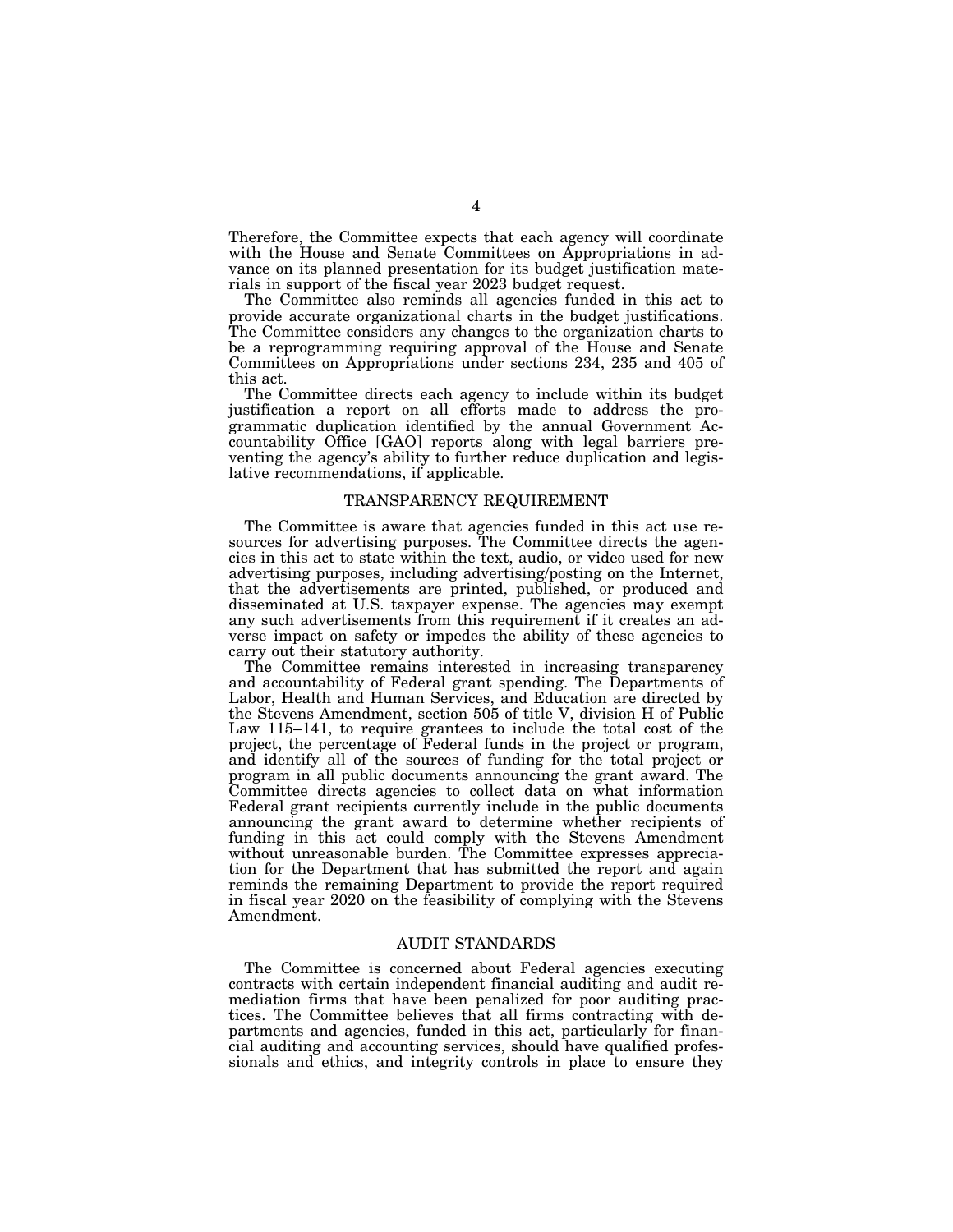Therefore, the Committee expects that each agency will coordinate with the House and Senate Committees on Appropriations in advance on its planned presentation for its budget justification materials in support of the fiscal year 2023 budget request.

The Committee also reminds all agencies funded in this act to provide accurate organizational charts in the budget justifications. The Committee considers any changes to the organization charts to be a reprogramming requiring approval of the House and Senate Committees on Appropriations under sections 234, 235 and 405 of this act.

The Committee directs each agency to include within its budget justification a report on all efforts made to address the programmatic duplication identified by the annual Government Accountability Office [GAO] reports along with legal barriers preventing the agency's ability to further reduce duplication and legislative recommendations, if applicable.

## TRANSPARENCY REQUIREMENT

The Committee is aware that agencies funded in this act use resources for advertising purposes. The Committee directs the agencies in this act to state within the text, audio, or video used for new advertising purposes, including advertising/posting on the Internet, that the advertisements are printed, published, or produced and disseminated at U.S. taxpayer expense. The agencies may exempt any such advertisements from this requirement if it creates an adverse impact on safety or impedes the ability of these agencies to carry out their statutory authority.

The Committee remains interested in increasing transparency and accountability of Federal grant spending. The Departments of Labor, Health and Human Services, and Education are directed by the Stevens Amendment, section 505 of title V, division H of Public Law 115–141, to require grantees to include the total cost of the project, the percentage of Federal funds in the project or program, and identify all of the sources of funding for the total project or program in all public documents announcing the grant award. The Committee directs agencies to collect data on what information Federal grant recipients currently include in the public documents announcing the grant award to determine whether recipients of funding in this act could comply with the Stevens Amendment without unreasonable burden. The Committee expresses appreciation for the Department that has submitted the report and again reminds the remaining Department to provide the report required in fiscal year 2020 on the feasibility of complying with the Stevens Amendment.

## AUDIT STANDARDS

The Committee is concerned about Federal agencies executing contracts with certain independent financial auditing and audit remediation firms that have been penalized for poor auditing practices. The Committee believes that all firms contracting with departments and agencies, funded in this act, particularly for financial auditing and accounting services, should have qualified professionals and ethics, and integrity controls in place to ensure they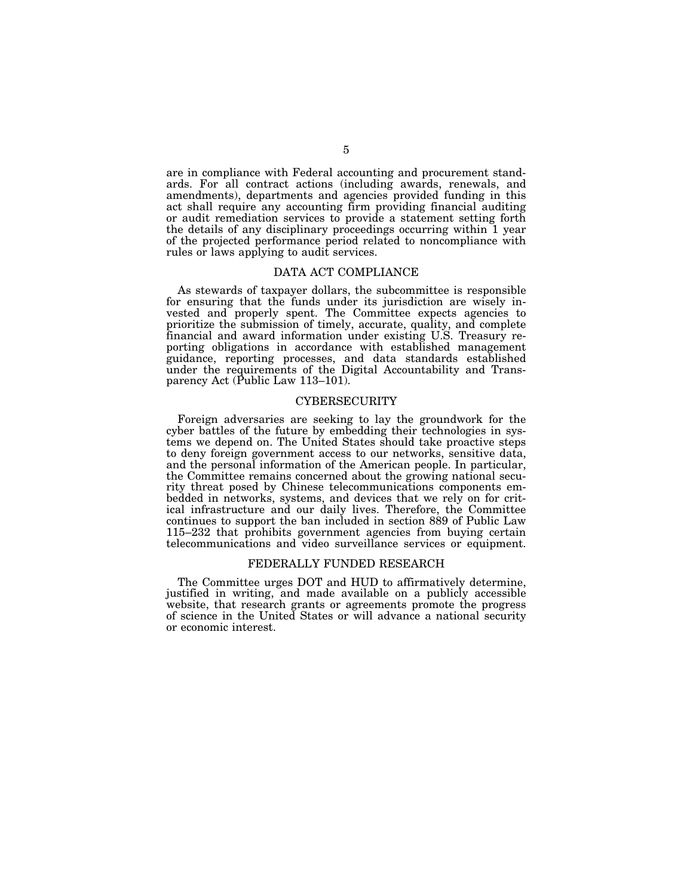are in compliance with Federal accounting and procurement standards. For all contract actions (including awards, renewals, and amendments), departments and agencies provided funding in this act shall require any accounting firm providing financial auditing or audit remediation services to provide a statement setting forth the details of any disciplinary proceedings occurring within 1 year of the projected performance period related to noncompliance with rules or laws applying to audit services.

## DATA ACT COMPLIANCE

As stewards of taxpayer dollars, the subcommittee is responsible for ensuring that the funds under its jurisdiction are wisely invested and properly spent. The Committee expects agencies to prioritize the submission of timely, accurate, quality, and complete financial and award information under existing U.S. Treasury reporting obligations in accordance with established management guidance, reporting processes, and data standards established under the requirements of the Digital Accountability and Transparency Act (Public Law 113–101).

## CYBERSECURITY

Foreign adversaries are seeking to lay the groundwork for the cyber battles of the future by embedding their technologies in systems we depend on. The United States should take proactive steps to deny foreign government access to our networks, sensitive data, and the personal information of the American people. In particular, the Committee remains concerned about the growing national security threat posed by Chinese telecommunications components embedded in networks, systems, and devices that we rely on for critical infrastructure and our daily lives. Therefore, the Committee continues to support the ban included in section 889 of Public Law 115–232 that prohibits government agencies from buying certain telecommunications and video surveillance services or equipment.

## FEDERALLY FUNDED RESEARCH

The Committee urges DOT and HUD to affirmatively determine, justified in writing, and made available on a publicly accessible website, that research grants or agreements promote the progress of science in the United States or will advance a national security or economic interest.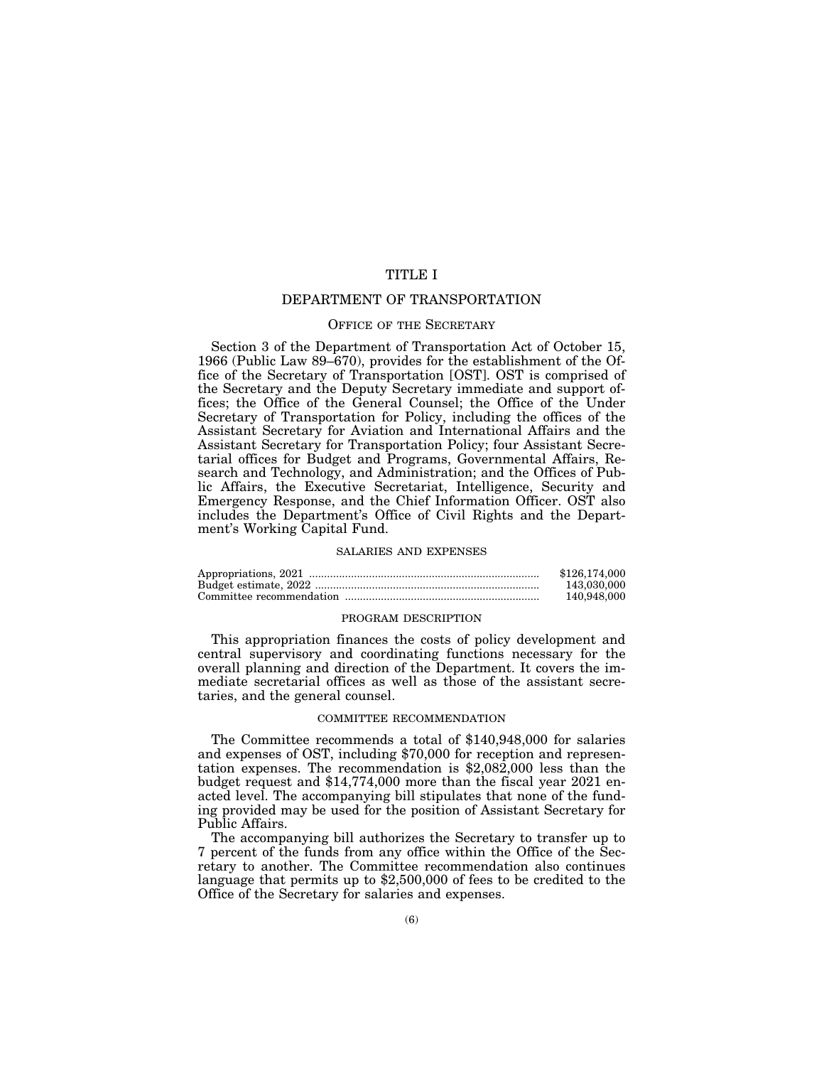# TITLE I

# DEPARTMENT OF TRANSPORTATION

## OFFICE OF THE SECRETARY

Section 3 of the Department of Transportation Act of October 15, 1966 (Public Law 89–670), provides for the establishment of the Office of the Secretary of Transportation [OST]. OST is comprised of the Secretary and the Deputy Secretary immediate and support offices; the Office of the General Counsel; the Office of the Under Secretary of Transportation for Policy, including the offices of the Assistant Secretary for Aviation and International Affairs and the Assistant Secretary for Transportation Policy; four Assistant Secretarial offices for Budget and Programs, Governmental Affairs, Research and Technology, and Administration; and the Offices of Public Affairs, the Executive Secretariat, Intelligence, Security and Emergency Response, and the Chief Information Officer. OST also includes the Department's Office of Civil Rights and the Department's Working Capital Fund.

### SALARIES AND EXPENSES

| | |
|---|---|
| Appropriations, 2021 | $126,174,000 |
| Budget estimate, 2022 | 143,030,000 |
| Committee recommendation | 140,948,000 |

### PROGRAM DESCRIPTION

This appropriation finances the costs of policy development and central supervisory and coordinating functions necessary for the overall planning and direction of the Department. It covers the immediate secretarial offices as well as those of the assistant secretaries, and the general counsel.

### COMMITTEE RECOMMENDATION

The Committee recommends a total of $140,948,000 for salaries and expenses of OST, including $70,000 for reception and representation expenses. The recommendation is $2,082,000 less than the budget request and $14,774,000 more than the fiscal year 2021 enacted level. The accompanying bill stipulates that none of the funding provided may be used for the position of Assistant Secretary for Public Affairs.

The accompanying bill authorizes the Secretary to transfer up to 7 percent of the funds from any office within the Office of the Secretary to another. The Committee recommendation also continues language that permits up to $2,500,000 of fees to be credited to the Office of the Secretary for salaries and expenses.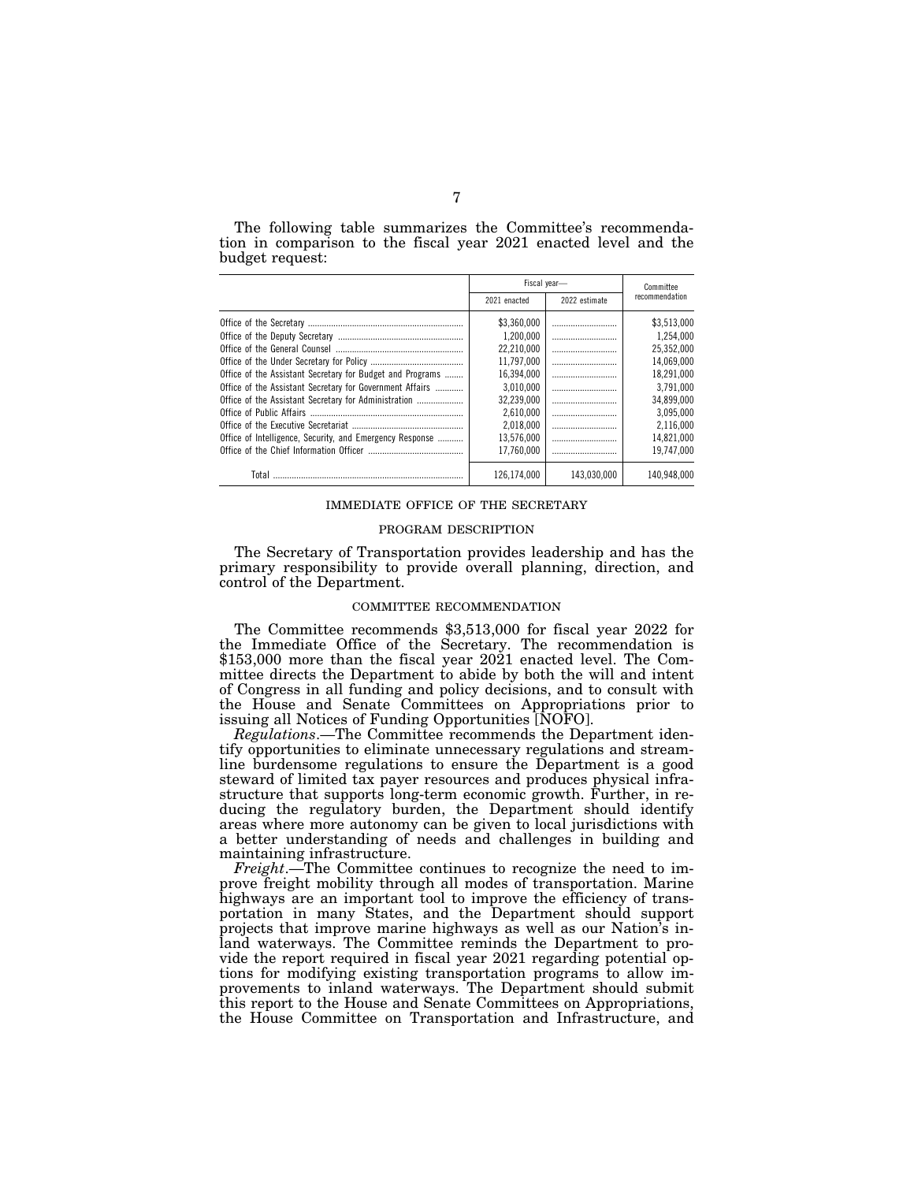The following table summarizes the Committee's recommendation in comparison to the fiscal year 2021 enacted level and the budget request:

| | Fiscal year— | | Committee recommendation |
|---|---|---|---|
| | 2021 enacted | 2022 estimate | |
| Office of the Secretary | $3,360,000 | ............................ | $3,513,000 |
| Office of the Deputy Secretary | 1,200,000 | ............................ | 1,254,000 |
| Office of the General Counsel | 22,210,000 | ............................ | 25,352,000 |
| Office of the Under Secretary for Policy | 11,797,000 | ............................ | 14,069,000 |
| Office of the Assistant Secretary for Budget and Programs | 16,394,000 | ............................ | 18,291,000 |
| Office of the Assistant Secretary for Government Affairs | 3,010,000 | ............................ | 3,791,000 |
| Office of the Assistant Secretary for Administration | 32,239,000 | ............................ | 34,899,000 |
| Office of Public Affairs | 2,610,000 | ............................ | 3,095,000 |
| Office of the Executive Secretariat | 2,018,000 | ............................ | 2,116,000 |
| Office of Intelligence, Security, and Emergency Response | 13,576,000 | ............................ | 14,821,000 |
| Office of the Chief Information Officer | 17,760,000 | ............................ | 19,747,000 |
| Total | 126,174,000 | 143,030,000 | 140,948,000 |

IMMEDIATE OFFICE OF THE SECRETARY

PROGRAM DESCRIPTION

The Secretary of Transportation provides leadership and has the primary responsibility to provide overall planning, direction, and control of the Department.

COMMITTEE RECOMMENDATION

The Committee recommends $3,513,000 for fiscal year 2022 for the Immediate Office of the Secretary. The recommendation is $153,000 more than the fiscal year 2021 enacted level. The Committee directs the Department to abide by both the will and intent of Congress in all funding and policy decisions, and to consult with the House and Senate Committees on Appropriations prior to issuing all Notices of Funding Opportunities [NOFO].

*Regulations*.—The Committee recommends the Department identify opportunities to eliminate unnecessary regulations and streamline burdensome regulations to ensure the Department is a good steward of limited tax payer resources and produces physical infrastructure that supports long-term economic growth. Further, in reducing the regulatory burden, the Department should identify areas where more autonomy can be given to local jurisdictions with a better understanding of needs and challenges in building and maintaining infrastructure.

*Freight*.—The Committee continues to recognize the need to improve freight mobility through all modes of transportation. Marine highways are an important tool to improve the efficiency of transportation in many States, and the Department should support projects that improve marine highways as well as our Nation's inland waterways. The Committee reminds the Department to provide the report required in fiscal year 2021 regarding potential options for modifying existing transportation programs to allow improvements to inland waterways. The Department should submit this report to the House and Senate Committees on Appropriations, the House Committee on Transportation and Infrastructure, and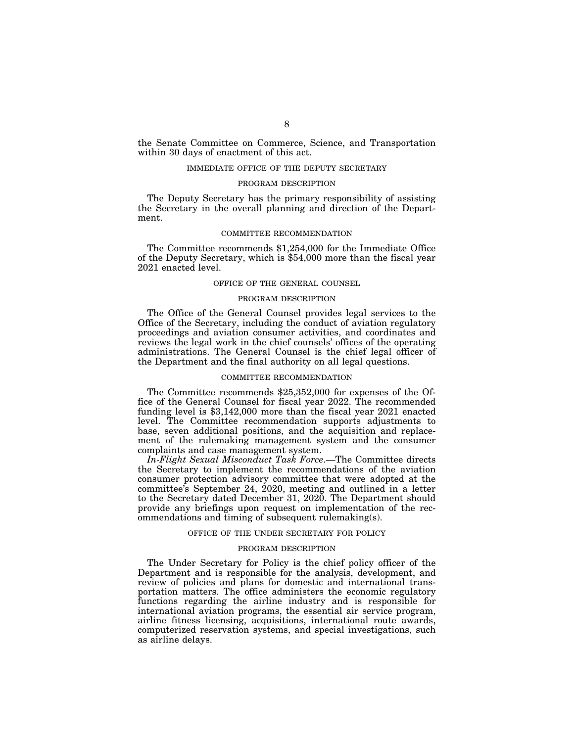the Senate Committee on Commerce, Science, and Transportation within 30 days of enactment of this act.

## IMMEDIATE OFFICE OF THE DEPUTY SECRETARY

### PROGRAM DESCRIPTION

The Deputy Secretary has the primary responsibility of assisting the Secretary in the overall planning and direction of the Department.

### COMMITTEE RECOMMENDATION

The Committee recommends $1,254,000 for the Immediate Office of the Deputy Secretary, which is $54,000 more than the fiscal year 2021 enacted level.

## OFFICE OF THE GENERAL COUNSEL

### PROGRAM DESCRIPTION

The Office of the General Counsel provides legal services to the Office of the Secretary, including the conduct of aviation regulatory proceedings and aviation consumer activities, and coordinates and reviews the legal work in the chief counsels' offices of the operating administrations. The General Counsel is the chief legal officer of the Department and the final authority on all legal questions.

### COMMITTEE RECOMMENDATION

The Committee recommends $25,352,000 for expenses of the Office of the General Counsel for fiscal year 2022. The recommended funding level is $3,142,000 more than the fiscal year 2021 enacted level. The Committee recommendation supports adjustments to base, seven additional positions, and the acquisition and replacement of the rulemaking management system and the consumer complaints and case management system.

*In-Flight Sexual Misconduct Task Force*.—The Committee directs the Secretary to implement the recommendations of the aviation consumer protection advisory committee that were adopted at the committee's September 24, 2020, meeting and outlined in a letter to the Secretary dated December 31, 2020. The Department should provide any briefings upon request on implementation of the recommendations and timing of subsequent rulemaking(s).

## OFFICE OF THE UNDER SECRETARY FOR POLICY

### PROGRAM DESCRIPTION

The Under Secretary for Policy is the chief policy officer of the Department and is responsible for the analysis, development, and review of policies and plans for domestic and international transportation matters. The office administers the economic regulatory functions regarding the airline industry and is responsible for international aviation programs, the essential air service program, airline fitness licensing, acquisitions, international route awards, computerized reservation systems, and special investigations, such as airline delays.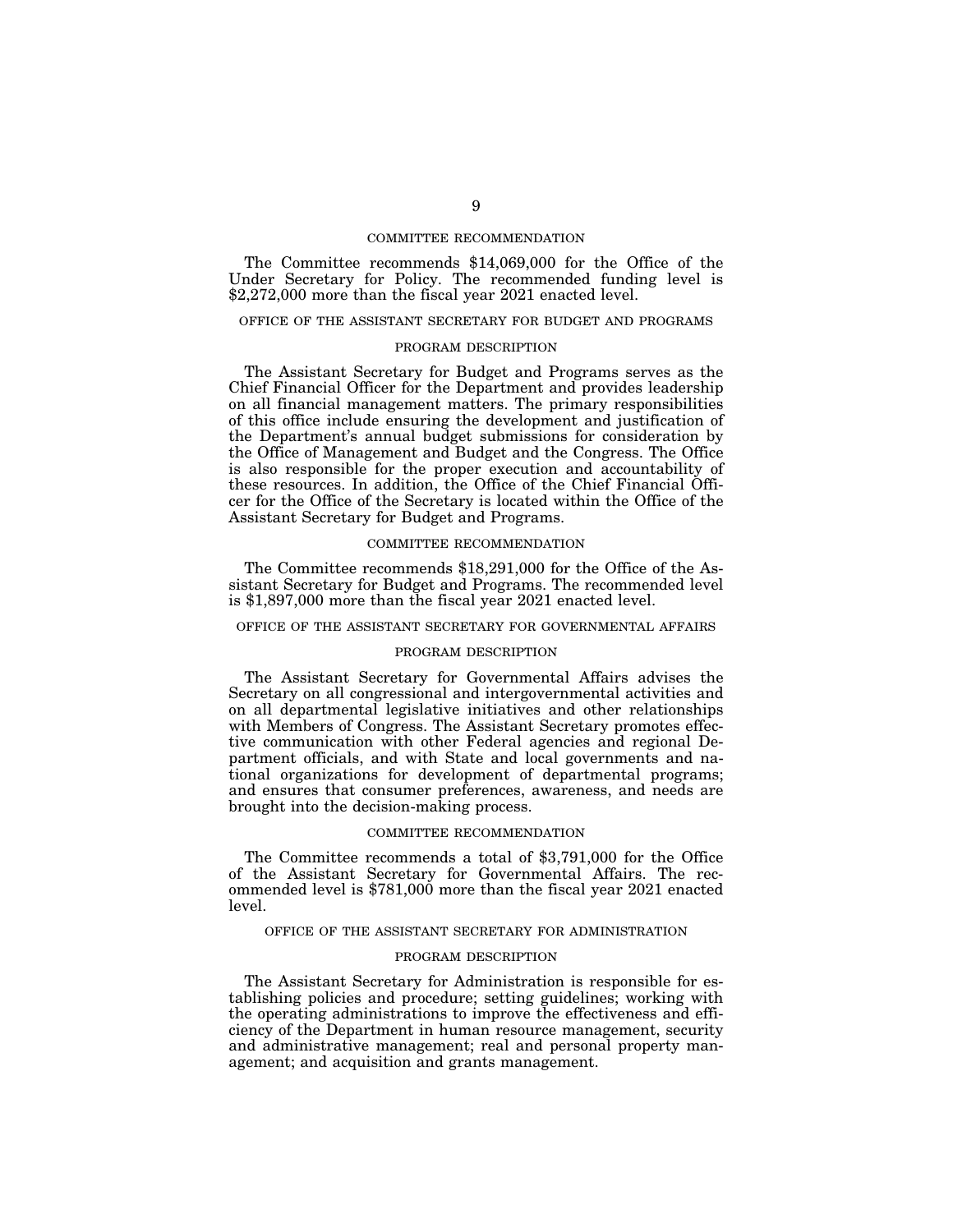### COMMITTEE RECOMMENDATION

The Committee recommends $14,069,000 for the Office of the Under Secretary for Policy. The recommended funding level is $2,272,000 more than the fiscal year 2021 enacted level.

## OFFICE OF THE ASSISTANT SECRETARY FOR BUDGET AND PROGRAMS

### PROGRAM DESCRIPTION

The Assistant Secretary for Budget and Programs serves as the Chief Financial Officer for the Department and provides leadership on all financial management matters. The primary responsibilities of this office include ensuring the development and justification of the Department's annual budget submissions for consideration by the Office of Management and Budget and the Congress. The Office is also responsible for the proper execution and accountability of these resources. In addition, the Office of the Chief Financial Officer for the Office of the Secretary is located within the Office of the Assistant Secretary for Budget and Programs.

### COMMITTEE RECOMMENDATION

The Committee recommends $18,291,000 for the Office of the Assistant Secretary for Budget and Programs. The recommended level is $1,897,000 more than the fiscal year 2021 enacted level.

## OFFICE OF THE ASSISTANT SECRETARY FOR GOVERNMENTAL AFFAIRS

### PROGRAM DESCRIPTION

The Assistant Secretary for Governmental Affairs advises the Secretary on all congressional and intergovernmental activities and on all departmental legislative initiatives and other relationships with Members of Congress. The Assistant Secretary promotes effective communication with other Federal agencies and regional Department officials, and with State and local governments and national organizations for development of departmental programs; and ensures that consumer preferences, awareness, and needs are brought into the decision-making process.

### COMMITTEE RECOMMENDATION

The Committee recommends a total of $3,791,000 for the Office of the Assistant Secretary for Governmental Affairs. The recommended level is $781,000 more than the fiscal year 2021 enacted level.

## OFFICE OF THE ASSISTANT SECRETARY FOR ADMINISTRATION

### PROGRAM DESCRIPTION

The Assistant Secretary for Administration is responsible for establishing policies and procedure; setting guidelines; working with the operating administrations to improve the effectiveness and efficiency of the Department in human resource management, security and administrative management; real and personal property management; and acquisition and grants management.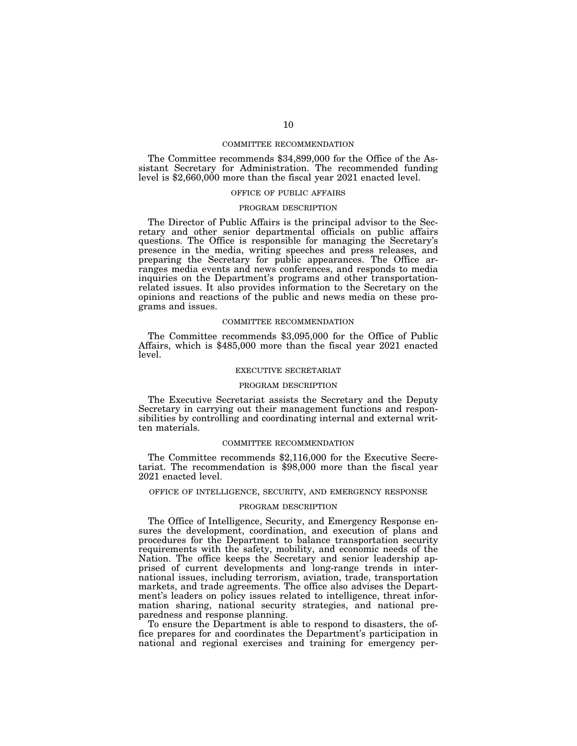#### COMMITTEE RECOMMENDATION

The Committee recommends $34,899,000 for the Office of the Assistant Secretary for Administration. The recommended funding level is $2,660,000 more than the fiscal year 2021 enacted level.

### OFFICE OF PUBLIC AFFAIRS

#### PROGRAM DESCRIPTION

The Director of Public Affairs is the principal advisor to the Secretary and other senior departmental officials on public affairs questions. The Office is responsible for managing the Secretary's presence in the media, writing speeches and press releases, and preparing the Secretary for public appearances. The Office arranges media events and news conferences, and responds to media inquiries on the Department's programs and other transportation-related issues. It also provides information to the Secretary on the opinions and reactions of the public and news media on these programs and issues.

#### COMMITTEE RECOMMENDATION

The Committee recommends $3,095,000 for the Office of Public Affairs, which is $485,000 more than the fiscal year 2021 enacted level.

### EXECUTIVE SECRETARIAT

#### PROGRAM DESCRIPTION

The Executive Secretariat assists the Secretary and the Deputy Secretary in carrying out their management functions and responsibilities by controlling and coordinating internal and external written materials.

#### COMMITTEE RECOMMENDATION

The Committee recommends $2,116,000 for the Executive Secretariat. The recommendation is $98,000 more than the fiscal year 2021 enacted level.

### OFFICE OF INTELLIGENCE, SECURITY, AND EMERGENCY RESPONSE

#### PROGRAM DESCRIPTION

The Office of Intelligence, Security, and Emergency Response ensures the development, coordination, and execution of plans and procedures for the Department to balance transportation security requirements with the safety, mobility, and economic needs of the Nation. The office keeps the Secretary and senior leadership apprised of current developments and long-range trends in international issues, including terrorism, aviation, trade, transportation markets, and trade agreements. The office also advises the Department's leaders on policy issues related to intelligence, threat information sharing, national security strategies, and national preparedness and response planning.

To ensure the Department is able to respond to disasters, the office prepares for and coordinates the Department's participation in national and regional exercises and training for emergency per-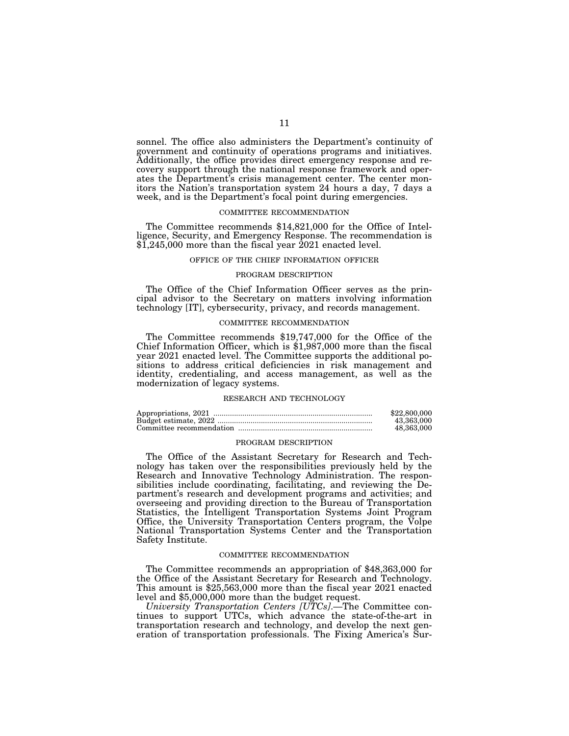sonnel. The office also administers the Department's continuity of government and continuity of operations programs and initiatives. Additionally, the office provides direct emergency response and recovery support through the national response framework and operates the Department's crisis management center. The center monitors the Nation's transportation system 24 hours a day, 7 days a week, and is the Department's focal point during emergencies.

COMMITTEE RECOMMENDATION

The Committee recommends $14,821,000 for the Office of Intelligence, Security, and Emergency Response. The recommendation is $1,245,000 more than the fiscal year 2021 enacted level.

OFFICE OF THE CHIEF INFORMATION OFFICER

PROGRAM DESCRIPTION

The Office of the Chief Information Officer serves as the principal advisor to the Secretary on matters involving information technology [IT], cybersecurity, privacy, and records management.

COMMITTEE RECOMMENDATION

The Committee recommends $19,747,000 for the Office of the Chief Information Officer, which is $1,987,000 more than the fiscal year 2021 enacted level. The Committee supports the additional positions to address critical deficiencies in risk management and identity, credentialing, and access management, as well as the modernization of legacy systems.

RESEARCH AND TECHNOLOGY

| | |
|---|---|
| Appropriations, 2021 | $22,800,000 |
| Budget estimate, 2022 | 43,363,000 |
| Committee recommendation | 48,363,000 |

PROGRAM DESCRIPTION

The Office of the Assistant Secretary for Research and Technology has taken over the responsibilities previously held by the Research and Innovative Technology Administration. The responsibilities include coordinating, facilitating, and reviewing the Department's research and development programs and activities; and overseeing and providing direction to the Bureau of Transportation Statistics, the Intelligent Transportation Systems Joint Program Office, the University Transportation Centers program, the Volpe National Transportation Systems Center and the Transportation Safety Institute.

COMMITTEE RECOMMENDATION

The Committee recommends an appropriation of $48,363,000 for the Office of the Assistant Secretary for Research and Technology. This amount is $25,563,000 more than the fiscal year 2021 enacted level and $5,000,000 more than the budget request.

*University Transportation Centers [UTCs].*—The Committee continues to support UTCs, which advance the state-of-the-art in transportation research and technology, and develop the next generation of transportation professionals. The Fixing America's Sur-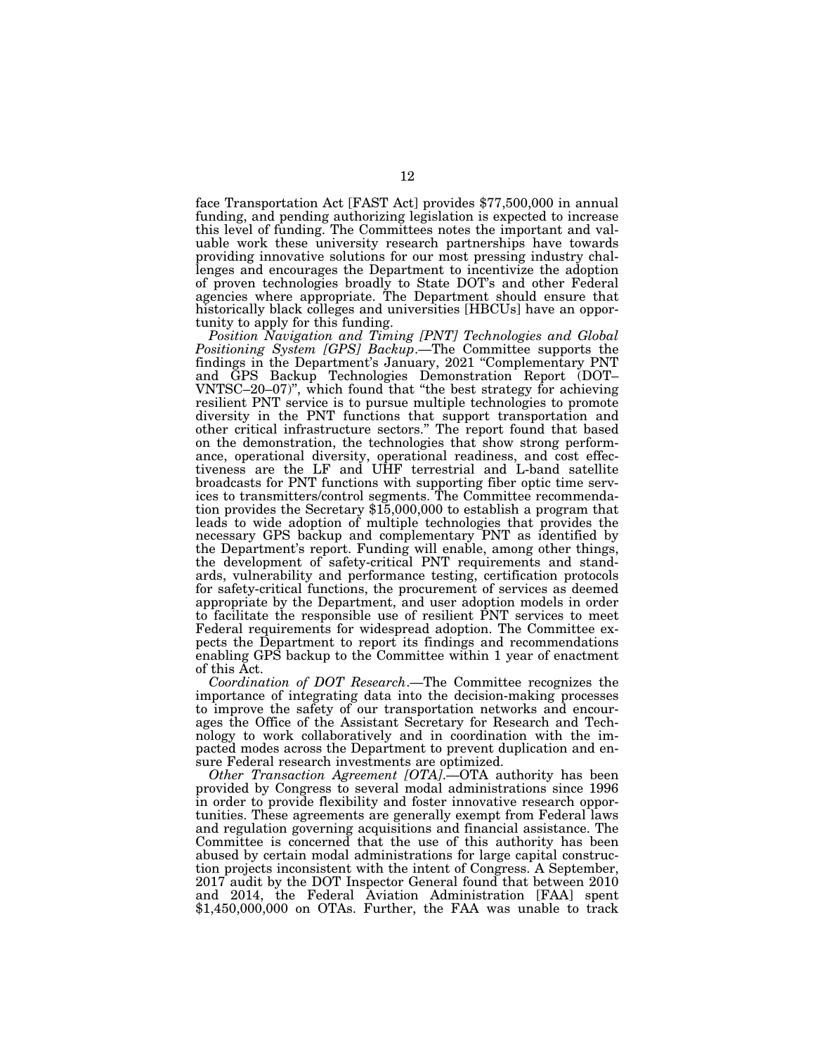face Transportation Act [FAST Act] provides $77,500,000 in annual funding, and pending authorizing legislation is expected to increase this level of funding. The Committees notes the important and valuable work these university research partnerships have towards providing innovative solutions for our most pressing industry challenges and encourages the Department to incentivize the adoption of proven technologies broadly to State DOT's and other Federal agencies where appropriate. The Department should ensure that historically black colleges and universities [HBCUs] have an opportunity to apply for this funding.

*Position Navigation and Timing [PNT] Technologies and Global Positioning System [GPS] Backup*.—The Committee supports the findings in the Department's January, 2021 "Complementary PNT and GPS Backup Technologies Demonstration Report (DOT–VNTSC–20–07)", which found that "the best strategy for achieving resilient PNT service is to pursue multiple technologies to promote diversity in the PNT functions that support transportation and other critical infrastructure sectors." The report found that based on the demonstration, the technologies that show strong performance, operational diversity, operational readiness, and cost effectiveness are the LF and UHF terrestrial and L-band satellite broadcasts for PNT functions with supporting fiber optic time services to transmitters/control segments. The Committee recommendation provides the Secretary $15,000,000 to establish a program that leads to wide adoption of multiple technologies that provides the necessary GPS backup and complementary PNT as identified by the Department's report. Funding will enable, among other things, the development of safety-critical PNT requirements and standards, vulnerability and performance testing, certification protocols for safety-critical functions, the procurement of services as deemed appropriate by the Department, and user adoption models in order to facilitate the responsible use of resilient PNT services to meet Federal requirements for widespread adoption. The Committee expects the Department to report its findings and recommendations enabling GPS backup to the Committee within 1 year of enactment of this Act.

*Coordination of DOT Research*.—The Committee recognizes the importance of integrating data into the decision-making processes to improve the safety of our transportation networks and encourages the Office of the Assistant Secretary for Research and Technology to work collaboratively and in coordination with the impacted modes across the Department to prevent duplication and ensure Federal research investments are optimized.

*Other Transaction Agreement [OTA]*.—OTA authority has been provided by Congress to several modal administrations since 1996 in order to provide flexibility and foster innovative research opportunities. These agreements are generally exempt from Federal laws and regulation governing acquisitions and financial assistance. The Committee is concerned that the use of this authority has been abused by certain modal administrations for large capital construction projects inconsistent with the intent of Congress. A September, 2017 audit by the DOT Inspector General found that between 2010 and 2014, the Federal Aviation Administration [FAA] spent $1,450,000,000 on OTAs. Further, the FAA was unable to track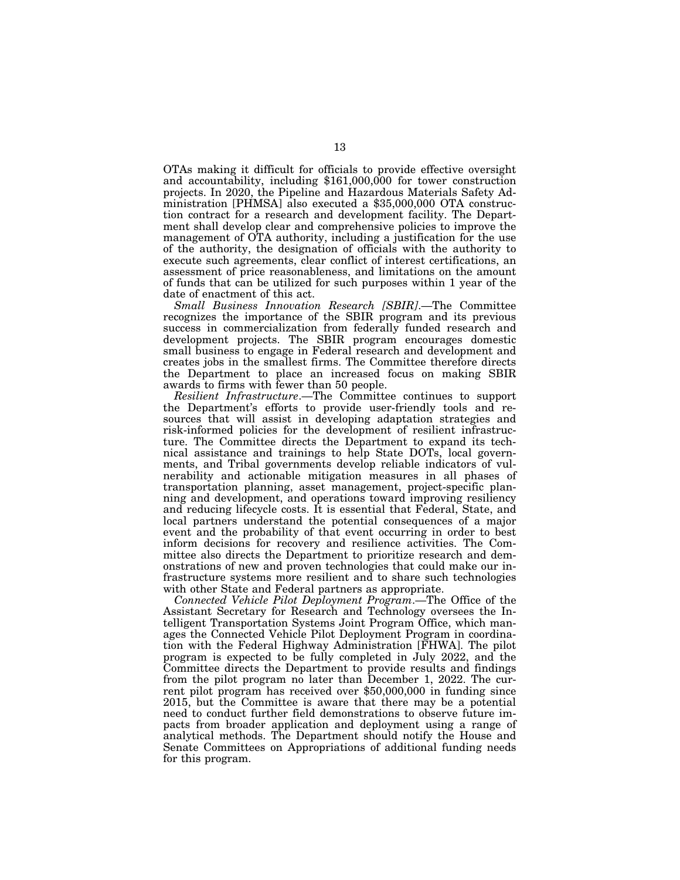OTAs making it difficult for officials to provide effective oversight and accountability, including $161,000,000 for tower construction projects. In 2020, the Pipeline and Hazardous Materials Safety Administration [PHMSA] also executed a $35,000,000 OTA construction contract for a research and development facility. The Department shall develop clear and comprehensive policies to improve the management of OTA authority, including a justification for the use of the authority, the designation of officials with the authority to execute such agreements, clear conflict of interest certifications, an assessment of price reasonableness, and limitations on the amount of funds that can be utilized for such purposes within 1 year of the date of enactment of this act.

*Small Business Innovation Research [SBIR]*.—The Committee recognizes the importance of the SBIR program and its previous success in commercialization from federally funded research and development projects. The SBIR program encourages domestic small business to engage in Federal research and development and creates jobs in the smallest firms. The Committee therefore directs the Department to place an increased focus on making SBIR awards to firms with fewer than 50 people.

*Resilient Infrastructure*.—The Committee continues to support the Department's efforts to provide user-friendly tools and resources that will assist in developing adaptation strategies and risk-informed policies for the development of resilient infrastructure. The Committee directs the Department to expand its technical assistance and trainings to help State DOTs, local governments, and Tribal governments develop reliable indicators of vulnerability and actionable mitigation measures in all phases of transportation planning, asset management, project-specific planning and development, and operations toward improving resiliency and reducing lifecycle costs. It is essential that Federal, State, and local partners understand the potential consequences of a major event and the probability of that event occurring in order to best inform decisions for recovery and resilience activities. The Committee also directs the Department to prioritize research and demonstrations of new and proven technologies that could make our infrastructure systems more resilient and to share such technologies with other State and Federal partners as appropriate.

*Connected Vehicle Pilot Deployment Program*.—The Office of the Assistant Secretary for Research and Technology oversees the Intelligent Transportation Systems Joint Program Office, which manages the Connected Vehicle Pilot Deployment Program in coordination with the Federal Highway Administration [FHWA]. The pilot program is expected to be fully completed in July 2022, and the Committee directs the Department to provide results and findings from the pilot program no later than December 1, 2022. The current pilot program has received over $50,000,000 in funding since 2015, but the Committee is aware that there may be a potential need to conduct further field demonstrations to observe future impacts from broader application and deployment using a range of analytical methods. The Department should notify the House and Senate Committees on Appropriations of additional funding needs for this program.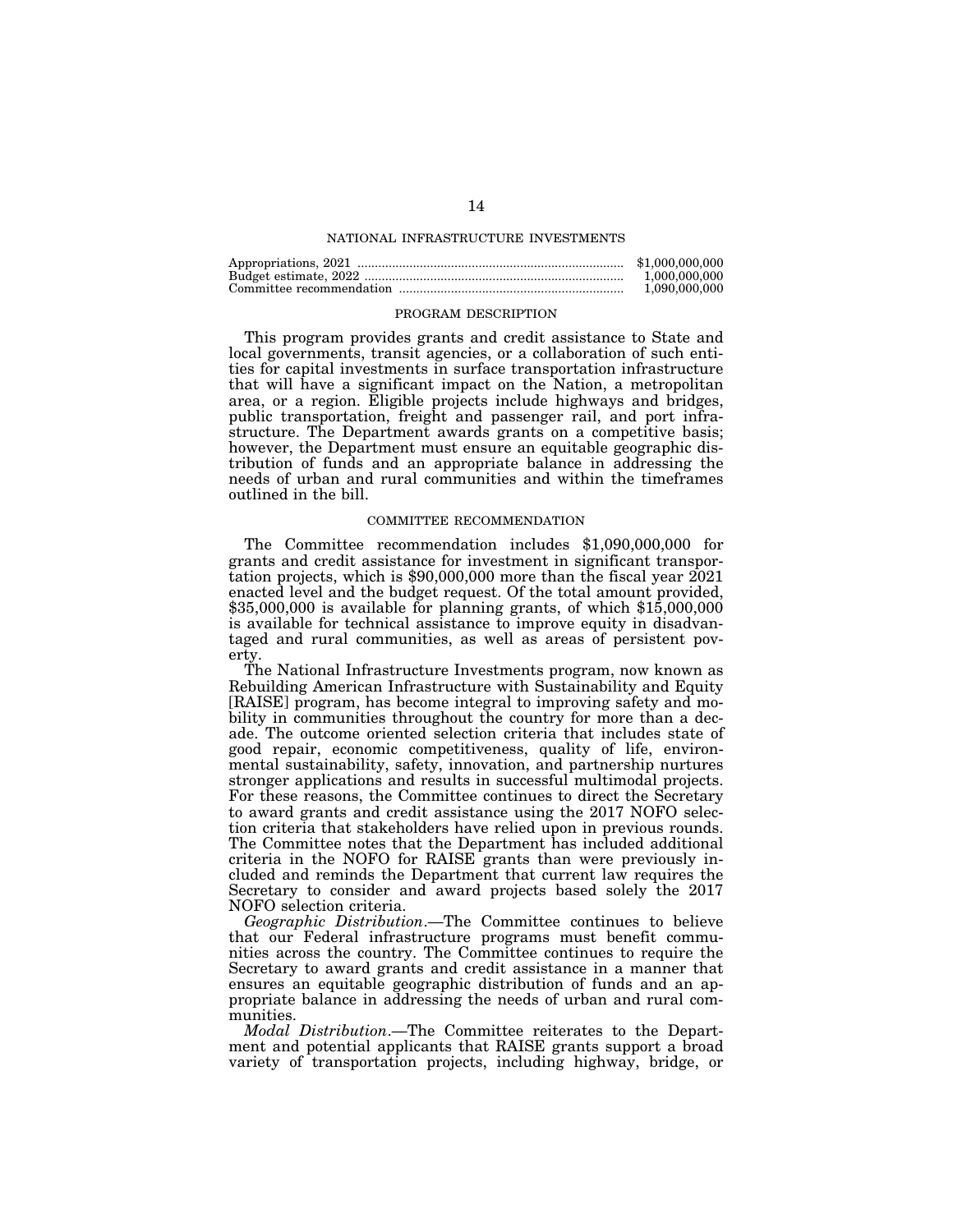## NATIONAL INFRASTRUCTURE INVESTMENTS

| | |
|---|---|
| Appropriations, 2021 | $1,000,000,000 |
| Budget estimate, 2022 | 1,000,000,000 |
| Committee recommendation | 1,090,000,000 |

### PROGRAM DESCRIPTION

This program provides grants and credit assistance to State and local governments, transit agencies, or a collaboration of such entities for capital investments in surface transportation infrastructure that will have a significant impact on the Nation, a metropolitan area, or a region. Eligible projects include highways and bridges, public transportation, freight and passenger rail, and port infrastructure. The Department awards grants on a competitive basis; however, the Department must ensure an equitable geographic distribution of funds and an appropriate balance in addressing the needs of urban and rural communities and within the timeframes outlined in the bill.

### COMMITTEE RECOMMENDATION

The Committee recommendation includes $1,090,000,000 for grants and credit assistance for investment in significant transportation projects, which is $90,000,000 more than the fiscal year 2021 enacted level and the budget request. Of the total amount provided, $35,000,000 is available for planning grants, of which $15,000,000 is available for technical assistance to improve equity in disadvantaged and rural communities, as well as areas of persistent poverty.

The National Infrastructure Investments program, now known as Rebuilding American Infrastructure with Sustainability and Equity [RAISE] program, has become integral to improving safety and mobility in communities throughout the country for more than a decade. The outcome oriented selection criteria that includes state of good repair, economic competitiveness, quality of life, environmental sustainability, safety, innovation, and partnership nurtures stronger applications and results in successful multimodal projects. For these reasons, the Committee continues to direct the Secretary to award grants and credit assistance using the 2017 NOFO selection criteria that stakeholders have relied upon in previous rounds. The Committee notes that the Department has included additional criteria in the NOFO for RAISE grants than were previously included and reminds the Department that current law requires the Secretary to consider and award projects based solely the 2017 NOFO selection criteria.

*Geographic Distribution*.—The Committee continues to believe that our Federal infrastructure programs must benefit communities across the country. The Committee continues to require the Secretary to award grants and credit assistance in a manner that ensures an equitable geographic distribution of funds and an appropriate balance in addressing the needs of urban and rural communities.

*Modal Distribution*.—The Committee reiterates to the Department and potential applicants that RAISE grants support a broad variety of transportation projects, including highway, bridge, or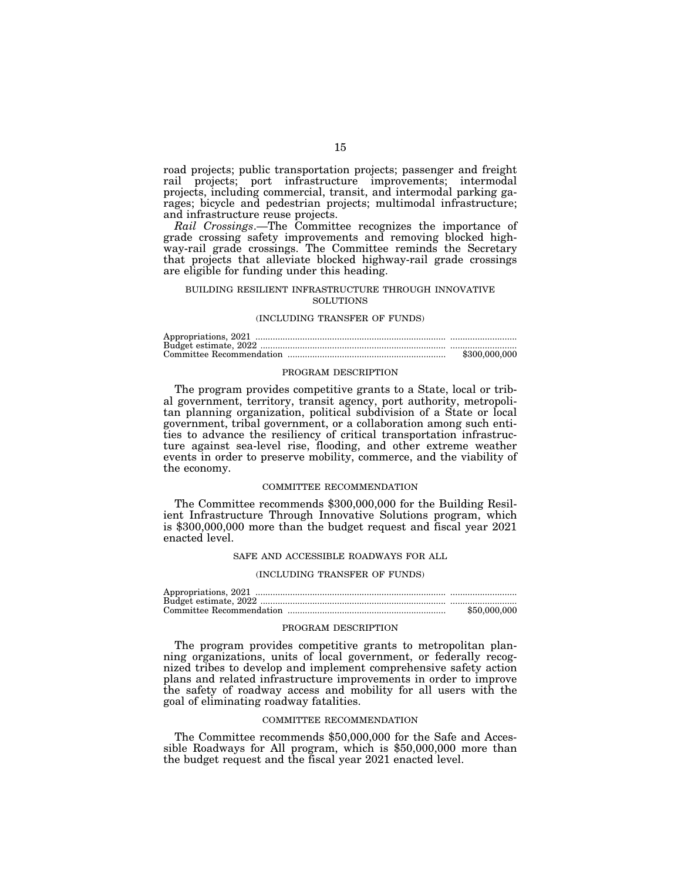road projects; public transportation projects; passenger and freight rail projects; port infrastructure improvements; intermodal projects, including commercial, transit, and intermodal parking garages; bicycle and pedestrian projects; multimodal infrastructure; and infrastructure reuse projects.

*Rail Crossings*.—The Committee recognizes the importance of grade crossing safety improvements and removing blocked highway-rail grade crossings. The Committee reminds the Secretary that projects that alleviate blocked highway-rail grade crossings are eligible for funding under this heading.

### BUILDING RESILIENT INFRASTRUCTURE THROUGH INNOVATIVE SOLUTIONS

(INCLUDING TRANSFER OF FUNDS)

| | |
|---|---|
| Appropriations, 2021 | ........................... |
| Budget estimate, 2022 | ........................... |
| Committee Recommendation | $300,000,000 |

#### PROGRAM DESCRIPTION

The program provides competitive grants to a State, local or tribal government, territory, transit agency, port authority, metropolitan planning organization, political subdivision of a State or local government, tribal government, or a collaboration among such entities to advance the resiliency of critical transportation infrastructure against sea-level rise, flooding, and other extreme weather events in order to preserve mobility, commerce, and the viability of the economy.

#### COMMITTEE RECOMMENDATION

The Committee recommends $300,000,000 for the Building Resilient Infrastructure Through Innovative Solutions program, which is $300,000,000 more than the budget request and fiscal year 2021 enacted level.

### SAFE AND ACCESSIBLE ROADWAYS FOR ALL

(INCLUDING TRANSFER OF FUNDS)

| | |
|---|---|
| Appropriations, 2021 | ........................... |
| Budget estimate, 2022 | ........................... |
| Committee Recommendation | $50,000,000 |

#### PROGRAM DESCRIPTION

The program provides competitive grants to metropolitan planning organizations, units of local government, or federally recognized tribes to develop and implement comprehensive safety action plans and related infrastructure improvements in order to improve the safety of roadway access and mobility for all users with the goal of eliminating roadway fatalities.

#### COMMITTEE RECOMMENDATION

The Committee recommends $50,000,000 for the Safe and Accessible Roadways for All program, which is $50,000,000 more than the budget request and the fiscal year 2021 enacted level.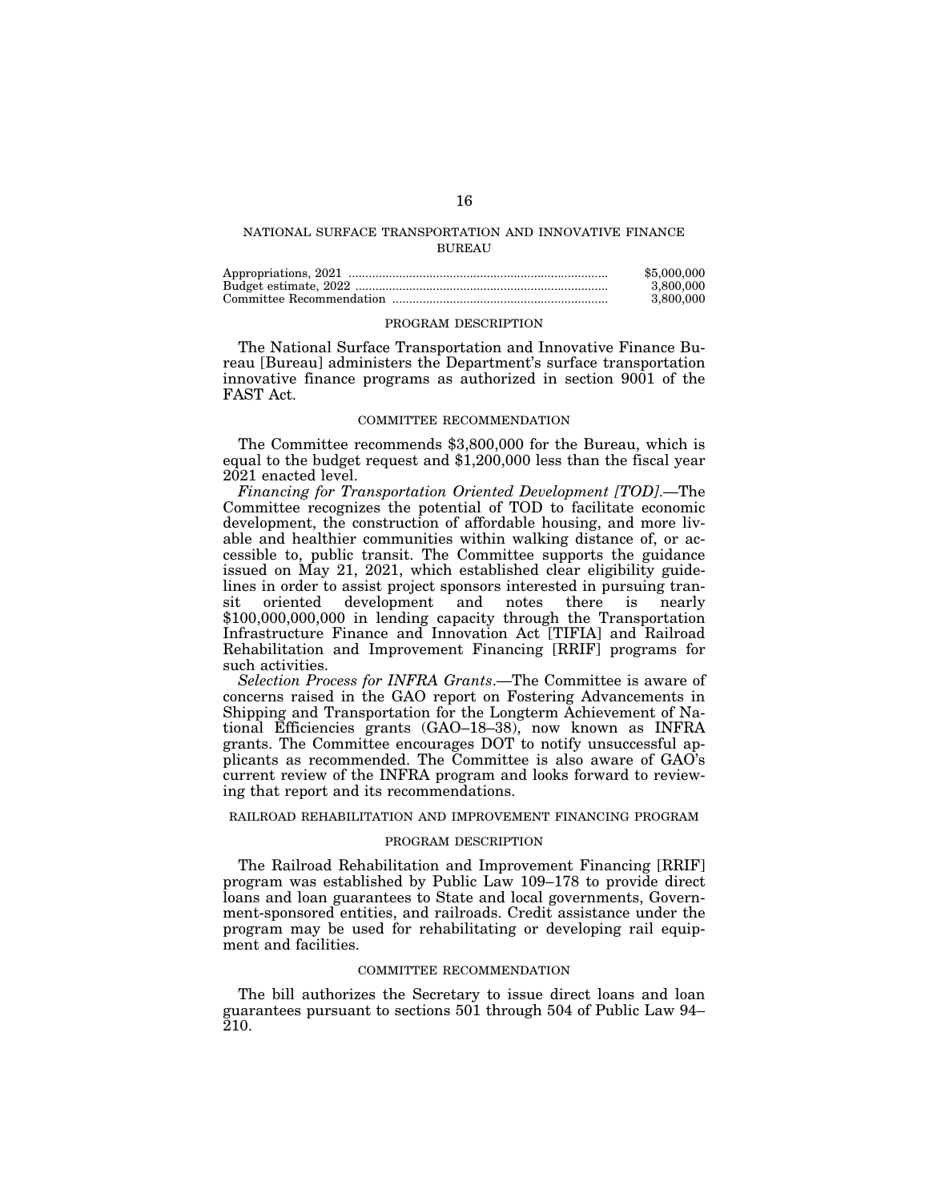## NATIONAL SURFACE TRANSPORTATION AND INNOVATIVE FINANCE BUREAU

| | |
|---|---|
| Appropriations, 2021 | $5,000,000 |
| Budget estimate, 2022 | 3,800,000 |
| Committee Recommendation | 3,800,000 |

### PROGRAM DESCRIPTION

The National Surface Transportation and Innovative Finance Bureau [Bureau] administers the Department's surface transportation innovative finance programs as authorized in section 9001 of the FAST Act.

### COMMITTEE RECOMMENDATION

The Committee recommends $3,800,000 for the Bureau, which is equal to the budget request and $1,200,000 less than the fiscal year 2021 enacted level.

*Financing for Transportation Oriented Development [TOD]*.—The Committee recognizes the potential of TOD to facilitate economic development, the construction of affordable housing, and more livable and healthier communities within walking distance of, or accessible to, public transit. The Committee supports the guidance issued on May 21, 2021, which established clear eligibility guidelines in order to assist project sponsors interested in pursuing transit oriented development and notes there is nearly $100,000,000,000 in lending capacity through the Transportation Infrastructure Finance and Innovation Act [TIFIA] and Railroad Rehabilitation and Improvement Financing [RRIF] programs for such activities.

*Selection Process for INFRA Grants*.—The Committee is aware of concerns raised in the GAO report on Fostering Advancements in Shipping and Transportation for the Longterm Achievement of National Efficiencies grants (GAO–18–38), now known as INFRA grants. The Committee encourages DOT to notify unsuccessful applicants as recommended. The Committee is also aware of GAO's current review of the INFRA program and looks forward to reviewing that report and its recommendations.

## RAILROAD REHABILITATION AND IMPROVEMENT FINANCING PROGRAM

### PROGRAM DESCRIPTION

The Railroad Rehabilitation and Improvement Financing [RRIF] program was established by Public Law 109–178 to provide direct loans and loan guarantees to State and local governments, Government-sponsored entities, and railroads. Credit assistance under the program may be used for rehabilitating or developing rail equipment and facilities.

### COMMITTEE RECOMMENDATION

The bill authorizes the Secretary to issue direct loans and loan guarantees pursuant to sections 501 through 504 of Public Law 94–210.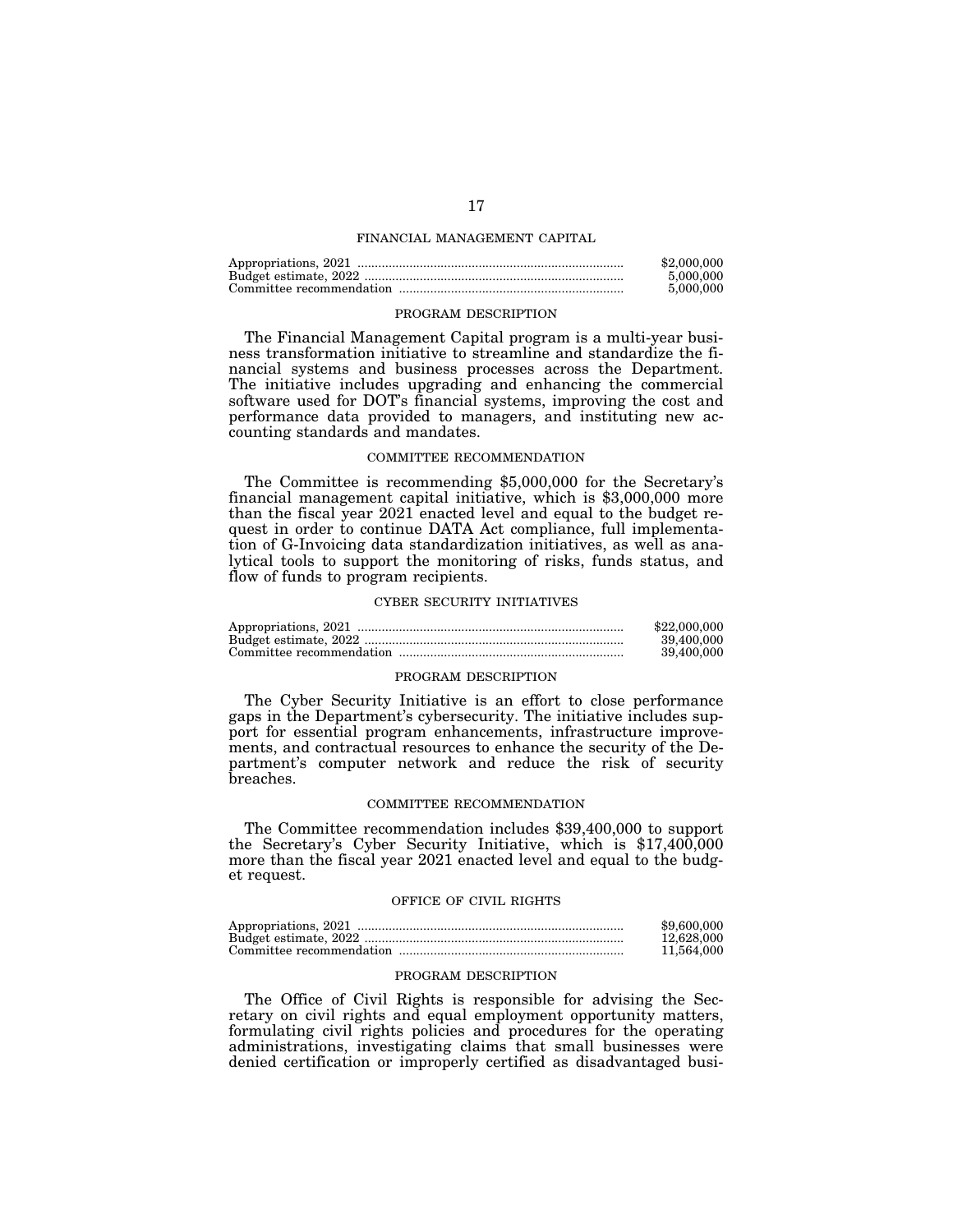## FINANCIAL MANAGEMENT CAPITAL

| | |
|---|---|
| Appropriations, 2021 | $2,000,000 |
| Budget estimate, 2022 | 5,000,000 |
| Committee recommendation | 5,000,000 |

### PROGRAM DESCRIPTION

The Financial Management Capital program is a multi-year business transformation initiative to streamline and standardize the financial systems and business processes across the Department. The initiative includes upgrading and enhancing the commercial software used for DOT's financial systems, improving the cost and performance data provided to managers, and instituting new accounting standards and mandates.

### COMMITTEE RECOMMENDATION

The Committee is recommending $5,000,000 for the Secretary's financial management capital initiative, which is $3,000,000 more than the fiscal year 2021 enacted level and equal to the budget request in order to continue DATA Act compliance, full implementation of G-Invoicing data standardization initiatives, as well as analytical tools to support the monitoring of risks, funds status, and flow of funds to program recipients.

## CYBER SECURITY INITIATIVES

| | |
|---|---|
| Appropriations, 2021 | $22,000,000 |
| Budget estimate, 2022 | 39,400,000 |
| Committee recommendation | 39,400,000 |

### PROGRAM DESCRIPTION

The Cyber Security Initiative is an effort to close performance gaps in the Department's cybersecurity. The initiative includes support for essential program enhancements, infrastructure improvements, and contractual resources to enhance the security of the Department's computer network and reduce the risk of security breaches.

### COMMITTEE RECOMMENDATION

The Committee recommendation includes $39,400,000 to support the Secretary's Cyber Security Initiative, which is $17,400,000 more than the fiscal year 2021 enacted level and equal to the budget request.

## OFFICE OF CIVIL RIGHTS

| | |
|---|---|
| Appropriations, 2021 | $9,600,000 |
| Budget estimate, 2022 | 12,628,000 |
| Committee recommendation | 11,564,000 |

### PROGRAM DESCRIPTION

The Office of Civil Rights is responsible for advising the Secretary on civil rights and equal employment opportunity matters, formulating civil rights policies and procedures for the operating administrations, investigating claims that small businesses were denied certification or improperly certified as disadvantaged busi-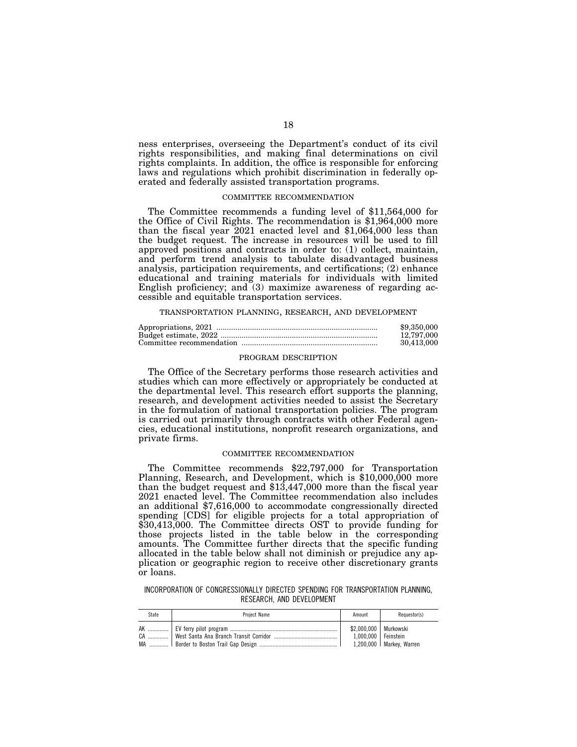ness enterprises, overseeing the Department's conduct of its civil rights responsibilities, and making final determinations on civil rights complaints. In addition, the office is responsible for enforcing laws and regulations which prohibit discrimination in federally operated and federally assisted transportation programs.

### COMMITTEE RECOMMENDATION

The Committee recommends a funding level of $11,564,000 for the Office of Civil Rights. The recommendation is $1,964,000 more than the fiscal year 2021 enacted level and $1,064,000 less than the budget request. The increase in resources will be used to fill approved positions and contracts in order to: (1) collect, maintain, and perform trend analysis to tabulate disadvantaged business analysis, participation requirements, and certifications; (2) enhance educational and training materials for individuals with limited English proficiency; and (3) maximize awareness of regarding accessible and equitable transportation services.

## TRANSPORTATION PLANNING, RESEARCH, AND DEVELOPMENT

| | |
|---|---|
| Appropriations, 2021 | $9,350,000 |
| Budget estimate, 2022 | 12,797,000 |
| Committee recommendation | 30,413,000 |

### PROGRAM DESCRIPTION

The Office of the Secretary performs those research activities and studies which can more effectively or appropriately be conducted at the departmental level. This research effort supports the planning, research, and development activities needed to assist the Secretary in the formulation of national transportation policies. The program is carried out primarily through contracts with other Federal agencies, educational institutions, nonprofit research organizations, and private firms.

### COMMITTEE RECOMMENDATION

The Committee recommends $22,797,000 for Transportation Planning, Research, and Development, which is $10,000,000 more than the budget request and $13,447,000 more than the fiscal year 2021 enacted level. The Committee recommendation also includes an additional $7,616,000 to accommodate congressionally directed spending [CDS] for eligible projects for a total appropriation of $30,413,000. The Committee directs OST to provide funding for those projects listed in the table below in the corresponding amounts. The Committee further directs that the specific funding allocated in the table below shall not diminish or prejudice any application or geographic region to receive other discretionary grants or loans.

INCORPORATION OF CONGRESSIONALLY DIRECTED SPENDING FOR TRANSPORTATION PLANNING, RESEARCH, AND DEVELOPMENT

| State | Project Name | Amount | Requestor(s) |
|---|---|---|---|
| AK | EV ferry pilot program | $2,000,000 | Murkowski |
| CA | West Santa Ana Branch Transit Corridor | 1,000,000 | Feinstein |
| MA | Border to Boston Trail Gap Design | 1,200,000 | Markey, Warren |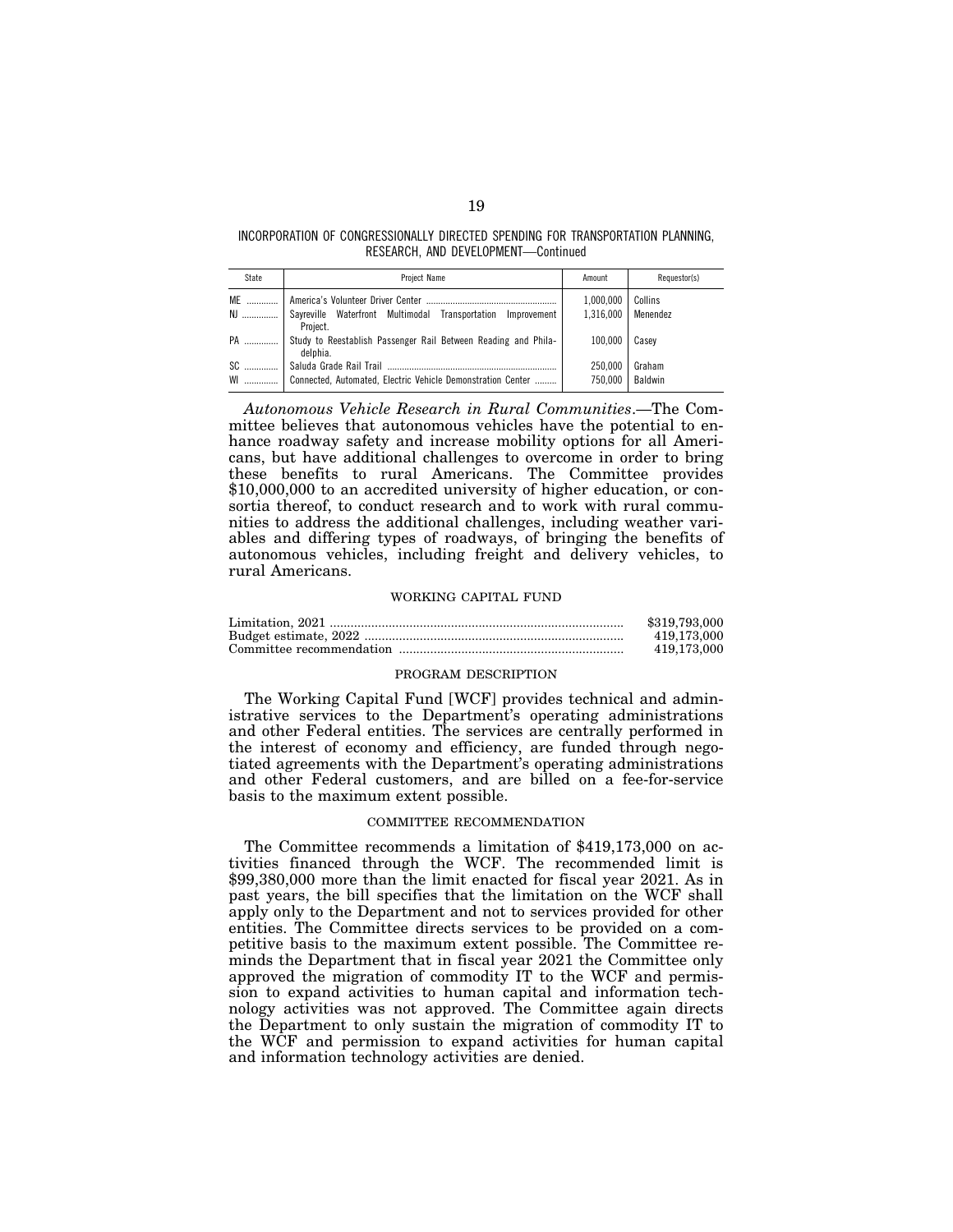INCORPORATION OF CONGRESSIONALLY DIRECTED SPENDING FOR TRANSPORTATION PLANNING, RESEARCH, AND DEVELOPMENT—Continued

| State | Project Name | Amount | Requestor(s) |
|---|---|---|---|
| ME | America's Volunteer Driver Center | 1,000,000 | Collins |
| NJ | Sayreville Waterfront Multimodal Transportation Improvement Project. | 1,316,000 | Menendez |
| PA | Study to Reestablish Passenger Rail Between Reading and Philadelphia. | 100,000 | Casey |
| SC | Saluda Grade Rail Trail | 250,000 | Graham |
| WI | Connected, Automated, Electric Vehicle Demonstration Center | 750,000 | Baldwin |

*Autonomous Vehicle Research in Rural Communities*.—The Committee believes that autonomous vehicles have the potential to enhance roadway safety and increase mobility options for all Americans, but have additional challenges to overcome in order to bring these benefits to rural Americans. The Committee provides $10,000,000 to an accredited university of higher education, or consortia thereof, to conduct research and to work with rural communities to address the additional challenges, including weather variables and differing types of roadways, of bringing the benefits of autonomous vehicles, including freight and delivery vehicles, to rural Americans.

## WORKING CAPITAL FUND

| | |
|---|---|
| Limitation, 2021 | $319,793,000 |
| Budget estimate, 2022 | 419,173,000 |
| Committee recommendation | 419,173,000 |

### PROGRAM DESCRIPTION

The Working Capital Fund [WCF] provides technical and administrative services to the Department's operating administrations and other Federal entities. The services are centrally performed in the interest of economy and efficiency, are funded through negotiated agreements with the Department's operating administrations and other Federal customers, and are billed on a fee-for-service basis to the maximum extent possible.

### COMMITTEE RECOMMENDATION

The Committee recommends a limitation of $419,173,000 on activities financed through the WCF. The recommended limit is $99,380,000 more than the limit enacted for fiscal year 2021. As in past years, the bill specifies that the limitation on the WCF shall apply only to the Department and not to services provided for other entities. The Committee directs services to be provided on a competitive basis to the maximum extent possible. The Committee reminds the Department that in fiscal year 2021 the Committee only approved the migration of commodity IT to the WCF and permission to expand activities to human capital and information technology activities was not approved. The Committee again directs the Department to only sustain the migration of commodity IT to the WCF and permission to expand activities for human capital and information technology activities are denied.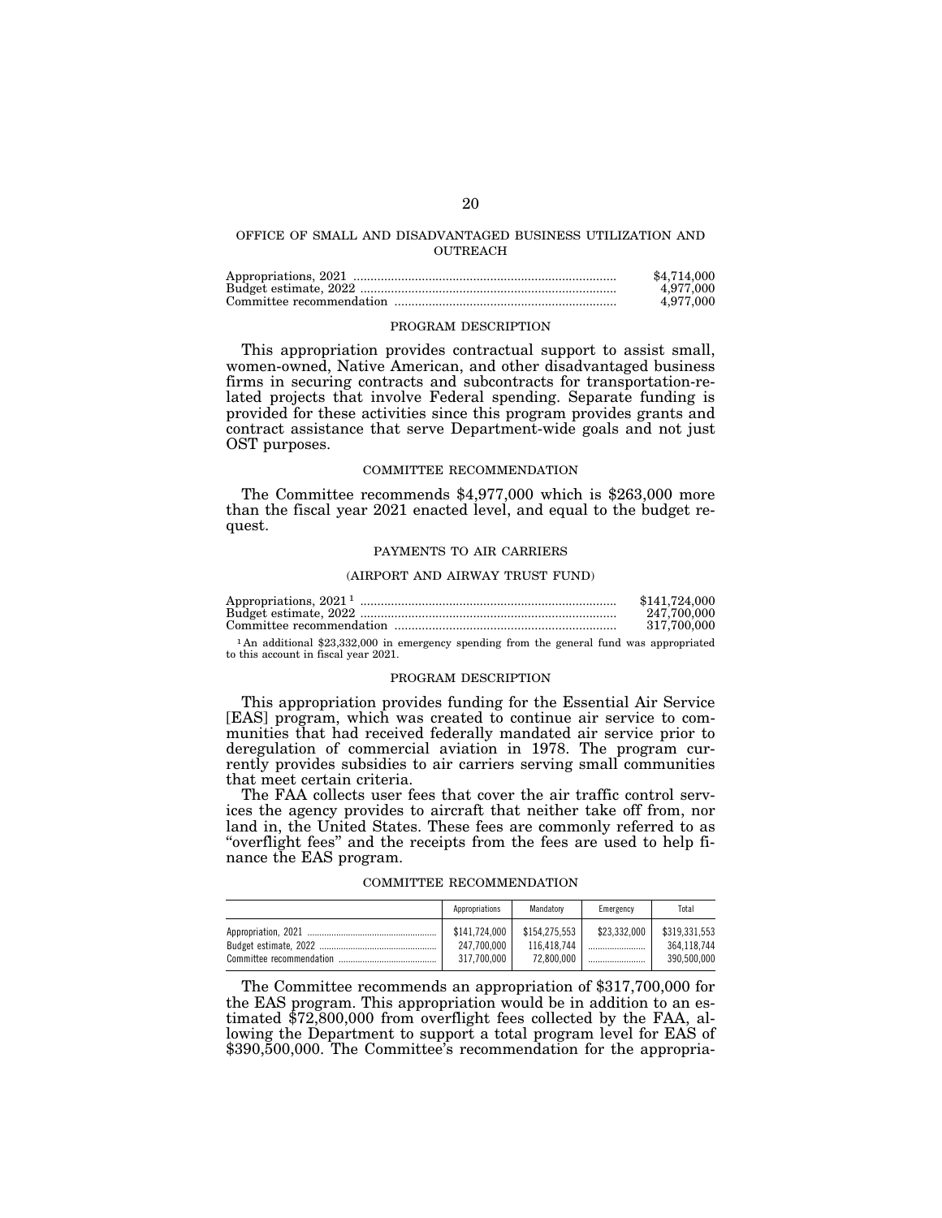## OFFICE OF SMALL AND DISADVANTAGED BUSINESS UTILIZATION AND OUTREACH

| | |
|---|---|
| Appropriations, 2021 | $4,714,000 |
| Budget estimate, 2022 | 4,977,000 |
| Committee recommendation | 4,977,000 |

### PROGRAM DESCRIPTION

This appropriation provides contractual support to assist small, women-owned, Native American, and other disadvantaged business firms in securing contracts and subcontracts for transportation-related projects that involve Federal spending. Separate funding is provided for these activities since this program provides grants and contract assistance that serve Department-wide goals and not just OST purposes.

### COMMITTEE RECOMMENDATION

The Committee recommends $4,977,000 which is $263,000 more than the fiscal year 2021 enacted level, and equal to the budget request.

## PAYMENTS TO AIR CARRIERS

### (AIRPORT AND AIRWAY TRUST FUND)

| | |
|---|---|
| Appropriations, 2021 [1] | $141,724,000 |
| Budget estimate, 2022 | 247,700,000 |
| Committee recommendation | 317,700,000 |

[1] An additional $23,332,000 in emergency spending from the general fund was appropriated to this account in fiscal year 2021.

### PROGRAM DESCRIPTION

This appropriation provides funding for the Essential Air Service [EAS] program, which was created to continue air service to communities that had received federally mandated air service prior to deregulation of commercial aviation in 1978. The program currently provides subsidies to air carriers serving small communities that meet certain criteria.

The FAA collects user fees that cover the air traffic control services the agency provides to aircraft that neither take off from, nor land in, the United States. These fees are commonly referred to as "overflight fees" and the receipts from the fees are used to help finance the EAS program.

### COMMITTEE RECOMMENDATION

| | Appropriations | Mandatory | Emergency | Total |
|---|---|---|---|---|
| Appropriation, 2021 | $141,724,000 | $154,275,553 | $23,332,000 | $319,331,553 |
| Budget estimate, 2022 | 247,700,000 | 116,418,744 | | 364,118,744 |
| Committee recommendation | 317,700,000 | 72,800,000 | | 390,500,000 |

The Committee recommends an appropriation of $317,700,000 for the EAS program. This appropriation would be in addition to an estimated $72,800,000 from overflight fees collected by the FAA, allowing the Department to support a total program level for EAS of $390,500,000. The Committee's recommendation for the appropria-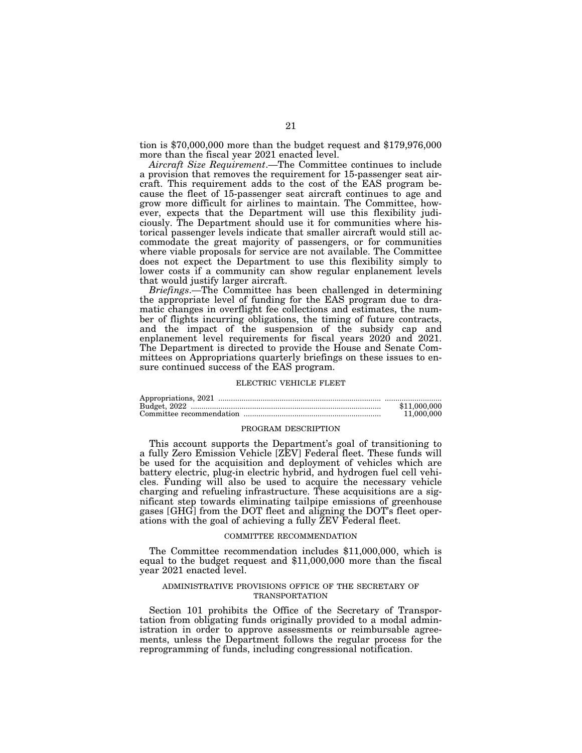tion is $70,000,000 more than the budget request and $179,976,000 more than the fiscal year 2021 enacted level.

*Aircraft Size Requirement*.—The Committee continues to include a provision that removes the requirement for 15-passenger seat aircraft. This requirement adds to the cost of the EAS program because the fleet of 15-passenger seat aircraft continues to age and grow more difficult for airlines to maintain. The Committee, however, expects that the Department will use this flexibility judiciously. The Department should use it for communities where historical passenger levels indicate that smaller aircraft would still accommodate the great majority of passengers, or for communities where viable proposals for service are not available. The Committee does not expect the Department to use this flexibility simply to lower costs if a community can show regular enplanement levels that would justify larger aircraft.

*Briefings*.—The Committee has been challenged in determining the appropriate level of funding for the EAS program due to dramatic changes in overflight fee collections and estimates, the number of flights incurring obligations, the timing of future contracts, and the impact of the suspension of the subsidy cap and enplanement level requirements for fiscal years 2020 and 2021. The Department is directed to provide the House and Senate Committees on Appropriations quarterly briefings on these issues to ensure continued success of the EAS program.

## ELECTRIC VEHICLE FLEET

| | |
|---|---|
| Appropriations, 2021 | ........................... |
| Budget, 2022 | $11,000,000 |
| Committee recommendation | 11,000,000 |

### PROGRAM DESCRIPTION

This account supports the Department's goal of transitioning to a fully Zero Emission Vehicle [ZEV] Federal fleet. These funds will be used for the acquisition and deployment of vehicles which are battery electric, plug-in electric hybrid, and hydrogen fuel cell vehicles. Funding will also be used to acquire the necessary vehicle charging and refueling infrastructure. These acquisitions are a significant step towards eliminating tailpipe emissions of greenhouse gases [GHG] from the DOT fleet and aligning the DOT's fleet operations with the goal of achieving a fully ZEV Federal fleet.

### COMMITTEE RECOMMENDATION

The Committee recommendation includes $11,000,000, which is equal to the budget request and $11,000,000 more than the fiscal year 2021 enacted level.

## ADMINISTRATIVE PROVISIONS OFFICE OF THE SECRETARY OF TRANSPORTATION

Section 101 prohibits the Office of the Secretary of Transportation from obligating funds originally provided to a modal administration in order to approve assessments or reimbursable agreements, unless the Department follows the regular process for the reprogramming of funds, including congressional notification.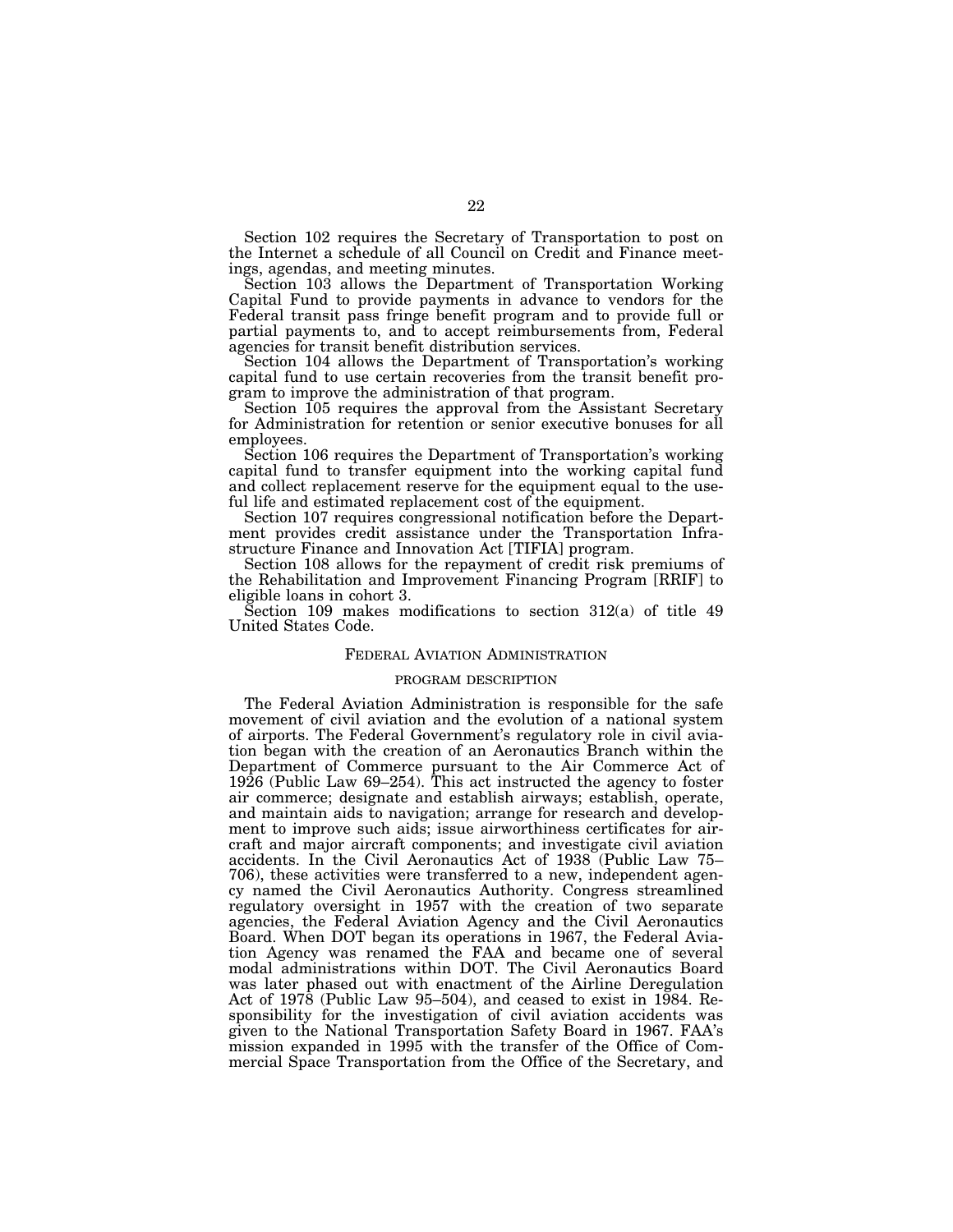Section 102 requires the Secretary of Transportation to post on the Internet a schedule of all Council on Credit and Finance meetings, agendas, and meeting minutes.

Section 103 allows the Department of Transportation Working Capital Fund to provide payments in advance to vendors for the Federal transit pass fringe benefit program and to provide full or partial payments to, and to accept reimbursements from, Federal agencies for transit benefit distribution services.

Section 104 allows the Department of Transportation's working capital fund to use certain recoveries from the transit benefit program to improve the administration of that program.

Section 105 requires the approval from the Assistant Secretary for Administration for retention or senior executive bonuses for all employees.

Section 106 requires the Department of Transportation's working capital fund to transfer equipment into the working capital fund and collect replacement reserve for the equipment equal to the useful life and estimated replacement cost of the equipment.

Section 107 requires congressional notification before the Department provides credit assistance under the Transportation Infrastructure Finance and Innovation Act [TIFIA] program.

Section 108 allows for the repayment of credit risk premiums of the Rehabilitation and Improvement Financing Program [RRIF] to eligible loans in cohort 3.

Section 109 makes modifications to section 312(a) of title 49 United States Code.

## FEDERAL AVIATION ADMINISTRATION

### PROGRAM DESCRIPTION

The Federal Aviation Administration is responsible for the safe movement of civil aviation and the evolution of a national system of airports. The Federal Government's regulatory role in civil aviation began with the creation of an Aeronautics Branch within the Department of Commerce pursuant to the Air Commerce Act of 1926 (Public Law 69–254). This act instructed the agency to foster air commerce; designate and establish airways; establish, operate, and maintain aids to navigation; arrange for research and development to improve such aids; issue airworthiness certificates for aircraft and major aircraft components; and investigate civil aviation accidents. In the Civil Aeronautics Act of 1938 (Public Law 75–706), these activities were transferred to a new, independent agency named the Civil Aeronautics Authority. Congress streamlined regulatory oversight in 1957 with the creation of two separate agencies, the Federal Aviation Agency and the Civil Aeronautics Board. When DOT began its operations in 1967, the Federal Aviation Agency was renamed the FAA and became one of several modal administrations within DOT. The Civil Aeronautics Board was later phased out with enactment of the Airline Deregulation Act of 1978 (Public Law 95–504), and ceased to exist in 1984. Responsibility for the investigation of civil aviation accidents was given to the National Transportation Safety Board in 1967. FAA's mission expanded in 1995 with the transfer of the Office of Commercial Space Transportation from the Office of the Secretary, and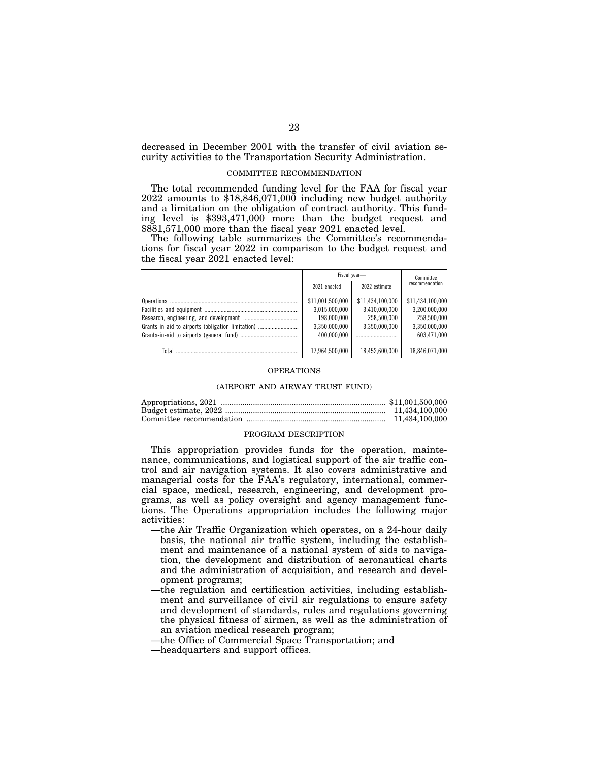decreased in December 2001 with the transfer of civil aviation security activities to the Transportation Security Administration.

### COMMITTEE RECOMMENDATION

The total recommended funding level for the FAA for fiscal year 2022 amounts to $18,846,071,000 including new budget authority and a limitation on the obligation of contract authority. This funding level is $393,471,000 more than the budget request and $881,571,000 more than the fiscal year 2021 enacted level.

The following table summarizes the Committee's recommendations for fiscal year 2022 in comparison to the budget request and the fiscal year 2021 enacted level:

| | Fiscal year— | | Committee recommendation |
|---|---|---|---|
| | 2021 enacted | 2022 estimate | |
| Operations | $11,001,500,000 | $11,434,100,000 | $11,434,100,000 |
| Facilities and equipment | 3,015,000,000 | 3,410,000,000 | 3,200,000,000 |
| Research, engineering, and development | 198,000,000 | 258,500,000 | 258,500,000 |
| Grants-in-aid to airports (obligation limitation) | 3,350,000,000 | 3,350,000,000 | 3,350,000,000 |
| Grants-in-aid to airports (general fund) | 400,000,000 | | 603,471,000 |
| Total | 17,964,500,000 | 18,452,600,000 | 18,846,071,000 |

### OPERATIONS

### (AIRPORT AND AIRWAY TRUST FUND)

| | |
|---|---|
| Appropriations, 2021 | $11,001,500,000 |
| Budget estimate, 2022 | 11,434,100,000 |
| Committee recommendation | 11,434,100,000 |

### PROGRAM DESCRIPTION

This appropriation provides funds for the operation, maintenance, communications, and logistical support of the air traffic control and air navigation systems. It also covers administrative and managerial costs for the FAA's regulatory, international, commercial space, medical, research, engineering, and development programs, as well as policy oversight and agency management functions. The Operations appropriation includes the following major activities:

- —the Air Traffic Organization which operates, on a 24-hour daily basis, the national air traffic system, including the establishment and maintenance of a national system of aids to navigation, the development and distribution of aeronautical charts and the administration of acquisition, and research and development programs;
- —the regulation and certification activities, including establishment and surveillance of civil air regulations to ensure safety and development of standards, rules and regulations governing the physical fitness of airmen, as well as the administration of an aviation medical research program;
- —the Office of Commercial Space Transportation; and
- —headquarters and support offices.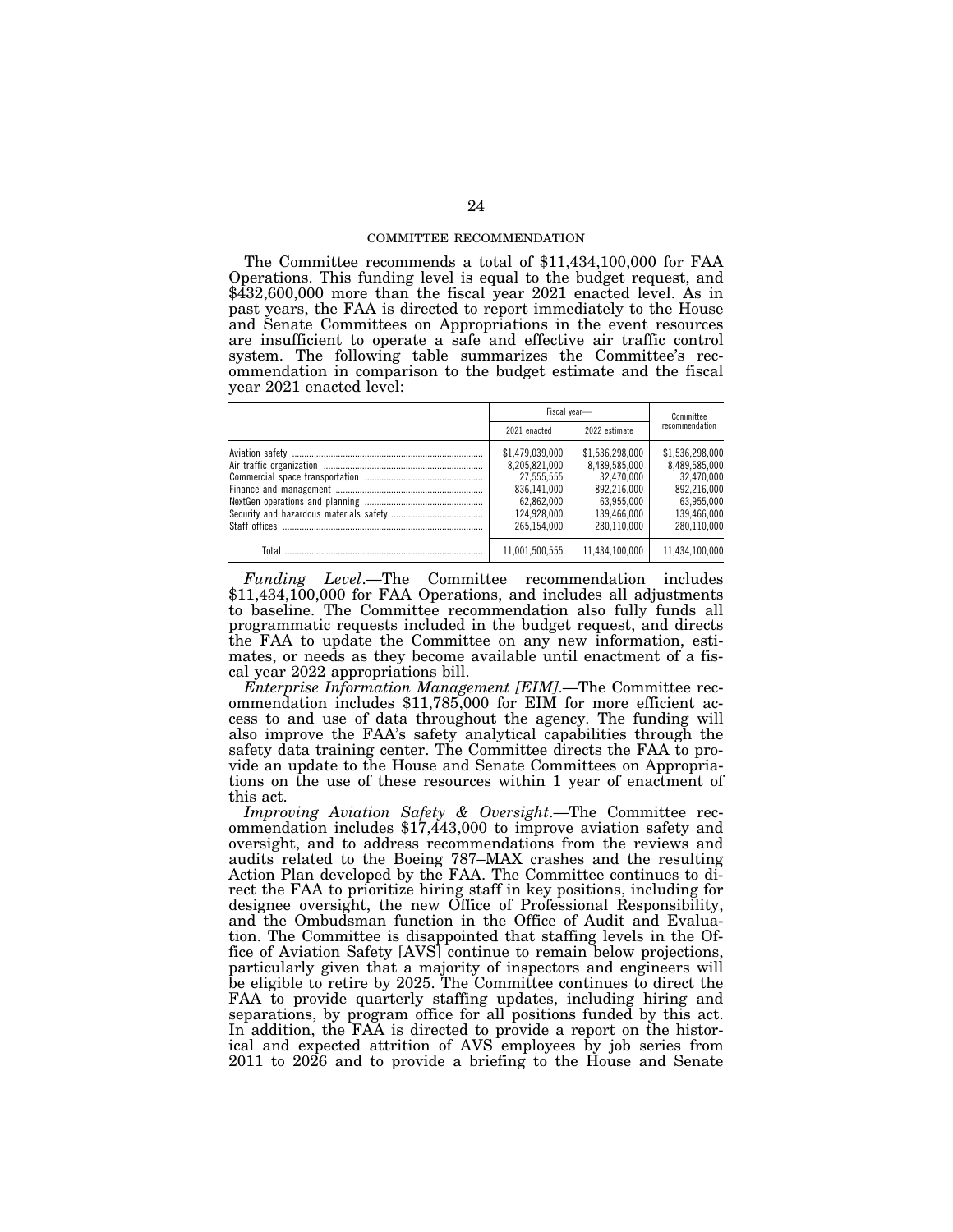COMMITTEE RECOMMENDATION

The Committee recommends a total of $11,434,100,000 for FAA Operations. This funding level is equal to the budget request, and $432,600,000 more than the fiscal year 2021 enacted level. As in past years, the FAA is directed to report immediately to the House and Senate Committees on Appropriations in the event resources are insufficient to operate a safe and effective air traffic control system. The following table summarizes the Committee's recommendation in comparison to the budget estimate and the fiscal year 2021 enacted level:

| | Fiscal year— | | Committee recommendation |
|---|---|---|---|
| | 2021 enacted | 2022 estimate | |
| Aviation safety | $1,479,039,000 | $1,536,298,000 | $1,536,298,000 |
| Air traffic organization | 8,205,821,000 | 8,489,585,000 | 8,489,585,000 |
| Commercial space transportation | 27,555,555 | 32,470,000 | 32,470,000 |
| Finance and management | 836,141,000 | 892,216,000 | 892,216,000 |
| NextGen operations and planning | 62,862,000 | 63,955,000 | 63,955,000 |
| Security and hazardous materials safety | 124,928,000 | 139,466,000 | 139,466,000 |
| Staff offices | 265,154,000 | 280,110,000 | 280,110,000 |
| Total | 11,001,500,555 | 11,434,100,000 | 11,434,100,000 |

*Funding Level*.—The Committee recommendation includes $11,434,100,000 for FAA Operations, and includes all adjustments to baseline. The Committee recommendation also fully funds all programmatic requests included in the budget request, and directs the FAA to update the Committee on any new information, estimates, or needs as they become available until enactment of a fiscal year 2022 appropriations bill.

*Enterprise Information Management [EIM]*.—The Committee recommendation includes $11,785,000 for EIM for more efficient access to and use of data throughout the agency. The funding will also improve the FAA's safety analytical capabilities through the safety data training center. The Committee directs the FAA to provide an update to the House and Senate Committees on Appropriations on the use of these resources within 1 year of enactment of this act.

*Improving Aviation Safety & Oversight*.—The Committee recommendation includes $17,443,000 to improve aviation safety and oversight, and to address recommendations from the reviews and audits related to the Boeing 787–MAX crashes and the resulting Action Plan developed by the FAA. The Committee continues to direct the FAA to prioritize hiring staff in key positions, including for designee oversight, the new Office of Professional Responsibility, and the Ombudsman function in the Office of Audit and Evaluation. The Committee is disappointed that staffing levels in the Office of Aviation Safety [AVS] continue to remain below projections, particularly given that a majority of inspectors and engineers will be eligible to retire by 2025. The Committee continues to direct the FAA to provide quarterly staffing updates, including hiring and separations, by program office for all positions funded by this act. In addition, the FAA is directed to provide a report on the historical and expected attrition of AVS employees by job series from 2011 to 2026 and to provide a briefing to the House and Senate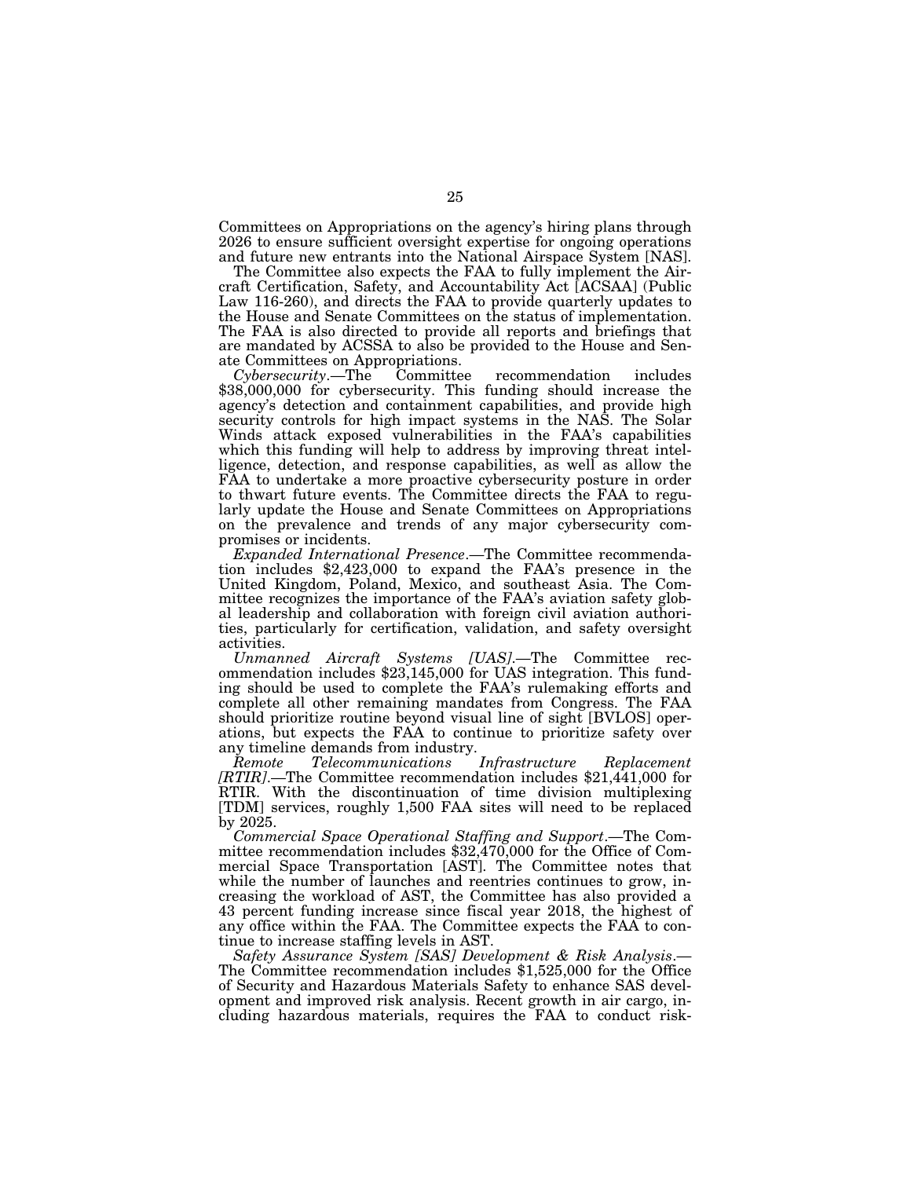Committees on Appropriations on the agency's hiring plans through 2026 to ensure sufficient oversight expertise for ongoing operations and future new entrants into the National Airspace System [NAS].

The Committee also expects the FAA to fully implement the Aircraft Certification, Safety, and Accountability Act [ACSAA] (Public Law 116-260), and directs the FAA to provide quarterly updates to the House and Senate Committees on the status of implementation. The FAA is also directed to provide all reports and briefings that are mandated by ACSSA to also be provided to the House and Senate Committees on Appropriations.

*Cybersecurity*.—The Committee recommendation includes $38,000,000 for cybersecurity. This funding should increase the agency's detection and containment capabilities, and provide high security controls for high impact systems in the NAS. The Solar Winds attack exposed vulnerabilities in the FAA's capabilities which this funding will help to address by improving threat intelligence, detection, and response capabilities, as well as allow the FAA to undertake a more proactive cybersecurity posture in order to thwart future events. The Committee directs the FAA to regularly update the House and Senate Committees on Appropriations on the prevalence and trends of any major cybersecurity compromises or incidents.

*Expanded International Presence*.—The Committee recommendation includes $2,423,000 to expand the FAA's presence in the United Kingdom, Poland, Mexico, and southeast Asia. The Committee recognizes the importance of the FAA's aviation safety global leadership and collaboration with foreign civil aviation authorities, particularly for certification, validation, and safety oversight activities.

*Unmanned Aircraft Systems [UAS]*.—The Committee recommendation includes $23,145,000 for UAS integration. This funding should be used to complete the FAA's rulemaking efforts and complete all other remaining mandates from Congress. The FAA should prioritize routine beyond visual line of sight [BVLOS] operations, but expects the FAA to continue to prioritize safety over any timeline demands from industry.

*Remote Telecommunications Infrastructure Replacement [RTIR]*.—The Committee recommendation includes $21,441,000 for RTIR. With the discontinuation of time division multiplexing [TDM] services, roughly 1,500 FAA sites will need to be replaced by 2025.

*Commercial Space Operational Staffing and Support*.—The Committee recommendation includes $32,470,000 for the Office of Commercial Space Transportation [AST]. The Committee notes that while the number of launches and reentries continues to grow, increasing the workload of AST, the Committee has also provided a 43 percent funding increase since fiscal year 2018, the highest of any office within the FAA. The Committee expects the FAA to continue to increase staffing levels in AST.

*Safety Assurance System [SAS] Development & Risk Analysis*.—The Committee recommendation includes $1,525,000 for the Office of Security and Hazardous Materials Safety to enhance SAS development and improved risk analysis. Recent growth in air cargo, including hazardous materials, requires the FAA to conduct risk-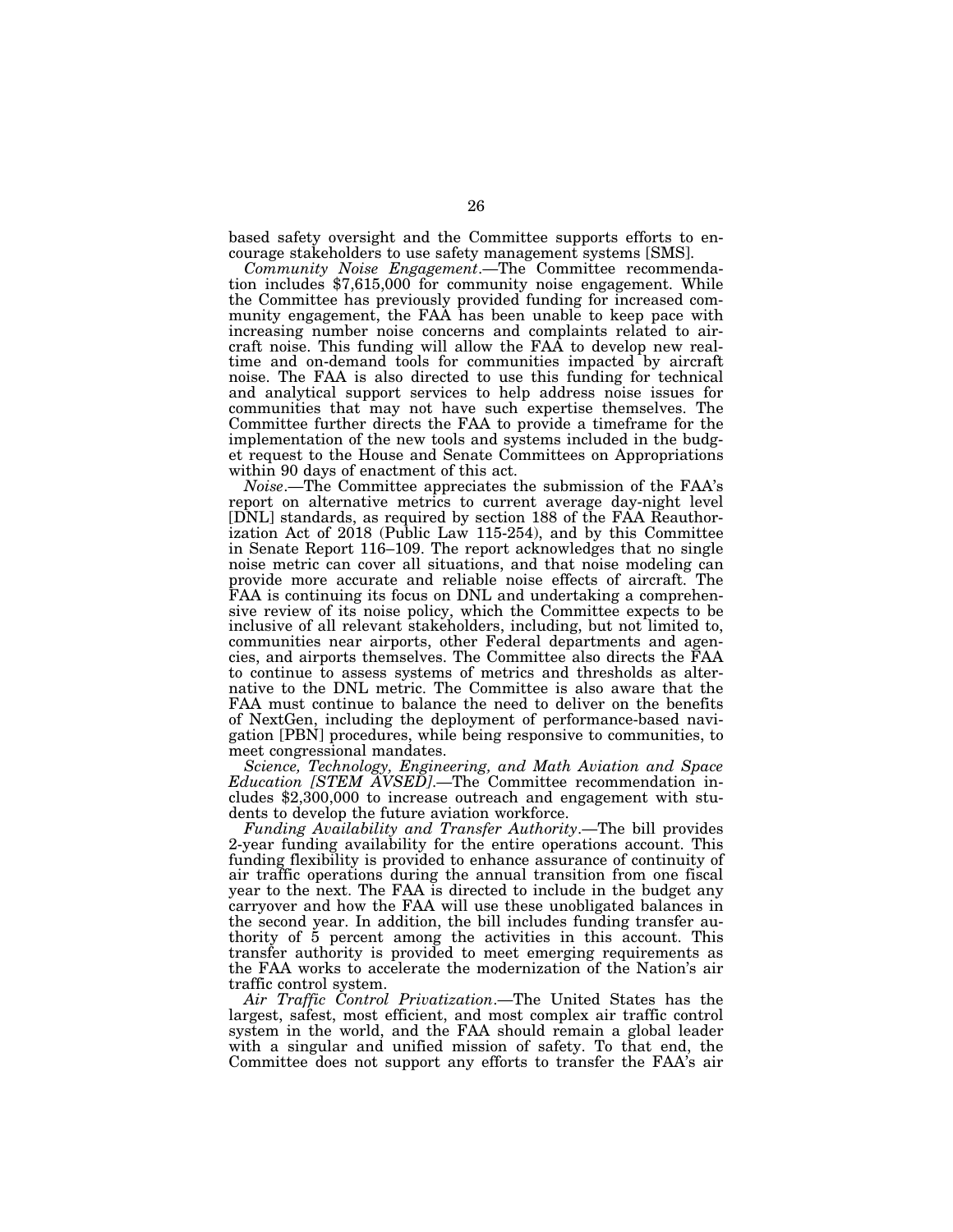based safety oversight and the Committee supports efforts to encourage stakeholders to use safety management systems [SMS].

*Community Noise Engagement*.—The Committee recommendation includes $7,615,000 for community noise engagement. While the Committee has previously provided funding for increased community engagement, the FAA has been unable to keep pace with increasing number noise concerns and complaints related to aircraft noise. This funding will allow the FAA to develop new real-time and on-demand tools for communities impacted by aircraft noise. The FAA is also directed to use this funding for technical and analytical support services to help address noise issues for communities that may not have such expertise themselves. The Committee further directs the FAA to provide a timeframe for the implementation of the new tools and systems included in the budget request to the House and Senate Committees on Appropriations within 90 days of enactment of this act.

*Noise*.—The Committee appreciates the submission of the FAA's report on alternative metrics to current average day-night level [DNL] standards, as required by section 188 of the FAA Reauthorization Act of 2018 (Public Law 115-254), and by this Committee in Senate Report 116–109. The report acknowledges that no single noise metric can cover all situations, and that noise modeling can provide more accurate and reliable noise effects of aircraft. The FAA is continuing its focus on DNL and undertaking a comprehensive review of its noise policy, which the Committee expects to be inclusive of all relevant stakeholders, including, but not limited to, communities near airports, other Federal departments and agencies, and airports themselves. The Committee also directs the FAA to continue to assess systems of metrics and thresholds as alternative to the DNL metric. The Committee is also aware that the FAA must continue to balance the need to deliver on the benefits of NextGen, including the deployment of performance-based navigation [PBN] procedures, while being responsive to communities, to meet congressional mandates.

*Science, Technology, Engineering, and Math Aviation and Space Education [STEM AVSED]*.—The Committee recommendation includes $2,300,000 to increase outreach and engagement with students to develop the future aviation workforce.

*Funding Availability and Transfer Authority*.—The bill provides 2-year funding availability for the entire operations account. This funding flexibility is provided to enhance assurance of continuity of air traffic operations during the annual transition from one fiscal year to the next. The FAA is directed to include in the budget any carryover and how the FAA will use these unobligated balances in the second year. In addition, the bill includes funding transfer authority of 5 percent among the activities in this account. This transfer authority is provided to meet emerging requirements as the FAA works to accelerate the modernization of the Nation's air traffic control system.

*Air Traffic Control Privatization*.—The United States has the largest, safest, most efficient, and most complex air traffic control system in the world, and the FAA should remain a global leader with a singular and unified mission of safety. To that end, the Committee does not support any efforts to transfer the FAA's air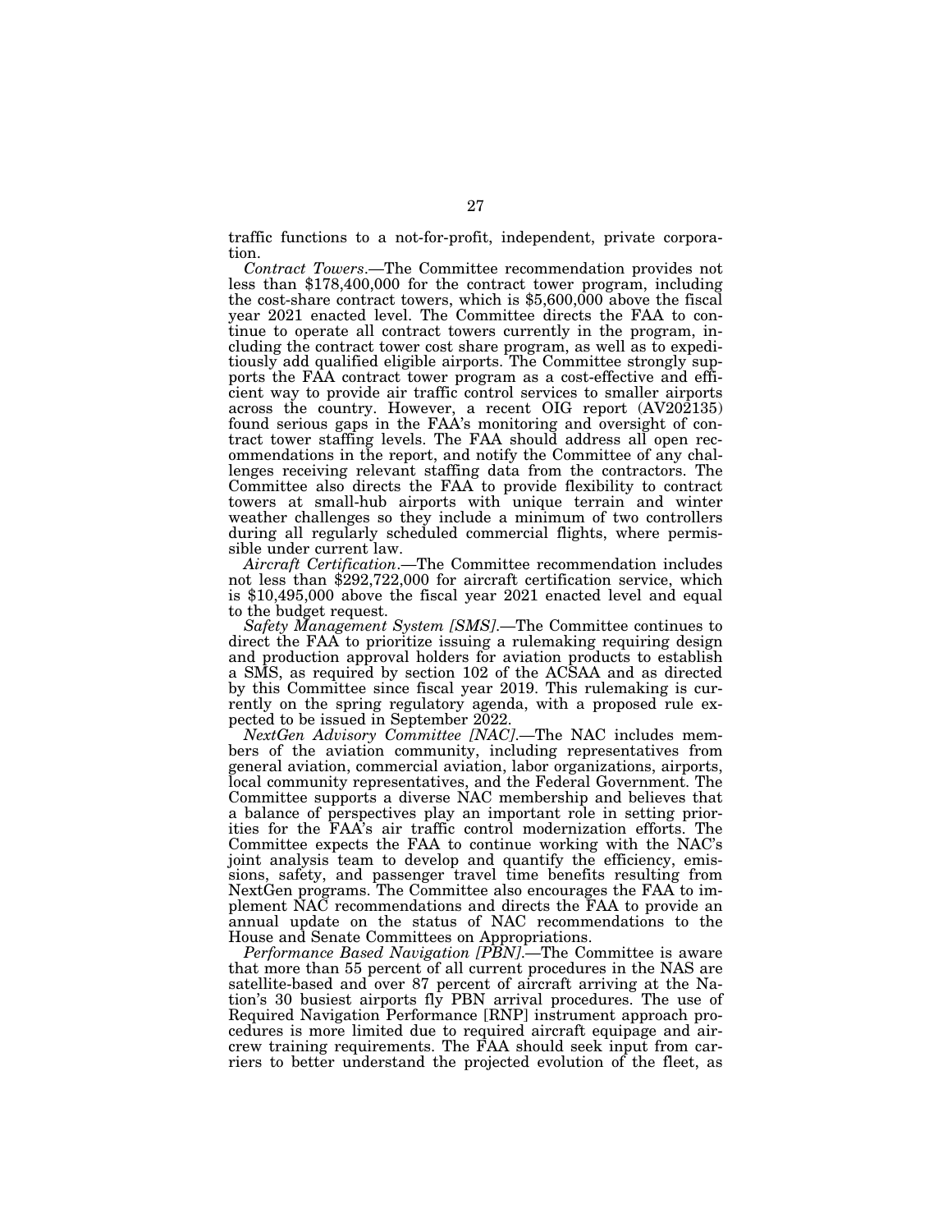traffic functions to a not-for-profit, independent, private corporation.

*Contract Towers*.—The Committee recommendation provides not less than $178,400,000 for the contract tower program, including the cost-share contract towers, which is $5,600,000 above the fiscal year 2021 enacted level. The Committee directs the FAA to continue to operate all contract towers currently in the program, including the contract tower cost share program, as well as to expeditiously add qualified eligible airports. The Committee strongly supports the FAA contract tower program as a cost-effective and efficient way to provide air traffic control services to smaller airports across the country. However, a recent OIG report (AV202135) found serious gaps in the FAA's monitoring and oversight of contract tower staffing levels. The FAA should address all open recommendations in the report, and notify the Committee of any challenges receiving relevant staffing data from the contractors. The Committee also directs the FAA to provide flexibility to contract towers at small-hub airports with unique terrain and winter weather challenges so they include a minimum of two controllers during all regularly scheduled commercial flights, where permissible under current law.

*Aircraft Certification*.—The Committee recommendation includes not less than $292,722,000 for aircraft certification service, which is $10,495,000 above the fiscal year 2021 enacted level and equal to the budget request.

*Safety Management System [SMS]*.—The Committee continues to direct the FAA to prioritize issuing a rulemaking requiring design and production approval holders for aviation products to establish a SMS, as required by section 102 of the ACSAA and as directed by this Committee since fiscal year 2019. This rulemaking is currently on the spring regulatory agenda, with a proposed rule expected to be issued in September 2022.

*NextGen Advisory Committee [NAC]*.—The NAC includes members of the aviation community, including representatives from general aviation, commercial aviation, labor organizations, airports, local community representatives, and the Federal Government. The Committee supports a diverse NAC membership and believes that a balance of perspectives play an important role in setting priorities for the FAA's air traffic control modernization efforts. The Committee expects the FAA to continue working with the NAC's joint analysis team to develop and quantify the efficiency, emissions, safety, and passenger travel time benefits resulting from NextGen programs. The Committee also encourages the FAA to implement NAC recommendations and directs the FAA to provide an annual update on the status of NAC recommendations to the House and Senate Committees on Appropriations.

*Performance Based Navigation [PBN]*.—The Committee is aware that more than 55 percent of all current procedures in the NAS are satellite-based and over 87 percent of aircraft arriving at the Nation's 30 busiest airports fly PBN arrival procedures. The use of Required Navigation Performance [RNP] instrument approach procedures is more limited due to required aircraft equipage and aircrew training requirements. The FAA should seek input from carriers to better understand the projected evolution of the fleet, as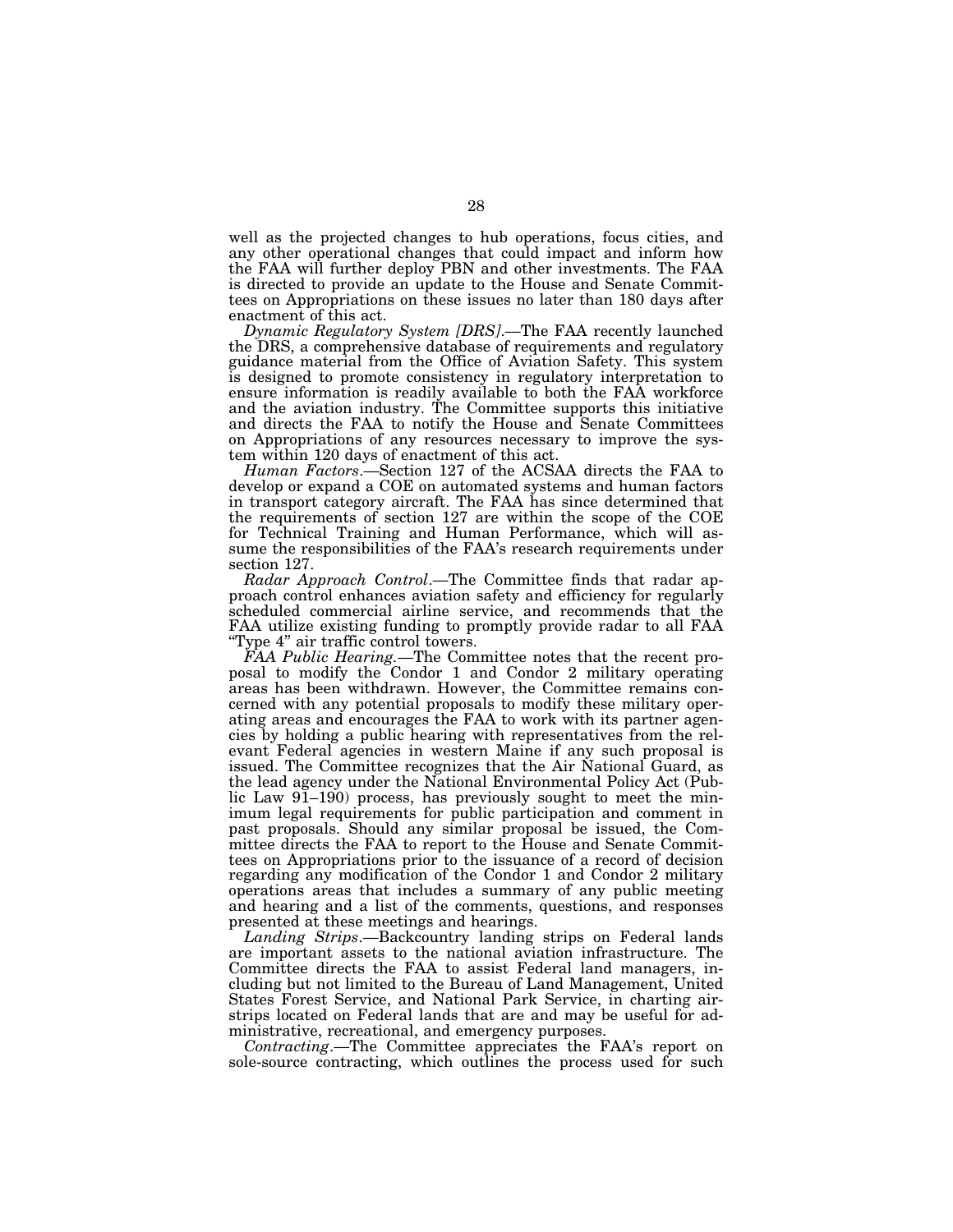well as the projected changes to hub operations, focus cities, and any other operational changes that could impact and inform how the FAA will further deploy PBN and other investments. The FAA is directed to provide an update to the House and Senate Committees on Appropriations on these issues no later than 180 days after enactment of this act.

*Dynamic Regulatory System [DRS]*.—The FAA recently launched the DRS, a comprehensive database of requirements and regulatory guidance material from the Office of Aviation Safety. This system is designed to promote consistency in regulatory interpretation to ensure information is readily available to both the FAA workforce and the aviation industry. The Committee supports this initiative and directs the FAA to notify the House and Senate Committees on Appropriations of any resources necessary to improve the system within 120 days of enactment of this act.

*Human Factors*.—Section 127 of the ACSAA directs the FAA to develop or expand a COE on automated systems and human factors in transport category aircraft. The FAA has since determined that the requirements of section 127 are within the scope of the COE for Technical Training and Human Performance, which will assume the responsibilities of the FAA's research requirements under section 127.

*Radar Approach Control*.—The Committee finds that radar approach control enhances aviation safety and efficiency for regularly scheduled commercial airline service, and recommends that the FAA utilize existing funding to promptly provide radar to all FAA "Type 4" air traffic control towers.

*FAA Public Hearing*.—The Committee notes that the recent proposal to modify the Condor 1 and Condor 2 military operating areas has been withdrawn. However, the Committee remains concerned with any potential proposals to modify these military operating areas and encourages the FAA to work with its partner agencies by holding a public hearing with representatives from the relevant Federal agencies in western Maine if any such proposal is issued. The Committee recognizes that the Air National Guard, as the lead agency under the National Environmental Policy Act (Public Law 91–190) process, has previously sought to meet the minimum legal requirements for public participation and comment in past proposals. Should any similar proposal be issued, the Committee directs the FAA to report to the House and Senate Committees on Appropriations prior to the issuance of a record of decision regarding any modification of the Condor 1 and Condor 2 military operations areas that includes a summary of any public meeting and hearing and a list of the comments, questions, and responses presented at these meetings and hearings.

*Landing Strips*.—Backcountry landing strips on Federal lands are important assets to the national aviation infrastructure. The Committee directs the FAA to assist Federal land managers, including but not limited to the Bureau of Land Management, United States Forest Service, and National Park Service, in charting airstrips located on Federal lands that are and may be useful for administrative, recreational, and emergency purposes.

*Contracting*.—The Committee appreciates the FAA's report on sole-source contracting, which outlines the process used for such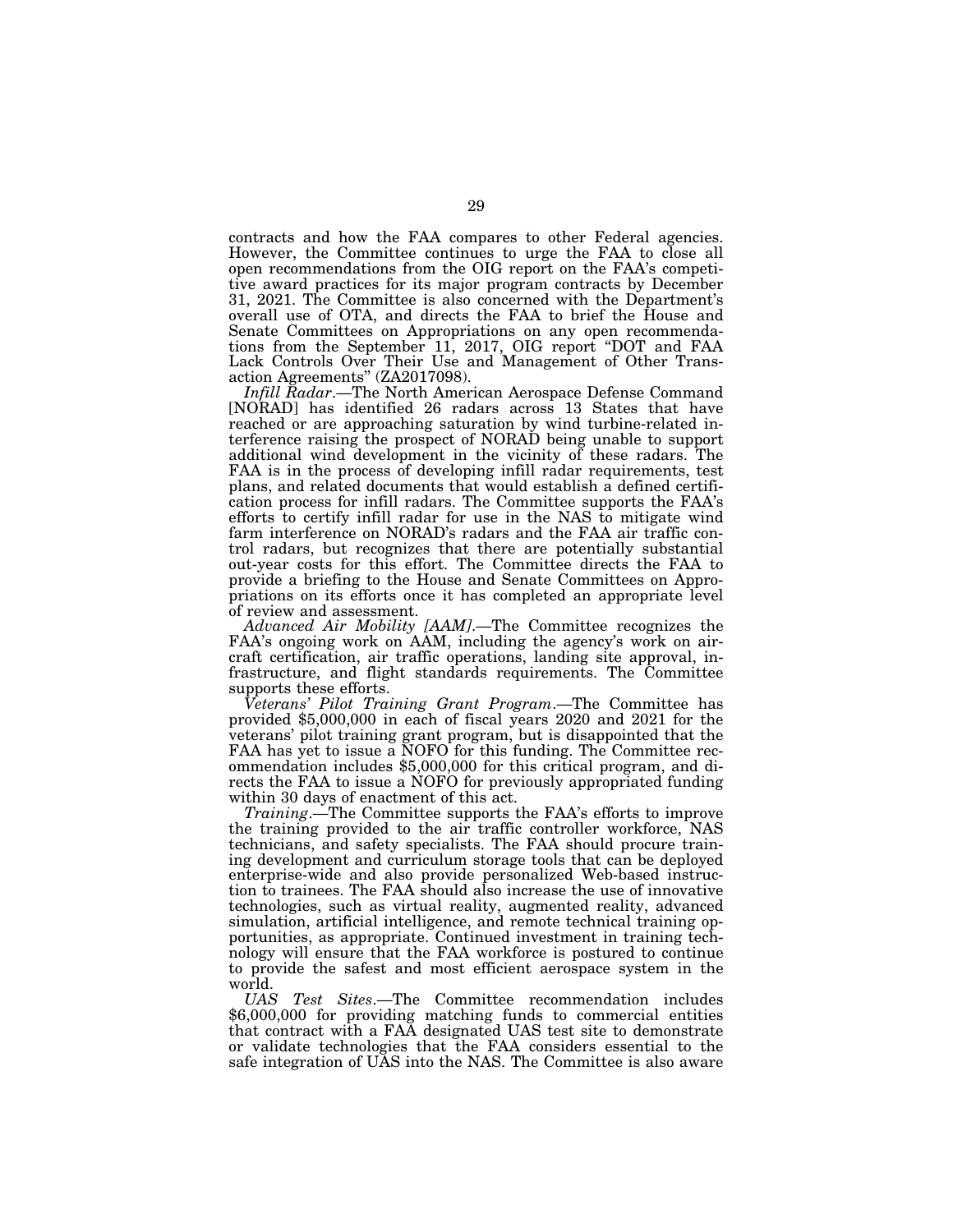contracts and how the FAA compares to other Federal agencies. However, the Committee continues to urge the FAA to close all open recommendations from the OIG report on the FAA's competitive award practices for its major program contracts by December 31, 2021. The Committee is also concerned with the Department's overall use of OTA, and directs the FAA to brief the House and Senate Committees on Appropriations on any open recommendations from the September 11, 2017, OIG report "DOT and FAA Lack Controls Over Their Use and Management of Other Transaction Agreements" (ZA2017098).

*Infill Radar*.—The North American Aerospace Defense Command [NORAD] has identified 26 radars across 13 States that have reached or are approaching saturation by wind turbine-related interference raising the prospect of NORAD being unable to support additional wind development in the vicinity of these radars. The FAA is in the process of developing infill radar requirements, test plans, and related documents that would establish a defined certification process for infill radars. The Committee supports the FAA's efforts to certify infill radar for use in the NAS to mitigate wind farm interference on NORAD's radars and the FAA air traffic control radars, but recognizes that there are potentially substantial out-year costs for this effort. The Committee directs the FAA to provide a briefing to the House and Senate Committees on Appropriations on its efforts once it has completed an appropriate level of review and assessment.

*Advanced Air Mobility [AAM]*.—The Committee recognizes the FAA's ongoing work on AAM, including the agency's work on aircraft certification, air traffic operations, landing site approval, infrastructure, and flight standards requirements. The Committee supports these efforts.

*Veterans' Pilot Training Grant Program*.—The Committee has provided $5,000,000 in each of fiscal years 2020 and 2021 for the veterans' pilot training grant program, but is disappointed that the FAA has yet to issue a NOFO for this funding. The Committee recommendation includes $5,000,000 for this critical program, and directs the FAA to issue a NOFO for previously appropriated funding within 30 days of enactment of this act.

*Training*.—The Committee supports the FAA's efforts to improve the training provided to the air traffic controller workforce, NAS technicians, and safety specialists. The FAA should procure training development and curriculum storage tools that can be deployed enterprise-wide and also provide personalized Web-based instruction to trainees. The FAA should also increase the use of innovative technologies, such as virtual reality, augmented reality, advanced simulation, artificial intelligence, and remote technical training opportunities, as appropriate. Continued investment in training technology will ensure that the FAA workforce is postured to continue to provide the safest and most efficient aerospace system in the world.

*UAS Test Sites*.—The Committee recommendation includes $6,000,000 for providing matching funds to commercial entities that contract with a FAA designated UAS test site to demonstrate or validate technologies that the FAA considers essential to the safe integration of UAS into the NAS. The Committee is also aware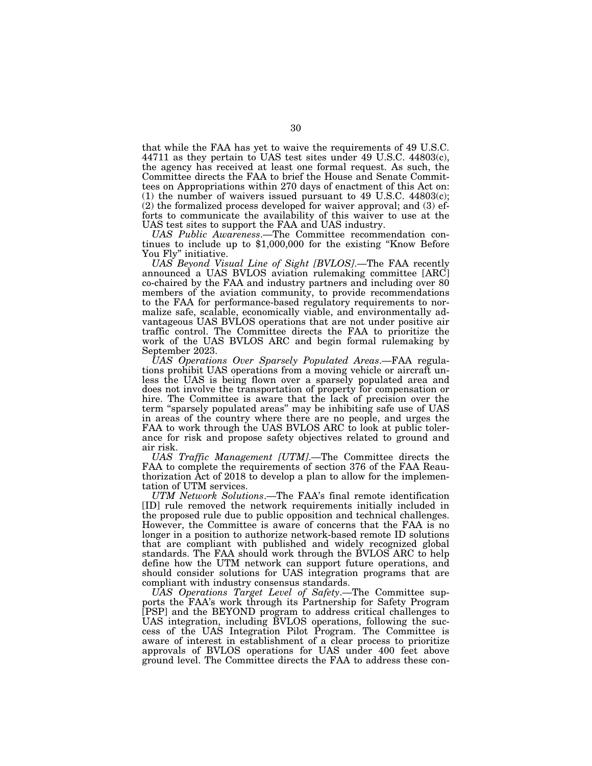that while the FAA has yet to waive the requirements of 49 U.S.C. 44711 as they pertain to UAS test sites under 49 U.S.C. 44803(c), the agency has received at least one formal request. As such, the Committee directs the FAA to brief the House and Senate Committees on Appropriations within 270 days of enactment of this Act on: (1) the number of waivers issued pursuant to 49 U.S.C. 44803(c); (2) the formalized process developed for waiver approval; and (3) efforts to communicate the availability of this waiver to use at the UAS test sites to support the FAA and UAS industry.

*UAS Public Awareness*.—The Committee recommendation continues to include up to $1,000,000 for the existing "Know Before You Fly" initiative.

*UAS Beyond Visual Line of Sight [BVLOS]*.—The FAA recently announced a UAS BVLOS aviation rulemaking committee [ARC] co-chaired by the FAA and industry partners and including over 80 members of the aviation community, to provide recommendations to the FAA for performance-based regulatory requirements to normalize safe, scalable, economically viable, and environmentally advantageous UAS BVLOS operations that are not under positive air traffic control. The Committee directs the FAA to prioritize the work of the UAS BVLOS ARC and begin formal rulemaking by September 2023.

*UAS Operations Over Sparsely Populated Areas*.—FAA regulations prohibit UAS operations from a moving vehicle or aircraft unless the UAS is being flown over a sparsely populated area and does not involve the transportation of property for compensation or hire. The Committee is aware that the lack of precision over the term "sparsely populated areas" may be inhibiting safe use of UAS in areas of the country where there are no people, and urges the FAA to work through the UAS BVLOS ARC to look at public tolerance for risk and propose safety objectives related to ground and air risk.

*UAS Traffic Management [UTM]*.—The Committee directs the FAA to complete the requirements of section 376 of the FAA Reauthorization Act of 2018 to develop a plan to allow for the implementation of UTM services.

*UTM Network Solutions*.—The FAA's final remote identification [ID] rule removed the network requirements initially included in the proposed rule due to public opposition and technical challenges. However, the Committee is aware of concerns that the FAA is no longer in a position to authorize network-based remote ID solutions that are compliant with published and widely recognized global standards. The FAA should work through the BVLOS ARC to help define how the UTM network can support future operations, and should consider solutions for UAS integration programs that are compliant with industry consensus standards.

*UAS Operations Target Level of Safety*.—The Committee supports the FAA's work through its Partnership for Safety Program [PSP] and the BEYOND program to address critical challenges to UAS integration, including BVLOS operations, following the success of the UAS Integration Pilot Program. The Committee is aware of interest in establishment of a clear process to prioritize approvals of BVLOS operations for UAS under 400 feet above ground level. The Committee directs the FAA to address these con-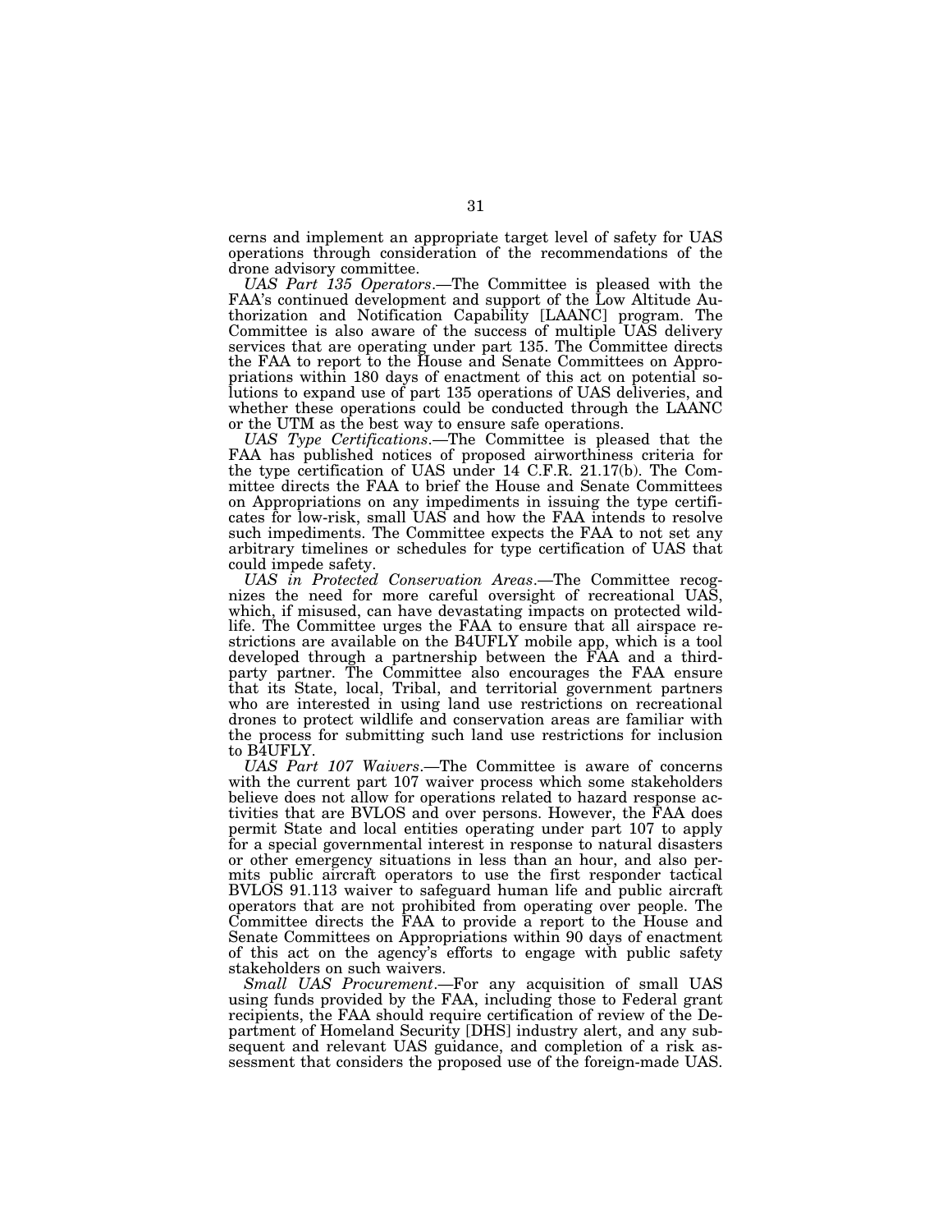cerns and implement an appropriate target level of safety for UAS operations through consideration of the recommendations of the drone advisory committee.

*UAS Part 135 Operators*.—The Committee is pleased with the FAA's continued development and support of the Low Altitude Authorization and Notification Capability [LAANC] program. The Committee is also aware of the success of multiple UAS delivery services that are operating under part 135. The Committee directs the FAA to report to the House and Senate Committees on Appropriations within 180 days of enactment of this act on potential solutions to expand use of part 135 operations of UAS deliveries, and whether these operations could be conducted through the LAANC or the UTM as the best way to ensure safe operations.

*UAS Type Certifications*.—The Committee is pleased that the FAA has published notices of proposed airworthiness criteria for the type certification of UAS under 14 C.F.R. 21.17(b). The Committee directs the FAA to brief the House and Senate Committees on Appropriations on any impediments in issuing the type certificates for low-risk, small UAS and how the FAA intends to resolve such impediments. The Committee expects the FAA to not set any arbitrary timelines or schedules for type certification of UAS that could impede safety.

*UAS in Protected Conservation Areas*.—The Committee recognizes the need for more careful oversight of recreational UAS, which, if misused, can have devastating impacts on protected wildlife. The Committee urges the FAA to ensure that all airspace restrictions are available on the B4UFLY mobile app, which is a tool developed through a partnership between the FAA and a third-party partner. The Committee also encourages the FAA ensure that its State, local, Tribal, and territorial government partners who are interested in using land use restrictions on recreational drones to protect wildlife and conservation areas are familiar with the process for submitting such land use restrictions for inclusion to B4UFLY.

*UAS Part 107 Waivers*.—The Committee is aware of concerns with the current part 107 waiver process which some stakeholders believe does not allow for operations related to hazard response activities that are BVLOS and over persons. However, the FAA does permit State and local entities operating under part 107 to apply for a special governmental interest in response to natural disasters or other emergency situations in less than an hour, and also permits public aircraft operators to use the first responder tactical BVLOS 91.113 waiver to safeguard human life and public aircraft operators that are not prohibited from operating over people. The Committee directs the FAA to provide a report to the House and Senate Committees on Appropriations within 90 days of enactment of this act on the agency's efforts to engage with public safety stakeholders on such waivers.

*Small UAS Procurement*.—For any acquisition of small UAS using funds provided by the FAA, including those to Federal grant recipients, the FAA should require certification of review of the Department of Homeland Security [DHS] industry alert, and any subsequent and relevant UAS guidance, and completion of a risk assessment that considers the proposed use of the foreign-made UAS.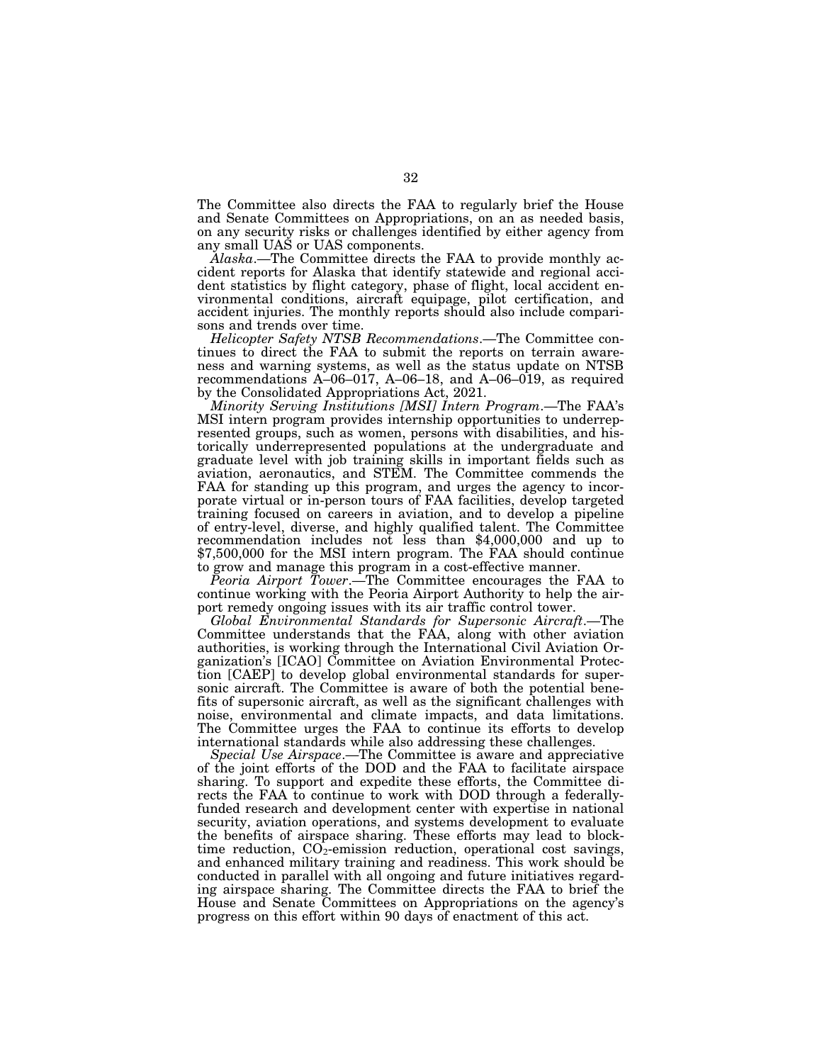The Committee also directs the FAA to regularly brief the House and Senate Committees on Appropriations, on an as needed basis, on any security risks or challenges identified by either agency from any small UAS or UAS components.

*Alaska*.—The Committee directs the FAA to provide monthly accident reports for Alaska that identify statewide and regional accident statistics by flight category, phase of flight, local accident environmental conditions, aircraft equipage, pilot certification, and accident injuries. The monthly reports should also include comparisons and trends over time.

*Helicopter Safety NTSB Recommendations*.—The Committee continues to direct the FAA to submit the reports on terrain awareness and warning systems, as well as the status update on NTSB recommendations A–06–017, A–06–18, and A–06–019, as required by the Consolidated Appropriations Act, 2021.

*Minority Serving Institutions [MSI] Intern Program*.—The FAA's MSI intern program provides internship opportunities to underrepresented groups, such as women, persons with disabilities, and historically underrepresented populations at the undergraduate and graduate level with job training skills in important fields such as aviation, aeronautics, and STEM. The Committee commends the FAA for standing up this program, and urges the agency to incorporate virtual or in-person tours of FAA facilities, develop targeted training focused on careers in aviation, and to develop a pipeline of entry-level, diverse, and highly qualified talent. The Committee recommendation includes not less than $4,000,000 and up to $7,500,000 for the MSI intern program. The FAA should continue to grow and manage this program in a cost-effective manner.

*Peoria Airport Tower*.—The Committee encourages the FAA to continue working with the Peoria Airport Authority to help the airport remedy ongoing issues with its air traffic control tower.

*Global Environmental Standards for Supersonic Aircraft*.—The Committee understands that the FAA, along with other aviation authorities, is working through the International Civil Aviation Organization's [ICAO] Committee on Aviation Environmental Protection [CAEP] to develop global environmental standards for supersonic aircraft. The Committee is aware of both the potential benefits of supersonic aircraft, as well as the significant challenges with noise, environmental and climate impacts, and data limitations. The Committee urges the FAA to continue its efforts to develop international standards while also addressing these challenges.

*Special Use Airspace*.—The Committee is aware and appreciative of the joint efforts of the DOD and the FAA to facilitate airspace sharing. To support and expedite these efforts, the Committee directs the FAA to continue to work with DOD through a federally-funded research and development center with expertise in national security, aviation operations, and systems development to evaluate the benefits of airspace sharing. These efforts may lead to block-time reduction, $CO_2$-emission reduction, operational cost savings, and enhanced military training and readiness. This work should be conducted in parallel with all ongoing and future initiatives regarding airspace sharing. The Committee directs the FAA to brief the House and Senate Committees on Appropriations on the agency's progress on this effort within 90 days of enactment of this act.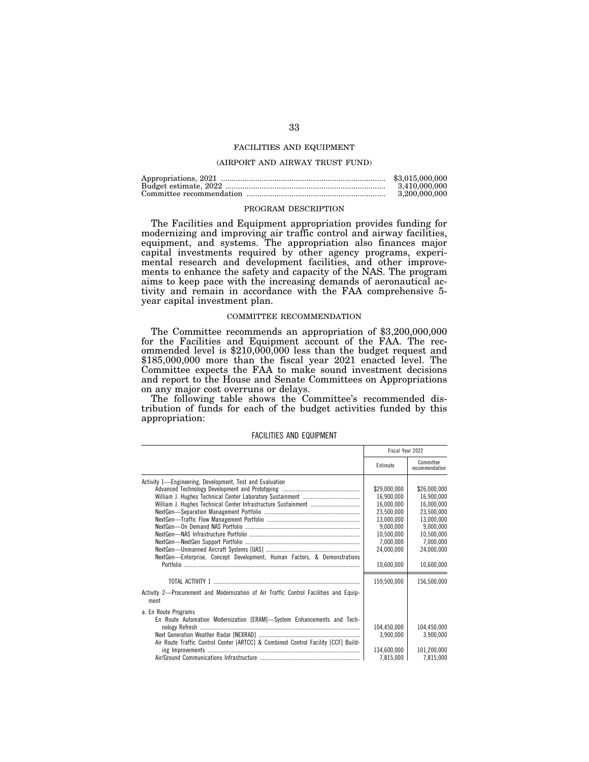## FACILITIES AND EQUIPMENT

### (AIRPORT AND AIRWAY TRUST FUND)

| | |
|---|---|
| Appropriations, 2021 | $3,015,000,000 |
| Budget estimate, 2022 | 3,410,000,000 |
| Committee recommendation | 3,200,000,000 |

### PROGRAM DESCRIPTION

The Facilities and Equipment appropriation provides funding for modernizing and improving air traffic control and airway facilities, equipment, and systems. The appropriation also finances major capital investments required by other agency programs, experimental research and development facilities, and other improvements to enhance the safety and capacity of the NAS. The program aims to keep pace with the increasing demands of aeronautical activity and remain in accordance with the FAA comprehensive 5-year capital investment plan.

### COMMITTEE RECOMMENDATION

The Committee recommends an appropriation of $3,200,000,000 for the Facilities and Equipment account of the FAA. The recommended level is $210,000,000 less than the budget request and $185,000,000 more than the fiscal year 2021 enacted level. The Committee expects the FAA to make sound investment decisions and report to the House and Senate Committees on Appropriations on any major cost overruns or delays.

The following table shows the Committee's recommended distribution of funds for each of the budget activities funded by this appropriation:

FACILITIES AND EQUIPMENT

| | Fiscal Year 2022 | |
|---|---|---|
| | Estimate | Committee recommendation |
| Activity 1—Engineering, Development, Test and Evaluation | | |
| Advanced Technology Development and Prototyping | $29,000,000 | $26,000,000 |
| William J. Hughes Technical Center Laboratory Sustainment | 16,900,000 | 16,900,000 |
| William J. Hughes Technical Center Infrastructure Sustainment | 16,000,000 | 16,000,000 |
| NextGen—Separation Management Portfolio | 23,500,000 | 23,500,000 |
| NextGen—Traffic Flow Management Portfolio | 13,000,000 | 13,000,000 |
| NextGen—On Demand NAS Portfolio | 9,000,000 | 9,000,000 |
| NextGen—NAS Infrastructure Portfolio | 10,500,000 | 10,500,000 |
| NextGen—NextGen Support Portfolio | 7,000,000 | 7,000,000 |
| NextGen—Unmanned Aircraft Systems [UAS] | 24,000,000 | 24,000,000 |
| NextGen—Enterprise, Concept Development, Human Factors, & Demonstrations Portfolio | 10,600,000 | 10,600,000 |
| TOTAL ACTIVITY 1 | 159,500,000 | 156,500,000 |
| Activity 2—Procurement and Modernization of Air Traffic Control Facilities and Equipment | | |
| a. En Route Programs | | |
| En Route Automation Modernization [ERAM]—System Enhancements and Technology Refresh | 104,450,000 | 104,450,000 |
| Next Generation Weather Radar [NEXRAD] | 3,900,000 | 3,900,000 |
| Air Route Traffic Control Center [ARTCC] & Combined Control Facility [CCF] Building Improvements | 134,600,000 | 101,200,000 |
| Air/Ground Communications Infrastructure | 7,815,000 | 7,815,000 |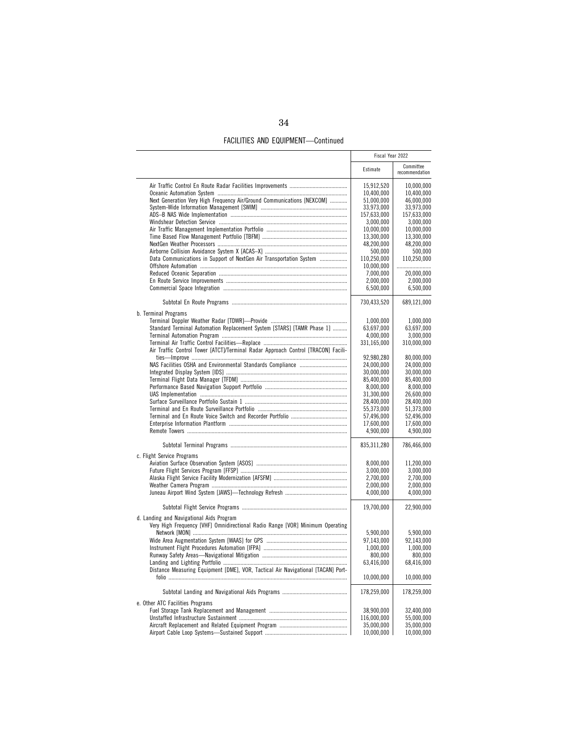FACILITIES AND EQUIPMENT—Continued

| | Fiscal Year 2022 | |
|---|---|---|
| | Estimate | Committee recommendation |
| Air Traffic Control En Route Radar Facilities Improvements | 15,912,520 | 10,000,000 |
| Oceanic Automation System | 10,400,000 | 10,400,000 |
| Next Generation Very High Frequency Air/Ground Communications [NEXCOM] | 51,000,000 | 46,000,000 |
| System-Wide Information Management [SWIM] | 33,973,000 | 33,973,000 |
| ADS–B NAS Wide Implementation | 157,633,000 | 157,633,000 |
| Windshear Detection Service | 3,000,000 | 3,000,000 |
| Air Traffic Management Implementation Portfolio | 10,000,000 | 10,000,000 |
| Time Based Flow Management Portfolio [TBFM] | 13,300,000 | 13,300,000 |
| NextGen Weather Processors | 48,200,000 | 48,200,000 |
| Airborne Collision Avoidance System X [ACAS–X] | 500,000 | 500,000 |
| Data Communications in Support of NextGen Air Transportation System | 110,250,000 | 110,250,000 |
| Offshore Automation | 10,000,000 | .......................... |
| Reduced Oceanic Separation | 7,000,000 | 20,000,000 |
| En Route Service Improvements | 2,000,000 | 2,000,000 |
| Commercial Space Integration | 6,500,000 | 6,500,000 |
| Subtotal En Route Programs | 730,433,520 | 689,121,000 |
| b. Terminal Programs | | |
| Terminal Doppler Weather Radar [TDWR]—Provide | 1,000,000 | 1,000,000 |
| Standard Terminal Automation Replacement System [STARS] [TAMR Phase 1] | 63,697,000 | 63,697,000 |
| Terminal Automation Program | 4,000,000 | 3,000,000 |
| Terminal Air Traffic Control Facilities—Replace | 331,165,000 | 310,000,000 |
| Air Traffic Control Tower [ATCT]/Terminal Radar Approach Control [TRACON] Facilities—Improve | 92,980,280 | 80,000,000 |
| NAS Facilities OSHA and Environmental Standards Compliance | 24,000,000 | 24,000,000 |
| Integrated Display System [IDS] | 30,000,000 | 30,000,000 |
| Terminal Flight Data Manager [TFDM] | 85,400,000 | 85,400,000 |
| Performance Based Navigation Support Portfolio | 8,000,000 | 8,000,000 |
| UAS Implementation | 31,300,000 | 26,600,000 |
| Surface Surveillance Portfolio Sustain 1 | 28,400,000 | 28,400,000 |
| Terminal and En Route Surveillance Portfolio | 55,373,000 | 51,373,000 |
| Terminal and En Route Voice Switch and Recorder Portfolio | 57,496,000 | 52,496,000 |
| Enterprise Information Plantform | 17,600,000 | 17,600,000 |
| Remote Towers | 4,900,000 | 4,900,000 |
| Subtotal Terminal Programs | 835,311,280 | 786,466,000 |
| c. Flight Service Programs | | |
| Aviation Surface Observation System [ASOS] | 8,000,000 | 11,200,000 |
| Future Flight Services Program [FFSP] | 3,000,000 | 3,000,000 |
| Alaska Flight Service Facility Modernization [AFSFM] | 2,700,000 | 2,700,000 |
| Weather Camera Program | 2,000,000 | 2,000,000 |
| Juneau Airport Wind System [JAWS]—Technology Refresh | 4,000,000 | 4,000,000 |
| Subtotal Flight Service Programs | 19,700,000 | 22,900,000 |
| d. Landing and Navigational Aids Program | | |
| Very High Frequency [VHF] Omnidirectional Radio Range [VOR] Minimum Operating Network [MON] | 5,900,000 | 5,900,000 |
| Wide Area Augmentation System [WAAS] for GPS | 97,143,000 | 92,143,000 |
| Instrument Flight Procedures Automation [IFPA] | 1,000,000 | 1,000,000 |
| Runway Safety Areas—Navigational Mitigation | 800,000 | 800,000 |
| Landing and Lighting Portfolio | 63,416,000 | 68,416,000 |
| Distance Measuring Equipment [DME], VOR, Tactical Air Navigational [TACAN] Portfolio | 10,000,000 | 10,000,000 |
| Subtotal Landing and Navigational Aids Programs | 178,259,000 | 178,259,000 |
| e. Other ATC Facilities Programs | | |
| Fuel Storage Tank Replacement and Management | 38,900,000 | 32,400,000 |
| Unstaffed Infrastructure Sustainment | 116,000,000 | 55,000,000 |
| Aircraft Replacement and Related Equipment Program | 35,000,000 | 35,000,000 |
| Airport Cable Loop Systems—Sustained Support | 10,000,000 | 10,000,000 |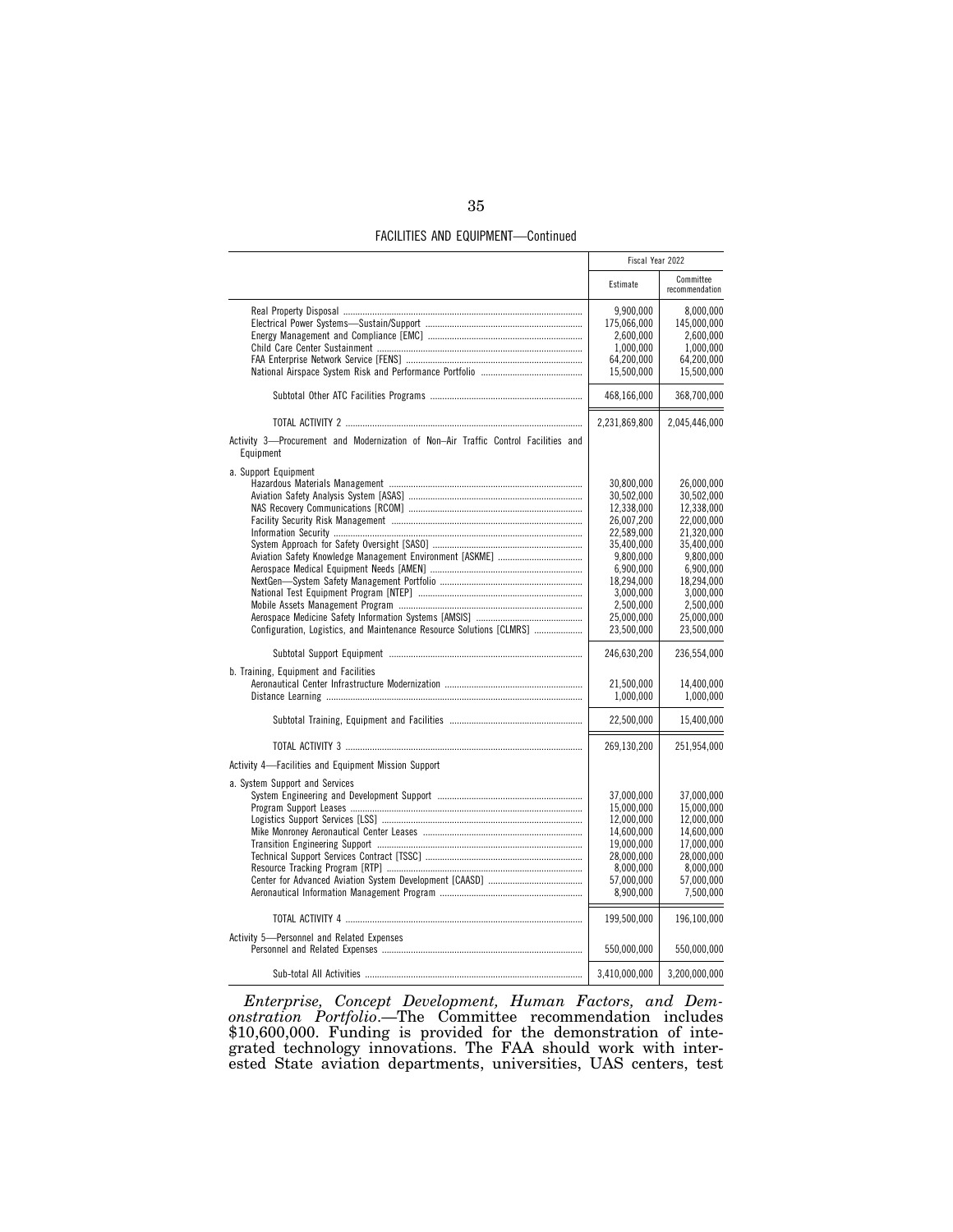FACILITIES AND EQUIPMENT—Continued

| | Fiscal Year 2022 | |
|---|---|---|
| | Estimate | Committee recommendation |
| Real Property Disposal | 9,900,000 | 8,000,000 |
| Electrical Power Systems—Sustain/Support | 175,066,000 | 145,000,000 |
| Energy Management and Compliance [EMC] | 2,600,000 | 2,600,000 |
| Child Care Center Sustainment | 1,000,000 | 1,000,000 |
| FAA Enterprise Network Service [FENS] | 64,200,000 | 64,200,000 |
| National Airspace System Risk and Performance Portfolio | 15,500,000 | 15,500,000 |
| Subtotal Other ATC Facilities Programs | 468,166,000 | 368,700,000 |
| TOTAL ACTIVITY 2 | 2,231,869,800 | 2,045,446,000 |
| Activity 3—Procurement and Modernization of Non–Air Traffic Control Facilities and Equipment | | |
| a. Support Equipment | | |
| Hazardous Materials Management | 30,800,000 | 26,000,000 |
| Aviation Safety Analysis System [ASAS] | 30,502,000 | 30,502,000 |
| NAS Recovery Communications [RCOM] | 12,338,000 | 12,338,000 |
| Facility Security Risk Management | 26,007,200 | 22,000,000 |
| Information Security | 22,589,000 | 21,320,000 |
| System Approach for Safety Oversight [SASO] | 35,400,000 | 35,400,000 |
| Aviation Safety Knowledge Management Environment [ASKME] | 9,800,000 | 9,800,000 |
| Aerospace Medical Equipment Needs [AMEN] | 6,900,000 | 6,900,000 |
| NextGen—System Safety Management Portfolio | 18,294,000 | 18,294,000 |
| National Test Equipment Program [NTEP] | 3,000,000 | 3,000,000 |
| Mobile Assets Management Program | 2,500,000 | 2,500,000 |
| Aerospace Medicine Safety Information Systems [AMSIS] | 25,000,000 | 25,000,000 |
| Configuration, Logistics, and Maintenance Resource Solutions [CLMRS] | 23,500,000 | 23,500,000 |
| Subtotal Support Equipment | 246,630,200 | 236,554,000 |
| b. Training, Equipment and Facilities | | |
| Aeronautical Center Infrastructure Modernization | 21,500,000 | 14,400,000 |
| Distance Learning | 1,000,000 | 1,000,000 |
| Subtotal Training, Equipment and Facilities | 22,500,000 | 15,400,000 |
| TOTAL ACTIVITY 3 | 269,130,200 | 251,954,000 |
| Activity 4—Facilities and Equipment Mission Support | | |
| a. System Support and Services | | |
| System Engineering and Development Support | 37,000,000 | 37,000,000 |
| Program Support Leases | 15,000,000 | 15,000,000 |
| Logistics Support Services [LSS] | 12,000,000 | 12,000,000 |
| Mike Monroney Aeronautical Center Leases | 14,600,000 | 14,600,000 |
| Transition Engineering Support | 19,000,000 | 17,000,000 |
| Technical Support Services Contract [TSSC] | 28,000,000 | 28,000,000 |
| Resource Tracking Program [RTP] | 8,000,000 | 8,000,000 |
| Center for Advanced Aviation System Development [CAASD] | 57,000,000 | 57,000,000 |
| Aeronautical Information Management Program | 8,900,000 | 7,500,000 |
| TOTAL ACTIVITY 4 | 199,500,000 | 196,100,000 |
| Activity 5—Personnel and Related Expenses | | |
| Personnel and Related Expenses | 550,000,000 | 550,000,000 |
| Sub-total All Activities | 3,410,000,000 | 3,200,000,000 |

*Enterprise, Concept Development, Human Factors, and Demonstration Portfolio*.—The Committee recommendation includes $10,600,000. Funding is provided for the demonstration of integrated technology innovations. The FAA should work with interested State aviation departments, universities, UAS centers, test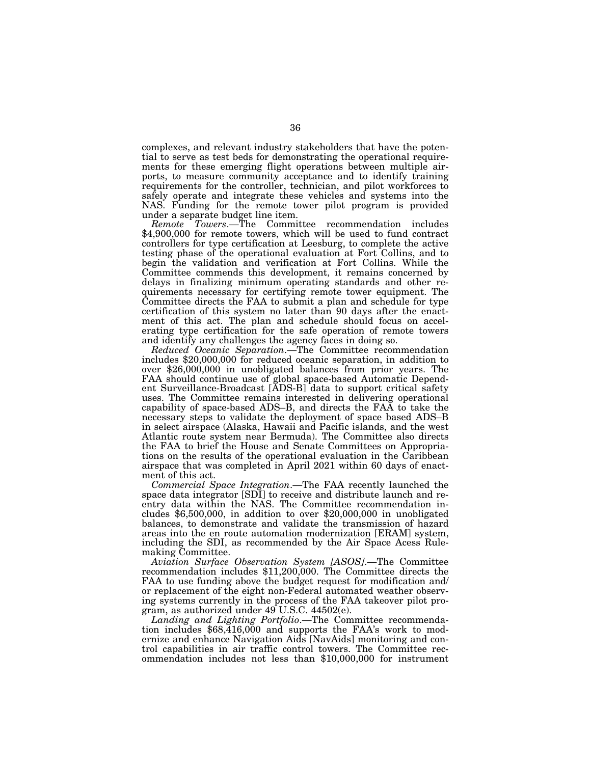complexes, and relevant industry stakeholders that have the potential to serve as test beds for demonstrating the operational requirements for these emerging flight operations between multiple airports, to measure community acceptance and to identify training requirements for the controller, technician, and pilot workforces to safely operate and integrate these vehicles and systems into the NAS. Funding for the remote tower pilot program is provided under a separate budget line item.

*Remote Towers*.—The Committee recommendation includes $4,900,000 for remote towers, which will be used to fund contract controllers for type certification at Leesburg, to complete the active testing phase of the operational evaluation at Fort Collins, and to begin the validation and verification at Fort Collins. While the Committee commends this development, it remains concerned by delays in finalizing minimum operating standards and other requirements necessary for certifying remote tower equipment. The Committee directs the FAA to submit a plan and schedule for type certification of this system no later than 90 days after the enactment of this act. The plan and schedule should focus on accelerating type certification for the safe operation of remote towers and identify any challenges the agency faces in doing so.

*Reduced Oceanic Separation*.—The Committee recommendation includes $20,000,000 for reduced oceanic separation, in addition to over $26,000,000 in unobligated balances from prior years. The FAA should continue use of global space-based Automatic Dependent Surveillance-Broadcast [ADS-B] data to support critical safety uses. The Committee remains interested in delivering operational capability of space-based ADS–B, and directs the FAA to take the necessary steps to validate the deployment of space based ADS–B in select airspace (Alaska, Hawaii and Pacific islands, and the west Atlantic route system near Bermuda). The Committee also directs the FAA to brief the House and Senate Committees on Appropriations on the results of the operational evaluation in the Caribbean airspace that was completed in April 2021 within 60 days of enactment of this act.

*Commercial Space Integration*.—The FAA recently launched the space data integrator [SDI] to receive and distribute launch and reentry data within the NAS. The Committee recommendation includes $6,500,000, in addition to over $20,000,000 in unobligated balances, to demonstrate and validate the transmission of hazard areas into the en route automation modernization [ERAM] system, including the SDI, as recommended by the Air Space Acess Rulemaking Committee.

*Aviation Surface Observation System [ASOS]*.—The Committee recommendation includes $11,200,000. The Committee directs the FAA to use funding above the budget request for modification and/or replacement of the eight non-Federal automated weather observing systems currently in the process of the FAA takeover pilot program, as authorized under 49 U.S.C. 44502(e).

*Landing and Lighting Portfolio*.—The Committee recommendation includes $68,416,000 and supports the FAA's work to modernize and enhance Navigation Aids [NavAids] monitoring and control capabilities in air traffic control towers. The Committee recommendation includes not less than $10,000,000 for instrument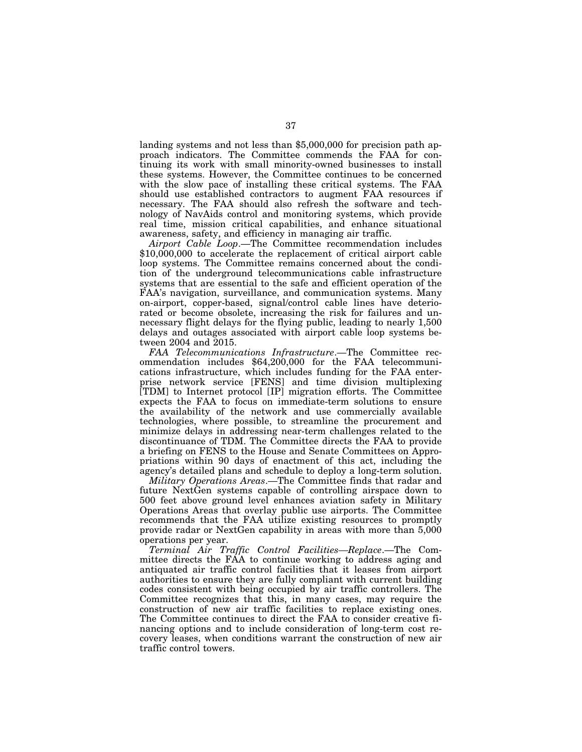landing systems and not less than $5,000,000 for precision path approach indicators. The Committee commends the FAA for continuing its work with small minority-owned businesses to install these systems. However, the Committee continues to be concerned with the slow pace of installing these critical systems. The FAA should use established contractors to augment FAA resources if necessary. The FAA should also refresh the software and technology of NavAids control and monitoring systems, which provide real time, mission critical capabilities, and enhance situational awareness, safety, and efficiency in managing air traffic.

*Airport Cable Loop*.—The Committee recommendation includes $10,000,000 to accelerate the replacement of critical airport cable loop systems. The Committee remains concerned about the condition of the underground telecommunications cable infrastructure systems that are essential to the safe and efficient operation of the FAA's navigation, surveillance, and communication systems. Many on-airport, copper-based, signal/control cable lines have deteriorated or become obsolete, increasing the risk for failures and unnecessary flight delays for the flying public, leading to nearly 1,500 delays and outages associated with airport cable loop systems between 2004 and 2015.

*FAA Telecommunications Infrastructure*.—The Committee recommendation includes $64,200,000 for the FAA telecommunications infrastructure, which includes funding for the FAA enterprise network service [FENS] and time division multiplexing [TDM] to Internet protocol [IP] migration efforts. The Committee expects the FAA to focus on immediate-term solutions to ensure the availability of the network and use commercially available technologies, where possible, to streamline the procurement and minimize delays in addressing near-term challenges related to the discontinuance of TDM. The Committee directs the FAA to provide a briefing on FENS to the House and Senate Committees on Appropriations within 90 days of enactment of this act, including the agency's detailed plans and schedule to deploy a long-term solution.

*Military Operations Areas*.—The Committee finds that radar and future NextGen systems capable of controlling airspace down to 500 feet above ground level enhances aviation safety in Military Operations Areas that overlay public use airports. The Committee recommends that the FAA utilize existing resources to promptly provide radar or NextGen capability in areas with more than 5,000 operations per year.

*Terminal Air Traffic Control Facilities—Replace*.—The Committee directs the FAA to continue working to address aging and antiquated air traffic control facilities that it leases from airport authorities to ensure they are fully compliant with current building codes consistent with being occupied by air traffic controllers. The Committee recognizes that this, in many cases, may require the construction of new air traffic facilities to replace existing ones. The Committee continues to direct the FAA to consider creative financing options and to include consideration of long-term cost recovery leases, when conditions warrant the construction of new air traffic control towers.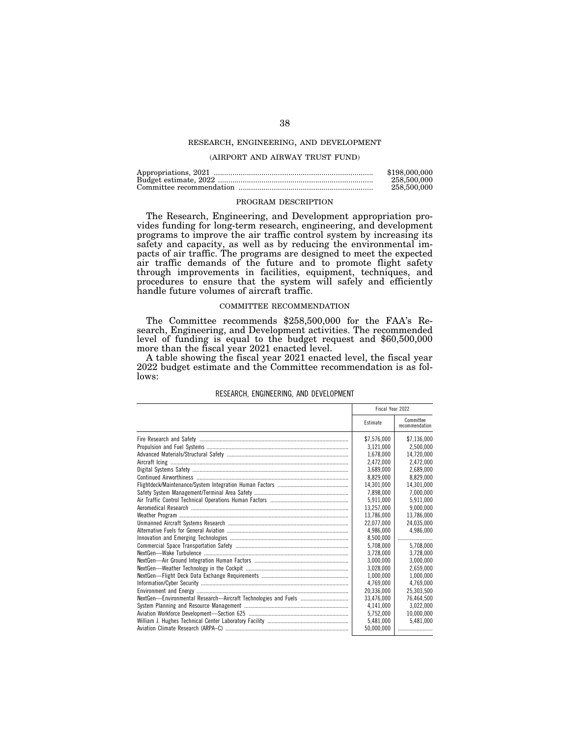## RESEARCH, ENGINEERING, AND DEVELOPMENT

### (AIRPORT AND AIRWAY TRUST FUND)

| | |
|---|---|
| Appropriations, 2021 | $198,000,000 |
| Budget estimate, 2022 | 258,500,000 |
| Committee recommendation | 258,500,000 |

### PROGRAM DESCRIPTION

The Research, Engineering, and Development appropriation provides funding for long-term research, engineering, and development programs to improve the air traffic control system by increasing its safety and capacity, as well as by reducing the environmental impacts of air traffic. The programs are designed to meet the expected air traffic demands of the future and to promote flight safety through improvements in facilities, equipment, techniques, and procedures to ensure that the system will safely and efficiently handle future volumes of aircraft traffic.

### COMMITTEE RECOMMENDATION

The Committee recommends $258,500,000 for the FAA's Research, Engineering, and Development activities. The recommended level of funding is equal to the budget request and $60,500,000 more than the fiscal year 2021 enacted level.

A table showing the fiscal year 2021 enacted level, the fiscal year 2022 budget estimate and the Committee recommendation is as follows:

RESEARCH, ENGINEERING, AND DEVELOPMENT

| | Fiscal Year 2022 | |
|---|---|---|
| | Estimate | Committee recommendation |
| Fire Research and Safety | $7,576,000 | $7,136,000 |
| Propulsion and Fuel Systems | 3,121,000 | 2,500,000 |
| Advanced Materials/Structural Safety | 1,678,000 | 14,720,000 |
| Aircraft Icing | 2,472,000 | 2,472,000 |
| Digital Systems Safety | 3,689,000 | 2,689,000 |
| Continued Airworthiness | 8,829,000 | 8,829,000 |
| Flightdeck/Maintenance/System Integration Human Factors | 14,301,000 | 14,301,000 |
| Safety System Management/Terminal Area Safety | 7,898,000 | 7,000,000 |
| Air Traffic Control Technical Operations Human Factors | 5,911,000 | 5,911,000 |
| Aeromedical Research | 13,257,000 | 9,000,000 |
| Weather Program | 13,786,000 | 13,786,000 |
| Unmanned Aircraft Systems Research | 22,077,000 | 24,035,000 |
| Alternative Fuels for General Aviation | 4,986,000 | 4,986,000 |
| Innovation and Emerging Technologies | 8,500,000 | .................... |
| Commercial Space Transportation Safety | 5,708,000 | 5,708,000 |
| NextGen—Wake Turbulence | 3,728,000 | 3,728,000 |
| NextGen—Air Ground Integration Human Factors | 3,000,000 | 3,000,000 |
| NextGen—Weather Technology in the Cockpit | 3,028,000 | 2,659,000 |
| NextGen—Flight Deck Data Exchange Requirements | 1,000,000 | 1,000,000 |
| Information/Cyber Security | 4,769,000 | 4,769,000 |
| Environment and Energy | 20,336,000 | 25,303,500 |
| NextGen—Environmental Research—Aircraft Technologies and Fuels | 33,476,000 | 76,464,500 |
| System Planning and Resource Management | 4,141,000 | 3,022,000 |
| Aviation Workforce Development—Section 625 | 5,752,000 | 10,000,000 |
| William J. Hughes Technical Center Laboratory Facility | 5,481,000 | 5,481,000 |
| Aviation Climate Research (ARPA–C) | 50,000,000 | .................... |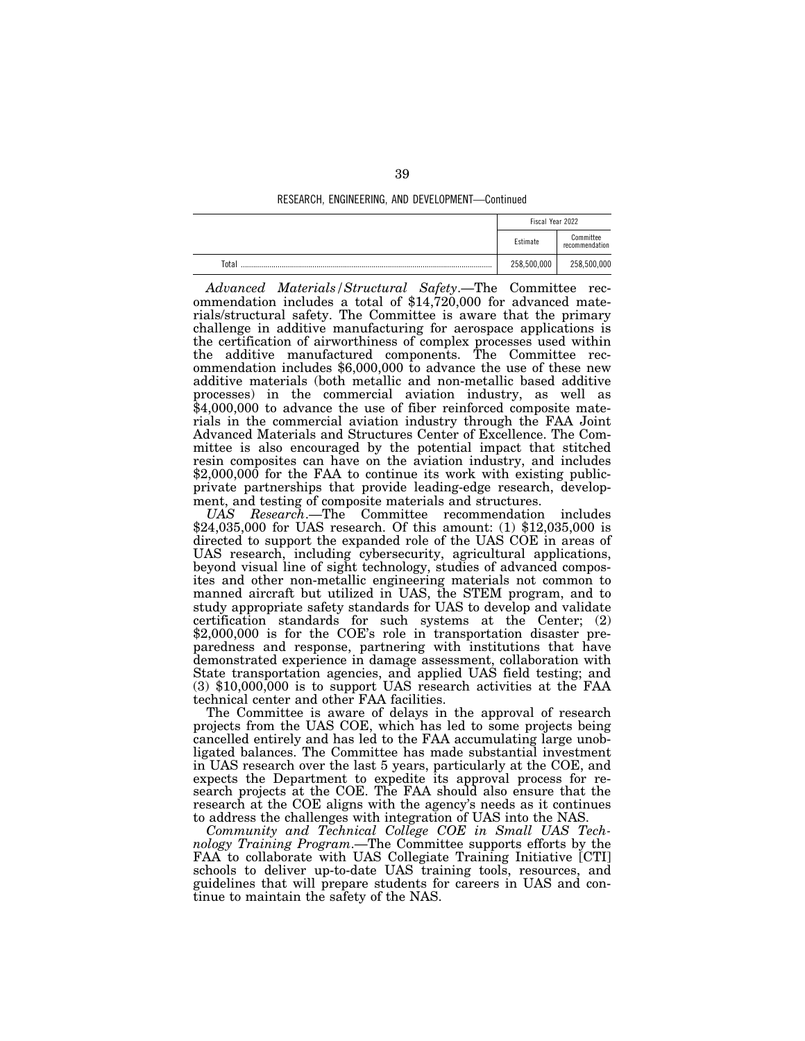RESEARCH, ENGINEERING, AND DEVELOPMENT—Continued

| | Fiscal Year 2022 | |
|---|---|---|
| | Estimate | Committee recommendation |
| Total | 258,500,000 | 258,500,000 |

*Advanced Materials/Structural Safety*.—The Committee recommendation includes a total of $14,720,000 for advanced materials/structural safety. The Committee is aware that the primary challenge in additive manufacturing for aerospace applications is the certification of airworthiness of complex processes used within the additive manufactured components. The Committee recommendation includes $6,000,000 to advance the use of these new additive materials (both metallic and non-metallic based additive processes) in the commercial aviation industry, as well as $4,000,000 to advance the use of fiber reinforced composite materials in the commercial aviation industry through the FAA Joint Advanced Materials and Structures Center of Excellence. The Committee is also encouraged by the potential impact that stitched resin composites can have on the aviation industry, and includes $2,000,000 for the FAA to continue its work with existing public-private partnerships that provide leading-edge research, development, and testing of composite materials and structures.

*UAS Research*.—The Committee recommendation includes $24,035,000 for UAS research. Of this amount: (1) $12,035,000 is directed to support the expanded role of the UAS COE in areas of UAS research, including cybersecurity, agricultural applications, beyond visual line of sight technology, studies of advanced composites and other non-metallic engineering materials not common to manned aircraft but utilized in UAS, the STEM program, and to study appropriate safety standards for UAS to develop and validate certification standards for such systems at the Center; (2) $2,000,000 is for the COE's role in transportation disaster preparedness and response, partnering with institutions that have demonstrated experience in damage assessment, collaboration with State transportation agencies, and applied UAS field testing; and (3) $10,000,000 is to support UAS research activities at the FAA technical center and other FAA facilities.

The Committee is aware of delays in the approval of research projects from the UAS COE, which has led to some projects being cancelled entirely and has led to the FAA accumulating large unobligated balances. The Committee has made substantial investment in UAS research over the last 5 years, particularly at the COE, and expects the Department to expedite its approval process for research projects at the COE. The FAA should also ensure that the research at the COE aligns with the agency's needs as it continues to address the challenges with integration of UAS into the NAS.

*Community and Technical College COE in Small UAS Technology Training Program*.—The Committee supports efforts by the FAA to collaborate with UAS Collegiate Training Initiative [CTI] schools to deliver up-to-date UAS training tools, resources, and guidelines that will prepare students for careers in UAS and continue to maintain the safety of the NAS.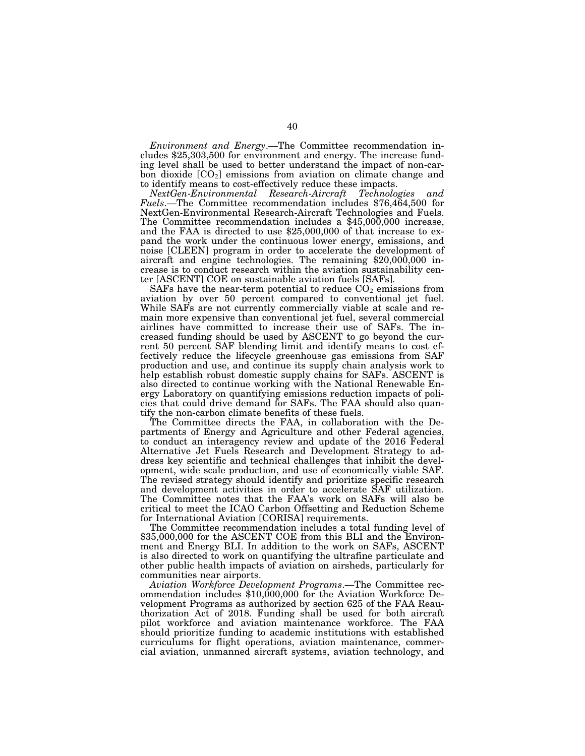*Environment and Energy*.—The Committee recommendation includes $25,303,500 for environment and energy. The increase funding level shall be used to better understand the impact of non-carbon dioxide [$CO_2$] emissions from aviation on climate change and to identify means to cost-effectively reduce these impacts.

*NextGen-Environmental Research-Aircraft Technologies and Fuels*.—The Committee recommendation includes $76,464,500 for NextGen-Environmental Research-Aircraft Technologies and Fuels. The Committee recommendation includes a $45,000,000 increase, and the FAA is directed to use $25,000,000 of that increase to expand the work under the continuous lower energy, emissions, and noise [CLEEN] program in order to accelerate the development of aircraft and engine technologies. The remaining $20,000,000 increase is to conduct research within the aviation sustainability center [ASCENT] COE on sustainable aviation fuels [SAFs].

SAFs have the near-term potential to reduce $CO_2$ emissions from aviation by over 50 percent compared to conventional jet fuel. While SAFs are not currently commercially viable at scale and remain more expensive than conventional jet fuel, several commercial airlines have committed to increase their use of SAFs. The increased funding should be used by ASCENT to go beyond the current 50 percent SAF blending limit and identify means to cost effectively reduce the lifecycle greenhouse gas emissions from SAF production and use, and continue its supply chain analysis work to help establish robust domestic supply chains for SAFs. ASCENT is also directed to continue working with the National Renewable Energy Laboratory on quantifying emissions reduction impacts of policies that could drive demand for SAFs. The FAA should also quantify the non-carbon climate benefits of these fuels.

The Committee directs the FAA, in collaboration with the Departments of Energy and Agriculture and other Federal agencies, to conduct an interagency review and update of the 2016 Federal Alternative Jet Fuels Research and Development Strategy to address key scientific and technical challenges that inhibit the development, wide scale production, and use of economically viable SAF. The revised strategy should identify and prioritize specific research and development activities in order to accelerate SAF utilization. The Committee notes that the FAA's work on SAFs will also be critical to meet the ICAO Carbon Offsetting and Reduction Scheme for International Aviation [CORISA] requirements.

The Committee recommendation includes a total funding level of $35,000,000 for the ASCENT COE from this BLI and the Environment and Energy BLI. In addition to the work on SAFs, ASCENT is also directed to work on quantifying the ultrafine particulate and other public health impacts of aviation on airsheds, particularly for communities near airports.

*Aviation Workforce Development Programs*.—The Committee recommendation includes $10,000,000 for the Aviation Workforce Development Programs as authorized by section 625 of the FAA Reauthorization Act of 2018. Funding shall be used for both aircraft pilot workforce and aviation maintenance workforce. The FAA should prioritize funding to academic institutions with established curriculums for flight operations, aviation maintenance, commercial aviation, unmanned aircraft systems, aviation technology, and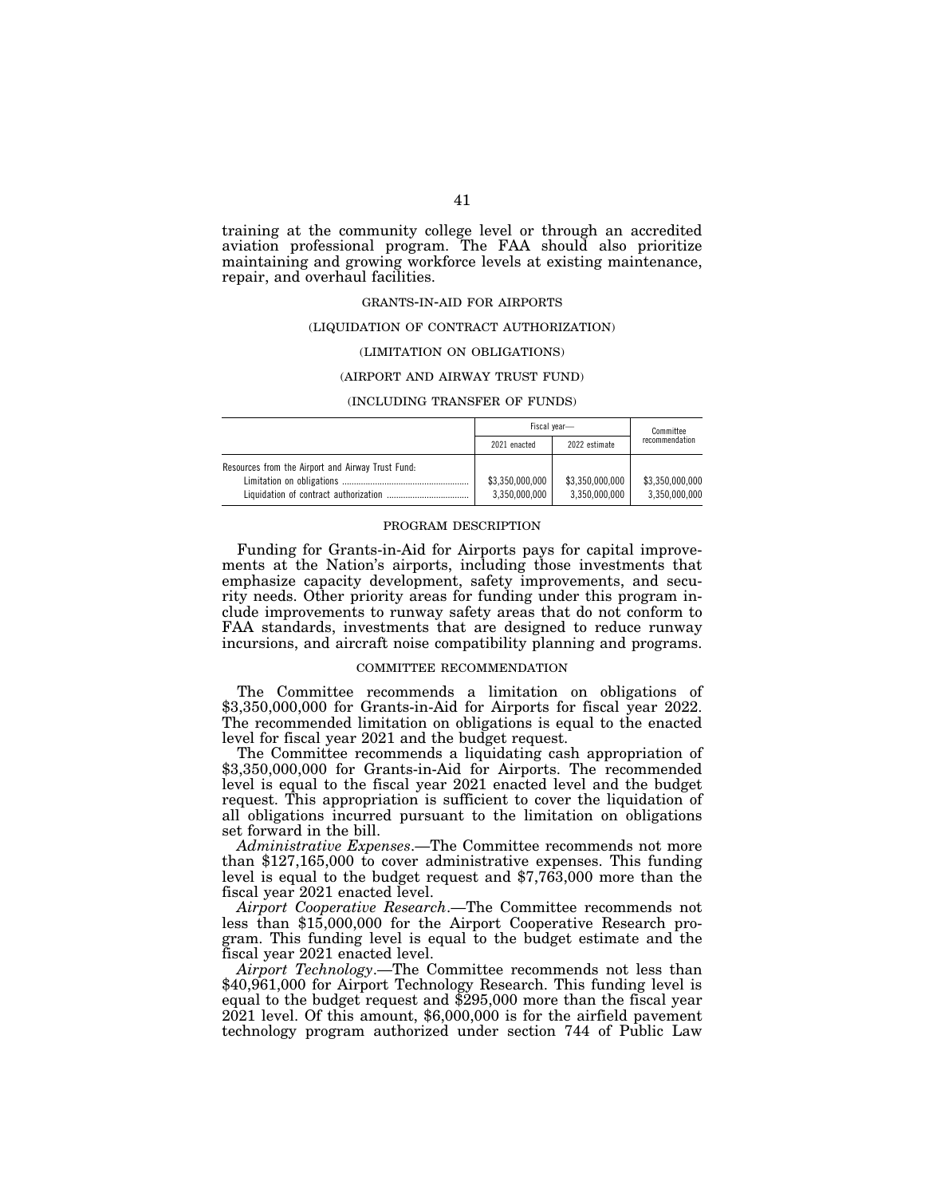training at the community college level or through an accredited aviation professional program. The FAA should also prioritize maintaining and growing workforce levels at existing maintenance, repair, and overhaul facilities.

GRANTS-IN-AID FOR AIRPORTS

(LIQUIDATION OF CONTRACT AUTHORIZATION)

(LIMITATION ON OBLIGATIONS)

(AIRPORT AND AIRWAY TRUST FUND)

(INCLUDING TRANSFER OF FUNDS)

| | Fiscal year— | | Committee recommendation |
|---|---|---|---|
| | 2021 enacted | 2022 estimate | |
| Resources from the Airport and Airway Trust Fund: | | | |
| Limitation on obligations | $3,350,000,000 | $3,350,000,000 | $3,350,000,000 |
| Liquidation of contract authorization | 3,350,000,000 | 3,350,000,000 | 3,350,000,000 |

PROGRAM DESCRIPTION

Funding for Grants-in-Aid for Airports pays for capital improvements at the Nation's airports, including those investments that emphasize capacity development, safety improvements, and security needs. Other priority areas for funding under this program include improvements to runway safety areas that do not conform to FAA standards, investments that are designed to reduce runway incursions, and aircraft noise compatibility planning and programs.

COMMITTEE RECOMMENDATION

The Committee recommends a limitation on obligations of $3,350,000,000 for Grants-in-Aid for Airports for fiscal year 2022. The recommended limitation on obligations is equal to the enacted level for fiscal year 2021 and the budget request.

The Committee recommends a liquidating cash appropriation of $3,350,000,000 for Grants-in-Aid for Airports. The recommended level is equal to the fiscal year 2021 enacted level and the budget request. This appropriation is sufficient to cover the liquidation of all obligations incurred pursuant to the limitation on obligations set forward in the bill.

*Administrative Expenses*.—The Committee recommends not more than $127,165,000 to cover administrative expenses. This funding level is equal to the budget request and $7,763,000 more than the fiscal year 2021 enacted level.

*Airport Cooperative Research*.—The Committee recommends not less than $15,000,000 for the Airport Cooperative Research program. This funding level is equal to the budget estimate and the fiscal year 2021 enacted level.

*Airport Technology*.—The Committee recommends not less than $40,961,000 for Airport Technology Research. This funding level is equal to the budget request and $295,000 more than the fiscal year 2021 level. Of this amount, $6,000,000 is for the airfield pavement technology program authorized under section 744 of Public Law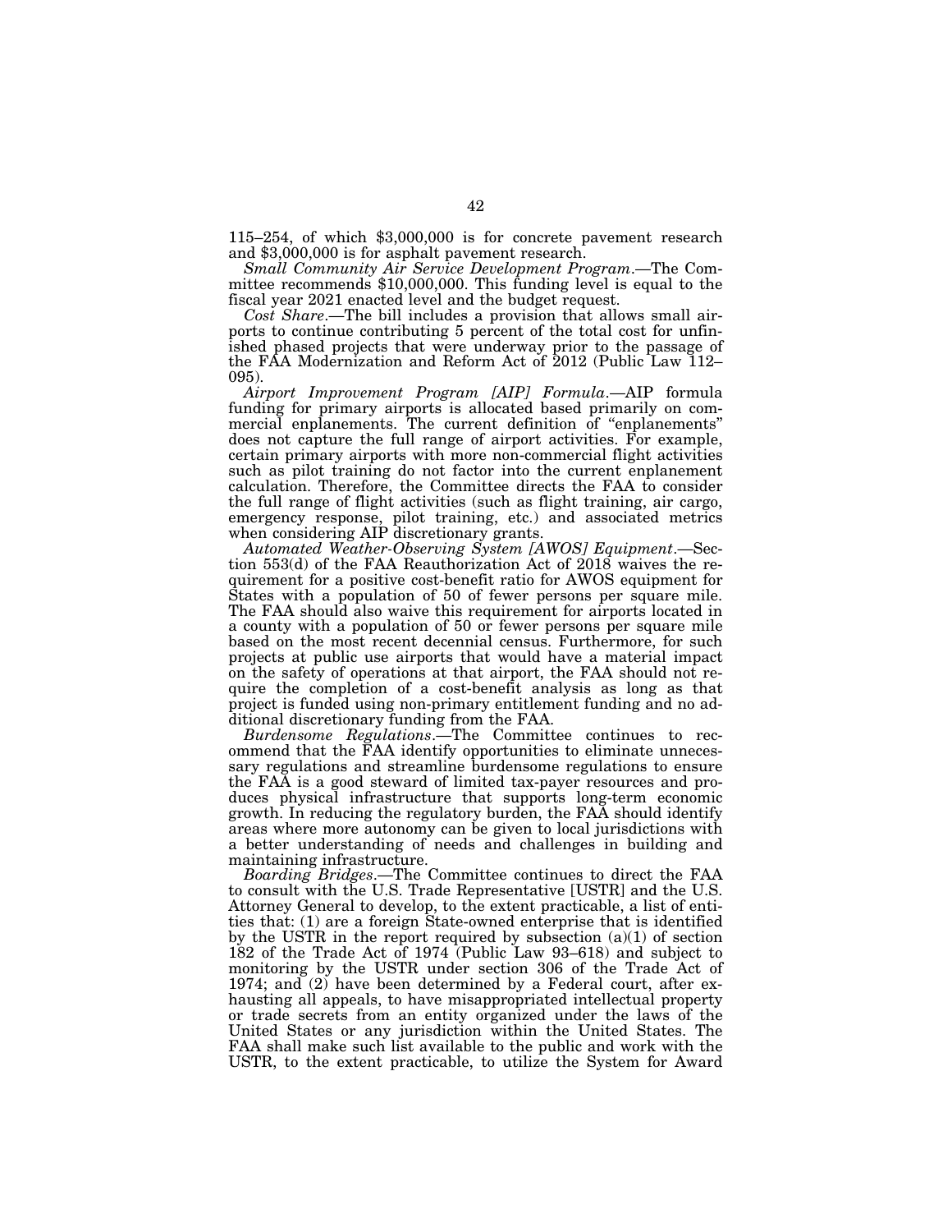115–254, of which $3,000,000 is for concrete pavement research and $3,000,000 is for asphalt pavement research.

*Small Community Air Service Development Program*.—The Committee recommends $10,000,000. This funding level is equal to the fiscal year 2021 enacted level and the budget request.

*Cost Share*.—The bill includes a provision that allows small airports to continue contributing 5 percent of the total cost for unfinished phased projects that were underway prior to the passage of the FAA Modernization and Reform Act of 2012 (Public Law 112–095).

*Airport Improvement Program [AIP] Formula*.—AIP formula funding for primary airports is allocated based primarily on commercial enplanements. The current definition of "enplanements" does not capture the full range of airport activities. For example, certain primary airports with more non-commercial flight activities such as pilot training do not factor into the current enplanement calculation. Therefore, the Committee directs the FAA to consider the full range of flight activities (such as flight training, air cargo, emergency response, pilot training, etc.) and associated metrics when considering AIP discretionary grants.

*Automated Weather-Observing System [AWOS] Equipment*.—Section 553(d) of the FAA Reauthorization Act of 2018 waives the requirement for a positive cost-benefit ratio for AWOS equipment for States with a population of 50 of fewer persons per square mile. The FAA should also waive this requirement for airports located in a county with a population of 50 or fewer persons per square mile based on the most recent decennial census. Furthermore, for such projects at public use airports that would have a material impact on the safety of operations at that airport, the FAA should not require the completion of a cost-benefit analysis as long as that project is funded using non-primary entitlement funding and no additional discretionary funding from the FAA.

*Burdensome Regulations*.—The Committee continues to recommend that the FAA identify opportunities to eliminate unnecessary regulations and streamline burdensome regulations to ensure the FAA is a good steward of limited tax-payer resources and produces physical infrastructure that supports long-term economic growth. In reducing the regulatory burden, the FAA should identify areas where more autonomy can be given to local jurisdictions with a better understanding of needs and challenges in building and maintaining infrastructure.

*Boarding Bridges*.—The Committee continues to direct the FAA to consult with the U.S. Trade Representative [USTR] and the U.S. Attorney General to develop, to the extent practicable, a list of entities that: (1) are a foreign State-owned enterprise that is identified by the USTR in the report required by subsection (a)(1) of section 182 of the Trade Act of 1974 (Public Law 93–618) and subject to monitoring by the USTR under section 306 of the Trade Act of 1974; and (2) have been determined by a Federal court, after exhausting all appeals, to have misappropriated intellectual property or trade secrets from an entity organized under the laws of the United States or any jurisdiction within the United States. The FAA shall make such list available to the public and work with the USTR, to the extent practicable, to utilize the System for Award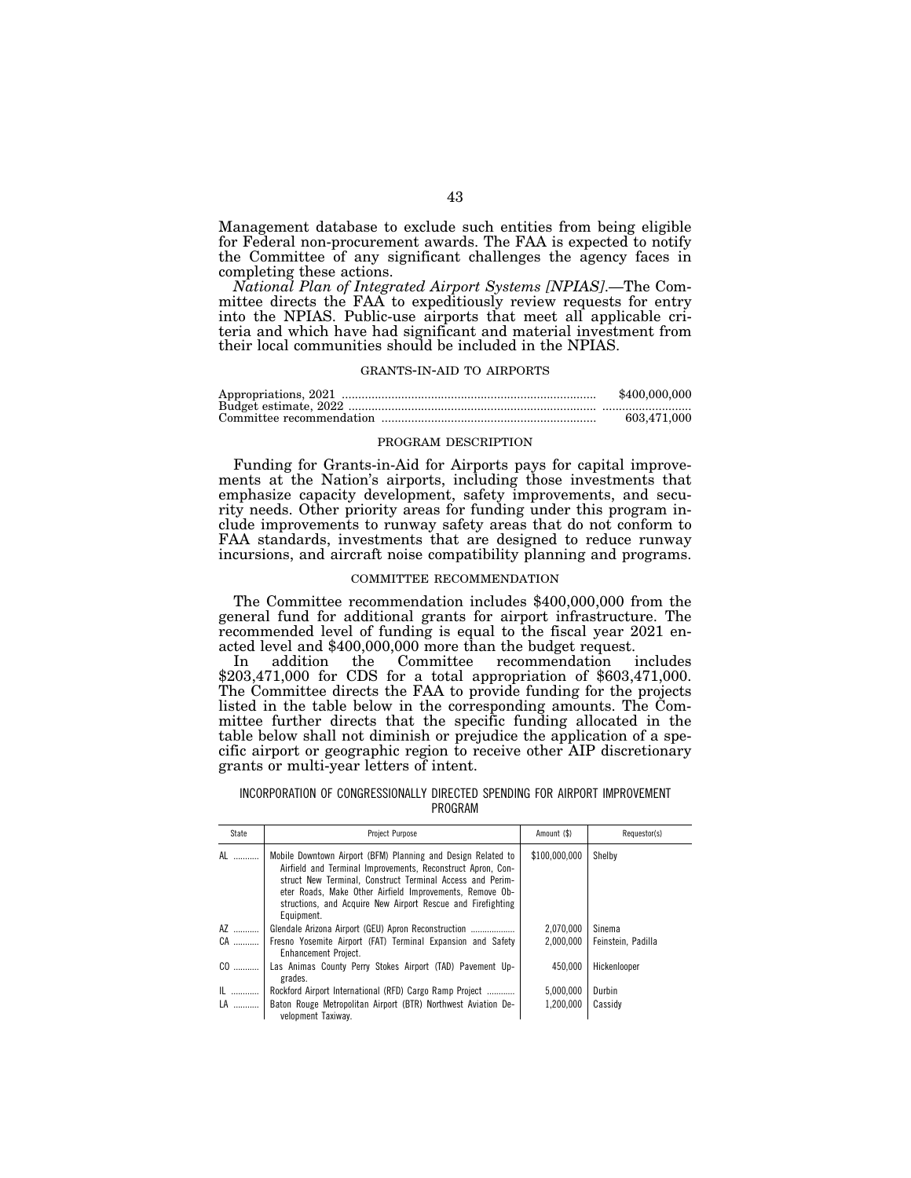Management database to exclude such entities from being eligible for Federal non-procurement awards. The FAA is expected to notify the Committee of any significant challenges the agency faces in completing these actions.

*National Plan of Integrated Airport Systems [NPIAS].*—The Committee directs the FAA to expeditiously review requests for entry into the NPIAS. Public-use airports that meet all applicable criteria and which have had significant and material investment from their local communities should be included in the NPIAS.

GRANTS-IN-AID TO AIRPORTS

| | |
|---|---|
| Appropriations, 2021 | $400,000,000 |
| Budget estimate, 2022 | ............................ |
| Committee recommendation | 603,471,000 |

PROGRAM DESCRIPTION

Funding for Grants-in-Aid for Airports pays for capital improvements at the Nation's airports, including those investments that emphasize capacity development, safety improvements, and security needs. Other priority areas for funding under this program include improvements to runway safety areas that do not conform to FAA standards, investments that are designed to reduce runway incursions, and aircraft noise compatibility planning and programs.

COMMITTEE RECOMMENDATION

The Committee recommendation includes $400,000,000 from the general fund for additional grants for airport infrastructure. The recommended level of funding is equal to the fiscal year 2021 enacted level and $400,000,000 more than the budget request.

In addition the Committee recommendation includes $203,471,000 for CDS for a total appropriation of $603,471,000. The Committee directs the FAA to provide funding for the projects listed in the table below in the corresponding amounts. The Committee further directs that the specific funding allocated in the table below shall not diminish or prejudice the application of a specific airport or geographic region to receive other AIP discretionary grants or multi-year letters of intent.

INCORPORATION OF CONGRESSIONALLY DIRECTED SPENDING FOR AIRPORT IMPROVEMENT PROGRAM

| State | Project Purpose | Amount ($) | Requestor(s) |
|---|---|---|---|
| AL | Mobile Downtown Airport (BFM) Planning and Design Related to Airfield and Terminal Improvements, Reconstruct Apron, Construct New Terminal, Construct Terminal Access and Perimeter Roads, Make Other Airfield Improvements, Remove Obstructions, and Acquire New Airport Rescue and Firefighting Equipment. | $100,000,000 | Shelby |
| AZ | Glendale Arizona Airport (GEU) Apron Reconstruction | 2,070,000 | Sinema |
| CA | Fresno Yosemite Airport (FAT) Terminal Expansion and Safety Enhancement Project. | 2,000,000 | Feinstein, Padilla |
| CO | Las Animas County Perry Stokes Airport (TAD) Pavement Upgrades. | 450,000 | Hickenlooper |
| IL | Rockford Airport International (RFD) Cargo Ramp Project | 5,000,000 | Durbin |
| LA | Baton Rouge Metropolitan Airport (BTR) Northwest Aviation Development Taxiway. | 1,200,000 | Cassidy |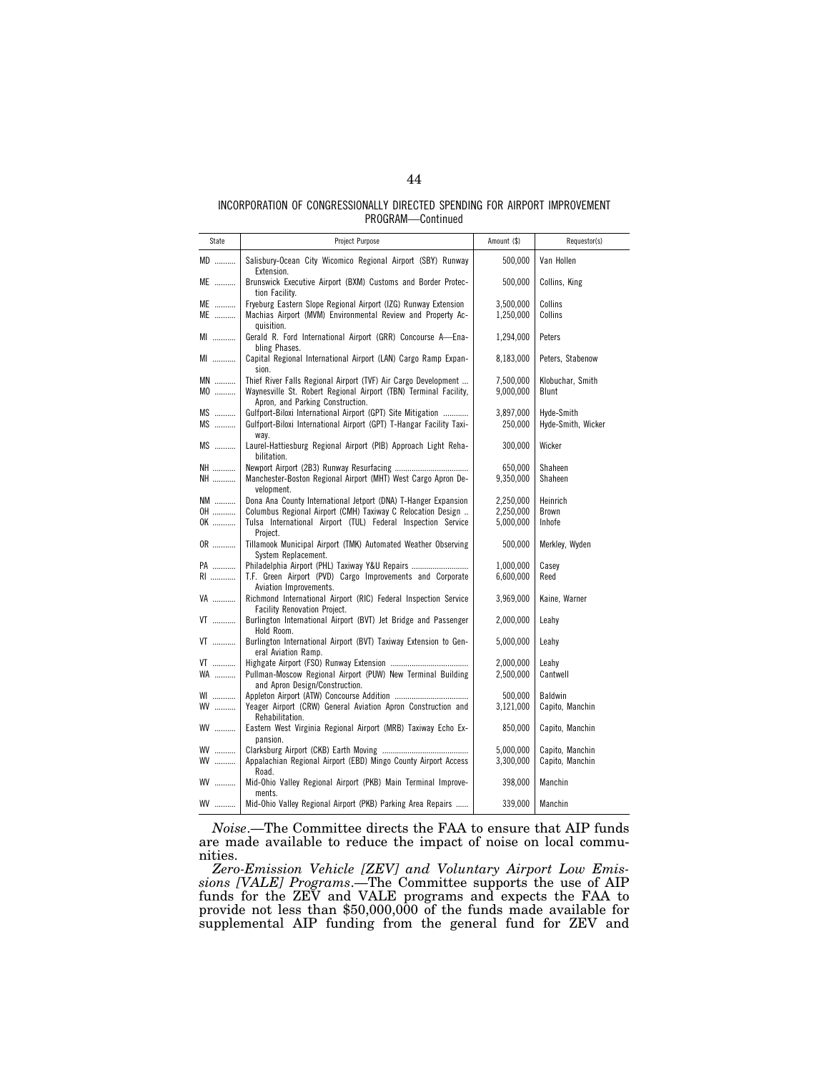INCORPORATION OF CONGRESSIONALLY DIRECTED SPENDING FOR AIRPORT IMPROVEMENT PROGRAM—Continued

| State | Project Purpose | Amount ($) | Requestor(s) |
|---|---|---|---|
| MD | Salisbury-Ocean City Wicomico Regional Airport (SBY) Runway Extension. | 500,000 | Van Hollen |
| ME | Brunswick Executive Airport (BXM) Customs and Border Protection Facility. | 500,000 | Collins, King |
| ME | Fryeburg Eastern Slope Regional Airport (IZG) Runway Extension | 3,500,000 | Collins |
| ME | Machias Airport (MVM) Environmental Review and Property Acquisition. | 1,250,000 | Collins |
| MI | Gerald R. Ford International Airport (GRR) Concourse A—Enabling Phases. | 1,294,000 | Peters |
| MI | Capital Regional International Airport (LAN) Cargo Ramp Expansion. | 8,183,000 | Peters, Stabenow |
| MN | Thief River Falls Regional Airport (TVF) Air Cargo Development | 7,500,000 | Klobuchar, Smith |
| MO | Waynesville St. Robert Regional Airport (TBN) Terminal Facility, Apron, and Parking Construction. | 9,000,000 | Blunt |
| MS | Gulfport-Biloxi International Airport (GPT) Site Mitigation | 3,897,000 | Hyde-Smith |
| MS | Gulfport-Biloxi International Airport (GPT) T-Hangar Facility Taxiway. | 250,000 | Hyde-Smith, Wicker |
| MS | Laurel-Hattiesburg Regional Airport (PIB) Approach Light Rehabilitation. | 300,000 | Wicker |
| NH | Newport Airport (2B3) Runway Resurfacing | 650,000 | Shaheen |
| NH | Manchester-Boston Regional Airport (MHT) West Cargo Apron Development. | 9,350,000 | Shaheen |
| NM | Dona Ana County International Jetport (DNA) T-Hanger Expansion | 2,250,000 | Heinrich |
| OH | Columbus Regional Airport (CMH) Taxiway C Relocation Design | 2,250,000 | Brown |
| OK | Tulsa International Airport (TUL) Federal Inspection Service Project. | 5,000,000 | Inhofe |
| OR | Tillamook Municipal Airport (TMK) Automated Weather Observing System Replacement. | 500,000 | Merkley, Wyden |
| PA | Philadelphia Airport (PHL) Taxiway Y&U Repairs | 1,000,000 | Casey |
| RI | T.F. Green Airport (PVD) Cargo Improvements and Corporate Aviation Improvements. | 6,600,000 | Reed |
| VA | Richmond International Airport (RIC) Federal Inspection Service Facility Renovation Project. | 3,969,000 | Kaine, Warner |
| VT | Burlington International Airport (BVT) Jet Bridge and Passenger Hold Room. | 2,000,000 | Leahy |
| VT | Burlington International Airport (BVT) Taxiway Extension to General Aviation Ramp. | 5,000,000 | Leahy |
| VT | Highgate Airport (FSO) Runway Extension | 2,000,000 | Leahy |
| WA | Pullman-Moscow Regional Airport (PUW) New Terminal Building and Apron Design/Construction. | 2,500,000 | Cantwell |
| WI | Appleton Airport (ATW) Concourse Addition | 500,000 | Baldwin |
| WV | Yeager Airport (CRW) General Aviation Apron Construction and Rehabilitation. | 3,121,000 | Capito, Manchin |
| WV | Eastern West Virginia Regional Airport (MRB) Taxiway Echo Expansion. | 850,000 | Capito, Manchin |
| WV | Clarksburg Airport (CKB) Earth Moving | 5,000,000 | Capito, Manchin |
| WV | Appalachian Regional Airport (EBD) Mingo County Airport Access Road. | 3,300,000 | Capito, Manchin |
| WV | Mid-Ohio Valley Regional Airport (PKB) Main Terminal Improvements. | 398,000 | Manchin |
| WV | Mid-Ohio Valley Regional Airport (PKB) Parking Area Repairs | 339,000 | Manchin |

*Noise*.—The Committee directs the FAA to ensure that AIP funds are made available to reduce the impact of noise on local communities.

*Zero-Emission Vehicle [ZEV] and Voluntary Airport Low Emissions [VALE] Programs*.—The Committee supports the use of AIP funds for the ZEV and VALE programs and expects the FAA to provide not less than $50,000,000 of the funds made available for supplemental AIP funding from the general fund for ZEV and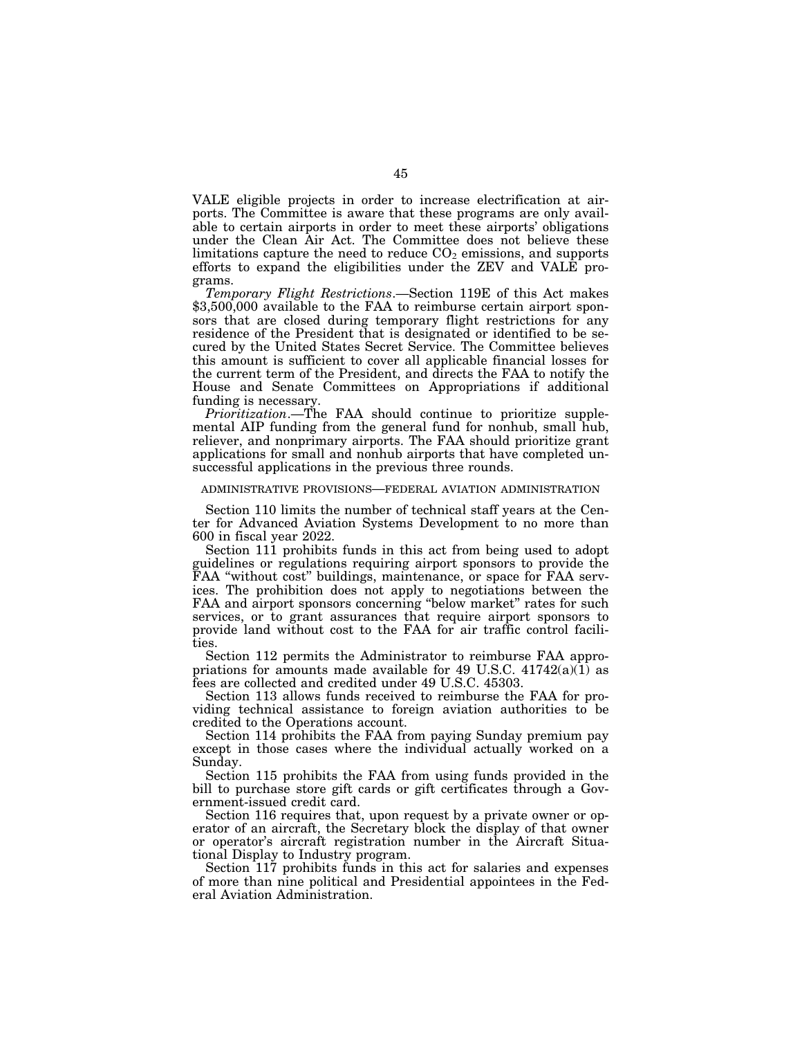VALE eligible projects in order to increase electrification at airports. The Committee is aware that these programs are only available to certain airports in order to meet these airports' obligations under the Clean Air Act. The Committee does not believe these limitations capture the need to reduce $CO_2$ emissions, and supports efforts to expand the eligibilities under the ZEV and VALE programs.

*Temporary Flight Restrictions*.—Section 119E of this Act makes $3,500,000 available to the FAA to reimburse certain airport sponsors that are closed during temporary flight restrictions for any residence of the President that is designated or identified to be secured by the United States Secret Service. The Committee believes this amount is sufficient to cover all applicable financial losses for the current term of the President, and directs the FAA to notify the House and Senate Committees on Appropriations if additional funding is necessary.

*Prioritization*.—The FAA should continue to prioritize supplemental AIP funding from the general fund for nonhub, small hub, reliever, and nonprimary airports. The FAA should prioritize grant applications for small and nonhub airports that have completed unsuccessful applications in the previous three rounds.

ADMINISTRATIVE PROVISIONS—FEDERAL AVIATION ADMINISTRATION

Section 110 limits the number of technical staff years at the Center for Advanced Aviation Systems Development to no more than 600 in fiscal year 2022.

Section 111 prohibits funds in this act from being used to adopt guidelines or regulations requiring airport sponsors to provide the FAA "without cost" buildings, maintenance, or space for FAA services. The prohibition does not apply to negotiations between the FAA and airport sponsors concerning "below market" rates for such services, or to grant assurances that require airport sponsors to provide land without cost to the FAA for air traffic control facilities.

Section 112 permits the Administrator to reimburse FAA appropriations for amounts made available for 49 U.S.C. 41742(a)(1) as fees are collected and credited under 49 U.S.C. 45303.

Section 113 allows funds received to reimburse the FAA for providing technical assistance to foreign aviation authorities to be credited to the Operations account.

Section 114 prohibits the FAA from paying Sunday premium pay except in those cases where the individual actually worked on a Sunday.

Section 115 prohibits the FAA from using funds provided in the bill to purchase store gift cards or gift certificates through a Government-issued credit card.

Section 116 requires that, upon request by a private owner or operator of an aircraft, the Secretary block the display of that owner or operator's aircraft registration number in the Aircraft Situational Display to Industry program.

Section 117 prohibits funds in this act for salaries and expenses of more than nine political and Presidential appointees in the Federal Aviation Administration.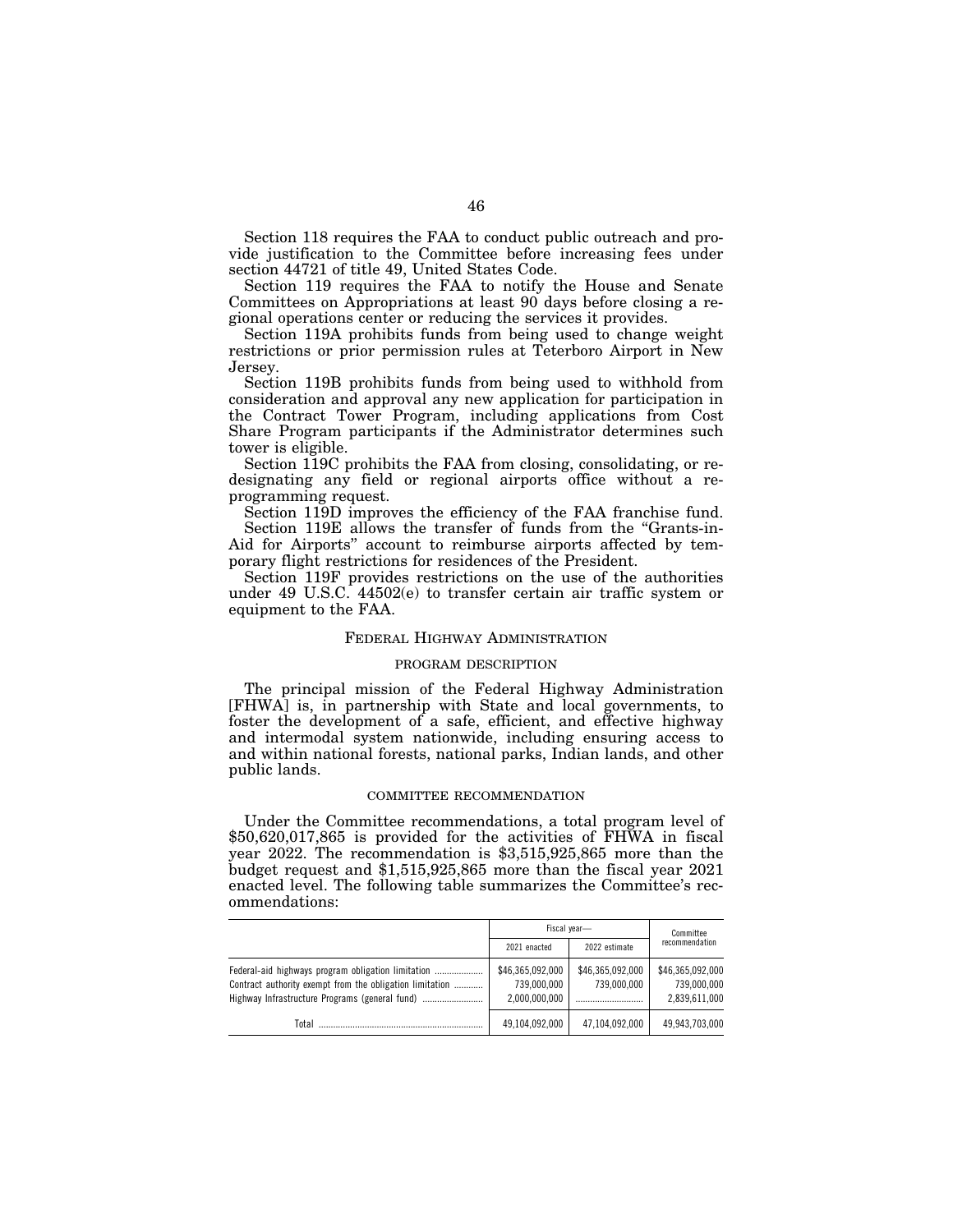Section 118 requires the FAA to conduct public outreach and provide justification to the Committee before increasing fees under section 44721 of title 49, United States Code.

Section 119 requires the FAA to notify the House and Senate Committees on Appropriations at least 90 days before closing a regional operations center or reducing the services it provides.

Section 119A prohibits funds from being used to change weight restrictions or prior permission rules at Teterboro Airport in New Jersey.

Section 119B prohibits funds from being used to withhold from consideration and approval any new application for participation in the Contract Tower Program, including applications from Cost Share Program participants if the Administrator determines such tower is eligible.

Section 119C prohibits the FAA from closing, consolidating, or redesignating any field or regional airports office without a reprogramming request.

Section 119D improves the efficiency of the FAA franchise fund.

Section 119E allows the transfer of funds from the "Grants-in-Aid for Airports" account to reimburse airports affected by temporary flight restrictions for residences of the President.

Section 119F provides restrictions on the use of the authorities under 49 U.S.C. 44502(e) to transfer certain air traffic system or equipment to the FAA.

## FEDERAL HIGHWAY ADMINISTRATION

### PROGRAM DESCRIPTION

The principal mission of the Federal Highway Administration [FHWA] is, in partnership with State and local governments, to foster the development of a safe, efficient, and effective highway and intermodal system nationwide, including ensuring access to and within national forests, national parks, Indian lands, and other public lands.

### COMMITTEE RECOMMENDATION

Under the Committee recommendations, a total program level of $50,620,017,865 is provided for the activities of FHWA in fiscal year 2022. The recommendation is $3,515,925,865 more than the budget request and $1,515,925,865 more than the fiscal year 2021 enacted level. The following table summarizes the Committee's recommendations:

| | Fiscal year— | | Committee recommendation |
|---|---|---|---|
| | 2021 enacted | 2022 estimate | |
| Federal-aid highways program obligation limitation | $46,365,092,000 | $46,365,092,000 | $46,365,092,000 |
| Contract authority exempt from the obligation limitation | 739,000,000 | 739,000,000 | 739,000,000 |
| Highway Infrastructure Programs (general fund) | 2,000,000,000 | | 2,839,611,000 |
| Total | 49,104,092,000 | 47,104,092,000 | 49,943,703,000 |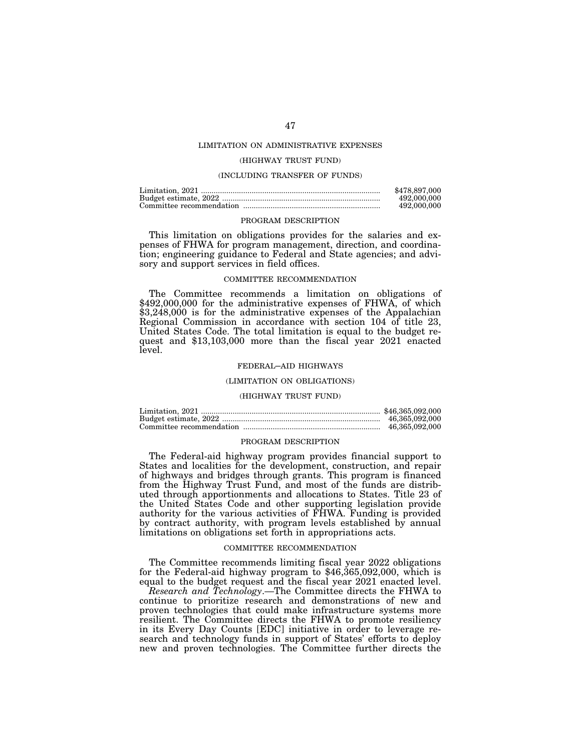## LIMITATION ON ADMINISTRATIVE EXPENSES

### (HIGHWAY TRUST FUND)

### (INCLUDING TRANSFER OF FUNDS)

| | |
|---|---|
| Limitation, 2021 | $478,897,000 |
| Budget estimate, 2022 | 492,000,000 |
| Committee recommendation | 492,000,000 |

### PROGRAM DESCRIPTION

This limitation on obligations provides for the salaries and expenses of FHWA for program management, direction, and coordination; engineering guidance to Federal and State agencies; and advisory and support services in field offices.

### COMMITTEE RECOMMENDATION

The Committee recommends a limitation on obligations of $492,000,000 for the administrative expenses of FHWA, of which $3,248,000 is for the administrative expenses of the Appalachian Regional Commission in accordance with section 104 of title 23, United States Code. The total limitation is equal to the budget request and $13,103,000 more than the fiscal year 2021 enacted level.

## FEDERAL–AID HIGHWAYS

### (LIMITATION ON OBLIGATIONS)

### (HIGHWAY TRUST FUND)

| | |
|---|---|
| Limitation, 2021 | $46,365,092,000 |
| Budget estimate, 2022 | 46,365,092,000 |
| Committee recommendation | 46,365,092,000 |

### PROGRAM DESCRIPTION

The Federal-aid highway program provides financial support to States and localities for the development, construction, and repair of highways and bridges through grants. This program is financed from the Highway Trust Fund, and most of the funds are distributed through apportionments and allocations to States. Title 23 of the United States Code and other supporting legislation provide authority for the various activities of FHWA. Funding is provided by contract authority, with program levels established by annual limitations on obligations set forth in appropriations acts.

### COMMITTEE RECOMMENDATION

The Committee recommends limiting fiscal year 2022 obligations for the Federal-aid highway program to $46,365,092,000, which is equal to the budget request and the fiscal year 2021 enacted level.

*Research and Technology*.—The Committee directs the FHWA to continue to prioritize research and demonstrations of new and proven technologies that could make infrastructure systems more resilient. The Committee directs the FHWA to promote resiliency in its Every Day Counts [EDC] initiative in order to leverage research and technology funds in support of States' efforts to deploy new and proven technologies. The Committee further directs the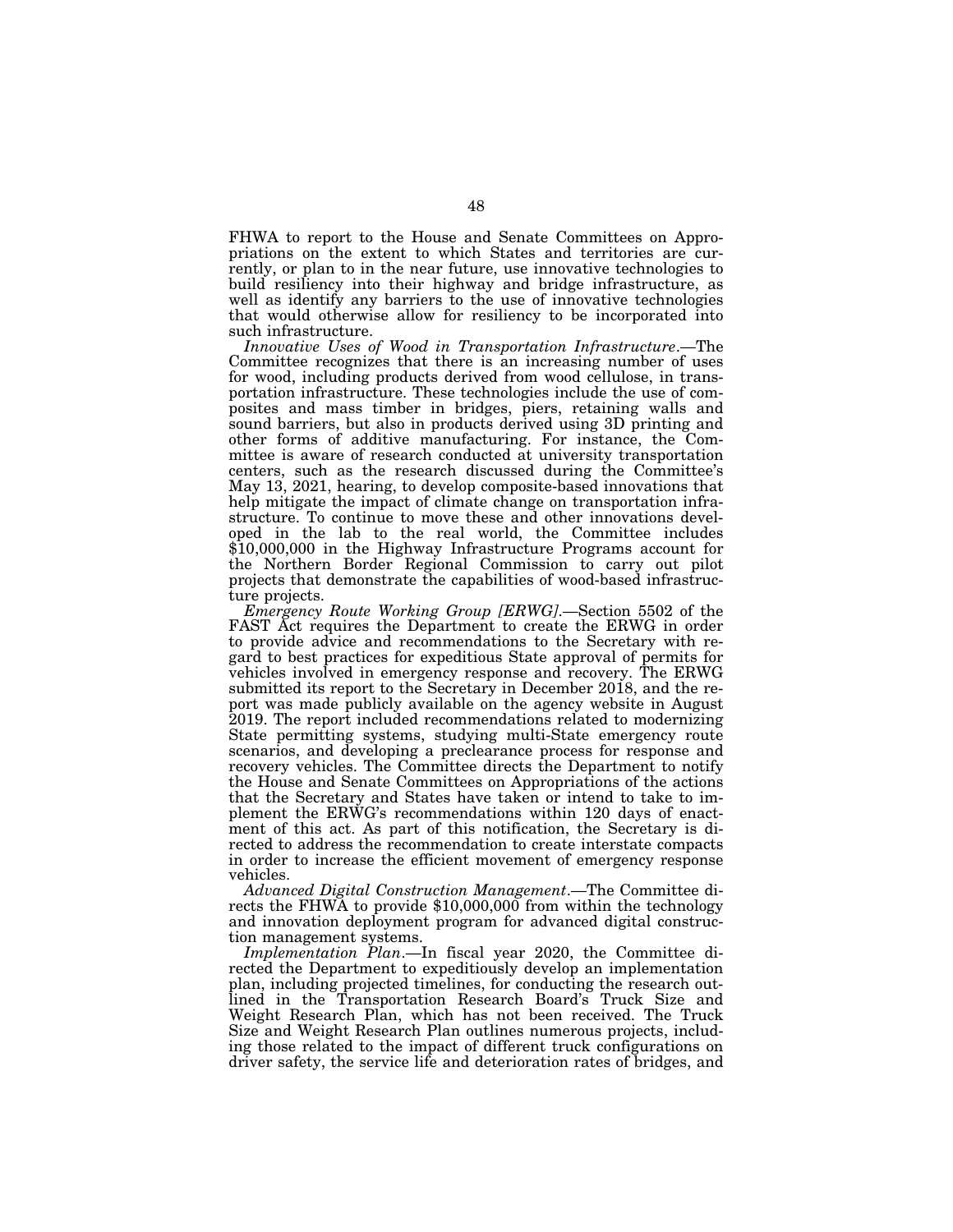FHWA to report to the House and Senate Committees on Appropriations on the extent to which States and territories are currently, or plan to in the near future, use innovative technologies to build resiliency into their highway and bridge infrastructure, as well as identify any barriers to the use of innovative technologies that would otherwise allow for resiliency to be incorporated into such infrastructure.

*Innovative Uses of Wood in Transportation Infrastructure*.—The Committee recognizes that there is an increasing number of uses for wood, including products derived from wood cellulose, in transportation infrastructure. These technologies include the use of composites and mass timber in bridges, piers, retaining walls and sound barriers, but also in products derived using 3D printing and other forms of additive manufacturing. For instance, the Committee is aware of research conducted at university transportation centers, such as the research discussed during the Committee's May 13, 2021, hearing, to develop composite-based innovations that help mitigate the impact of climate change on transportation infrastructure. To continue to move these and other innovations developed in the lab to the real world, the Committee includes $10,000,000 in the Highway Infrastructure Programs account for the Northern Border Regional Commission to carry out pilot projects that demonstrate the capabilities of wood-based infrastructure projects.

*Emergency Route Working Group [ERWG]*.—Section 5502 of the FAST Act requires the Department to create the ERWG in order to provide advice and recommendations to the Secretary with regard to best practices for expeditious State approval of permits for vehicles involved in emergency response and recovery. The ERWG submitted its report to the Secretary in December 2018, and the report was made publicly available on the agency website in August 2019. The report included recommendations related to modernizing State permitting systems, studying multi-State emergency route scenarios, and developing a preclearance process for response and recovery vehicles. The Committee directs the Department to notify the House and Senate Committees on Appropriations of the actions that the Secretary and States have taken or intend to take to implement the ERWG's recommendations within 120 days of enactment of this act. As part of this notification, the Secretary is directed to address the recommendation to create interstate compacts in order to increase the efficient movement of emergency response vehicles.

*Advanced Digital Construction Management*.—The Committee directs the FHWA to provide $10,000,000 from within the technology and innovation deployment program for advanced digital construction management systems.

*Implementation Plan*.—In fiscal year 2020, the Committee directed the Department to expeditiously develop an implementation plan, including projected timelines, for conducting the research outlined in the Transportation Research Board's Truck Size and Weight Research Plan, which has not been received. The Truck Size and Weight Research Plan outlines numerous projects, including those related to the impact of different truck configurations on driver safety, the service life and deterioration rates of bridges, and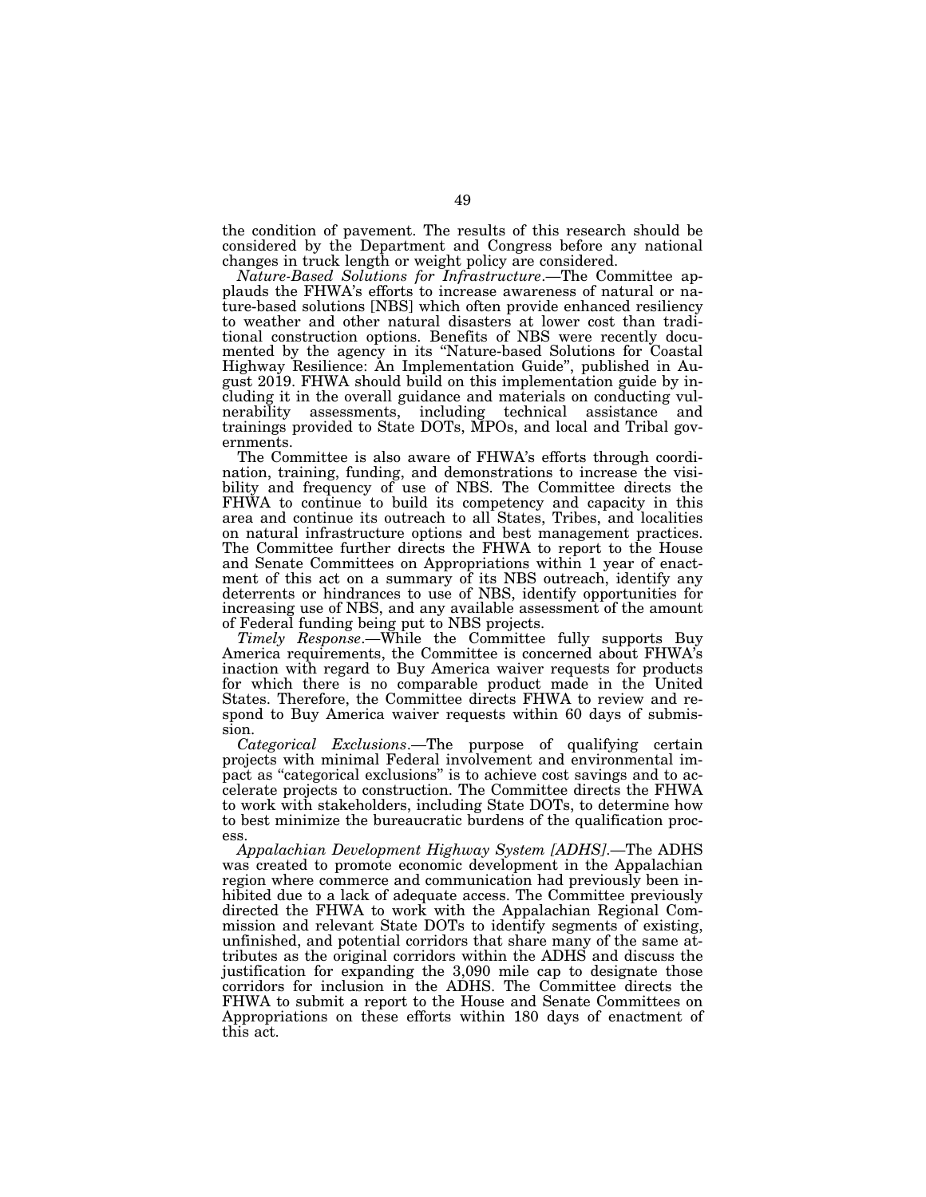the condition of pavement. The results of this research should be considered by the Department and Congress before any national changes in truck length or weight policy are considered.

*Nature-Based Solutions for Infrastructure*.—The Committee applauds the FHWA's efforts to increase awareness of natural or nature-based solutions [NBS] which often provide enhanced resiliency to weather and other natural disasters at lower cost than traditional construction options. Benefits of NBS were recently documented by the agency in its "Nature-based Solutions for Coastal Highway Resilience: An Implementation Guide", published in August 2019. FHWA should build on this implementation guide by including it in the overall guidance and materials on conducting vulnerability assessments, including technical assistance and trainings provided to State DOTs, MPOs, and local and Tribal governments.

The Committee is also aware of FHWA's efforts through coordination, training, funding, and demonstrations to increase the visibility and frequency of use of NBS. The Committee directs the FHWA to continue to build its competency and capacity in this area and continue its outreach to all States, Tribes, and localities on natural infrastructure options and best management practices. The Committee further directs the FHWA to report to the House and Senate Committees on Appropriations within 1 year of enactment of this act on a summary of its NBS outreach, identify any deterrents or hindrances to use of NBS, identify opportunities for increasing use of NBS, and any available assessment of the amount of Federal funding being put to NBS projects.

*Timely Response*.—While the Committee fully supports Buy America requirements, the Committee is concerned about FHWA's inaction with regard to Buy America waiver requests for products for which there is no comparable product made in the United States. Therefore, the Committee directs FHWA to review and respond to Buy America waiver requests within 60 days of submission.

*Categorical Exclusions*.—The purpose of qualifying certain projects with minimal Federal involvement and environmental impact as "categorical exclusions" is to achieve cost savings and to accelerate projects to construction. The Committee directs the FHWA to work with stakeholders, including State DOTs, to determine how to best minimize the bureaucratic burdens of the qualification process.

*Appalachian Development Highway System [ADHS]*.—The ADHS was created to promote economic development in the Appalachian region where commerce and communication had previously been inhibited due to a lack of adequate access. The Committee previously directed the FHWA to work with the Appalachian Regional Commission and relevant State DOTs to identify segments of existing, unfinished, and potential corridors that share many of the same attributes as the original corridors within the ADHS and discuss the justification for expanding the 3,090 mile cap to designate those corridors for inclusion in the ADHS. The Committee directs the FHWA to submit a report to the House and Senate Committees on Appropriations on these efforts within 180 days of enactment of this act.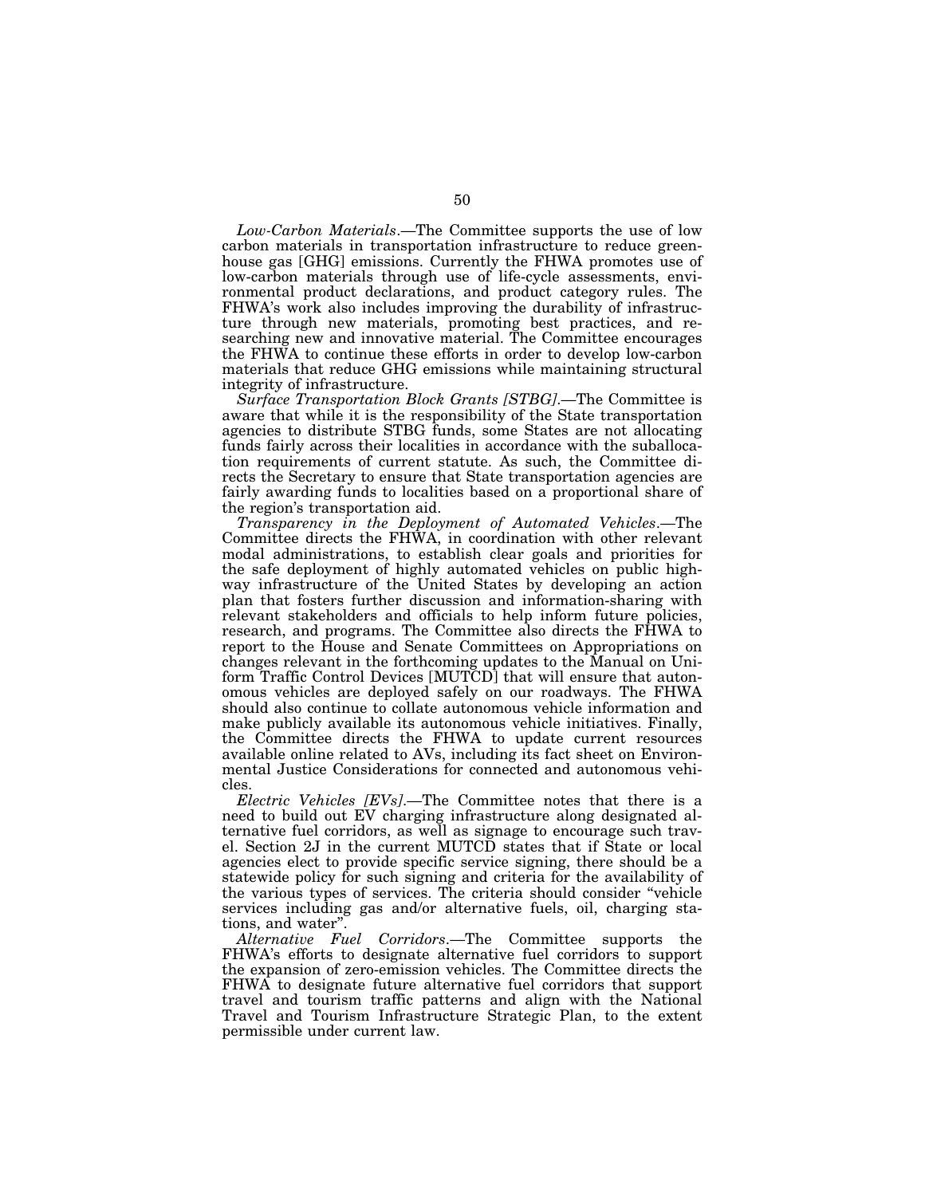*Low-Carbon Materials*.—The Committee supports the use of low carbon materials in transportation infrastructure to reduce greenhouse gas [GHG] emissions. Currently the FHWA promotes use of low-carbon materials through use of life-cycle assessments, environmental product declarations, and product category rules. The FHWA's work also includes improving the durability of infrastructure through new materials, promoting best practices, and researching new and innovative material. The Committee encourages the FHWA to continue these efforts in order to develop low-carbon materials that reduce GHG emissions while maintaining structural integrity of infrastructure.

*Surface Transportation Block Grants [STBG]*.—The Committee is aware that while it is the responsibility of the State transportation agencies to distribute STBG funds, some States are not allocating funds fairly across their localities in accordance with the suballocation requirements of current statute. As such, the Committee directs the Secretary to ensure that State transportation agencies are fairly awarding funds to localities based on a proportional share of the region's transportation aid.

*Transparency in the Deployment of Automated Vehicles*.—The Committee directs the FHWA, in coordination with other relevant modal administrations, to establish clear goals and priorities for the safe deployment of highly automated vehicles on public highway infrastructure of the United States by developing an action plan that fosters further discussion and information-sharing with relevant stakeholders and officials to help inform future policies, research, and programs. The Committee also directs the FHWA to report to the House and Senate Committees on Appropriations on changes relevant in the forthcoming updates to the Manual on Uniform Traffic Control Devices [MUTCD] that will ensure that autonomous vehicles are deployed safely on our roadways. The FHWA should also continue to collate autonomous vehicle information and make publicly available its autonomous vehicle initiatives. Finally, the Committee directs the FHWA to update current resources available online related to AVs, including its fact sheet on Environmental Justice Considerations for connected and autonomous vehicles.

*Electric Vehicles [EVs]*.—The Committee notes that there is a need to build out EV charging infrastructure along designated alternative fuel corridors, as well as signage to encourage such travel. Section 2J in the current MUTCD states that if State or local agencies elect to provide specific service signing, there should be a statewide policy for such signing and criteria for the availability of the various types of services. The criteria should consider "vehicle services including gas and/or alternative fuels, oil, charging stations, and water".

*Alternative Fuel Corridors*.—The Committee supports the FHWA's efforts to designate alternative fuel corridors to support the expansion of zero-emission vehicles. The Committee directs the FHWA to designate future alternative fuel corridors that support travel and tourism traffic patterns and align with the National Travel and Tourism Infrastructure Strategic Plan, to the extent permissible under current law.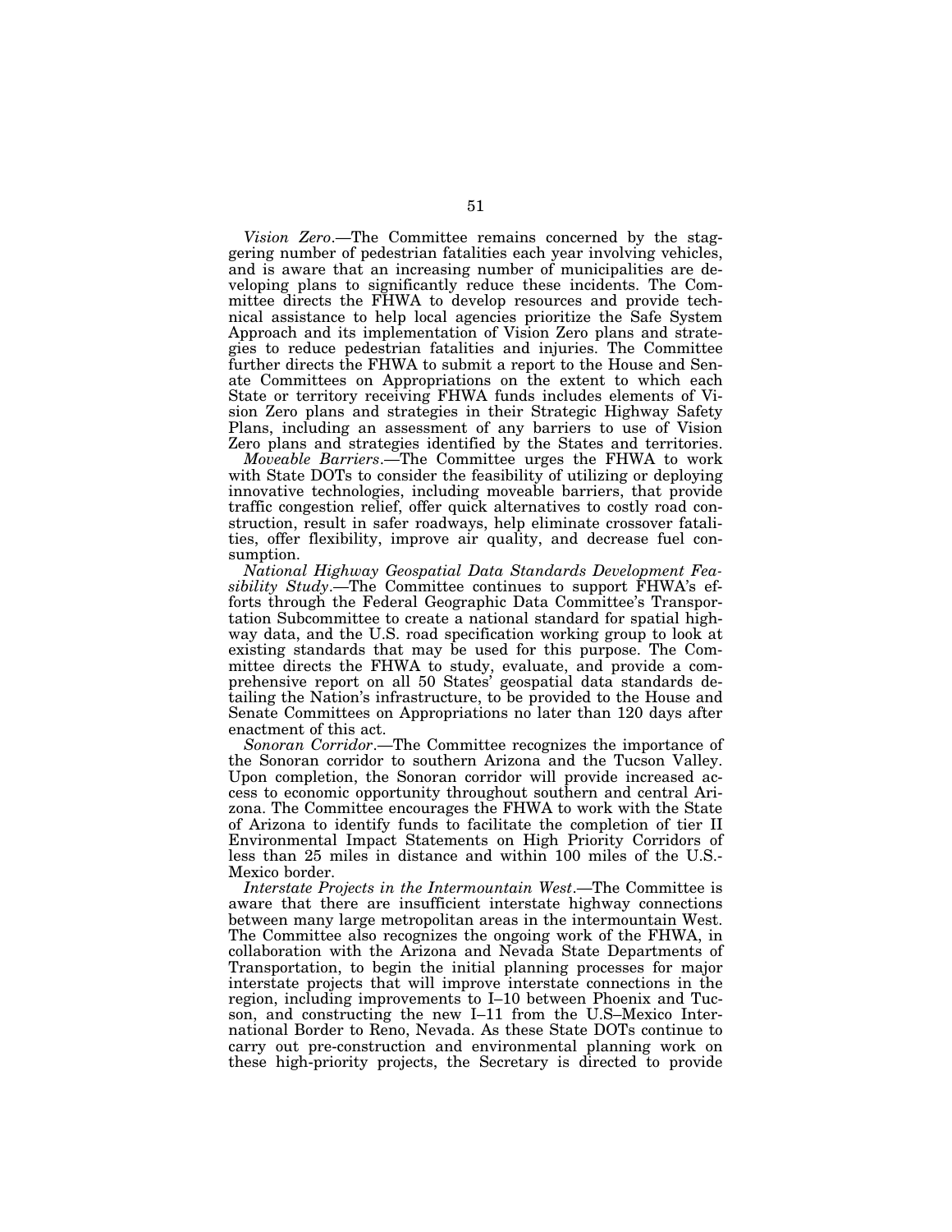*Vision Zero*.—The Committee remains concerned by the staggering number of pedestrian fatalities each year involving vehicles, and is aware that an increasing number of municipalities are developing plans to significantly reduce these incidents. The Committee directs the FHWA to develop resources and provide technical assistance to help local agencies prioritize the Safe System Approach and its implementation of Vision Zero plans and strategies to reduce pedestrian fatalities and injuries. The Committee further directs the FHWA to submit a report to the House and Senate Committees on Appropriations on the extent to which each State or territory receiving FHWA funds includes elements of Vision Zero plans and strategies in their Strategic Highway Safety Plans, including an assessment of any barriers to use of Vision Zero plans and strategies identified by the States and territories.

*Moveable Barriers*.—The Committee urges the FHWA to work with State DOTs to consider the feasibility of utilizing or deploying innovative technologies, including moveable barriers, that provide traffic congestion relief, offer quick alternatives to costly road construction, result in safer roadways, help eliminate crossover fatalities, offer flexibility, improve air quality, and decrease fuel consumption.

*National Highway Geospatial Data Standards Development Feasibility Study*.—The Committee continues to support FHWA's efforts through the Federal Geographic Data Committee's Transportation Subcommittee to create a national standard for spatial highway data, and the U.S. road specification working group to look at existing standards that may be used for this purpose. The Committee directs the FHWA to study, evaluate, and provide a comprehensive report on all 50 States' geospatial data standards detailing the Nation's infrastructure, to be provided to the House and Senate Committees on Appropriations no later than 120 days after enactment of this act.

*Sonoran Corridor*.—The Committee recognizes the importance of the Sonoran corridor to southern Arizona and the Tucson Valley. Upon completion, the Sonoran corridor will provide increased access to economic opportunity throughout southern and central Arizona. The Committee encourages the FHWA to work with the State of Arizona to identify funds to facilitate the completion of tier II Environmental Impact Statements on High Priority Corridors of less than 25 miles in distance and within 100 miles of the U.S.-Mexico border.

*Interstate Projects in the Intermountain West*.—The Committee is aware that there are insufficient interstate highway connections between many large metropolitan areas in the intermountain West. The Committee also recognizes the ongoing work of the FHWA, in collaboration with the Arizona and Nevada State Departments of Transportation, to begin the initial planning processes for major interstate projects that will improve interstate connections in the region, including improvements to I–10 between Phoenix and Tucson, and constructing the new I–11 from the U.S–Mexico International Border to Reno, Nevada. As these State DOTs continue to carry out pre-construction and environmental planning work on these high-priority projects, the Secretary is directed to provide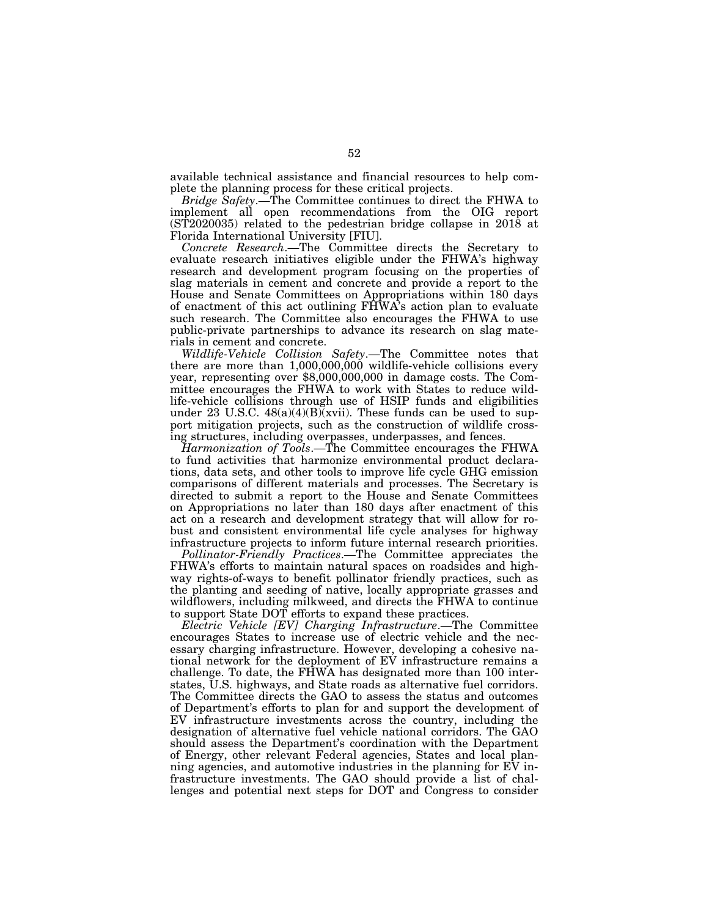available technical assistance and financial resources to help complete the planning process for these critical projects.

*Bridge Safety*.—The Committee continues to direct the FHWA to implement all open recommendations from the OIG report (ST2020035) related to the pedestrian bridge collapse in 2018 at Florida International University [FIU].

*Concrete Research*.—The Committee directs the Secretary to evaluate research initiatives eligible under the FHWA's highway research and development program focusing on the properties of slag materials in cement and concrete and provide a report to the House and Senate Committees on Appropriations within 180 days of enactment of this act outlining FHWA's action plan to evaluate such research. The Committee also encourages the FHWA to use public-private partnerships to advance its research on slag materials in cement and concrete.

*Wildlife-Vehicle Collision Safety*.—The Committee notes that there are more than 1,000,000,000 wildlife-vehicle collisions every year, representing over $8,000,000,000 in damage costs. The Committee encourages the FHWA to work with States to reduce wildlife-vehicle collisions through use of HSIP funds and eligibilities under 23 U.S.C. 48(a)(4)(B)(xvii). These funds can be used to support mitigation projects, such as the construction of wildlife crossing structures, including overpasses, underpasses, and fences.

*Harmonization of Tools*.—The Committee encourages the FHWA to fund activities that harmonize environmental product declarations, data sets, and other tools to improve life cycle GHG emission comparisons of different materials and processes. The Secretary is directed to submit a report to the House and Senate Committees on Appropriations no later than 180 days after enactment of this act on a research and development strategy that will allow for robust and consistent environmental life cycle analyses for highway infrastructure projects to inform future internal research priorities.

*Pollinator-Friendly Practices*.—The Committee appreciates the FHWA's efforts to maintain natural spaces on roadsides and highway rights-of-ways to benefit pollinator friendly practices, such as the planting and seeding of native, locally appropriate grasses and wildflowers, including milkweed, and directs the FHWA to continue to support State DOT efforts to expand these practices.

*Electric Vehicle [EV] Charging Infrastructure*.—The Committee encourages States to increase use of electric vehicle and the necessary charging infrastructure. However, developing a cohesive national network for the deployment of EV infrastructure remains a challenge. To date, the FHWA has designated more than 100 interstates, U.S. highways, and State roads as alternative fuel corridors. The Committee directs the GAO to assess the status and outcomes of Department's efforts to plan for and support the development of EV infrastructure investments across the country, including the designation of alternative fuel vehicle national corridors. The GAO should assess the Department's coordination with the Department of Energy, other relevant Federal agencies, States and local planning agencies, and automotive industries in the planning for EV infrastructure investments. The GAO should provide a list of challenges and potential next steps for DOT and Congress to consider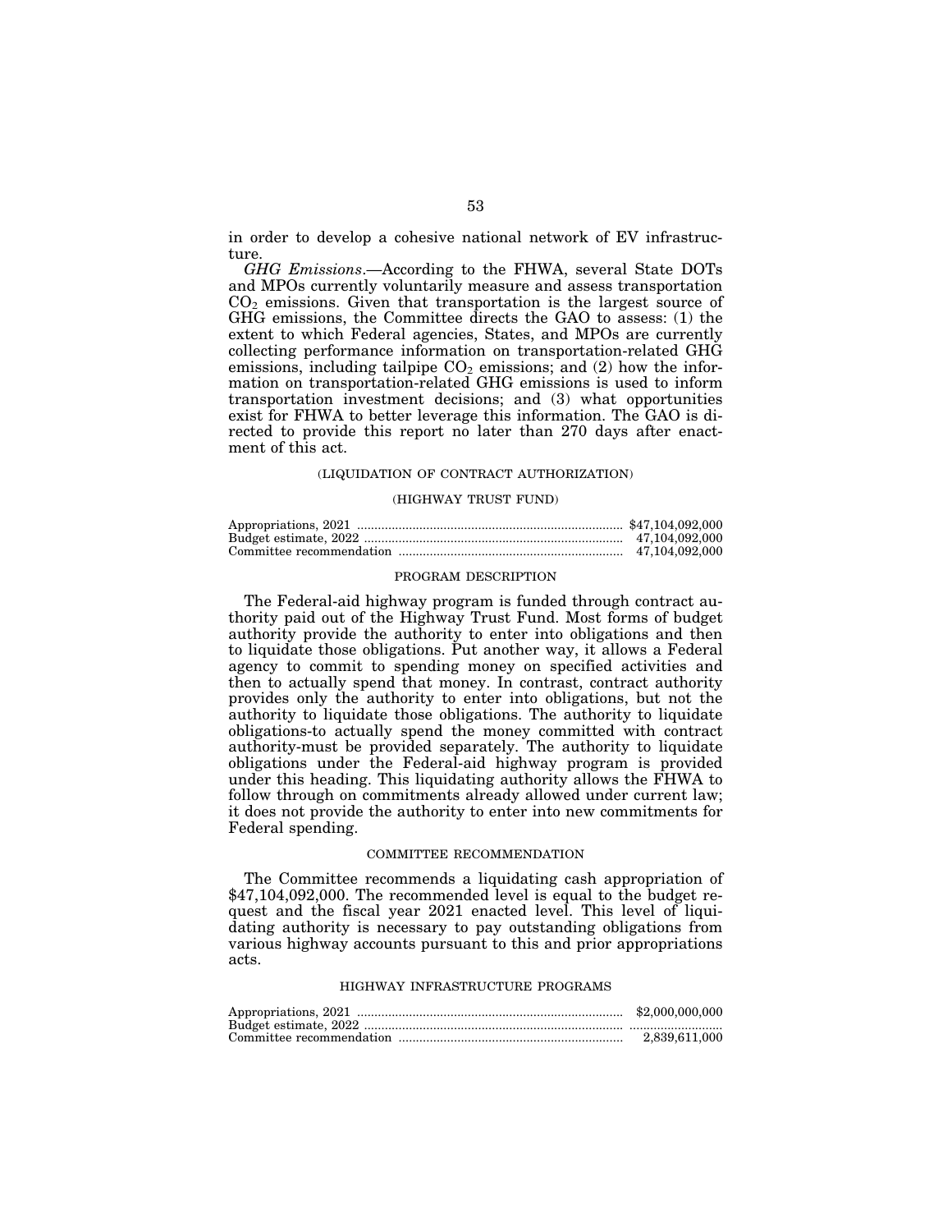in order to develop a cohesive national network of EV infrastructure.

*GHG Emissions*.—According to the FHWA, several State DOTs and MPOs currently voluntarily measure and assess transportation $CO_2$ emissions. Given that transportation is the largest source of GHG emissions, the Committee directs the GAO to assess: (1) the extent to which Federal agencies, States, and MPOs are currently collecting performance information on transportation-related GHG emissions, including tailpipe $CO_2$ emissions; and (2) how the information on transportation-related GHG emissions is used to inform transportation investment decisions; and (3) what opportunities exist for FHWA to better leverage this information. The GAO is directed to provide this report no later than 270 days after enactment of this act.

(LIQUIDATION OF CONTRACT AUTHORIZATION)

(HIGHWAY TRUST FUND)

| | |
|---|---|
| Appropriations, 2021 | $47,104,092,000 |
| Budget estimate, 2022 | 47,104,092,000 |
| Committee recommendation | 47,104,092,000 |

PROGRAM DESCRIPTION

The Federal-aid highway program is funded through contract authority paid out of the Highway Trust Fund. Most forms of budget authority provide the authority to enter into obligations and then to liquidate those obligations. Put another way, it allows a Federal agency to commit to spending money on specified activities and then to actually spend that money. In contrast, contract authority provides only the authority to enter into obligations, but not the authority to liquidate those obligations. The authority to liquidate obligations-to actually spend the money committed with contract authority-must be provided separately. The authority to liquidate obligations under the Federal-aid highway program is provided under this heading. This liquidating authority allows the FHWA to follow through on commitments already allowed under current law; it does not provide the authority to enter into new commitments for Federal spending.

COMMITTEE RECOMMENDATION

The Committee recommends a liquidating cash appropriation of $47,104,092,000. The recommended level is equal to the budget request and the fiscal year 2021 enacted level. This level of liquidating authority is necessary to pay outstanding obligations from various highway accounts pursuant to this and prior appropriations acts.

HIGHWAY INFRASTRUCTURE PROGRAMS

| | |
|---|---|
| Appropriations, 2021 | $2,000,000,000 |
| Budget estimate, 2022 | |
| Committee recommendation | 2,839,611,000 |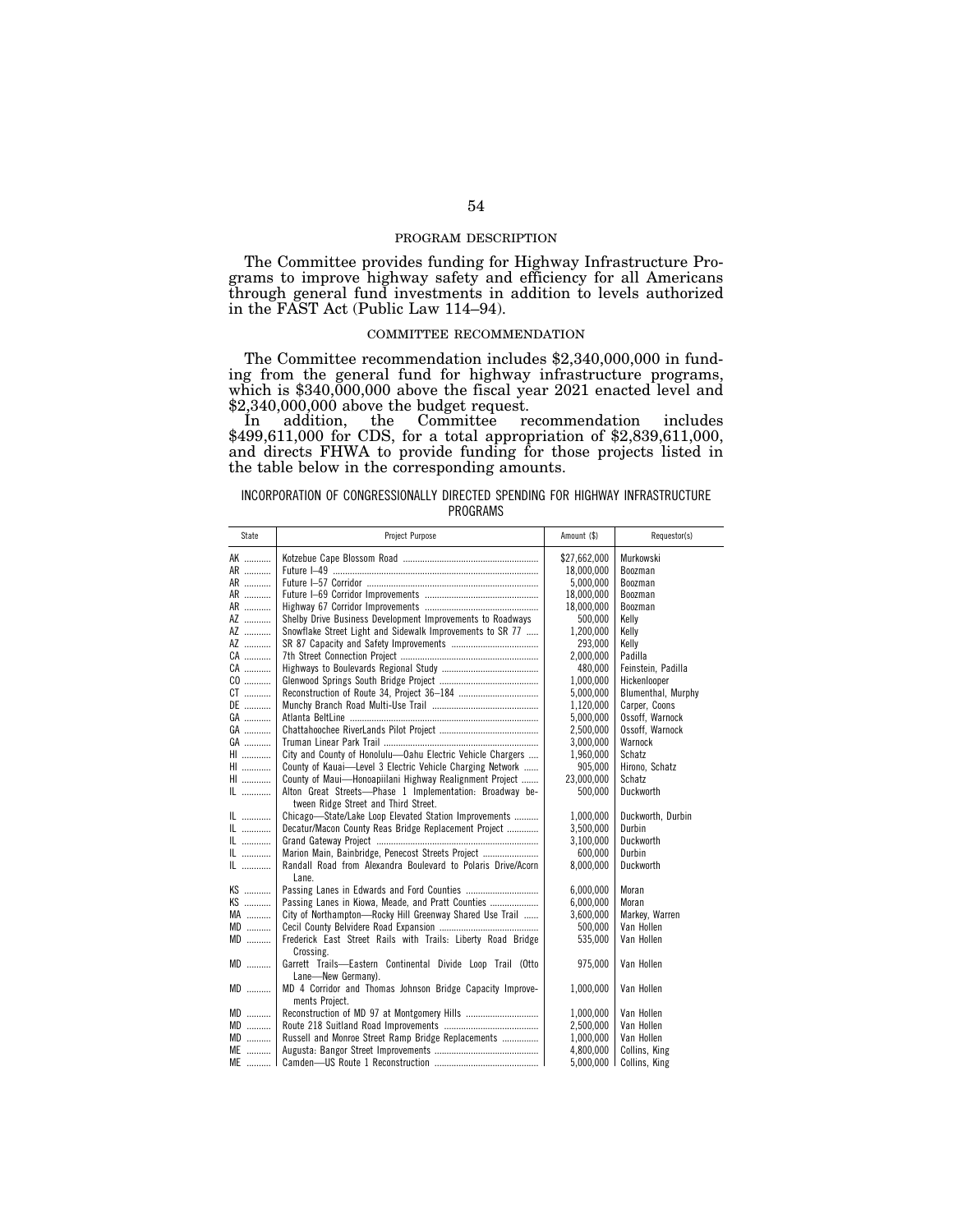## PROGRAM DESCRIPTION

The Committee provides funding for Highway Infrastructure Programs to improve highway safety and efficiency for all Americans through general fund investments in addition to levels authorized in the FAST Act (Public Law 114–94).

## COMMITTEE RECOMMENDATION

The Committee recommendation includes $2,340,000,000 in funding from the general fund for highway infrastructure programs, which is $340,000,000 above the fiscal year 2021 enacted level and $2,340,000,000 above the budget request.

In addition, the Committee recommendation includes $499,611,000 for CDS, for a total appropriation of $2,839,611,000, and directs FHWA to provide funding for those projects listed in the table below in the corresponding amounts.

INCORPORATION OF CONGRESSIONALLY DIRECTED SPENDING FOR HIGHWAY INFRASTRUCTURE PROGRAMS

| State | Project Purpose | Amount ($) | Requestor(s) |
|---|---|---|---|
| AK | Kotzebue Cape Blossom Road | $27,662,000 | Murkowski |
| AR | Future I–49 | 18,000,000 | Boozman |
| AR | Future I–57 Corridor | 5,000,000 | Boozman |
| AR | Future I–69 Corridor Improvements | 18,000,000 | Boozman |
| AR | Highway 67 Corridor Improvements | 18,000,000 | Boozman |
| AZ | Shelby Drive Business Development Improvements to Roadways | 500,000 | Kelly |
| AZ | Snowflake Street Light and Sidewalk Improvements to SR 77 | 1,200,000 | Kelly |
| AZ | SR 87 Capacity and Safety Improvements | 293,000 | Kelly |
| CA | 7th Street Connection Project | 2,000,000 | Padilla |
| CA | Highways to Boulevards Regional Study | 480,000 | Feinstein, Padilla |
| CO | Glenwood Springs South Bridge Project | 1,000,000 | Hickenlooper |
| CT | Reconstruction of Route 34, Project 36–184 | 5,000,000 | Blumenthal, Murphy |
| DE | Munchy Branch Road Multi-Use Trail | 1,120,000 | Carper, Coons |
| GA | Atlanta BeltLine | 5,000,000 | Ossoff, Warnock |
| GA | Chattahoochee RiverLands Pilot Project | 2,500,000 | Ossoff, Warnock |
| GA | Truman Linear Park Trail | 3,000,000 | Warnock |
| HI | City and County of Honolulu—Oahu Electric Vehicle Chargers | 1,960,000 | Schatz |
| HI | County of Kauai—Level 3 Electric Vehicle Charging Network | 905,000 | Hirono, Schatz |
| HI | County of Maui—Honoapiilani Highway Realignment Project | 23,000,000 | Schatz |
| IL | Alton Great Streets—Phase 1 Implementation: Broadway between Ridge Street and Third Street. | 500,000 | Duckworth |
| IL | Chicago—State/Lake Loop Elevated Station Improvements | 1,000,000 | Duckworth, Durbin |
| IL | Decatur/Macon County Reas Bridge Replacement Project | 3,500,000 | Durbin |
| IL | Grand Gateway Project | 3,100,000 | Duckworth |
| IL | Marion Main, Bainbridge, Penecost Streets Project | 600,000 | Durbin |
| IL | Randall Road from Alexandra Boulevard to Polaris Drive/Acorn Lane. | 8,000,000 | Duckworth |
| KS | Passing Lanes in Edwards and Ford Counties | 6,000,000 | Moran |
| KS | Passing Lanes in Kiowa, Meade, and Pratt Counties | 6,000,000 | Moran |
| MA | City of Northampton—Rocky Hill Greenway Shared Use Trail | 3,600,000 | Markey, Warren |
| MD | Cecil County Belvidere Road Expansion | 500,000 | Van Hollen |
| MD | Frederick East Street Rails with Trails: Liberty Road Bridge Crossing. | 535,000 | Van Hollen |
| MD | Garrett Trails—Eastern Continental Divide Loop Trail (Otto Lane—New Germany). | 975,000 | Van Hollen |
| MD | MD 4 Corridor and Thomas Johnson Bridge Capacity Improvements Project. | 1,000,000 | Van Hollen |
| MD | Reconstruction of MD 97 at Montgomery Hills | 1,000,000 | Van Hollen |
| MD | Route 218 Suitland Road Improvements | 2,500,000 | Van Hollen |
| MD | Russell and Monroe Street Ramp Bridge Replacements | 1,000,000 | Van Hollen |
| ME | Augusta: Bangor Street Improvements | 4,800,000 | Collins, King |
| ME | Camden—US Route 1 Reconstruction | 5,000,000 | Collins, King |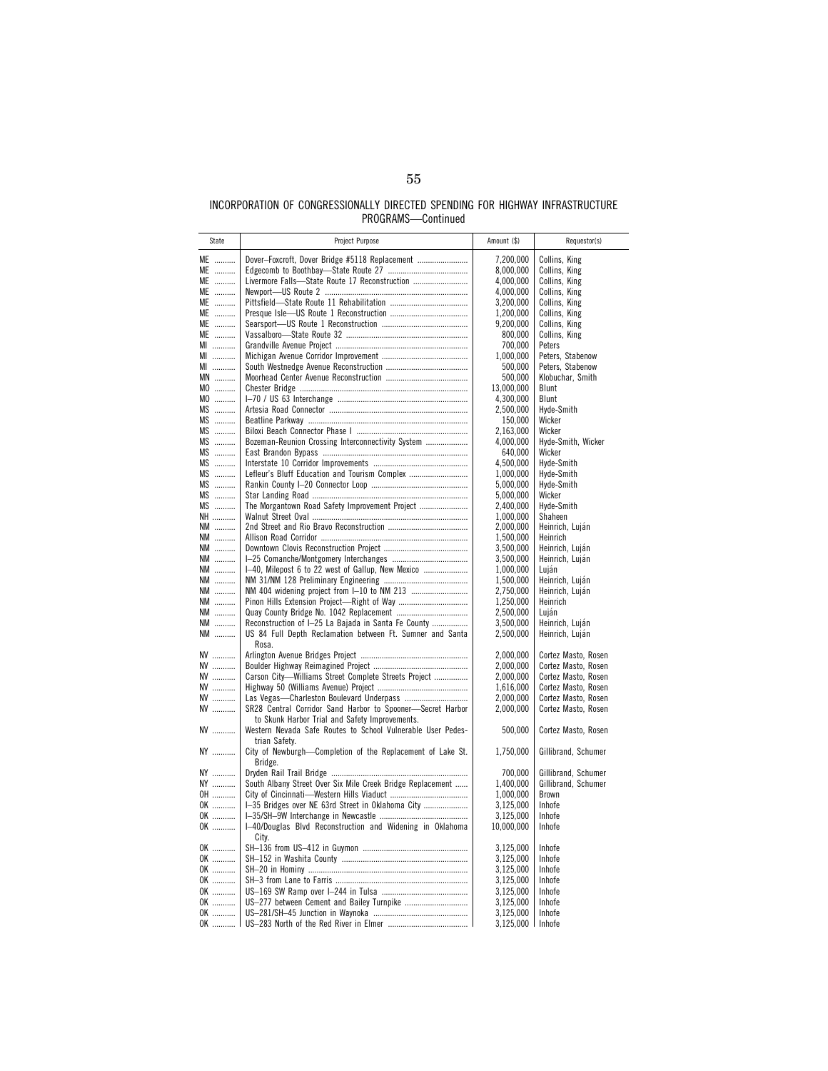INCORPORATION OF CONGRESSIONALLY DIRECTED SPENDING FOR HIGHWAY INFRASTRUCTURE PROGRAMS—Continued

| State | Project Purpose | Amount ($) | Requestor(s) |
|---|---|---|---|
| ME | Dover–Foxcroft, Dover Bridge #5118 Replacement | 7,200,000 | Collins, King |
| ME | Edgecomb to Boothbay—State Route 27 | 8,000,000 | Collins, King |
| ME | Livermore Falls—State Route 17 Reconstruction | 4,000,000 | Collins, King |
| ME | Newport—US Route 2 | 4,000,000 | Collins, King |
| ME | Pittsfield—State Route 11 Rehabilitation | 3,200,000 | Collins, King |
| ME | Presque Isle—US Route 1 Reconstruction | 1,200,000 | Collins, King |
| ME | Searsport—US Route 1 Reconstruction | 9,200,000 | Collins, King |
| ME | Vassalboro—State Route 32 | 800,000 | Collins, King |
| MI | Grandville Avenue Project | 700,000 | Peters |
| MI | Michigan Avenue Corridor Improvement | 1,000,000 | Peters, Stabenow |
| MI | South Westnedge Avenue Reconstruction | 500,000 | Peters, Stabenow |
| MN | Moorhead Center Avenue Reconstruction | 500,000 | Klobuchar, Smith |
| MO | Chester Bridge | 13,000,000 | Blunt |
| MO | I–70 / US 63 Interchange | 4,300,000 | Blunt |
| MS | Artesia Road Connector | 2,500,000 | Hyde-Smith |
| MS | Beatline Parkway | 150,000 | Wicker |
| MS | Biloxi Beach Connector Phase I | 2,163,000 | Wicker |
| MS | Bozeman-Reunion Crossing Interconnectivity System | 4,000,000 | Hyde-Smith, Wicker |
| MS | East Brandon Bypass | 640,000 | Wicker |
| MS | Interstate 10 Corridor Improvements | 4,500,000 | Hyde-Smith |
| MS | Lefleur's Bluff Education and Tourism Complex | 1,000,000 | Hyde-Smith |
| MS | Rankin County I–20 Connector Loop | 5,000,000 | Hyde-Smith |
| MS | Star Landing Road | 5,000,000 | Wicker |
| MS | The Morgantown Road Safety Improvement Project | 2,400,000 | Hyde-Smith |
| NH | Walnut Street Oval | 1,000,000 | Shaheen |
| NM | 2nd Street and Rio Bravo Reconstruction | 2,000,000 | Heinrich, Luján |
| NM | Allison Road Corridor | 1,500,000 | Heinrich |
| NM | Downtown Clovis Reconstruction Project | 3,500,000 | Heinrich, Luján |
| NM | I–25 Comanche/Montgomery Interchanges | 3,500,000 | Heinrich, Luján |
| NM | I–40, Milepost 6 to 22 west of Gallup, New Mexico | 1,000,000 | Luján |
| NM | NM 31/NM 128 Preliminary Engineering | 1,500,000 | Heinrich, Luján |
| NM | NM 404 widening project from I–10 to NM 213 | 2,750,000 | Heinrich, Luján |
| NM | Pinon Hills Extension Project—Right of Way | 1,250,000 | Heinrich |
| NM | Quay County Bridge No. 1042 Replacement | 2,500,000 | Luján |
| NM | Reconstruction of I–25 La Bajada in Santa Fe County | 3,500,000 | Heinrich, Luján |
| NM | US 84 Full Depth Reclamation between Ft. Sumner and Santa Rosa. | 2,500,000 | Heinrich, Luján |
| NV | Arlington Avenue Bridges Project | 2,000,000 | Cortez Masto, Rosen |
| NV | Boulder Highway Reimagined Project | 2,000,000 | Cortez Masto, Rosen |
| NV | Carson City—Williams Street Complete Streets Project | 2,000,000 | Cortez Masto, Rosen |
| NV | Highway 50 (Williams Avenue) Project | 1,616,000 | Cortez Masto, Rosen |
| NV | Las Vegas—Charleston Boulevard Underpass | 2,000,000 | Cortez Masto, Rosen |
| NV | SR28 Central Corridor Sand Harbor to Spooner—Secret Harbor to Skunk Harbor Trial and Safety Improvements. | 2,000,000 | Cortez Masto, Rosen |
| NV | Western Nevada Safe Routes to School Vulnerable User Pedestrian Safety. | 500,000 | Cortez Masto, Rosen |
| NY | City of Newburgh—Completion of the Replacement of Lake St. Bridge. | 1,750,000 | Gillibrand, Schumer |
| NY | Dryden Rail Trail Bridge | 700,000 | Gillibrand, Schumer |
| NY | South Albany Street Over Six Mile Creek Bridge Replacement | 1,400,000 | Gillibrand, Schumer |
| OH | City of Cincinnati—Western Hills Viaduct | 1,000,000 | Brown |
| OK | I–35 Bridges over NE 63rd Street in Oklahoma City | 3,125,000 | Inhofe |
| OK | I–35/SH–9W Interchange in Newcastle | 3,125,000 | Inhofe |
| OK | I–40/Douglas Blvd Reconstruction and Widening in Oklahoma City. | 10,000,000 | Inhofe |
| OK | SH–136 from US–412 in Guymon | 3,125,000 | Inhofe |
| OK | SH–152 in Washita County | 3,125,000 | Inhofe |
| OK | SH–20 in Hominy | 3,125,000 | Inhofe |
| OK | SH–3 from Lane to Farris | 3,125,000 | Inhofe |
| OK | US–169 SW Ramp over I–244 in Tulsa | 3,125,000 | Inhofe |
| OK | US–277 between Cement and Bailey Turnpike | 3,125,000 | Inhofe |
| OK | US–281/SH–45 Junction in Waynoka | 3,125,000 | Inhofe |
| OK | US–283 North of the Red River in Elmer | 3,125,000 | Inhofe |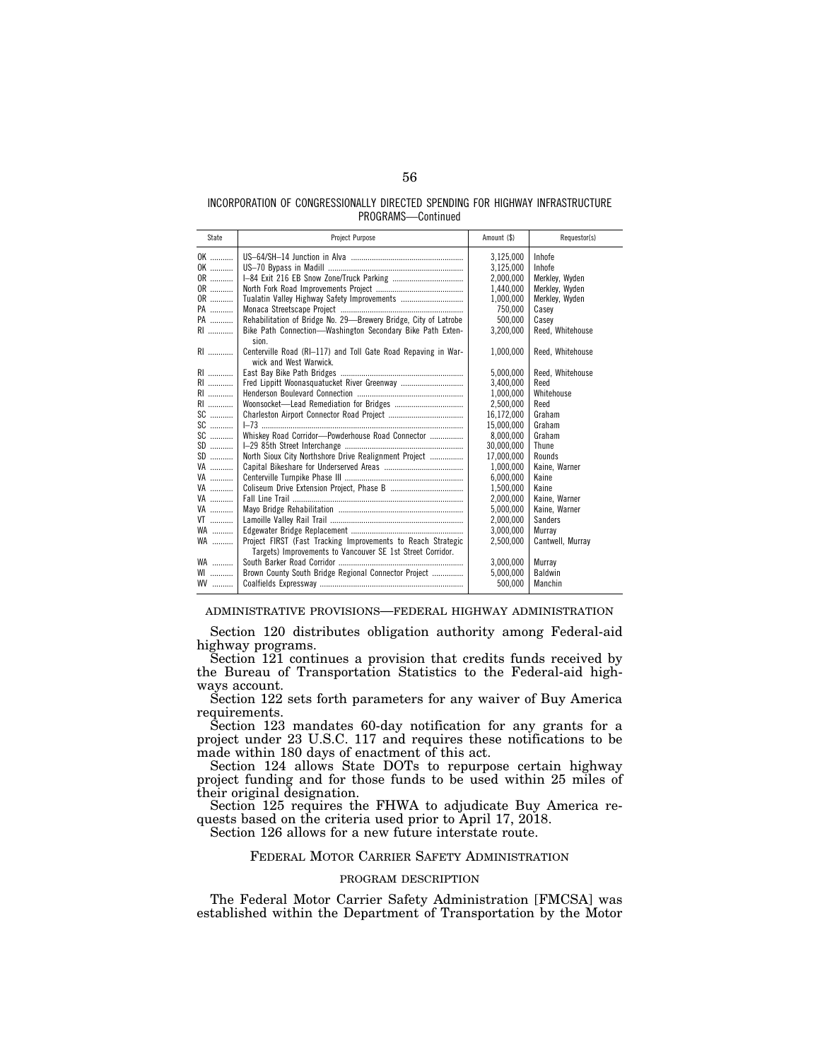INCORPORATION OF CONGRESSIONALLY DIRECTED SPENDING FOR HIGHWAY INFRASTRUCTURE PROGRAMS—Continued

| State | Project Purpose | Amount ($) | Requestor(s) |
|---|---|---|---|
| OK | US–64/SH–14 Junction in Alva | 3,125,000 | Inhofe |
| OK | US–70 Bypass in Madill | 3,125,000 | Inhofe |
| OR | I–84 Exit 216 EB Snow Zone/Truck Parking | 2,000,000 | Merkley, Wyden |
| OR | North Fork Road Improvements Project | 1,440,000 | Merkley, Wyden |
| OR | Tualatin Valley Highway Safety Improvements | 1,000,000 | Merkley, Wyden |
| PA | Monaca Streetscape Project | 750,000 | Casey |
| PA | Rehabilitation of Bridge No. 29—Brewery Bridge, City of Latrobe | 500,000 | Casey |
| RI | Bike Path Connection—Washington Secondary Bike Path Extension. | 3,200,000 | Reed, Whitehouse |
| RI | Centerville Road (RI–117) and Toll Gate Road Repaving in Warwick and West Warwick. | 1,000,000 | Reed, Whitehouse |
| RI | East Bay Bike Path Bridges | 5,000,000 | Reed, Whitehouse |
| RI | Fred Lippitt Woonasquatucket River Greenway | 3,400,000 | Reed |
| RI | Henderson Boulevard Connection | 1,000,000 | Whitehouse |
| RI | Woonsocket—Lead Remediation for Bridges | 2,500,000 | Reed |
| SC | Charleston Airport Connector Road Project | 16,172,000 | Graham |
| SC | I–73 | 15,000,000 | Graham |
| SC | Whiskey Road Corridor—Powderhouse Road Connector | 8,000,000 | Graham |
| SD | I–29 85th Street Interchange | 30,000,000 | Thune |
| SD | North Sioux City Northshore Drive Realignment Project | 17,000,000 | Rounds |
| VA | Capital Bikeshare for Underserved Areas | 1,000,000 | Kaine, Warner |
| VA | Centerville Turnpike Phase III | 6,000,000 | Kaine |
| VA | Coliseum Drive Extension Project, Phase B | 1,500,000 | Kaine |
| VA | Fall Line Trail | 2,000,000 | Kaine, Warner |
| VA | Mayo Bridge Rehabilitation | 5,000,000 | Kaine, Warner |
| VT | Lamoille Valley Rail Trail | 2,000,000 | Sanders |
| WA | Edgewater Bridge Replacement | 3,000,000 | Murray |
| WA | Project FIRST (Fast Tracking Improvements to Reach Strategic Targets) Improvements to Vancouver SE 1st Street Corridor. | 2,500,000 | Cantwell, Murray |
| WA | South Barker Road Corridor | 3,000,000 | Murray |
| WI | Brown County South Bridge Regional Connector Project | 5,000,000 | Baldwin |
| WV | Coalfields Expressway | 500,000 | Manchin |

ADMINISTRATIVE PROVISIONS—FEDERAL HIGHWAY ADMINISTRATION

Section 120 distributes obligation authority among Federal-aid highway programs.

Section 121 continues a provision that credits funds received by the Bureau of Transportation Statistics to the Federal-aid highways account.

Section 122 sets forth parameters for any waiver of Buy America requirements.

Section 123 mandates 60-day notification for any grants for a project under 23 U.S.C. 117 and requires these notifications to be made within 180 days of enactment of this act.

Section 124 allows State DOTs to repurpose certain highway project funding and for those funds to be used within 25 miles of their original designation.

Section 125 requires the FHWA to adjudicate Buy America requests based on the criteria used prior to April 17, 2018.

Section 126 allows for a new future interstate route.

## FEDERAL MOTOR CARRIER SAFETY ADMINISTRATION

### PROGRAM DESCRIPTION

The Federal Motor Carrier Safety Administration [FMCSA] was established within the Department of Transportation by the Motor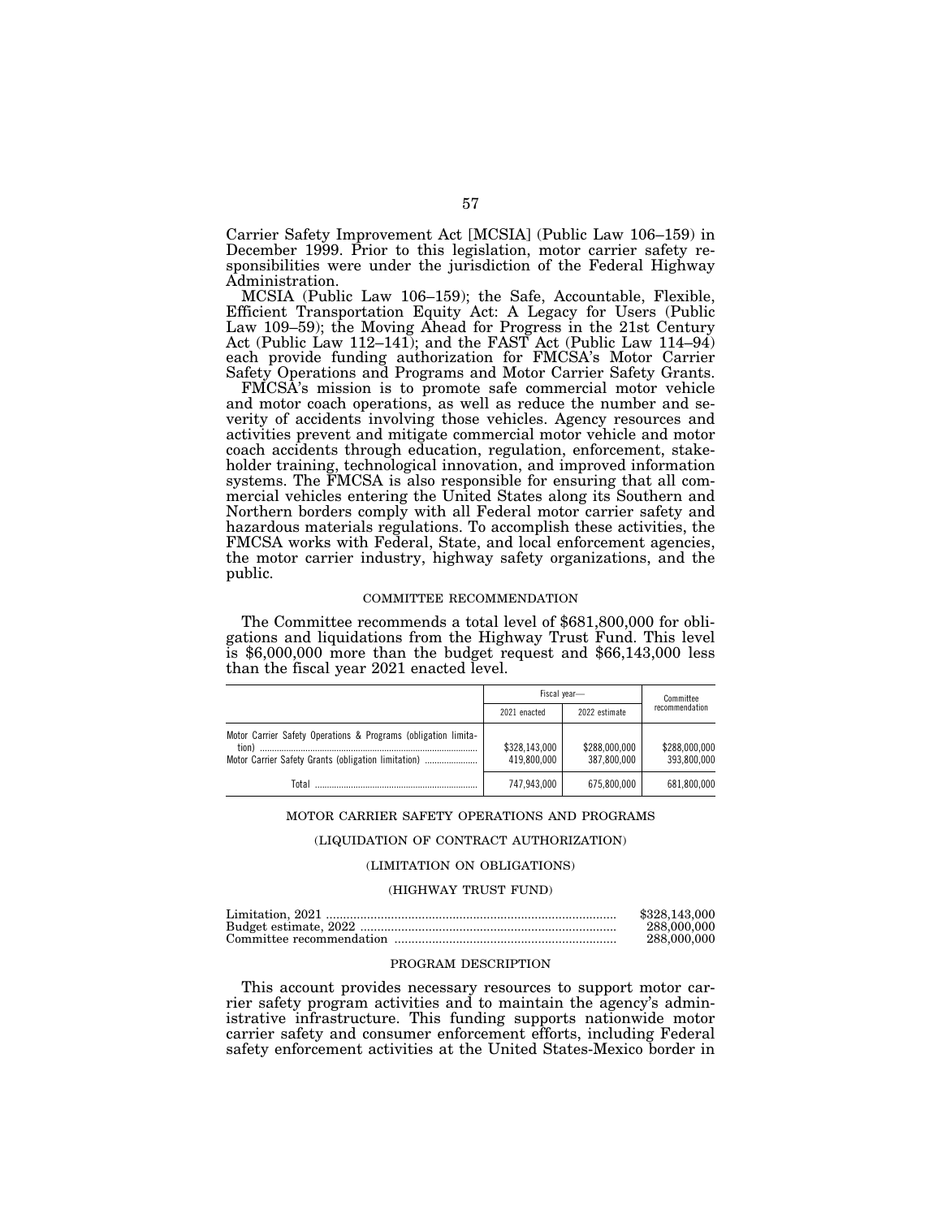Carrier Safety Improvement Act [MCSIA] (Public Law 106–159) in December 1999. Prior to this legislation, motor carrier safety responsibilities were under the jurisdiction of the Federal Highway Administration.

MCSIA (Public Law 106–159); the Safe, Accountable, Flexible, Efficient Transportation Equity Act: A Legacy for Users (Public Law 109–59); the Moving Ahead for Progress in the 21st Century Act (Public Law 112–141); and the FAST Act (Public Law 114–94) each provide funding authorization for FMCSA's Motor Carrier Safety Operations and Programs and Motor Carrier Safety Grants.

FMCSA's mission is to promote safe commercial motor vehicle and motor coach operations, as well as reduce the number and severity of accidents involving those vehicles. Agency resources and activities prevent and mitigate commercial motor vehicle and motor coach accidents through education, regulation, enforcement, stakeholder training, technological innovation, and improved information systems. The FMCSA is also responsible for ensuring that all commercial vehicles entering the United States along its Southern and Northern borders comply with all Federal motor carrier safety and hazardous materials regulations. To accomplish these activities, the FMCSA works with Federal, State, and local enforcement agencies, the motor carrier industry, highway safety organizations, and the public.

## COMMITTEE RECOMMENDATION

The Committee recommends a total level of $681,800,000 for obligations and liquidations from the Highway Trust Fund. This level is $6,000,000 more than the budget request and $66,143,000 less than the fiscal year 2021 enacted level.

| | Fiscal year— | | Committee recommendation |
|---|---|---|---|
| | 2021 enacted | 2022 estimate | |
| Motor Carrier Safety Operations & Programs (obligation limitation) | $328,143,000 | $288,000,000 | $288,000,000 |
| Motor Carrier Safety Grants (obligation limitation) | 419,800,000 | 387,800,000 | 393,800,000 |
| Total | 747,943,000 | 675,800,000 | 681,800,000 |

## MOTOR CARRIER SAFETY OPERATIONS AND PROGRAMS

### (LIQUIDATION OF CONTRACT AUTHORIZATION)

### (LIMITATION ON OBLIGATIONS)

### (HIGHWAY TRUST FUND)

| | |
|---|---|
| Limitation, 2021 | $328,143,000 |
| Budget estimate, 2022 | 288,000,000 |
| Committee recommendation | 288,000,000 |

## PROGRAM DESCRIPTION

This account provides necessary resources to support motor carrier safety program activities and to maintain the agency's administrative infrastructure. This funding supports nationwide motor carrier safety and consumer enforcement efforts, including Federal safety enforcement activities at the United States-Mexico border in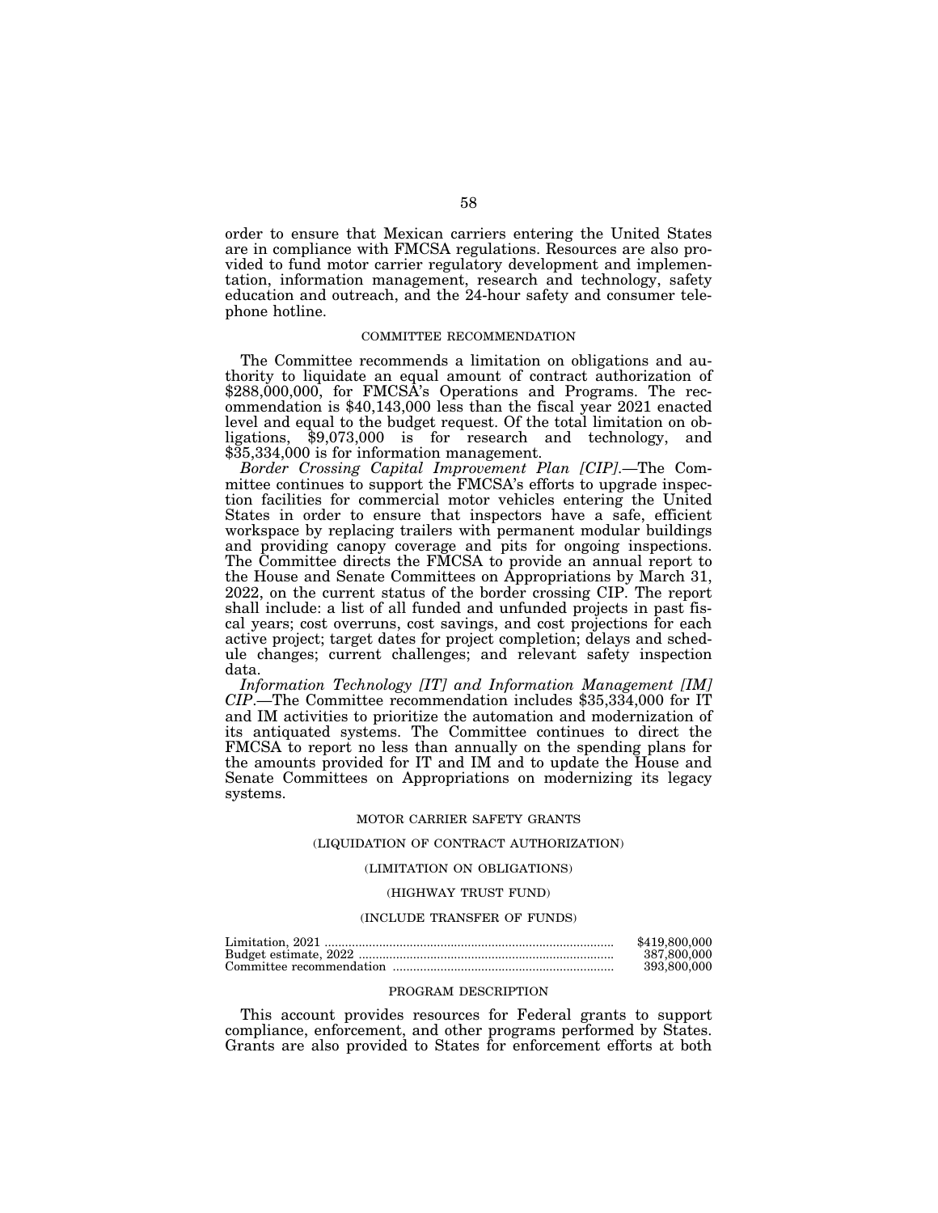order to ensure that Mexican carriers entering the United States are in compliance with FMCSA regulations. Resources are also provided to fund motor carrier regulatory development and implementation, information management, research and technology, safety education and outreach, and the 24-hour safety and consumer telephone hotline.

### COMMITTEE RECOMMENDATION

The Committee recommends a limitation on obligations and authority to liquidate an equal amount of contract authorization of $288,000,000, for FMCSA's Operations and Programs. The recommendation is $40,143,000 less than the fiscal year 2021 enacted level and equal to the budget request. Of the total limitation on obligations, $9,073,000 is for research and technology, and $35,334,000 is for information management.

*Border Crossing Capital Improvement Plan [CIP].*—The Committee continues to support the FMCSA's efforts to upgrade inspection facilities for commercial motor vehicles entering the United States in order to ensure that inspectors have a safe, efficient workspace by replacing trailers with permanent modular buildings and providing canopy coverage and pits for ongoing inspections. The Committee directs the FMCSA to provide an annual report to the House and Senate Committees on Appropriations by March 31, 2022, on the current status of the border crossing CIP. The report shall include: a list of all funded and unfunded projects in past fiscal years; cost overruns, cost savings, and cost projections for each active project; target dates for project completion; delays and schedule changes; current challenges; and relevant safety inspection data.

*Information Technology [IT] and Information Management [IM] CIP.*—The Committee recommendation includes $35,334,000 for IT and IM activities to prioritize the automation and modernization of its antiquated systems. The Committee continues to direct the FMCSA to report no less than annually on the spending plans for the amounts provided for IT and IM and to update the House and Senate Committees on Appropriations on modernizing its legacy systems.

## MOTOR CARRIER SAFETY GRANTS

### (LIQUIDATION OF CONTRACT AUTHORIZATION)

### (LIMITATION ON OBLIGATIONS)

### (HIGHWAY TRUST FUND)

### (INCLUDE TRANSFER OF FUNDS)

| | |
|---|---|
| Limitation, 2021 | $419,800,000 |
| Budget estimate, 2022 | 387,800,000 |
| Committee recommendation | 393,800,000 |

### PROGRAM DESCRIPTION

This account provides resources for Federal grants to support compliance, enforcement, and other programs performed by States. Grants are also provided to States for enforcement efforts at both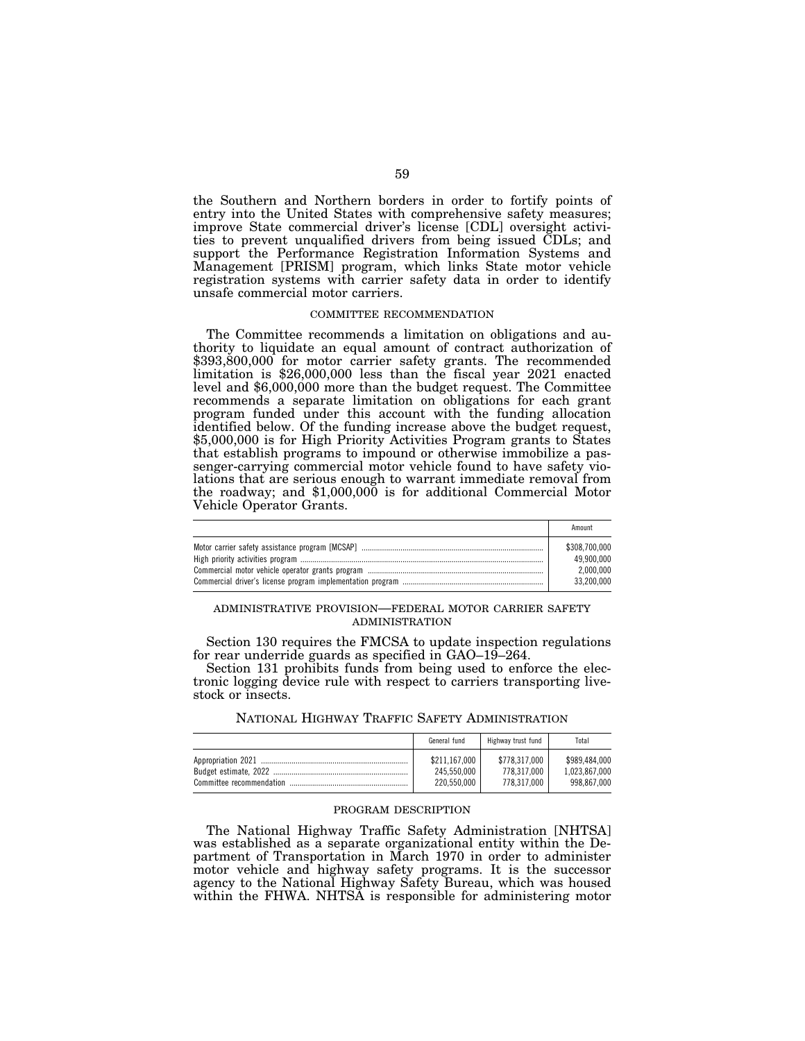the Southern and Northern borders in order to fortify points of entry into the United States with comprehensive safety measures; improve State commercial driver's license [CDL] oversight activities to prevent unqualified drivers from being issued CDLs; and support the Performance Registration Information Systems and Management [PRISM] program, which links State motor vehicle registration systems with carrier safety data in order to identify unsafe commercial motor carriers.

COMMITTEE RECOMMENDATION

The Committee recommends a limitation on obligations and authority to liquidate an equal amount of contract authorization of $393,800,000 for motor carrier safety grants. The recommended limitation is $26,000,000 less than the fiscal year 2021 enacted level and $6,000,000 more than the budget request. The Committee recommends a separate limitation on obligations for each grant program funded under this account with the funding allocation identified below. Of the funding increase above the budget request, $5,000,000 is for High Priority Activities Program grants to States that establish programs to impound or otherwise immobilize a passenger-carrying commercial motor vehicle found to have safety violations that are serious enough to warrant immediate removal from the roadway; and $1,000,000 is for additional Commercial Motor Vehicle Operator Grants.

| | Amount |
|---|---|
| Motor carrier safety assistance program [MCSAP] | $308,700,000 |
| High priority activities program | 49,900,000 |
| Commercial motor vehicle operator grants program | 2,000,000 |
| Commercial driver's license program implementation program | 33,200,000 |

ADMINISTRATIVE PROVISION—FEDERAL MOTOR CARRIER SAFETY ADMINISTRATION

Section 130 requires the FMCSA to update inspection regulations for rear underride guards as specified in GAO–19–264.

Section 131 prohibits funds from being used to enforce the electronic logging device rule with respect to carriers transporting livestock or insects.

## NATIONAL HIGHWAY TRAFFIC SAFETY ADMINISTRATION

| | General fund | Highway trust fund | Total |
|---|---|---|---|
| Appropriation 2021 | $211,167,000 | $778,317,000 | $989,484,000 |
| Budget estimate, 2022 | 245,550,000 | 778,317,000 | 1,023,867,000 |
| Committee recommendation | 220,550,000 | 778,317,000 | 998,867,000 |

PROGRAM DESCRIPTION

The National Highway Traffic Safety Administration [NHTSA] was established as a separate organizational entity within the Department of Transportation in March 1970 in order to administer motor vehicle and highway safety programs. It is the successor agency to the National Highway Safety Bureau, which was housed within the FHWA. NHTSA is responsible for administering motor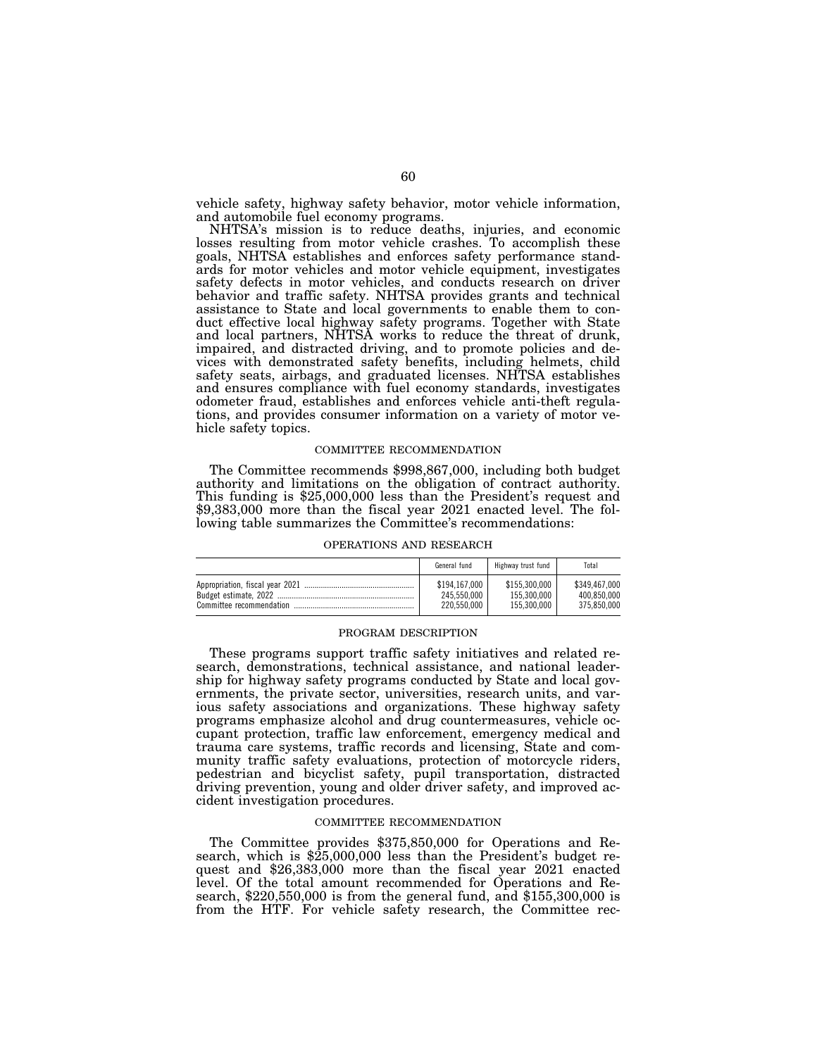vehicle safety, highway safety behavior, motor vehicle information, and automobile fuel economy programs.

NHTSA's mission is to reduce deaths, injuries, and economic losses resulting from motor vehicle crashes. To accomplish these goals, NHTSA establishes and enforces safety performance standards for motor vehicles and motor vehicle equipment, investigates safety defects in motor vehicles, and conducts research on driver behavior and traffic safety. NHTSA provides grants and technical assistance to State and local governments to enable them to conduct effective local highway safety programs. Together with State and local partners, NHTSA works to reduce the threat of drunk, impaired, and distracted driving, and to promote policies and devices with demonstrated safety benefits, including helmets, child safety seats, airbags, and graduated licenses. NHTSA establishes and ensures compliance with fuel economy standards, investigates odometer fraud, establishes and enforces vehicle anti-theft regulations, and provides consumer information on a variety of motor vehicle safety topics.

## COMMITTEE RECOMMENDATION

The Committee recommends $998,867,000, including both budget authority and limitations on the obligation of contract authority. This funding is $25,000,000 less than the President's request and $9,383,000 more than the fiscal year 2021 enacted level. The following table summarizes the Committee's recommendations:

OPERATIONS AND RESEARCH

| | General fund | Highway trust fund | Total |
|---|---|---|---|
| Appropriation, fiscal year 2021 | $194,167,000 | $155,300,000 | $349,467,000 |
| Budget estimate, 2022 | 245,550,000 | 155,300,000 | 400,850,000 |
| Committee recommendation | 220,550,000 | 155,300,000 | 375,850,000 |

## PROGRAM DESCRIPTION

These programs support traffic safety initiatives and related research, demonstrations, technical assistance, and national leadership for highway safety programs conducted by State and local governments, the private sector, universities, research units, and various safety associations and organizations. These highway safety programs emphasize alcohol and drug countermeasures, vehicle occupant protection, traffic law enforcement, emergency medical and trauma care systems, traffic records and licensing, State and community traffic safety evaluations, protection of motorcycle riders, pedestrian and bicyclist safety, pupil transportation, distracted driving prevention, young and older driver safety, and improved accident investigation procedures.

## COMMITTEE RECOMMENDATION

The Committee provides $375,850,000 for Operations and Research, which is $25,000,000 less than the President's budget request and $26,383,000 more than the fiscal year 2021 enacted level. Of the total amount recommended for Operations and Research, $220,550,000 is from the general fund, and $155,300,000 is from the HTF. For vehicle safety research, the Committee rec-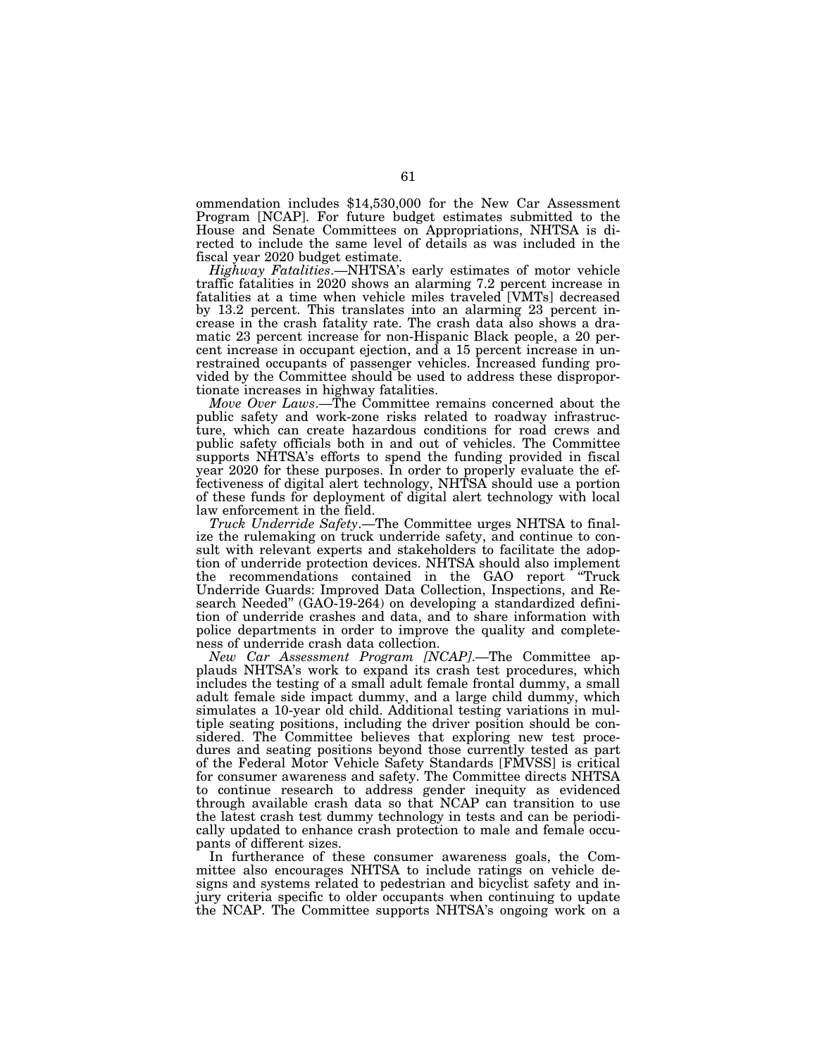ommendation includes $14,530,000 for the New Car Assessment Program [NCAP]. For future budget estimates submitted to the House and Senate Committees on Appropriations, NHTSA is directed to include the same level of details as was included in the fiscal year 2020 budget estimate.

*Highway Fatalities*.—NHTSA's early estimates of motor vehicle traffic fatalities in 2020 shows an alarming 7.2 percent increase in fatalities at a time when vehicle miles traveled [VMTs] decreased by 13.2 percent. This translates into an alarming 23 percent increase in the crash fatality rate. The crash data also shows a dramatic 23 percent increase for non-Hispanic Black people, a 20 percent increase in occupant ejection, and a 15 percent increase in unrestrained occupants of passenger vehicles. Increased funding provided by the Committee should be used to address these disproportionate increases in highway fatalities.

*Move Over Laws*.—The Committee remains concerned about the public safety and work-zone risks related to roadway infrastructure, which can create hazardous conditions for road crews and public safety officials both in and out of vehicles. The Committee supports NHTSA's efforts to spend the funding provided in fiscal year 2020 for these purposes. In order to properly evaluate the effectiveness of digital alert technology, NHTSA should use a portion of these funds for deployment of digital alert technology with local law enforcement in the field.

*Truck Underride Safety*.—The Committee urges NHTSA to finalize the rulemaking on truck underride safety, and continue to consult with relevant experts and stakeholders to facilitate the adoption of underride protection devices. NHTSA should also implement the recommendations contained in the GAO report "Truck Underride Guards: Improved Data Collection, Inspections, and Research Needed" (GAO-19-264) on developing a standardized definition of underride crashes and data, and to share information with police departments in order to improve the quality and completeness of underride crash data collection.

*New Car Assessment Program [NCAP]*.—The Committee applauds NHTSA's work to expand its crash test procedures, which includes the testing of a small adult female frontal dummy, a small adult female side impact dummy, and a large child dummy, which simulates a 10-year old child. Additional testing variations in multiple seating positions, including the driver position should be considered. The Committee believes that exploring new test procedures and seating positions beyond those currently tested as part of the Federal Motor Vehicle Safety Standards [FMVSS] is critical for consumer awareness and safety. The Committee directs NHTSA to continue research to address gender inequity as evidenced through available crash data so that NCAP can transition to use the latest crash test dummy technology in tests and can be periodically updated to enhance crash protection to male and female occupants of different sizes.

In furtherance of these consumer awareness goals, the Committee also encourages NHTSA to include ratings on vehicle designs and systems related to pedestrian and bicyclist safety and injury criteria specific to older occupants when continuing to update the NCAP. The Committee supports NHTSA's ongoing work on a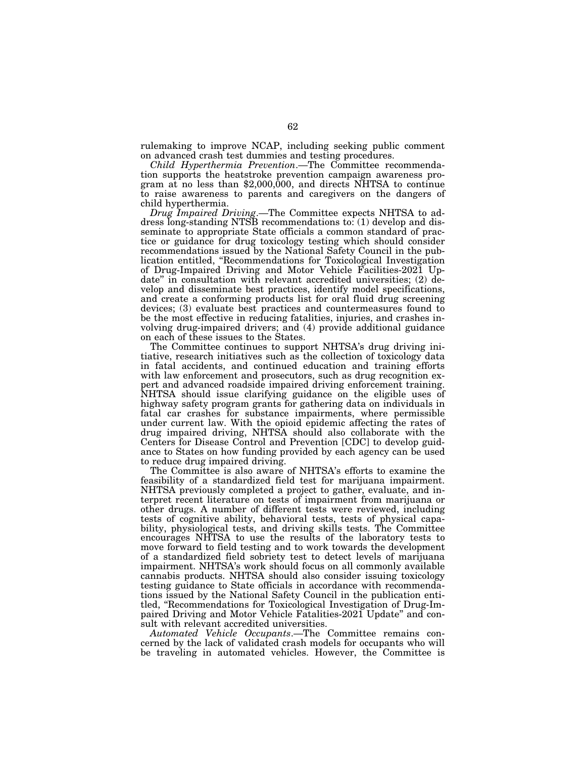rulemaking to improve NCAP, including seeking public comment on advanced crash test dummies and testing procedures.

*Child Hyperthermia Prevention*.—The Committee recommendation supports the heatstroke prevention campaign awareness program at no less than $2,000,000, and directs NHTSA to continue to raise awareness to parents and caregivers on the dangers of child hyperthermia.

*Drug Impaired Driving*.—The Committee expects NHTSA to address long-standing NTSB recommendations to: (1) develop and disseminate to appropriate State officials a common standard of practice or guidance for drug toxicology testing which should consider recommendations issued by the National Safety Council in the publication entitled, "Recommendations for Toxicological Investigation of Drug-Impaired Driving and Motor Vehicle Facilities-2021 Update" in consultation with relevant accredited universities; (2) develop and disseminate best practices, identify model specifications, and create a conforming products list for oral fluid drug screening devices; (3) evaluate best practices and countermeasures found to be the most effective in reducing fatalities, injuries, and crashes involving drug-impaired drivers; and (4) provide additional guidance on each of these issues to the States.

The Committee continues to support NHTSA's drug driving initiative, research initiatives such as the collection of toxicology data in fatal accidents, and continued education and training efforts with law enforcement and prosecutors, such as drug recognition expert and advanced roadside impaired driving enforcement training. NHTSA should issue clarifying guidance on the eligible uses of highway safety program grants for gathering data on individuals in fatal car crashes for substance impairments, where permissible under current law. With the opioid epidemic affecting the rates of drug impaired driving, NHTSA should also collaborate with the Centers for Disease Control and Prevention [CDC] to develop guidance to States on how funding provided by each agency can be used to reduce drug impaired driving.

The Committee is also aware of NHTSA's efforts to examine the feasibility of a standardized field test for marijuana impairment. NHTSA previously completed a project to gather, evaluate, and interpret recent literature on tests of impairment from marijuana or other drugs. A number of different tests were reviewed, including tests of cognitive ability, behavioral tests, tests of physical capability, physiological tests, and driving skills tests. The Committee encourages NHTSA to use the results of the laboratory tests to move forward to field testing and to work towards the development of a standardized field sobriety test to detect levels of marijuana impairment. NHTSA's work should focus on all commonly available cannabis products. NHTSA should also consider issuing toxicology testing guidance to State officials in accordance with recommendations issued by the National Safety Council in the publication entitled, "Recommendations for Toxicological Investigation of Drug-Impaired Driving and Motor Vehicle Fatalities-2021 Update" and consult with relevant accredited universities.

*Automated Vehicle Occupants*.—The Committee remains concerned by the lack of validated crash models for occupants who will be traveling in automated vehicles. However, the Committee is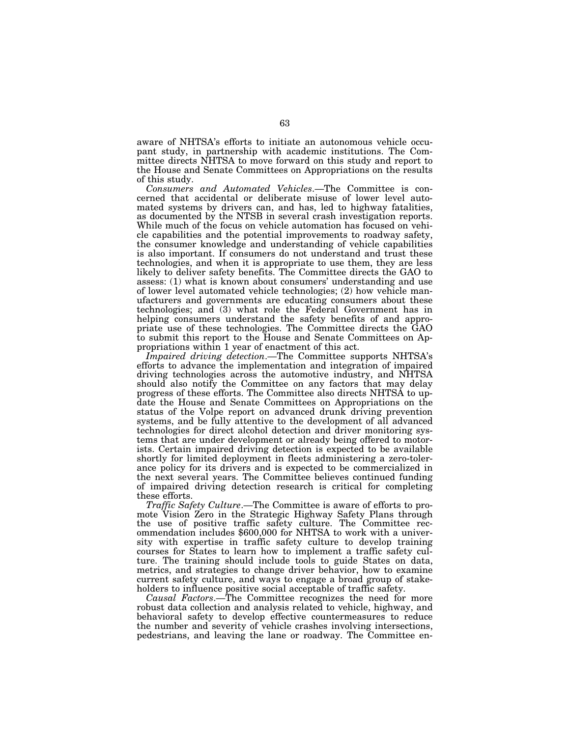aware of NHTSA's efforts to initiate an autonomous vehicle occupant study, in partnership with academic institutions. The Committee directs NHTSA to move forward on this study and report to the House and Senate Committees on Appropriations on the results of this study.

*Consumers and Automated Vehicles*.—The Committee is concerned that accidental or deliberate misuse of lower level automated systems by drivers can, and has, led to highway fatalities, as documented by the NTSB in several crash investigation reports. While much of the focus on vehicle automation has focused on vehicle capabilities and the potential improvements to roadway safety, the consumer knowledge and understanding of vehicle capabilities is also important. If consumers do not understand and trust these technologies, and when it is appropriate to use them, they are less likely to deliver safety benefits. The Committee directs the GAO to assess: (1) what is known about consumers' understanding and use of lower level automated vehicle technologies; (2) how vehicle manufacturers and governments are educating consumers about these technologies; and (3) what role the Federal Government has in helping consumers understand the safety benefits of and appropriate use of these technologies. The Committee directs the GAO to submit this report to the House and Senate Committees on Appropriations within 1 year of enactment of this act.

*Impaired driving detection*.—The Committee supports NHTSA's efforts to advance the implementation and integration of impaired driving technologies across the automotive industry, and NHTSA should also notify the Committee on any factors that may delay progress of these efforts. The Committee also directs NHTSA to update the House and Senate Committees on Appropriations on the status of the Volpe report on advanced drunk driving prevention systems, and be fully attentive to the development of all advanced technologies for direct alcohol detection and driver monitoring systems that are under development or already being offered to motorists. Certain impaired driving detection is expected to be available shortly for limited deployment in fleets administering a zero-tolerance policy for its drivers and is expected to be commercialized in the next several years. The Committee believes continued funding of impaired driving detection research is critical for completing these efforts.

*Traffic Safety Culture*.—The Committee is aware of efforts to promote Vision Zero in the Strategic Highway Safety Plans through the use of positive traffic safety culture. The Committee recommendation includes $600,000 for NHTSA to work with a university with expertise in traffic safety culture to develop training courses for States to learn how to implement a traffic safety culture. The training should include tools to guide States on data, metrics, and strategies to change driver behavior, how to examine current safety culture, and ways to engage a broad group of stakeholders to influence positive social acceptable of traffic safety.

*Causal Factors*.—The Committee recognizes the need for more robust data collection and analysis related to vehicle, highway, and behavioral safety to develop effective countermeasures to reduce the number and severity of vehicle crashes involving intersections, pedestrians, and leaving the lane or roadway. The Committee en-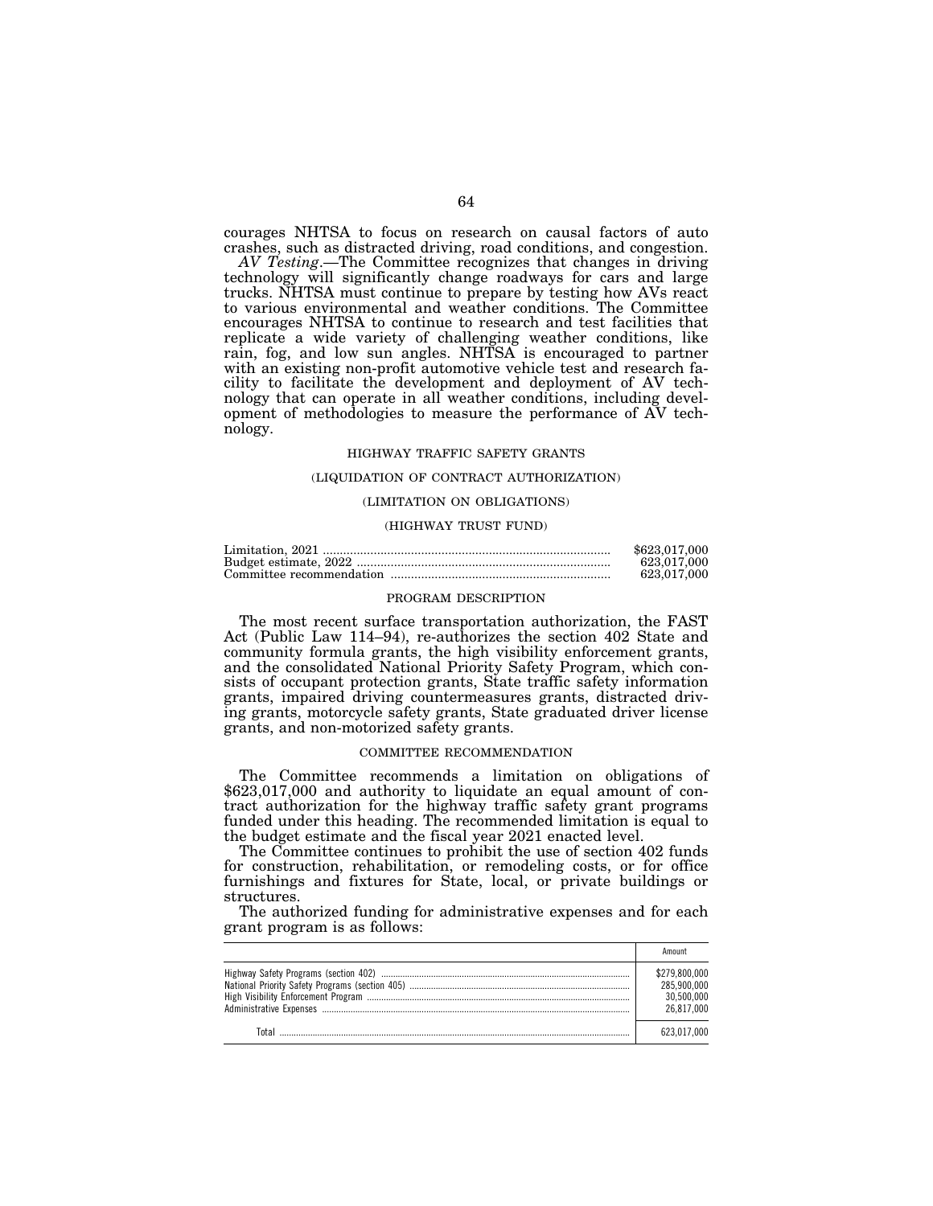courages NHTSA to focus on research on causal factors of auto crashes, such as distracted driving, road conditions, and congestion.

*AV Testing*.—The Committee recognizes that changes in driving technology will significantly change roadways for cars and large trucks. NHTSA must continue to prepare by testing how AVs react to various environmental and weather conditions. The Committee encourages NHTSA to continue to research and test facilities that replicate a wide variety of challenging weather conditions, like rain, fog, and low sun angles. NHTSA is encouraged to partner with an existing non-profit automotive vehicle test and research facility to facilitate the development and deployment of AV technology that can operate in all weather conditions, including development of methodologies to measure the performance of AV technology.

### HIGHWAY TRAFFIC SAFETY GRANTS

### (LIQUIDATION OF CONTRACT AUTHORIZATION)

### (LIMITATION ON OBLIGATIONS)

### (HIGHWAY TRUST FUND)

| | |
|---|---|
| Limitation, 2021 | $623,017,000 |
| Budget estimate, 2022 | 623,017,000 |
| Committee recommendation | 623,017,000 |

#### PROGRAM DESCRIPTION

The most recent surface transportation authorization, the FAST Act (Public Law 114–94), re-authorizes the section 402 State and community formula grants, the high visibility enforcement grants, and the consolidated National Priority Safety Program, which consists of occupant protection grants, State traffic safety information grants, impaired driving countermeasures grants, distracted driving grants, motorcycle safety grants, State graduated driver license grants, and non-motorized safety grants.

#### COMMITTEE RECOMMENDATION

The Committee recommends a limitation on obligations of $623,017,000 and authority to liquidate an equal amount of contract authorization for the highway traffic safety grant programs funded under this heading. The recommended limitation is equal to the budget estimate and the fiscal year 2021 enacted level.

The Committee continues to prohibit the use of section 402 funds for construction, rehabilitation, or remodeling costs, or for office furnishings and fixtures for State, local, or private buildings or structures.

The authorized funding for administrative expenses and for each grant program is as follows:

| | Amount |
|---|---|
| Highway Safety Programs (section 402) | $279,800,000 |
| National Priority Safety Programs (section 405) | 285,900,000 |
| High Visibility Enforcement Program | 30,500,000 |
| Administrative Expenses | 26,817,000 |
| Total | 623,017,000 |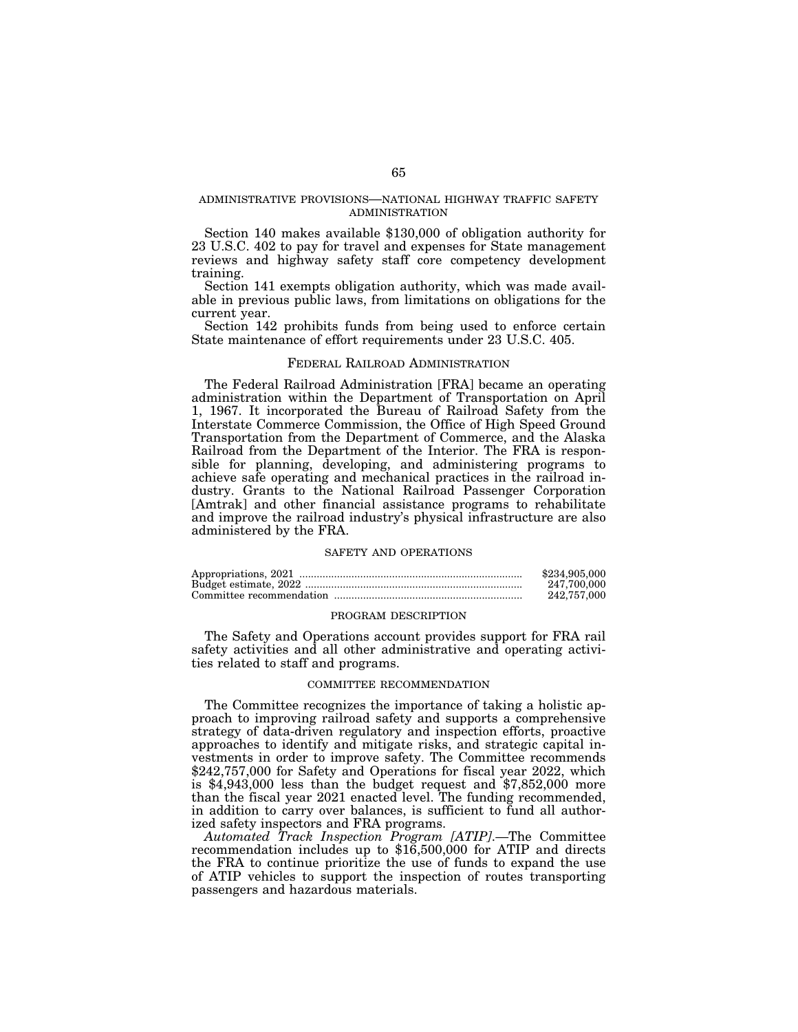## ADMINISTRATIVE PROVISIONS—NATIONAL HIGHWAY TRAFFIC SAFETY ADMINISTRATION

Section 140 makes available $130,000 of obligation authority for 23 U.S.C. 402 to pay for travel and expenses for State management reviews and highway safety staff core competency development training.

Section 141 exempts obligation authority, which was made available in previous public laws, from limitations on obligations for the current year.

Section 142 prohibits funds from being used to enforce certain State maintenance of effort requirements under 23 U.S.C. 405.

## FEDERAL RAILROAD ADMINISTRATION

The Federal Railroad Administration [FRA] became an operating administration within the Department of Transportation on April 1, 1967. It incorporated the Bureau of Railroad Safety from the Interstate Commerce Commission, the Office of High Speed Ground Transportation from the Department of Commerce, and the Alaska Railroad from the Department of the Interior. The FRA is responsible for planning, developing, and administering programs to achieve safe operating and mechanical practices in the railroad industry. Grants to the National Railroad Passenger Corporation [Amtrak] and other financial assistance programs to rehabilitate and improve the railroad industry's physical infrastructure are also administered by the FRA.

### SAFETY AND OPERATIONS

| | |
|---|---|
| Appropriations, 2021 | $234,905,000 |
| Budget estimate, 2022 | 247,700,000 |
| Committee recommendation | 242,757,000 |

### PROGRAM DESCRIPTION

The Safety and Operations account provides support for FRA rail safety activities and all other administrative and operating activities related to staff and programs.

### COMMITTEE RECOMMENDATION

The Committee recognizes the importance of taking a holistic approach to improving railroad safety and supports a comprehensive strategy of data-driven regulatory and inspection efforts, proactive approaches to identify and mitigate risks, and strategic capital investments in order to improve safety. The Committee recommends $242,757,000 for Safety and Operations for fiscal year 2022, which is $4,943,000 less than the budget request and $7,852,000 more than the fiscal year 2021 enacted level. The funding recommended, in addition to carry over balances, is sufficient to fund all authorized safety inspectors and FRA programs.

*Automated Track Inspection Program [ATIP].*—The Committee recommendation includes up to $16,500,000 for ATIP and directs the FRA to continue prioritize the use of funds to expand the use of ATIP vehicles to support the inspection of routes transporting passengers and hazardous materials.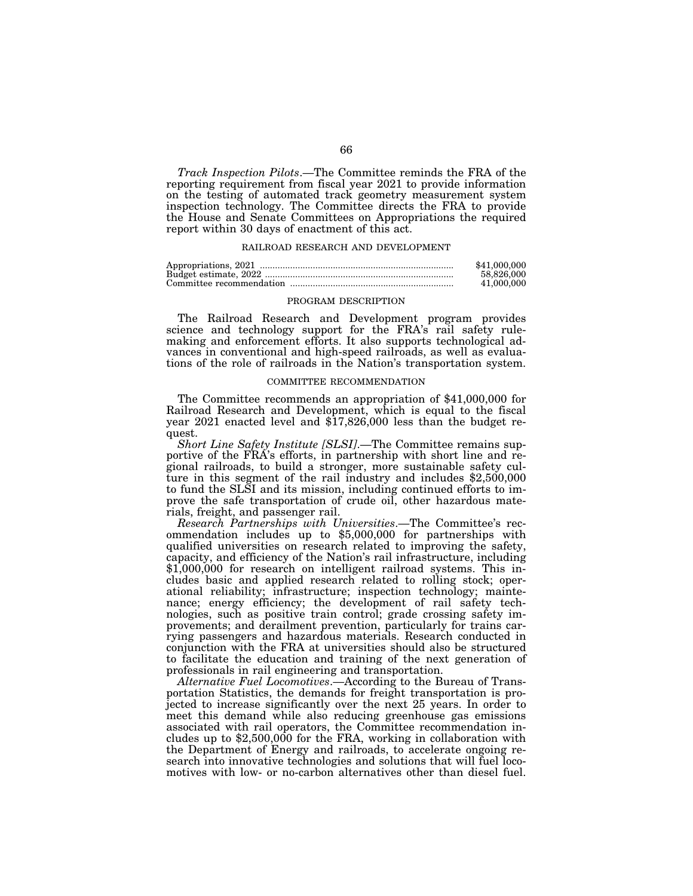*Track Inspection Pilots*.—The Committee reminds the FRA of the reporting requirement from fiscal year 2021 to provide information on the testing of automated track geometry measurement system inspection technology. The Committee directs the FRA to provide the House and Senate Committees on Appropriations the required report within 30 days of enactment of this act.

## RAILROAD RESEARCH AND DEVELOPMENT

| | |
|---|---|
| Appropriations, 2021 | $41,000,000 |
| Budget estimate, 2022 | 58,826,000 |
| Committee recommendation | 41,000,000 |

### PROGRAM DESCRIPTION

The Railroad Research and Development program provides science and technology support for the FRA's rail safety rulemaking and enforcement efforts. It also supports technological advances in conventional and high-speed railroads, as well as evaluations of the role of railroads in the Nation's transportation system.

### COMMITTEE RECOMMENDATION

The Committee recommends an appropriation of $41,000,000 for Railroad Research and Development, which is equal to the fiscal year 2021 enacted level and $17,826,000 less than the budget request.

*Short Line Safety Institute [SLSI]*.—The Committee remains supportive of the FRA's efforts, in partnership with short line and regional railroads, to build a stronger, more sustainable safety culture in this segment of the rail industry and includes $2,500,000 to fund the SLSI and its mission, including continued efforts to improve the safe transportation of crude oil, other hazardous materials, freight, and passenger rail.

*Research Partnerships with Universities*.—The Committee's recommendation includes up to $5,000,000 for partnerships with qualified universities on research related to improving the safety, capacity, and efficiency of the Nation's rail infrastructure, including $1,000,000 for research on intelligent railroad systems. This includes basic and applied research related to rolling stock; operational reliability; infrastructure; inspection technology; maintenance; energy efficiency; the development of rail safety technologies, such as positive train control; grade crossing safety improvements; and derailment prevention, particularly for trains carrying passengers and hazardous materials. Research conducted in conjunction with the FRA at universities should also be structured to facilitate the education and training of the next generation of professionals in rail engineering and transportation.

*Alternative Fuel Locomotives*.—According to the Bureau of Transportation Statistics, the demands for freight transportation is projected to increase significantly over the next 25 years. In order to meet this demand while also reducing greenhouse gas emissions associated with rail operators, the Committee recommendation includes up to $2,500,000 for the FRA, working in collaboration with the Department of Energy and railroads, to accelerate ongoing research into innovative technologies and solutions that will fuel locomotives with low- or no-carbon alternatives other than diesel fuel.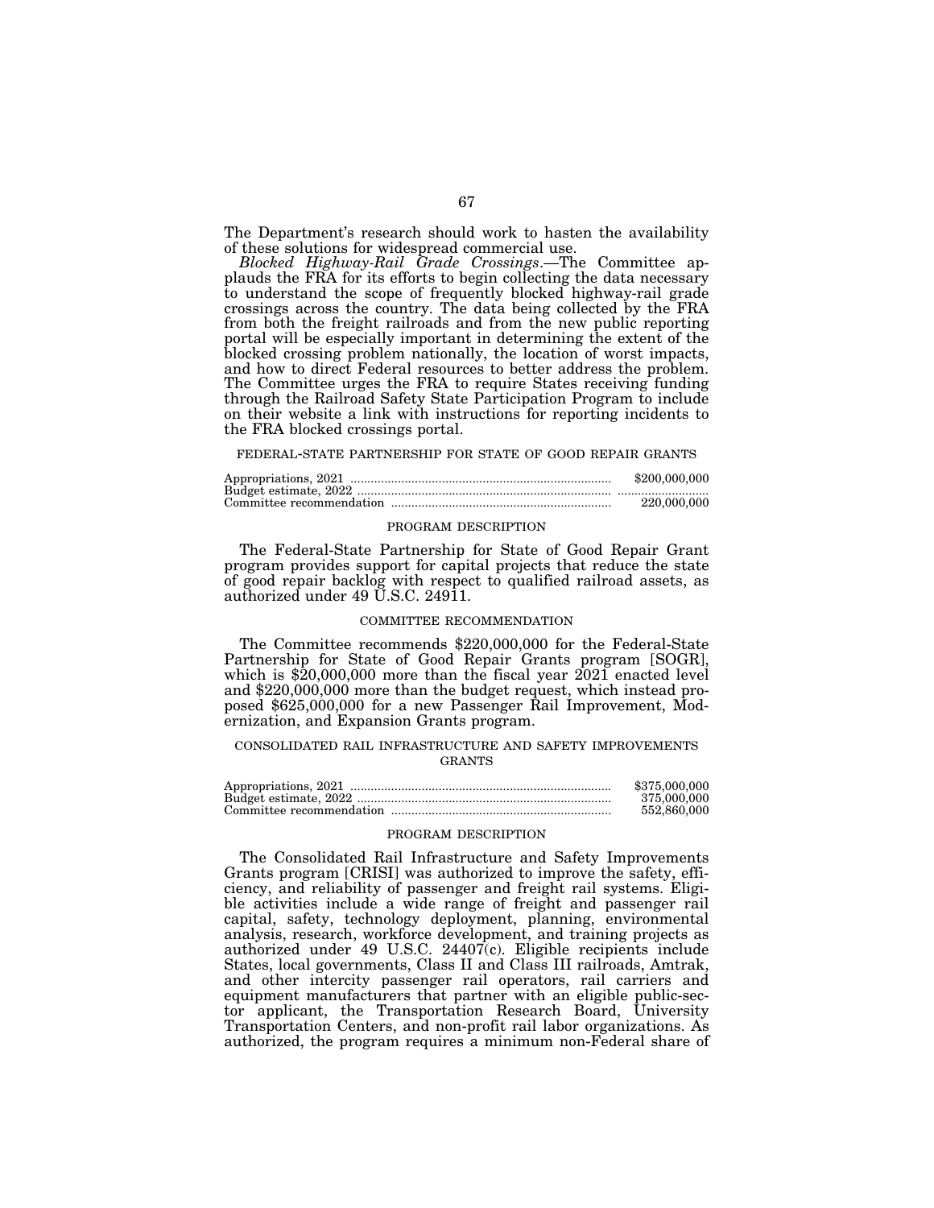The Department's research should work to hasten the availability of these solutions for widespread commercial use.

*Blocked Highway-Rail Grade Crossings*.—The Committee applauds the FRA for its efforts to begin collecting the data necessary to understand the scope of frequently blocked highway-rail grade crossings across the country. The data being collected by the FRA from both the freight railroads and from the new public reporting portal will be especially important in determining the extent of the blocked crossing problem nationally, the location of worst impacts, and how to direct Federal resources to better address the problem. The Committee urges the FRA to require States receiving funding through the Railroad Safety State Participation Program to include on their website a link with instructions for reporting incidents to the FRA blocked crossings portal.

FEDERAL-STATE PARTNERSHIP FOR STATE OF GOOD REPAIR GRANTS

| | |
|---|---|
| Appropriations, 2021 | $200,000,000 |
| Budget estimate, 2022 | |
| Committee recommendation | 220,000,000 |

PROGRAM DESCRIPTION

The Federal-State Partnership for State of Good Repair Grant program provides support for capital projects that reduce the state of good repair backlog with respect to qualified railroad assets, as authorized under 49 U.S.C. 24911.

COMMITTEE RECOMMENDATION

The Committee recommends $220,000,000 for the Federal-State Partnership for State of Good Repair Grants program [SOGR], which is $20,000,000 more than the fiscal year 2021 enacted level and $220,000,000 more than the budget request, which instead proposed $625,000,000 for a new Passenger Rail Improvement, Modernization, and Expansion Grants program.

CONSOLIDATED RAIL INFRASTRUCTURE AND SAFETY IMPROVEMENTS GRANTS

| | |
|---|---|
| Appropriations, 2021 | $375,000,000 |
| Budget estimate, 2022 | 375,000,000 |
| Committee recommendation | 552,860,000 |

PROGRAM DESCRIPTION

The Consolidated Rail Infrastructure and Safety Improvements Grants program [CRISI] was authorized to improve the safety, efficiency, and reliability of passenger and freight rail systems. Eligible activities include a wide range of freight and passenger rail capital, safety, technology deployment, planning, environmental analysis, research, workforce development, and training projects as authorized under 49 U.S.C. 24407(c). Eligible recipients include States, local governments, Class II and Class III railroads, Amtrak, and other intercity passenger rail operators, rail carriers and equipment manufacturers that partner with an eligible public-sector applicant, the Transportation Research Board, University Transportation Centers, and non-profit rail labor organizations. As authorized, the program requires a minimum non-Federal share of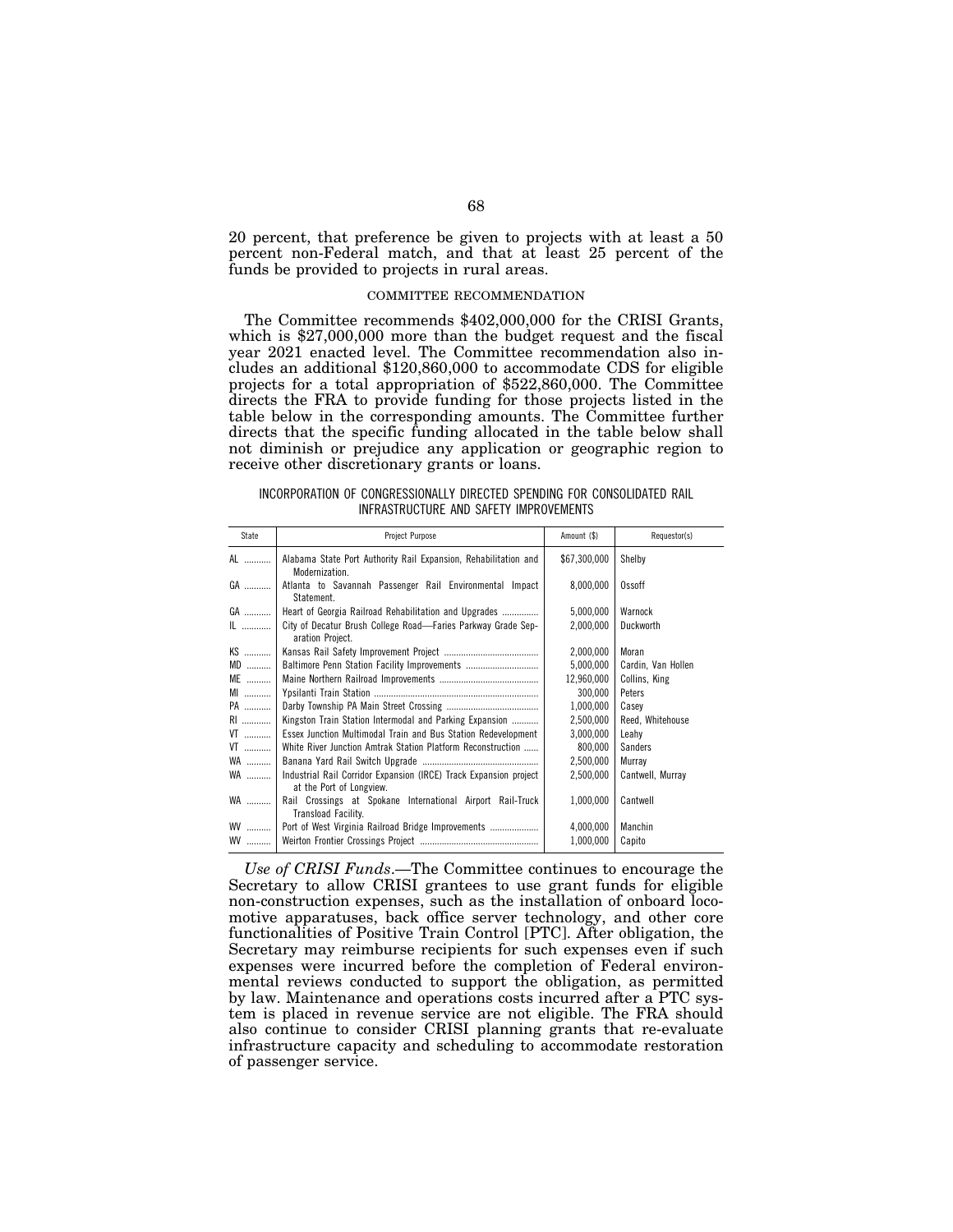20 percent, that preference be given to projects with at least a 50 percent non-Federal match, and that at least 25 percent of the funds be provided to projects in rural areas.

### COMMITTEE RECOMMENDATION

The Committee recommends $402,000,000 for the CRISI Grants, which is $27,000,000 more than the budget request and the fiscal year 2021 enacted level. The Committee recommendation also includes an additional $120,860,000 to accommodate CDS for eligible projects for a total appropriation of $522,860,000. The Committee directs the FRA to provide funding for those projects listed in the table below in the corresponding amounts. The Committee further directs that the specific funding allocated in the table below shall not diminish or prejudice any application or geographic region to receive other discretionary grants or loans.

INCORPORATION OF CONGRESSIONALLY DIRECTED SPENDING FOR CONSOLIDATED RAIL INFRASTRUCTURE AND SAFETY IMPROVEMENTS

| State | Project Purpose | Amount ($) | Requestor(s) |
|---|---|---|---|
| AL | Alabama State Port Authority Rail Expansion, Rehabilitation and Modernization. | $67,300,000 | Shelby |
| GA | Atlanta to Savannah Passenger Rail Environmental Impact Statement. | 8,000,000 | Ossoff |
| GA | Heart of Georgia Railroad Rehabilitation and Upgrades | 5,000,000 | Warnock |
| IL | City of Decatur Brush College Road—Faries Parkway Grade Separation Project. | 2,000,000 | Duckworth |
| KS | Kansas Rail Safety Improvement Project | 2,000,000 | Moran |
| MD | Baltimore Penn Station Facility Improvements | 5,000,000 | Cardin, Van Hollen |
| ME | Maine Northern Railroad Improvements | 12,960,000 | Collins, King |
| MI | Ypsilanti Train Station | 300,000 | Peters |
| PA | Darby Township PA Main Street Crossing | 1,000,000 | Casey |
| RI | Kingston Train Station Intermodal and Parking Expansion | 2,500,000 | Reed, Whitehouse |
| VT | Essex Junction Multimodal Train and Bus Station Redevelopment | 3,000,000 | Leahy |
| VT | White River Junction Amtrak Station Platform Reconstruction | 800,000 | Sanders |
| WA | Banana Yard Rail Switch Upgrade | 2,500,000 | Murray |
| WA | Industrial Rail Corridor Expansion (IRCE) Track Expansion project at the Port of Longview. | 2,500,000 | Cantwell, Murray |
| WA | Rail Crossings at Spokane International Airport Rail-Truck Transload Facility. | 1,000,000 | Cantwell |
| WV | Port of West Virginia Railroad Bridge Improvements | 4,000,000 | Manchin |
| WV | Weirton Frontier Crossings Project | 1,000,000 | Capito |

*Use of CRISI Funds*.—The Committee continues to encourage the Secretary to allow CRISI grantees to use grant funds for eligible non-construction expenses, such as the installation of onboard locomotive apparatuses, back office server technology, and other core functionalities of Positive Train Control [PTC]. After obligation, the Secretary may reimburse recipients for such expenses even if such expenses were incurred before the completion of Federal environmental reviews conducted to support the obligation, as permitted by law. Maintenance and operations costs incurred after a PTC system is placed in revenue service are not eligible. The FRA should also continue to consider CRISI planning grants that re-evaluate infrastructure capacity and scheduling to accommodate restoration of passenger service.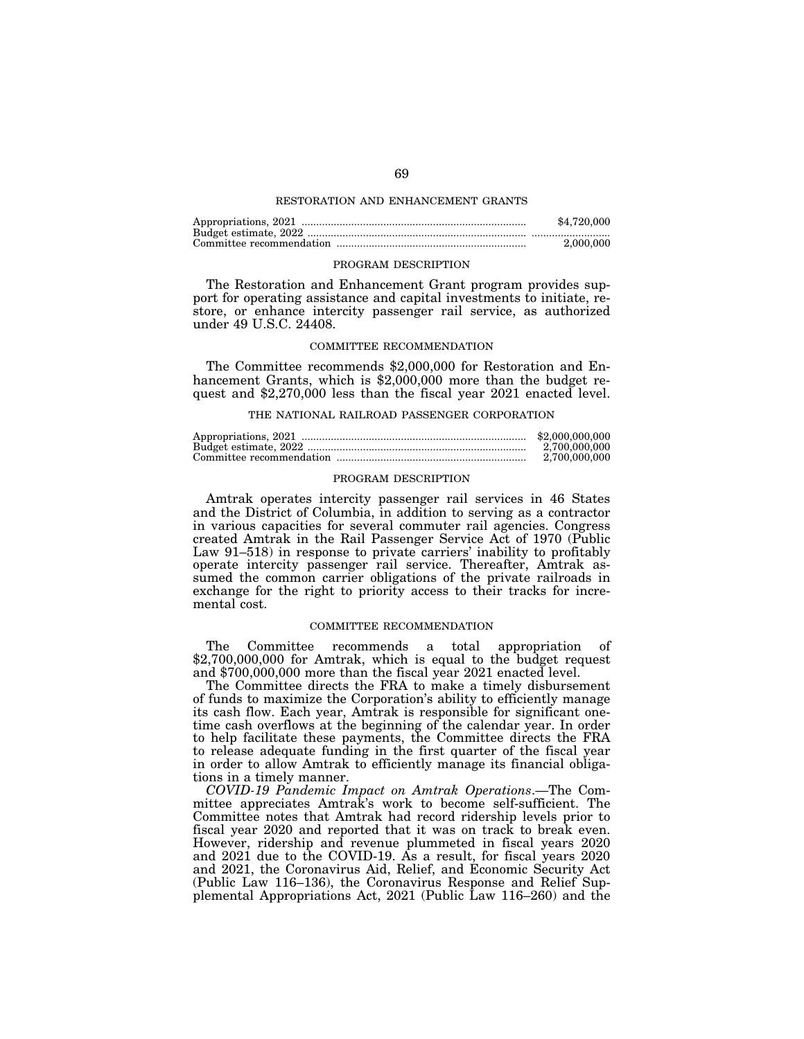## RESTORATION AND ENHANCEMENT GRANTS

| | |
|---|---|
| Appropriations, 2021 | $4,720,000 |
| Budget estimate, 2022 | .......................... |
| Committee recommendation | 2,000,000 |

### PROGRAM DESCRIPTION

The Restoration and Enhancement Grant program provides support for operating assistance and capital investments to initiate, restore, or enhance intercity passenger rail service, as authorized under 49 U.S.C. 24408.

### COMMITTEE RECOMMENDATION

The Committee recommends $2,000,000 for Restoration and Enhancement Grants, which is $2,000,000 more than the budget request and $2,270,000 less than the fiscal year 2021 enacted level.

## THE NATIONAL RAILROAD PASSENGER CORPORATION

| | |
|---|---|
| Appropriations, 2021 | $2,000,000,000 |
| Budget estimate, 2022 | 2,700,000,000 |
| Committee recommendation | 2,700,000,000 |

### PROGRAM DESCRIPTION

Amtrak operates intercity passenger rail services in 46 States and the District of Columbia, in addition to serving as a contractor in various capacities for several commuter rail agencies. Congress created Amtrak in the Rail Passenger Service Act of 1970 (Public Law 91–518) in response to private carriers' inability to profitably operate intercity passenger rail service. Thereafter, Amtrak assumed the common carrier obligations of the private railroads in exchange for the right to priority access to their tracks for incremental cost.

### COMMITTEE RECOMMENDATION

The Committee recommends a total appropriation of $2,700,000,000 for Amtrak, which is equal to the budget request and $700,000,000 more than the fiscal year 2021 enacted level.

The Committee directs the FRA to make a timely disbursement of funds to maximize the Corporation's ability to efficiently manage its cash flow. Each year, Amtrak is responsible for significant one-time cash overflows at the beginning of the calendar year. In order to help facilitate these payments, the Committee directs the FRA to release adequate funding in the first quarter of the fiscal year in order to allow Amtrak to efficiently manage its financial obligations in a timely manner.

*COVID-19 Pandemic Impact on Amtrak Operations*.—The Committee appreciates Amtrak's work to become self-sufficient. The Committee notes that Amtrak had record ridership levels prior to fiscal year 2020 and reported that it was on track to break even. However, ridership and revenue plummeted in fiscal years 2020 and 2021 due to the COVID-19. As a result, for fiscal years 2020 and 2021, the Coronavirus Aid, Relief, and Economic Security Act (Public Law 116–136), the Coronavirus Response and Relief Supplemental Appropriations Act, 2021 (Public Law 116–260) and the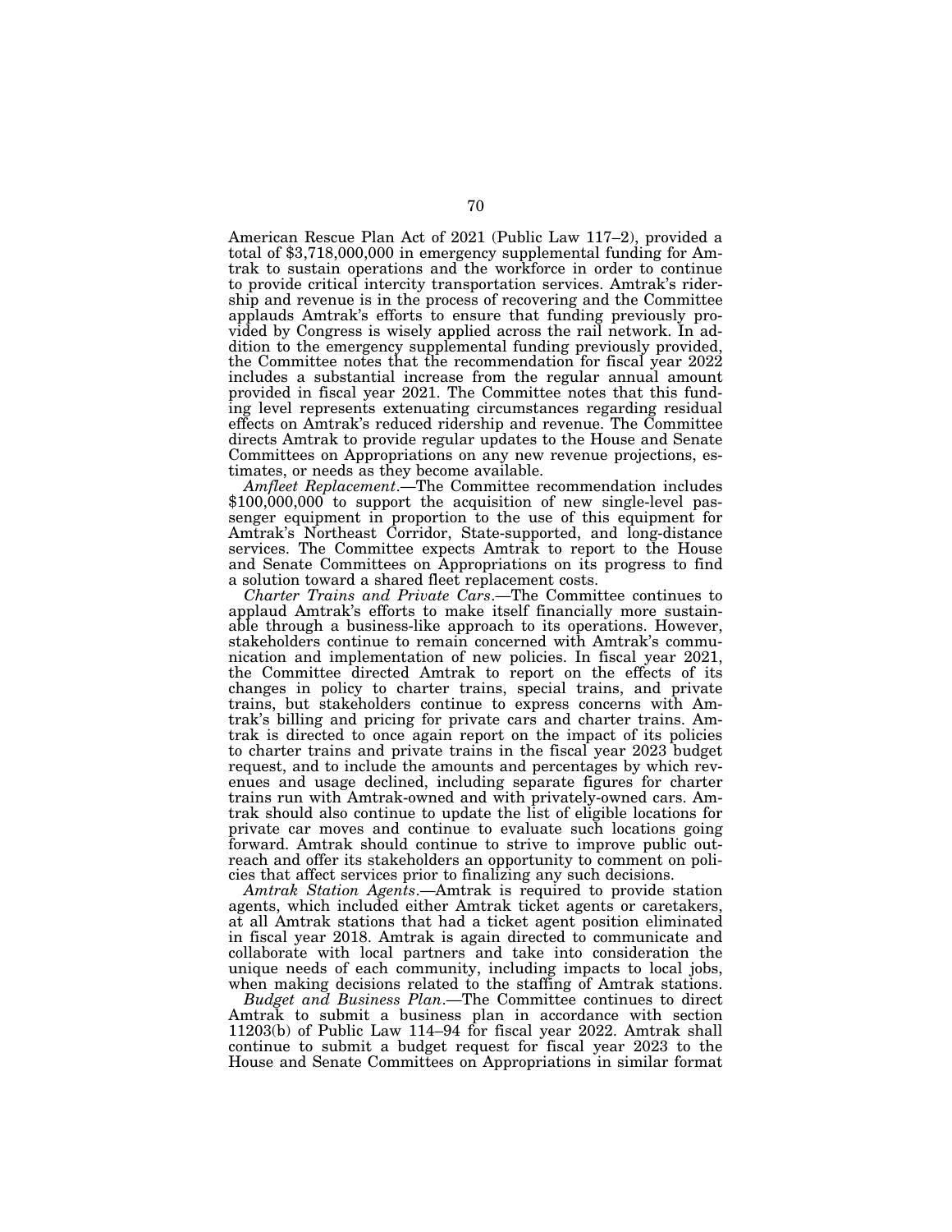American Rescue Plan Act of 2021 (Public Law 117–2), provided a total of $3,718,000,000 in emergency supplemental funding for Amtrak to sustain operations and the workforce in order to continue to provide critical intercity transportation services. Amtrak's ridership and revenue is in the process of recovering and the Committee applauds Amtrak's efforts to ensure that funding previously provided by Congress is wisely applied across the rail network. In addition to the emergency supplemental funding previously provided, the Committee notes that the recommendation for fiscal year 2022 includes a substantial increase from the regular annual amount provided in fiscal year 2021. The Committee notes that this funding level represents extenuating circumstances regarding residual effects on Amtrak's reduced ridership and revenue. The Committee directs Amtrak to provide regular updates to the House and Senate Committees on Appropriations on any new revenue projections, estimates, or needs as they become available.

*Amfleet Replacement*.—The Committee recommendation includes $100,000,000 to support the acquisition of new single-level passenger equipment in proportion to the use of this equipment for Amtrak's Northeast Corridor, State-supported, and long-distance services. The Committee expects Amtrak to report to the House and Senate Committees on Appropriations on its progress to find a solution toward a shared fleet replacement costs.

*Charter Trains and Private Cars*.—The Committee continues to applaud Amtrak's efforts to make itself financially more sustainable through a business-like approach to its operations. However, stakeholders continue to remain concerned with Amtrak's communication and implementation of new policies. In fiscal year 2021, the Committee directed Amtrak to report on the effects of its changes in policy to charter trains, special trains, and private trains, but stakeholders continue to express concerns with Amtrak's billing and pricing for private cars and charter trains. Amtrak is directed to once again report on the impact of its policies to charter trains and private trains in the fiscal year 2023 budget request, and to include the amounts and percentages by which revenues and usage declined, including separate figures for charter trains run with Amtrak-owned and with privately-owned cars. Amtrak should also continue to update the list of eligible locations for private car moves and continue to evaluate such locations going forward. Amtrak should continue to strive to improve public outreach and offer its stakeholders an opportunity to comment on policies that affect services prior to finalizing any such decisions.

*Amtrak Station Agents*.—Amtrak is required to provide station agents, which included either Amtrak ticket agents or caretakers, at all Amtrak stations that had a ticket agent position eliminated in fiscal year 2018. Amtrak is again directed to communicate and collaborate with local partners and take into consideration the unique needs of each community, including impacts to local jobs, when making decisions related to the staffing of Amtrak stations.

*Budget and Business Plan*.—The Committee continues to direct Amtrak to submit a business plan in accordance with section 11203(b) of Public Law 114–94 for fiscal year 2022. Amtrak shall continue to submit a budget request for fiscal year 2023 to the House and Senate Committees on Appropriations in similar format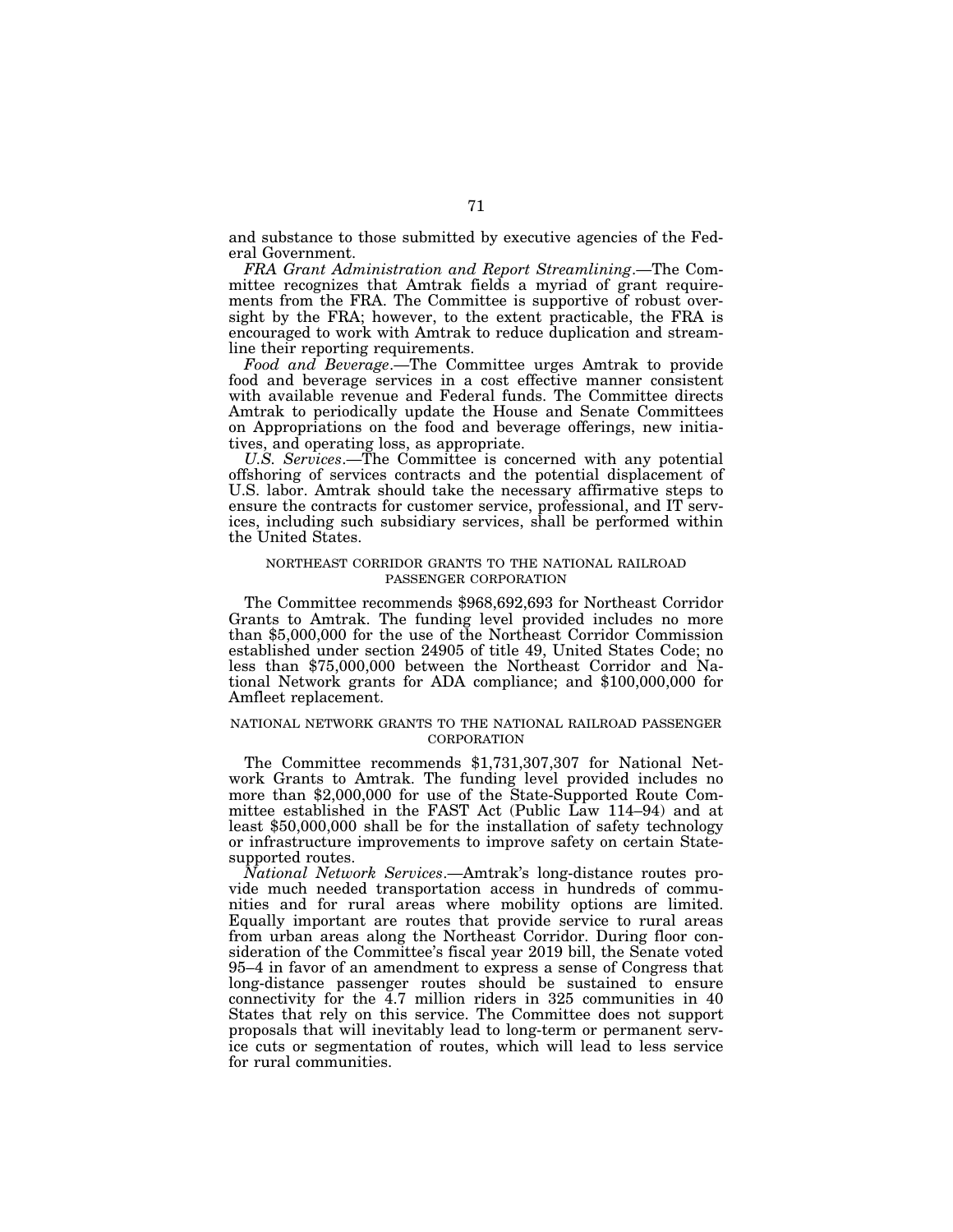and substance to those submitted by executive agencies of the Federal Government.

*FRA Grant Administration and Report Streamlining*.—The Committee recognizes that Amtrak fields a myriad of grant requirements from the FRA. The Committee is supportive of robust oversight by the FRA; however, to the extent practicable, the FRA is encouraged to work with Amtrak to reduce duplication and streamline their reporting requirements.

*Food and Beverage*.—The Committee urges Amtrak to provide food and beverage services in a cost effective manner consistent with available revenue and Federal funds. The Committee directs Amtrak to periodically update the House and Senate Committees on Appropriations on the food and beverage offerings, new initiatives, and operating loss, as appropriate.

*U.S. Services*.—The Committee is concerned with any potential offshoring of services contracts and the potential displacement of U.S. labor. Amtrak should take the necessary affirmative steps to ensure the contracts for customer service, professional, and IT services, including such subsidiary services, shall be performed within the United States.

### NORTHEAST CORRIDOR GRANTS TO THE NATIONAL RAILROAD PASSENGER CORPORATION

The Committee recommends $968,692,693 for Northeast Corridor Grants to Amtrak. The funding level provided includes no more than $5,000,000 for the use of the Northeast Corridor Commission established under section 24905 of title 49, United States Code; no less than $75,000,000 between the Northeast Corridor and National Network grants for ADA compliance; and $100,000,000 for Amfleet replacement.

### NATIONAL NETWORK GRANTS TO THE NATIONAL RAILROAD PASSENGER CORPORATION

The Committee recommends $1,731,307,307 for National Network Grants to Amtrak. The funding level provided includes no more than $2,000,000 for use of the State-Supported Route Committee established in the FAST Act (Public Law 114–94) and at least $50,000,000 shall be for the installation of safety technology or infrastructure improvements to improve safety on certain State-supported routes.

*National Network Services*.—Amtrak's long-distance routes provide much needed transportation access in hundreds of communities and for rural areas where mobility options are limited. Equally important are routes that provide service to rural areas from urban areas along the Northeast Corridor. During floor consideration of the Committee's fiscal year 2019 bill, the Senate voted 95–4 in favor of an amendment to express a sense of Congress that long-distance passenger routes should be sustained to ensure connectivity for the 4.7 million riders in 325 communities in 40 States that rely on this service. The Committee does not support proposals that will inevitably lead to long-term or permanent service cuts or segmentation of routes, which will lead to less service for rural communities.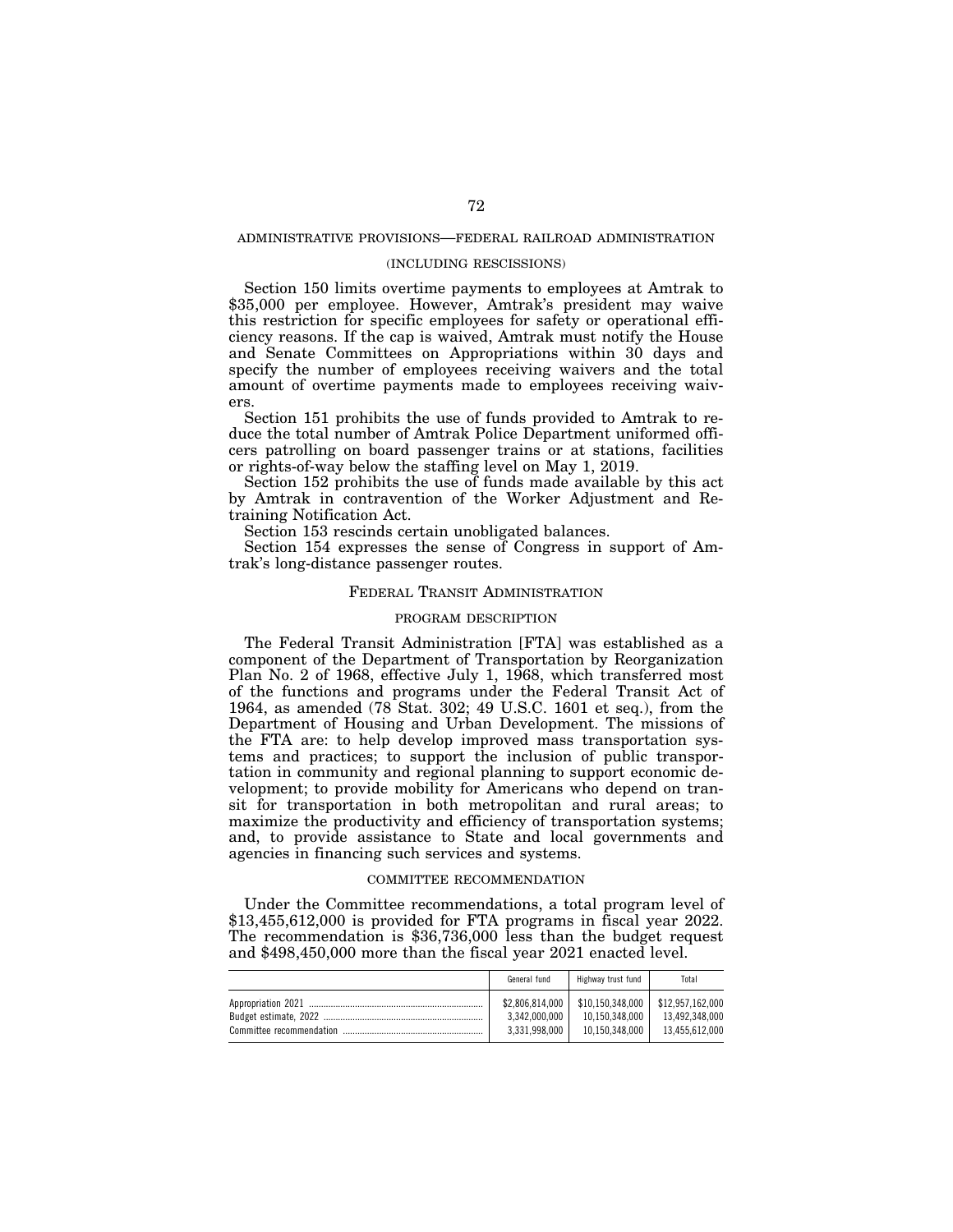## ADMINISTRATIVE PROVISIONS—FEDERAL RAILROAD ADMINISTRATION

### (INCLUDING RESCISSIONS)

Section 150 limits overtime payments to employees at Amtrak to $35,000 per employee. However, Amtrak's president may waive this restriction for specific employees for safety or operational efficiency reasons. If the cap is waived, Amtrak must notify the House and Senate Committees on Appropriations within 30 days and specify the number of employees receiving waivers and the total amount of overtime payments made to employees receiving waivers.

Section 151 prohibits the use of funds provided to Amtrak to reduce the total number of Amtrak Police Department uniformed officers patrolling on board passenger trains or at stations, facilities or rights-of-way below the staffing level on May 1, 2019.

Section 152 prohibits the use of funds made available by this act by Amtrak in contravention of the Worker Adjustment and Retraining Notification Act.

Section 153 rescinds certain unobligated balances.

Section 154 expresses the sense of Congress in support of Amtrak's long-distance passenger routes.

## FEDERAL TRANSIT ADMINISTRATION

### PROGRAM DESCRIPTION

The Federal Transit Administration [FTA] was established as a component of the Department of Transportation by Reorganization Plan No. 2 of 1968, effective July 1, 1968, which transferred most of the functions and programs under the Federal Transit Act of 1964, as amended (78 Stat. 302; 49 U.S.C. 1601 et seq.), from the Department of Housing and Urban Development. The missions of the FTA are: to help develop improved mass transportation systems and practices; to support the inclusion of public transportation in community and regional planning to support economic development; to provide mobility for Americans who depend on transit for transportation in both metropolitan and rural areas; to maximize the productivity and efficiency of transportation systems; and, to provide assistance to State and local governments and agencies in financing such services and systems.

### COMMITTEE RECOMMENDATION

Under the Committee recommendations, a total program level of $13,455,612,000 is provided for FTA programs in fiscal year 2022. The recommendation is $36,736,000 less than the budget request and $498,450,000 more than the fiscal year 2021 enacted level.

| | General fund | Highway trust fund | Total |
|---|---|---|---|
| Appropriation 2021 | $2,806,814,000 | $10,150,348,000 | $12,957,162,000 |
| Budget estimate, 2022 | 3,342,000,000 | 10,150,348,000 | 13,492,348,000 |
| Committee recommendation | 3,331,998,000 | 10,150,348,000 | 13,455,612,000 |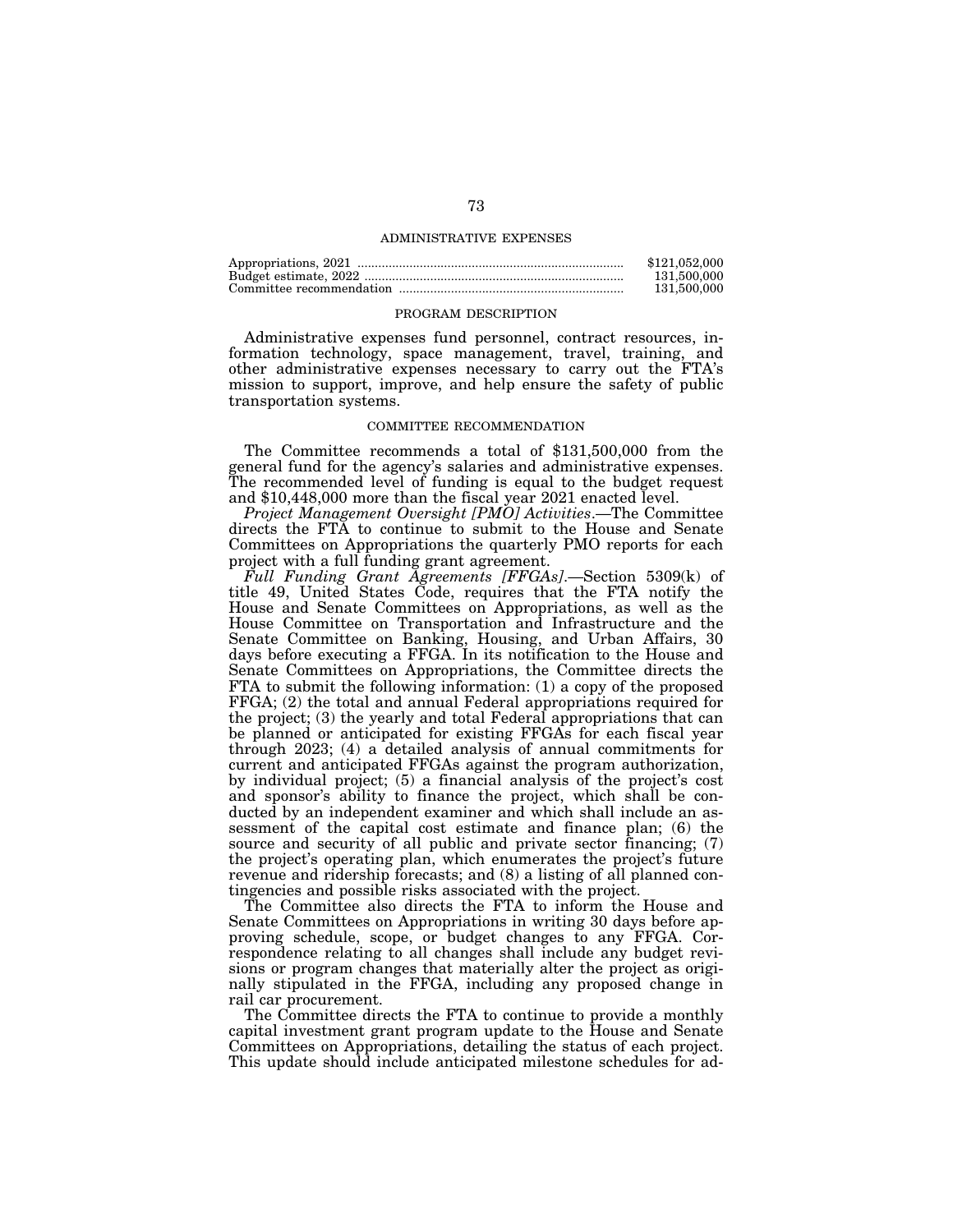### ADMINISTRATIVE EXPENSES

| | |
|---|---|
| Appropriations, 2021 | $121,052,000 |
| Budget estimate, 2022 | 131,500,000 |
| Committee recommendation | 131,500,000 |

#### PROGRAM DESCRIPTION

Administrative expenses fund personnel, contract resources, information technology, space management, travel, training, and other administrative expenses necessary to carry out the FTA's mission to support, improve, and help ensure the safety of public transportation systems.

#### COMMITTEE RECOMMENDATION

The Committee recommends a total of $131,500,000 from the general fund for the agency's salaries and administrative expenses. The recommended level of funding is equal to the budget request and $10,448,000 more than the fiscal year 2021 enacted level.

*Project Management Oversight [PMO] Activities*.—The Committee directs the FTA to continue to submit to the House and Senate Committees on Appropriations the quarterly PMO reports for each project with a full funding grant agreement.

*Full Funding Grant Agreements [FFGAs]*.—Section 5309(k) of title 49, United States Code, requires that the FTA notify the House and Senate Committees on Appropriations, as well as the House Committee on Transportation and Infrastructure and the Senate Committee on Banking, Housing, and Urban Affairs, 30 days before executing a FFGA. In its notification to the House and Senate Committees on Appropriations, the Committee directs the FTA to submit the following information: (1) a copy of the proposed FFGA; (2) the total and annual Federal appropriations required for the project; (3) the yearly and total Federal appropriations that can be planned or anticipated for existing FFGAs for each fiscal year through 2023; (4) a detailed analysis of annual commitments for current and anticipated FFGAs against the program authorization, by individual project; (5) a financial analysis of the project's cost and sponsor's ability to finance the project, which shall be conducted by an independent examiner and which shall include an assessment of the capital cost estimate and finance plan; (6) the source and security of all public and private sector financing; (7) the project's operating plan, which enumerates the project's future revenue and ridership forecasts; and (8) a listing of all planned contingencies and possible risks associated with the project.

The Committee also directs the FTA to inform the House and Senate Committees on Appropriations in writing 30 days before approving schedule, scope, or budget changes to any FFGA. Correspondence relating to all changes shall include any budget revisions or program changes that materially alter the project as originally stipulated in the FFGA, including any proposed change in rail car procurement.

The Committee directs the FTA to continue to provide a monthly capital investment grant program update to the House and Senate Committees on Appropriations, detailing the status of each project. This update should include anticipated milestone schedules for ad-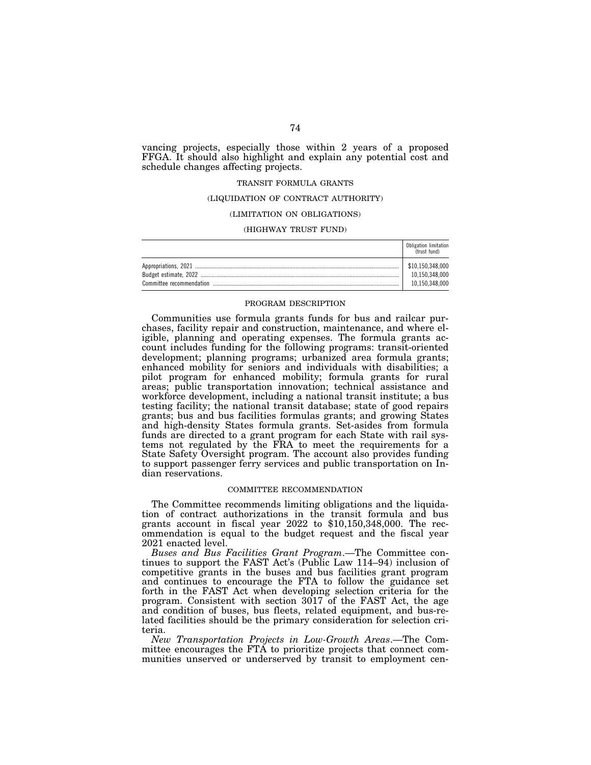vancing projects, especially those within 2 years of a proposed FFGA. It should also highlight and explain any potential cost and schedule changes affecting projects.

### TRANSIT FORMULA GRANTS

### (LIQUIDATION OF CONTRACT AUTHORITY)

### (LIMITATION ON OBLIGATIONS)

### (HIGHWAY TRUST FUND)

| | Obligation limitation (trust fund) |
|---|---|
| Appropriations, 2021 | $10,150,348,000 |
| Budget estimate, 2022 | 10,150,348,000 |
| Committee recommendation | 10,150,348,000 |

#### PROGRAM DESCRIPTION

Communities use formula grants funds for bus and railcar purchases, facility repair and construction, maintenance, and where eligible, planning and operating expenses. The formula grants account includes funding for the following programs: transit-oriented development; planning programs; urbanized area formula grants; enhanced mobility for seniors and individuals with disabilities; a pilot program for enhanced mobility; formula grants for rural areas; public transportation innovation; technical assistance and workforce development, including a national transit institute; a bus testing facility; the national transit database; state of good repairs grants; bus and bus facilities formulas grants; and growing States and high-density States formula grants. Set-asides from formula funds are directed to a grant program for each State with rail systems not regulated by the FRA to meet the requirements for a State Safety Oversight program. The account also provides funding to support passenger ferry services and public transportation on Indian reservations.

#### COMMITTEE RECOMMENDATION

The Committee recommends limiting obligations and the liquidation of contract authorizations in the transit formula and bus grants account in fiscal year 2022 to $10,150,348,000. The recommendation is equal to the budget request and the fiscal year 2021 enacted level.

*Buses and Bus Facilities Grant Program*.—The Committee continues to support the FAST Act's (Public Law 114–94) inclusion of competitive grants in the buses and bus facilities grant program and continues to encourage the FTA to follow the guidance set forth in the FAST Act when developing selection criteria for the program. Consistent with section 3017 of the FAST Act, the age and condition of buses, bus fleets, related equipment, and bus-related facilities should be the primary consideration for selection criteria.

*New Transportation Projects in Low-Growth Areas*.—The Committee encourages the FTA to prioritize projects that connect communities unserved or underserved by transit to employment cen-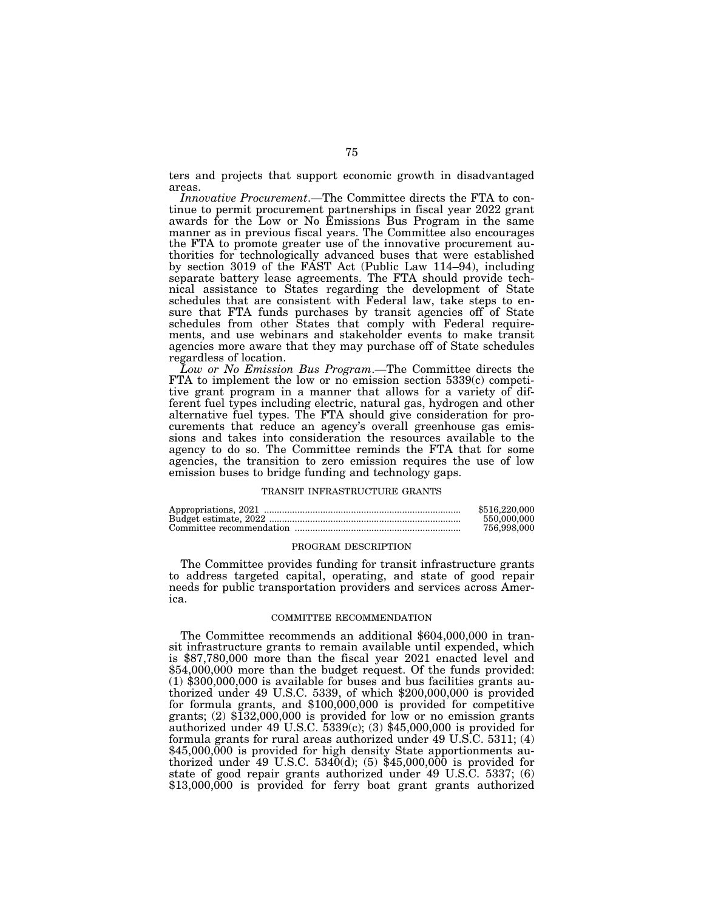ters and projects that support economic growth in disadvantaged areas.

*Innovative Procurement*.—The Committee directs the FTA to continue to permit procurement partnerships in fiscal year 2022 grant awards for the Low or No Emissions Bus Program in the same manner as in previous fiscal years. The Committee also encourages the FTA to promote greater use of the innovative procurement authorities for technologically advanced buses that were established by section 3019 of the FAST Act (Public Law 114–94), including separate battery lease agreements. The FTA should provide technical assistance to States regarding the development of State schedules that are consistent with Federal law, take steps to ensure that FTA funds purchases by transit agencies off of State schedules from other States that comply with Federal requirements, and use webinars and stakeholder events to make transit agencies more aware that they may purchase off of State schedules regardless of location.

*Low or No Emission Bus Program*.—The Committee directs the FTA to implement the low or no emission section 5339(c) competitive grant program in a manner that allows for a variety of different fuel types including electric, natural gas, hydrogen and other alternative fuel types. The FTA should give consideration for procurements that reduce an agency's overall greenhouse gas emissions and takes into consideration the resources available to the agency to do so. The Committee reminds the FTA that for some agencies, the transition to zero emission requires the use of low emission buses to bridge funding and technology gaps.

## TRANSIT INFRASTRUCTURE GRANTS

| | |
|---|---|
| Appropriations, 2021 | $516,220,000 |
| Budget estimate, 2022 | 550,000,000 |
| Committee recommendation | 756,998,000 |

### PROGRAM DESCRIPTION

The Committee provides funding for transit infrastructure grants to address targeted capital, operating, and state of good repair needs for public transportation providers and services across America.

### COMMITTEE RECOMMENDATION

The Committee recommends an additional $604,000,000 in transit infrastructure grants to remain available until expended, which is $87,780,000 more than the fiscal year 2021 enacted level and $54,000,000 more than the budget request. Of the funds provided: (1) $300,000,000 is available for buses and bus facilities grants authorized under 49 U.S.C. 5339, of which $200,000,000 is provided for formula grants, and $100,000,000 is provided for competitive grants; (2) $132,000,000 is provided for low or no emission grants authorized under 49 U.S.C. 5339(c); (3) $45,000,000 is provided for formula grants for rural areas authorized under 49 U.S.C. 5311; (4) $45,000,000 is provided for high density State apportionments authorized under 49 U.S.C. 5340(d); (5) $45,000,000 is provided for state of good repair grants authorized under 49 U.S.C. 5337; (6) $13,000,000 is provided for ferry boat grant grants authorized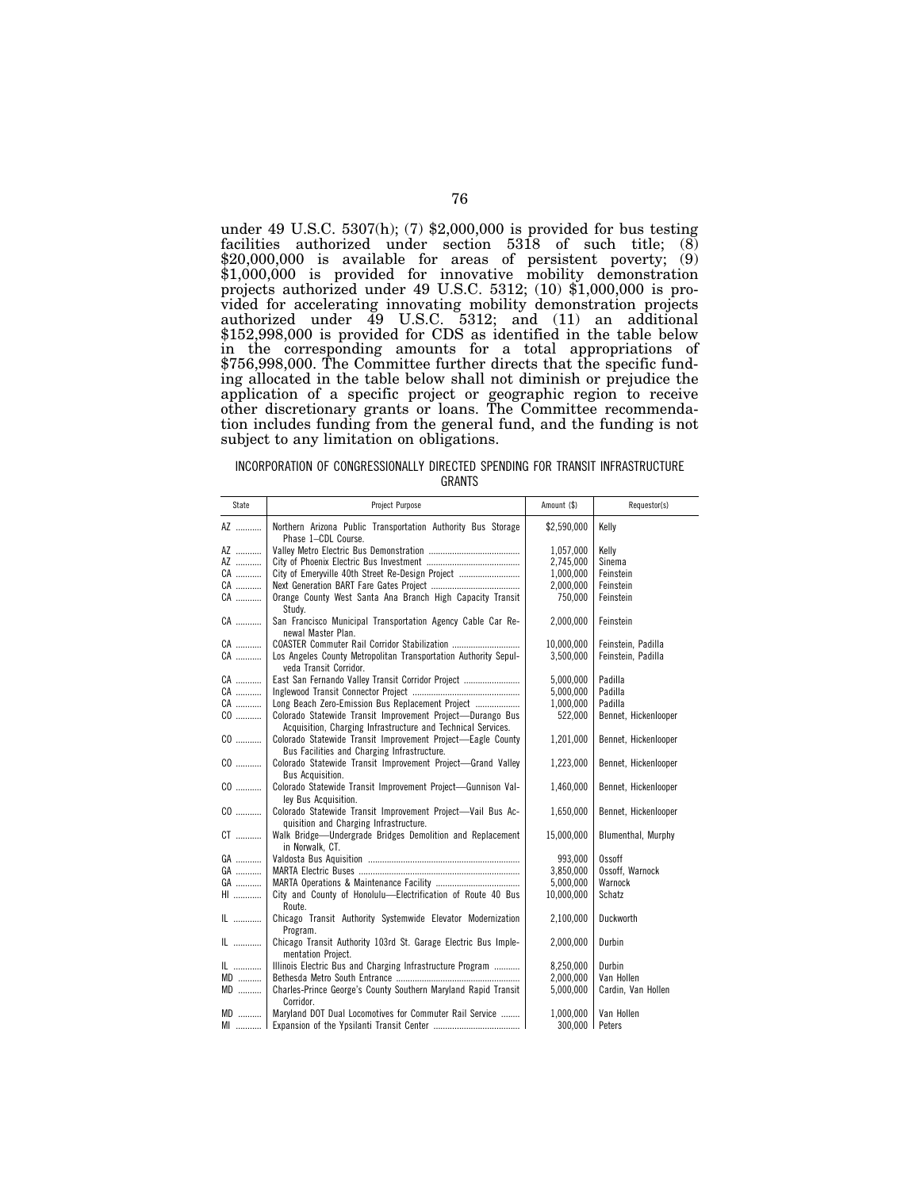under 49 U.S.C. 5307(h); (7) $2,000,000 is provided for bus testing facilities authorized under section 5318 of such title; (8) $20,000,000 is available for areas of persistent poverty; (9) $1,000,000 is provided for innovative mobility demonstration projects authorized under 49 U.S.C. 5312; (10) $1,000,000 is provided for accelerating innovating mobility demonstration projects authorized under 49 U.S.C. 5312; and (11) an additional $152,998,000 is provided for CDS as identified in the table below in the corresponding amounts for a total appropriations of $756,998,000. The Committee further directs that the specific funding allocated in the table below shall not diminish or prejudice the application of a specific project or geographic region to receive other discretionary grants or loans. The Committee recommendation includes funding from the general fund, and the funding is not subject to any limitation on obligations.

INCORPORATION OF CONGRESSIONALLY DIRECTED SPENDING FOR TRANSIT INFRASTRUCTURE GRANTS

| State | Project Purpose | Amount ($) | Requestor(s) |
|---|---|---|---|
| AZ | Northern Arizona Public Transportation Authority Bus Storage Phase 1–CDL Course. | $2,590,000 | Kelly |
| AZ | Valley Metro Electric Bus Demonstration | 1,057,000 | Kelly |
| AZ | City of Phoenix Electric Bus Investment | 2,745,000 | Sinema |
| CA | City of Emeryville 40th Street Re-Design Project | 1,000,000 | Feinstein |
| CA | Next Generation BART Fare Gates Project | 2,000,000 | Feinstein |
| CA | Orange County West Santa Ana Branch High Capacity Transit Study. | 750,000 | Feinstein |
| CA | San Francisco Municipal Transportation Agency Cable Car Renewal Master Plan. | 2,000,000 | Feinstein |
| CA | COASTER Commuter Rail Corridor Stabilization | 10,000,000 | Feinstein, Padilla |
| CA | Los Angeles County Metropolitan Transportation Authority Sepulveda Transit Corridor. | 3,500,000 | Feinstein, Padilla |
| CA | East San Fernando Valley Transit Corridor Project | 5,000,000 | Padilla |
| CA | Inglewood Transit Connector Project | 5,000,000 | Padilla |
| CA | Long Beach Zero-Emission Bus Replacement Project | 1,000,000 | Padilla |
| CO | Colorado Statewide Transit Improvement Project—Durango Bus Acquisition, Charging Infrastructure and Technical Services. | 522,000 | Bennet, Hickenlooper |
| CO | Colorado Statewide Transit Improvement Project—Eagle County Bus Facilities and Charging Infrastructure. | 1,201,000 | Bennet, Hickenlooper |
| CO | Colorado Statewide Transit Improvement Project—Grand Valley Bus Acquisition. | 1,223,000 | Bennet, Hickenlooper |
| CO | Colorado Statewide Transit Improvement Project—Gunnison Valley Bus Acquisition. | 1,460,000 | Bennet, Hickenlooper |
| CO | Colorado Statewide Transit Improvement Project—Vail Bus Acquisition and Charging Infrastructure. | 1,650,000 | Bennet, Hickenlooper |
| CT | Walk Bridge—Undergrade Bridges Demolition and Replacement in Norwalk, CT. | 15,000,000 | Blumenthal, Murphy |
| GA | Valdosta Bus Aquisition | 993,000 | Ossoff |
| GA | MARTA Electric Buses | 3,850,000 | Ossoff, Warnock |
| GA | MARTA Operations & Maintenance Facility | 5,000,000 | Warnock |
| HI | City and County of Honolulu—Electrification of Route 40 Bus Route. | 10,000,000 | Schatz |
| IL | Chicago Transit Authority Systemwide Elevator Modernization Program. | 2,100,000 | Duckworth |
| IL | Chicago Transit Authority 103rd St. Garage Electric Bus Implementation Project. | 2,000,000 | Durbin |
| IL | Illinois Electric Bus and Charging Infrastructure Program | 8,250,000 | Durbin |
| MD | Bethesda Metro South Entrance | 2,000,000 | Van Hollen |
| MD | Charles-Prince George's County Southern Maryland Rapid Transit Corridor. | 5,000,000 | Cardin, Van Hollen |
| MD | Maryland DOT Dual Locomotives for Commuter Rail Service | 1,000,000 | Van Hollen |
| MI | Expansion of the Ypsilanti Transit Center | 300,000 | Peters |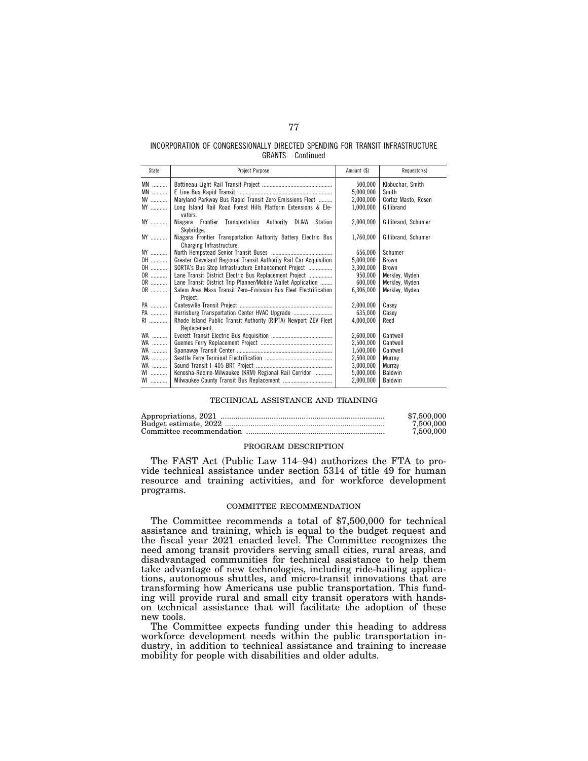INCORPORATION OF CONGRESSIONALLY DIRECTED SPENDING FOR TRANSIT INFRASTRUCTURE GRANTS—Continued

| State | Project Purpose | Amount ($) | Requestor(s) |
|---|---|---|---|
| MN | Bottineau Light Rail Transit Project | 500,000 | Klobuchar, Smith |
| MN | E Line Bus Rapid Transit | 5,000,000 | Smith |
| NV | Maryland Parkway Bus Rapid Transit Zero Emissions Fleet | 2,000,000 | Cortez Masto, Rosen |
| NY | Long Island Rail Road Forest Hills Platform Extensions & Elevators. | 1,000,000 | Gillibrand |
| NY | Niagara Frontier Transportation Authority DL&W Station Skybridge. | 2,000,000 | Gillibrand, Schumer |
| NY | Niagara Frontier Transportation Authority Battery Electric Bus Charging Infrastructure. | 1,760,000 | Gillibrand, Schumer |
| NY | North Hempstead Senior Transit Buses | 656,000 | Schumer |
| OH | Greater Cleveland Regional Transit Authority Rail Car Acquisition | 5,000,000 | Brown |
| OH | SORTA's Bus Stop Infrastructure Enhancement Project | 3,300,000 | Brown |
| OR | Lane Transit District Electric Bus Replacement Project | 950,000 | Merkley, Wyden |
| OR | Lane Transit District Trip Planner/Mobile Wallet Application | 600,000 | Merkley, Wyden |
| OR | Salem Area Mass Transit Zero–Emission Bus Fleet Electrification Project. | 6,306,000 | Merkley, Wyden |
| PA | Coatesville Transit Project | 2,000,000 | Casey |
| PA | Harrisburg Transportation Center HVAC Upgrade | 635,000 | Casey |
| RI | Rhode Island Public Transit Authority (RIPTA) Newport ZEV Fleet Replacement. | 4,000,000 | Reed |
| WA | Everett Transit Electric Bus Acquisition | 2,600,000 | Cantwell |
| WA | Guemes Ferry Replacement Project | 2,500,000 | Cantwell |
| WA | Spanaway Transit Center | 1,500,000 | Cantwell |
| WA | Seattle Ferry Terminal Electrification | 2,500,000 | Murray |
| WA | Sound Transit I–405 BRT Project | 3,000,000 | Murray |
| WI | Kenosha-Racine-Milwaukee (KRM) Regional Rail Corridor | 5,000,000 | Baldwin |
| WI | Milwaukee County Transit Bus Replacement | 2,000,000 | Baldwin |

## TECHNICAL ASSISTANCE AND TRAINING

| | |
|---|---|
| Appropriations, 2021 | $7,500,000 |
| Budget estimate, 2022 | 7,500,000 |
| Committee recommendation | 7,500,000 |

### PROGRAM DESCRIPTION

The FAST Act (Public Law 114–94) authorizes the FTA to provide technical assistance under section 5314 of title 49 for human resource and training activities, and for workforce development programs.

### COMMITTEE RECOMMENDATION

The Committee recommends a total of $7,500,000 for technical assistance and training, which is equal to the budget request and the fiscal year 2021 enacted level. The Committee recognizes the need among transit providers serving small cities, rural areas, and disadvantaged communities for technical assistance to help them take advantage of new technologies, including ride-hailing applications, autonomous shuttles, and micro-transit innovations that are transforming how Americans use public transportation. This funding will provide rural and small city transit operators with hands-on technical assistance that will facilitate the adoption of these new tools.

The Committee expects funding under this heading to address workforce development needs within the public transportation industry, in addition to technical assistance and training to increase mobility for people with disabilities and older adults.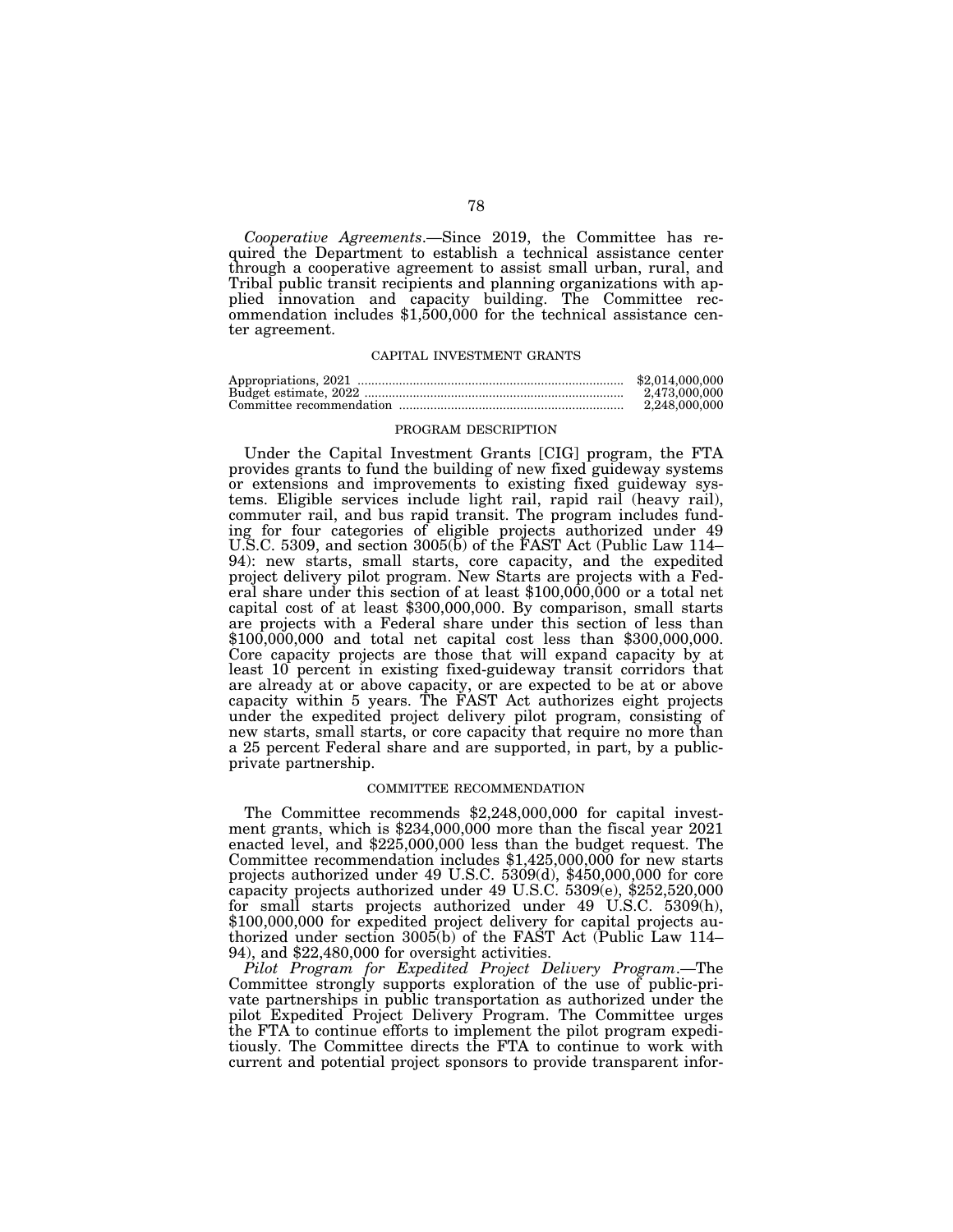*Cooperative Agreements*.—Since 2019, the Committee has required the Department to establish a technical assistance center through a cooperative agreement to assist small urban, rural, and Tribal public transit recipients and planning organizations with applied innovation and capacity building. The Committee recommendation includes $1,500,000 for the technical assistance center agreement.

### CAPITAL INVESTMENT GRANTS

| | |
|---|---|
| Appropriations, 2021 | $2,014,000,000 |
| Budget estimate, 2022 | 2,473,000,000 |
| Committee recommendation | 2,248,000,000 |

#### PROGRAM DESCRIPTION

Under the Capital Investment Grants [CIG] program, the FTA provides grants to fund the building of new fixed guideway systems or extensions and improvements to existing fixed guideway systems. Eligible services include light rail, rapid rail (heavy rail), commuter rail, and bus rapid transit. The program includes funding for four categories of eligible projects authorized under 49 U.S.C. 5309, and section 3005(b) of the FAST Act (Public Law 114–94): new starts, small starts, core capacity, and the expedited project delivery pilot program. New Starts are projects with a Federal share under this section of at least $100,000,000 or a total net capital cost of at least $300,000,000. By comparison, small starts are projects with a Federal share under this section of less than $100,000,000 and total net capital cost less than $300,000,000. Core capacity projects are those that will expand capacity by at least 10 percent in existing fixed-guideway transit corridors that are already at or above capacity, or are expected to be at or above capacity within 5 years. The FAST Act authorizes eight projects under the expedited project delivery pilot program, consisting of new starts, small starts, or core capacity that require no more than a 25 percent Federal share and are supported, in part, by a public-private partnership.

#### COMMITTEE RECOMMENDATION

The Committee recommends $2,248,000,000 for capital investment grants, which is $234,000,000 more than the fiscal year 2021 enacted level, and $225,000,000 less than the budget request. The Committee recommendation includes $1,425,000,000 for new starts projects authorized under 49 U.S.C. 5309(d), $450,000,000 for core capacity projects authorized under 49 U.S.C. 5309(e), $252,520,000 for small starts projects authorized under 49 U.S.C. 5309(h), $100,000,000 for expedited project delivery for capital projects authorized under section 3005(b) of the FAST Act (Public Law 114–94), and $22,480,000 for oversight activities.

*Pilot Program for Expedited Project Delivery Program*.—The Committee strongly supports exploration of the use of public-private partnerships in public transportation as authorized under the pilot Expedited Project Delivery Program. The Committee urges the FTA to continue efforts to implement the pilot program expeditiously. The Committee directs the FTA to continue to work with current and potential project sponsors to provide transparent infor-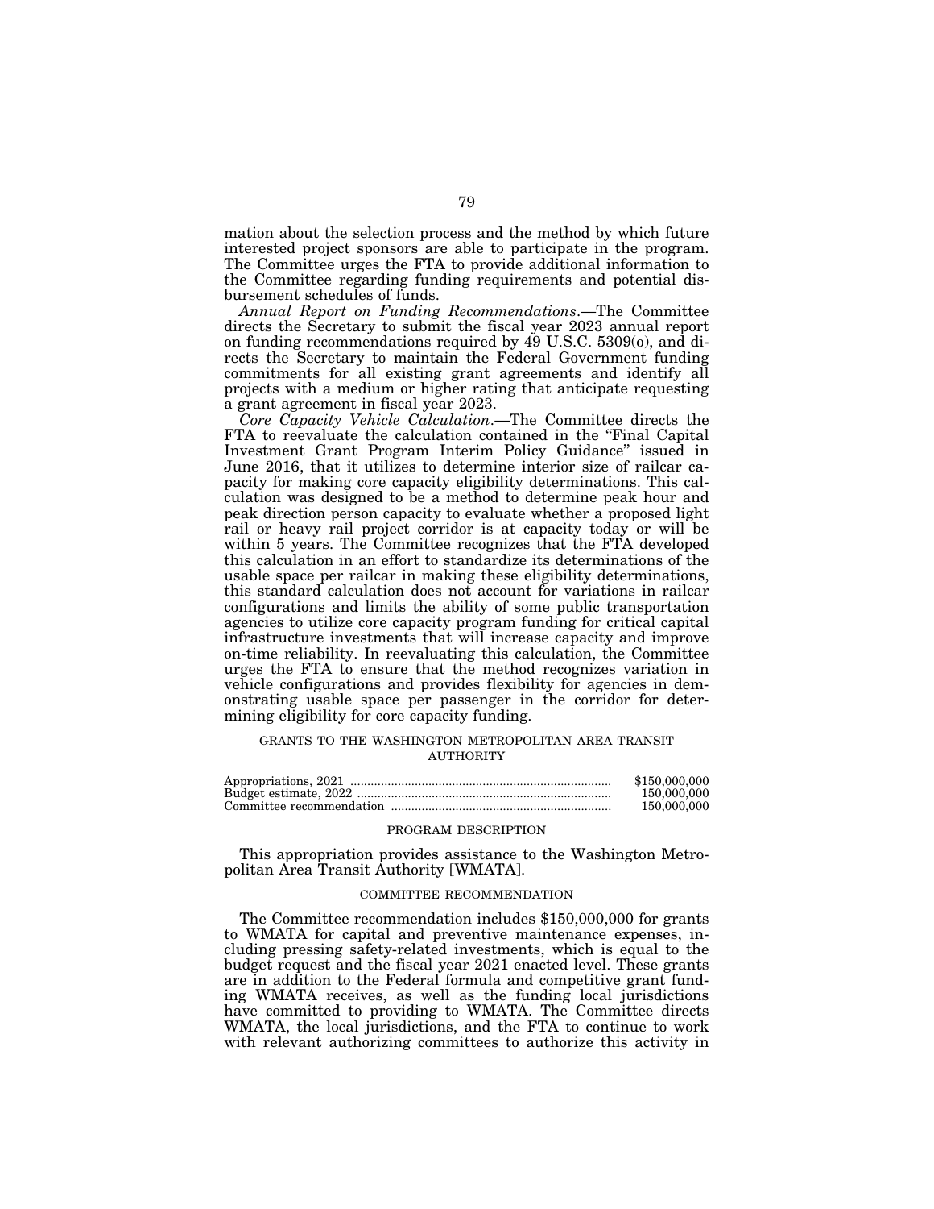mation about the selection process and the method by which future interested project sponsors are able to participate in the program. The Committee urges the FTA to provide additional information to the Committee regarding funding requirements and potential disbursement schedules of funds.

*Annual Report on Funding Recommendations*.—The Committee directs the Secretary to submit the fiscal year 2023 annual report on funding recommendations required by 49 U.S.C. 5309(o), and directs the Secretary to maintain the Federal Government funding commitments for all existing grant agreements and identify all projects with a medium or higher rating that anticipate requesting a grant agreement in fiscal year 2023.

*Core Capacity Vehicle Calculation*.—The Committee directs the FTA to reevaluate the calculation contained in the "Final Capital Investment Grant Program Interim Policy Guidance" issued in June 2016, that it utilizes to determine interior size of railcar capacity for making core capacity eligibility determinations. This calculation was designed to be a method to determine peak hour and peak direction person capacity to evaluate whether a proposed light rail or heavy rail project corridor is at capacity today or will be within 5 years. The Committee recognizes that the FTA developed this calculation in an effort to standardize its determinations of the usable space per railcar in making these eligibility determinations, this standard calculation does not account for variations in railcar configurations and limits the ability of some public transportation agencies to utilize core capacity program funding for critical capital infrastructure investments that will increase capacity and improve on-time reliability. In reevaluating this calculation, the Committee urges the FTA to ensure that the method recognizes variation in vehicle configurations and provides flexibility for agencies in demonstrating usable space per passenger in the corridor for determining eligibility for core capacity funding.

## GRANTS TO THE WASHINGTON METROPOLITAN AREA TRANSIT AUTHORITY

| | |
|---|---|
| Appropriations, 2021 | $150,000,000 |
| Budget estimate, 2022 | 150,000,000 |
| Committee recommendation | 150,000,000 |

### PROGRAM DESCRIPTION

This appropriation provides assistance to the Washington Metropolitan Area Transit Authority [WMATA].

### COMMITTEE RECOMMENDATION

The Committee recommendation includes $150,000,000 for grants to WMATA for capital and preventive maintenance expenses, including pressing safety-related investments, which is equal to the budget request and the fiscal year 2021 enacted level. These grants are in addition to the Federal formula and competitive grant funding WMATA receives, as well as the funding local jurisdictions have committed to providing to WMATA. The Committee directs WMATA, the local jurisdictions, and the FTA to continue to work with relevant authorizing committees to authorize this activity in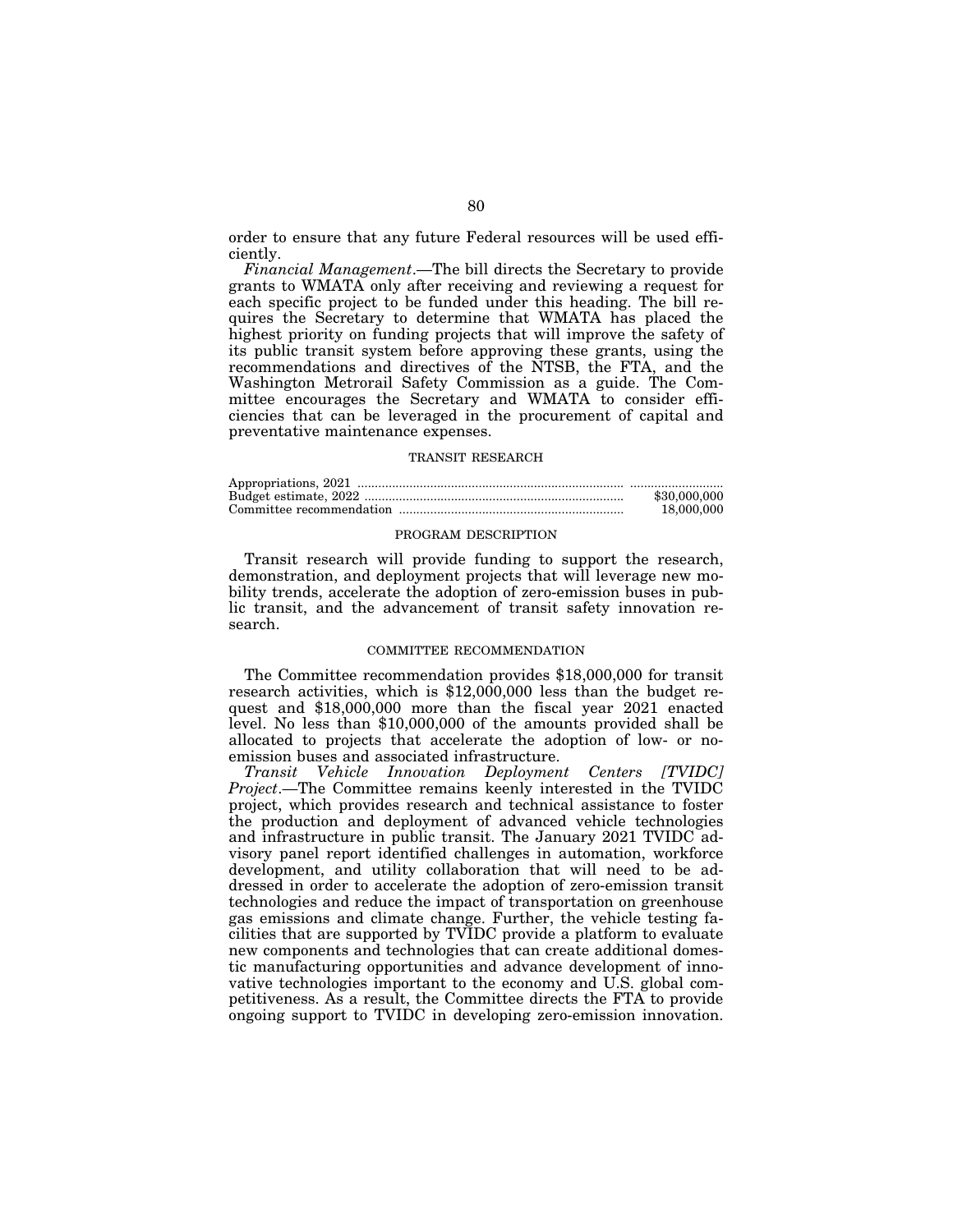order to ensure that any future Federal resources will be used efficiently.

*Financial Management*.—The bill directs the Secretary to provide grants to WMATA only after receiving and reviewing a request for each specific project to be funded under this heading. The bill requires the Secretary to determine that WMATA has placed the highest priority on funding projects that will improve the safety of its public transit system before approving these grants, using the recommendations and directives of the NTSB, the FTA, and the Washington Metrorail Safety Commission as a guide. The Committee encourages the Secretary and WMATA to consider efficiencies that can be leveraged in the procurement of capital and preventative maintenance expenses.

## TRANSIT RESEARCH

| | |
|---|---|
| Appropriations, 2021 | .......................... |
| Budget estimate, 2022 | $30,000,000 |
| Committee recommendation | 18,000,000 |

### PROGRAM DESCRIPTION

Transit research will provide funding to support the research, demonstration, and deployment projects that will leverage new mobility trends, accelerate the adoption of zero-emission buses in public transit, and the advancement of transit safety innovation research.

### COMMITTEE RECOMMENDATION

The Committee recommendation provides $18,000,000 for transit research activities, which is $12,000,000 less than the budget request and $18,000,000 more than the fiscal year 2021 enacted level. No less than $10,000,000 of the amounts provided shall be allocated to projects that accelerate the adoption of low- or no-emission buses and associated infrastructure.

*Transit Vehicle Innovation Deployment Centers [TVIDC] Project*.—The Committee remains keenly interested in the TVIDC project, which provides research and technical assistance to foster the production and deployment of advanced vehicle technologies and infrastructure in public transit. The January 2021 TVIDC advisory panel report identified challenges in automation, workforce development, and utility collaboration that will need to be addressed in order to accelerate the adoption of zero-emission transit technologies and reduce the impact of transportation on greenhouse gas emissions and climate change. Further, the vehicle testing facilities that are supported by TVIDC provide a platform to evaluate new components and technologies that can create additional domestic manufacturing opportunities and advance development of innovative technologies important to the economy and U.S. global competitiveness. As a result, the Committee directs the FTA to provide ongoing support to TVIDC in developing zero-emission innovation.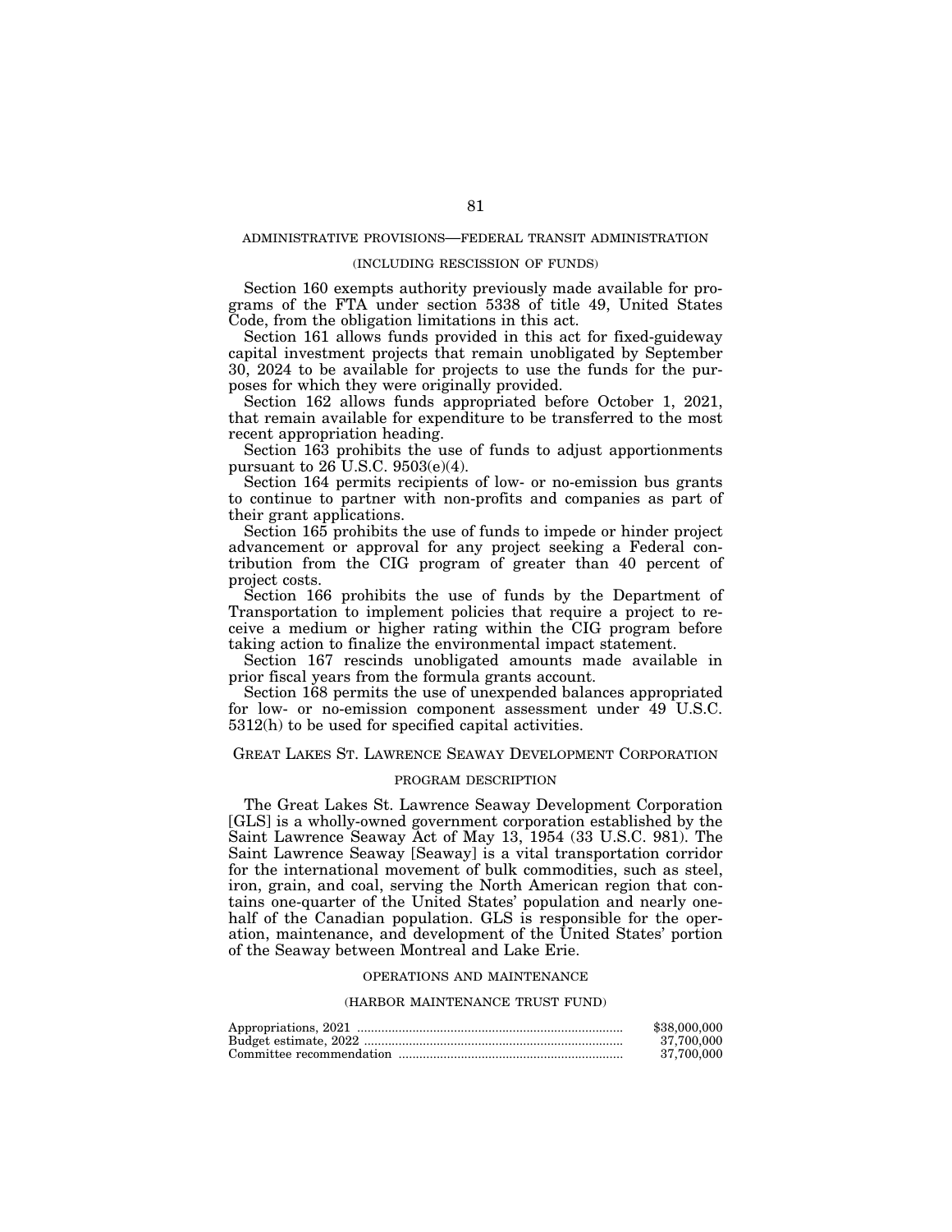## ADMINISTRATIVE PROVISIONS—FEDERAL TRANSIT ADMINISTRATION

### (INCLUDING RESCISSION OF FUNDS)

Section 160 exempts authority previously made available for programs of the FTA under section 5338 of title 49, United States Code, from the obligation limitations in this act.

Section 161 allows funds provided in this act for fixed-guideway capital investment projects that remain unobligated by September 30, 2024 to be available for projects to use the funds for the purposes for which they were originally provided.

Section 162 allows funds appropriated before October 1, 2021, that remain available for expenditure to be transferred to the most recent appropriation heading.

Section 163 prohibits the use of funds to adjust apportionments pursuant to 26 U.S.C. 9503(e)(4).

Section 164 permits recipients of low- or no-emission bus grants to continue to partner with non-profits and companies as part of their grant applications.

Section 165 prohibits the use of funds to impede or hinder project advancement or approval for any project seeking a Federal contribution from the CIG program of greater than 40 percent of project costs.

Section 166 prohibits the use of funds by the Department of Transportation to implement policies that require a project to receive a medium or higher rating within the CIG program before taking action to finalize the environmental impact statement.

Section 167 rescinds unobligated amounts made available in prior fiscal years from the formula grants account.

Section 168 permits the use of unexpended balances appropriated for low- or no-emission component assessment under 49 U.S.C. 5312(h) to be used for specified capital activities.

## GREAT LAKES ST. LAWRENCE SEAWAY DEVELOPMENT CORPORATION

### PROGRAM DESCRIPTION

The Great Lakes St. Lawrence Seaway Development Corporation [GLS] is a wholly-owned government corporation established by the Saint Lawrence Seaway Act of May 13, 1954 (33 U.S.C. 981). The Saint Lawrence Seaway [Seaway] is a vital transportation corridor for the international movement of bulk commodities, such as steel, iron, grain, and coal, serving the North American region that contains one-quarter of the United States' population and nearly one-half of the Canadian population. GLS is responsible for the operation, maintenance, and development of the United States' portion of the Seaway between Montreal and Lake Erie.

### OPERATIONS AND MAINTENANCE

#### (HARBOR MAINTENANCE TRUST FUND)

| | |
|---|---|
| Appropriations, 2021 | $38,000,000 |
| Budget estimate, 2022 | 37,700,000 |
| Committee recommendation | 37,700,000 |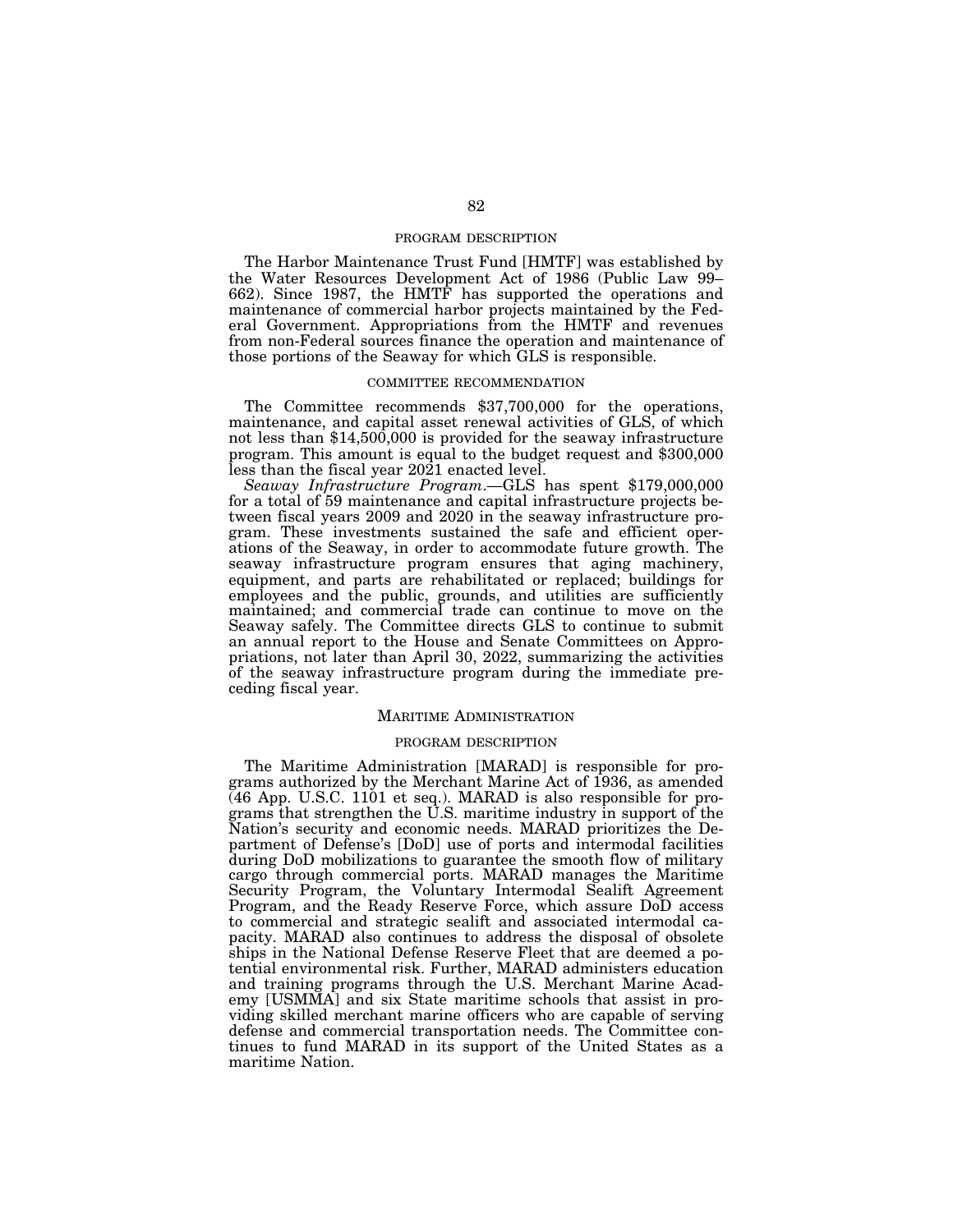#### PROGRAM DESCRIPTION

The Harbor Maintenance Trust Fund [HMTF] was established by the Water Resources Development Act of 1986 (Public Law 99–662). Since 1987, the HMTF has supported the operations and maintenance of commercial harbor projects maintained by the Federal Government. Appropriations from the HMTF and revenues from non-Federal sources finance the operation and maintenance of those portions of the Seaway for which GLS is responsible.

#### COMMITTEE RECOMMENDATION

The Committee recommends $37,700,000 for the operations, maintenance, and capital asset renewal activities of GLS, of which not less than $14,500,000 is provided for the seaway infrastructure program. This amount is equal to the budget request and $300,000 less than the fiscal year 2021 enacted level.

*Seaway Infrastructure Program*.—GLS has spent $179,000,000 for a total of 59 maintenance and capital infrastructure projects between fiscal years 2009 and 2020 in the seaway infrastructure program. These investments sustained the safe and efficient operations of the Seaway, in order to accommodate future growth. The seaway infrastructure program ensures that aging machinery, equipment, and parts are rehabilitated or replaced; buildings for employees and the public, grounds, and utilities are sufficiently maintained; and commercial trade can continue to move on the Seaway safely. The Committee directs GLS to continue to submit an annual report to the House and Senate Committees on Appropriations, not later than April 30, 2022, summarizing the activities of the seaway infrastructure program during the immediate preceding fiscal year.

### MARITIME ADMINISTRATION

#### PROGRAM DESCRIPTION

The Maritime Administration [MARAD] is responsible for programs authorized by the Merchant Marine Act of 1936, as amended (46 App. U.S.C. 1101 et seq.). MARAD is also responsible for programs that strengthen the U.S. maritime industry in support of the Nation's security and economic needs. MARAD prioritizes the Department of Defense's [DoD] use of ports and intermodal facilities during DoD mobilizations to guarantee the smooth flow of military cargo through commercial ports. MARAD manages the Maritime Security Program, the Voluntary Intermodal Sealift Agreement Program, and the Ready Reserve Force, which assure DoD access to commercial and strategic sealift and associated intermodal capacity. MARAD also continues to address the disposal of obsolete ships in the National Defense Reserve Fleet that are deemed a potential environmental risk. Further, MARAD administers education and training programs through the U.S. Merchant Marine Academy [USMMA] and six State maritime schools that assist in providing skilled merchant marine officers who are capable of serving defense and commercial transportation needs. The Committee continues to fund MARAD in its support of the United States as a maritime Nation.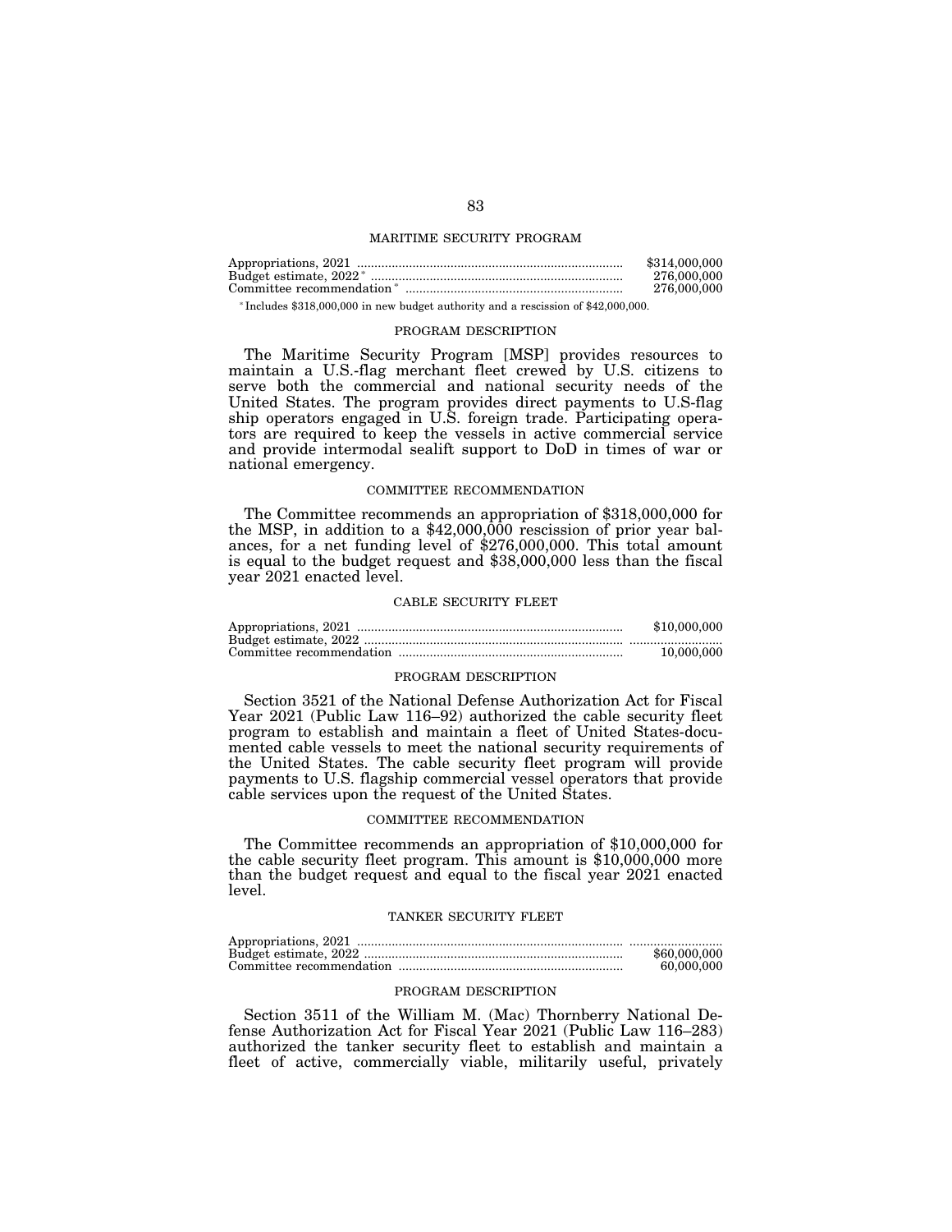## MARITIME SECURITY PROGRAM

| | |
|---|---|
| Appropriations, 2021 | $314,000,000 |
| Budget estimate, 2022* | 276,000,000 |
| Committee recommendation* | 276,000,000 |

*Includes $318,000,000 in new budget authority and a rescission of $42,000,000.

### PROGRAM DESCRIPTION

The Maritime Security Program [MSP] provides resources to maintain a U.S.-flag merchant fleet crewed by U.S. citizens to serve both the commercial and national security needs of the United States. The program provides direct payments to U.S-flag ship operators engaged in U.S. foreign trade. Participating operators are required to keep the vessels in active commercial service and provide intermodal sealift support to DoD in times of war or national emergency.

### COMMITTEE RECOMMENDATION

The Committee recommends an appropriation of $318,000,000 for the MSP, in addition to a $42,000,000 rescission of prior year balances, for a net funding level of $276,000,000. This total amount is equal to the budget request and $38,000,000 less than the fiscal year 2021 enacted level.

## CABLE SECURITY FLEET

| | |
|---|---|
| Appropriations, 2021 | $10,000,000 |
| Budget estimate, 2022 | |
| Committee recommendation | 10,000,000 |

### PROGRAM DESCRIPTION

Section 3521 of the National Defense Authorization Act for Fiscal Year 2021 (Public Law 116–92) authorized the cable security fleet program to establish and maintain a fleet of United States-documented cable vessels to meet the national security requirements of the United States. The cable security fleet program will provide payments to U.S. flagship commercial vessel operators that provide cable services upon the request of the United States.

### COMMITTEE RECOMMENDATION

The Committee recommends an appropriation of $10,000,000 for the cable security fleet program. This amount is $10,000,000 more than the budget request and equal to the fiscal year 2021 enacted level.

## TANKER SECURITY FLEET

| | |
|---|---|
| Appropriations, 2021 | |
| Budget estimate, 2022 | $60,000,000 |
| Committee recommendation | 60,000,000 |

### PROGRAM DESCRIPTION

Section 3511 of the William M. (Mac) Thornberry National Defense Authorization Act for Fiscal Year 2021 (Public Law 116–283) authorized the tanker security fleet to establish and maintain a fleet of active, commercially viable, militarily useful, privately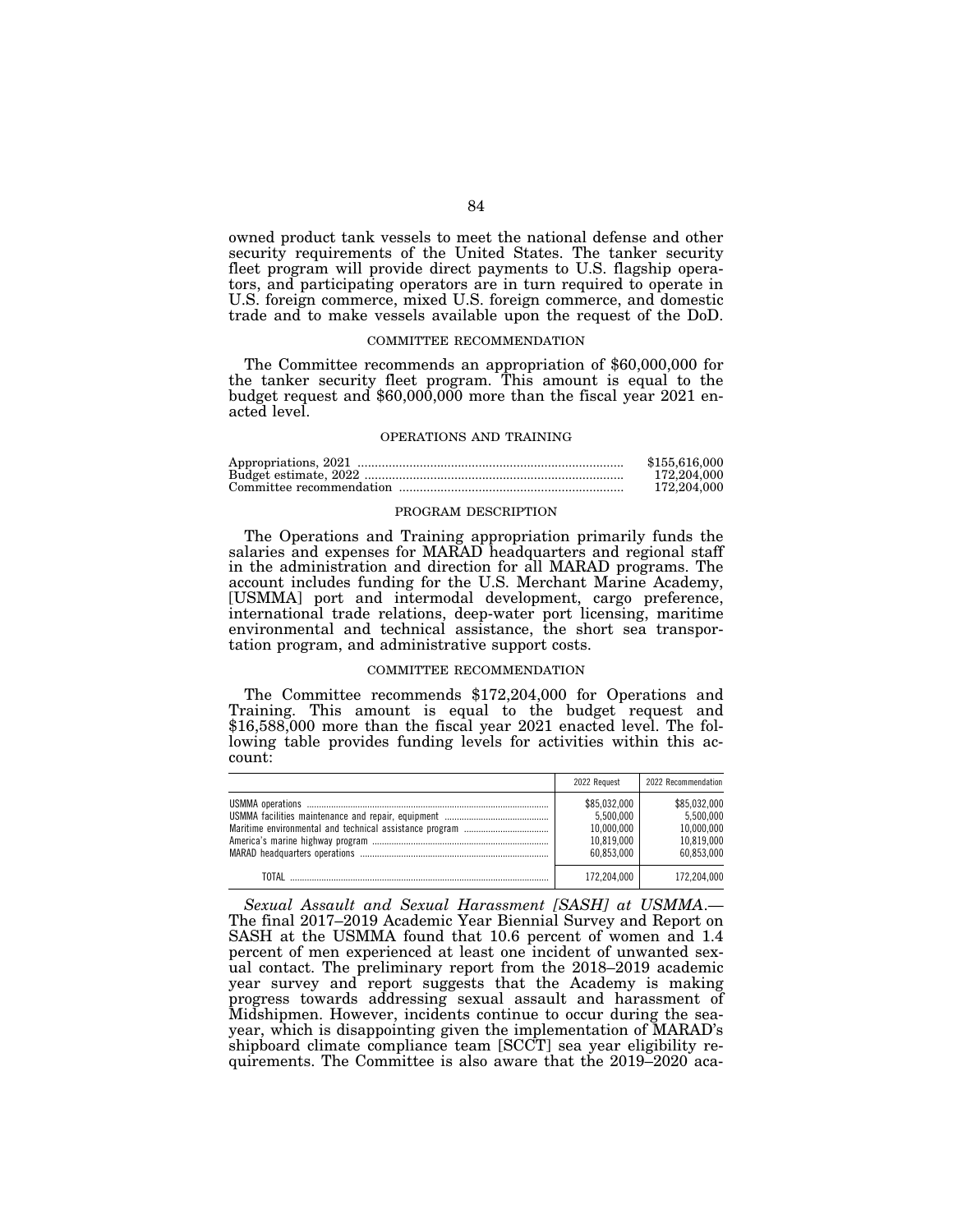owned product tank vessels to meet the national defense and other security requirements of the United States. The tanker security fleet program will provide direct payments to U.S. flagship operators, and participating operators are in turn required to operate in U.S. foreign commerce, mixed U.S. foreign commerce, and domestic trade and to make vessels available upon the request of the DoD.

### COMMITTEE RECOMMENDATION

The Committee recommends an appropriation of $60,000,000 for the tanker security fleet program. This amount is equal to the budget request and $60,000,000 more than the fiscal year 2021 enacted level.

## OPERATIONS AND TRAINING

| | |
|---|---|
| Appropriations, 2021 | $155,616,000 |
| Budget estimate, 2022 | 172,204,000 |
| Committee recommendation | 172,204,000 |

### PROGRAM DESCRIPTION

The Operations and Training appropriation primarily funds the salaries and expenses for MARAD headquarters and regional staff in the administration and direction for all MARAD programs. The account includes funding for the U.S. Merchant Marine Academy, [USMMA] port and intermodal development, cargo preference, international trade relations, deep-water port licensing, maritime environmental and technical assistance, the short sea transportation program, and administrative support costs.

### COMMITTEE RECOMMENDATION

The Committee recommends $172,204,000 for Operations and Training. This amount is equal to the budget request and $16,588,000 more than the fiscal year 2021 enacted level. The following table provides funding levels for activities within this account:

| | 2022 Request | 2022 Recommendation |
|---|---|---|
| USMMA operations | $85,032,000 | $85,032,000 |
| USMMA facilities maintenance and repair, equipment | 5,500,000 | 5,500,000 |
| Maritime environmental and technical assistance program | 10,000,000 | 10,000,000 |
| America's marine highway program | 10,819,000 | 10,819,000 |
| MARAD headquarters operations | 60,853,000 | 60,853,000 |
| TOTAL | 172,204,000 | 172,204,000 |

*Sexual Assault and Sexual Harassment [SASH] at USMMA.*— The final 2017–2019 Academic Year Biennial Survey and Report on SASH at the USMMA found that 10.6 percent of women and 1.4 percent of men experienced at least one incident of unwanted sexual contact. The preliminary report from the 2018–2019 academic year survey and report suggests that the Academy is making progress towards addressing sexual assault and harassment of Midshipmen. However, incidents continue to occur during the sea-year, which is disappointing given the implementation of MARAD's shipboard climate compliance team [SCCT] sea year eligibility requirements. The Committee is also aware that the 2019–2020 aca-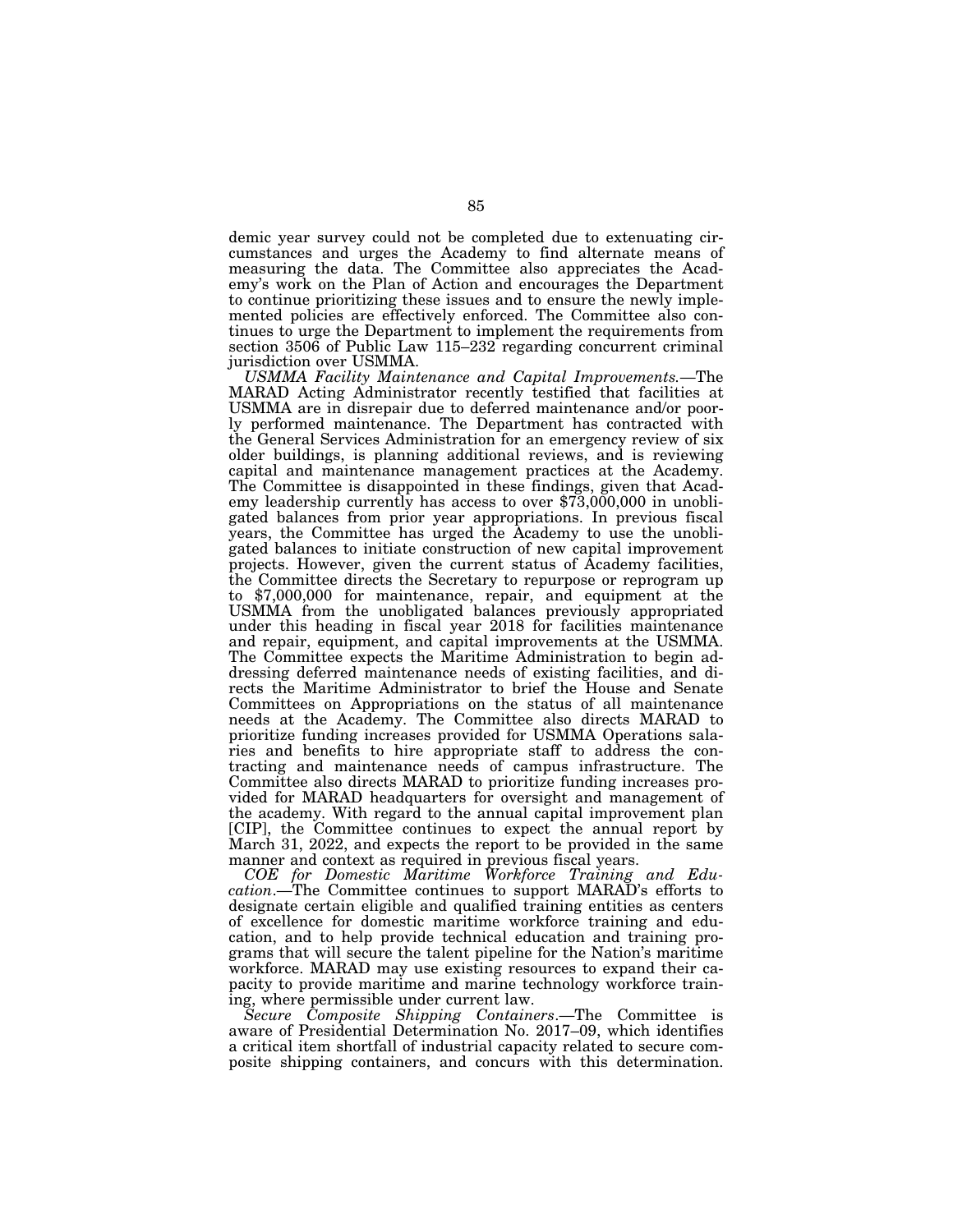demic year survey could not be completed due to extenuating circumstances and urges the Academy to find alternate means of measuring the data. The Committee also appreciates the Academy's work on the Plan of Action and encourages the Department to continue prioritizing these issues and to ensure the newly implemented policies are effectively enforced. The Committee also continues to urge the Department to implement the requirements from section 3506 of Public Law 115–232 regarding concurrent criminal jurisdiction over USMMA.

*USMMA Facility Maintenance and Capital Improvements.*—The MARAD Acting Administrator recently testified that facilities at USMMA are in disrepair due to deferred maintenance and/or poorly performed maintenance. The Department has contracted with the General Services Administration for an emergency review of six older buildings, is planning additional reviews, and is reviewing capital and maintenance management practices at the Academy. The Committee is disappointed in these findings, given that Academy leadership currently has access to over $73,000,000 in unobligated balances from prior year appropriations. In previous fiscal years, the Committee has urged the Academy to use the unobligated balances to initiate construction of new capital improvement projects. However, given the current status of Academy facilities, the Committee directs the Secretary to repurpose or reprogram up to $7,000,000 for maintenance, repair, and equipment at the USMMA from the unobligated balances previously appropriated under this heading in fiscal year 2018 for facilities maintenance and repair, equipment, and capital improvements at the USMMA. The Committee expects the Maritime Administration to begin addressing deferred maintenance needs of existing facilities, and directs the Maritime Administrator to brief the House and Senate Committees on Appropriations on the status of all maintenance needs at the Academy. The Committee also directs MARAD to prioritize funding increases provided for USMMA Operations salaries and benefits to hire appropriate staff to address the contracting and maintenance needs of campus infrastructure. The Committee also directs MARAD to prioritize funding increases provided for MARAD headquarters for oversight and management of the academy. With regard to the annual capital improvement plan [CIP], the Committee continues to expect the annual report by March 31, 2022, and expects the report to be provided in the same manner and context as required in previous fiscal years.

*COE for Domestic Maritime Workforce Training and Education.*—The Committee continues to support MARAD's efforts to designate certain eligible and qualified training entities as centers of excellence for domestic maritime workforce training and education, and to help provide technical education and training programs that will secure the talent pipeline for the Nation's maritime workforce. MARAD may use existing resources to expand their capacity to provide maritime and marine technology workforce training, where permissible under current law.

*Secure Composite Shipping Containers.*—The Committee is aware of Presidential Determination No. 2017–09, which identifies a critical item shortfall of industrial capacity related to secure composite shipping containers, and concurs with this determination.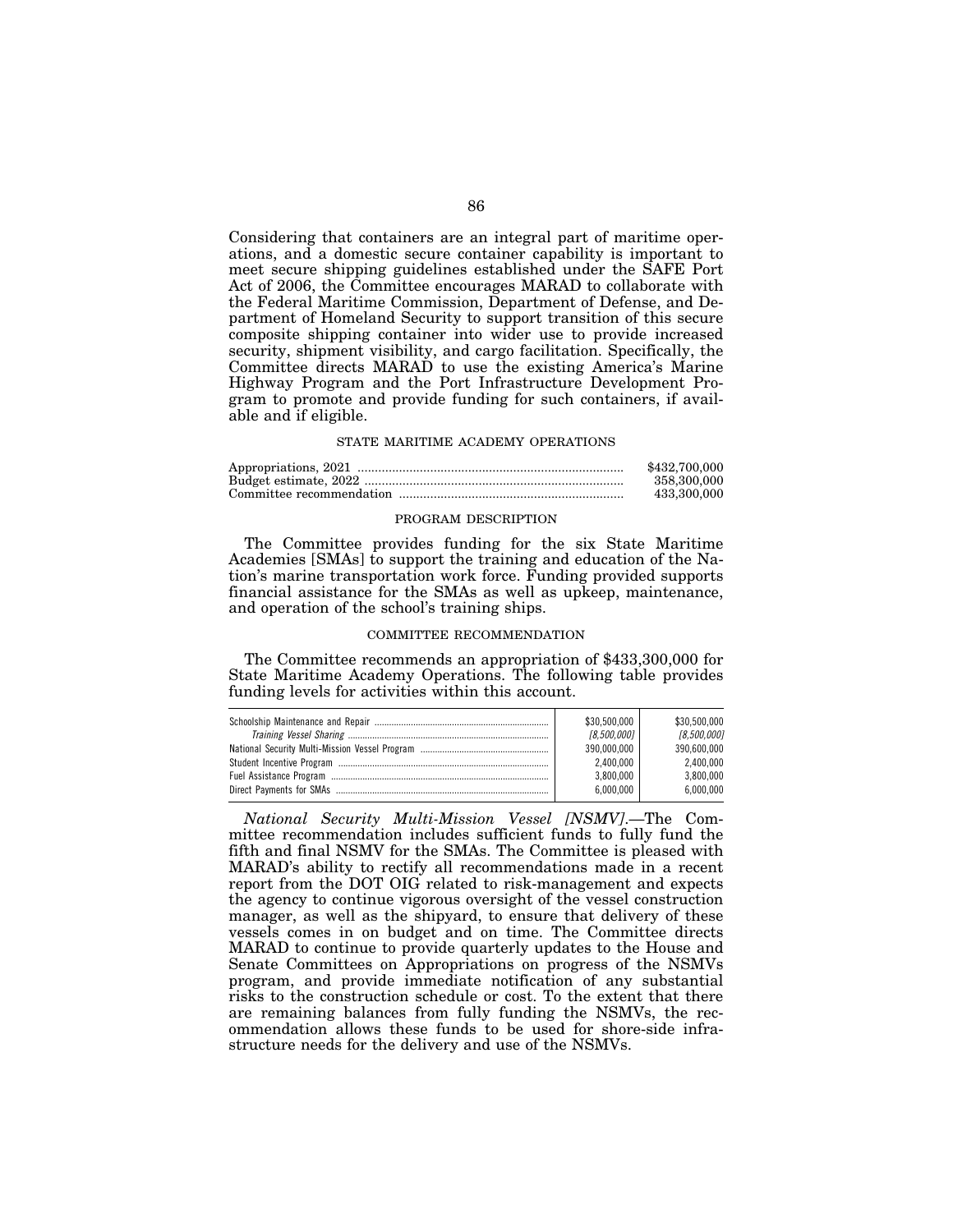Considering that containers are an integral part of maritime operations, and a domestic secure container capability is important to meet secure shipping guidelines established under the SAFE Port Act of 2006, the Committee encourages MARAD to collaborate with the Federal Maritime Commission, Department of Defense, and Department of Homeland Security to support transition of this secure composite shipping container into wider use to provide increased security, shipment visibility, and cargo facilitation. Specifically, the Committee directs MARAD to use the existing America's Marine Highway Program and the Port Infrastructure Development Program to promote and provide funding for such containers, if available and if eligible.

### STATE MARITIME ACADEMY OPERATIONS

| | |
|---|---|
| Appropriations, 2021 | $432,700,000 |
| Budget estimate, 2022 | 358,300,000 |
| Committee recommendation | 433,300,000 |

#### PROGRAM DESCRIPTION

The Committee provides funding for the six State Maritime Academies [SMAs] to support the training and education of the Nation's marine transportation work force. Funding provided supports financial assistance for the SMAs as well as upkeep, maintenance, and operation of the school's training ships.

#### COMMITTEE RECOMMENDATION

The Committee recommends an appropriation of $433,300,000 for State Maritime Academy Operations. The following table provides funding levels for activities within this account.

| | | |
|---|---|---|
| Schoolship Maintenance and Repair | $30,500,000 | $30,500,000 |
| *Training Vessel Sharing* | *[8,500,000]* | *[8,500,000]* |
| National Security Multi-Mission Vessel Program | 390,000,000 | 390,600,000 |
| Student Incentive Program | 2,400,000 | 2,400,000 |
| Fuel Assistance Program | 3,800,000 | 3,800,000 |
| Direct Payments for SMAs | 6,000,000 | 6,000,000 |

*National Security Multi-Mission Vessel [NSMV]*.—The Committee recommendation includes sufficient funds to fully fund the fifth and final NSMV for the SMAs. The Committee is pleased with MARAD's ability to rectify all recommendations made in a recent report from the DOT OIG related to risk-management and expects the agency to continue vigorous oversight of the vessel construction manager, as well as the shipyard, to ensure that delivery of these vessels comes in on budget and on time. The Committee directs MARAD to continue to provide quarterly updates to the House and Senate Committees on Appropriations on progress of the NSMVs program, and provide immediate notification of any substantial risks to the construction schedule or cost. To the extent that there are remaining balances from fully funding the NSMVs, the recommendation allows these funds to be used for shore-side infrastructure needs for the delivery and use of the NSMVs.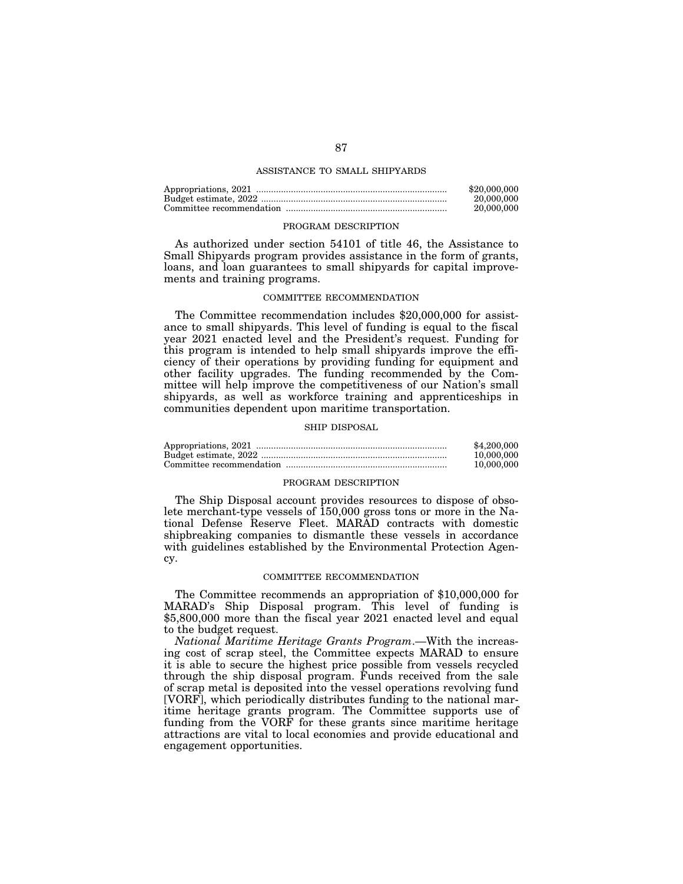## ASSISTANCE TO SMALL SHIPYARDS

| | |
|---|---|
| Appropriations, 2021 | $20,000,000 |
| Budget estimate, 2022 | 20,000,000 |
| Committee recommendation | 20,000,000 |

### PROGRAM DESCRIPTION

As authorized under section 54101 of title 46, the Assistance to Small Shipyards program provides assistance in the form of grants, loans, and loan guarantees to small shipyards for capital improvements and training programs.

### COMMITTEE RECOMMENDATION

The Committee recommendation includes $20,000,000 for assistance to small shipyards. This level of funding is equal to the fiscal year 2021 enacted level and the President's request. Funding for this program is intended to help small shipyards improve the efficiency of their operations by providing funding for equipment and other facility upgrades. The funding recommended by the Committee will help improve the competitiveness of our Nation's small shipyards, as well as workforce training and apprenticeships in communities dependent upon maritime transportation.

## SHIP DISPOSAL

| | |
|---|---|
| Appropriations, 2021 | $4,200,000 |
| Budget estimate, 2022 | 10,000,000 |
| Committee recommendation | 10,000,000 |

### PROGRAM DESCRIPTION

The Ship Disposal account provides resources to dispose of obsolete merchant-type vessels of 150,000 gross tons or more in the National Defense Reserve Fleet. MARAD contracts with domestic shipbreaking companies to dismantle these vessels in accordance with guidelines established by the Environmental Protection Agency.

### COMMITTEE RECOMMENDATION

The Committee recommends an appropriation of $10,000,000 for MARAD's Ship Disposal program. This level of funding is $5,800,000 more than the fiscal year 2021 enacted level and equal to the budget request.

*National Maritime Heritage Grants Program*.—With the increasing cost of scrap steel, the Committee expects MARAD to ensure it is able to secure the highest price possible from vessels recycled through the ship disposal program. Funds received from the sale of scrap metal is deposited into the vessel operations revolving fund [VORF], which periodically distributes funding to the national maritime heritage grants program. The Committee supports use of funding from the VORF for these grants since maritime heritage attractions are vital to local economies and provide educational and engagement opportunities.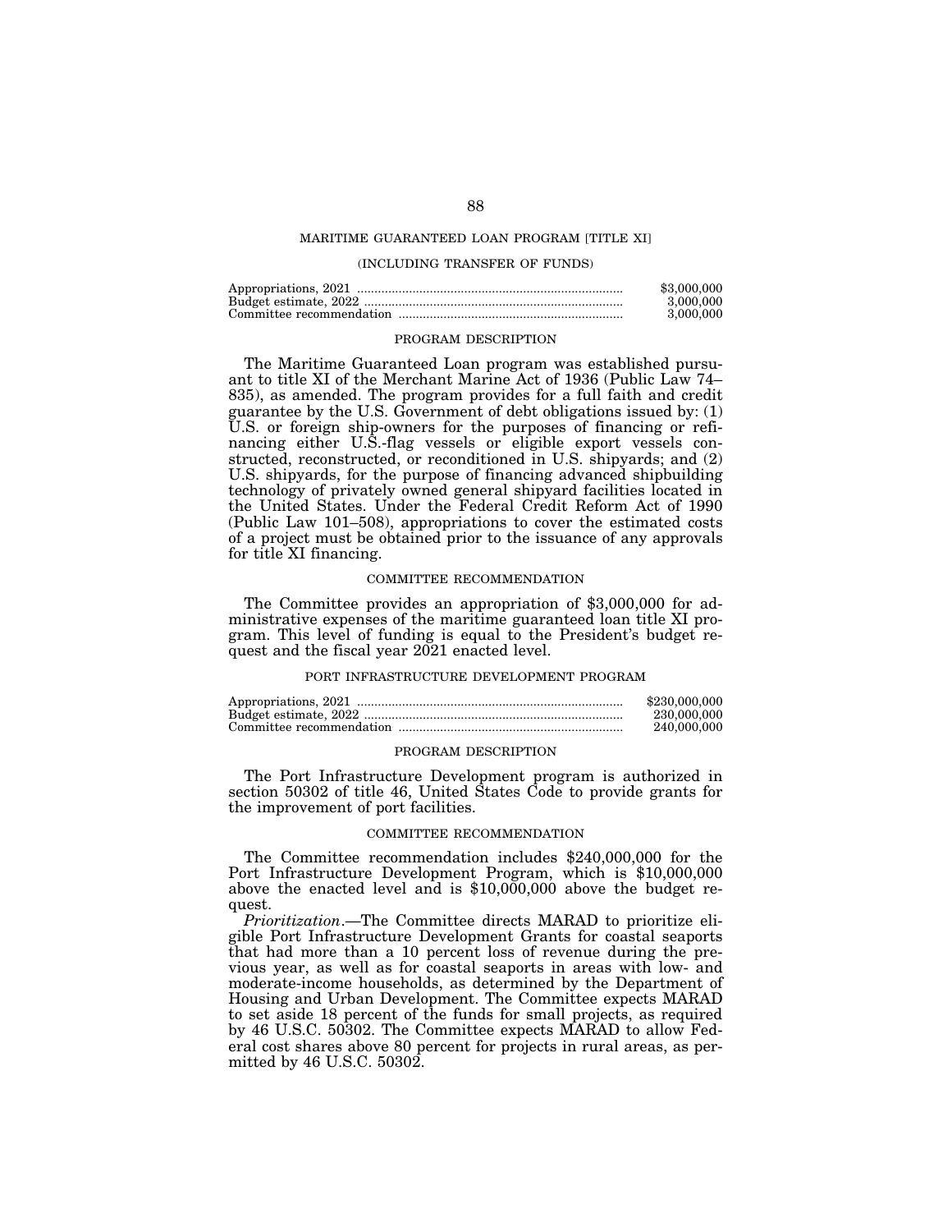## MARITIME GUARANTEED LOAN PROGRAM [TITLE XI]

### (INCLUDING TRANSFER OF FUNDS)

| | |
|---|---|
| Appropriations, 2021 | $3,000,000 |
| Budget estimate, 2022 | 3,000,000 |
| Committee recommendation | 3,000,000 |

### PROGRAM DESCRIPTION

The Maritime Guaranteed Loan program was established pursuant to title XI of the Merchant Marine Act of 1936 (Public Law 74–835), as amended. The program provides for a full faith and credit guarantee by the U.S. Government of debt obligations issued by: (1) U.S. or foreign ship-owners for the purposes of financing or refinancing either U.S.-flag vessels or eligible export vessels constructed, reconstructed, or reconditioned in U.S. shipyards; and (2) U.S. shipyards, for the purpose of financing advanced shipbuilding technology of privately owned general shipyard facilities located in the United States. Under the Federal Credit Reform Act of 1990 (Public Law 101–508), appropriations to cover the estimated costs of a project must be obtained prior to the issuance of any approvals for title XI financing.

### COMMITTEE RECOMMENDATION

The Committee provides an appropriation of $3,000,000 for administrative expenses of the maritime guaranteed loan title XI program. This level of funding is equal to the President's budget request and the fiscal year 2021 enacted level.

## PORT INFRASTRUCTURE DEVELOPMENT PROGRAM

| | |
|---|---|
| Appropriations, 2021 | $230,000,000 |
| Budget estimate, 2022 | 230,000,000 |
| Committee recommendation | 240,000,000 |

### PROGRAM DESCRIPTION

The Port Infrastructure Development program is authorized in section 50302 of title 46, United States Code to provide grants for the improvement of port facilities.

### COMMITTEE RECOMMENDATION

The Committee recommendation includes $240,000,000 for the Port Infrastructure Development Program, which is $10,000,000 above the enacted level and is $10,000,000 above the budget request.

*Prioritization*.—The Committee directs MARAD to prioritize eligible Port Infrastructure Development Grants for coastal seaports that had more than a 10 percent loss of revenue during the previous year, as well as for coastal seaports in areas with low- and moderate-income households, as determined by the Department of Housing and Urban Development. The Committee expects MARAD to set aside 18 percent of the funds for small projects, as required by 46 U.S.C. 50302. The Committee expects MARAD to allow Federal cost shares above 80 percent for projects in rural areas, as permitted by 46 U.S.C. 50302.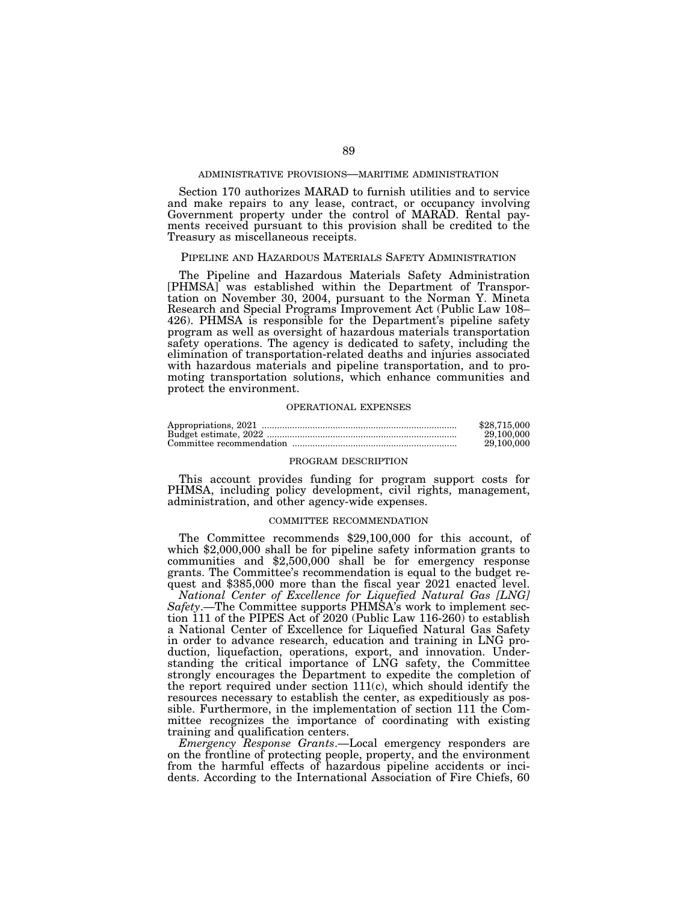## ADMINISTRATIVE PROVISIONS—MARITIME ADMINISTRATION

Section 170 authorizes MARAD to furnish utilities and to service and make repairs to any lease, contract, or occupancy involving Government property under the control of MARAD. Rental payments received pursuant to this provision shall be credited to the Treasury as miscellaneous receipts.

## PIPELINE AND HAZARDOUS MATERIALS SAFETY ADMINISTRATION

The Pipeline and Hazardous Materials Safety Administration [PHMSA] was established within the Department of Transportation on November 30, 2004, pursuant to the Norman Y. Mineta Research and Special Programs Improvement Act (Public Law 108–426). PHMSA is responsible for the Department's pipeline safety program as well as oversight of hazardous materials transportation safety operations. The agency is dedicated to safety, including the elimination of transportation-related deaths and injuries associated with hazardous materials and pipeline transportation, and to promoting transportation solutions, which enhance communities and protect the environment.

### OPERATIONAL EXPENSES

| | |
|---|---|
| Appropriations, 2021 | $28,715,000 |
| Budget estimate, 2022 | 29,100,000 |
| Committee recommendation | 29,100,000 |

### PROGRAM DESCRIPTION

This account provides funding for program support costs for PHMSA, including policy development, civil rights, management, administration, and other agency-wide expenses.

### COMMITTEE RECOMMENDATION

The Committee recommends $29,100,000 for this account, of which $2,000,000 shall be for pipeline safety information grants to communities and $2,500,000 shall be for emergency response grants. The Committee's recommendation is equal to the budget request and $385,000 more than the fiscal year 2021 enacted level.

*National Center of Excellence for Liquefied Natural Gas [LNG] Safety*.—The Committee supports PHMSA's work to implement section 111 of the PIPES Act of 2020 (Public Law 116-260) to establish a National Center of Excellence for Liquefied Natural Gas Safety in order to advance research, education and training in LNG production, liquefaction, operations, export, and innovation. Understanding the critical importance of LNG safety, the Committee strongly encourages the Department to expedite the completion of the report required under section 111(c), which should identify the resources necessary to establish the center, as expeditiously as possible. Furthermore, in the implementation of section 111 the Committee recognizes the importance of coordinating with existing training and qualification centers.

*Emergency Response Grants*.—Local emergency responders are on the frontline of protecting people, property, and the environment from the harmful effects of hazardous pipeline accidents or incidents. According to the International Association of Fire Chiefs, 60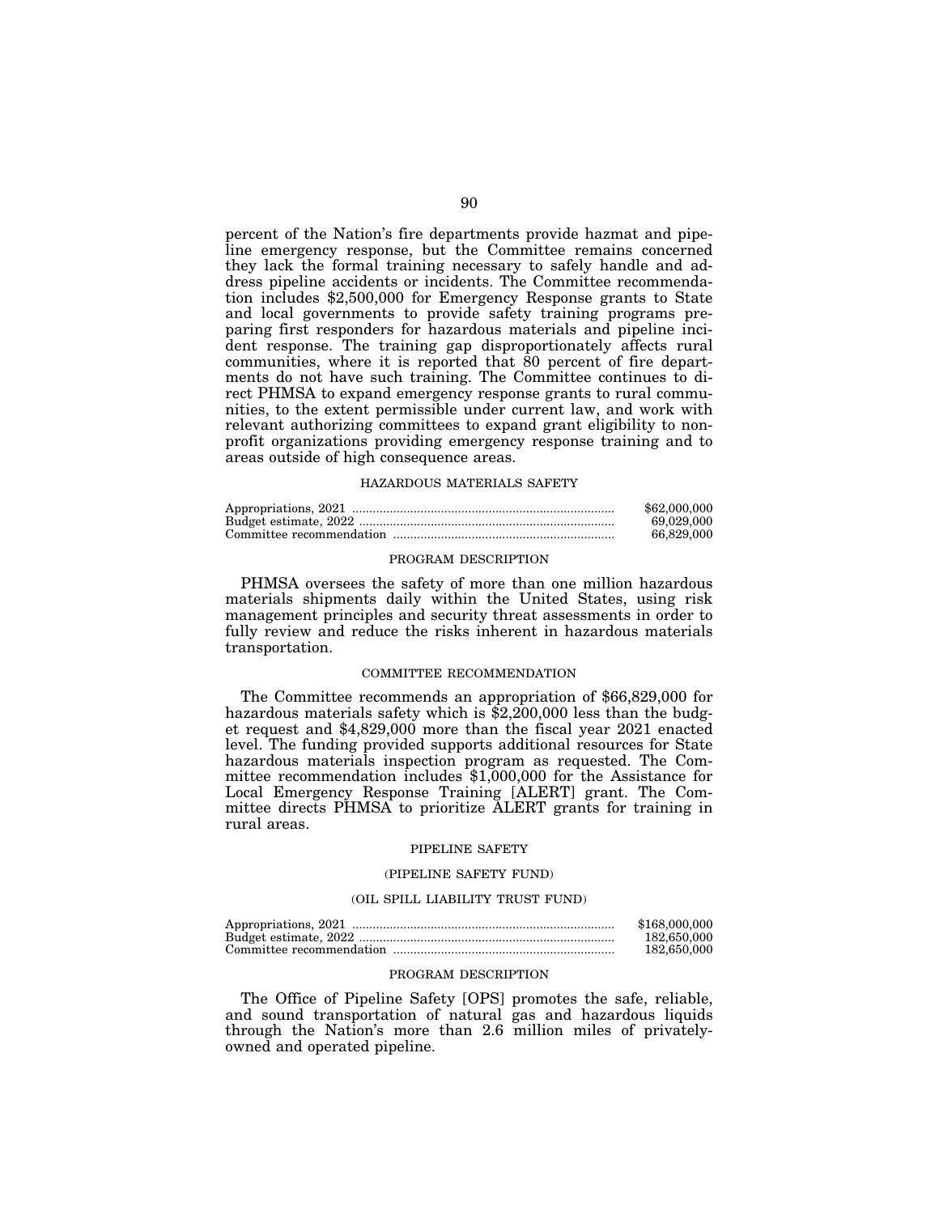percent of the Nation's fire departments provide hazmat and pipeline emergency response, but the Committee remains concerned they lack the formal training necessary to safely handle and address pipeline accidents or incidents. The Committee recommendation includes $2,500,000 for Emergency Response grants to State and local governments to provide safety training programs preparing first responders for hazardous materials and pipeline incident response. The training gap disproportionately affects rural communities, where it is reported that 80 percent of fire departments do not have such training. The Committee continues to direct PHMSA to expand emergency response grants to rural communities, to the extent permissible under current law, and work with relevant authorizing committees to expand grant eligibility to nonprofit organizations providing emergency response training and to areas outside of high consequence areas.

### HAZARDOUS MATERIALS SAFETY

| | |
|---|---|
| Appropriations, 2021 | $62,000,000 |
| Budget estimate, 2022 | 69,029,000 |
| Committee recommendation | 66,829,000 |

#### PROGRAM DESCRIPTION

PHMSA oversees the safety of more than one million hazardous materials shipments daily within the United States, using risk management principles and security threat assessments in order to fully review and reduce the risks inherent in hazardous materials transportation.

#### COMMITTEE RECOMMENDATION

The Committee recommends an appropriation of $66,829,000 for hazardous materials safety which is $2,200,000 less than the budget request and $4,829,000 more than the fiscal year 2021 enacted level. The funding provided supports additional resources for State hazardous materials inspection program as requested. The Committee recommendation includes $1,000,000 for the Assistance for Local Emergency Response Training [ALERT] grant. The Committee directs PHMSA to prioritize ALERT grants for training in rural areas.

### PIPELINE SAFETY

#### (PIPELINE SAFETY FUND)

#### (OIL SPILL LIABILITY TRUST FUND)

| | |
|---|---|
| Appropriations, 2021 | $168,000,000 |
| Budget estimate, 2022 | 182,650,000 |
| Committee recommendation | 182,650,000 |

#### PROGRAM DESCRIPTION

The Office of Pipeline Safety [OPS] promotes the safe, reliable, and sound transportation of natural gas and hazardous liquids through the Nation's more than 2.6 million miles of privately-owned and operated pipeline.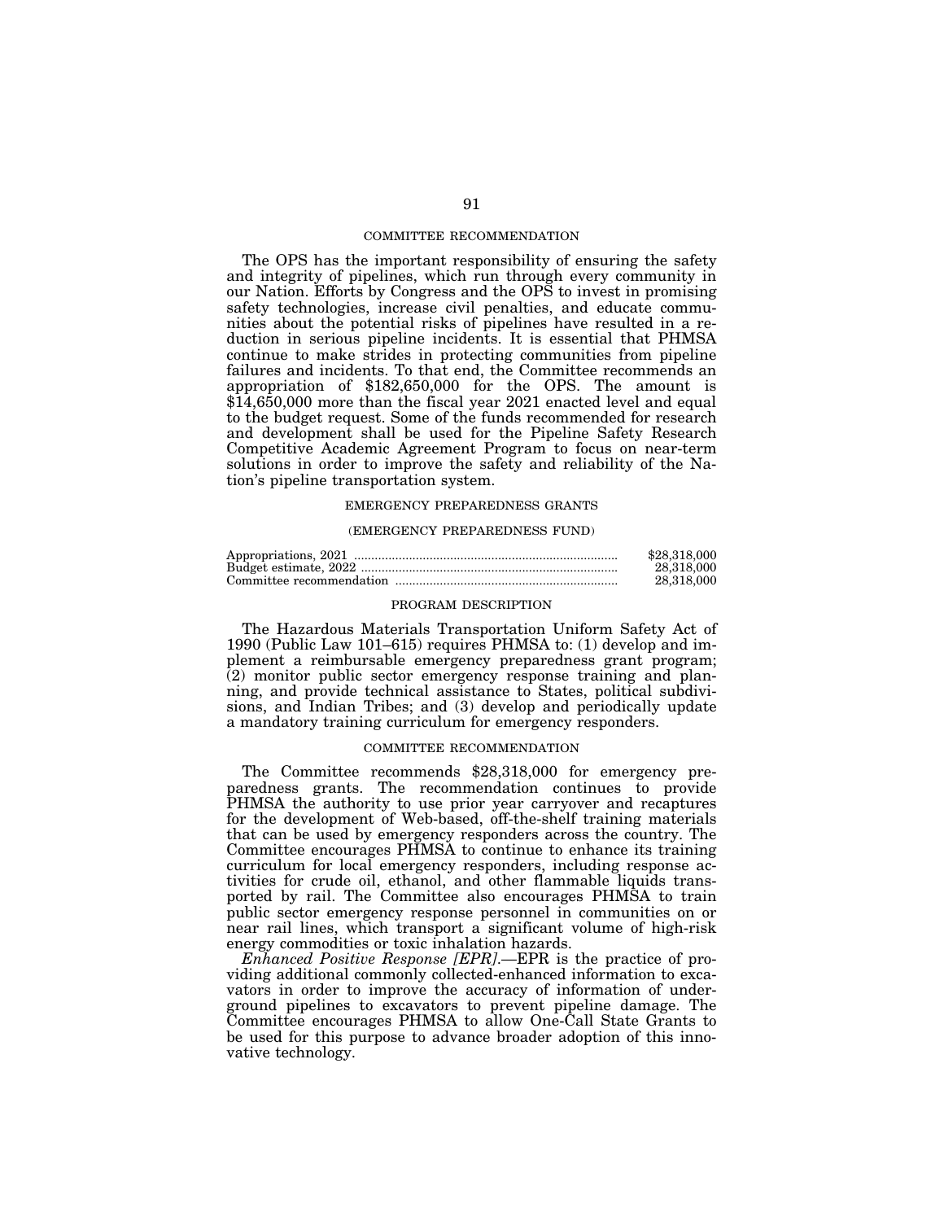COMMITTEE RECOMMENDATION

The OPS has the important responsibility of ensuring the safety and integrity of pipelines, which run through every community in our Nation. Efforts by Congress and the OPS to invest in promising safety technologies, increase civil penalties, and educate communities about the potential risks of pipelines have resulted in a reduction in serious pipeline incidents. It is essential that PHMSA continue to make strides in protecting communities from pipeline failures and incidents. To that end, the Committee recommends an appropriation of $182,650,000 for the OPS. The amount is $14,650,000 more than the fiscal year 2021 enacted level and equal to the budget request. Some of the funds recommended for research and development shall be used for the Pipeline Safety Research Competitive Academic Agreement Program to focus on near-term solutions in order to improve the safety and reliability of the Nation's pipeline transportation system.

EMERGENCY PREPAREDNESS GRANTS

(EMERGENCY PREPAREDNESS FUND)

| | |
|---|---|
| Appropriations, 2021 | $28,318,000 |
| Budget estimate, 2022 | 28,318,000 |
| Committee recommendation | 28,318,000 |

PROGRAM DESCRIPTION

The Hazardous Materials Transportation Uniform Safety Act of 1990 (Public Law 101–615) requires PHMSA to: (1) develop and implement a reimbursable emergency preparedness grant program; (2) monitor public sector emergency response training and planning, and provide technical assistance to States, political subdivisions, and Indian Tribes; and (3) develop and periodically update a mandatory training curriculum for emergency responders.

COMMITTEE RECOMMENDATION

The Committee recommends $28,318,000 for emergency preparedness grants. The recommendation continues to provide PHMSA the authority to use prior year carryover and recaptures for the development of Web-based, off-the-shelf training materials that can be used by emergency responders across the country. The Committee encourages PHMSA to continue to enhance its training curriculum for local emergency responders, including response activities for crude oil, ethanol, and other flammable liquids transported by rail. The Committee also encourages PHMSA to train public sector emergency response personnel in communities on or near rail lines, which transport a significant volume of high-risk energy commodities or toxic inhalation hazards.

*Enhanced Positive Response [EPR].*—EPR is the practice of providing additional commonly collected-enhanced information to excavators in order to improve the accuracy of information of underground pipelines to excavators to prevent pipeline damage. The Committee encourages PHMSA to allow One-Call State Grants to be used for this purpose to advance broader adoption of this innovative technology.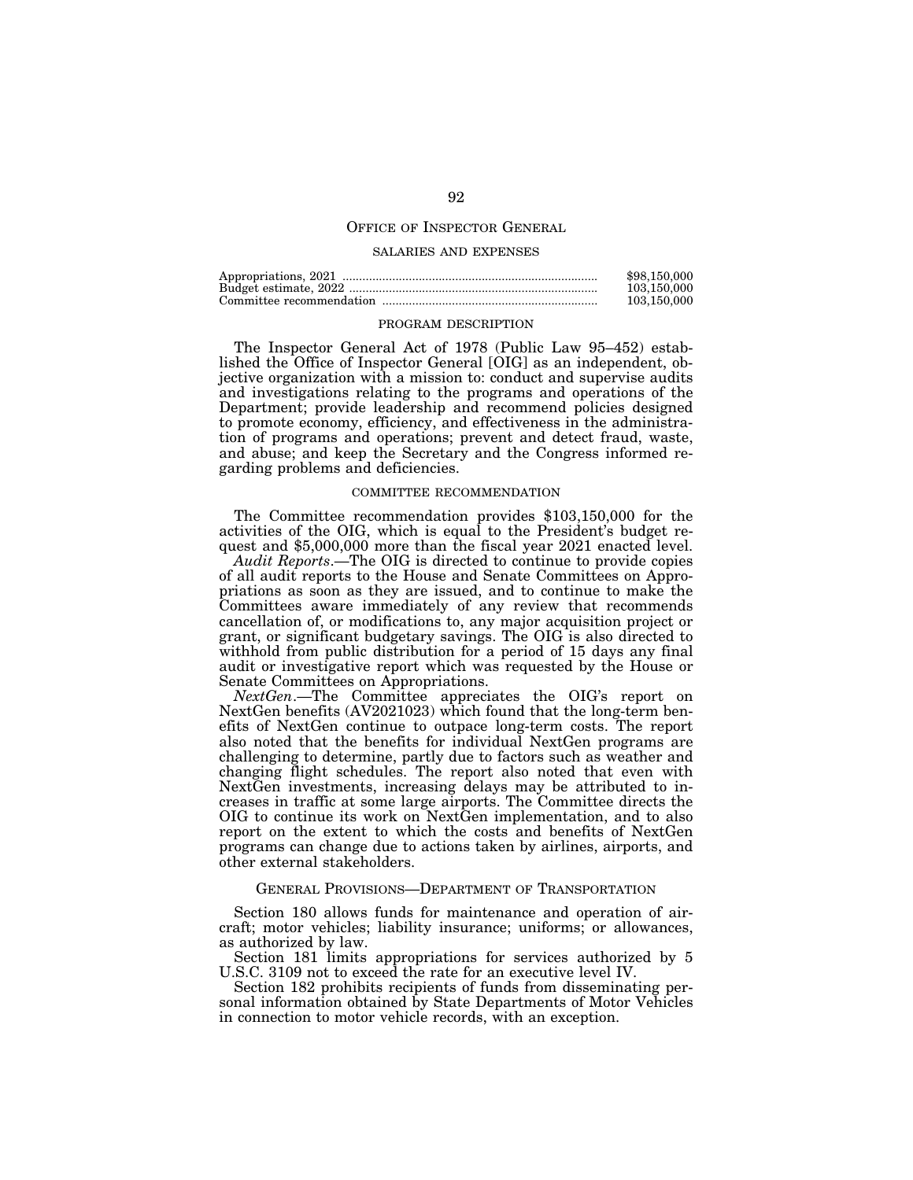## OFFICE OF INSPECTOR GENERAL

### SALARIES AND EXPENSES

| | |
|---|---|
| Appropriations, 2021 | $98,150,000 |
| Budget estimate, 2022 | 103,150,000 |
| Committee recommendation | 103,150,000 |

### PROGRAM DESCRIPTION

The Inspector General Act of 1978 (Public Law 95–452) established the Office of Inspector General [OIG] as an independent, objective organization with a mission to: conduct and supervise audits and investigations relating to the programs and operations of the Department; provide leadership and recommend policies designed to promote economy, efficiency, and effectiveness in the administration of programs and operations; prevent and detect fraud, waste, and abuse; and keep the Secretary and the Congress informed regarding problems and deficiencies.

### COMMITTEE RECOMMENDATION

The Committee recommendation provides $103,150,000 for the activities of the OIG, which is equal to the President's budget request and $5,000,000 more than the fiscal year 2021 enacted level.

*Audit Reports*.—The OIG is directed to continue to provide copies of all audit reports to the House and Senate Committees on Appropriations as soon as they are issued, and to continue to make the Committees aware immediately of any review that recommends cancellation of, or modifications to, any major acquisition project or grant, or significant budgetary savings. The OIG is also directed to withhold from public distribution for a period of 15 days any final audit or investigative report which was requested by the House or Senate Committees on Appropriations.

*NextGen*.—The Committee appreciates the OIG's report on NextGen benefits (AV2021023) which found that the long-term benefits of NextGen continue to outpace long-term costs. The report also noted that the benefits for individual NextGen programs are challenging to determine, partly due to factors such as weather and changing flight schedules. The report also noted that even with NextGen investments, increasing delays may be attributed to increases in traffic at some large airports. The Committee directs the OIG to continue its work on NextGen implementation, and to also report on the extent to which the costs and benefits of NextGen programs can change due to actions taken by airlines, airports, and other external stakeholders.

## GENERAL PROVISIONS—DEPARTMENT OF TRANSPORTATION

Section 180 allows funds for maintenance and operation of aircraft; motor vehicles; liability insurance; uniforms; or allowances, as authorized by law.

Section 181 limits appropriations for services authorized by 5 U.S.C. 3109 not to exceed the rate for an executive level IV.

Section 182 prohibits recipients of funds from disseminating personal information obtained by State Departments of Motor Vehicles in connection to motor vehicle records, with an exception.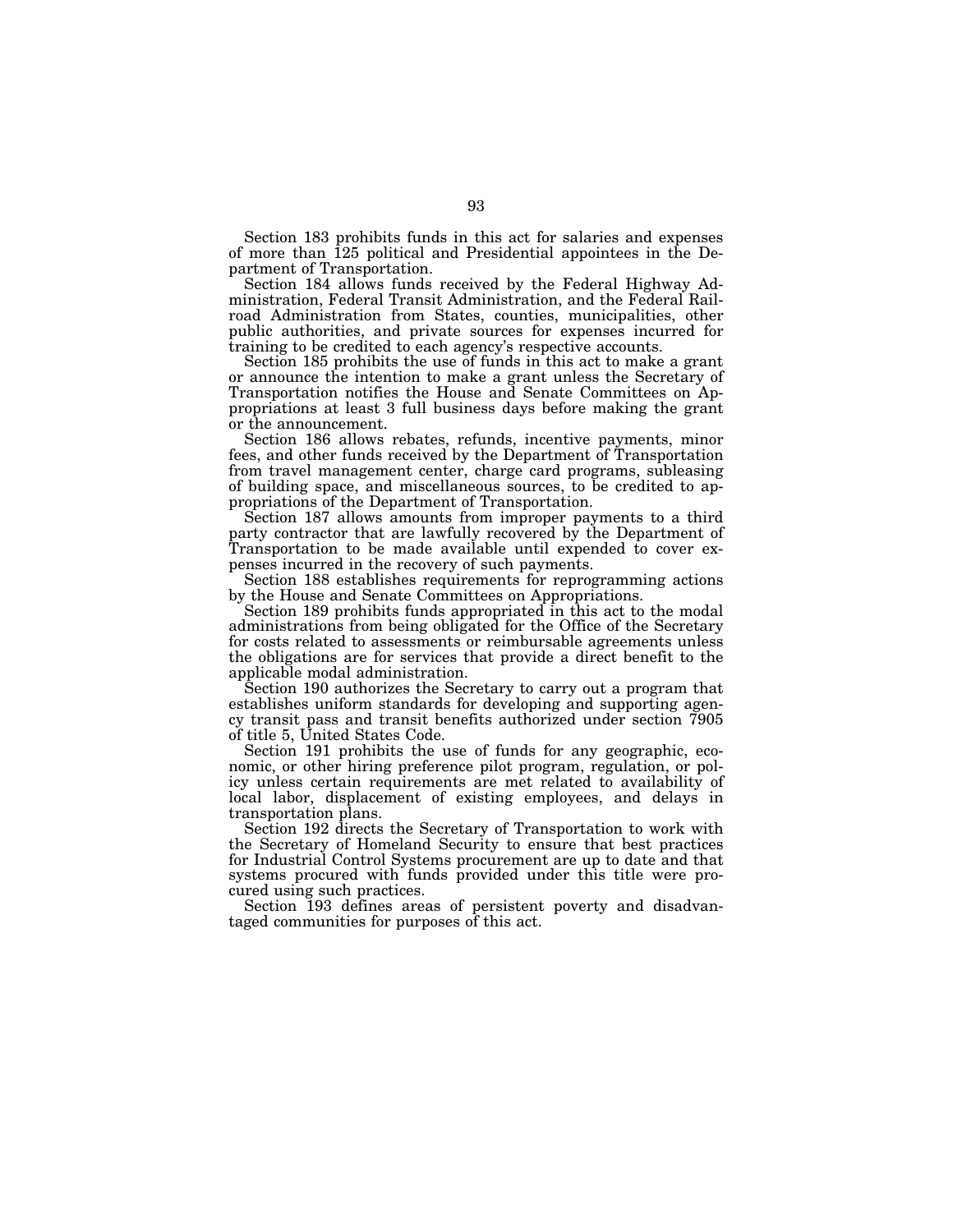Section 183 prohibits funds in this act for salaries and expenses of more than 125 political and Presidential appointees in the Department of Transportation.

Section 184 allows funds received by the Federal Highway Administration, Federal Transit Administration, and the Federal Railroad Administration from States, counties, municipalities, other public authorities, and private sources for expenses incurred for training to be credited to each agency's respective accounts.

Section 185 prohibits the use of funds in this act to make a grant or announce the intention to make a grant unless the Secretary of Transportation notifies the House and Senate Committees on Appropriations at least 3 full business days before making the grant or the announcement.

Section 186 allows rebates, refunds, incentive payments, minor fees, and other funds received by the Department of Transportation from travel management center, charge card programs, subleasing of building space, and miscellaneous sources, to be credited to appropriations of the Department of Transportation.

Section 187 allows amounts from improper payments to a third party contractor that are lawfully recovered by the Department of Transportation to be made available until expended to cover expenses incurred in the recovery of such payments.

Section 188 establishes requirements for reprogramming actions by the House and Senate Committees on Appropriations.

Section 189 prohibits funds appropriated in this act to the modal administrations from being obligated for the Office of the Secretary for costs related to assessments or reimbursable agreements unless the obligations are for services that provide a direct benefit to the applicable modal administration.

Section 190 authorizes the Secretary to carry out a program that establishes uniform standards for developing and supporting agency transit pass and transit benefits authorized under section 7905 of title 5, United States Code.

Section 191 prohibits the use of funds for any geographic, economic, or other hiring preference pilot program, regulation, or policy unless certain requirements are met related to availability of local labor, displacement of existing employees, and delays in transportation plans.

Section 192 directs the Secretary of Transportation to work with the Secretary of Homeland Security to ensure that best practices for Industrial Control Systems procurement are up to date and that systems procured with funds provided under this title were procured using such practices.

Section 193 defines areas of persistent poverty and disadvantaged communities for purposes of this act.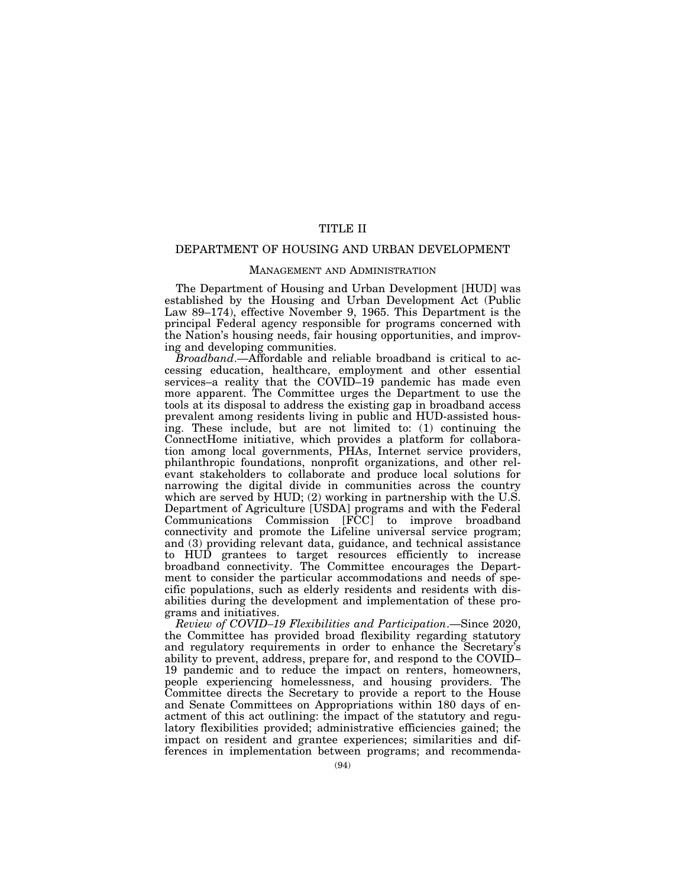# TITLE II

## DEPARTMENT OF HOUSING AND URBAN DEVELOPMENT

### MANAGEMENT AND ADMINISTRATION

The Department of Housing and Urban Development [HUD] was established by the Housing and Urban Development Act (Public Law 89–174), effective November 9, 1965. This Department is the principal Federal agency responsible for programs concerned with the Nation's housing needs, fair housing opportunities, and improving and developing communities.

*Broadband*.—Affordable and reliable broadband is critical to accessing education, healthcare, employment and other essential services–a reality that the COVID–19 pandemic has made even more apparent. The Committee urges the Department to use the tools at its disposal to address the existing gap in broadband access prevalent among residents living in public and HUD-assisted housing. These include, but are not limited to: (1) continuing the ConnectHome initiative, which provides a platform for collaboration among local governments, PHAs, Internet service providers, philanthropic foundations, nonprofit organizations, and other relevant stakeholders to collaborate and produce local solutions for narrowing the digital divide in communities across the country which are served by HUD; (2) working in partnership with the U.S. Department of Agriculture [USDA] programs and with the Federal Communications Commission [FCC] to improve broadband connectivity and promote the Lifeline universal service program; and (3) providing relevant data, guidance, and technical assistance to HUD grantees to target resources efficiently to increase broadband connectivity. The Committee encourages the Department to consider the particular accommodations and needs of specific populations, such as elderly residents and residents with disabilities during the development and implementation of these programs and initiatives.

*Review of COVID–19 Flexibilities and Participation*.—Since 2020, the Committee has provided broad flexibility regarding statutory and regulatory requirements in order to enhance the Secretary's ability to prevent, address, prepare for, and respond to the COVID–19 pandemic and to reduce the impact on renters, homeowners, people experiencing homelessness, and housing providers. The Committee directs the Secretary to provide a report to the House and Senate Committees on Appropriations within 180 days of enactment of this act outlining: the impact of the statutory and regulatory flexibilities provided; administrative efficiencies gained; the impact on resident and grantee experiences; similarities and differences in implementation between programs; and recommenda-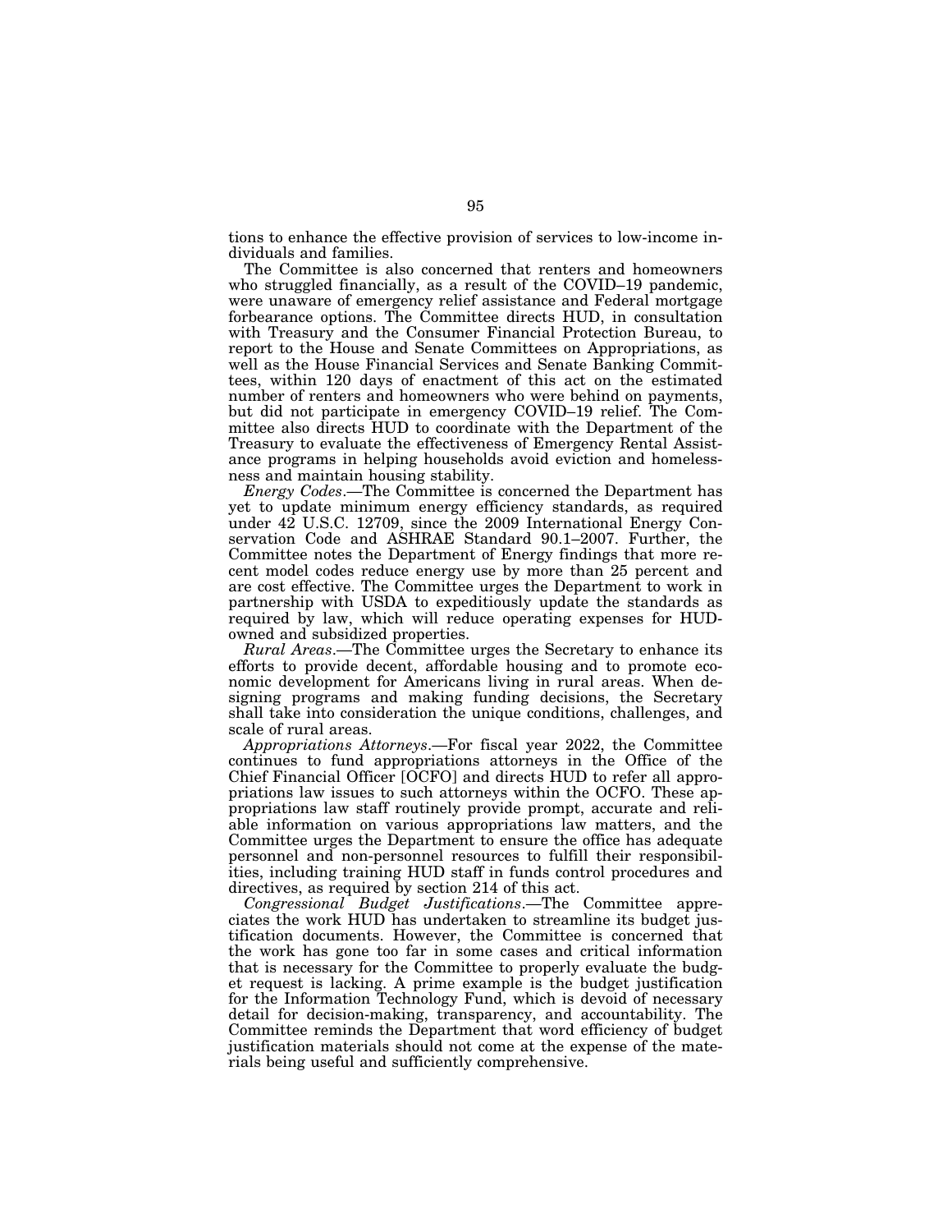tions to enhance the effective provision of services to low-income individuals and families.

The Committee is also concerned that renters and homeowners who struggled financially, as a result of the COVID–19 pandemic, were unaware of emergency relief assistance and Federal mortgage forbearance options. The Committee directs HUD, in consultation with Treasury and the Consumer Financial Protection Bureau, to report to the House and Senate Committees on Appropriations, as well as the House Financial Services and Senate Banking Committees, within 120 days of enactment of this act on the estimated number of renters and homeowners who were behind on payments, but did not participate in emergency COVID–19 relief. The Committee also directs HUD to coordinate with the Department of the Treasury to evaluate the effectiveness of Emergency Rental Assistance programs in helping households avoid eviction and homelessness and maintain housing stability.

*Energy Codes*.—The Committee is concerned the Department has yet to update minimum energy efficiency standards, as required under 42 U.S.C. 12709, since the 2009 International Energy Conservation Code and ASHRAE Standard 90.1–2007. Further, the Committee notes the Department of Energy findings that more recent model codes reduce energy use by more than 25 percent and are cost effective. The Committee urges the Department to work in partnership with USDA to expeditiously update the standards as required by law, which will reduce operating expenses for HUD-owned and subsidized properties.

*Rural Areas*.—The Committee urges the Secretary to enhance its efforts to provide decent, affordable housing and to promote economic development for Americans living in rural areas. When designing programs and making funding decisions, the Secretary shall take into consideration the unique conditions, challenges, and scale of rural areas.

*Appropriations Attorneys*.—For fiscal year 2022, the Committee continues to fund appropriations attorneys in the Office of the Chief Financial Officer [OCFO] and directs HUD to refer all appropriations law issues to such attorneys within the OCFO. These appropriations law staff routinely provide prompt, accurate and reliable information on various appropriations law matters, and the Committee urges the Department to ensure the office has adequate personnel and non-personnel resources to fulfill their responsibilities, including training HUD staff in funds control procedures and directives, as required by section 214 of this act.

*Congressional Budget Justifications*.—The Committee appreciates the work HUD has undertaken to streamline its budget justification documents. However, the Committee is concerned that the work has gone too far in some cases and critical information that is necessary for the Committee to properly evaluate the budget request is lacking. A prime example is the budget justification for the Information Technology Fund, which is devoid of necessary detail for decision-making, transparency, and accountability. The Committee reminds the Department that word efficiency of budget justification materials should not come at the expense of the materials being useful and sufficiently comprehensive.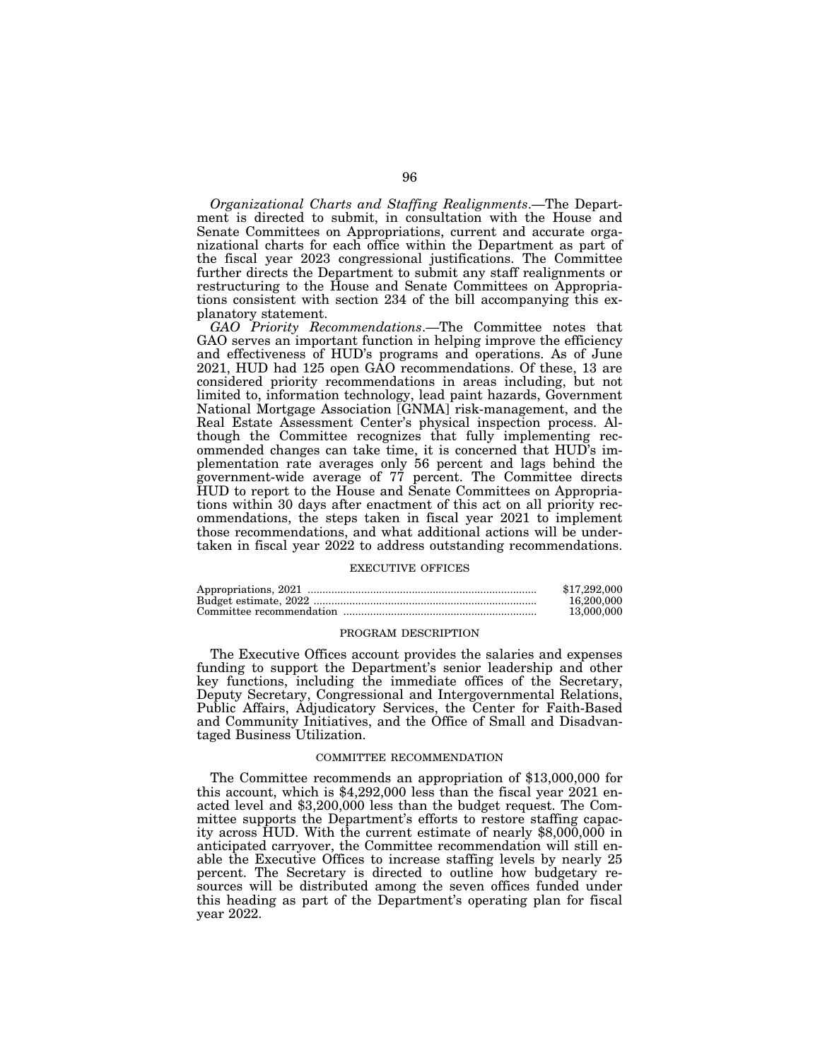*Organizational Charts and Staffing Realignments*.—The Department is directed to submit, in consultation with the House and Senate Committees on Appropriations, current and accurate organizational charts for each office within the Department as part of the fiscal year 2023 congressional justifications. The Committee further directs the Department to submit any staff realignments or restructuring to the House and Senate Committees on Appropriations consistent with section 234 of the bill accompanying this explanatory statement.

*GAO Priority Recommendations*.—The Committee notes that GAO serves an important function in helping improve the efficiency and effectiveness of HUD's programs and operations. As of June 2021, HUD had 125 open GAO recommendations. Of these, 13 are considered priority recommendations in areas including, but not limited to, information technology, lead paint hazards, Government National Mortgage Association [GNMA] risk-management, and the Real Estate Assessment Center's physical inspection process. Although the Committee recognizes that fully implementing recommended changes can take time, it is concerned that HUD's implementation rate averages only 56 percent and lags behind the government-wide average of 77 percent. The Committee directs HUD to report to the House and Senate Committees on Appropriations within 30 days after enactment of this act on all priority recommendations, the steps taken in fiscal year 2021 to implement those recommendations, and what additional actions will be undertaken in fiscal year 2022 to address outstanding recommendations.

## EXECUTIVE OFFICES

| | |
|---|---|
| Appropriations, 2021 | $17,292,000 |
| Budget estimate, 2022 | 16,200,000 |
| Committee recommendation | 13,000,000 |

### PROGRAM DESCRIPTION

The Executive Offices account provides the salaries and expenses funding to support the Department's senior leadership and other key functions, including the immediate offices of the Secretary, Deputy Secretary, Congressional and Intergovernmental Relations, Public Affairs, Adjudicatory Services, the Center for Faith-Based and Community Initiatives, and the Office of Small and Disadvantaged Business Utilization.

### COMMITTEE RECOMMENDATION

The Committee recommends an appropriation of $13,000,000 for this account, which is $4,292,000 less than the fiscal year 2021 enacted level and $3,200,000 less than the budget request. The Committee supports the Department's efforts to restore staffing capacity across HUD. With the current estimate of nearly $8,000,000 in anticipated carryover, the Committee recommendation will still enable the Executive Offices to increase staffing levels by nearly 25 percent. The Secretary is directed to outline how budgetary resources will be distributed among the seven offices funded under this heading as part of the Department's operating plan for fiscal year 2022.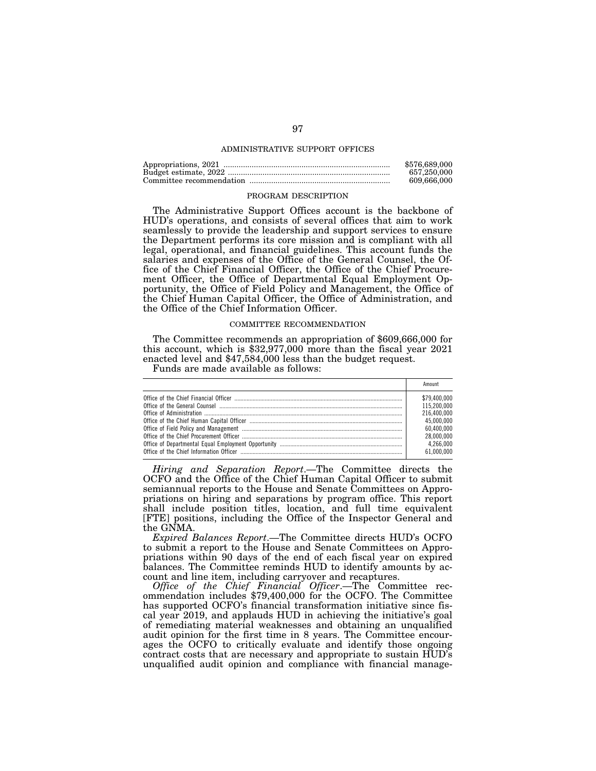## ADMINISTRATIVE SUPPORT OFFICES

| | |
|---|---|
| Appropriations, 2021 | $576,689,000 |
| Budget estimate, 2022 | 657,250,000 |
| Committee recommendation | 609,666,000 |

### PROGRAM DESCRIPTION

The Administrative Support Offices account is the backbone of HUD's operations, and consists of several offices that aim to work seamlessly to provide the leadership and support services to ensure the Department performs its core mission and is compliant with all legal, operational, and financial guidelines. This account funds the salaries and expenses of the Office of the General Counsel, the Office of the Chief Financial Officer, the Office of the Chief Procurement Officer, the Office of Departmental Equal Employment Opportunity, the Office of Field Policy and Management, the Office of the Chief Human Capital Officer, the Office of Administration, and the Office of the Chief Information Officer.

### COMMITTEE RECOMMENDATION

The Committee recommends an appropriation of $609,666,000 for this account, which is $32,977,000 more than the fiscal year 2021 enacted level and $47,584,000 less than the budget request.

Funds are made available as follows:

| | Amount |
|---|---|
| Office of the Chief Financial Officer | $79,400,000 |
| Office of the General Counsel | 115,200,000 |
| Office of Administration | 216,400,000 |
| Office of the Chief Human Capital Officer | 45,000,000 |
| Office of Field Policy and Management | 60,400,000 |
| Office of the Chief Procurement Officer | 28,000,000 |
| Office of Departmental Equal Employment Opportunity | 4,266,000 |
| Office of the Chief Information Officer | 61,000,000 |

*Hiring and Separation Report*.—The Committee directs the OCFO and the Office of the Chief Human Capital Officer to submit semiannual reports to the House and Senate Committees on Appropriations on hiring and separations by program office. This report shall include position titles, location, and full time equivalent [FTE] positions, including the Office of the Inspector General and the GNMA.

*Expired Balances Report*.—The Committee directs HUD's OCFO to submit a report to the House and Senate Committees on Appropriations within 90 days of the end of each fiscal year on expired balances. The Committee reminds HUD to identify amounts by account and line item, including carryover and recaptures.

*Office of the Chief Financial Officer*.—The Committee recommendation includes $79,400,000 for the OCFO. The Committee has supported OCFO's financial transformation initiative since fiscal year 2019, and applauds HUD in achieving the initiative's goal of remediating material weaknesses and obtaining an unqualified audit opinion for the first time in 8 years. The Committee encourages the OCFO to critically evaluate and identify those ongoing contract costs that are necessary and appropriate to sustain HUD's unqualified audit opinion and compliance with financial manage-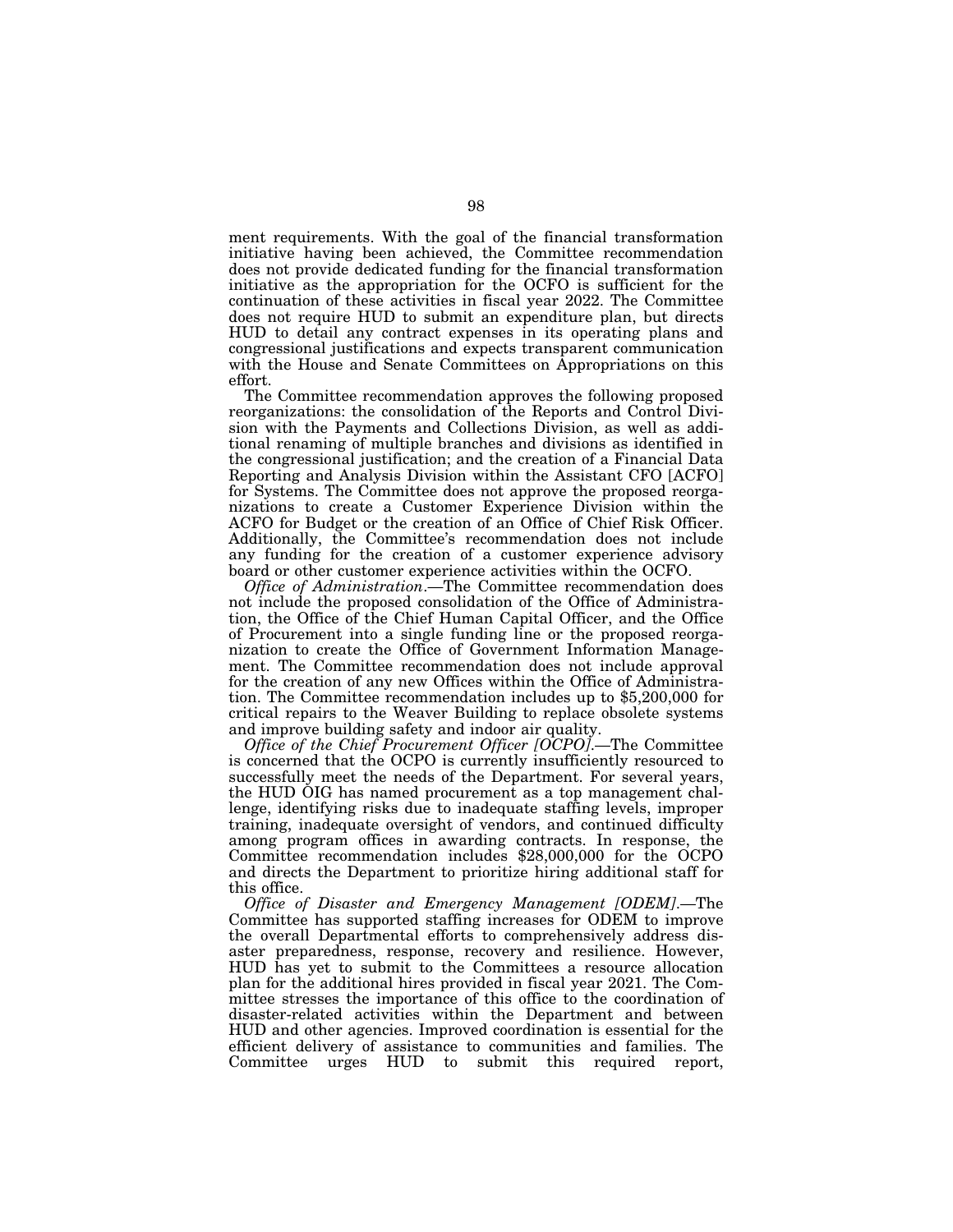ment requirements. With the goal of the financial transformation initiative having been achieved, the Committee recommendation does not provide dedicated funding for the financial transformation initiative as the appropriation for the OCFO is sufficient for the continuation of these activities in fiscal year 2022. The Committee does not require HUD to submit an expenditure plan, but directs HUD to detail any contract expenses in its operating plans and congressional justifications and expects transparent communication with the House and Senate Committees on Appropriations on this effort.

The Committee recommendation approves the following proposed reorganizations: the consolidation of the Reports and Control Division with the Payments and Collections Division, as well as additional renaming of multiple branches and divisions as identified in the congressional justification; and the creation of a Financial Data Reporting and Analysis Division within the Assistant CFO [ACFO] for Systems. The Committee does not approve the proposed reorganizations to create a Customer Experience Division within the ACFO for Budget or the creation of an Office of Chief Risk Officer. Additionally, the Committee's recommendation does not include any funding for the creation of a customer experience advisory board or other customer experience activities within the OCFO.

*Office of Administration*.—The Committee recommendation does not include the proposed consolidation of the Office of Administration, the Office of the Chief Human Capital Officer, and the Office of Procurement into a single funding line or the proposed reorganization to create the Office of Government Information Management. The Committee recommendation does not include approval for the creation of any new Offices within the Office of Administration. The Committee recommendation includes up to $5,200,000 for critical repairs to the Weaver Building to replace obsolete systems and improve building safety and indoor air quality.

*Office of the Chief Procurement Officer [OCPO]*.—The Committee is concerned that the OCPO is currently insufficiently resourced to successfully meet the needs of the Department. For several years, the HUD OIG has named procurement as a top management challenge, identifying risks due to inadequate staffing levels, improper training, inadequate oversight of vendors, and continued difficulty among program offices in awarding contracts. In response, the Committee recommendation includes $28,000,000 for the OCPO and directs the Department to prioritize hiring additional staff for this office.

*Office of Disaster and Emergency Management [ODEM]*.—The Committee has supported staffing increases for ODEM to improve the overall Departmental efforts to comprehensively address disaster preparedness, response, recovery and resilience. However, HUD has yet to submit to the Committees a resource allocation plan for the additional hires provided in fiscal year 2021. The Committee stresses the importance of this office to the coordination of disaster-related activities within the Department and between HUD and other agencies. Improved coordination is essential for the efficient delivery of assistance to communities and families. The Committee urges HUD to submit this required report,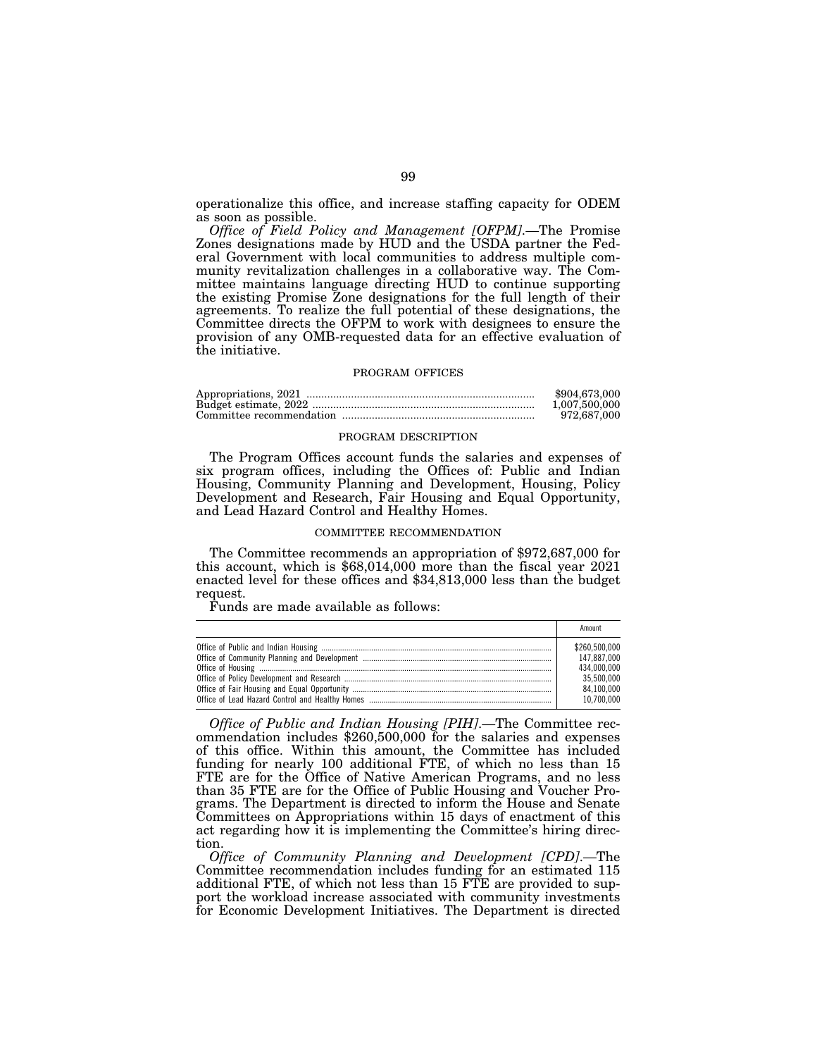operationalize this office, and increase staffing capacity for ODEM as soon as possible.

*Office of Field Policy and Management [OFPM].*—The Promise Zones designations made by HUD and the USDA partner the Federal Government with local communities to address multiple community revitalization challenges in a collaborative way. The Committee maintains language directing HUD to continue supporting the existing Promise Zone designations for the full length of their agreements. To realize the full potential of these designations, the Committee directs the OFPM to work with designees to ensure the provision of any OMB-requested data for an effective evaluation of the initiative.

PROGRAM OFFICES

| | |
|---|---|
| Appropriations, 2021 | $904,673,000 |
| Budget estimate, 2022 | 1,007,500,000 |
| Committee recommendation | 972,687,000 |

PROGRAM DESCRIPTION

The Program Offices account funds the salaries and expenses of six program offices, including the Offices of: Public and Indian Housing, Community Planning and Development, Housing, Policy Development and Research, Fair Housing and Equal Opportunity, and Lead Hazard Control and Healthy Homes.

COMMITTEE RECOMMENDATION

The Committee recommends an appropriation of $972,687,000 for this account, which is $68,014,000 more than the fiscal year 2021 enacted level for these offices and $34,813,000 less than the budget request.

Funds are made available as follows:

| | Amount |
|---|---|
| Office of Public and Indian Housing | $260,500,000 |
| Office of Community Planning and Development | 147,887,000 |
| Office of Housing | 434,000,000 |
| Office of Policy Development and Research | 35,500,000 |
| Office of Fair Housing and Equal Opportunity | 84,100,000 |
| Office of Lead Hazard Control and Healthy Homes | 10,700,000 |

*Office of Public and Indian Housing [PIH].*—The Committee recommendation includes $260,500,000 for the salaries and expenses of this office. Within this amount, the Committee has included funding for nearly 100 additional FTE, of which no less than 15 FTE are for the Office of Native American Programs, and no less than 35 FTE are for the Office of Public Housing and Voucher Programs. The Department is directed to inform the House and Senate Committees on Appropriations within 15 days of enactment of this act regarding how it is implementing the Committee's hiring direction.

*Office of Community Planning and Development [CPD].*—The Committee recommendation includes funding for an estimated 115 additional FTE, of which not less than 15 FTE are provided to support the workload increase associated with community investments for Economic Development Initiatives. The Department is directed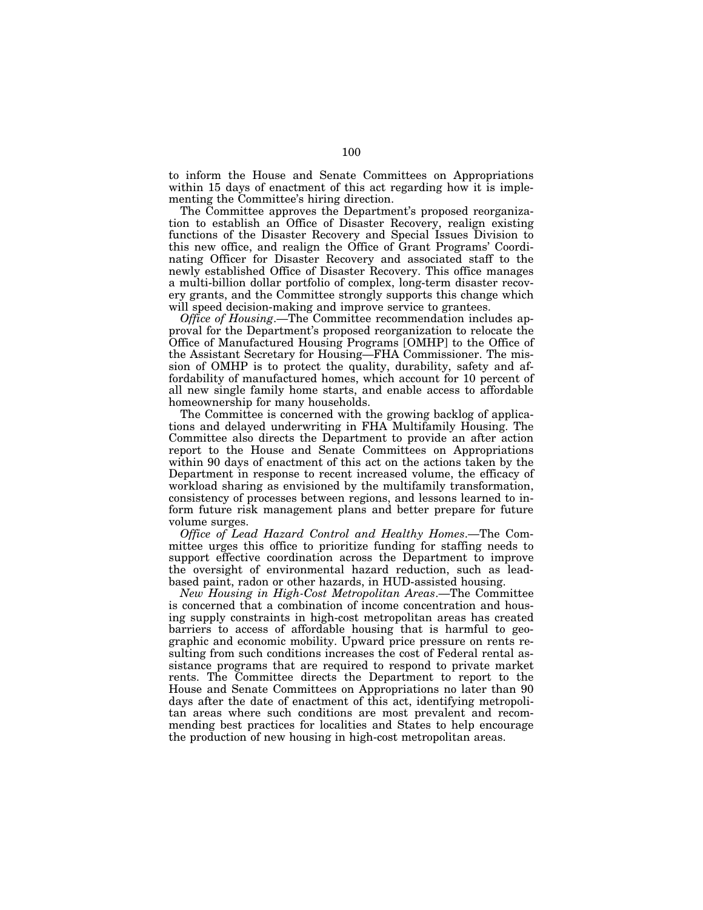to inform the House and Senate Committees on Appropriations within 15 days of enactment of this act regarding how it is implementing the Committee's hiring direction.

The Committee approves the Department's proposed reorganization to establish an Office of Disaster Recovery, realign existing functions of the Disaster Recovery and Special Issues Division to this new office, and realign the Office of Grant Programs' Coordinating Officer for Disaster Recovery and associated staff to the newly established Office of Disaster Recovery. This office manages a multi-billion dollar portfolio of complex, long-term disaster recovery grants, and the Committee strongly supports this change which will speed decision-making and improve service to grantees.

*Office of Housing*.—The Committee recommendation includes approval for the Department's proposed reorganization to relocate the Office of Manufactured Housing Programs [OMHP] to the Office of the Assistant Secretary for Housing—FHA Commissioner. The mission of OMHP is to protect the quality, durability, safety and affordability of manufactured homes, which account for 10 percent of all new single family home starts, and enable access to affordable homeownership for many households.

The Committee is concerned with the growing backlog of applications and delayed underwriting in FHA Multifamily Housing. The Committee also directs the Department to provide an after action report to the House and Senate Committees on Appropriations within 90 days of enactment of this act on the actions taken by the Department in response to recent increased volume, the efficacy of workload sharing as envisioned by the multifamily transformation, consistency of processes between regions, and lessons learned to inform future risk management plans and better prepare for future volume surges.

*Office of Lead Hazard Control and Healthy Homes*.—The Committee urges this office to prioritize funding for staffing needs to support effective coordination across the Department to improve the oversight of environmental hazard reduction, such as lead-based paint, radon or other hazards, in HUD-assisted housing.

*New Housing in High-Cost Metropolitan Areas*.—The Committee is concerned that a combination of income concentration and housing supply constraints in high-cost metropolitan areas has created barriers to access of affordable housing that is harmful to geographic and economic mobility. Upward price pressure on rents resulting from such conditions increases the cost of Federal rental assistance programs that are required to respond to private market rents. The Committee directs the Department to report to the House and Senate Committees on Appropriations no later than 90 days after the date of enactment of this act, identifying metropolitan areas where such conditions are most prevalent and recommending best practices for localities and States to help encourage the production of new housing in high-cost metropolitan areas.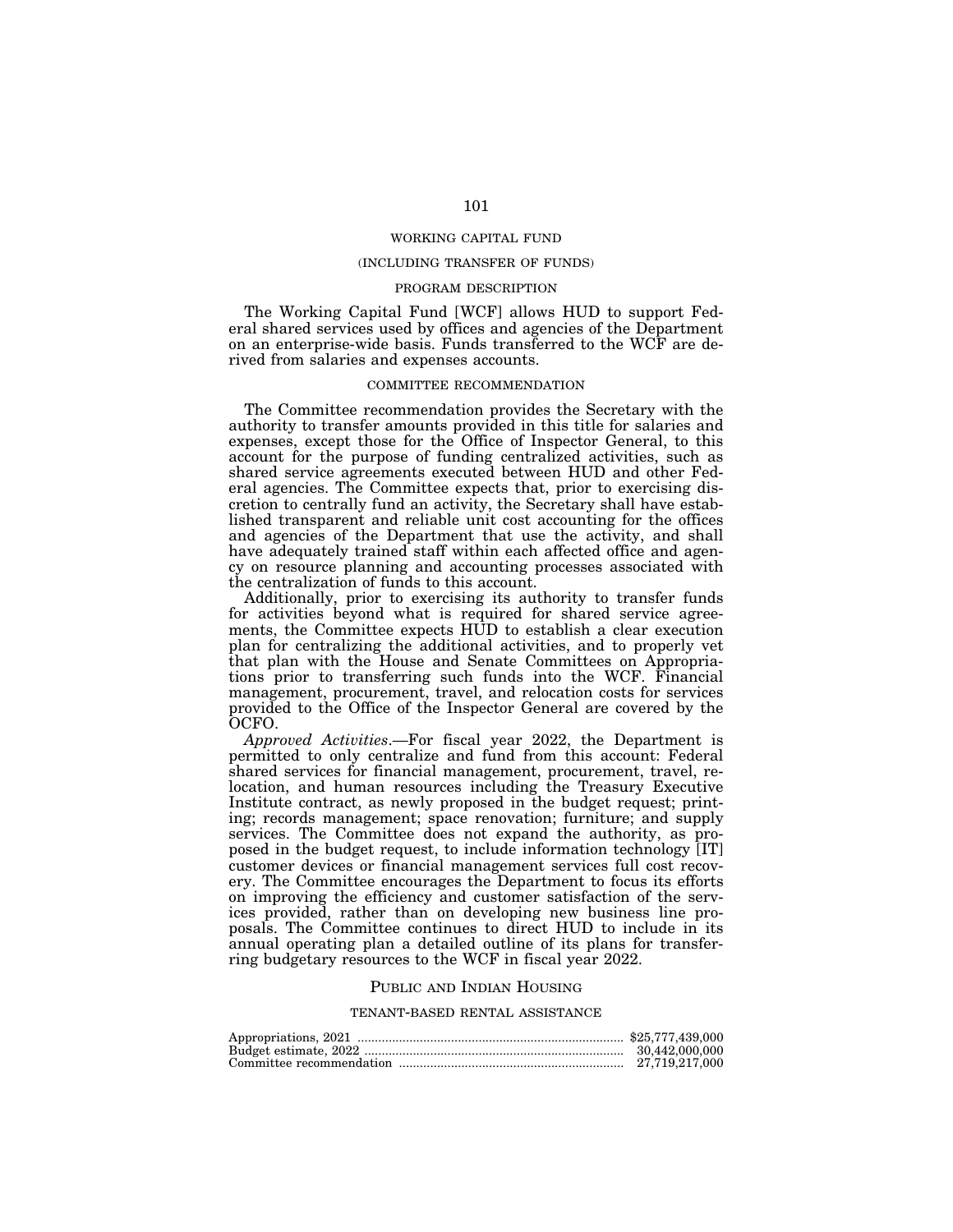## WORKING CAPITAL FUND

### (INCLUDING TRANSFER OF FUNDS)

### PROGRAM DESCRIPTION

The Working Capital Fund [WCF] allows HUD to support Federal shared services used by offices and agencies of the Department on an enterprise-wide basis. Funds transferred to the WCF are derived from salaries and expenses accounts.

### COMMITTEE RECOMMENDATION

The Committee recommendation provides the Secretary with the authority to transfer amounts provided in this title for salaries and expenses, except those for the Office of Inspector General, to this account for the purpose of funding centralized activities, such as shared service agreements executed between HUD and other Federal agencies. The Committee expects that, prior to exercising discretion to centrally fund an activity, the Secretary shall have established transparent and reliable unit cost accounting for the offices and agencies of the Department that use the activity, and shall have adequately trained staff within each affected office and agency on resource planning and accounting processes associated with the centralization of funds to this account.

Additionally, prior to exercising its authority to transfer funds for activities beyond what is required for shared service agreements, the Committee expects HUD to establish a clear execution plan for centralizing the additional activities, and to properly vet that plan with the House and Senate Committees on Appropriations prior to transferring such funds into the WCF. Financial management, procurement, travel, and relocation costs for services provided to the Office of the Inspector General are covered by the OCFO.

*Approved Activities*.—For fiscal year 2022, the Department is permitted to only centralize and fund from this account: Federal shared services for financial management, procurement, travel, relocation, and human resources including the Treasury Executive Institute contract, as newly proposed in the budget request; printing; records management; space renovation; furniture; and supply services. The Committee does not expand the authority, as proposed in the budget request, to include information technology [IT] customer devices or financial management services full cost recovery. The Committee encourages the Department to focus its efforts on improving the efficiency and customer satisfaction of the services provided, rather than on developing new business line proposals. The Committee continues to direct HUD to include in its annual operating plan a detailed outline of its plans for transferring budgetary resources to the WCF in fiscal year 2022.

## PUBLIC AND INDIAN HOUSING

### TENANT-BASED RENTAL ASSISTANCE

| | |
|---|---|
| Appropriations, 2021 | $25,777,439,000 |
| Budget estimate, 2022 | 30,442,000,000 |
| Committee recommendation | 27,719,217,000 |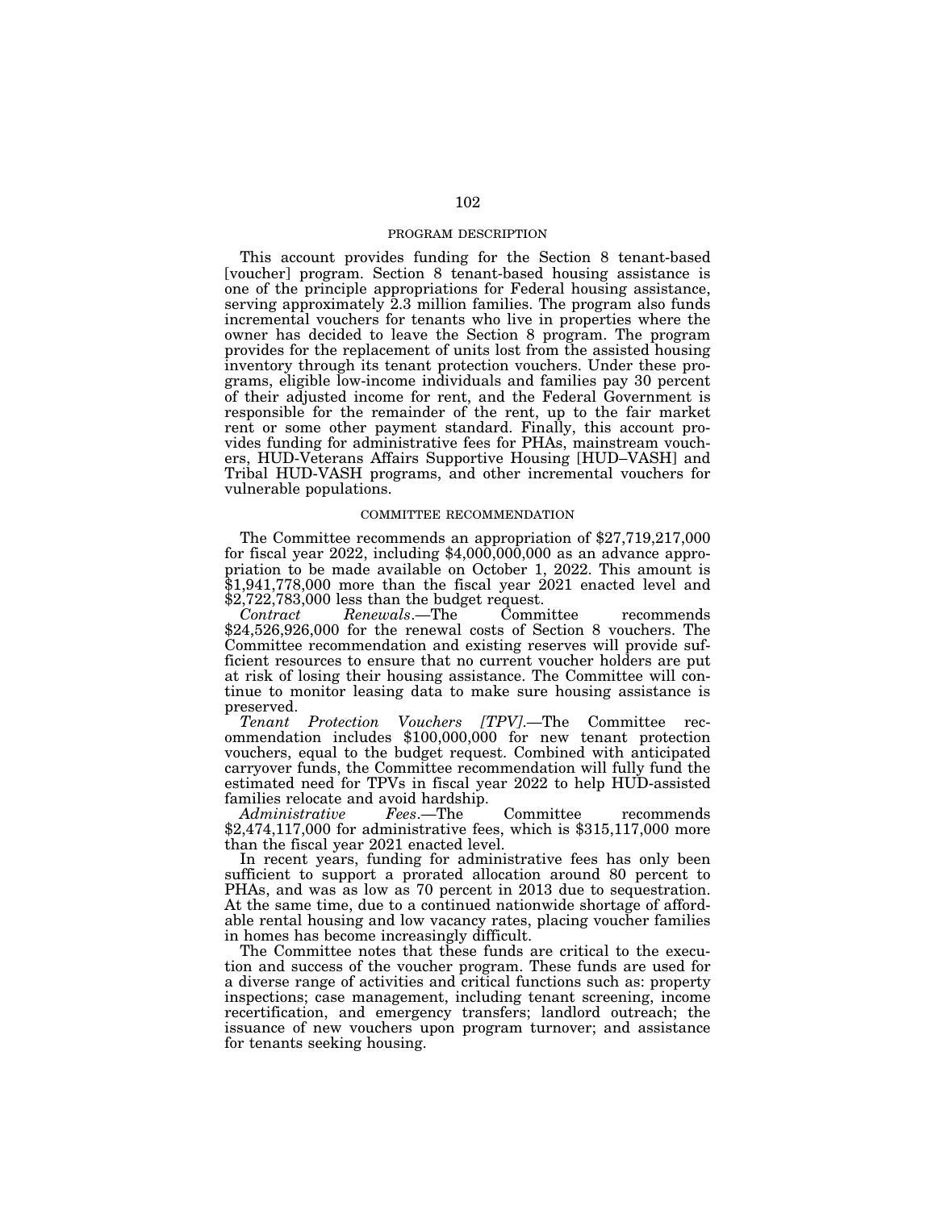## PROGRAM DESCRIPTION

This account provides funding for the Section 8 tenant-based [voucher] program. Section 8 tenant-based housing assistance is one of the principle appropriations for Federal housing assistance, serving approximately 2.3 million families. The program also funds incremental vouchers for tenants who live in properties where the owner has decided to leave the Section 8 program. The program provides for the replacement of units lost from the assisted housing inventory through its tenant protection vouchers. Under these programs, eligible low-income individuals and families pay 30 percent of their adjusted income for rent, and the Federal Government is responsible for the remainder of the rent, up to the fair market rent or some other payment standard. Finally, this account provides funding for administrative fees for PHAs, mainstream vouchers, HUD-Veterans Affairs Supportive Housing [HUD–VASH] and Tribal HUD-VASH programs, and other incremental vouchers for vulnerable populations.

## COMMITTEE RECOMMENDATION

The Committee recommends an appropriation of $27,719,217,000 for fiscal year 2022, including $4,000,000,000 as an advance appropriation to be made available on October 1, 2022. This amount is $1,941,778,000 more than the fiscal year 2021 enacted level and $2,722,783,000 less than the budget request.

*Contract Renewals*.—The Committee recommends $24,526,926,000 for the renewal costs of Section 8 vouchers. The Committee recommendation and existing reserves will provide sufficient resources to ensure that no current voucher holders are put at risk of losing their housing assistance. The Committee will continue to monitor leasing data to make sure housing assistance is preserved.

*Tenant Protection Vouchers [TPV]*.—The Committee recommendation includes $100,000,000 for new tenant protection vouchers, equal to the budget request. Combined with anticipated carryover funds, the Committee recommendation will fully fund the estimated need for TPVs in fiscal year 2022 to help HUD-assisted families relocate and avoid hardship.

*Administrative Fees*.—The Committee recommends $2,474,117,000 for administrative fees, which is $315,117,000 more than the fiscal year 2021 enacted level.

In recent years, funding for administrative fees has only been sufficient to support a prorated allocation around 80 percent to PHAs, and was as low as 70 percent in 2013 due to sequestration. At the same time, due to a continued nationwide shortage of affordable rental housing and low vacancy rates, placing voucher families in homes has become increasingly difficult.

The Committee notes that these funds are critical to the execution and success of the voucher program. These funds are used for a diverse range of activities and critical functions such as: property inspections; case management, including tenant screening, income recertification, and emergency transfers; landlord outreach; the issuance of new vouchers upon program turnover; and assistance for tenants seeking housing.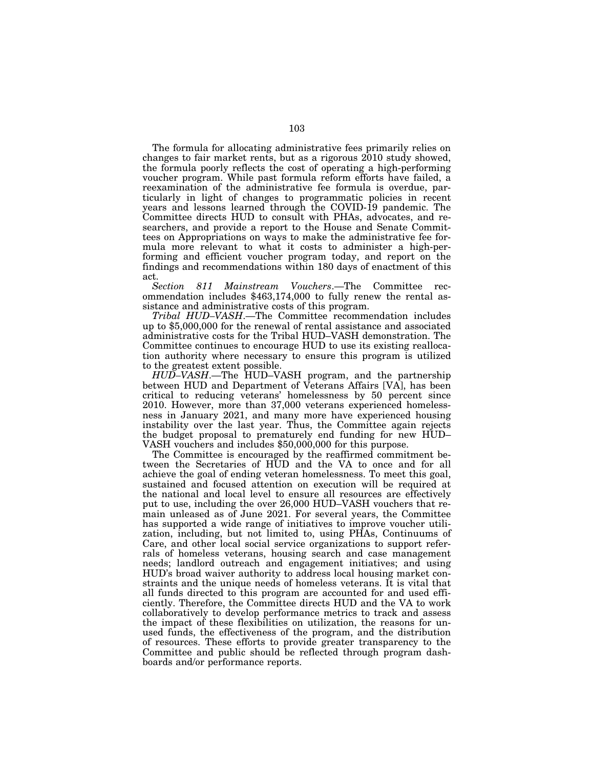The formula for allocating administrative fees primarily relies on changes to fair market rents, but as a rigorous 2010 study showed, the formula poorly reflects the cost of operating a high-performing voucher program. While past formula reform efforts have failed, a reexamination of the administrative fee formula is overdue, particularly in light of changes to programmatic policies in recent years and lessons learned through the COVID-19 pandemic. The Committee directs HUD to consult with PHAs, advocates, and researchers, and provide a report to the House and Senate Committees on Appropriations on ways to make the administrative fee formula more relevant to what it costs to administer a high-performing and efficient voucher program today, and report on the findings and recommendations within 180 days of enactment of this act.

*Section 811 Mainstream Vouchers*.—The Committee recommendation includes $463,174,000 to fully renew the rental assistance and administrative costs of this program.

*Tribal HUD–VASH*.—The Committee recommendation includes up to $5,000,000 for the renewal of rental assistance and associated administrative costs for the Tribal HUD–VASH demonstration. The Committee continues to encourage HUD to use its existing reallocation authority where necessary to ensure this program is utilized to the greatest extent possible.

*HUD–VASH*.—The HUD–VASH program, and the partnership between HUD and Department of Veterans Affairs [VA], has been critical to reducing veterans' homelessness by 50 percent since 2010. However, more than 37,000 veterans experienced homelessness in January 2021, and many more have experienced housing instability over the last year. Thus, the Committee again rejects the budget proposal to prematurely end funding for new HUD–VASH vouchers and includes $50,000,000 for this purpose.

The Committee is encouraged by the reaffirmed commitment between the Secretaries of HUD and the VA to once and for all achieve the goal of ending veteran homelessness. To meet this goal, sustained and focused attention on execution will be required at the national and local level to ensure all resources are effectively put to use, including the over 26,000 HUD–VASH vouchers that remain unleased as of June 2021. For several years, the Committee has supported a wide range of initiatives to improve voucher utilization, including, but not limited to, using PHAs, Continuums of Care, and other local social service organizations to support referrals of homeless veterans, housing search and case management needs; landlord outreach and engagement initiatives; and using HUD's broad waiver authority to address local housing market constraints and the unique needs of homeless veterans. It is vital that all funds directed to this program are accounted for and used efficiently. Therefore, the Committee directs HUD and the VA to work collaboratively to develop performance metrics to track and assess the impact of these flexibilities on utilization, the reasons for unused funds, the effectiveness of the program, and the distribution of resources. These efforts to provide greater transparency to the Committee and public should be reflected through program dashboards and/or performance reports.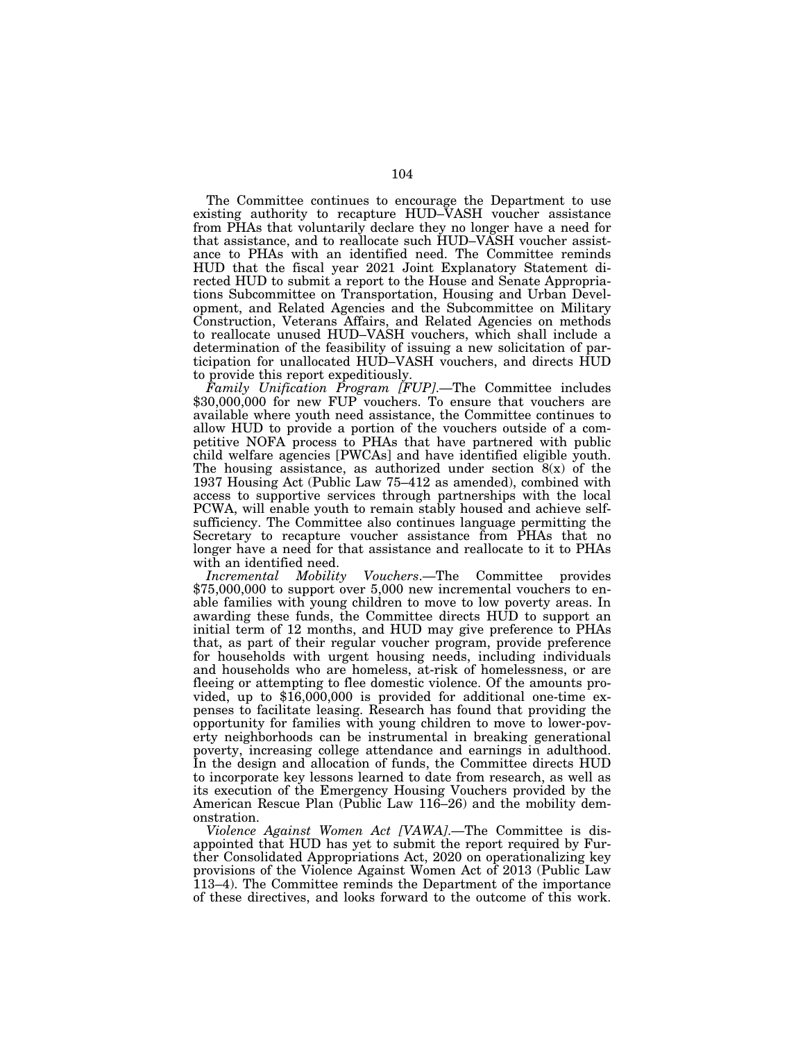The Committee continues to encourage the Department to use existing authority to recapture HUD–VASH voucher assistance from PHAs that voluntarily declare they no longer have a need for that assistance, and to reallocate such HUD–VASH voucher assistance to PHAs with an identified need. The Committee reminds HUD that the fiscal year 2021 Joint Explanatory Statement directed HUD to submit a report to the House and Senate Appropriations Subcommittee on Transportation, Housing and Urban Development, and Related Agencies and the Subcommittee on Military Construction, Veterans Affairs, and Related Agencies on methods to reallocate unused HUD–VASH vouchers, which shall include a determination of the feasibility of issuing a new solicitation of participation for unallocated HUD–VASH vouchers, and directs HUD to provide this report expeditiously.

*Family Unification Program [FUP]*.—The Committee includes $30,000,000 for new FUP vouchers. To ensure that vouchers are available where youth need assistance, the Committee continues to allow HUD to provide a portion of the vouchers outside of a competitive NOFA process to PHAs that have partnered with public child welfare agencies [PWCAs] and have identified eligible youth. The housing assistance, as authorized under section 8(x) of the 1937 Housing Act (Public Law 75–412 as amended), combined with access to supportive services through partnerships with the local PCWA, will enable youth to remain stably housed and achieve self-sufficiency. The Committee also continues language permitting the Secretary to recapture voucher assistance from PHAs that no longer have a need for that assistance and reallocate to it to PHAs with an identified need.

*Incremental Mobility Vouchers*.—The Committee provides $75,000,000 to support over 5,000 new incremental vouchers to enable families with young children to move to low poverty areas. In awarding these funds, the Committee directs HUD to support an initial term of 12 months, and HUD may give preference to PHAs that, as part of their regular voucher program, provide preference for households with urgent housing needs, including individuals and households who are homeless, at-risk of homelessness, or are fleeing or attempting to flee domestic violence. Of the amounts provided, up to $16,000,000 is provided for additional one-time expenses to facilitate leasing. Research has found that providing the opportunity for families with young children to move to lower-poverty neighborhoods can be instrumental in breaking generational poverty, increasing college attendance and earnings in adulthood. In the design and allocation of funds, the Committee directs HUD to incorporate key lessons learned to date from research, as well as its execution of the Emergency Housing Vouchers provided by the American Rescue Plan (Public Law 116–26) and the mobility demonstration.

*Violence Against Women Act [VAWA]*.—The Committee is disappointed that HUD has yet to submit the report required by Further Consolidated Appropriations Act, 2020 on operationalizing key provisions of the Violence Against Women Act of 2013 (Public Law 113–4). The Committee reminds the Department of the importance of these directives, and looks forward to the outcome of this work.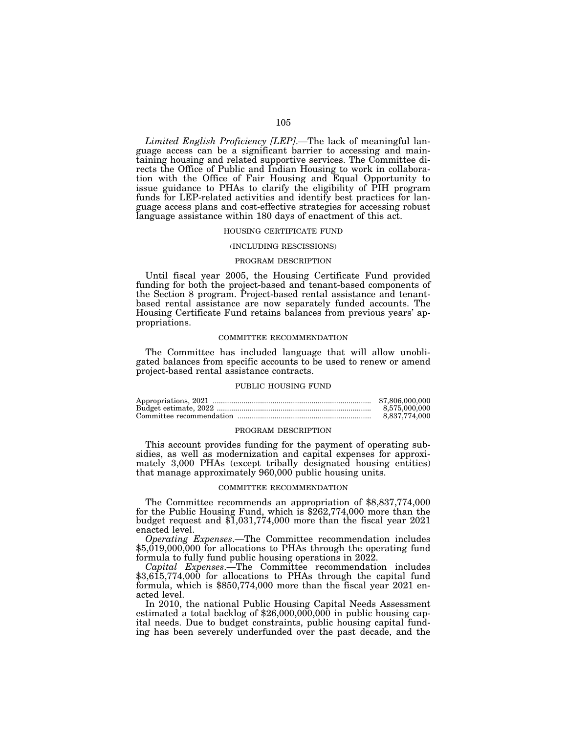*Limited English Proficiency [LEP]*.—The lack of meaningful language access can be a significant barrier to accessing and maintaining housing and related supportive services. The Committee directs the Office of Public and Indian Housing to work in collaboration with the Office of Fair Housing and Equal Opportunity to issue guidance to PHAs to clarify the eligibility of PIH program funds for LEP-related activities and identify best practices for language access plans and cost-effective strategies for accessing robust language assistance within 180 days of enactment of this act.

## HOUSING CERTIFICATE FUND

### (INCLUDING RESCISSIONS)

### PROGRAM DESCRIPTION

Until fiscal year 2005, the Housing Certificate Fund provided funding for both the project-based and tenant-based components of the Section 8 program. Project-based rental assistance and tenant-based rental assistance are now separately funded accounts. The Housing Certificate Fund retains balances from previous years' appropriations.

### COMMITTEE RECOMMENDATION

The Committee has included language that will allow unobligated balances from specific accounts to be used to renew or amend project-based rental assistance contracts.

## PUBLIC HOUSING FUND

| | |
|---|---|
| Appropriations, 2021 | $7,806,000,000 |
| Budget estimate, 2022 | 8,575,000,000 |
| Committee recommendation | 8,837,774,000 |

### PROGRAM DESCRIPTION

This account provides funding for the payment of operating subsidies, as well as modernization and capital expenses for approximately 3,000 PHAs (except tribally designated housing entities) that manage approximately 960,000 public housing units.

### COMMITTEE RECOMMENDATION

The Committee recommends an appropriation of $8,837,774,000 for the Public Housing Fund, which is $262,774,000 more than the budget request and $1,031,774,000 more than the fiscal year 2021 enacted level.

*Operating Expenses*.—The Committee recommendation includes $5,019,000,000 for allocations to PHAs through the operating fund formula to fully fund public housing operations in 2022.

*Capital Expenses*.—The Committee recommendation includes $3,615,774,000 for allocations to PHAs through the capital fund formula, which is $850,774,000 more than the fiscal year 2021 enacted level.

In 2010, the national Public Housing Capital Needs Assessment estimated a total backlog of $26,000,000,000 in public housing capital needs. Due to budget constraints, public housing capital funding has been severely underfunded over the past decade, and the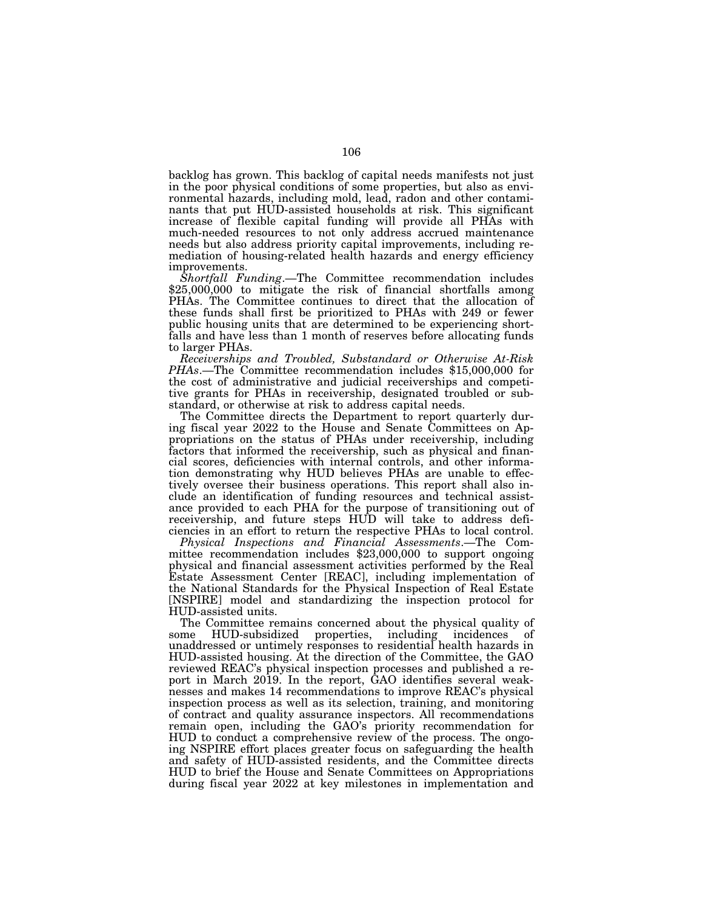backlog has grown. This backlog of capital needs manifests not just in the poor physical conditions of some properties, but also as environmental hazards, including mold, lead, radon and other contaminants that put HUD-assisted households at risk. This significant increase of flexible capital funding will provide all PHAs with much-needed resources to not only address accrued maintenance needs but also address priority capital improvements, including remediation of housing-related health hazards and energy efficiency improvements.

*Shortfall Funding*.—The Committee recommendation includes $25,000,000 to mitigate the risk of financial shortfalls among PHAs. The Committee continues to direct that the allocation of these funds shall first be prioritized to PHAs with 249 or fewer public housing units that are determined to be experiencing shortfalls and have less than 1 month of reserves before allocating funds to larger PHAs.

*Receiverships and Troubled, Substandard or Otherwise At-Risk PHAs*.—The Committee recommendation includes $15,000,000 for the cost of administrative and judicial receiverships and competitive grants for PHAs in receivership, designated troubled or substandard, or otherwise at risk to address capital needs.

The Committee directs the Department to report quarterly during fiscal year 2022 to the House and Senate Committees on Appropriations on the status of PHAs under receivership, including factors that informed the receivership, such as physical and financial scores, deficiencies with internal controls, and other information demonstrating why HUD believes PHAs are unable to effectively oversee their business operations. This report shall also include an identification of funding resources and technical assistance provided to each PHA for the purpose of transitioning out of receivership, and future steps HUD will take to address deficiencies in an effort to return the respective PHAs to local control.

*Physical Inspections and Financial Assessments*.—The Committee recommendation includes $23,000,000 to support ongoing physical and financial assessment activities performed by the Real Estate Assessment Center [REAC], including implementation of the National Standards for the Physical Inspection of Real Estate [NSPIRE] model and standardizing the inspection protocol for HUD-assisted units.

The Committee remains concerned about the physical quality of some HUD-subsidized properties, including incidences of unaddressed or untimely responses to residential health hazards in HUD-assisted housing. At the direction of the Committee, the GAO reviewed REAC's physical inspection processes and published a report in March 2019. In the report, GAO identifies several weaknesses and makes 14 recommendations to improve REAC's physical inspection process as well as its selection, training, and monitoring of contract and quality assurance inspectors. All recommendations remain open, including the GAO's priority recommendation for HUD to conduct a comprehensive review of the process. The ongoing NSPIRE effort places greater focus on safeguarding the health and safety of HUD-assisted residents, and the Committee directs HUD to brief the House and Senate Committees on Appropriations during fiscal year 2022 at key milestones in implementation and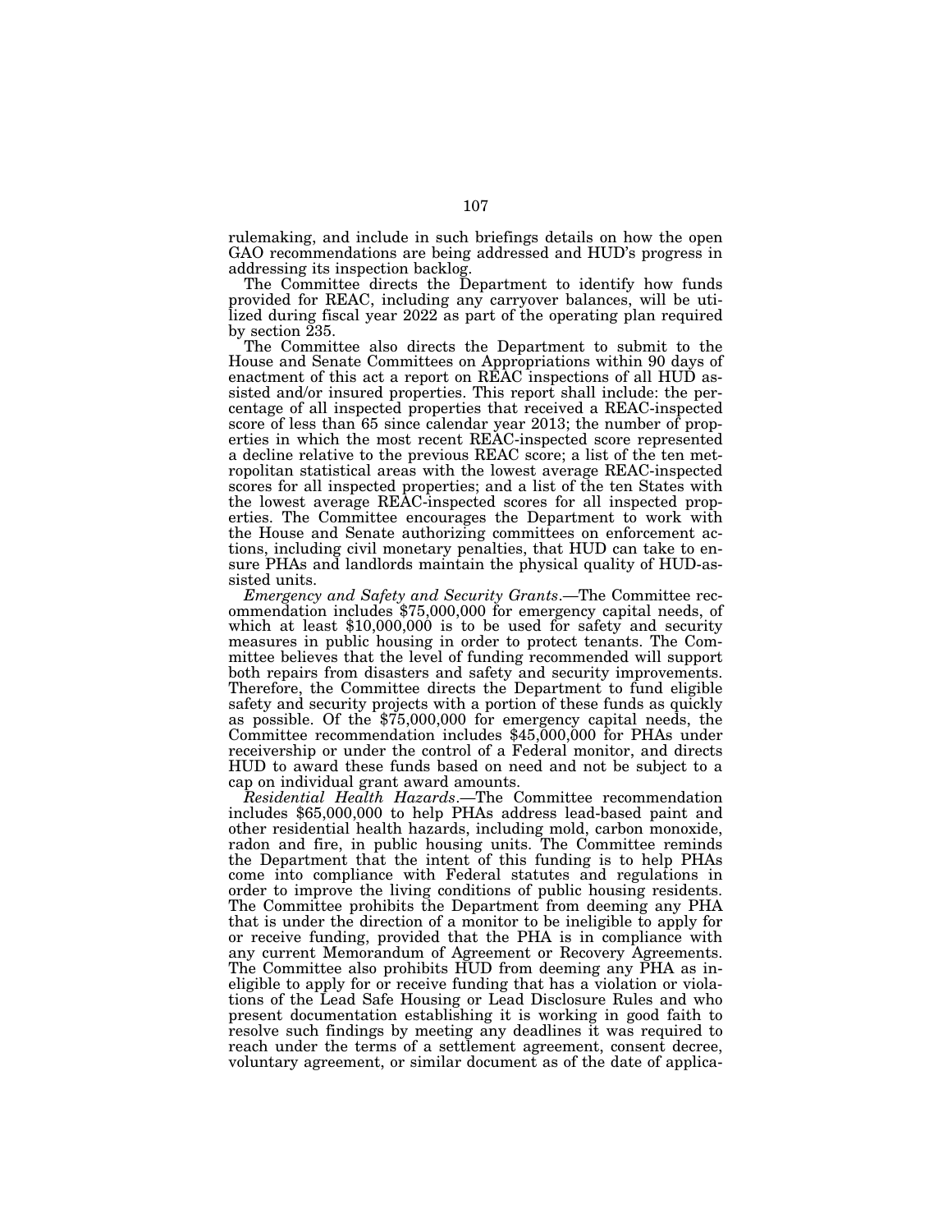rulemaking, and include in such briefings details on how the open GAO recommendations are being addressed and HUD's progress in addressing its inspection backlog.

The Committee directs the Department to identify how funds provided for REAC, including any carryover balances, will be utilized during fiscal year 2022 as part of the operating plan required by section 235.

The Committee also directs the Department to submit to the House and Senate Committees on Appropriations within 90 days of enactment of this act a report on REAC inspections of all HUD assisted and/or insured properties. This report shall include: the percentage of all inspected properties that received a REAC-inspected score of less than 65 since calendar year 2013; the number of properties in which the most recent REAC-inspected score represented a decline relative to the previous REAC score; a list of the ten metropolitan statistical areas with the lowest average REAC-inspected scores for all inspected properties; and a list of the ten States with the lowest average REAC-inspected scores for all inspected properties. The Committee encourages the Department to work with the House and Senate authorizing committees on enforcement actions, including civil monetary penalties, that HUD can take to ensure PHAs and landlords maintain the physical quality of HUD-assisted units.

*Emergency and Safety and Security Grants*.—The Committee recommendation includes $75,000,000 for emergency capital needs, of which at least $10,000,000 is to be used for safety and security measures in public housing in order to protect tenants. The Committee believes that the level of funding recommended will support both repairs from disasters and safety and security improvements. Therefore, the Committee directs the Department to fund eligible safety and security projects with a portion of these funds as quickly as possible. Of the $75,000,000 for emergency capital needs, the Committee recommendation includes $45,000,000 for PHAs under receivership or under the control of a Federal monitor, and directs HUD to award these funds based on need and not be subject to a cap on individual grant award amounts.

*Residential Health Hazards*.—The Committee recommendation includes $65,000,000 to help PHAs address lead-based paint and other residential health hazards, including mold, carbon monoxide, radon and fire, in public housing units. The Committee reminds the Department that the intent of this funding is to help PHAs come into compliance with Federal statutes and regulations in order to improve the living conditions of public housing residents. The Committee prohibits the Department from deeming any PHA that is under the direction of a monitor to be ineligible to apply for or receive funding, provided that the PHA is in compliance with any current Memorandum of Agreement or Recovery Agreements. The Committee also prohibits HUD from deeming any PHA as ineligible to apply for or receive funding that has a violation or violations of the Lead Safe Housing or Lead Disclosure Rules and who present documentation establishing it is working in good faith to resolve such findings by meeting any deadlines it was required to reach under the terms of a settlement agreement, consent decree, voluntary agreement, or similar document as of the date of applica-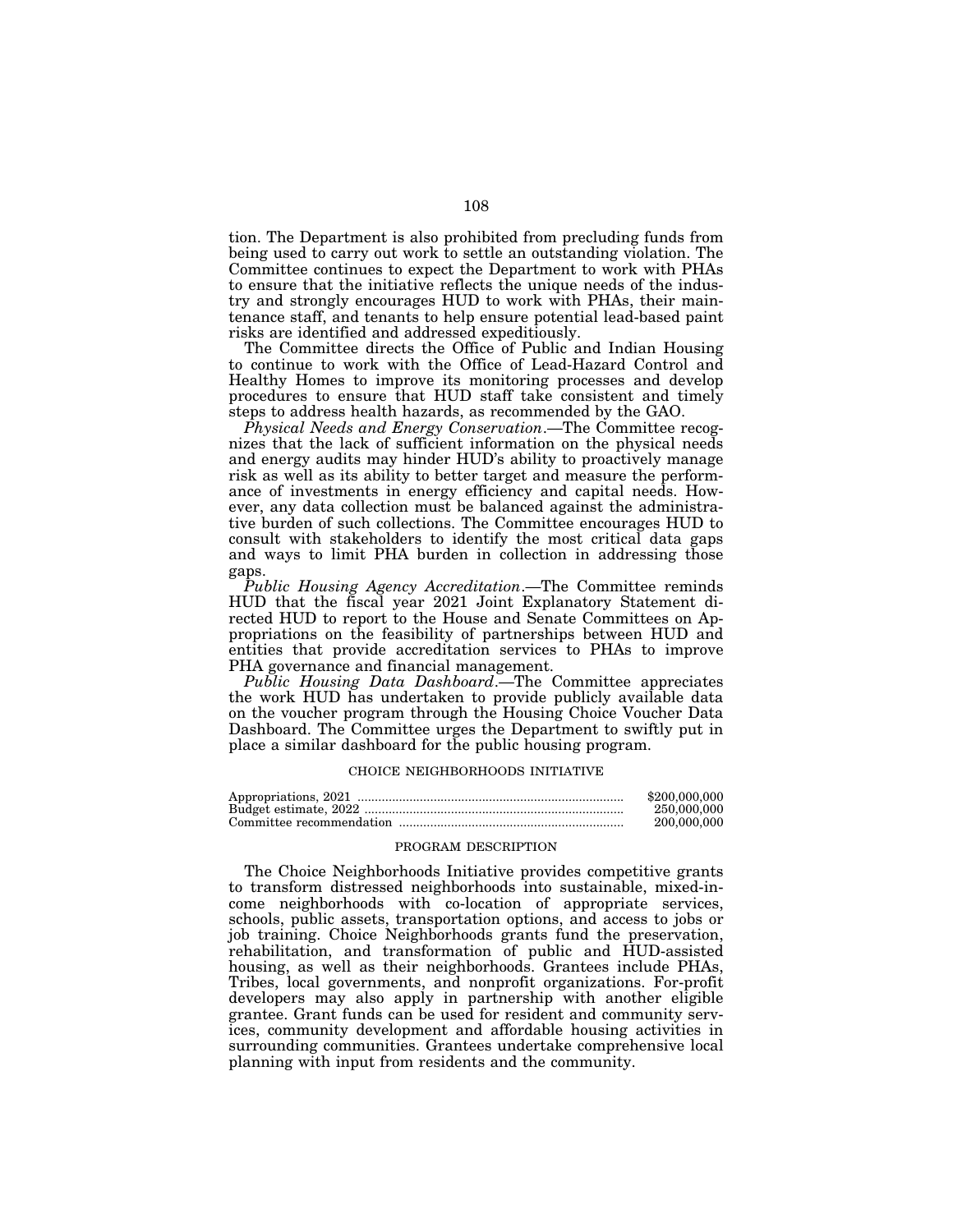tion. The Department is also prohibited from precluding funds from being used to carry out work to settle an outstanding violation. The Committee continues to expect the Department to work with PHAs to ensure that the initiative reflects the unique needs of the industry and strongly encourages HUD to work with PHAs, their maintenance staff, and tenants to help ensure potential lead-based paint risks are identified and addressed expeditiously.

The Committee directs the Office of Public and Indian Housing to continue to work with the Office of Lead-Hazard Control and Healthy Homes to improve its monitoring processes and develop procedures to ensure that HUD staff take consistent and timely steps to address health hazards, as recommended by the GAO.

*Physical Needs and Energy Conservation*.—The Committee recognizes that the lack of sufficient information on the physical needs and energy audits may hinder HUD's ability to proactively manage risk as well as its ability to better target and measure the performance of investments in energy efficiency and capital needs. However, any data collection must be balanced against the administrative burden of such collections. The Committee encourages HUD to consult with stakeholders to identify the most critical data gaps and ways to limit PHA burden in collection in addressing those gaps.

*Public Housing Agency Accreditation*.—The Committee reminds HUD that the fiscal year 2021 Joint Explanatory Statement directed HUD to report to the House and Senate Committees on Appropriations on the feasibility of partnerships between HUD and entities that provide accreditation services to PHAs to improve PHA governance and financial management.

*Public Housing Data Dashboard*.—The Committee appreciates the work HUD has undertaken to provide publicly available data on the voucher program through the Housing Choice Voucher Data Dashboard. The Committee urges the Department to swiftly put in place a similar dashboard for the public housing program.

## CHOICE NEIGHBORHOODS INITIATIVE

| | |
|---|---|
| Appropriations, 2021 | $200,000,000 |
| Budget estimate, 2022 | 250,000,000 |
| Committee recommendation | 200,000,000 |

### PROGRAM DESCRIPTION

The Choice Neighborhoods Initiative provides competitive grants to transform distressed neighborhoods into sustainable, mixed-income neighborhoods with co-location of appropriate services, schools, public assets, transportation options, and access to jobs or job training. Choice Neighborhoods grants fund the preservation, rehabilitation, and transformation of public and HUD-assisted housing, as well as their neighborhoods. Grantees include PHAs, Tribes, local governments, and nonprofit organizations. For-profit developers may also apply in partnership with another eligible grantee. Grant funds can be used for resident and community services, community development and affordable housing activities in surrounding communities. Grantees undertake comprehensive local planning with input from residents and the community.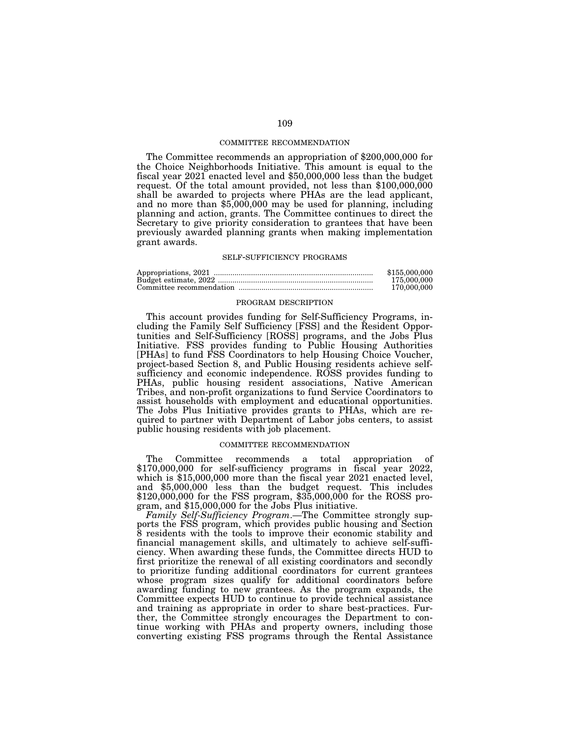### COMMITTEE RECOMMENDATION

The Committee recommends an appropriation of $200,000,000 for the Choice Neighborhoods Initiative. This amount is equal to the fiscal year 2021 enacted level and $50,000,000 less than the budget request. Of the total amount provided, not less than $100,000,000 shall be awarded to projects where PHAs are the lead applicant, and no more than $5,000,000 may be used for planning, including planning and action, grants. The Committee continues to direct the Secretary to give priority consideration to grantees that have been previously awarded planning grants when making implementation grant awards.

## SELF-SUFFICIENCY PROGRAMS

| | |
|---|---|
| Appropriations, 2021 | $155,000,000 |
| Budget estimate, 2022 | 175,000,000 |
| Committee recommendation | 170,000,000 |

### PROGRAM DESCRIPTION

This account provides funding for Self-Sufficiency Programs, including the Family Self Sufficiency [FSS] and the Resident Opportunities and Self-Sufficiency [ROSS] programs, and the Jobs Plus Initiative. FSS provides funding to Public Housing Authorities [PHAs] to fund FSS Coordinators to help Housing Choice Voucher, project-based Section 8, and Public Housing residents achieve self-sufficiency and economic independence. ROSS provides funding to PHAs, public housing resident associations, Native American Tribes, and non-profit organizations to fund Service Coordinators to assist households with employment and educational opportunities. The Jobs Plus Initiative provides grants to PHAs, which are required to partner with Department of Labor jobs centers, to assist public housing residents with job placement.

### COMMITTEE RECOMMENDATION

The Committee recommends a total appropriation of $170,000,000 for self-sufficiency programs in fiscal year 2022, which is $15,000,000 more than the fiscal year 2021 enacted level, and $5,000,000 less than the budget request. This includes $120,000,000 for the FSS program, $35,000,000 for the ROSS program, and $15,000,000 for the Jobs Plus initiative.

*Family Self-Sufficiency Program*.—The Committee strongly supports the FSS program, which provides public housing and Section 8 residents with the tools to improve their economic stability and financial management skills, and ultimately to achieve self-sufficiency. When awarding these funds, the Committee directs HUD to first prioritize the renewal of all existing coordinators and secondly to prioritize funding additional coordinators for current grantees whose program sizes qualify for additional coordinators before awarding funding to new grantees. As the program expands, the Committee expects HUD to continue to provide technical assistance and training as appropriate in order to share best-practices. Further, the Committee strongly encourages the Department to continue working with PHAs and property owners, including those converting existing FSS programs through the Rental Assistance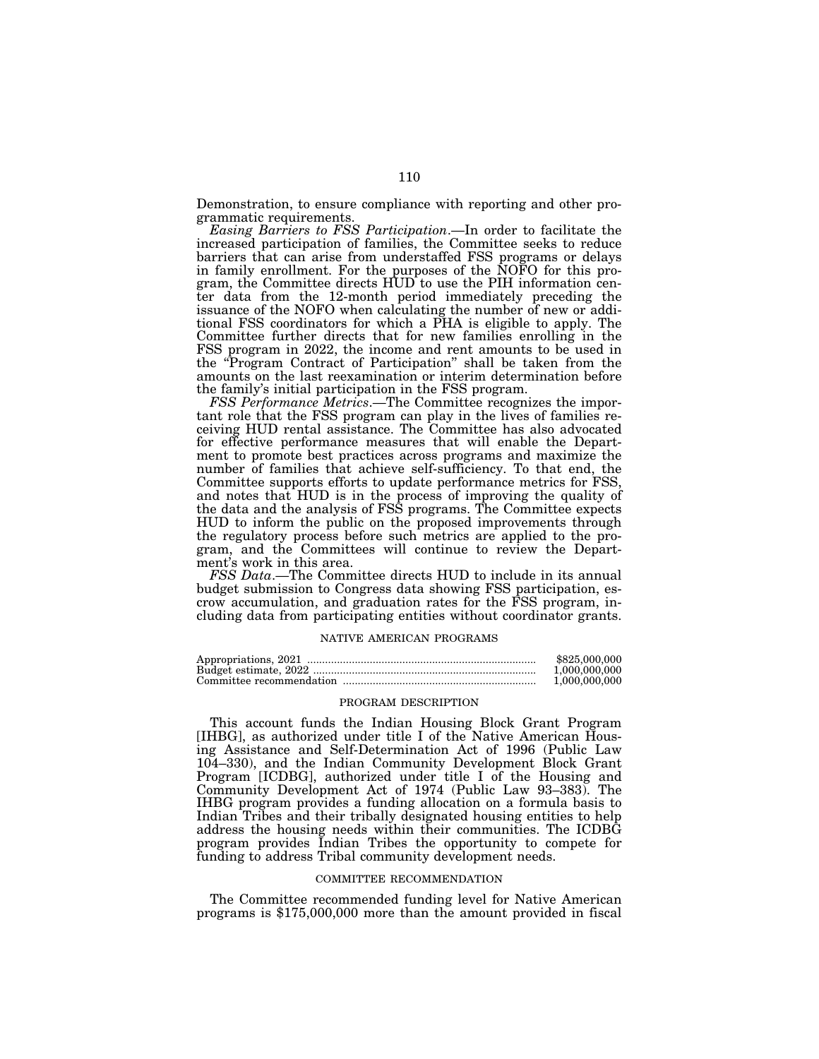Demonstration, to ensure compliance with reporting and other programmatic requirements.

*Easing Barriers to FSS Participation*.—In order to facilitate the increased participation of families, the Committee seeks to reduce barriers that can arise from understaffed FSS programs or delays in family enrollment. For the purposes of the NOFO for this program, the Committee directs HUD to use the PIH information center data from the 12-month period immediately preceding the issuance of the NOFO when calculating the number of new or additional FSS coordinators for which a PHA is eligible to apply. The Committee further directs that for new families enrolling in the FSS program in 2022, the income and rent amounts to be used in the "Program Contract of Participation" shall be taken from the amounts on the last reexamination or interim determination before the family's initial participation in the FSS program.

*FSS Performance Metrics*.—The Committee recognizes the important role that the FSS program can play in the lives of families receiving HUD rental assistance. The Committee has also advocated for effective performance measures that will enable the Department to promote best practices across programs and maximize the number of families that achieve self-sufficiency. To that end, the Committee supports efforts to update performance metrics for FSS, and notes that HUD is in the process of improving the quality of the data and the analysis of FSS programs. The Committee expects HUD to inform the public on the proposed improvements through the regulatory process before such metrics are applied to the program, and the Committees will continue to review the Department's work in this area.

*FSS Data*.—The Committee directs HUD to include in its annual budget submission to Congress data showing FSS participation, escrow accumulation, and graduation rates for the FSS program, including data from participating entities without coordinator grants.

## NATIVE AMERICAN PROGRAMS

| | |
|---|---|
| Appropriations, 2021 | $825,000,000 |
| Budget estimate, 2022 | 1,000,000,000 |
| Committee recommendation | 1,000,000,000 |

### PROGRAM DESCRIPTION

This account funds the Indian Housing Block Grant Program [IHBG], as authorized under title I of the Native American Housing Assistance and Self-Determination Act of 1996 (Public Law 104–330), and the Indian Community Development Block Grant Program [ICDBG], authorized under title I of the Housing and Community Development Act of 1974 (Public Law 93–383). The IHBG program provides a funding allocation on a formula basis to Indian Tribes and their tribally designated housing entities to help address the housing needs within their communities. The ICDBG program provides Indian Tribes the opportunity to compete for funding to address Tribal community development needs.

### COMMITTEE RECOMMENDATION

The Committee recommended funding level for Native American programs is $175,000,000 more than the amount provided in fiscal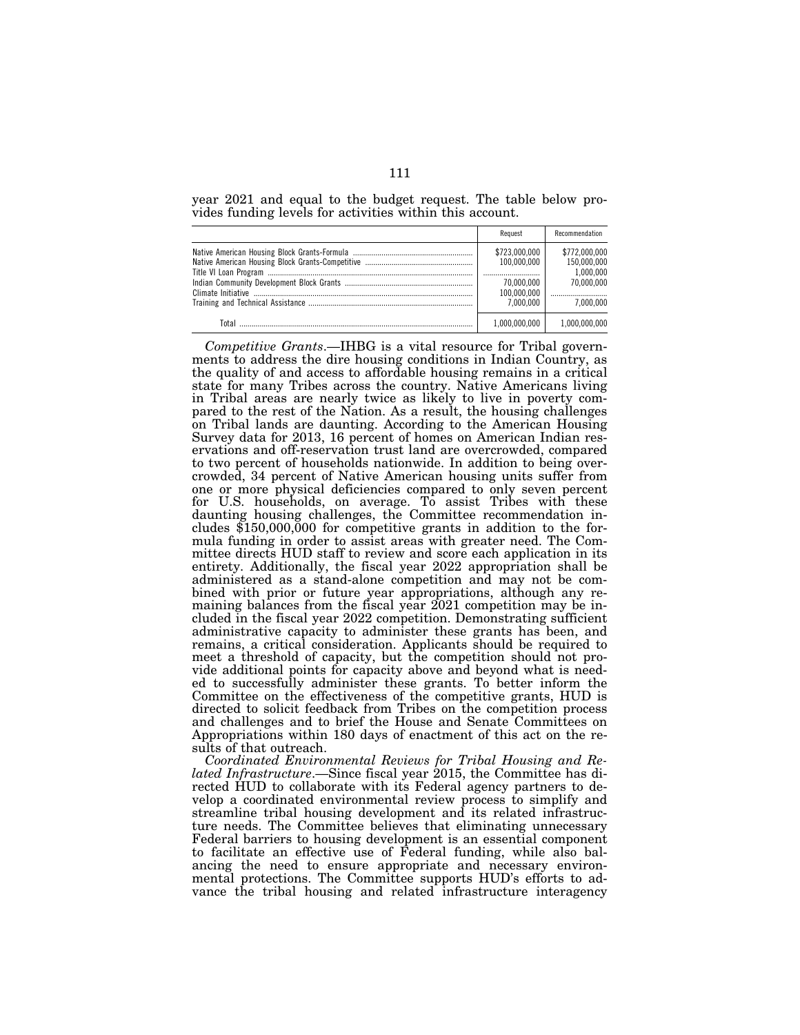year 2021 and equal to the budget request. The table below provides funding levels for activities within this account.

| | Request | Recommendation |
|---|---|---|
| Native American Housing Block Grants-Formula | $723,000,000 | $772,000,000 |
| Native American Housing Block Grants-Competitive | 100,000,000 | 150,000,000 |
| Title VI Loan Program | | 1,000,000 |
| Indian Community Development Block Grants | 70,000,000 | 70,000,000 |
| Climate Initiative | 100,000,000 | |
| Training and Technical Assistance | 7,000,000 | 7,000,000 |
| Total | 1,000,000,000 | 1,000,000,000 |

*Competitive Grants*.—IHBG is a vital resource for Tribal governments to address the dire housing conditions in Indian Country, as the quality of and access to affordable housing remains in a critical state for many Tribes across the country. Native Americans living in Tribal areas are nearly twice as likely to live in poverty compared to the rest of the Nation. As a result, the housing challenges on Tribal lands are daunting. According to the American Housing Survey data for 2013, 16 percent of homes on American Indian reservations and off-reservation trust land are overcrowded, compared to two percent of households nationwide. In addition to being overcrowded, 34 percent of Native American housing units suffer from one or more physical deficiencies compared to only seven percent for U.S. households, on average. To assist Tribes with these daunting housing challenges, the Committee recommendation includes $150,000,000 for competitive grants in addition to the formula funding in order to assist areas with greater need. The Committee directs HUD staff to review and score each application in its entirety. Additionally, the fiscal year 2022 appropriation shall be administered as a stand-alone competition and may not be combined with prior or future year appropriations, although any remaining balances from the fiscal year 2021 competition may be included in the fiscal year 2022 competition. Demonstrating sufficient administrative capacity to administer these grants has been, and remains, a critical consideration. Applicants should be required to meet a threshold of capacity, but the competition should not provide additional points for capacity above and beyond what is needed to successfully administer these grants. To better inform the Committee on the effectiveness of the competitive grants, HUD is directed to solicit feedback from Tribes on the competition process and challenges and to brief the House and Senate Committees on Appropriations within 180 days of enactment of this act on the results of that outreach.

*Coordinated Environmental Reviews for Tribal Housing and Related Infrastructure*.—Since fiscal year 2015, the Committee has directed HUD to collaborate with its Federal agency partners to develop a coordinated environmental review process to simplify and streamline tribal housing development and its related infrastructure needs. The Committee believes that eliminating unnecessary Federal barriers to housing development is an essential component to facilitate an effective use of Federal funding, while also balancing the need to ensure appropriate and necessary environmental protections. The Committee supports HUD's efforts to advance the tribal housing and related infrastructure interagency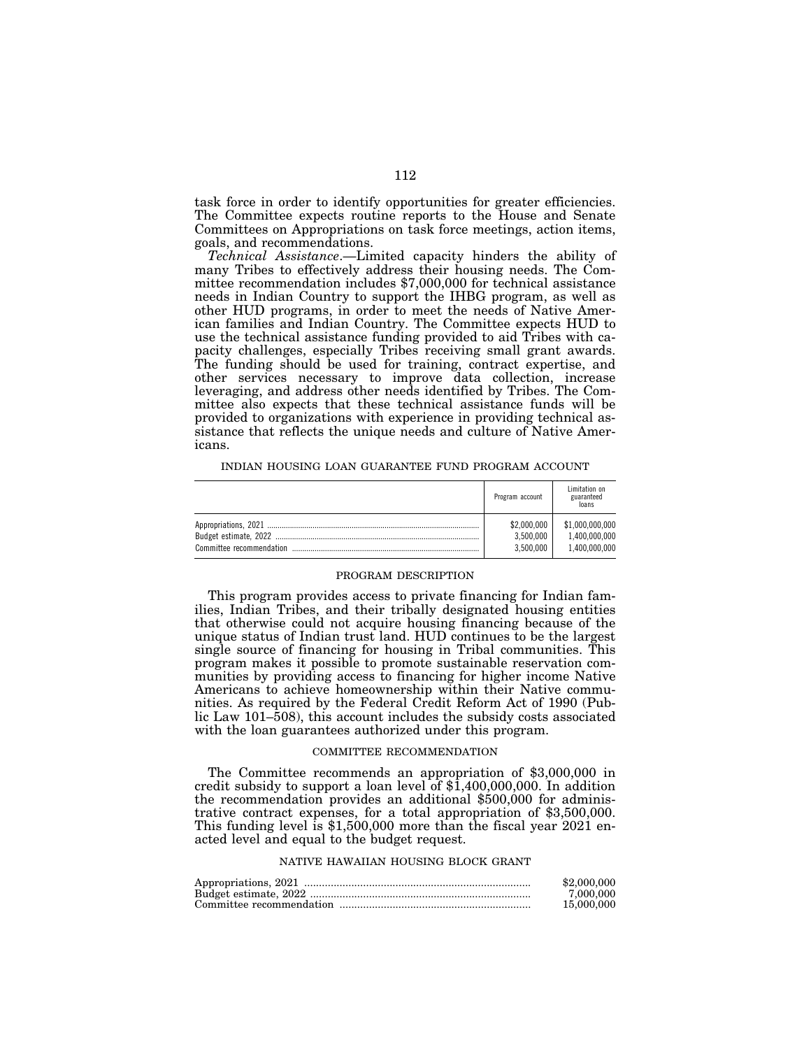task force in order to identify opportunities for greater efficiencies. The Committee expects routine reports to the House and Senate Committees on Appropriations on task force meetings, action items, goals, and recommendations.

*Technical Assistance*.—Limited capacity hinders the ability of many Tribes to effectively address their housing needs. The Committee recommendation includes $7,000,000 for technical assistance needs in Indian Country to support the IHBG program, as well as other HUD programs, in order to meet the needs of Native American families and Indian Country. The Committee expects HUD to use the technical assistance funding provided to aid Tribes with capacity challenges, especially Tribes receiving small grant awards. The funding should be used for training, contract expertise, and other services necessary to improve data collection, increase leveraging, and address other needs identified by Tribes. The Committee also expects that these technical assistance funds will be provided to organizations with experience in providing technical assistance that reflects the unique needs and culture of Native Americans.

INDIAN HOUSING LOAN GUARANTEE FUND PROGRAM ACCOUNT

| | Program account | Limitation on guaranteed loans |
|---|---|---|
| Appropriations, 2021 | $2,000,000 | $1,000,000,000 |
| Budget estimate, 2022 | 3,500,000 | 1,400,000,000 |
| Committee recommendation | 3,500,000 | 1,400,000,000 |

PROGRAM DESCRIPTION

This program provides access to private financing for Indian families, Indian Tribes, and their tribally designated housing entities that otherwise could not acquire housing financing because of the unique status of Indian trust land. HUD continues to be the largest single source of financing for housing in Tribal communities. This program makes it possible to promote sustainable reservation communities by providing access to financing for higher income Native Americans to achieve homeownership within their Native communities. As required by the Federal Credit Reform Act of 1990 (Public Law 101–508), this account includes the subsidy costs associated with the loan guarantees authorized under this program.

COMMITTEE RECOMMENDATION

The Committee recommends an appropriation of $3,000,000 in credit subsidy to support a loan level of $1,400,000,000. In addition the recommendation provides an additional $500,000 for administrative contract expenses, for a total appropriation of $3,500,000. This funding level is $1,500,000 more than the fiscal year 2021 enacted level and equal to the budget request.

NATIVE HAWAIIAN HOUSING BLOCK GRANT

| | |
|---|---|
| Appropriations, 2021 | $2,000,000 |
| Budget estimate, 2022 | 7,000,000 |
| Committee recommendation | 15,000,000 |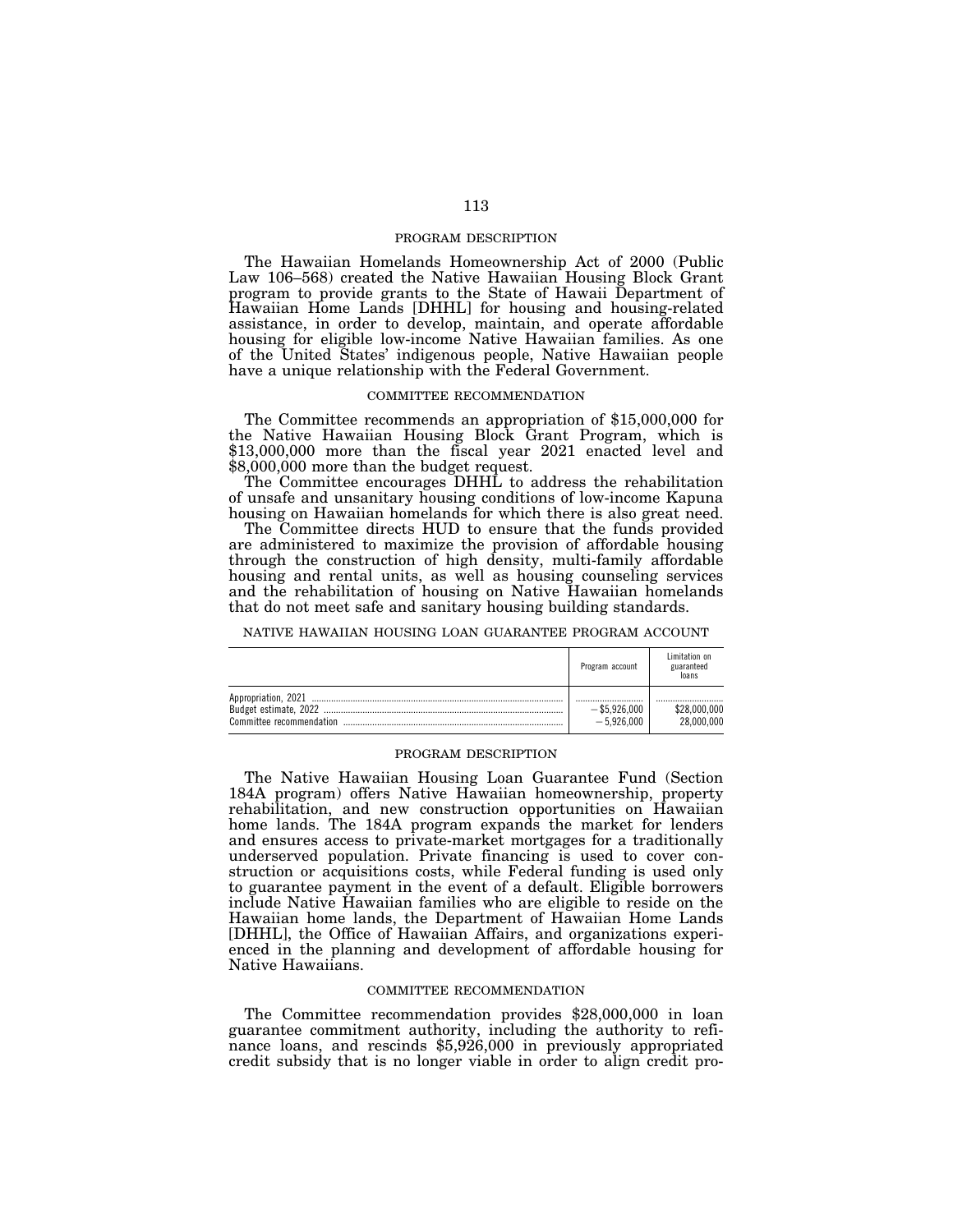PROGRAM DESCRIPTION

The Hawaiian Homelands Homeownership Act of 2000 (Public Law 106–568) created the Native Hawaiian Housing Block Grant program to provide grants to the State of Hawaii Department of Hawaiian Home Lands [DHHL] for housing and housing-related assistance, in order to develop, maintain, and operate affordable housing for eligible low-income Native Hawaiian families. As one of the United States' indigenous people, Native Hawaiian people have a unique relationship with the Federal Government.

COMMITTEE RECOMMENDATION

The Committee recommends an appropriation of $15,000,000 for the Native Hawaiian Housing Block Grant Program, which is $13,000,000 more than the fiscal year 2021 enacted level and $8,000,000 more than the budget request.

The Committee encourages DHHL to address the rehabilitation of unsafe and unsanitary housing conditions of low-income Kapuna housing on Hawaiian homelands for which there is also great need.

The Committee directs HUD to ensure that the funds provided are administered to maximize the provision of affordable housing through the construction of high density, multi-family affordable housing and rental units, as well as housing counseling services and the rehabilitation of housing on Native Hawaiian homelands that do not meet safe and sanitary housing building standards.

NATIVE HAWAIIAN HOUSING LOAN GUARANTEE PROGRAM ACCOUNT

| | Program account | Limitation on guaranteed loans |
|---|---|---|
| Appropriation, 2021 | .................... | .................... |
| Budget estimate, 2022 | −$5,926,000 | $28,000,000 |
| Committee recommendation | −5,926,000 | 28,000,000 |

PROGRAM DESCRIPTION

The Native Hawaiian Housing Loan Guarantee Fund (Section 184A program) offers Native Hawaiian homeownership, property rehabilitation, and new construction opportunities on Hawaiian home lands. The 184A program expands the market for lenders and ensures access to private-market mortgages for a traditionally underserved population. Private financing is used to cover construction or acquisitions costs, while Federal funding is used only to guarantee payment in the event of a default. Eligible borrowers include Native Hawaiian families who are eligible to reside on the Hawaiian home lands, the Department of Hawaiian Home Lands [DHHL], the Office of Hawaiian Affairs, and organizations experienced in the planning and development of affordable housing for Native Hawaiians.

COMMITTEE RECOMMENDATION

The Committee recommendation provides $28,000,000 in loan guarantee commitment authority, including the authority to refinance loans, and rescinds $5,926,000 in previously appropriated credit subsidy that is no longer viable in order to align credit pro-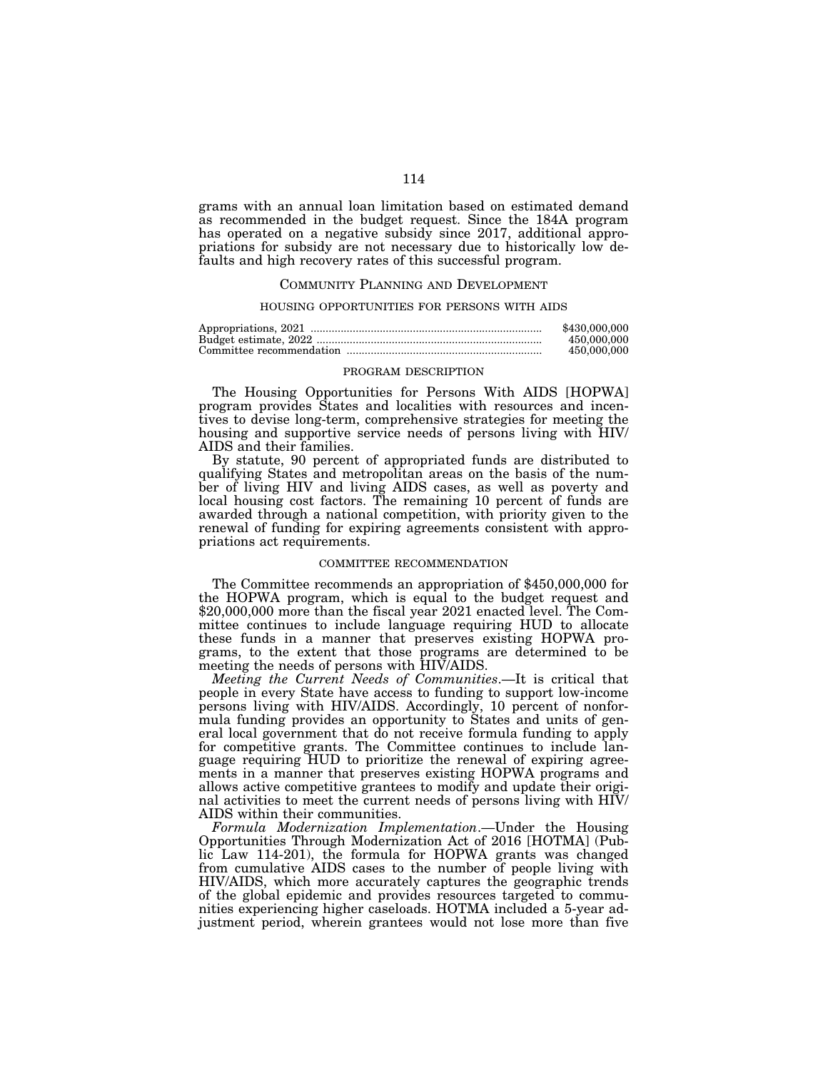grams with an annual loan limitation based on estimated demand as recommended in the budget request. Since the 184A program has operated on a negative subsidy since 2017, additional appropriations for subsidy are not necessary due to historically low defaults and high recovery rates of this successful program.

## COMMUNITY PLANNING AND DEVELOPMENT

### HOUSING OPPORTUNITIES FOR PERSONS WITH AIDS

| | |
|---|---|
| Appropriations, 2021 | $430,000,000 |
| Budget estimate, 2022 | 450,000,000 |
| Committee recommendation | 450,000,000 |

### PROGRAM DESCRIPTION

The Housing Opportunities for Persons With AIDS [HOPWA] program provides States and localities with resources and incentives to devise long-term, comprehensive strategies for meeting the housing and supportive service needs of persons living with HIV/AIDS and their families.

By statute, 90 percent of appropriated funds are distributed to qualifying States and metropolitan areas on the basis of the number of living HIV and living AIDS cases, as well as poverty and local housing cost factors. The remaining 10 percent of funds are awarded through a national competition, with priority given to the renewal of funding for expiring agreements consistent with appropriations act requirements.

### COMMITTEE RECOMMENDATION

The Committee recommends an appropriation of $450,000,000 for the HOPWA program, which is equal to the budget request and $20,000,000 more than the fiscal year 2021 enacted level. The Committee continues to include language requiring HUD to allocate these funds in a manner that preserves existing HOPWA programs, to the extent that those programs are determined to be meeting the needs of persons with HIV/AIDS.

*Meeting the Current Needs of Communities*.—It is critical that people in every State have access to funding to support low-income persons living with HIV/AIDS. Accordingly, 10 percent of nonformula funding provides an opportunity to States and units of general local government that do not receive formula funding to apply for competitive grants. The Committee continues to include language requiring HUD to prioritize the renewal of expiring agreements in a manner that preserves existing HOPWA programs and allows active competitive grantees to modify and update their original activities to meet the current needs of persons living with HIV/AIDS within their communities.

*Formula Modernization Implementation*.—Under the Housing Opportunities Through Modernization Act of 2016 [HOTMA] (Public Law 114-201), the formula for HOPWA grants was changed from cumulative AIDS cases to the number of people living with HIV/AIDS, which more accurately captures the geographic trends of the global epidemic and provides resources targeted to communities experiencing higher caseloads. HOTMA included a 5-year adjustment period, wherein grantees would not lose more than five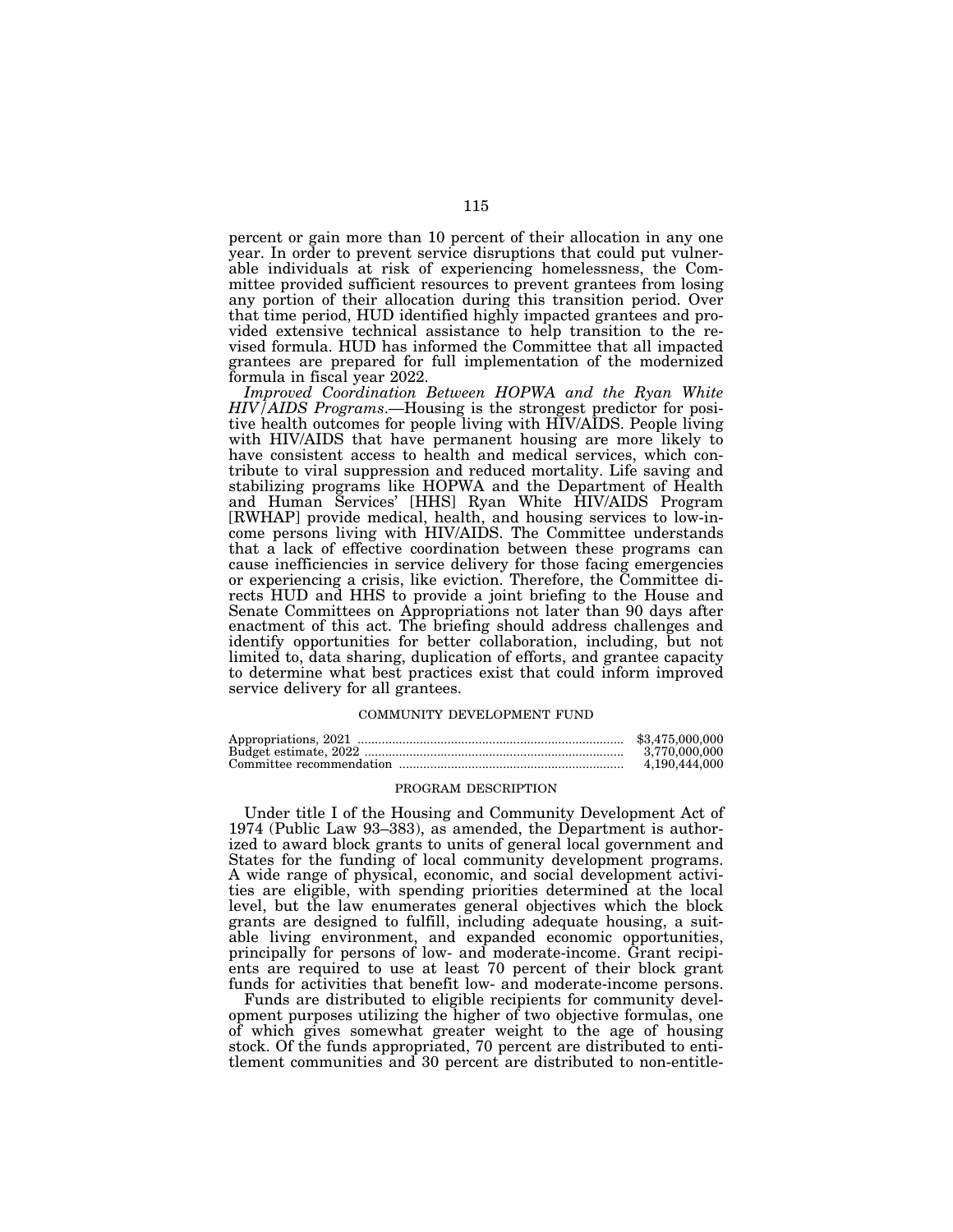percent or gain more than 10 percent of their allocation in any one year. In order to prevent service disruptions that could put vulnerable individuals at risk of experiencing homelessness, the Committee provided sufficient resources to prevent grantees from losing any portion of their allocation during this transition period. Over that time period, HUD identified highly impacted grantees and provided extensive technical assistance to help transition to the revised formula. HUD has informed the Committee that all impacted grantees are prepared for full implementation of the modernized formula in fiscal year 2022.

*Improved Coordination Between HOPWA and the Ryan White HIV/AIDS Programs*.—Housing is the strongest predictor for positive health outcomes for people living with HIV/AIDS. People living with HIV/AIDS that have permanent housing are more likely to have consistent access to health and medical services, which contribute to viral suppression and reduced mortality. Life saving and stabilizing programs like HOPWA and the Department of Health and Human Services' [HHS] Ryan White HIV/AIDS Program [RWHAP] provide medical, health, and housing services to low-income persons living with HIV/AIDS. The Committee understands that a lack of effective coordination between these programs can cause inefficiencies in service delivery for those facing emergencies or experiencing a crisis, like eviction. Therefore, the Committee directs HUD and HHS to provide a joint briefing to the House and Senate Committees on Appropriations not later than 90 days after enactment of this act. The briefing should address challenges and identify opportunities for better collaboration, including, but not limited to, data sharing, duplication of efforts, and grantee capacity to determine what best practices exist that could inform improved service delivery for all grantees.

## COMMUNITY DEVELOPMENT FUND

| | |
|---|---|
| Appropriations, 2021 | $3,475,000,000 |
| Budget estimate, 2022 | 3,770,000,000 |
| Committee recommendation | 4,190,444,000 |

### PROGRAM DESCRIPTION

Under title I of the Housing and Community Development Act of 1974 (Public Law 93–383), as amended, the Department is authorized to award block grants to units of general local government and States for the funding of local community development programs. A wide range of physical, economic, and social development activities are eligible, with spending priorities determined at the local level, but the law enumerates general objectives which the block grants are designed to fulfill, including adequate housing, a suitable living environment, and expanded economic opportunities, principally for persons of low- and moderate-income. Grant recipients are required to use at least 70 percent of their block grant funds for activities that benefit low- and moderate-income persons.

Funds are distributed to eligible recipients for community development purposes utilizing the higher of two objective formulas, one of which gives somewhat greater weight to the age of housing stock. Of the funds appropriated, 70 percent are distributed to entitlement communities and 30 percent are distributed to non-entitle-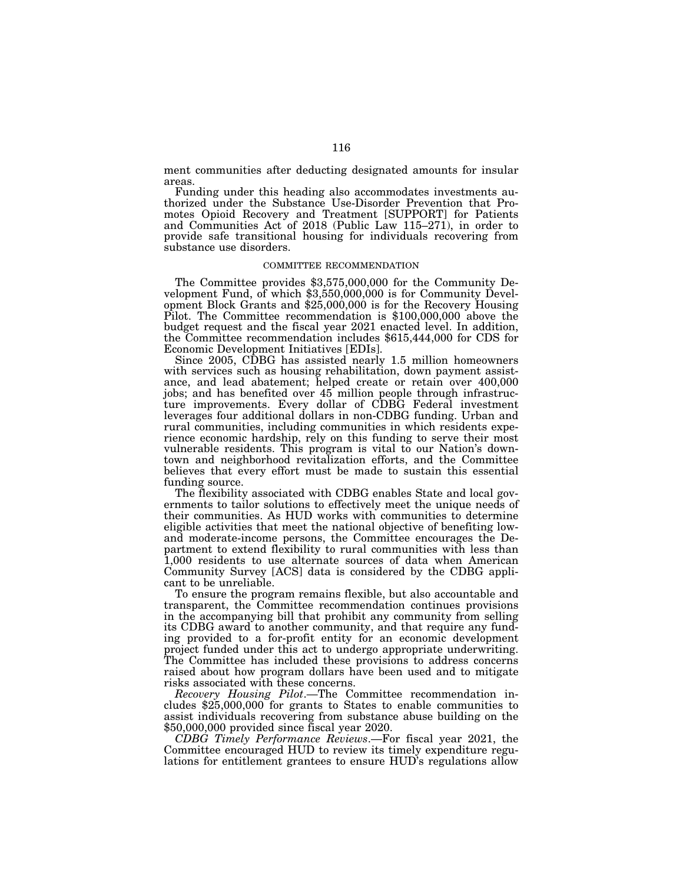ment communities after deducting designated amounts for insular areas.

Funding under this heading also accommodates investments authorized under the Substance Use-Disorder Prevention that Promotes Opioid Recovery and Treatment [SUPPORT] for Patients and Communities Act of 2018 (Public Law 115–271), in order to provide safe transitional housing for individuals recovering from substance use disorders.

COMMITTEE RECOMMENDATION

The Committee provides $3,575,000,000 for the Community Development Fund, of which $3,550,000,000 is for Community Development Block Grants and $25,000,000 is for the Recovery Housing Pilot. The Committee recommendation is $100,000,000 above the budget request and the fiscal year 2021 enacted level. In addition, the Committee recommendation includes $615,444,000 for CDS for Economic Development Initiatives [EDIs].

Since 2005, CDBG has assisted nearly 1.5 million homeowners with services such as housing rehabilitation, down payment assistance, and lead abatement; helped create or retain over 400,000 jobs; and has benefited over 45 million people through infrastructure improvements. Every dollar of CDBG Federal investment leverages four additional dollars in non-CDBG funding. Urban and rural communities, including communities in which residents experience economic hardship, rely on this funding to serve their most vulnerable residents. This program is vital to our Nation's downtown and neighborhood revitalization efforts, and the Committee believes that every effort must be made to sustain this essential funding source.

The flexibility associated with CDBG enables State and local governments to tailor solutions to effectively meet the unique needs of their communities. As HUD works with communities to determine eligible activities that meet the national objective of benefiting low- and moderate-income persons, the Committee encourages the Department to extend flexibility to rural communities with less than 1,000 residents to use alternate sources of data when American Community Survey [ACS] data is considered by the CDBG applicant to be unreliable.

To ensure the program remains flexible, but also accountable and transparent, the Committee recommendation continues provisions in the accompanying bill that prohibit any community from selling its CDBG award to another community, and that require any funding provided to a for-profit entity for an economic development project funded under this act to undergo appropriate underwriting. The Committee has included these provisions to address concerns raised about how program dollars have been used and to mitigate risks associated with these concerns.

*Recovery Housing Pilot*.—The Committee recommendation includes $25,000,000 for grants to States to enable communities to assist individuals recovering from substance abuse building on the $50,000,000 provided since fiscal year 2020.

*CDBG Timely Performance Reviews*.—For fiscal year 2021, the Committee encouraged HUD to review its timely expenditure regulations for entitlement grantees to ensure HUD's regulations allow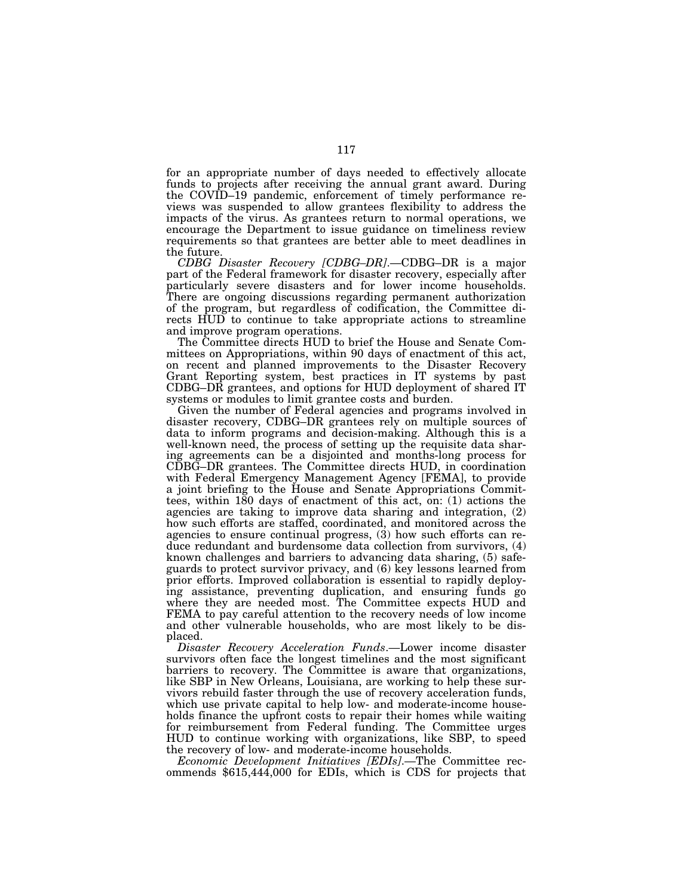for an appropriate number of days needed to effectively allocate funds to projects after receiving the annual grant award. During the COVID–19 pandemic, enforcement of timely performance reviews was suspended to allow grantees flexibility to address the impacts of the virus. As grantees return to normal operations, we encourage the Department to issue guidance on timeliness review requirements so that grantees are better able to meet deadlines in the future.

*CDBG Disaster Recovery [CDBG–DR].*—CDBG–DR is a major part of the Federal framework for disaster recovery, especially after particularly severe disasters and for lower income households. There are ongoing discussions regarding permanent authorization of the program, but regardless of codification, the Committee directs HUD to continue to take appropriate actions to streamline and improve program operations.

The Committee directs HUD to brief the House and Senate Committees on Appropriations, within 90 days of enactment of this act, on recent and planned improvements to the Disaster Recovery Grant Reporting system, best practices in IT systems by past CDBG–DR grantees, and options for HUD deployment of shared IT systems or modules to limit grantee costs and burden.

Given the number of Federal agencies and programs involved in disaster recovery, CDBG–DR grantees rely on multiple sources of data to inform programs and decision-making. Although this is a well-known need, the process of setting up the requisite data sharing agreements can be a disjointed and months-long process for CDBG–DR grantees. The Committee directs HUD, in coordination with Federal Emergency Management Agency [FEMA], to provide a joint briefing to the House and Senate Appropriations Committees, within 180 days of enactment of this act, on: (1) actions the agencies are taking to improve data sharing and integration, (2) how such efforts are staffed, coordinated, and monitored across the agencies to ensure continual progress, (3) how such efforts can reduce redundant and burdensome data collection from survivors, (4) known challenges and barriers to advancing data sharing, (5) safeguards to protect survivor privacy, and (6) key lessons learned from prior efforts. Improved collaboration is essential to rapidly deploying assistance, preventing duplication, and ensuring funds go where they are needed most. The Committee expects HUD and FEMA to pay careful attention to the recovery needs of low income and other vulnerable households, who are most likely to be displaced.

*Disaster Recovery Acceleration Funds.*—Lower income disaster survivors often face the longest timelines and the most significant barriers to recovery. The Committee is aware that organizations, like SBP in New Orleans, Louisiana, are working to help these survivors rebuild faster through the use of recovery acceleration funds, which use private capital to help low- and moderate-income households finance the upfront costs to repair their homes while waiting for reimbursement from Federal funding. The Committee urges HUD to continue working with organizations, like SBP, to speed the recovery of low- and moderate-income households.

*Economic Development Initiatives [EDIs].*—The Committee recommends $615,444,000 for EDIs, which is CDS for projects that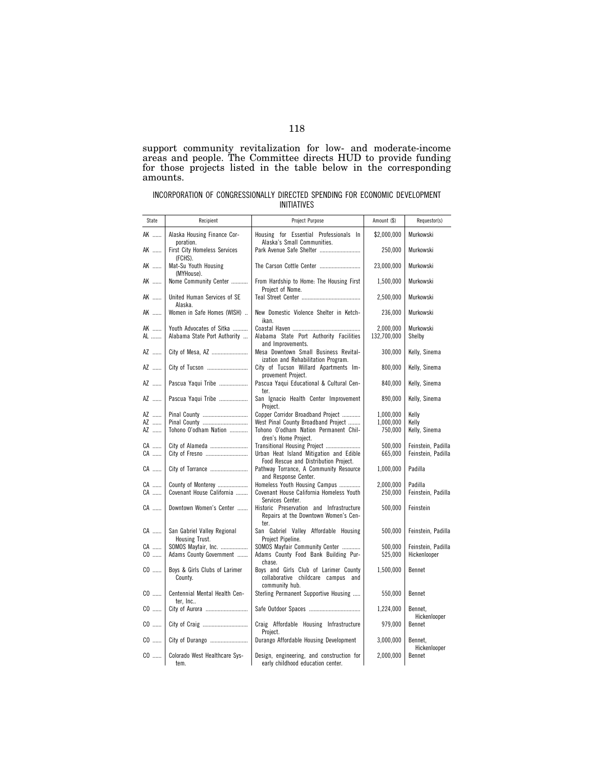support community revitalization for low- and moderate-income areas and people. The Committee directs HUD to provide funding for those projects listed in the table below in the corresponding amounts.

INCORPORATION OF CONGRESSIONALLY DIRECTED SPENDING FOR ECONOMIC DEVELOPMENT INITIATIVES

| State | Recipient | Project Purpose | Amount ($) | Requestor(s) |
|---|---|---|---|---|
| AK | Alaska Housing Finance Corporation. | Housing for Essential Professionals In Alaska's Small Communities. | $2,000,000 | Murkowski |
| AK | First City Homeless Services (FCHS). | Park Avenue Safe Shelter | 250,000 | Murkowski |
| AK | Mat-Su Youth Housing (MYHouse). | The Carson Cottle Center | 23,000,000 | Murkowski |
| AK | Nome Community Center | From Hardship to Home: The Housing First Project of Nome. | 1,500,000 | Murkowski |
| AK | United Human Services of SE Alaska. | Teal Street Center | 2,500,000 | Murkowski |
| AK | Women in Safe Homes (WISH) | New Domestic Violence Shelter in Ketchikan. | 236,000 | Murkowski |
| AK | Youth Advocates of Sitka | Coastal Haven | 2,000,000 | Murkowski |
| AL | Alabama State Port Authority | Alabama State Port Authority Facilities and Improvements. | 132,700,000 | Shelby |
| AZ | City of Mesa, AZ | Mesa Downtown Small Business Revitalization and Rehabilitation Program. | 300,000 | Kelly, Sinema |
| AZ | City of Tucson | City of Tucson Willard Apartments Improvement Project. | 800,000 | Kelly, Sinema |
| AZ | Pascua Yaqui Tribe | Pascua Yaqui Educational & Cultural Center. | 840,000 | Kelly, Sinema |
| AZ | Pascua Yaqui Tribe | San Ignacio Health Center Improvement Project. | 890,000 | Kelly, Sinema |
| AZ | Pinal County | Copper Corridor Broadband Project | 1,000,000 | Kelly |
| AZ | Pinal County | West Pinal County Broadband Project | 1,000,000 | Kelly |
| AZ | Tohono O'odham Nation | Tohono O'odham Nation Permanent Children's Home Project. | 750,000 | Kelly, Sinema |
| CA | City of Alameda | Transitional Housing Project | 500,000 | Feinstein, Padilla |
| CA | City of Fresno | Urban Heat Island Mitigation and Edible Food Rescue and Distribution Project. | 665,000 | Feinstein, Padilla |
| CA | City of Torrance | Pathway Torrance, A Community Resource and Response Center. | 1,000,000 | Padilla |
| CA | County of Monterey | Homeless Youth Housing Campus | 2,000,000 | Padilla |
| CA | Covenant House California | Covenant House California Homeless Youth Services Center. | 250,000 | Feinstein, Padilla |
| CA | Downtown Women's Center | Historic Preservation and Infrastructure Repairs at the Downtown Women's Center. | 500,000 | Feinstein |
| CA | San Gabriel Valley Regional Housing Trust. | San Gabriel Valley Affordable Housing Project Pipeline. | 500,000 | Feinstein, Padilla |
| CA | SOMOS Mayfair, Inc. | SOMOS Mayfair Community Center | 500,000 | Feinstein, Padilla |
| CO | Adams County Government | Adams County Food Bank Building Purchase. | 525,000 | Hickenlooper |
| CO | Boys & Girls Clubs of Larimer County. | Boys and Girls Club of Larimer County collaborative childcare campus and community hub. | 1,500,000 | Bennet |
| CO | Centennial Mental Health Center, Inc.. | Sterling Permanent Supportive Housing | 550,000 | Bennet |
| CO | City of Aurora | Safe Outdoor Spaces | 1,224,000 | Bennet, Hickenlooper |
| CO | City of Craig | Craig Affordable Housing Infrastructure Project. | 979,000 | Bennet |
| CO | City of Durango | Durango Affordable Housing Development | 3,000,000 | Bennet, Hickenlooper |
| CO | Colorado West Healthcare System. | Design, engineering, and construction for early childhood education center. | 2,000,000 | Bennet |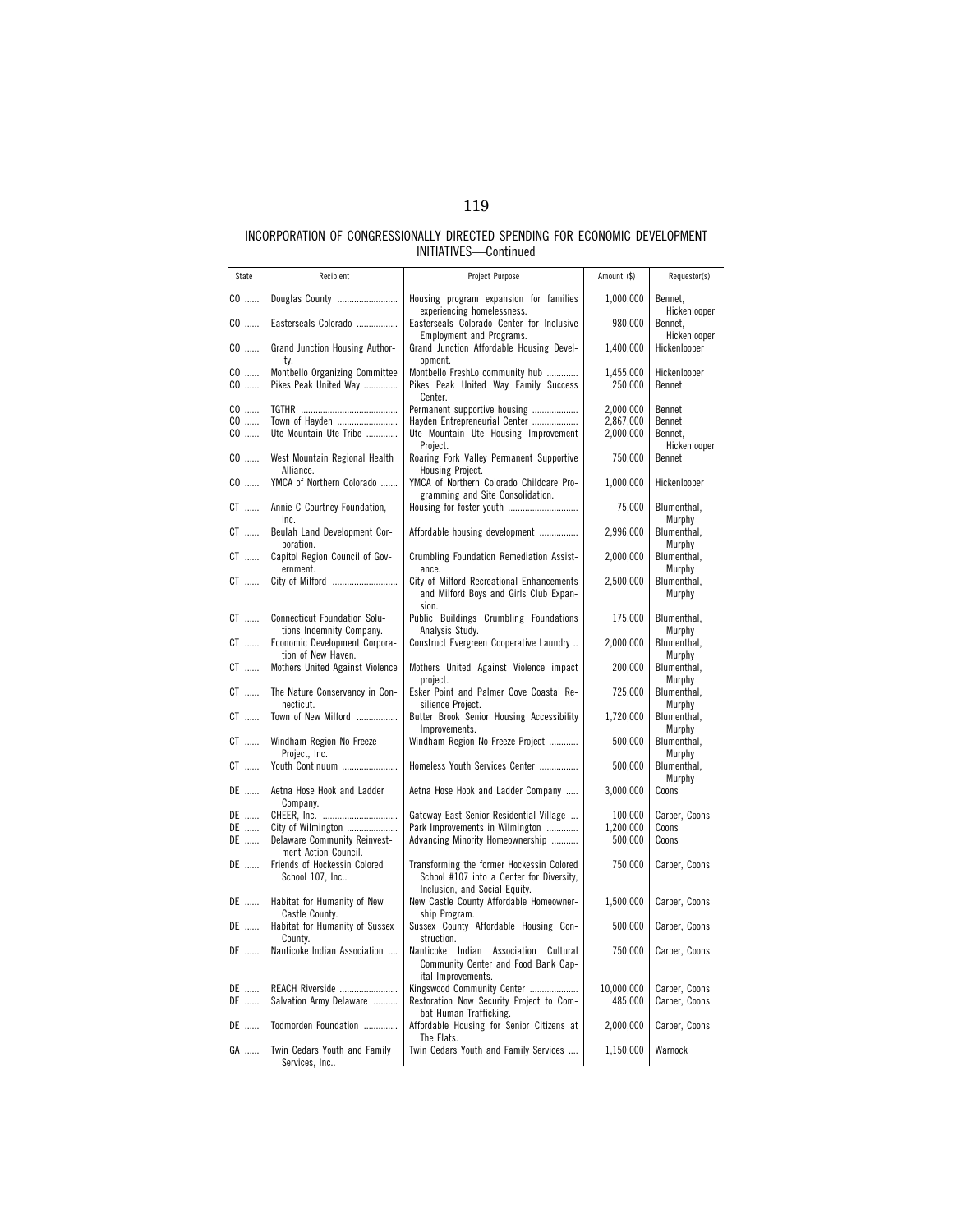INCORPORATION OF CONGRESSIONALLY DIRECTED SPENDING FOR ECONOMIC DEVELOPMENT INITIATIVES—Continued

| State | Recipient | Project Purpose | Amount ($) | Requestor(s) |
|---|---|---|---|---|
| CO | Douglas County | Housing program expansion for families experiencing homelessness. | 1,000,000 | Bennet, Hickenlooper |
| CO | Easterseals Colorado | Easterseals Colorado Center for Inclusive Employment and Programs. | 980,000 | Bennet, Hickenlooper |
| CO | Grand Junction Housing Authority. | Grand Junction Affordable Housing Development. | 1,400,000 | Hickenlooper |
| CO | Montbello Organizing Committee | Montbello FreshLo community hub | 1,455,000 | Hickenlooper |
| CO | Pikes Peak United Way | Pikes Peak United Way Family Success Center. | 250,000 | Bennet |
| CO | TGTHR | Permanent supportive housing | 2,000,000 | Bennet |
| CO | Town of Hayden | Hayden Entrepreneurial Center | 2,867,000 | Bennet |
| CO | Ute Mountain Ute Tribe | Ute Mountain Ute Housing Improvement Project. | 2,000,000 | Bennet, Hickenlooper |
| CO | West Mountain Regional Health Alliance. | Roaring Fork Valley Permanent Supportive Housing Project. | 750,000 | Bennet |
| CO | YMCA of Northern Colorado | YMCA of Northern Colorado Childcare Programming and Site Consolidation. | 1,000,000 | Hickenlooper |
| CT | Annie C Courtney Foundation, Inc. | Housing for foster youth | 75,000 | Blumenthal, Murphy |
| CT | Beulah Land Development Corporation. | Affordable housing development | 2,996,000 | Blumenthal, Murphy |
| CT | Capitol Region Council of Government. | Crumbling Foundation Remediation Assistance. | 2,000,000 | Blumenthal, Murphy |
| CT | City of Milford | City of Milford Recreational Enhancements and Milford Boys and Girls Club Expansion. | 2,500,000 | Blumenthal, Murphy |
| CT | Connecticut Foundation Solutions Indemnity Company. | Public Buildings Crumbling Foundations Analysis Study. | 175,000 | Blumenthal, Murphy |
| CT | Economic Development Corporation of New Haven. | Construct Evergreen Cooperative Laundry .. | 2,000,000 | Blumenthal, Murphy |
| CT | Mothers United Against Violence | Mothers United Against Violence impact project. | 200,000 | Blumenthal, Murphy |
| CT | The Nature Conservancy in Connecticut. | Esker Point and Palmer Cove Coastal Resilience Project. | 725,000 | Blumenthal, Murphy |
| CT | Town of New Milford | Butter Brook Senior Housing Accessibility Improvements. | 1,720,000 | Blumenthal, Murphy |
| CT | Windham Region No Freeze Project, Inc. | Windham Region No Freeze Project | 500,000 | Blumenthal, Murphy |
| CT | Youth Continuum | Homeless Youth Services Center | 500,000 | Blumenthal, Murphy |
| DE | Aetna Hose Hook and Ladder Company. | Aetna Hose Hook and Ladder Company | 3,000,000 | Coons |
| DE | CHEER, Inc. | Gateway East Senior Residential Village | 100,000 | Carper, Coons |
| DE | City of Wilmington | Park Improvements in Wilmington | 1,200,000 | Coons |
| DE | Delaware Community Reinvestment Action Council. | Advancing Minority Homeownership | 500,000 | Coons |
| DE | Friends of Hockessin Colored School 107, Inc.. | Transforming the former Hockessin Colored School #107 into a Center for Diversity, Inclusion, and Social Equity. | 750,000 | Carper, Coons |
| DE | Habitat for Humanity of New Castle County. | New Castle County Affordable Homeownership Program. | 1,500,000 | Carper, Coons |
| DE | Habitat for Humanity of Sussex County. | Sussex County Affordable Housing Construction. | 500,000 | Carper, Coons |
| DE | Nanticoke Indian Association | Nanticoke Indian Association Cultural Community Center and Food Bank Capital Improvements. | 750,000 | Carper, Coons |
| DE | REACH Riverside | Kingswood Community Center | 10,000,000 | Carper, Coons |
| DE | Salvation Army Delaware | Restoration Now Security Project to Combat Human Trafficking. | 485,000 | Carper, Coons |
| DE | Todmorden Foundation | Affordable Housing for Senior Citizens at The Flats. | 2,000,000 | Carper, Coons |
| GA | Twin Cedars Youth and Family Services, Inc.. | Twin Cedars Youth and Family Services | 1,150,000 | Warnock |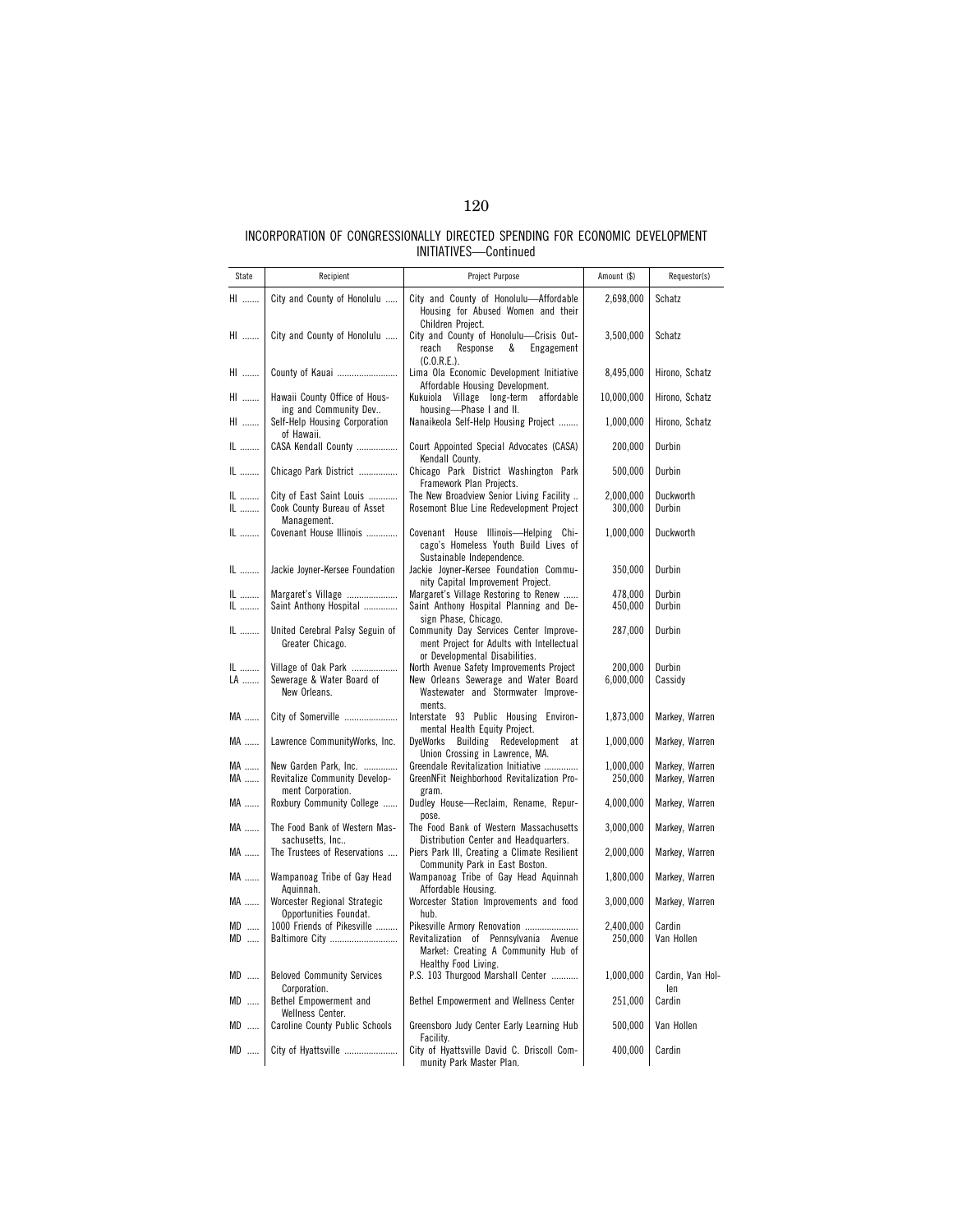INCORPORATION OF CONGRESSIONALLY DIRECTED SPENDING FOR ECONOMIC DEVELOPMENT INITIATIVES—Continued

| State | Recipient | Project Purpose | Amount ($) | Requestor(s) |
|---|---|---|---|---|
| HI | City and County of Honolulu | City and County of Honolulu—Affordable Housing for Abused Women and their Children Project. | 2,698,000 | Schatz |
| HI | City and County of Honolulu | City and County of Honolulu—Crisis Outreach Response & Engagement (C.O.R.E.). | 3,500,000 | Schatz |
| HI | County of Kauai | Lima Ola Economic Development Initiative Affordable Housing Development. | 8,495,000 | Hirono, Schatz |
| HI | Hawaii County Office of Housing and Community Dev.. | Kukuiola Village long-term affordable housing—Phase I and II. | 10,000,000 | Hirono, Schatz |
| HI | Self-Help Housing Corporation of Hawaii. | Nanaikeola Self-Help Housing Project | 1,000,000 | Hirono, Schatz |
| IL | CASA Kendall County | Court Appointed Special Advocates (CASA) Kendall County. | 200,000 | Durbin |
| IL | Chicago Park District | Chicago Park District Washington Park Framework Plan Projects. | 500,000 | Durbin |
| IL | City of East Saint Louis | The New Broadview Senior Living Facility .. | 2,000,000 | Duckworth |
| IL | Cook County Bureau of Asset Management. | Rosemont Blue Line Redevelopment Project | 300,000 | Durbin |
| IL | Covenant House Illinois | Covenant House Illinois—Helping Chicago's Homeless Youth Build Lives of Sustainable Independence. | 1,000,000 | Duckworth |
| IL | Jackie Joyner-Kersee Foundation | Jackie Joyner-Kersee Foundation Community Capital Improvement Project. | 350,000 | Durbin |
| IL | Margaret's Village | Margaret's Village Restoring to Renew | 478,000 | Durbin |
| IL | Saint Anthony Hospital | Saint Anthony Hospital Planning and Design Phase, Chicago. | 450,000 | Durbin |
| IL | United Cerebral Palsy Seguin of Greater Chicago. | Community Day Services Center Improvement Project for Adults with Intellectual or Developmental Disabilities. | 287,000 | Durbin |
| IL | Village of Oak Park | North Avenue Safety Improvements Project | 200,000 | Durbin |
| LA | Sewerage & Water Board of New Orleans. | New Orleans Sewerage and Water Board Wastewater and Stormwater Improvements. | 6,000,000 | Cassidy |
| MA | City of Somerville | Interstate 93 Public Housing Environmental Health Equity Project. | 1,873,000 | Markey, Warren |
| MA | Lawrence CommunityWorks, Inc. | DyeWorks Building Redevelopment at Union Crossing in Lawrence, MA. | 1,000,000 | Markey, Warren |
| MA | New Garden Park, Inc. | Greendale Revitalization Initiative | 1,000,000 | Markey, Warren |
| MA | Revitalize Community Development Corporation. | GreenNFit Neighborhood Revitalization Program. | 250,000 | Markey, Warren |
| MA | Roxbury Community College | Dudley House—Reclaim, Rename, Repurpose. | 4,000,000 | Markey, Warren |
| MA | The Food Bank of Western Massachusetts, Inc.. | The Food Bank of Western Massachusetts Distribution Center and Headquarters. | 3,000,000 | Markey, Warren |
| MA | The Trustees of Reservations | Piers Park III, Creating a Climate Resilient Community Park in East Boston. | 2,000,000 | Markey, Warren |
| MA | Wampanoag Tribe of Gay Head Aquinnah. | Wampanoag Tribe of Gay Head Aquinnah Affordable Housing. | 1,800,000 | Markey, Warren |
| MA | Worcester Regional Strategic Opportunities Foundat. | Worcester Station Improvements and food hub. | 3,000,000 | Markey, Warren |
| MD | 1000 Friends of Pikesville | Pikesville Armory Renovation | 2,400,000 | Cardin |
| MD | Baltimore City | Revitalization of Pennsylvania Avenue Market: Creating A Community Hub of Healthy Food Living. | 250,000 | Van Hollen |
| MD | Beloved Community Services Corporation. | P.S. 103 Thurgood Marshall Center | 1,000,000 | Cardin, Van Hollen |
| MD | Bethel Empowerment and Wellness Center. | Bethel Empowerment and Wellness Center | 251,000 | Cardin |
| MD | Caroline County Public Schools | Greensboro Judy Center Early Learning Hub Facility. | 500,000 | Van Hollen |
| MD | City of Hyattsville | City of Hyattsville David C. Driscoll Community Park Master Plan. | 400,000 | Cardin |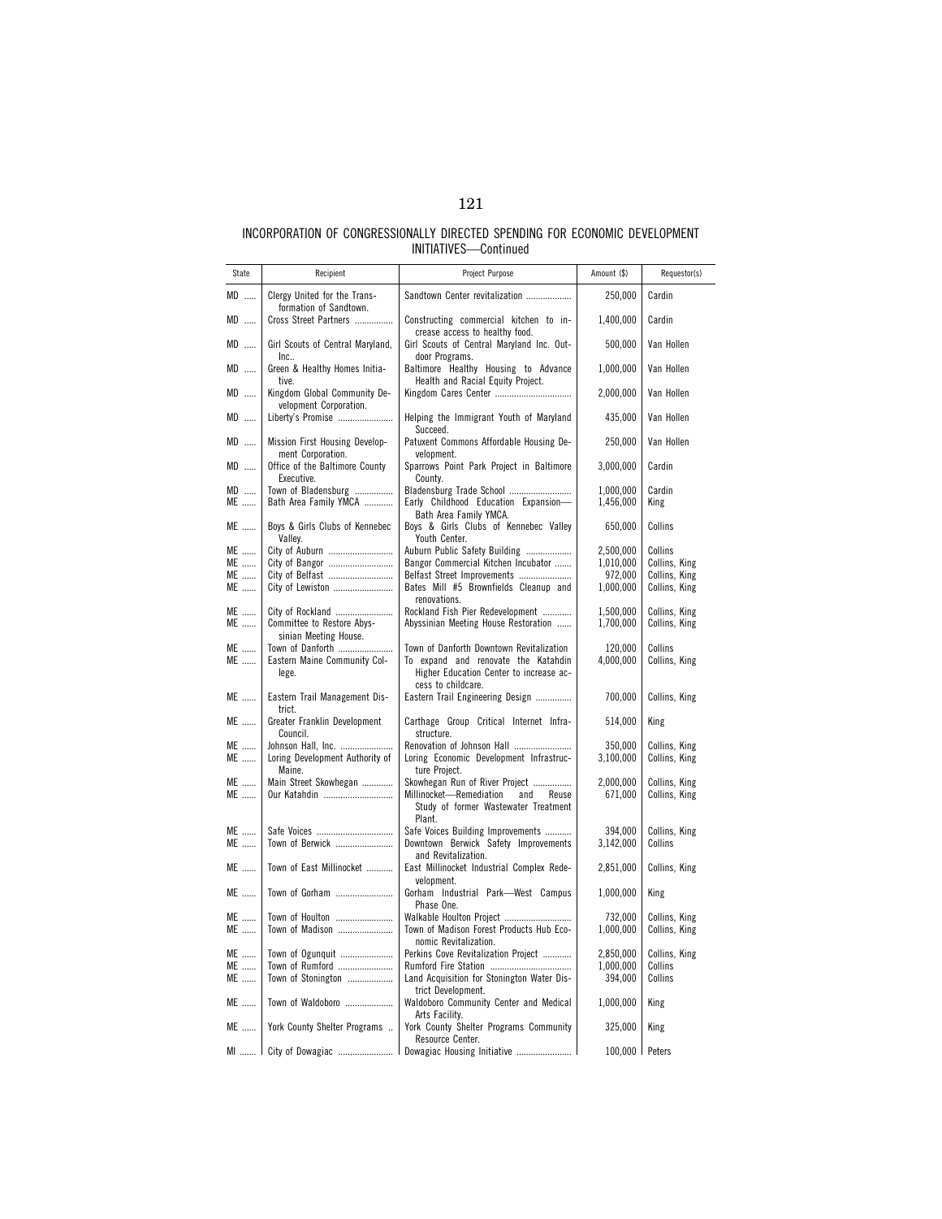# INCORPORATION OF CONGRESSIONALLY DIRECTED SPENDING FOR ECONOMIC DEVELOPMENT INITIATIVES—Continued

| State | Recipient | Project Purpose | Amount ($) | Requestor(s) |
|---|---|---|---|---|
| MD | Clergy United for the Transformation of Sandtown. | Sandtown Center revitalization | 250,000 | Cardin |
| MD | Cross Street Partners | Constructing commercial kitchen to increase access to healthy food. | 1,400,000 | Cardin |
| MD | Girl Scouts of Central Maryland, Inc.. | Girl Scouts of Central Maryland Inc. Outdoor Programs. | 500,000 | Van Hollen |
| MD | Green & Healthy Homes Initiative. | Baltimore Healthy Housing to Advance Health and Racial Equity Project. | 1,000,000 | Van Hollen |
| MD | Kingdom Global Community Development Corporation. | Kingdom Cares Center | 2,000,000 | Van Hollen |
| MD | Liberty's Promise | Helping the Immigrant Youth of Maryland Succeed. | 435,000 | Van Hollen |
| MD | Mission First Housing Development Corporation. | Patuxent Commons Affordable Housing Development. | 250,000 | Van Hollen |
| MD | Office of the Baltimore County Executive. | Sparrows Point Park Project in Baltimore County. | 3,000,000 | Cardin |
| MD | Town of Bladensburg | Bladensburg Trade School | 1,000,000 | Cardin |
| ME | Bath Area Family YMCA | Early Childhood Education Expansion—Bath Area Family YMCA. | 1,456,000 | King |
| ME | Boys & Girls Clubs of Kennebec Valley. | Boys & Girls Clubs of Kennebec Valley Youth Center. | 650,000 | Collins |
| ME | City of Auburn | Auburn Public Safety Building | 2,500,000 | Collins |
| ME | City of Bangor | Bangor Commercial Kitchen Incubator | 1,010,000 | Collins, King |
| ME | City of Belfast | Belfast Street Improvements | 972,000 | Collins, King |
| ME | City of Lewiston | Bates Mill #5 Brownfields Cleanup and renovations. | 1,000,000 | Collins, King |
| ME | City of Rockland | Rockland Fish Pier Redevelopment | 1,500,000 | Collins, King |
| ME | Committee to Restore Abyssinian Meeting House. | Abyssinian Meeting House Restoration | 1,700,000 | Collins, King |
| ME | Town of Danforth | Town of Danforth Downtown Revitalization | 120,000 | Collins |
| ME | Eastern Maine Community College. | To expand and renovate the Katahdin Higher Education Center to increase access to childcare. | 4,000,000 | Collins, King |
| ME | Eastern Trail Management District. | Eastern Trail Engineering Design | 700,000 | Collins, King |
| ME | Greater Franklin Development Council. | Carthage Group Critical Internet Infrastructure. | 514,000 | King |
| ME | Johnson Hall, Inc. | Renovation of Johnson Hall | 350,000 | Collins, King |
| ME | Loring Development Authority of Maine. | Loring Economic Development Infrastructure Project. | 3,100,000 | Collins, King |
| ME | Main Street Skowhegan | Skowhegan Run of River Project | 2,000,000 | Collins, King |
| ME | Our Katahdin | Millinocket—Remediation and Reuse Study of former Wastewater Treatment Plant. | 671,000 | Collins, King |
| ME | Safe Voices | Safe Voices Building Improvements | 394,000 | Collins, King |
| ME | Town of Berwick | Downtown Berwick Safety Improvements and Revitalization. | 3,142,000 | Collins |
| ME | Town of East Millinocket | East Millinocket Industrial Complex Redevelopment. | 2,851,000 | Collins, King |
| ME | Town of Gorham | Gorham Industrial Park—West Campus Phase One. | 1,000,000 | King |
| ME | Town of Houlton | Walkable Houlton Project | 732,000 | Collins, King |
| ME | Town of Madison | Town of Madison Forest Products Hub Economic Revitalization. | 1,000,000 | Collins, King |
| ME | Town of Ogunquit | Perkins Cove Revitalization Project | 2,850,000 | Collins, King |
| ME | Town of Rumford | Rumford Fire Station | 1,000,000 | Collins |
| ME | Town of Stonington | Land Acquisition for Stonington Water District Development. | 394,000 | Collins |
| ME | Town of Waldoboro | Waldoboro Community Center and Medical Arts Facility. | 1,000,000 | King |
| ME | York County Shelter Programs | York County Shelter Programs Community Resource Center. | 325,000 | King |
| MI | City of Dowagiac | Dowagiac Housing Initiative | 100,000 | Peters |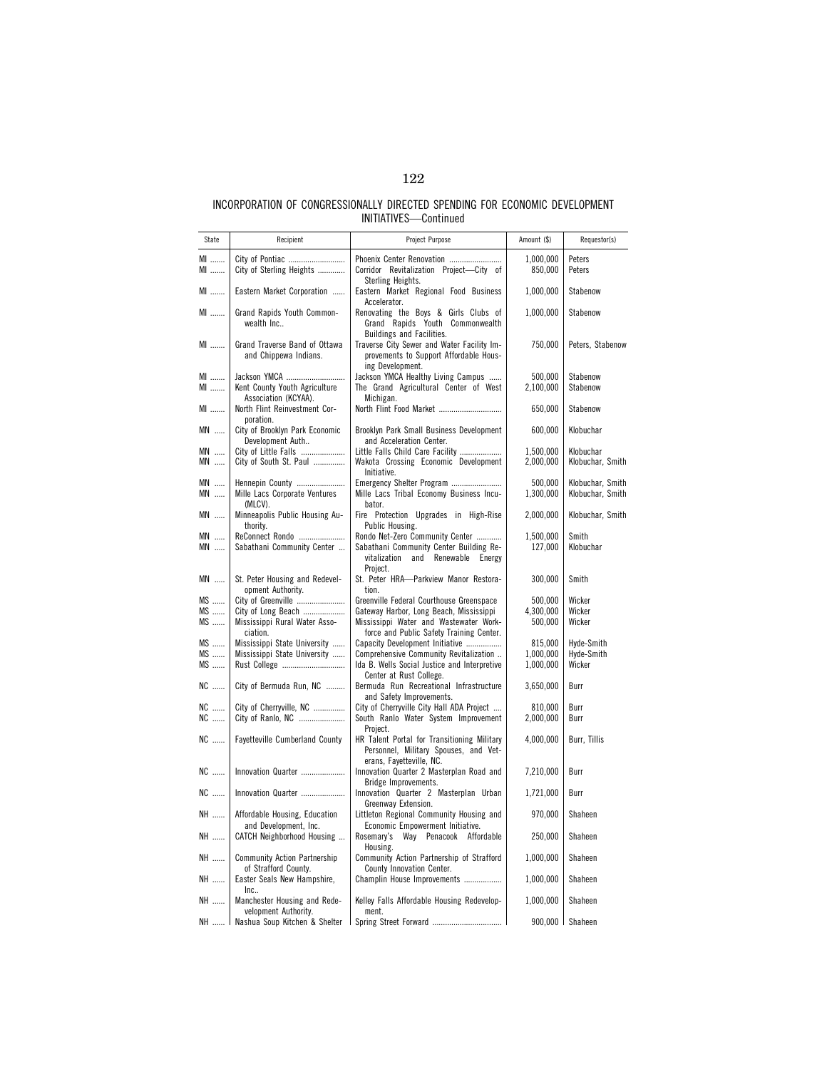INCORPORATION OF CONGRESSIONALLY DIRECTED SPENDING FOR ECONOMIC DEVELOPMENT INITIATIVES—Continued

| State | Recipient | Project Purpose | Amount ($) | Requestor(s) |
|---|---|---|---|---|
| MI | City of Pontiac | Phoenix Center Renovation | 1,000,000 | Peters |
| MI | City of Sterling Heights | Corridor Revitalization Project—City of Sterling Heights. | 850,000 | Peters |
| MI | Eastern Market Corporation | Eastern Market Regional Food Business Accelerator. | 1,000,000 | Stabenow |
| MI | Grand Rapids Youth Commonwealth Inc.. | Renovating the Boys & Girls Clubs of Grand Rapids Youth Commonwealth Buildings and Facilities. | 1,000,000 | Stabenow |
| MI | Grand Traverse Band of Ottawa and Chippewa Indians. | Traverse City Sewer and Water Facility Improvements to Support Affordable Housing Development. | 750,000 | Peters, Stabenow |
| MI | Jackson YMCA | Jackson YMCA Healthy Living Campus | 500,000 | Stabenow |
| MI | Kent County Youth Agriculture Association (KCYAA). | The Grand Agricultural Center of West Michigan. | 2,100,000 | Stabenow |
| MI | North Flint Reinvestment Corporation. | North Flint Food Market | 650,000 | Stabenow |
| MN | City of Brooklyn Park Economic Development Auth.. | Brooklyn Park Small Business Development and Acceleration Center. | 600,000 | Klobuchar |
| MN | City of Little Falls | Little Falls Child Care Facility | 1,500,000 | Klobuchar |
| MN | City of South St. Paul | Wakota Crossing Economic Development Initiative. | 2,000,000 | Klobuchar, Smith |
| MN | Hennepin County | Emergency Shelter Program | 500,000 | Klobuchar, Smith |
| MN | Mille Lacs Corporate Ventures (MLCV). | Mille Lacs Tribal Economy Business Incubator. | 1,300,000 | Klobuchar, Smith |
| MN | Minneapolis Public Housing Authority. | Fire Protection Upgrades in High-Rise Public Housing. | 2,000,000 | Klobuchar, Smith |
| MN | ReConnect Rondo | Rondo Net-Zero Community Center | 1,500,000 | Smith |
| MN | Sabathani Community Center | Sabathani Community Center Building Revitalization and Renewable Energy Project. | 127,000 | Klobuchar |
| MN | St. Peter Housing and Redevelopment Authority. | St. Peter HRA—Parkview Manor Restoration. | 300,000 | Smith |
| MS | City of Greenville | Greenville Federal Courthouse Greenspace | 500,000 | Wicker |
| MS | City of Long Beach | Gateway Harbor, Long Beach, Mississippi | 4,300,000 | Wicker |
| MS | Mississippi Rural Water Association. | Mississippi Water and Wastewater Workforce and Public Safety Training Center. | 500,000 | Wicker |
| MS | Mississippi State University | Capacity Development Initiative | 815,000 | Hyde-Smith |
| MS | Mississippi State University | Comprehensive Community Revitalization .. | 1,000,000 | Hyde-Smith |
| MS | Rust College | Ida B. Wells Social Justice and Interpretive Center at Rust College. | 1,000,000 | Wicker |
| NC | City of Bermuda Run, NC | Bermuda Run Recreational Infrastructure and Safety Improvements. | 3,650,000 | Burr |
| NC | City of Cherryville, NC | City of Cherryville City Hall ADA Project | 810,000 | Burr |
| NC | City of Ranlo, NC | South Ranlo Water System Improvement Project. | 2,000,000 | Burr |
| NC | Fayetteville Cumberland County | HR Talent Portal for Transitioning Military Personnel, Military Spouses, and Veterans, Fayetteville, NC. | 4,000,000 | Burr, Tillis |
| NC | Innovation Quarter | Innovation Quarter 2 Masterplan Road and Bridge Improvements. | 7,210,000 | Burr |
| NC | Innovation Quarter | Innovation Quarter 2 Masterplan Urban Greenway Extension. | 1,721,000 | Burr |
| NH | Affordable Housing, Education and Development, Inc. | Littleton Regional Community Housing and Economic Empowerment Initiative. | 970,000 | Shaheen |
| NH | CATCH Neighborhood Housing | Rosemary's Way Penacook Affordable Housing. | 250,000 | Shaheen |
| NH | Community Action Partnership of Strafford County. | Community Action Partnership of Strafford County Innovation Center. | 1,000,000 | Shaheen |
| NH | Easter Seals New Hampshire, Inc.. | Champlin House Improvements | 1,000,000 | Shaheen |
| NH | Manchester Housing and Redevelopment Authority. | Kelley Falls Affordable Housing Redevelopment. | 1,000,000 | Shaheen |
| NH | Nashua Soup Kitchen & Shelter | Spring Street Forward | 900,000 | Shaheen |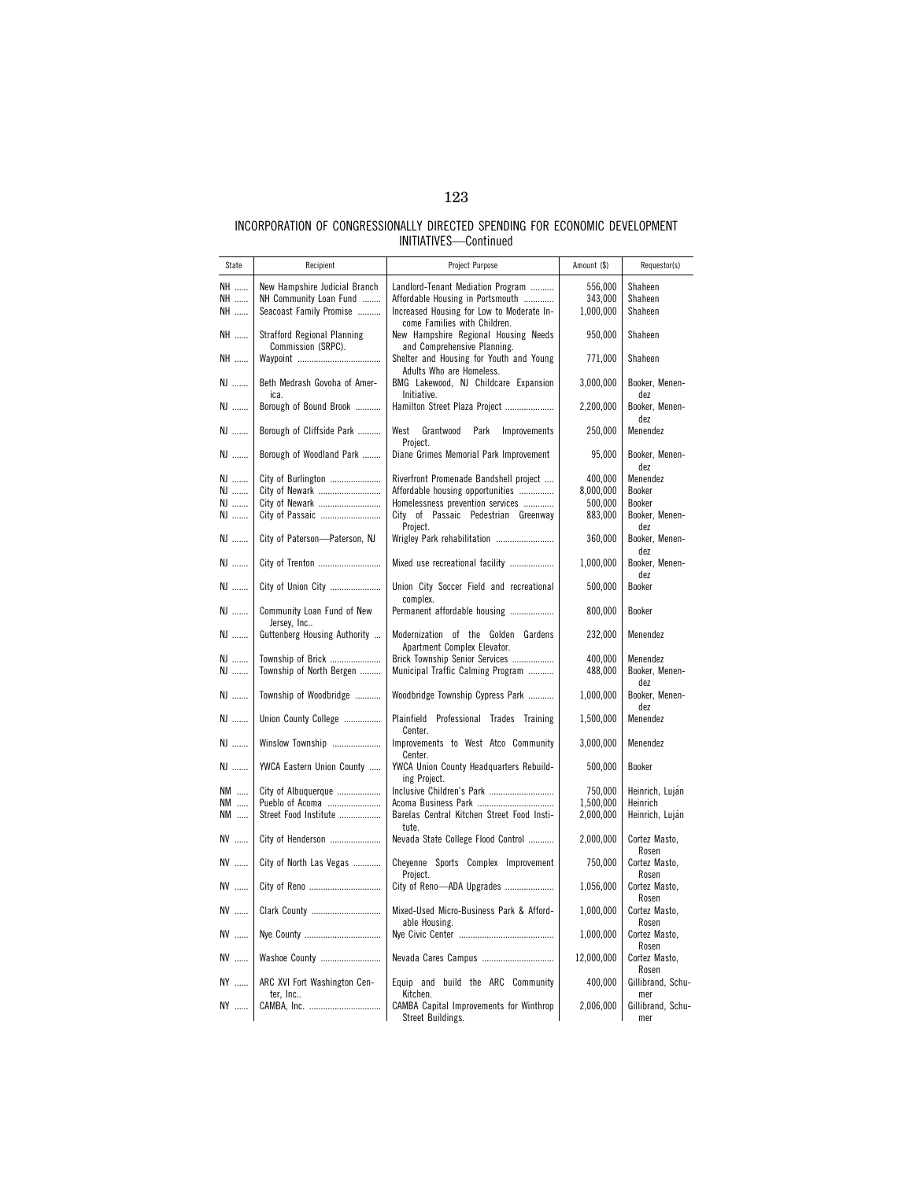INCORPORATION OF CONGRESSIONALLY DIRECTED SPENDING FOR ECONOMIC DEVELOPMENT INITIATIVES—Continued

| State | Recipient | Project Purpose | Amount ($) | Requestor(s) |
|---|---|---|---|---|
| NH | New Hampshire Judicial Branch | Landlord-Tenant Mediation Program | 556,000 | Shaheen |
| NH | NH Community Loan Fund | Affordable Housing in Portsmouth | 343,000 | Shaheen |
| NH | Seacoast Family Promise | Increased Housing for Low to Moderate Income Families with Children. | 1,000,000 | Shaheen |
| NH | Strafford Regional Planning Commission (SRPC). | New Hampshire Regional Housing Needs and Comprehensive Planning. | 950,000 | Shaheen |
| NH | Waypoint | Shelter and Housing for Youth and Young Adults Who are Homeless. | 771,000 | Shaheen |
| NJ | Beth Medrash Govoha of America. | BMG Lakewood, NJ Childcare Expansion Initiative. | 3,000,000 | Booker, Menendez |
| NJ | Borough of Bound Brook | Hamilton Street Plaza Project | 2,200,000 | Booker, Menendez |
| NJ | Borough of Cliffside Park | West Grantwood Park Improvements Project. | 250,000 | Menendez |
| NJ | Borough of Woodland Park | Diane Grimes Memorial Park Improvement | 95,000 | Booker, Menendez |
| NJ | City of Burlington | Riverfront Promenade Bandshell project | 400,000 | Menendez |
| NJ | City of Newark | Affordable housing opportunities | 8,000,000 | Booker |
| NJ | City of Newark | Homelessness prevention services | 500,000 | Booker |
| NJ | City of Passaic | City of Passaic Pedestrian Greenway Project. | 883,000 | Booker, Menendez |
| NJ | City of Paterson—Paterson, NJ | Wrigley Park rehabilitation | 360,000 | Booker, Menendez |
| NJ | City of Trenton | Mixed use recreational facility | 1,000,000 | Booker, Menendez |
| NJ | City of Union City | Union City Soccer Field and recreational complex. | 500,000 | Booker |
| NJ | Community Loan Fund of New Jersey, Inc.. | Permanent affordable housing | 800,000 | Booker |
| NJ | Guttenberg Housing Authority | Modernization of the Golden Gardens Apartment Complex Elevator. | 232,000 | Menendez |
| NJ | Township of Brick | Brick Township Senior Services | 400,000 | Menendez |
| NJ | Township of North Bergen | Municipal Traffic Calming Program | 488,000 | Booker, Menendez |
| NJ | Township of Woodbridge | Woodbridge Township Cypress Park | 1,000,000 | Booker, Menendez |
| NJ | Union County College | Plainfield Professional Trades Training Center. | 1,500,000 | Menendez |
| NJ | Winslow Township | Improvements to West Atco Community Center. | 3,000,000 | Menendez |
| NJ | YWCA Eastern Union County | YWCA Union County Headquarters Rebuilding Project. | 500,000 | Booker |
| NM | City of Albuquerque | Inclusive Children's Park | 750,000 | Heinrich, Luján |
| NM | Pueblo of Acoma | Acoma Business Park | 1,500,000 | Heinrich |
| NM | Street Food Institute | Barelas Central Kitchen Street Food Institute. | 2,000,000 | Heinrich, Luján |
| NV | City of Henderson | Nevada State College Flood Control | 2,000,000 | Cortez Masto, Rosen |
| NV | City of North Las Vegas | Cheyenne Sports Complex Improvement Project. | 750,000 | Cortez Masto, Rosen |
| NV | City of Reno | City of Reno—ADA Upgrades | 1,056,000 | Cortez Masto, Rosen |
| NV | Clark County | Mixed-Used Micro-Business Park & Affordable Housing. | 1,000,000 | Cortez Masto, Rosen |
| NV | Nye County | Nye Civic Center | 1,000,000 | Cortez Masto, Rosen |
| NV | Washoe County | Nevada Cares Campus | 12,000,000 | Cortez Masto, Rosen |
| NY | ARC XVI Fort Washington Center, Inc.. | Equip and build the ARC Community Kitchen. | 400,000 | Gillibrand, Schumer |
| NY | CAMBA, Inc. | CAMBA Capital Improvements for Winthrop Street Buildings. | 2,006,000 | Gillibrand, Schumer |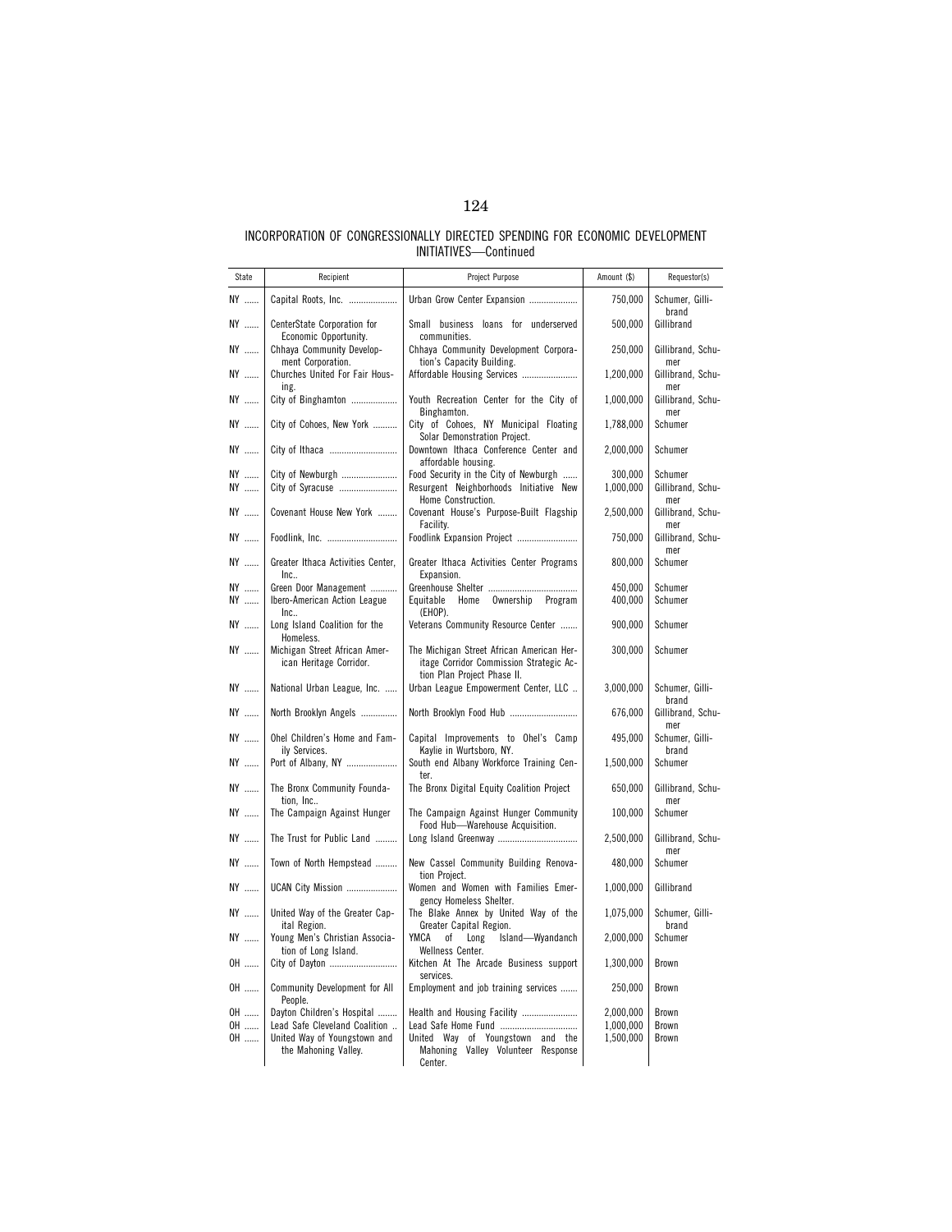INCORPORATION OF CONGRESSIONALLY DIRECTED SPENDING FOR ECONOMIC DEVELOPMENT INITIATIVES—Continued

| State | Recipient | Project Purpose | Amount ($) | Requestor(s) |
| --- | --- | --- | --- | --- |
| NY | Capital Roots, Inc. | Urban Grow Center Expansion | 750,000 | Schumer, Gillibrand |
| NY | CenterState Corporation for Economic Opportunity. | Small business loans for underserved communities. | 500,000 | Gillibrand |
| NY | Chhaya Community Development Corporation. | Chhaya Community Development Corporation's Capacity Building. | 250,000 | Gillibrand, Schumer |
| NY | Churches United For Fair Housing. | Affordable Housing Services | 1,200,000 | Gillibrand, Schumer |
| NY | City of Binghamton | Youth Recreation Center for the City of Binghamton. | 1,000,000 | Gillibrand, Schumer |
| NY | City of Cohoes, New York | City of Cohoes, NY Municipal Floating Solar Demonstration Project. | 1,788,000 | Schumer |
| NY | City of Ithaca | Downtown Ithaca Conference Center and affordable housing. | 2,000,000 | Schumer |
| NY | City of Newburgh | Food Security in the City of Newburgh | 300,000 | Schumer |
| NY | City of Syracuse | Resurgent Neighborhoods Initiative New Home Construction. | 1,000,000 | Gillibrand, Schumer |
| NY | Covenant House New York | Covenant House's Purpose-Built Flagship Facility. | 2,500,000 | Gillibrand, Schumer |
| NY | Foodlink, Inc. | Foodlink Expansion Project | 750,000 | Gillibrand, Schumer |
| NY | Greater Ithaca Activities Center, Inc.. | Greater Ithaca Activities Center Programs Expansion. | 800,000 | Schumer |
| NY | Green Door Management | Greenhouse Shelter | 450,000 | Schumer |
| NY | Ibero-American Action League Inc.. | Equitable Home Ownership Program (EHOP). | 400,000 | Schumer |
| NY | Long Island Coalition for the Homeless. | Veterans Community Resource Center | 900,000 | Schumer |
| NY | Michigan Street African American Heritage Corridor. | The Michigan Street African American Heritage Corridor Commission Strategic Action Plan Project Phase II. | 300,000 | Schumer |
| NY | National Urban League, Inc. | Urban League Empowerment Center, LLC .. | 3,000,000 | Schumer, Gillibrand |
| NY | North Brooklyn Angels | North Brooklyn Food Hub | 676,000 | Gillibrand, Schumer |
| NY | Ohel Children's Home and Family Services. | Capital Improvements to Ohel's Camp Kaylie in Wurtsboro, NY. | 495,000 | Schumer, Gillibrand |
| NY | Port of Albany, NY | South end Albany Workforce Training Center. | 1,500,000 | Schumer |
| NY | The Bronx Community Foundation, Inc.. | The Bronx Digital Equity Coalition Project | 650,000 | Gillibrand, Schumer |
| NY | The Campaign Against Hunger | The Campaign Against Hunger Community Food Hub—Warehouse Acquisition. | 100,000 | Schumer |
| NY | The Trust for Public Land | Long Island Greenway | 2,500,000 | Gillibrand, Schumer |
| NY | Town of North Hempstead | New Cassel Community Building Renovation Project. | 480,000 | Schumer |
| NY | UCAN City Mission | Women and Women with Families Emergency Homeless Shelter. | 1,000,000 | Gillibrand |
| NY | United Way of the Greater Capital Region. | The Blake Annex by United Way of the Greater Capital Region. | 1,075,000 | Schumer, Gillibrand |
| NY | Young Men's Christian Association of Long Island. | YMCA of Long Island—Wyandanch Wellness Center. | 2,000,000 | Schumer |
| OH | City of Dayton | Kitchen At The Arcade Business support services. | 1,300,000 | Brown |
| OH | Community Development for All People. | Employment and job training services | 250,000 | Brown |
| OH | Dayton Children's Hospital | Health and Housing Facility | 2,000,000 | Brown |
| OH | Lead Safe Cleveland Coalition .. | Lead Safe Home Fund | 1,000,000 | Brown |
| OH | United Way of Youngstown and the Mahoning Valley. | United Way of Youngstown and the Mahoning Valley Volunteer Response Center. | 1,500,000 | Brown |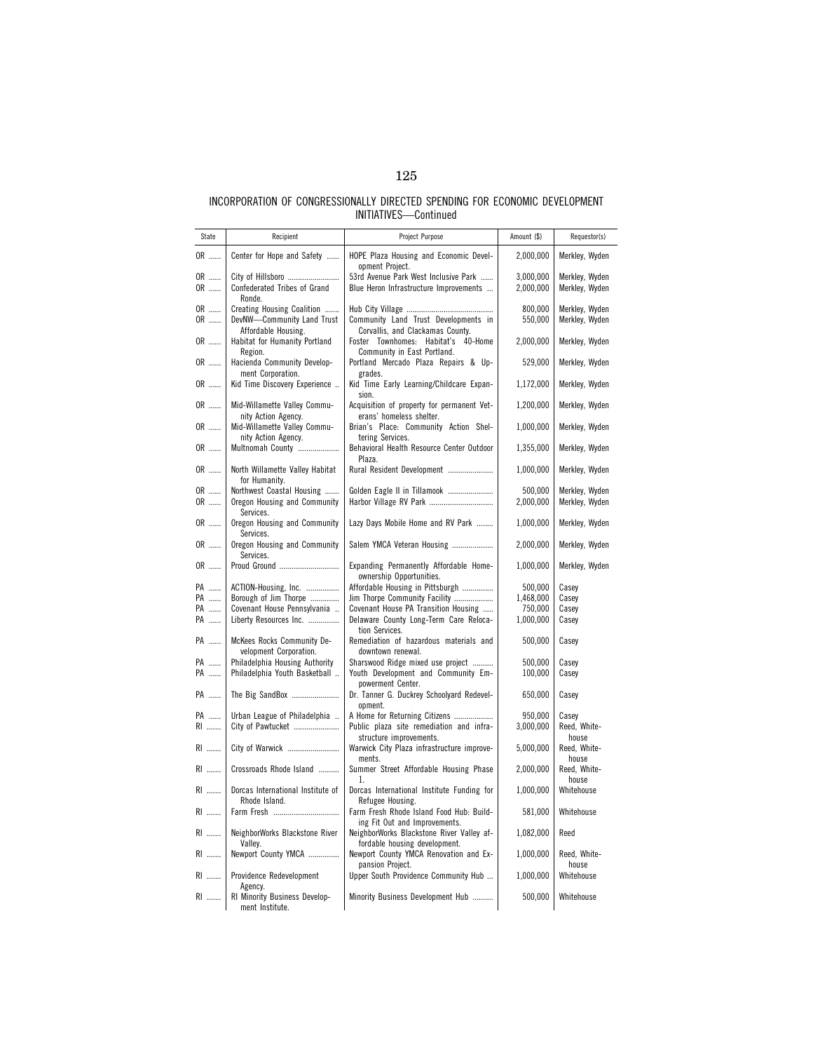INCORPORATION OF CONGRESSIONALLY DIRECTED SPENDING FOR ECONOMIC DEVELOPMENT INITIATIVES—Continued

| State | Recipient | Project Purpose | Amount ($) | Requestor(s) |
|---|---|---|---|---|
| OR | Center for Hope and Safety | HOPE Plaza Housing and Economic Development Project. | 2,000,000 | Merkley, Wyden |
| OR | City of Hillsboro | 53rd Avenue Park West Inclusive Park | 3,000,000 | Merkley, Wyden |
| OR | Confederated Tribes of Grand Ronde. | Blue Heron Infrastructure Improvements | 2,000,000 | Merkley, Wyden |
| OR | Creating Housing Coalition | Hub City Village | 800,000 | Merkley, Wyden |
| OR | DevNW—Community Land Trust Affordable Housing. | Community Land Trust Developments in Corvallis, and Clackamas County. | 550,000 | Merkley, Wyden |
| OR | Habitat for Humanity Portland Region. | Foster Townhomes: Habitat's 40-Home Community in East Portland. | 2,000,000 | Merkley, Wyden |
| OR | Hacienda Community Development Corporation. | Portland Mercado Plaza Repairs & Upgrades. | 529,000 | Merkley, Wyden |
| OR | Kid Time Discovery Experience | Kid Time Early Learning/Childcare Expansion. | 1,172,000 | Merkley, Wyden |
| OR | Mid-Willamette Valley Community Action Agency. | Acquisition of property for permanent Veterans' homeless shelter. | 1,200,000 | Merkley, Wyden |
| OR | Mid-Willamette Valley Community Action Agency. | Brian's Place: Community Action Sheltering Services. | 1,000,000 | Merkley, Wyden |
| OR | Multnomah County | Behavioral Health Resource Center Outdoor Plaza. | 1,355,000 | Merkley, Wyden |
| OR | North Willamette Valley Habitat for Humanity. | Rural Resident Development | 1,000,000 | Merkley, Wyden |
| OR | Northwest Coastal Housing | Golden Eagle II in Tillamook | 500,000 | Merkley, Wyden |
| OR | Oregon Housing and Community Services. | Harbor Village RV Park | 2,000,000 | Merkley, Wyden |
| OR | Oregon Housing and Community Services. | Lazy Days Mobile Home and RV Park | 1,000,000 | Merkley, Wyden |
| OR | Oregon Housing and Community Services. | Salem YMCA Veteran Housing | 2,000,000 | Merkley, Wyden |
| OR | Proud Ground | Expanding Permanently Affordable Homeownership Opportunities. | 1,000,000 | Merkley, Wyden |
| PA | ACTION-Housing, Inc. | Affordable Housing in Pittsburgh | 500,000 | Casey |
| PA | Borough of Jim Thorpe | Jim Thorpe Community Facility | 1,468,000 | Casey |
| PA | Covenant House Pennsylvania | Covenant House PA Transition Housing | 750,000 | Casey |
| PA | Liberty Resources Inc. | Delaware County Long-Term Care Relocation Services. | 1,000,000 | Casey |
| PA | McKees Rocks Community Development Corporation. | Remediation of hazardous materials and downtown renewal. | 500,000 | Casey |
| PA | Philadelphia Housing Authority | Sharswood Ridge mixed use project | 500,000 | Casey |
| PA | Philadelphia Youth Basketball | Youth Development and Community Empowerment Center. | 100,000 | Casey |
| PA | The Big SandBox | Dr. Tanner G. Duckrey Schoolyard Redevelopment. | 650,000 | Casey |
| PA | Urban League of Philadelphia | A Home for Returning Citizens | 950,000 | Casey |
| RI | City of Pawtucket | Public plaza site remediation and infrastructure improvements. | 3,000,000 | Reed, Whitehouse |
| RI | City of Warwick | Warwick City Plaza infrastructure improvements. | 5,000,000 | Reed, Whitehouse |
| RI | Crossroads Rhode Island | Summer Street Affordable Housing Phase 1. | 2,000,000 | Reed, Whitehouse |
| RI | Dorcas International Institute of Rhode Island. | Dorcas International Institute Funding for Refugee Housing. | 1,000,000 | Whitehouse |
| RI | Farm Fresh | Farm Fresh Rhode Island Food Hub: Building Fit Out and Improvements. | 581,000 | Whitehouse |
| RI | NeighborWorks Blackstone River Valley. | NeighborWorks Blackstone River Valley affordable housing development. | 1,082,000 | Reed |
| RI | Newport County YMCA | Newport County YMCA Renovation and Expansion Project. | 1,000,000 | Reed, Whitehouse |
| RI | Providence Redevelopment Agency. | Upper South Providence Community Hub | 1,000,000 | Whitehouse |
| RI | RI Minority Business Development Institute. | Minority Business Development Hub | 500,000 | Whitehouse |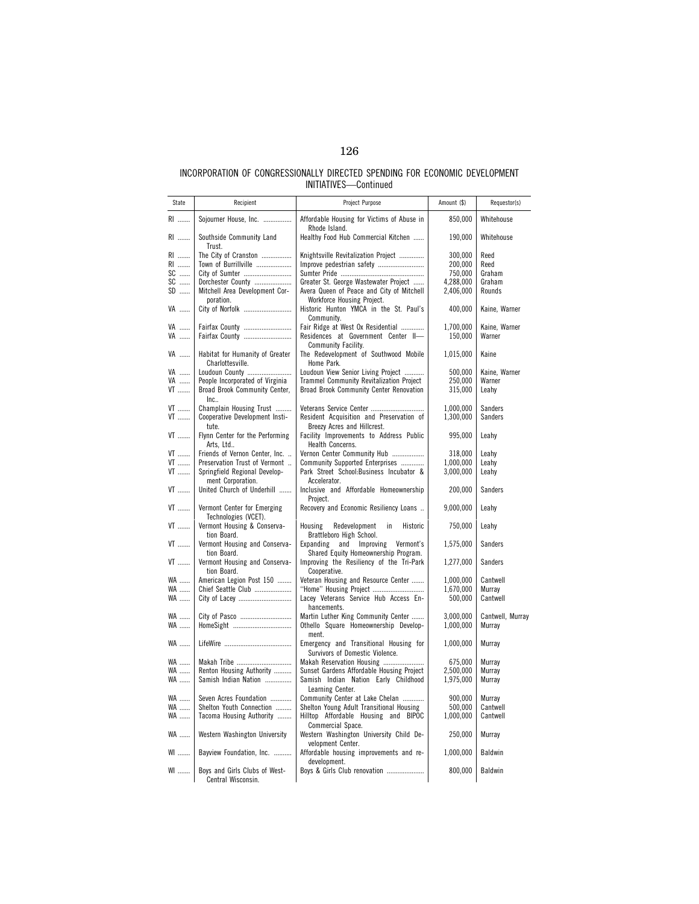INCORPORATION OF CONGRESSIONALLY DIRECTED SPENDING FOR ECONOMIC DEVELOPMENT INITIATIVES—Continued

| State | Recipient | Project Purpose | Amount ($) | Requestor(s) |
|---|---|---|---|---|
| RI | Sojourner House, Inc. | Affordable Housing for Victims of Abuse in Rhode Island. | 850,000 | Whitehouse |
| RI | Southside Community Land Trust. | Healthy Food Hub Commercial Kitchen | 190,000 | Whitehouse |
| RI | The City of Cranston | Knightsville Revitalization Project | 300,000 | Reed |
| RI | Town of Burrillville | Improve pedestrian safety | 200,000 | Reed |
| SC | City of Sumter | Sumter Pride | 750,000 | Graham |
| SC | Dorchester County | Greater St. George Wastewater Project | 4,288,000 | Graham |
| SD | Mitchell Area Development Corporation. | Avera Queen of Peace and City of Mitchell Workforce Housing Project. | 2,406,000 | Rounds |
| VA | City of Norfolk | Historic Hunton YMCA in the St. Paul's Community. | 400,000 | Kaine, Warner |
| VA | Fairfax County | Fair Ridge at West Ox Residential | 1,700,000 | Kaine, Warner |
| VA | Fairfax County | Residences at Government Center II—Community Facility. | 150,000 | Warner |
| VA | Habitat for Humanity of Greater Charlottesville. | The Redevelopment of Southwood Mobile Home Park. | 1,015,000 | Kaine |
| VA | Loudoun County | Loudoun View Senior Living Project | 500,000 | Kaine, Warner |
| VA | People Incorporated of Virginia | Trammel Community Revitalization Project | 250,000 | Warner |
| VT | Broad Brook Community Center, Inc.. | Broad Brook Community Center Renovation | 315,000 | Leahy |
| VT | Champlain Housing Trust | Veterans Service Center | 1,000,000 | Sanders |
| VT | Cooperative Development Institute. | Resident Acquisition and Preservation of Breezy Acres and Hillcrest. | 1,300,000 | Sanders |
| VT | Flynn Center for the Performing Arts, Ltd.. | Facility Improvements to Address Public Health Concerns. | 995,000 | Leahy |
| VT | Friends of Vernon Center, Inc. | Vernon Center Community Hub | 318,000 | Leahy |
| VT | Preservation Trust of Vermont | Community Supported Enterprises | 1,000,000 | Leahy |
| VT | Springfield Regional Development Corporation. | Park Street School:Business Incubator & Accelerator. | 3,000,000 | Leahy |
| VT | United Church of Underhill | Inclusive and Affordable Homeownership Project. | 200,000 | Sanders |
| VT | Vermont Center for Emerging Technologies (VCET). | Recovery and Economic Resiliency Loans | 9,000,000 | Leahy |
| VT | Vermont Housing & Conservation Board. | Housing Redevelopment in Historic Brattleboro High School. | 750,000 | Leahy |
| VT | Vermont Housing and Conservation Board. | Expanding and Improving Vermont's Shared Equity Homeownership Program. | 1,575,000 | Sanders |
| VT | Vermont Housing and Conservation Board. | Improving the Resiliency of the Tri-Park Cooperative. | 1,277,000 | Sanders |
| WA | American Legion Post 150 | Veteran Housing and Resource Center | 1,000,000 | Cantwell |
| WA | Chief Seattle Club | "Home" Housing Project | 1,670,000 | Murray |
| WA | City of Lacey | Lacey Veterans Service Hub Access Enhancements. | 500,000 | Cantwell |
| WA | City of Pasco | Martin Luther King Community Center | 3,000,000 | Cantwell, Murray |
| WA | HomeSight | Othello Square Homeownership Development. | 1,000,000 | Murray |
| WA | LifeWire | Emergency and Transitional Housing for Survivors of Domestic Violence. | 1,000,000 | Murray |
| WA | Makah Tribe | Makah Reservation Housing | 675,000 | Murray |
| WA | Renton Housing Authority | Sunset Gardens Affordable Housing Project | 2,500,000 | Murray |
| WA | Samish Indian Nation | Samish Indian Nation Early Childhood Learning Center. | 1,975,000 | Murray |
| WA | Seven Acres Foundation | Community Center at Lake Chelan | 900,000 | Murray |
| WA | Shelton Youth Connection | Shelton Young Adult Transitional Housing | 500,000 | Cantwell |
| WA | Tacoma Housing Authority | Hilltop Affordable Housing and BIPOC Commercial Space. | 1,000,000 | Cantwell |
| WA | Western Washington University | Western Washington University Child Development Center. | 250,000 | Murray |
| WI | Bayview Foundation, Inc. | Affordable housing improvements and redevelopment. | 1,000,000 | Baldwin |
| WI | Boys and Girls Clubs of West-Central Wisconsin. | Boys & Girls Club renovation | 800,000 | Baldwin |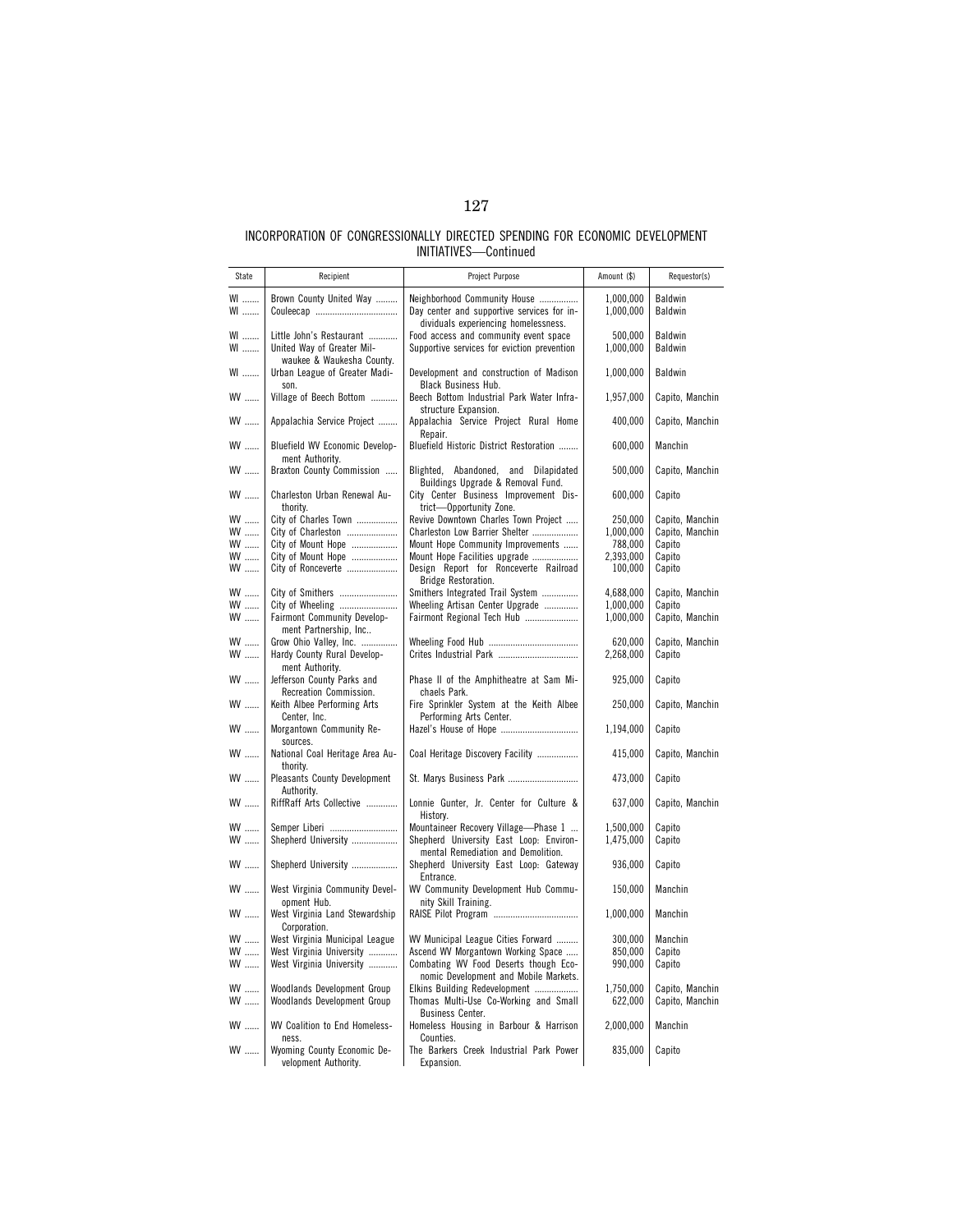INCORPORATION OF CONGRESSIONALLY DIRECTED SPENDING FOR ECONOMIC DEVELOPMENT INITIATIVES—Continued

| State | Recipient | Project Purpose | Amount ($) | Requestor(s) |
| --- | --- | --- | --- | --- |
| WI | Brown County United Way | Neighborhood Community House | 1,000,000 | Baldwin |
| WI | Couleecap | Day center and supportive services for individuals experiencing homelessness. | 1,000,000 | Baldwin |
| WI | Little John's Restaurant | Food access and community event space | 500,000 | Baldwin |
| WI | United Way of Greater Milwaukee & Waukesha County. | Supportive services for eviction prevention | 1,000,000 | Baldwin |
| WI | Urban League of Greater Madison. | Development and construction of Madison Black Business Hub. | 1,000,000 | Baldwin |
| WV | Village of Beech Bottom | Beech Bottom Industrial Park Water Infrastructure Expansion. | 1,957,000 | Capito, Manchin |
| WV | Appalachia Service Project | Appalachia Service Project Rural Home Repair. | 400,000 | Capito, Manchin |
| WV | Bluefield WV Economic Development Authority. | Bluefield Historic District Restoration | 600,000 | Manchin |
| WV | Braxton County Commission | Blighted, Abandoned, and Dilapidated Buildings Upgrade & Removal Fund. | 500,000 | Capito, Manchin |
| WV | Charleston Urban Renewal Authority. | City Center Business Improvement District—Opportunity Zone. | 600,000 | Capito |
| WV | City of Charles Town | Revive Downtown Charles Town Project | 250,000 | Capito, Manchin |
| WV | City of Charleston | Charleston Low Barrier Shelter | 1,000,000 | Capito, Manchin |
| WV | City of Mount Hope | Mount Hope Community Improvements | 788,000 | Capito |
| WV | City of Mount Hope | Mount Hope Facilities upgrade | 2,393,000 | Capito |
| WV | City of Ronceverte | Design Report for Ronceverte Railroad Bridge Restoration. | 100,000 | Capito |
| WV | City of Smithers | Smithers Integrated Trail System | 4,688,000 | Capito, Manchin |
| WV | City of Wheeling | Wheeling Artisan Center Upgrade | 1,000,000 | Capito |
| WV | Fairmont Community Development Partnership, Inc.. | Fairmont Regional Tech Hub | 1,000,000 | Capito, Manchin |
| WV | Grow Ohio Valley, Inc. | Wheeling Food Hub | 620,000 | Capito, Manchin |
| WV | Hardy County Rural Development Authority. | Crites Industrial Park | 2,268,000 | Capito |
| WV | Jefferson County Parks and Recreation Commission. | Phase II of the Amphitheatre at Sam Michaels Park. | 925,000 | Capito |
| WV | Keith Albee Performing Arts Center, Inc. | Fire Sprinkler System at the Keith Albee Performing Arts Center. | 250,000 | Capito, Manchin |
| WV | Morgantown Community Resources. | Hazel's House of Hope | 1,194,000 | Capito |
| WV | National Coal Heritage Area Authority. | Coal Heritage Discovery Facility | 415,000 | Capito, Manchin |
| WV | Pleasants County Development Authority. | St. Marys Business Park | 473,000 | Capito |
| WV | RiffRaff Arts Collective | Lonnie Gunter, Jr. Center for Culture & History. | 637,000 | Capito, Manchin |
| WV | Semper Liberi | Mountaineer Recovery Village—Phase 1 | 1,500,000 | Capito |
| WV | Shepherd University | Shepherd University East Loop: Environmental Remediation and Demolition. | 1,475,000 | Capito |
| WV | Shepherd University | Shepherd University East Loop: Gateway Entrance. | 936,000 | Capito |
| WV | West Virginia Community Development Hub. | WV Community Development Hub Community Skill Training. | 150,000 | Manchin |
| WV | West Virginia Land Stewardship Corporation. | RAISE Pilot Program | 1,000,000 | Manchin |
| WV | West Virginia Municipal League | WV Municipal League Cities Forward | 300,000 | Manchin |
| WV | West Virginia University | Ascend WV Morgantown Working Space | 850,000 | Capito |
| WV | West Virginia University | Combating WV Food Deserts though Economic Development and Mobile Markets. | 990,000 | Capito |
| WV | Woodlands Development Group | Elkins Building Redevelopment | 1,750,000 | Capito, Manchin |
| WV | Woodlands Development Group | Thomas Multi-Use Co-Working and Small Business Center. | 622,000 | Capito, Manchin |
| WV | WV Coalition to End Homelessness. | Homeless Housing in Barbour & Harrison Counties. | 2,000,000 | Manchin |
| WV | Wyoming County Economic Development Authority. | The Barkers Creek Industrial Park Power Expansion. | 835,000 | Capito |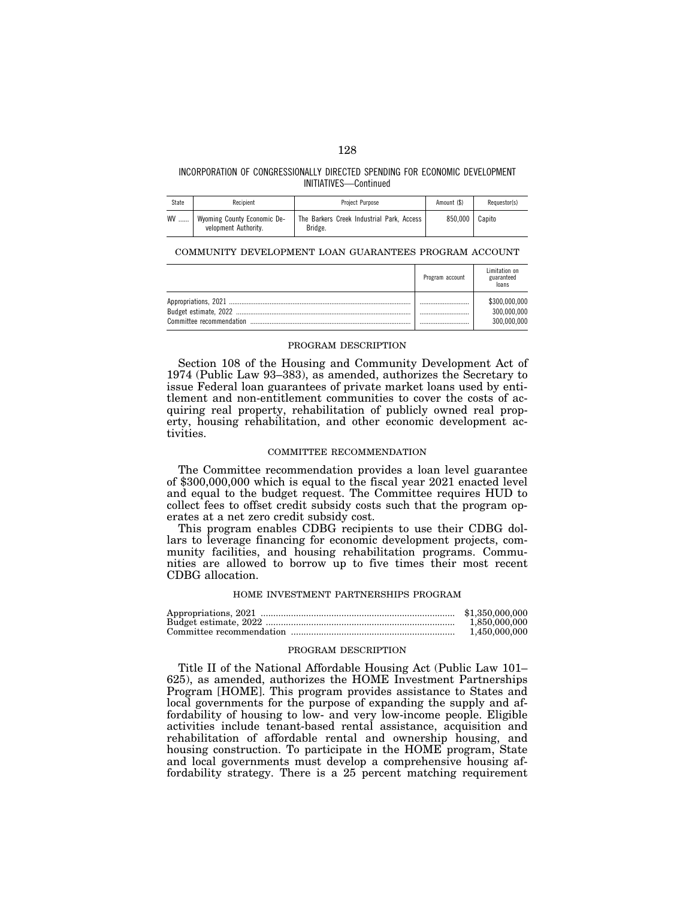INCORPORATION OF CONGRESSIONALLY DIRECTED SPENDING FOR ECONOMIC DEVELOPMENT INITIATIVES—Continued

| State | Recipient | Project Purpose | Amount ($) | Requestor(s) |
|---|---|---|---|---|
| WV ...... | Wyoming County Economic Development Authority. | The Barkers Creek Industrial Park, Access Bridge. | 850,000 | Capito |

## COMMUNITY DEVELOPMENT LOAN GUARANTEES PROGRAM ACCOUNT

| | Program account | Limitation on guaranteed loans |
|---|---|---|
| Appropriations, 2021 | ............................ | $300,000,000 |
| Budget estimate, 2022 | ............................ | 300,000,000 |
| Committee recommendation | ............................ | 300,000,000 |

### PROGRAM DESCRIPTION

Section 108 of the Housing and Community Development Act of 1974 (Public Law 93–383), as amended, authorizes the Secretary to issue Federal loan guarantees of private market loans used by entitlement and non-entitlement communities to cover the costs of acquiring real property, rehabilitation of publicly owned real property, housing rehabilitation, and other economic development activities.

### COMMITTEE RECOMMENDATION

The Committee recommendation provides a loan level guarantee of $300,000,000 which is equal to the fiscal year 2021 enacted level and equal to the budget request. The Committee requires HUD to collect fees to offset credit subsidy costs such that the program operates at a net zero credit subsidy cost.

This program enables CDBG recipients to use their CDBG dollars to leverage financing for economic development projects, community facilities, and housing rehabilitation programs. Communities are allowed to borrow up to five times their most recent CDBG allocation.

## HOME INVESTMENT PARTNERSHIPS PROGRAM

| | |
|---|---|
| Appropriations, 2021 | $1,350,000,000 |
| Budget estimate, 2022 | 1,850,000,000 |
| Committee recommendation | 1,450,000,000 |

### PROGRAM DESCRIPTION

Title II of the National Affordable Housing Act (Public Law 101–625), as amended, authorizes the HOME Investment Partnerships Program [HOME]. This program provides assistance to States and local governments for the purpose of expanding the supply and affordability of housing to low- and very low-income people. Eligible activities include tenant-based rental assistance, acquisition and rehabilitation of affordable rental and ownership housing, and housing construction. To participate in the HOME program, State and local governments must develop a comprehensive housing affordability strategy. There is a 25 percent matching requirement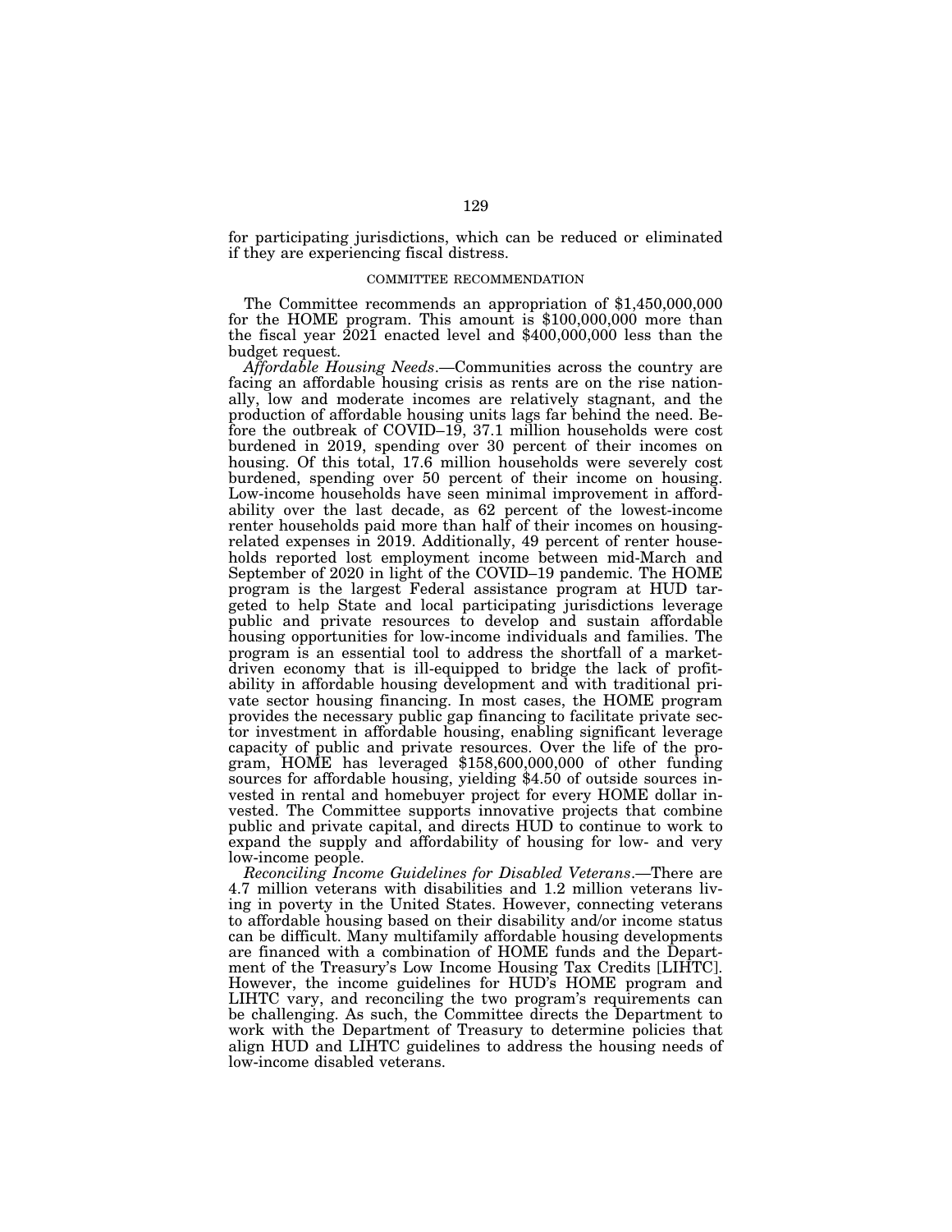for participating jurisdictions, which can be reduced or eliminated if they are experiencing fiscal distress.

### COMMITTEE RECOMMENDATION

The Committee recommends an appropriation of $1,450,000,000 for the HOME program. This amount is $100,000,000 more than the fiscal year 2021 enacted level and $400,000,000 less than the budget request.

*Affordable Housing Needs*.—Communities across the country are facing an affordable housing crisis as rents are on the rise nationally, low and moderate incomes are relatively stagnant, and the production of affordable housing units lags far behind the need. Before the outbreak of COVID–19, 37.1 million households were cost burdened in 2019, spending over 30 percent of their incomes on housing. Of this total, 17.6 million households were severely cost burdened, spending over 50 percent of their income on housing. Low-income households have seen minimal improvement in affordability over the last decade, as 62 percent of the lowest-income renter households paid more than half of their incomes on housing-related expenses in 2019. Additionally, 49 percent of renter households reported lost employment income between mid-March and September of 2020 in light of the COVID–19 pandemic. The HOME program is the largest Federal assistance program at HUD targeted to help State and local participating jurisdictions leverage public and private resources to develop and sustain affordable housing opportunities for low-income individuals and families. The program is an essential tool to address the shortfall of a market-driven economy that is ill-equipped to bridge the lack of profitability in affordable housing development and with traditional private sector housing financing. In most cases, the HOME program provides the necessary public gap financing to facilitate private sector investment in affordable housing, enabling significant leverage capacity of public and private resources. Over the life of the program, HOME has leveraged $158,600,000,000 of other funding sources for affordable housing, yielding $4.50 of outside sources invested in rental and homebuyer project for every HOME dollar invested. The Committee supports innovative projects that combine public and private capital, and directs HUD to continue to work to expand the supply and affordability of housing for low- and very low-income people.

*Reconciling Income Guidelines for Disabled Veterans*.—There are 4.7 million veterans with disabilities and 1.2 million veterans living in poverty in the United States. However, connecting veterans to affordable housing based on their disability and/or income status can be difficult. Many multifamily affordable housing developments are financed with a combination of HOME funds and the Department of the Treasury's Low Income Housing Tax Credits [LIHTC]. However, the income guidelines for HUD's HOME program and LIHTC vary, and reconciling the two program's requirements can be challenging. As such, the Committee directs the Department to work with the Department of Treasury to determine policies that align HUD and LIHTC guidelines to address the housing needs of low-income disabled veterans.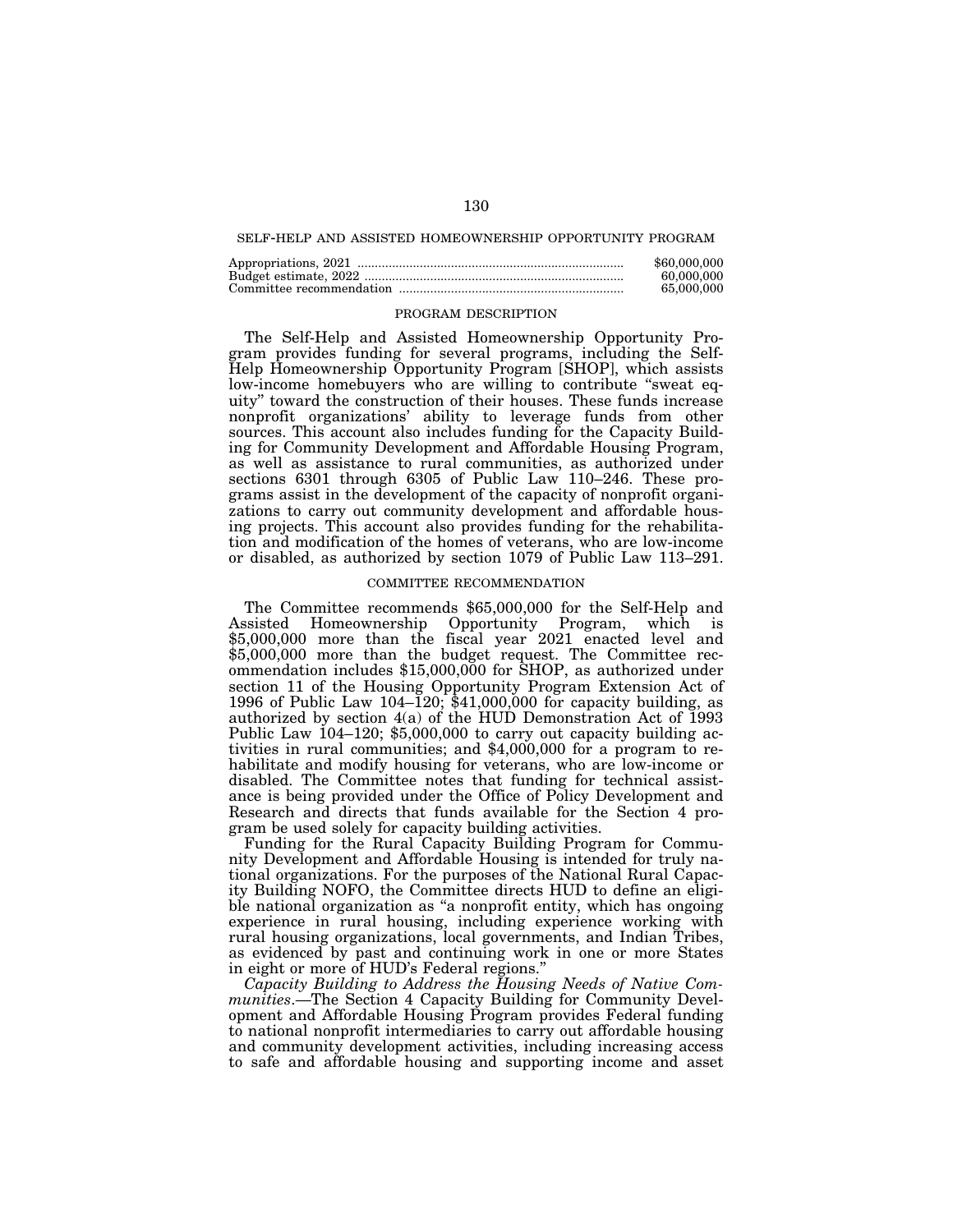## SELF-HELP AND ASSISTED HOMEOWNERSHIP OPPORTUNITY PROGRAM

| | |
|---|---|
| Appropriations, 2021 | $60,000,000 |
| Budget estimate, 2022 | 60,000,000 |
| Committee recommendation | 65,000,000 |

### PROGRAM DESCRIPTION

The Self-Help and Assisted Homeownership Opportunity Program provides funding for several programs, including the Self-Help Homeownership Opportunity Program [SHOP], which assists low-income homebuyers who are willing to contribute "sweat equity" toward the construction of their houses. These funds increase nonprofit organizations' ability to leverage funds from other sources. This account also includes funding for the Capacity Building for Community Development and Affordable Housing Program, as well as assistance to rural communities, as authorized under sections 6301 through 6305 of Public Law 110–246. These programs assist in the development of the capacity of nonprofit organizations to carry out community development and affordable housing projects. This account also provides funding for the rehabilitation and modification of the homes of veterans, who are low-income or disabled, as authorized by section 1079 of Public Law 113–291.

### COMMITTEE RECOMMENDATION

The Committee recommends $65,000,000 for the Self-Help and Assisted Homeownership Opportunity Program, which is $5,000,000 more than the fiscal year 2021 enacted level and $5,000,000 more than the budget request. The Committee recommendation includes $15,000,000 for SHOP, as authorized under section 11 of the Housing Opportunity Program Extension Act of 1996 of Public Law 104–120; $41,000,000 for capacity building, as authorized by section 4(a) of the HUD Demonstration Act of 1993 Public Law 104–120; $5,000,000 to carry out capacity building activities in rural communities; and $4,000,000 for a program to rehabilitate and modify housing for veterans, who are low-income or disabled. The Committee notes that funding for technical assistance is being provided under the Office of Policy Development and Research and directs that funds available for the Section 4 program be used solely for capacity building activities.

Funding for the Rural Capacity Building Program for Community Development and Affordable Housing is intended for truly national organizations. For the purposes of the National Rural Capacity Building NOFO, the Committee directs HUD to define an eligible national organization as "a nonprofit entity, which has ongoing experience in rural housing, including experience working with rural housing organizations, local governments, and Indian Tribes, as evidenced by past and continuing work in one or more States in eight or more of HUD's Federal regions."

*Capacity Building to Address the Housing Needs of Native Communities*.—The Section 4 Capacity Building for Community Development and Affordable Housing Program provides Federal funding to national nonprofit intermediaries to carry out affordable housing and community development activities, including increasing access to safe and affordable housing and supporting income and asset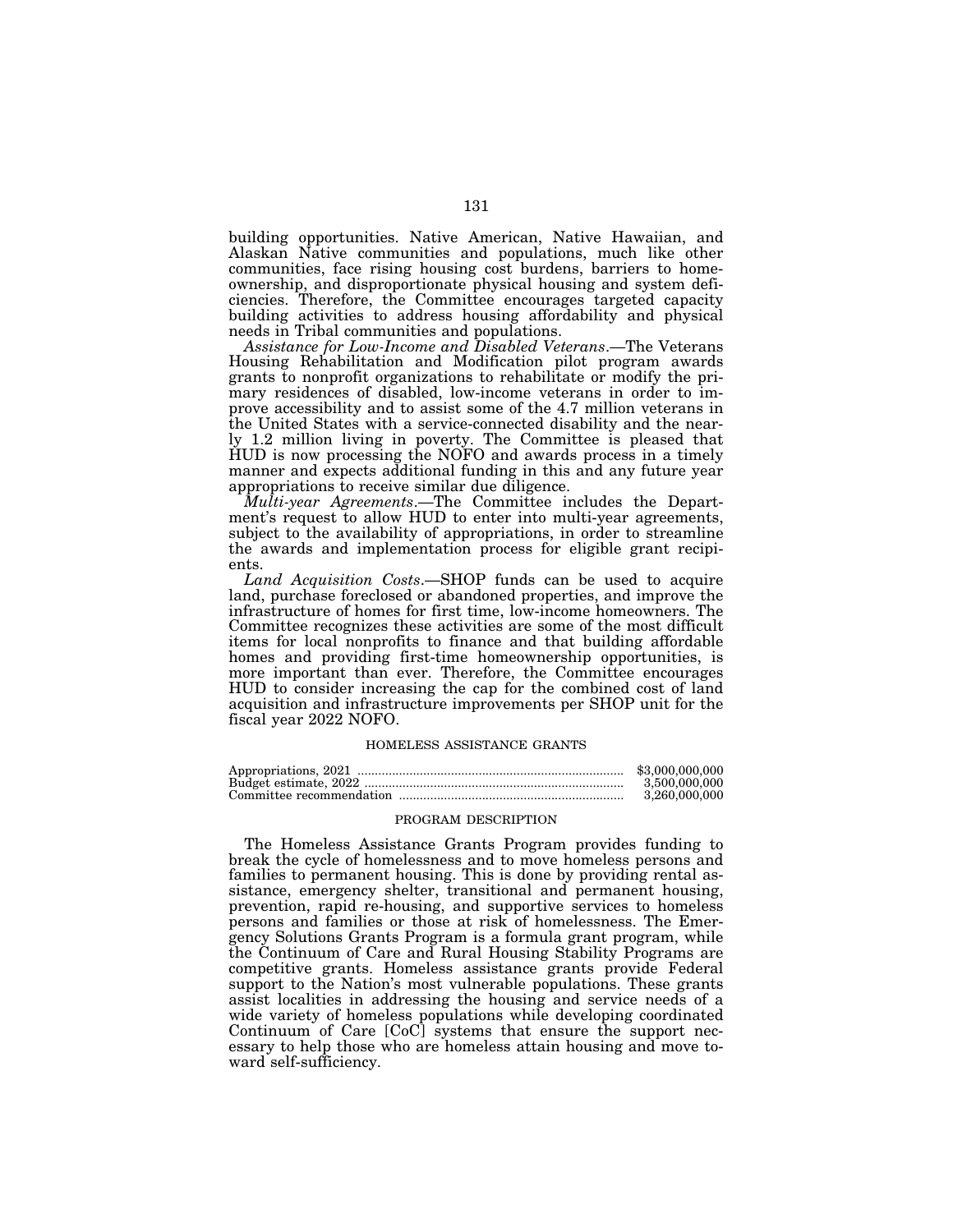building opportunities. Native American, Native Hawaiian, and Alaskan Native communities and populations, much like other communities, face rising housing cost burdens, barriers to homeownership, and disproportionate physical housing and system deficiencies. Therefore, the Committee encourages targeted capacity building activities to address housing affordability and physical needs in Tribal communities and populations.

*Assistance for Low-Income and Disabled Veterans*.—The Veterans Housing Rehabilitation and Modification pilot program awards grants to nonprofit organizations to rehabilitate or modify the primary residences of disabled, low-income veterans in order to improve accessibility and to assist some of the 4.7 million veterans in the United States with a service-connected disability and the nearly 1.2 million living in poverty. The Committee is pleased that HUD is now processing the NOFO and awards process in a timely manner and expects additional funding in this and any future year appropriations to receive similar due diligence.

*Multi-year Agreements*.—The Committee includes the Department's request to allow HUD to enter into multi-year agreements, subject to the availability of appropriations, in order to streamline the awards and implementation process for eligible grant recipients.

*Land Acquisition Costs*.—SHOP funds can be used to acquire land, purchase foreclosed or abandoned properties, and improve the infrastructure of homes for first time, low-income homeowners. The Committee recognizes these activities are some of the most difficult items for local nonprofits to finance and that building affordable homes and providing first-time homeownership opportunities, is more important than ever. Therefore, the Committee encourages HUD to consider increasing the cap for the combined cost of land acquisition and infrastructure improvements per SHOP unit for the fiscal year 2022 NOFO.

## HOMELESS ASSISTANCE GRANTS

| | |
|---|---|
| Appropriations, 2021 | $3,000,000,000 |
| Budget estimate, 2022 | 3,500,000,000 |
| Committee recommendation | 3,260,000,000 |

### PROGRAM DESCRIPTION

The Homeless Assistance Grants Program provides funding to break the cycle of homelessness and to move homeless persons and families to permanent housing. This is done by providing rental assistance, emergency shelter, transitional and permanent housing, prevention, rapid re-housing, and supportive services to homeless persons and families or those at risk of homelessness. The Emergency Solutions Grants Program is a formula grant program, while the Continuum of Care and Rural Housing Stability Programs are competitive grants. Homeless assistance grants provide Federal support to the Nation's most vulnerable populations. These grants assist localities in addressing the housing and service needs of a wide variety of homeless populations while developing coordinated Continuum of Care [CoC] systems that ensure the support necessary to help those who are homeless attain housing and move toward self-sufficiency.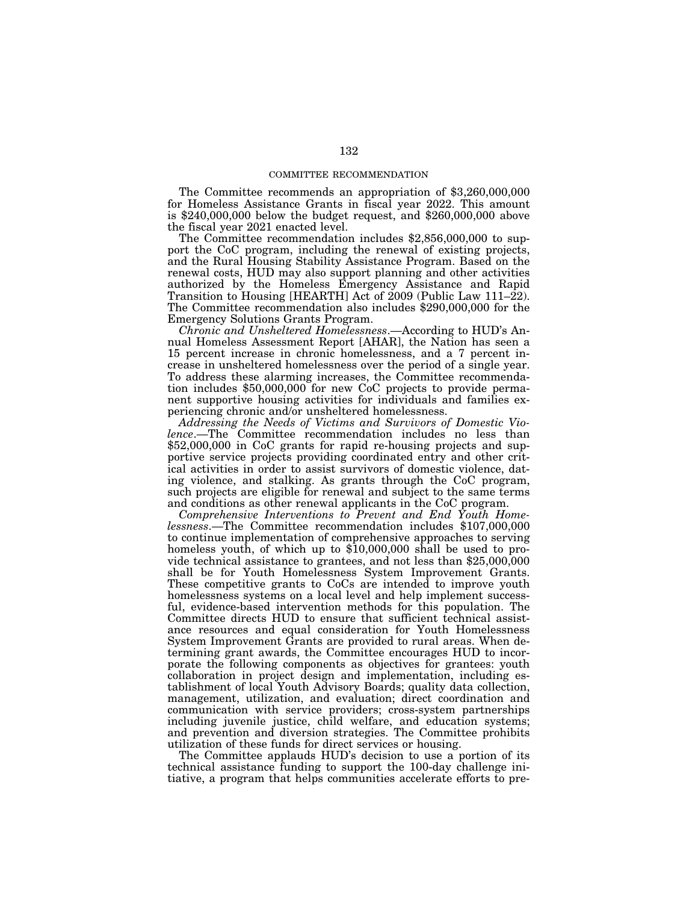## COMMITTEE RECOMMENDATION

The Committee recommends an appropriation of $3,260,000,000 for Homeless Assistance Grants in fiscal year 2022. This amount is $240,000,000 below the budget request, and $260,000,000 above the fiscal year 2021 enacted level.

The Committee recommendation includes $2,856,000,000 to support the CoC program, including the renewal of existing projects, and the Rural Housing Stability Assistance Program. Based on the renewal costs, HUD may also support planning and other activities authorized by the Homeless Emergency Assistance and Rapid Transition to Housing [HEARTH] Act of 2009 (Public Law 111–22). The Committee recommendation also includes $290,000,000 for the Emergency Solutions Grants Program.

*Chronic and Unsheltered Homelessness*.—According to HUD's Annual Homeless Assessment Report [AHAR], the Nation has seen a 15 percent increase in chronic homelessness, and a 7 percent increase in unsheltered homelessness over the period of a single year. To address these alarming increases, the Committee recommendation includes $50,000,000 for new CoC projects to provide permanent supportive housing activities for individuals and families experiencing chronic and/or unsheltered homelessness.

*Addressing the Needs of Victims and Survivors of Domestic Violence*.—The Committee recommendation includes no less than $52,000,000 in CoC grants for rapid re-housing projects and supportive service projects providing coordinated entry and other critical activities in order to assist survivors of domestic violence, dating violence, and stalking. As grants through the CoC program, such projects are eligible for renewal and subject to the same terms and conditions as other renewal applicants in the CoC program.

*Comprehensive Interventions to Prevent and End Youth Homelessness*.—The Committee recommendation includes $107,000,000 to continue implementation of comprehensive approaches to serving homeless youth, of which up to $10,000,000 shall be used to provide technical assistance to grantees, and not less than $25,000,000 shall be for Youth Homelessness System Improvement Grants. These competitive grants to CoCs are intended to improve youth homelessness systems on a local level and help implement successful, evidence-based intervention methods for this population. The Committee directs HUD to ensure that sufficient technical assistance resources and equal consideration for Youth Homelessness System Improvement Grants are provided to rural areas. When determining grant awards, the Committee encourages HUD to incorporate the following components as objectives for grantees: youth collaboration in project design and implementation, including establishment of local Youth Advisory Boards; quality data collection, management, utilization, and evaluation; direct coordination and communication with service providers; cross-system partnerships including juvenile justice, child welfare, and education systems; and prevention and diversion strategies. The Committee prohibits utilization of these funds for direct services or housing.

The Committee applauds HUD's decision to use a portion of its technical assistance funding to support the 100-day challenge initiative, a program that helps communities accelerate efforts to pre-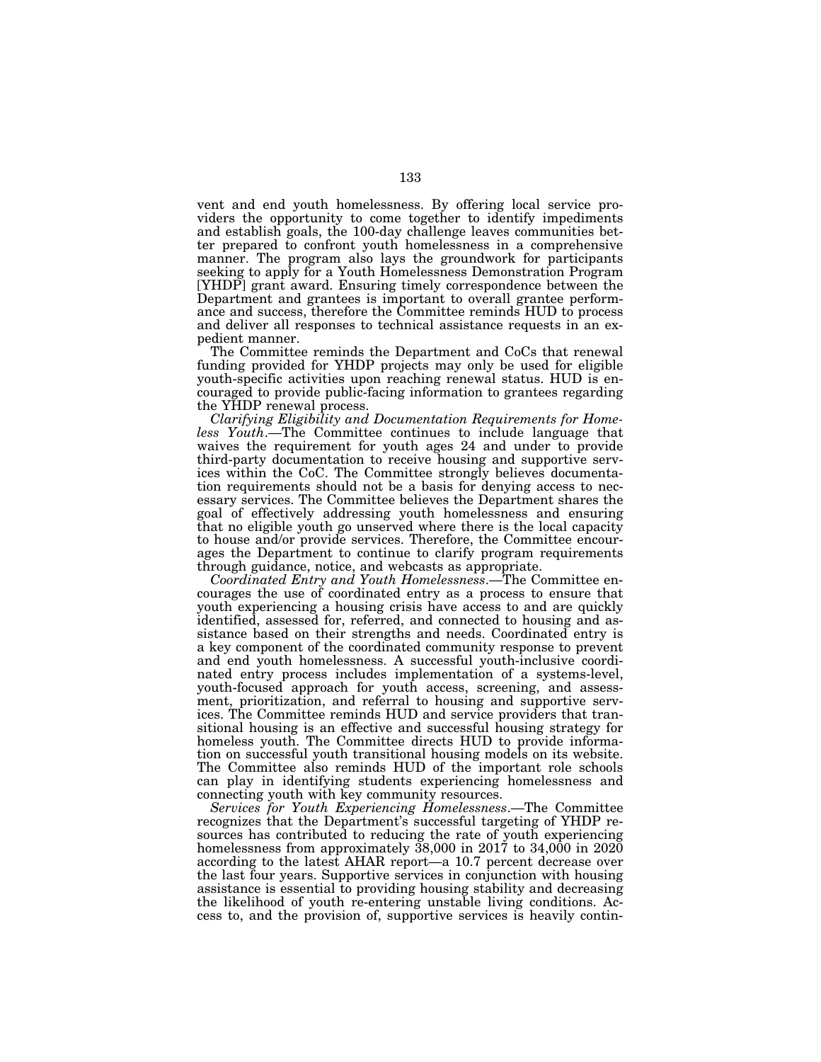vent and end youth homelessness. By offering local service providers the opportunity to come together to identify impediments and establish goals, the 100-day challenge leaves communities better prepared to confront youth homelessness in a comprehensive manner. The program also lays the groundwork for participants seeking to apply for a Youth Homelessness Demonstration Program [YHDP] grant award. Ensuring timely correspondence between the Department and grantees is important to overall grantee performance and success, therefore the Committee reminds HUD to process and deliver all responses to technical assistance requests in an expedient manner.

The Committee reminds the Department and CoCs that renewal funding provided for YHDP projects may only be used for eligible youth-specific activities upon reaching renewal status. HUD is encouraged to provide public-facing information to grantees regarding the YHDP renewal process.

*Clarifying Eligibility and Documentation Requirements for Homeless Youth*.—The Committee continues to include language that waives the requirement for youth ages 24 and under to provide third-party documentation to receive housing and supportive services within the CoC. The Committee strongly believes documentation requirements should not be a basis for denying access to necessary services. The Committee believes the Department shares the goal of effectively addressing youth homelessness and ensuring that no eligible youth go unserved where there is the local capacity to house and/or provide services. Therefore, the Committee encourages the Department to continue to clarify program requirements through guidance, notice, and webcasts as appropriate.

*Coordinated Entry and Youth Homelessness*.—The Committee encourages the use of coordinated entry as a process to ensure that youth experiencing a housing crisis have access to and are quickly identified, assessed for, referred, and connected to housing and assistance based on their strengths and needs. Coordinated entry is a key component of the coordinated community response to prevent and end youth homelessness. A successful youth-inclusive coordinated entry process includes implementation of a systems-level, youth-focused approach for youth access, screening, and assessment, prioritization, and referral to housing and supportive services. The Committee reminds HUD and service providers that transitional housing is an effective and successful housing strategy for homeless youth. The Committee directs HUD to provide information on successful youth transitional housing models on its website. The Committee also reminds HUD of the important role schools can play in identifying students experiencing homelessness and connecting youth with key community resources.

*Services for Youth Experiencing Homelessness*.—The Committee recognizes that the Department's successful targeting of YHDP resources has contributed to reducing the rate of youth experiencing homelessness from approximately 38,000 in 2017 to 34,000 in 2020 according to the latest AHAR report—a 10.7 percent decrease over the last four years. Supportive services in conjunction with housing assistance is essential to providing housing stability and decreasing the likelihood of youth re-entering unstable living conditions. Access to, and the provision of, supportive services is heavily contin-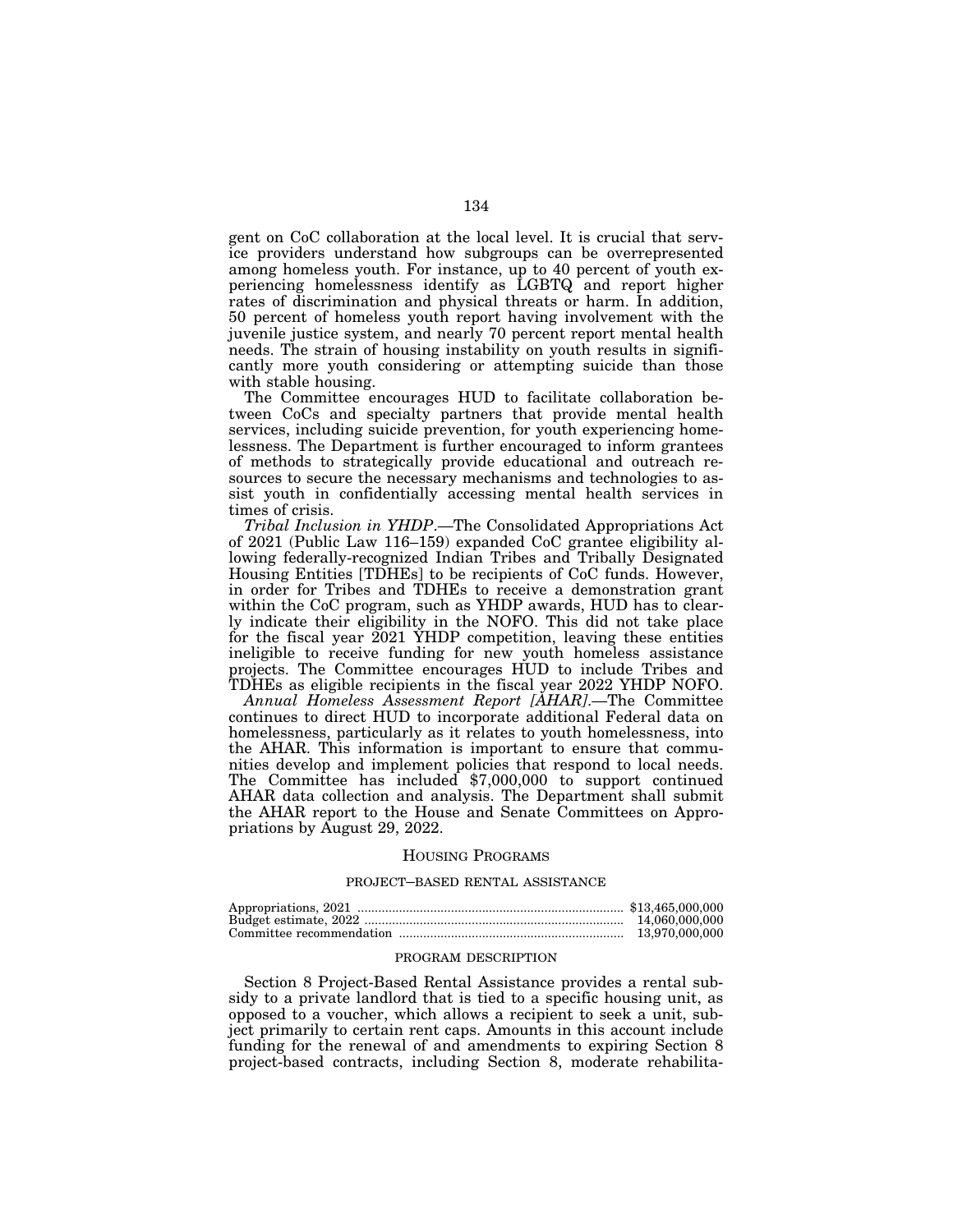gent on CoC collaboration at the local level. It is crucial that service providers understand how subgroups can be overrepresented among homeless youth. For instance, up to 40 percent of youth experiencing homelessness identify as LGBTQ and report higher rates of discrimination and physical threats or harm. In addition, 50 percent of homeless youth report having involvement with the juvenile justice system, and nearly 70 percent report mental health needs. The strain of housing instability on youth results in significantly more youth considering or attempting suicide than those with stable housing.

The Committee encourages HUD to facilitate collaboration between CoCs and specialty partners that provide mental health services, including suicide prevention, for youth experiencing homelessness. The Department is further encouraged to inform grantees of methods to strategically provide educational and outreach resources to secure the necessary mechanisms and technologies to assist youth in confidentially accessing mental health services in times of crisis.

*Tribal Inclusion in YHDP*.—The Consolidated Appropriations Act of 2021 (Public Law 116–159) expanded CoC grantee eligibility allowing federally-recognized Indian Tribes and Tribally Designated Housing Entities [TDHEs] to be recipients of CoC funds. However, in order for Tribes and TDHEs to receive a demonstration grant within the CoC program, such as YHDP awards, HUD has to clearly indicate their eligibility in the NOFO. This did not take place for the fiscal year 2021 YHDP competition, leaving these entities ineligible to receive funding for new youth homeless assistance projects. The Committee encourages HUD to include Tribes and TDHEs as eligible recipients in the fiscal year 2022 YHDP NOFO.

*Annual Homeless Assessment Report [AHAR]*.—The Committee continues to direct HUD to incorporate additional Federal data on homelessness, particularly as it relates to youth homelessness, into the AHAR. This information is important to ensure that communities develop and implement policies that respond to local needs. The Committee has included $7,000,000 to support continued AHAR data collection and analysis. The Department shall submit the AHAR report to the House and Senate Committees on Appropriations by August 29, 2022.

## HOUSING PROGRAMS

### PROJECT–BASED RENTAL ASSISTANCE

| | |
|---|---|
| Appropriations, 2021 | $13,465,000,000 |
| Budget estimate, 2022 | 14,060,000,000 |
| Committee recommendation | 13,970,000,000 |

#### PROGRAM DESCRIPTION

Section 8 Project-Based Rental Assistance provides a rental subsidy to a private landlord that is tied to a specific housing unit, as opposed to a voucher, which allows a recipient to seek a unit, subject primarily to certain rent caps. Amounts in this account include funding for the renewal of and amendments to expiring Section 8 project-based contracts, including Section 8, moderate rehabilita-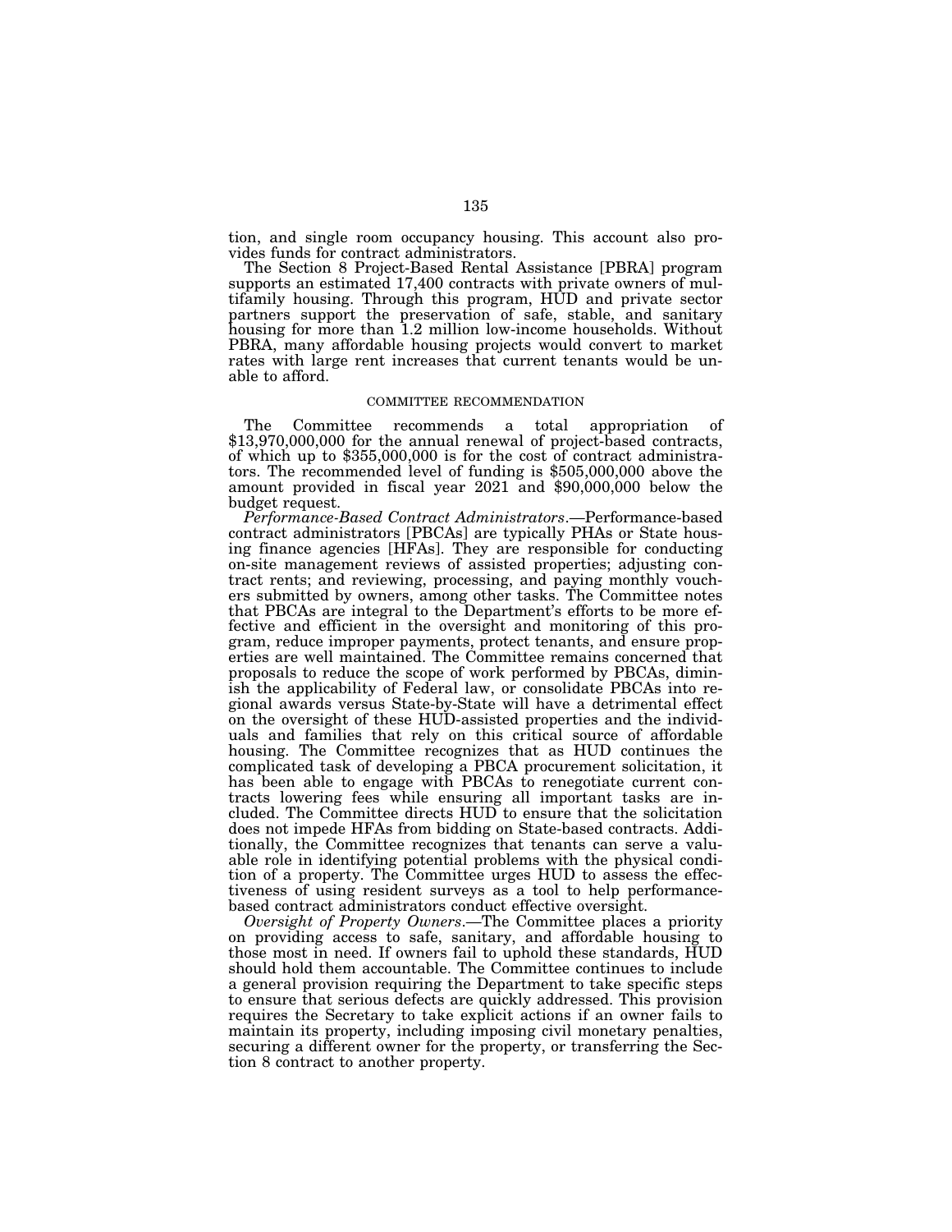tion, and single room occupancy housing. This account also provides funds for contract administrators.

The Section 8 Project-Based Rental Assistance [PBRA] program supports an estimated 17,400 contracts with private owners of multifamily housing. Through this program, HUD and private sector partners support the preservation of safe, stable, and sanitary housing for more than 1.2 million low-income households. Without PBRA, many affordable housing projects would convert to market rates with large rent increases that current tenants would be unable to afford.

## COMMITTEE RECOMMENDATION

The Committee recommends a total appropriation of $13,970,000,000 for the annual renewal of project-based contracts, of which up to $355,000,000 is for the cost of contract administrators. The recommended level of funding is $505,000,000 above the amount provided in fiscal year 2021 and $90,000,000 below the budget request.

*Performance-Based Contract Administrators*.—Performance-based contract administrators [PBCAs] are typically PHAs or State housing finance agencies [HFAs]. They are responsible for conducting on-site management reviews of assisted properties; adjusting contract rents; and reviewing, processing, and paying monthly vouchers submitted by owners, among other tasks. The Committee notes that PBCAs are integral to the Department's efforts to be more effective and efficient in the oversight and monitoring of this program, reduce improper payments, protect tenants, and ensure properties are well maintained. The Committee remains concerned that proposals to reduce the scope of work performed by PBCAs, diminish the applicability of Federal law, or consolidate PBCAs into regional awards versus State-by-State will have a detrimental effect on the oversight of these HUD-assisted properties and the individuals and families that rely on this critical source of affordable housing. The Committee recognizes that as HUD continues the complicated task of developing a PBCA procurement solicitation, it has been able to engage with PBCAs to renegotiate current contracts lowering fees while ensuring all important tasks are included. The Committee directs HUD to ensure that the solicitation does not impede HFAs from bidding on State-based contracts. Additionally, the Committee recognizes that tenants can serve a valuable role in identifying potential problems with the physical condition of a property. The Committee urges HUD to assess the effectiveness of using resident surveys as a tool to help performance-based contract administrators conduct effective oversight.

*Oversight of Property Owners*.—The Committee places a priority on providing access to safe, sanitary, and affordable housing to those most in need. If owners fail to uphold these standards, HUD should hold them accountable. The Committee continues to include a general provision requiring the Department to take specific steps to ensure that serious defects are quickly addressed. This provision requires the Secretary to take explicit actions if an owner fails to maintain its property, including imposing civil monetary penalties, securing a different owner for the property, or transferring the Section 8 contract to another property.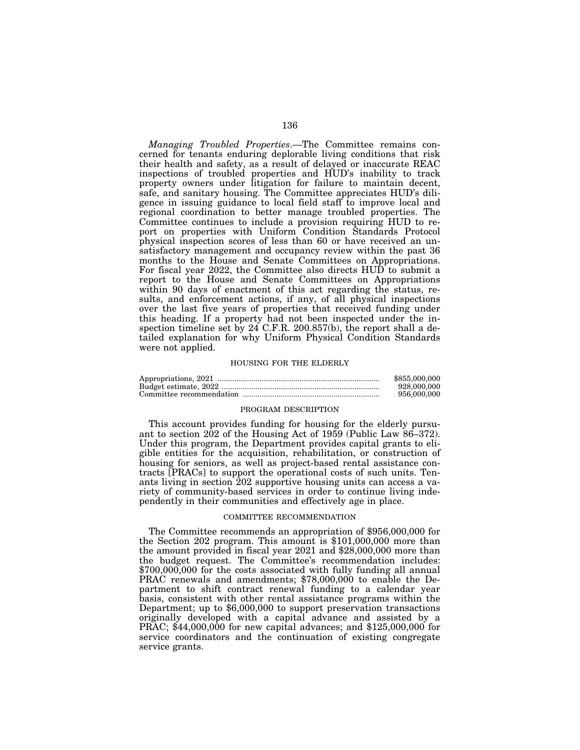*Managing Troubled Properties*.—The Committee remains concerned for tenants enduring deplorable living conditions that risk their health and safety, as a result of delayed or inaccurate REAC inspections of troubled properties and HUD's inability to track property owners under litigation for failure to maintain decent, safe, and sanitary housing. The Committee appreciates HUD's diligence in issuing guidance to local field staff to improve local and regional coordination to better manage troubled properties. The Committee continues to include a provision requiring HUD to report on properties with Uniform Condition Standards Protocol physical inspection scores of less than 60 or have received an unsatisfactory management and occupancy review within the past 36 months to the House and Senate Committees on Appropriations. For fiscal year 2022, the Committee also directs HUD to submit a report to the House and Senate Committees on Appropriations within 90 days of enactment of this act regarding the status, results, and enforcement actions, if any, of all physical inspections over the last five years of properties that received funding under this heading. If a property had not been inspected under the inspection timeline set by 24 C.F.R. 200.857(b), the report shall a detailed explanation for why Uniform Physical Condition Standards were not applied.

## HOUSING FOR THE ELDERLY

| | |
|---|---|
| Appropriations, 2021 | $855,000,000 |
| Budget estimate, 2022 | 928,000,000 |
| Committee recommendation | 956,000,000 |

### PROGRAM DESCRIPTION

This account provides funding for housing for the elderly pursuant to section 202 of the Housing Act of 1959 (Public Law 86–372). Under this program, the Department provides capital grants to eligible entities for the acquisition, rehabilitation, or construction of housing for seniors, as well as project-based rental assistance contracts [PRACs] to support the operational costs of such units. Tenants living in section 202 supportive housing units can access a variety of community-based services in order to continue living independently in their communities and effectively age in place.

### COMMITTEE RECOMMENDATION

The Committee recommends an appropriation of $956,000,000 for the Section 202 program. This amount is $101,000,000 more than the amount provided in fiscal year 2021 and $28,000,000 more than the budget request. The Committee's recommendation includes: $700,000,000 for the costs associated with fully funding all annual PRAC renewals and amendments; $78,000,000 to enable the Department to shift contract renewal funding to a calendar year basis, consistent with other rental assistance programs within the Department; up to $6,000,000 to support preservation transactions originally developed with a capital advance and assisted by a PRAC; $44,000,000 for new capital advances; and $125,000,000 for service coordinators and the continuation of existing congregate service grants.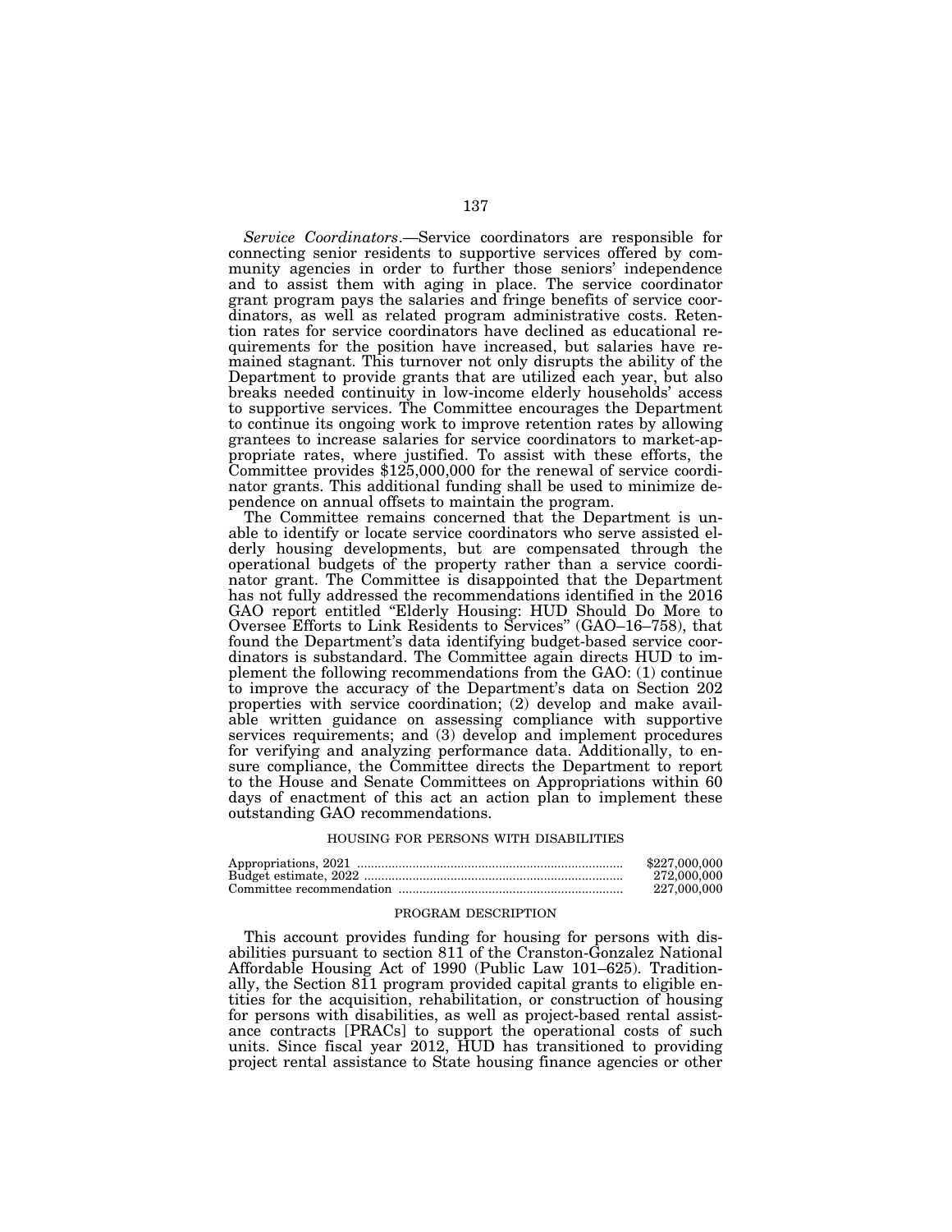*Service Coordinators*.—Service coordinators are responsible for connecting senior residents to supportive services offered by community agencies in order to further those seniors' independence and to assist them with aging in place. The service coordinator grant program pays the salaries and fringe benefits of service coordinators, as well as related program administrative costs. Retention rates for service coordinators have declined as educational requirements for the position have increased, but salaries have remained stagnant. This turnover not only disrupts the ability of the Department to provide grants that are utilized each year, but also breaks needed continuity in low-income elderly households' access to supportive services. The Committee encourages the Department to continue its ongoing work to improve retention rates by allowing grantees to increase salaries for service coordinators to market-appropriate rates, where justified. To assist with these efforts, the Committee provides $125,000,000 for the renewal of service coordinator grants. This additional funding shall be used to minimize dependence on annual offsets to maintain the program.

The Committee remains concerned that the Department is unable to identify or locate service coordinators who serve assisted elderly housing developments, but are compensated through the operational budgets of the property rather than a service coordinator grant. The Committee is disappointed that the Department has not fully addressed the recommendations identified in the 2016 GAO report entitled "Elderly Housing: HUD Should Do More to Oversee Efforts to Link Residents to Services" (GAO–16–758), that found the Department's data identifying budget-based service coordinators is substandard. The Committee again directs HUD to implement the following recommendations from the GAO: (1) continue to improve the accuracy of the Department's data on Section 202 properties with service coordination; (2) develop and make available written guidance on assessing compliance with supportive services requirements; and (3) develop and implement procedures for verifying and analyzing performance data. Additionally, to ensure compliance, the Committee directs the Department to report to the House and Senate Committees on Appropriations within 60 days of enactment of this act an action plan to implement these outstanding GAO recommendations.

## HOUSING FOR PERSONS WITH DISABILITIES

| | |
|---|---|
| Appropriations, 2021 | $227,000,000 |
| Budget estimate, 2022 | 272,000,000 |
| Committee recommendation | 227,000,000 |

### PROGRAM DESCRIPTION

This account provides funding for housing for persons with disabilities pursuant to section 811 of the Cranston-Gonzalez National Affordable Housing Act of 1990 (Public Law 101–625). Traditionally, the Section 811 program provided capital grants to eligible entities for the acquisition, rehabilitation, or construction of housing for persons with disabilities, as well as project-based rental assistance contracts [PRACs] to support the operational costs of such units. Since fiscal year 2012, HUD has transitioned to providing project rental assistance to State housing finance agencies or other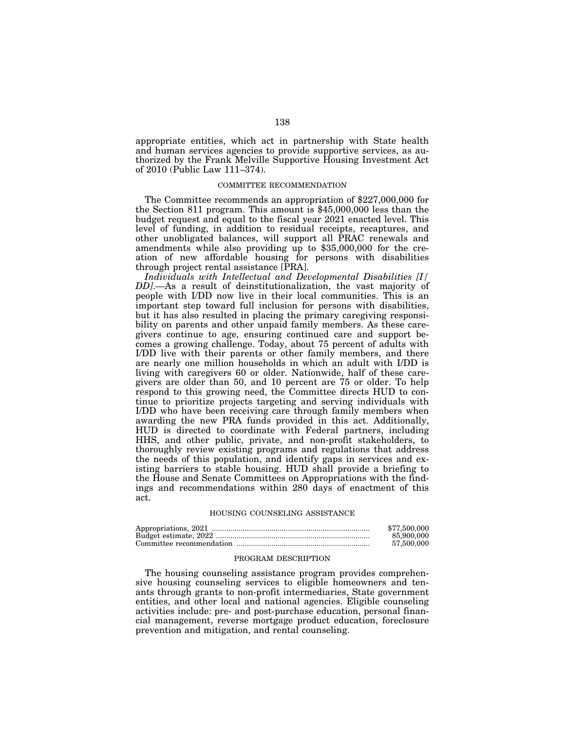appropriate entities, which act in partnership with State health and human services agencies to provide supportive services, as authorized by the Frank Melville Supportive Housing Investment Act of 2010 (Public Law 111–374).

### COMMITTEE RECOMMENDATION

The Committee recommends an appropriation of $227,000,000 for the Section 811 program. This amount is $45,000,000 less than the budget request and equal to the fiscal year 2021 enacted level. This level of funding, in addition to residual receipts, recaptures, and other unobligated balances, will support all PRAC renewals and amendments while also providing up to $35,000,000 for the creation of new affordable housing for persons with disabilities through project rental assistance [PRA].

*Individuals with Intellectual and Developmental Disabilities [I/DD]*.—As a result of deinstitutionalization, the vast majority of people with I/DD now live in their local communities. This is an important step toward full inclusion for persons with disabilities, but it has also resulted in placing the primary caregiving responsibility on parents and other unpaid family members. As these caregivers continue to age, ensuring continued care and support becomes a growing challenge. Today, about 75 percent of adults with I/DD live with their parents or other family members, and there are nearly one million households in which an adult with I/DD is living with caregivers 60 or older. Nationwide, half of these caregivers are older than 50, and 10 percent are 75 or older. To help respond to this growing need, the Committee directs HUD to continue to prioritize projects targeting and serving individuals with I/DD who have been receiving care through family members when awarding the new PRA funds provided in this act. Additionally, HUD is directed to coordinate with Federal partners, including HHS, and other public, private, and non-profit stakeholders, to thoroughly review existing programs and regulations that address the needs of this population, and identify gaps in services and existing barriers to stable housing. HUD shall provide a briefing to the House and Senate Committees on Appropriations with the findings and recommendations within 280 days of enactment of this act.

## HOUSING COUNSELING ASSISTANCE

| | |
|---|---|
| Appropriations, 2021 | $77,500,000 |
| Budget estimate, 2022 | 85,900,000 |
| Committee recommendation | 57,500,000 |

### PROGRAM DESCRIPTION

The housing counseling assistance program provides comprehensive housing counseling services to eligible homeowners and tenants through grants to non-profit intermediaries, State government entities, and other local and national agencies. Eligible counseling activities include: pre- and post-purchase education, personal financial management, reverse mortgage product education, foreclosure prevention and mitigation, and rental counseling.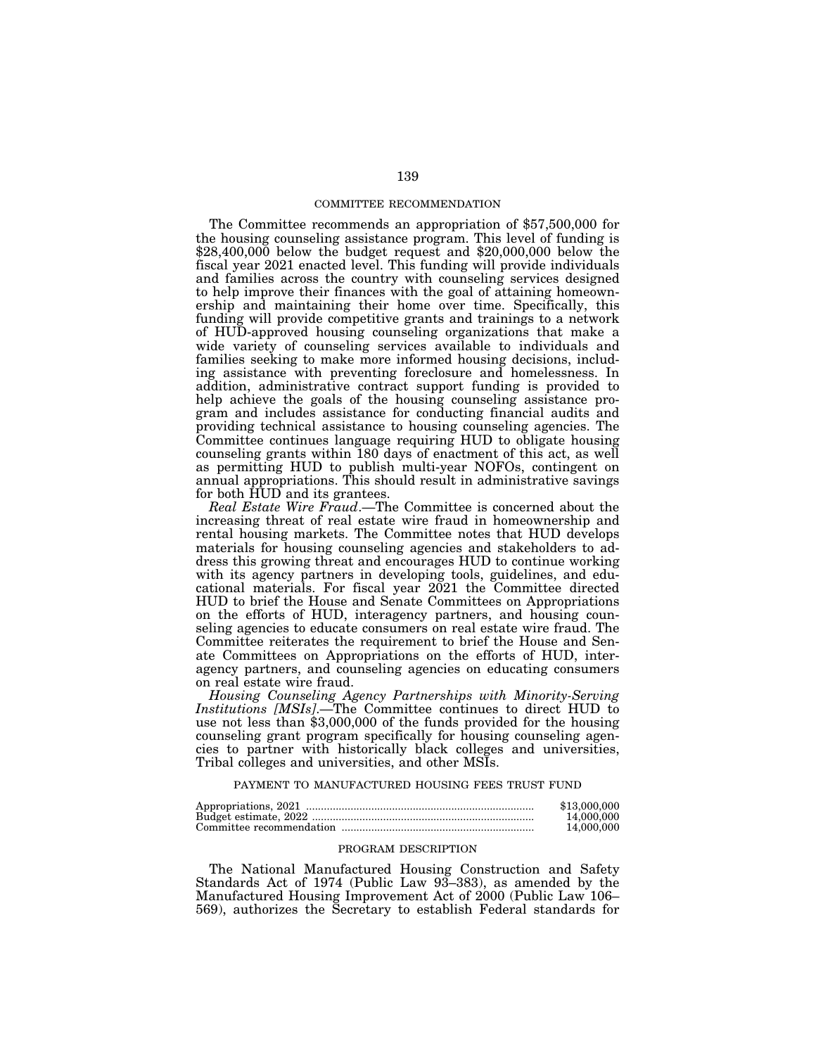COMMITTEE RECOMMENDATION

The Committee recommends an appropriation of $57,500,000 for the housing counseling assistance program. This level of funding is $28,400,000 below the budget request and $20,000,000 below the fiscal year 2021 enacted level. This funding will provide individuals and families across the country with counseling services designed to help improve their finances with the goal of attaining homeownership and maintaining their home over time. Specifically, this funding will provide competitive grants and trainings to a network of HUD-approved housing counseling organizations that make a wide variety of counseling services available to individuals and families seeking to make more informed housing decisions, including assistance with preventing foreclosure and homelessness. In addition, administrative contract support funding is provided to help achieve the goals of the housing counseling assistance program and includes assistance for conducting financial audits and providing technical assistance to housing counseling agencies. The Committee continues language requiring HUD to obligate housing counseling grants within 180 days of enactment of this act, as well as permitting HUD to publish multi-year NOFOs, contingent on annual appropriations. This should result in administrative savings for both HUD and its grantees.

*Real Estate Wire Fraud*.—The Committee is concerned about the increasing threat of real estate wire fraud in homeownership and rental housing markets. The Committee notes that HUD develops materials for housing counseling agencies and stakeholders to address this growing threat and encourages HUD to continue working with its agency partners in developing tools, guidelines, and educational materials. For fiscal year 2021 the Committee directed HUD to brief the House and Senate Committees on Appropriations on the efforts of HUD, interagency partners, and housing counseling agencies to educate consumers on real estate wire fraud. The Committee reiterates the requirement to brief the House and Senate Committees on Appropriations on the efforts of HUD, interagency partners, and counseling agencies on educating consumers on real estate wire fraud.

*Housing Counseling Agency Partnerships with Minority-Serving Institutions [MSIs]*.—The Committee continues to direct HUD to use not less than $3,000,000 of the funds provided for the housing counseling grant program specifically for housing counseling agencies to partner with historically black colleges and universities, Tribal colleges and universities, and other MSIs.

PAYMENT TO MANUFACTURED HOUSING FEES TRUST FUND

| | |
|---|---|
| Appropriations, 2021 | $13,000,000 |
| Budget estimate, 2022 | 14,000,000 |
| Committee recommendation | 14,000,000 |

PROGRAM DESCRIPTION

The National Manufactured Housing Construction and Safety Standards Act of 1974 (Public Law 93–383), as amended by the Manufactured Housing Improvement Act of 2000 (Public Law 106–569), authorizes the Secretary to establish Federal standards for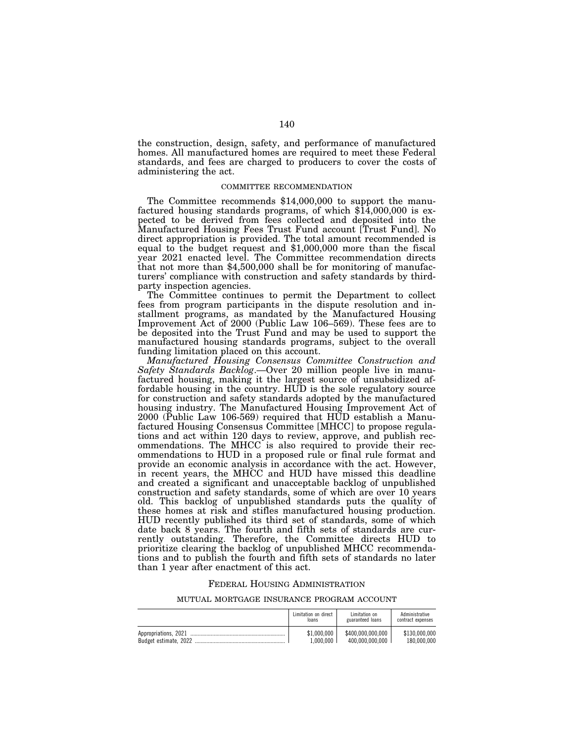the construction, design, safety, and performance of manufactured homes. All manufactured homes are required to meet these Federal standards, and fees are charged to producers to cover the costs of administering the act.

COMMITTEE RECOMMENDATION

The Committee recommends $14,000,000 to support the manufactured housing standards programs, of which $14,000,000 is expected to be derived from fees collected and deposited into the Manufactured Housing Fees Trust Fund account [Trust Fund]. No direct appropriation is provided. The total amount recommended is equal to the budget request and $1,000,000 more than the fiscal year 2021 enacted level. The Committee recommendation directs that not more than $4,500,000 shall be for monitoring of manufacturers' compliance with construction and safety standards by third-party inspection agencies.

The Committee continues to permit the Department to collect fees from program participants in the dispute resolution and installment programs, as mandated by the Manufactured Housing Improvement Act of 2000 (Public Law 106–569). These fees are to be deposited into the Trust Fund and may be used to support the manufactured housing standards programs, subject to the overall funding limitation placed on this account.

*Manufactured Housing Consensus Committee Construction and Safety Standards Backlog*.—Over 20 million people live in manufactured housing, making it the largest source of unsubsidized affordable housing in the country. HUD is the sole regulatory source for construction and safety standards adopted by the manufactured housing industry. The Manufactured Housing Improvement Act of 2000 (Public Law 106-569) required that HUD establish a Manufactured Housing Consensus Committee [MHCC] to propose regulations and act within 120 days to review, approve, and publish recommendations. The MHCC is also required to provide their recommendations to HUD in a proposed rule or final rule format and provide an economic analysis in accordance with the act. However, in recent years, the MHCC and HUD have missed this deadline and created a significant and unacceptable backlog of unpublished construction and safety standards, some of which are over 10 years old. This backlog of unpublished standards puts the quality of these homes at risk and stifles manufactured housing production. HUD recently published its third set of standards, some of which date back 8 years. The fourth and fifth sets of standards are currently outstanding. Therefore, the Committee directs HUD to prioritize clearing the backlog of unpublished MHCC recommendations and to publish the fourth and fifth sets of standards no later than 1 year after enactment of this act.

## FEDERAL HOUSING ADMINISTRATION

### MUTUAL MORTGAGE INSURANCE PROGRAM ACCOUNT

| | Limitation on direct loans | Limitation on guaranteed loans | Administrative contract expenses |
|---|---|---|---|
| Appropriations, 2021 | $1,000,000 | $400,000,000,000 | $130,000,000 |
| Budget estimate, 2022 | 1,000,000 | 400,000,000,000 | 180,000,000 |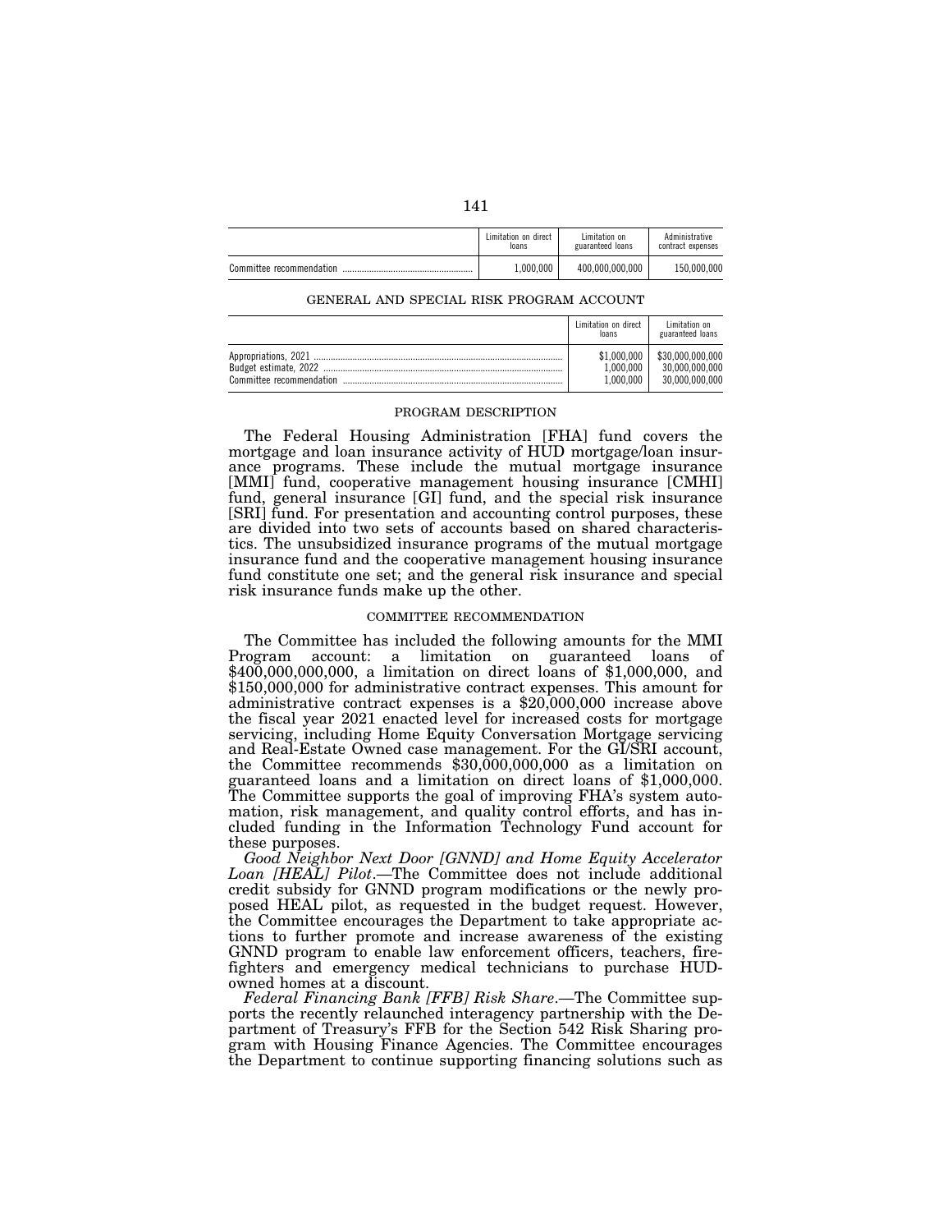| | Limitation on direct loans | Limitation on guaranteed loans | Administrative contract expenses |
|---|---|---|---|
| Committee recommendation | 1,000,000 | 400,000,000,000 | 150,000,000 |

GENERAL AND SPECIAL RISK PROGRAM ACCOUNT

| | Limitation on direct loans | Limitation on guaranteed loans |
|---|---|---|
| Appropriations, 2021 | $1,000,000 | $30,000,000,000 |
| Budget estimate, 2022 | 1,000,000 | 30,000,000,000 |
| Committee recommendation | 1,000,000 | 30,000,000,000 |

## PROGRAM DESCRIPTION

The Federal Housing Administration [FHA] fund covers the mortgage and loan insurance activity of HUD mortgage/loan insurance programs. These include the mutual mortgage insurance [MMI] fund, cooperative management housing insurance [CMHI] fund, general insurance [GI] fund, and the special risk insurance [SRI] fund. For presentation and accounting control purposes, these are divided into two sets of accounts based on shared characteristics. The unsubsidized insurance programs of the mutual mortgage insurance fund and the cooperative management housing insurance fund constitute one set; and the general risk insurance and special risk insurance funds make up the other.

## COMMITTEE RECOMMENDATION

The Committee has included the following amounts for the MMI Program account: a limitation on guaranteed loans of $400,000,000,000, a limitation on direct loans of $1,000,000, and $150,000,000 for administrative contract expenses. This amount for administrative contract expenses is a $20,000,000 increase above the fiscal year 2021 enacted level for increased costs for mortgage servicing, including Home Equity Conversation Mortgage servicing and Real-Estate Owned case management. For the GI/SRI account, the Committee recommends $30,000,000,000 as a limitation on guaranteed loans and a limitation on direct loans of $1,000,000. The Committee supports the goal of improving FHA's system automation, risk management, and quality control efforts, and has included funding in the Information Technology Fund account for these purposes.

*Good Neighbor Next Door [GNND] and Home Equity Accelerator Loan [HEAL] Pilot*.—The Committee does not include additional credit subsidy for GNND program modifications or the newly proposed HEAL pilot, as requested in the budget request. However, the Committee encourages the Department to take appropriate actions to further promote and increase awareness of the existing GNND program to enable law enforcement officers, teachers, firefighters and emergency medical technicians to purchase HUD-owned homes at a discount.

*Federal Financing Bank [FFB] Risk Share*.—The Committee supports the recently relaunched interagency partnership with the Department of Treasury's FFB for the Section 542 Risk Sharing program with Housing Finance Agencies. The Committee encourages the Department to continue supporting financing solutions such as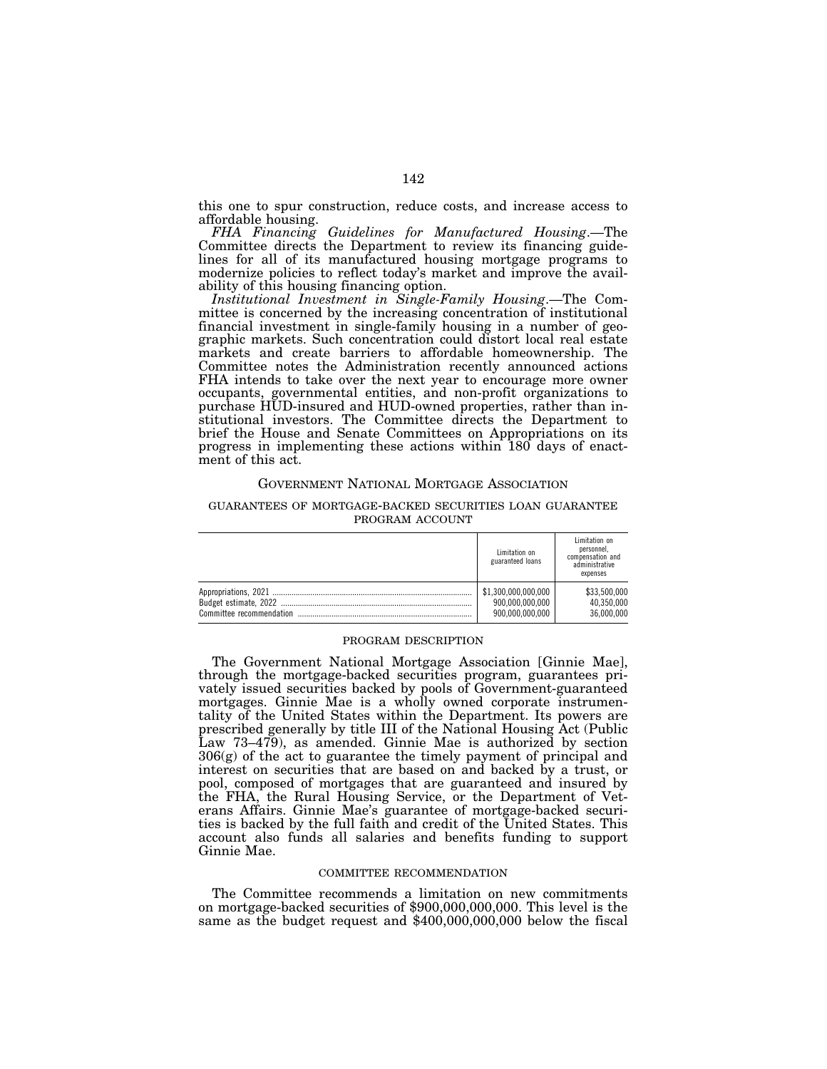this one to spur construction, reduce costs, and increase access to affordable housing.

*FHA Financing Guidelines for Manufactured Housing*.—The Committee directs the Department to review its financing guidelines for all of its manufactured housing mortgage programs to modernize policies to reflect today's market and improve the availability of this housing financing option.

*Institutional Investment in Single-Family Housing*.—The Committee is concerned by the increasing concentration of institutional financial investment in single-family housing in a number of geographic markets. Such concentration could distort local real estate markets and create barriers to affordable homeownership. The Committee notes the Administration recently announced actions FHA intends to take over the next year to encourage more owner occupants, governmental entities, and non-profit organizations to purchase HUD-insured and HUD-owned properties, rather than institutional investors. The Committee directs the Department to brief the House and Senate Committees on Appropriations on its progress in implementing these actions within 180 days of enactment of this act.

## GOVERNMENT NATIONAL MORTGAGE ASSOCIATION

### GUARANTEES OF MORTGAGE-BACKED SECURITIES LOAN GUARANTEE PROGRAM ACCOUNT

| | Limitation on guaranteed loans | Limitation on personnel, compensation and administrative expenses |
|---|---|---|
| Appropriations, 2021 | $1,300,000,000,000 | $33,500,000 |
| Budget estimate, 2022 | 900,000,000,000 | 40,350,000 |
| Committee recommendation | 900,000,000,000 | 36,000,000 |

#### PROGRAM DESCRIPTION

The Government National Mortgage Association [Ginnie Mae], through the mortgage-backed securities program, guarantees privately issued securities backed by pools of Government-guaranteed mortgages. Ginnie Mae is a wholly owned corporate instrumentality of the United States within the Department. Its powers are prescribed generally by title III of the National Housing Act (Public Law 73–479), as amended. Ginnie Mae is authorized by section 306(g) of the act to guarantee the timely payment of principal and interest on securities that are based on and backed by a trust, or pool, composed of mortgages that are guaranteed and insured by the FHA, the Rural Housing Service, or the Department of Veterans Affairs. Ginnie Mae's guarantee of mortgage-backed securities is backed by the full faith and credit of the United States. This account also funds all salaries and benefits funding to support Ginnie Mae.

#### COMMITTEE RECOMMENDATION

The Committee recommends a limitation on new commitments on mortgage-backed securities of $900,000,000,000. This level is the same as the budget request and $400,000,000,000 below the fiscal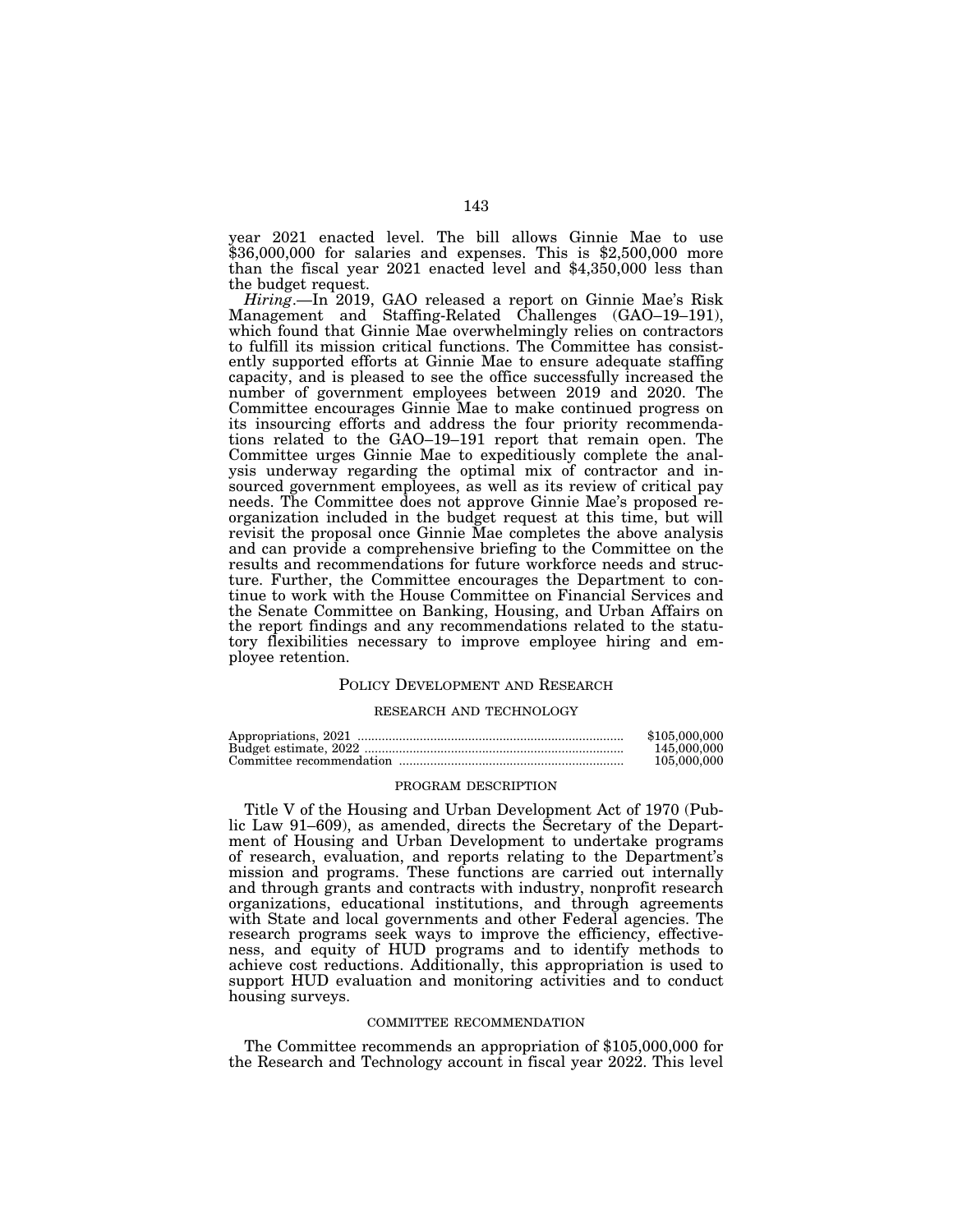year 2021 enacted level. The bill allows Ginnie Mae to use $36,000,000 for salaries and expenses. This is $2,500,000 more than the fiscal year 2021 enacted level and $4,350,000 less than the budget request.

*Hiring*.—In 2019, GAO released a report on Ginnie Mae's Risk Management and Staffing-Related Challenges (GAO–19–191), which found that Ginnie Mae overwhelmingly relies on contractors to fulfill its mission critical functions. The Committee has consistently supported efforts at Ginnie Mae to ensure adequate staffing capacity, and is pleased to see the office successfully increased the number of government employees between 2019 and 2020. The Committee encourages Ginnie Mae to make continued progress on its insourcing efforts and address the four priority recommendations related to the GAO–19–191 report that remain open. The Committee urges Ginnie Mae to expeditiously complete the analysis underway regarding the optimal mix of contractor and insourced government employees, as well as its review of critical pay needs. The Committee does not approve Ginnie Mae's proposed reorganization included in the budget request at this time, but will revisit the proposal once Ginnie Mae completes the above analysis and can provide a comprehensive briefing to the Committee on the results and recommendations for future workforce needs and structure. Further, the Committee encourages the Department to continue to work with the House Committee on Financial Services and the Senate Committee on Banking, Housing, and Urban Affairs on the report findings and any recommendations related to the statutory flexibilities necessary to improve employee hiring and employee retention.

## POLICY DEVELOPMENT AND RESEARCH

### RESEARCH AND TECHNOLOGY

| | |
|---|---|
| Appropriations, 2021 | $105,000,000 |
| Budget estimate, 2022 | 145,000,000 |
| Committee recommendation | 105,000,000 |

#### PROGRAM DESCRIPTION

Title V of the Housing and Urban Development Act of 1970 (Public Law 91–609), as amended, directs the Secretary of the Department of Housing and Urban Development to undertake programs of research, evaluation, and reports relating to the Department's mission and programs. These functions are carried out internally and through grants and contracts with industry, nonprofit research organizations, educational institutions, and through agreements with State and local governments and other Federal agencies. The research programs seek ways to improve the efficiency, effectiveness, and equity of HUD programs and to identify methods to achieve cost reductions. Additionally, this appropriation is used to support HUD evaluation and monitoring activities and to conduct housing surveys.

#### COMMITTEE RECOMMENDATION

The Committee recommends an appropriation of $105,000,000 for the Research and Technology account in fiscal year 2022. This level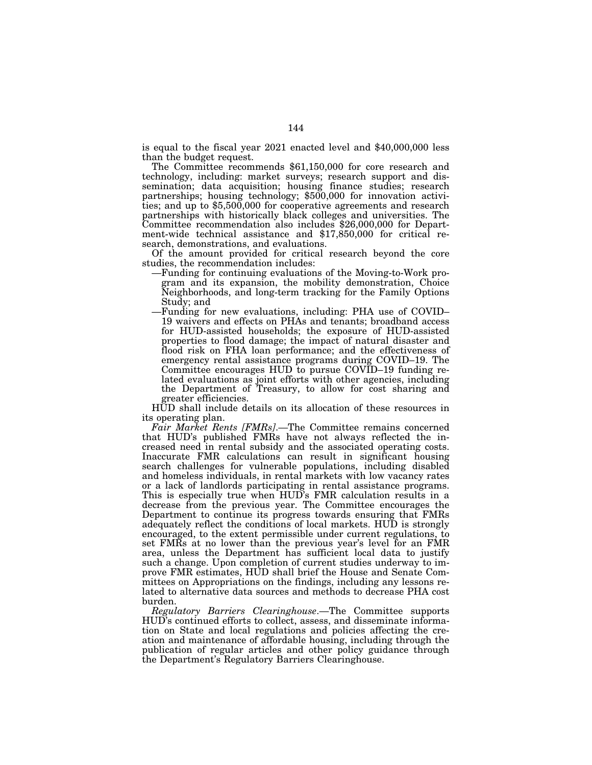is equal to the fiscal year 2021 enacted level and $40,000,000 less than the budget request.

The Committee recommends $61,150,000 for core research and technology, including: market surveys; research support and dissemination; data acquisition; housing finance studies; research partnerships; housing technology; $500,000 for innovation activities; and up to $5,500,000 for cooperative agreements and research partnerships with historically black colleges and universities. The Committee recommendation also includes $26,000,000 for Department-wide technical assistance and $17,850,000 for critical research, demonstrations, and evaluations.

Of the amount provided for critical research beyond the core studies, the recommendation includes:

—Funding for continuing evaluations of the Moving-to-Work program and its expansion, the mobility demonstration, Choice Neighborhoods, and long-term tracking for the Family Options Study; and

—Funding for new evaluations, including: PHA use of COVID–19 waivers and effects on PHAs and tenants; broadband access for HUD-assisted households; the exposure of HUD-assisted properties to flood damage; the impact of natural disaster and flood risk on FHA loan performance; and the effectiveness of emergency rental assistance programs during COVID–19. The Committee encourages HUD to pursue COVID–19 funding related evaluations as joint efforts with other agencies, including the Department of Treasury, to allow for cost sharing and greater efficiencies.

HUD shall include details on its allocation of these resources in its operating plan.

*Fair Market Rents [FMRs].*—The Committee remains concerned that HUD's published FMRs have not always reflected the increased need in rental subsidy and the associated operating costs. Inaccurate FMR calculations can result in significant housing search challenges for vulnerable populations, including disabled and homeless individuals, in rental markets with low vacancy rates or a lack of landlords participating in rental assistance programs. This is especially true when HUD's FMR calculation results in a decrease from the previous year. The Committee encourages the Department to continue its progress towards ensuring that FMRs adequately reflect the conditions of local markets. HUD is strongly encouraged, to the extent permissible under current regulations, to set FMRs at no lower than the previous year's level for an FMR area, unless the Department has sufficient local data to justify such a change. Upon completion of current studies underway to improve FMR estimates, HUD shall brief the House and Senate Committees on Appropriations on the findings, including any lessons related to alternative data sources and methods to decrease PHA cost burden.

*Regulatory Barriers Clearinghouse*.—The Committee supports HUD's continued efforts to collect, assess, and disseminate information on State and local regulations and policies affecting the creation and maintenance of affordable housing, including through the publication of regular articles and other policy guidance through the Department's Regulatory Barriers Clearinghouse.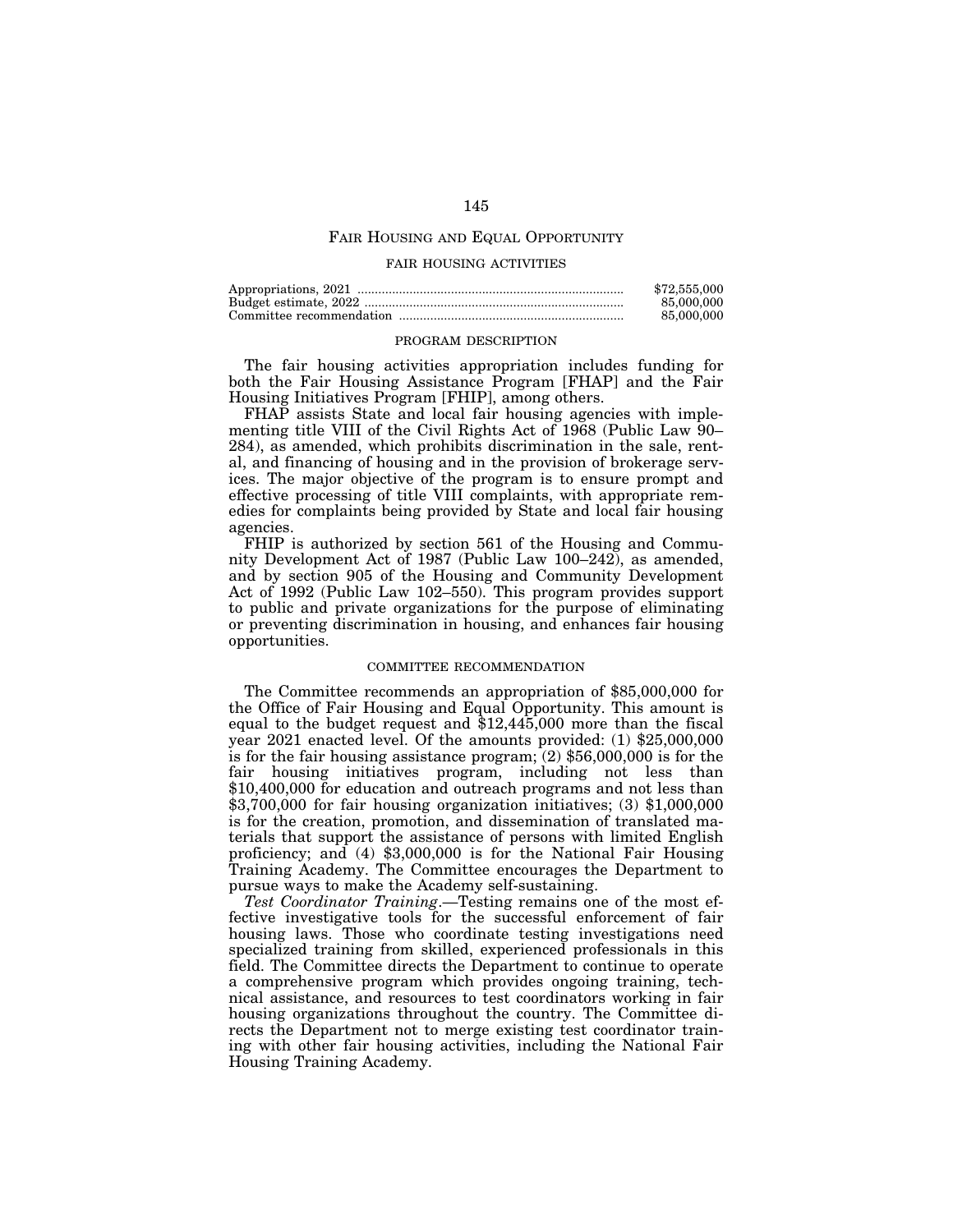# Fair Housing and Equal Opportunity

## FAIR HOUSING ACTIVITIES

| | |
|---|---|
| Appropriations, 2021 | $72,555,000 |
| Budget estimate, 2022 | 85,000,000 |
| Committee recommendation | 85,000,000 |

### PROGRAM DESCRIPTION

The fair housing activities appropriation includes funding for both the Fair Housing Assistance Program [FHAP] and the Fair Housing Initiatives Program [FHIP], among others.

FHAP assists State and local fair housing agencies with implementing title VIII of the Civil Rights Act of 1968 (Public Law 90–284), as amended, which prohibits discrimination in the sale, rental, and financing of housing and in the provision of brokerage services. The major objective of the program is to ensure prompt and effective processing of title VIII complaints, with appropriate remedies for complaints being provided by State and local fair housing agencies.

FHIP is authorized by section 561 of the Housing and Community Development Act of 1987 (Public Law 100–242), as amended, and by section 905 of the Housing and Community Development Act of 1992 (Public Law 102–550). This program provides support to public and private organizations for the purpose of eliminating or preventing discrimination in housing, and enhances fair housing opportunities.

### COMMITTEE RECOMMENDATION

The Committee recommends an appropriation of $85,000,000 for the Office of Fair Housing and Equal Opportunity. This amount is equal to the budget request and $12,445,000 more than the fiscal year 2021 enacted level. Of the amounts provided: (1) $25,000,000 is for the fair housing assistance program; (2) $56,000,000 is for the fair housing initiatives program, including not less than $10,400,000 for education and outreach programs and not less than $3,700,000 for fair housing organization initiatives; (3) $1,000,000 is for the creation, promotion, and dissemination of translated materials that support the assistance of persons with limited English proficiency; and (4) $3,000,000 is for the National Fair Housing Training Academy. The Committee encourages the Department to pursue ways to make the Academy self-sustaining.

*Test Coordinator Training*.—Testing remains one of the most effective investigative tools for the successful enforcement of fair housing laws. Those who coordinate testing investigations need specialized training from skilled, experienced professionals in this field. The Committee directs the Department to continue to operate a comprehensive program which provides ongoing training, technical assistance, and resources to test coordinators working in fair housing organizations throughout the country. The Committee directs the Department not to merge existing test coordinator training with other fair housing activities, including the National Fair Housing Training Academy.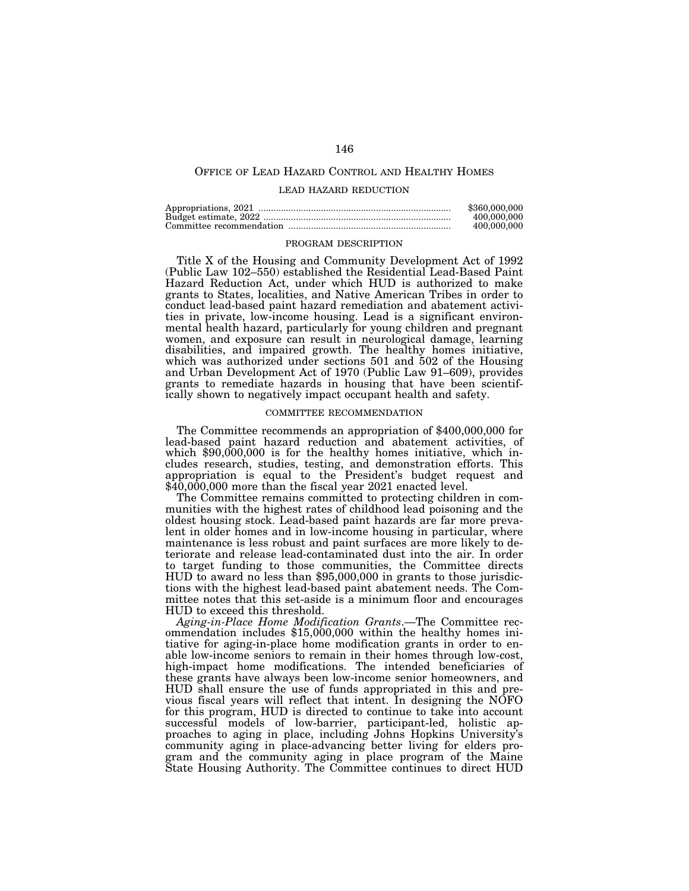## Office of Lead Hazard Control and Healthy Homes

### LEAD HAZARD REDUCTION

| | |
|---|---|
| Appropriations, 2021 | $360,000,000 |
| Budget estimate, 2022 | 400,000,000 |
| Committee recommendation | 400,000,000 |

#### PROGRAM DESCRIPTION

Title X of the Housing and Community Development Act of 1992 (Public Law 102–550) established the Residential Lead-Based Paint Hazard Reduction Act, under which HUD is authorized to make grants to States, localities, and Native American Tribes in order to conduct lead-based paint hazard remediation and abatement activities in private, low-income housing. Lead is a significant environmental health hazard, particularly for young children and pregnant women, and exposure can result in neurological damage, learning disabilities, and impaired growth. The healthy homes initiative, which was authorized under sections 501 and 502 of the Housing and Urban Development Act of 1970 (Public Law 91–609), provides grants to remediate hazards in housing that have been scientifically shown to negatively impact occupant health and safety.

#### COMMITTEE RECOMMENDATION

The Committee recommends an appropriation of $400,000,000 for lead-based paint hazard reduction and abatement activities, of which $90,000,000 is for the healthy homes initiative, which includes research, studies, testing, and demonstration efforts. This appropriation is equal to the President's budget request and $40,000,000 more than the fiscal year 2021 enacted level.

The Committee remains committed to protecting children in communities with the highest rates of childhood lead poisoning and the oldest housing stock. Lead-based paint hazards are far more prevalent in older homes and in low-income housing in particular, where maintenance is less robust and paint surfaces are more likely to deteriorate and release lead-contaminated dust into the air. In order to target funding to those communities, the Committee directs HUD to award no less than $95,000,000 in grants to those jurisdictions with the highest lead-based paint abatement needs. The Committee notes that this set-aside is a minimum floor and encourages HUD to exceed this threshold.

*Aging-in-Place Home Modification Grants*.—The Committee recommendation includes $15,000,000 within the healthy homes initiative for aging-in-place home modification grants in order to enable low-income seniors to remain in their homes through low-cost, high-impact home modifications. The intended beneficiaries of these grants have always been low-income senior homeowners, and HUD shall ensure the use of funds appropriated in this and previous fiscal years will reflect that intent. In designing the NOFO for this program, HUD is directed to continue to take into account successful models of low-barrier, participant-led, holistic approaches to aging in place, including Johns Hopkins University's community aging in place-advancing better living for elders program and the community aging in place program of the Maine State Housing Authority. The Committee continues to direct HUD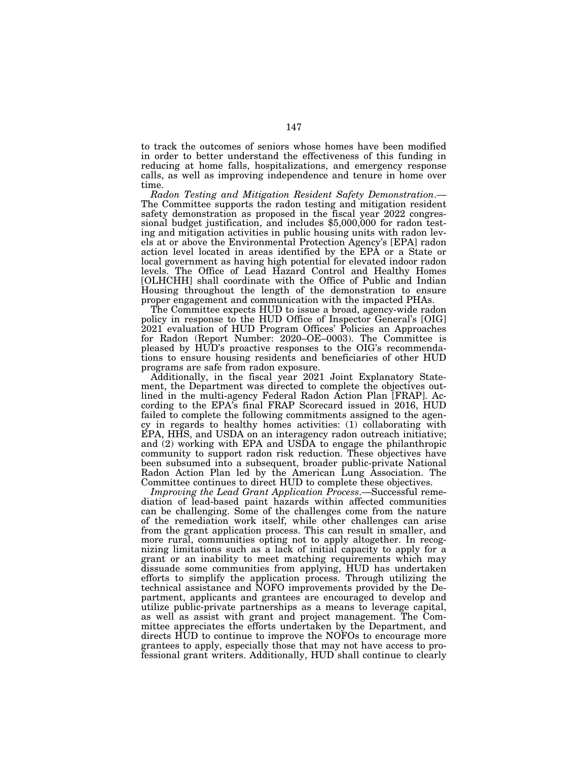to track the outcomes of seniors whose homes have been modified in order to better understand the effectiveness of this funding in reducing at home falls, hospitalizations, and emergency response calls, as well as improving independence and tenure in home over time.

*Radon Testing and Mitigation Resident Safety Demonstration*.—The Committee supports the radon testing and mitigation resident safety demonstration as proposed in the fiscal year 2022 congressional budget justification, and includes $5,000,000 for radon testing and mitigation activities in public housing units with radon levels at or above the Environmental Protection Agency's [EPA] radon action level located in areas identified by the EPA or a State or local government as having high potential for elevated indoor radon levels. The Office of Lead Hazard Control and Healthy Homes [OLHCHH] shall coordinate with the Office of Public and Indian Housing throughout the length of the demonstration to ensure proper engagement and communication with the impacted PHAs.

The Committee expects HUD to issue a broad, agency-wide radon policy in response to the HUD Office of Inspector General's [OIG] 2021 evaluation of HUD Program Offices' Policies an Approaches for Radon (Report Number: 2020–OE–0003). The Committee is pleased by HUD's proactive responses to the OIG's recommendations to ensure housing residents and beneficiaries of other HUD programs are safe from radon exposure.

Additionally, in the fiscal year 2021 Joint Explanatory Statement, the Department was directed to complete the objectives outlined in the multi-agency Federal Radon Action Plan [FRAP]. According to the EPA's final FRAP Scorecard issued in 2016, HUD failed to complete the following commitments assigned to the agency in regards to healthy homes activities: (1) collaborating with EPA, HHS, and USDA on an interagency radon outreach initiative; and (2) working with EPA and USDA to engage the philanthropic community to support radon risk reduction. These objectives have been subsumed into a subsequent, broader public-private National Radon Action Plan led by the American Lung Association. The Committee continues to direct HUD to complete these objectives.

*Improving the Lead Grant Application Process*.—Successful remediation of lead-based paint hazards within affected communities can be challenging. Some of the challenges come from the nature of the remediation work itself, while other challenges can arise from the grant application process. This can result in smaller, and more rural, communities opting not to apply altogether. In recognizing limitations such as a lack of initial capacity to apply for a grant or an inability to meet matching requirements which may dissuade some communities from applying, HUD has undertaken efforts to simplify the application process. Through utilizing the technical assistance and NOFO improvements provided by the Department, applicants and grantees are encouraged to develop and utilize public-private partnerships as a means to leverage capital, as well as assist with grant and project management. The Committee appreciates the efforts undertaken by the Department, and directs HUD to continue to improve the NOFOs to encourage more grantees to apply, especially those that may not have access to professional grant writers. Additionally, HUD shall continue to clearly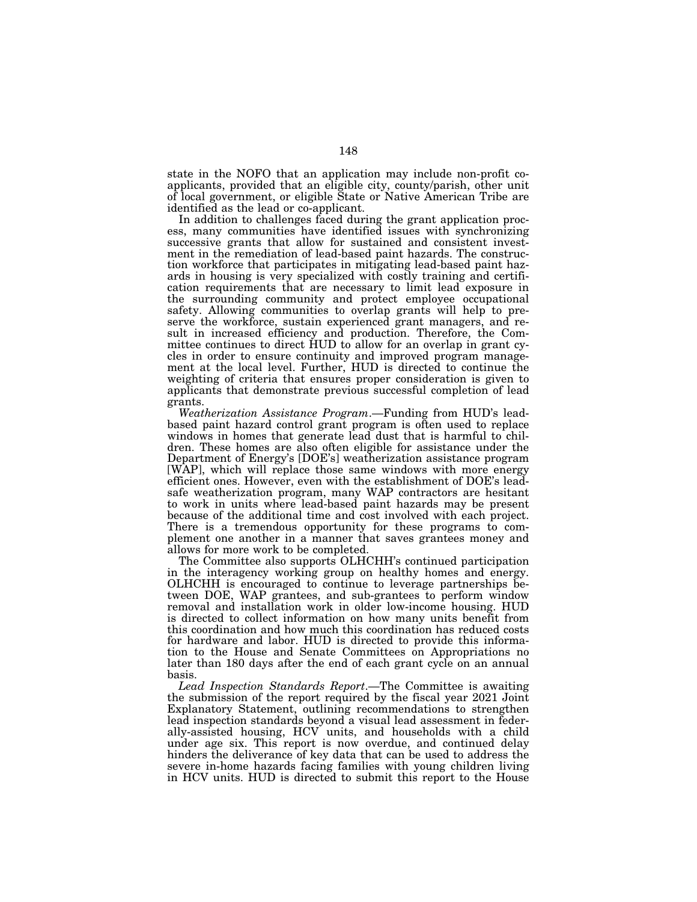state in the NOFO that an application may include non-profit co-applicants, provided that an eligible city, county/parish, other unit of local government, or eligible State or Native American Tribe are identified as the lead or co-applicant.

In addition to challenges faced during the grant application process, many communities have identified issues with synchronizing successive grants that allow for sustained and consistent investment in the remediation of lead-based paint hazards. The construction workforce that participates in mitigating lead-based paint hazards in housing is very specialized with costly training and certification requirements that are necessary to limit lead exposure in the surrounding community and protect employee occupational safety. Allowing communities to overlap grants will help to preserve the workforce, sustain experienced grant managers, and result in increased efficiency and production. Therefore, the Committee continues to direct HUD to allow for an overlap in grant cycles in order to ensure continuity and improved program management at the local level. Further, HUD is directed to continue the weighting of criteria that ensures proper consideration is given to applicants that demonstrate previous successful completion of lead grants.

*Weatherization Assistance Program*.—Funding from HUD's lead-based paint hazard control grant program is often used to replace windows in homes that generate lead dust that is harmful to children. These homes are also often eligible for assistance under the Department of Energy's [DOE's] weatherization assistance program [WAP], which will replace those same windows with more energy efficient ones. However, even with the establishment of DOE's lead-safe weatherization program, many WAP contractors are hesitant to work in units where lead-based paint hazards may be present because of the additional time and cost involved with each project. There is a tremendous opportunity for these programs to complement one another in a manner that saves grantees money and allows for more work to be completed.

The Committee also supports OLHCHH's continued participation in the interagency working group on healthy homes and energy. OLHCHH is encouraged to continue to leverage partnerships between DOE, WAP grantees, and sub-grantees to perform window removal and installation work in older low-income housing. HUD is directed to collect information on how many units benefit from this coordination and how much this coordination has reduced costs for hardware and labor. HUD is directed to provide this information to the House and Senate Committees on Appropriations no later than 180 days after the end of each grant cycle on an annual basis.

*Lead Inspection Standards Report*.—The Committee is awaiting the submission of the report required by the fiscal year 2021 Joint Explanatory Statement, outlining recommendations to strengthen lead inspection standards beyond a visual lead assessment in federally-assisted housing, HCV units, and households with a child under age six. This report is now overdue, and continued delay hinders the deliverance of key data that can be used to address the severe in-home hazards facing families with young children living in HCV units. HUD is directed to submit this report to the House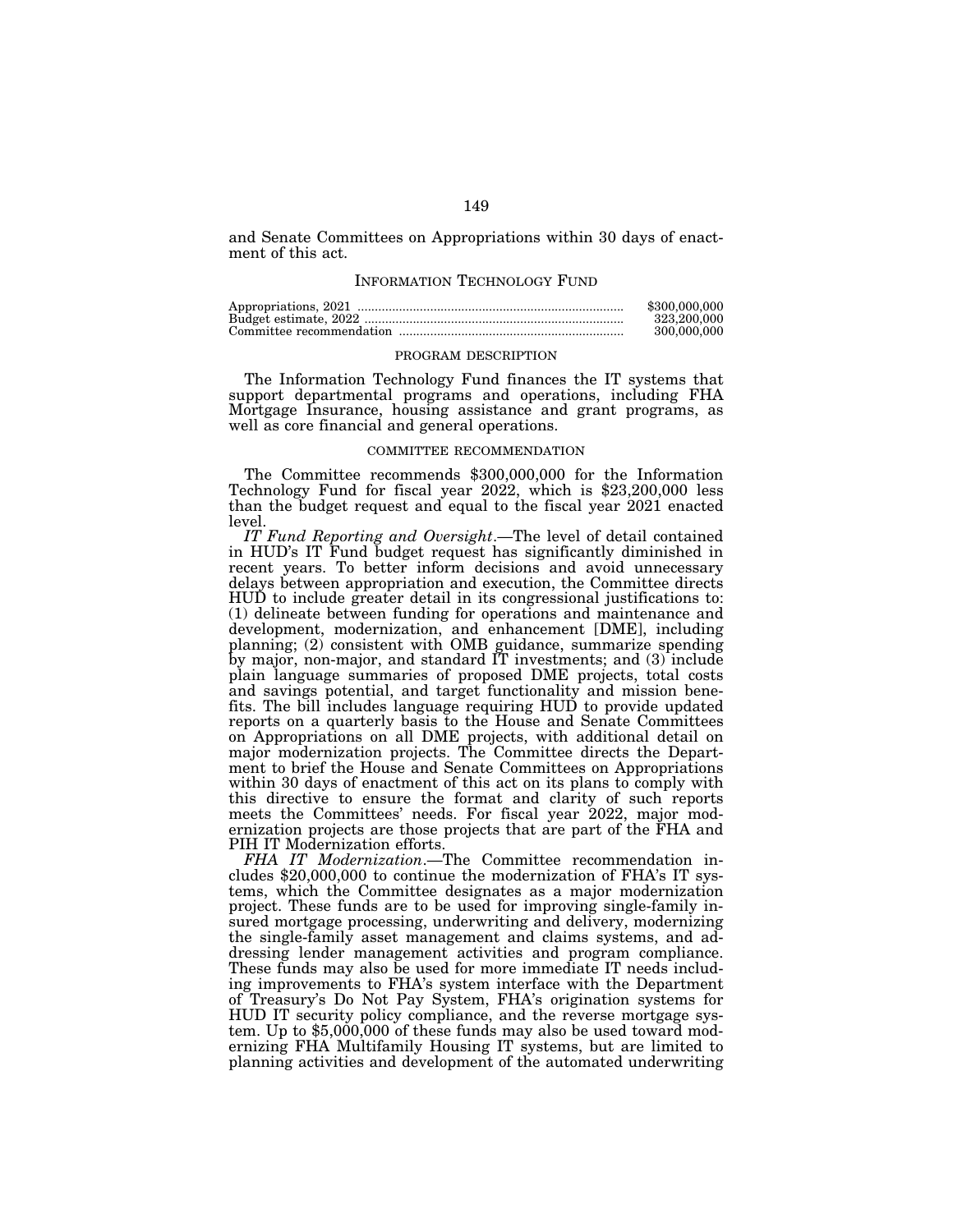and Senate Committees on Appropriations within 30 days of enactment of this act.

## INFORMATION TECHNOLOGY FUND

| | |
|---|---|
| Appropriations, 2021 | $300,000,000 |
| Budget estimate, 2022 | 323,200,000 |
| Committee recommendation | 300,000,000 |

### PROGRAM DESCRIPTION

The Information Technology Fund finances the IT systems that support departmental programs and operations, including FHA Mortgage Insurance, housing assistance and grant programs, as well as core financial and general operations.

### COMMITTEE RECOMMENDATION

The Committee recommends $300,000,000 for the Information Technology Fund for fiscal year 2022, which is $23,200,000 less than the budget request and equal to the fiscal year 2021 enacted level.

*IT Fund Reporting and Oversight*.—The level of detail contained in HUD's IT Fund budget request has significantly diminished in recent years. To better inform decisions and avoid unnecessary delays between appropriation and execution, the Committee directs HUD to include greater detail in its congressional justifications to: (1) delineate between funding for operations and maintenance and development, modernization, and enhancement [DME], including planning; (2) consistent with OMB guidance, summarize spending by major, non-major, and standard IT investments; and (3) include plain language summaries of proposed DME projects, total costs and savings potential, and target functionality and mission benefits. The bill includes language requiring HUD to provide updated reports on a quarterly basis to the House and Senate Committees on Appropriations on all DME projects, with additional detail on major modernization projects. The Committee directs the Department to brief the House and Senate Committees on Appropriations within 30 days of enactment of this act on its plans to comply with this directive to ensure the format and clarity of such reports meets the Committees' needs. For fiscal year 2022, major modernization projects are those projects that are part of the FHA and PIH IT Modernization efforts.

*FHA IT Modernization*.—The Committee recommendation includes $20,000,000 to continue the modernization of FHA's IT systems, which the Committee designates as a major modernization project. These funds are to be used for improving single-family insured mortgage processing, underwriting and delivery, modernizing the single-family asset management and claims systems, and addressing lender management activities and program compliance. These funds may also be used for more immediate IT needs including improvements to FHA's system interface with the Department of Treasury's Do Not Pay System, FHA's origination systems for HUD IT security policy compliance, and the reverse mortgage system. Up to $5,000,000 of these funds may also be used toward modernizing FHA Multifamily Housing IT systems, but are limited to planning activities and development of the automated underwriting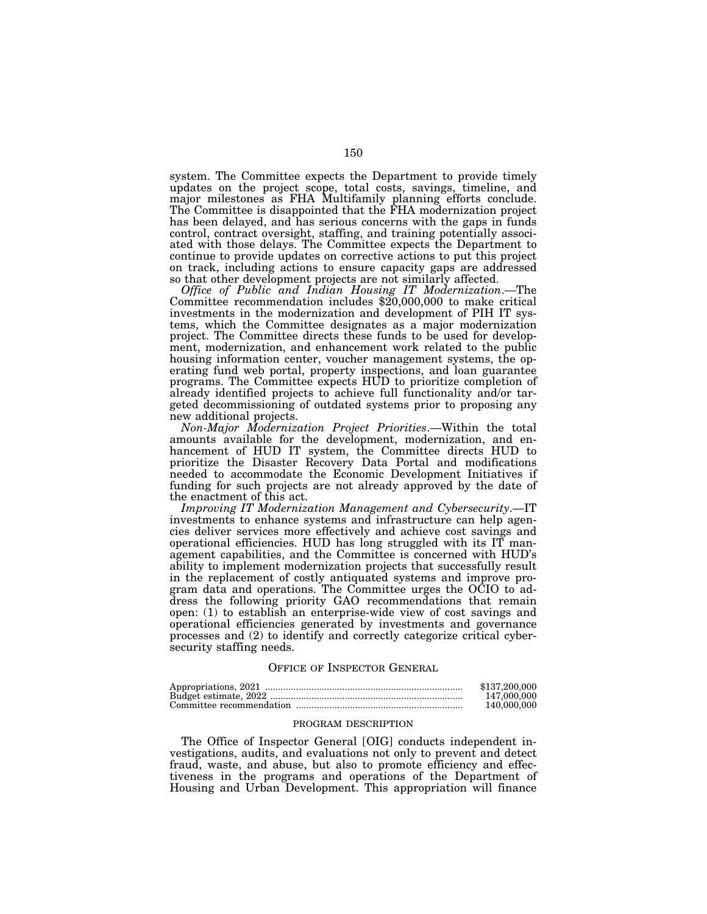system. The Committee expects the Department to provide timely updates on the project scope, total costs, savings, timeline, and major milestones as FHA Multifamily planning efforts conclude. The Committee is disappointed that the FHA modernization project has been delayed, and has serious concerns with the gaps in funds control, contract oversight, staffing, and training potentially associated with those delays. The Committee expects the Department to continue to provide updates on corrective actions to put this project on track, including actions to ensure capacity gaps are addressed so that other development projects are not similarly affected.

*Office of Public and Indian Housing IT Modernization*.—The Committee recommendation includes $20,000,000 to make critical investments in the modernization and development of PIH IT systems, which the Committee designates as a major modernization project. The Committee directs these funds to be used for development, modernization, and enhancement work related to the public housing information center, voucher management systems, the operating fund web portal, property inspections, and loan guarantee programs. The Committee expects HUD to prioritize completion of already identified projects to achieve full functionality and/or targeted decommissioning of outdated systems prior to proposing any new additional projects.

*Non-Major Modernization Project Priorities*.—Within the total amounts available for the development, modernization, and enhancement of HUD IT system, the Committee directs HUD to prioritize the Disaster Recovery Data Portal and modifications needed to accommodate the Economic Development Initiatives if funding for such projects are not already approved by the date of the enactment of this act.

*Improving IT Modernization Management and Cybersecurity*.—IT investments to enhance systems and infrastructure can help agencies deliver services more effectively and achieve cost savings and operational efficiencies. HUD has long struggled with its IT management capabilities, and the Committee is concerned with HUD's ability to implement modernization projects that successfully result in the replacement of costly antiquated systems and improve program data and operations. The Committee urges the OCIO to address the following priority GAO recommendations that remain open: (1) to establish an enterprise-wide view of cost savings and operational efficiencies generated by investments and governance processes and (2) to identify and correctly categorize critical cybersecurity staffing needs.

## OFFICE OF INSPECTOR GENERAL

| | |
|---|---|
| Appropriations, 2021 | $137,200,000 |
| Budget estimate, 2022 | 147,000,000 |
| Committee recommendation | 140,000,000 |

### PROGRAM DESCRIPTION

The Office of Inspector General [OIG] conducts independent investigations, audits, and evaluations not only to prevent and detect fraud, waste, and abuse, but also to promote efficiency and effectiveness in the programs and operations of the Department of Housing and Urban Development. This appropriation will finance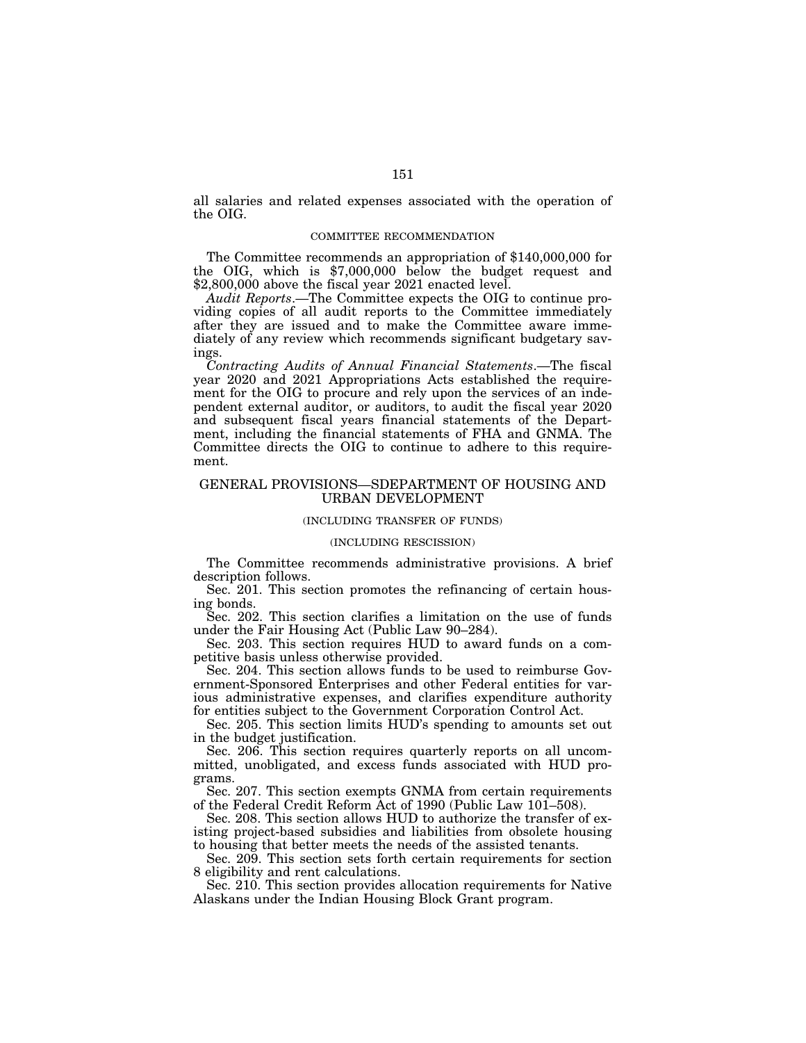all salaries and related expenses associated with the operation of the OIG.

COMMITTEE RECOMMENDATION

The Committee recommends an appropriation of $140,000,000 for the OIG, which is $7,000,000 below the budget request and $2,800,000 above the fiscal year 2021 enacted level.

*Audit Reports*.—The Committee expects the OIG to continue providing copies of all audit reports to the Committee immediately after they are issued and to make the Committee aware immediately of any review which recommends significant budgetary savings.

*Contracting Audits of Annual Financial Statements*.—The fiscal year 2020 and 2021 Appropriations Acts established the requirement for the OIG to procure and rely upon the services of an independent external auditor, or auditors, to audit the fiscal year 2020 and subsequent fiscal years financial statements of the Department, including the financial statements of FHA and GNMA. The Committee directs the OIG to continue to adhere to this requirement.

## GENERAL PROVISIONS—SDEPARTMENT OF HOUSING AND URBAN DEVELOPMENT

(INCLUDING TRANSFER OF FUNDS)

(INCLUDING RESCISSION)

The Committee recommends administrative provisions. A brief description follows.

Sec. 201. This section promotes the refinancing of certain housing bonds.

Sec. 202. This section clarifies a limitation on the use of funds under the Fair Housing Act (Public Law 90–284).

Sec. 203. This section requires HUD to award funds on a competitive basis unless otherwise provided.

Sec. 204. This section allows funds to be used to reimburse Government-Sponsored Enterprises and other Federal entities for various administrative expenses, and clarifies expenditure authority for entities subject to the Government Corporation Control Act.

Sec. 205. This section limits HUD's spending to amounts set out in the budget justification.

Sec. 206. This section requires quarterly reports on all uncommitted, unobligated, and excess funds associated with HUD programs.

Sec. 207. This section exempts GNMA from certain requirements of the Federal Credit Reform Act of 1990 (Public Law 101–508).

Sec. 208. This section allows HUD to authorize the transfer of existing project-based subsidies and liabilities from obsolete housing to housing that better meets the needs of the assisted tenants.

Sec. 209. This section sets forth certain requirements for section 8 eligibility and rent calculations.

Sec. 210. This section provides allocation requirements for Native Alaskans under the Indian Housing Block Grant program.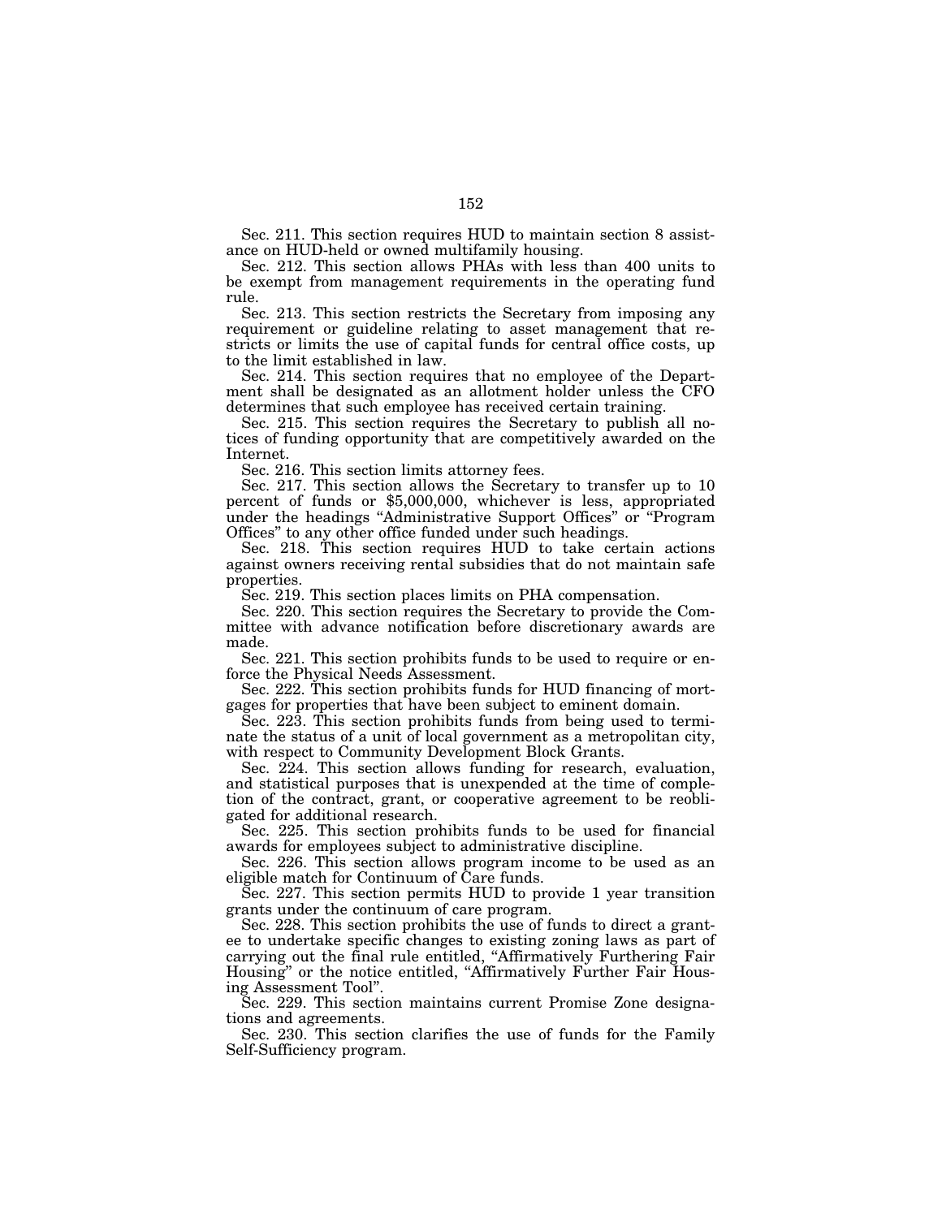Sec. 211. This section requires HUD to maintain section 8 assistance on HUD-held or owned multifamily housing.

Sec. 212. This section allows PHAs with less than 400 units to be exempt from management requirements in the operating fund rule.

Sec. 213. This section restricts the Secretary from imposing any requirement or guideline relating to asset management that restricts or limits the use of capital funds for central office costs, up to the limit established in law.

Sec. 214. This section requires that no employee of the Department shall be designated as an allotment holder unless the CFO determines that such employee has received certain training.

Sec. 215. This section requires the Secretary to publish all notices of funding opportunity that are competitively awarded on the Internet.

Sec. 216. This section limits attorney fees.

Sec. 217. This section allows the Secretary to transfer up to 10 percent of funds or $5,000,000, whichever is less, appropriated under the headings "Administrative Support Offices" or "Program Offices" to any other office funded under such headings.

Sec. 218. This section requires HUD to take certain actions against owners receiving rental subsidies that do not maintain safe properties.

Sec. 219. This section places limits on PHA compensation.

Sec. 220. This section requires the Secretary to provide the Committee with advance notification before discretionary awards are made.

Sec. 221. This section prohibits funds to be used to require or enforce the Physical Needs Assessment.

Sec. 222. This section prohibits funds for HUD financing of mortgages for properties that have been subject to eminent domain.

Sec. 223. This section prohibits funds from being used to terminate the status of a unit of local government as a metropolitan city, with respect to Community Development Block Grants.

Sec. 224. This section allows funding for research, evaluation, and statistical purposes that is unexpended at the time of completion of the contract, grant, or cooperative agreement to be reobligated for additional research.

Sec. 225. This section prohibits funds to be used for financial awards for employees subject to administrative discipline.

Sec. 226. This section allows program income to be used as an eligible match for Continuum of Care funds.

Sec. 227. This section permits HUD to provide 1 year transition grants under the continuum of care program.

Sec. 228. This section prohibits the use of funds to direct a grantee to undertake specific changes to existing zoning laws as part of carrying out the final rule entitled, "Affirmatively Furthering Fair Housing" or the notice entitled, "Affirmatively Further Fair Housing Assessment Tool".

Sec. 229. This section maintains current Promise Zone designations and agreements.

Sec. 230. This section clarifies the use of funds for the Family Self-Sufficiency program.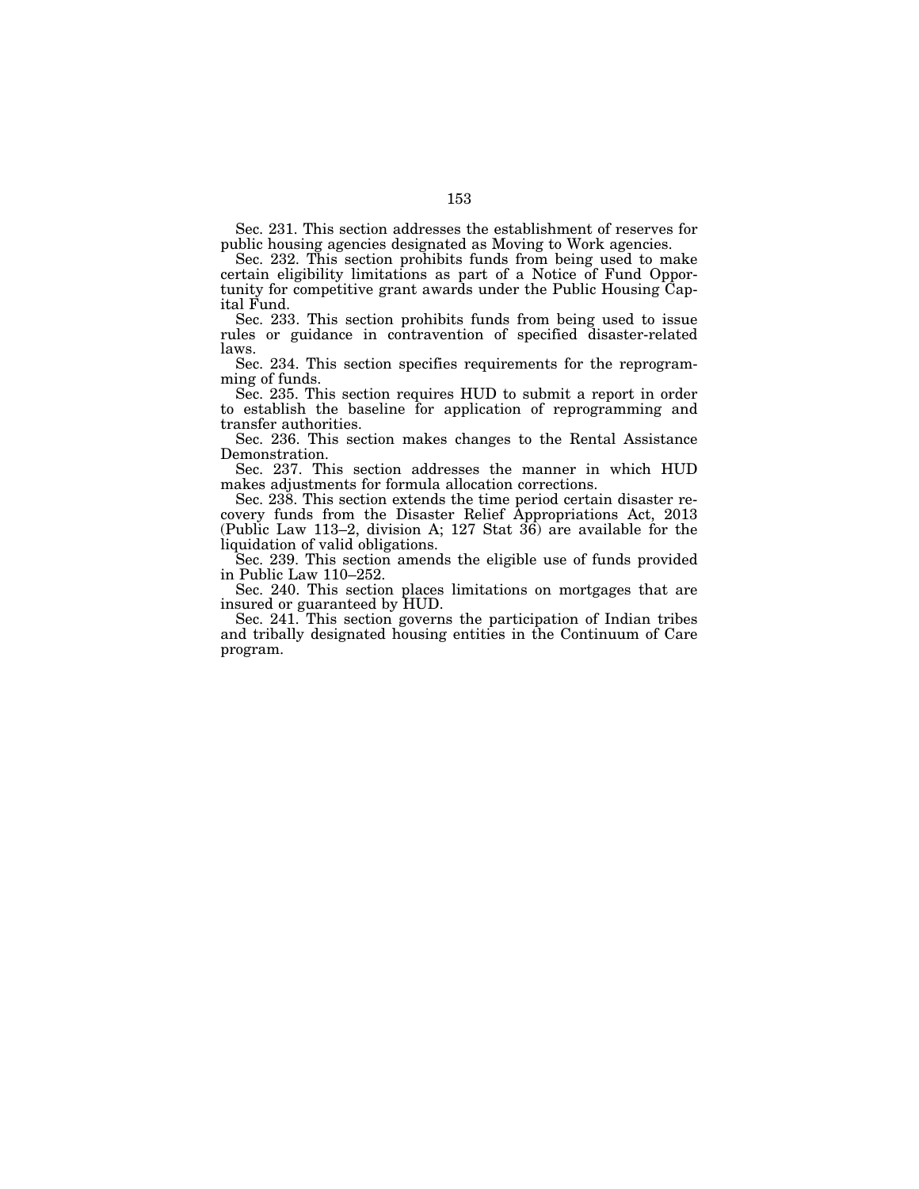Sec. 231. This section addresses the establishment of reserves for public housing agencies designated as Moving to Work agencies.

Sec. 232. This section prohibits funds from being used to make certain eligibility limitations as part of a Notice of Fund Opportunity for competitive grant awards under the Public Housing Capital Fund.

Sec. 233. This section prohibits funds from being used to issue rules or guidance in contravention of specified disaster-related laws.

Sec. 234. This section specifies requirements for the reprogramming of funds.

Sec. 235. This section requires HUD to submit a report in order to establish the baseline for application of reprogramming and transfer authorities.

Sec. 236. This section makes changes to the Rental Assistance Demonstration.

Sec. 237. This section addresses the manner in which HUD makes adjustments for formula allocation corrections.

Sec. 238. This section extends the time period certain disaster recovery funds from the Disaster Relief Appropriations Act, 2013 (Public Law 113–2, division A; 127 Stat 36) are available for the liquidation of valid obligations.

Sec. 239. This section amends the eligible use of funds provided in Public Law 110–252.

Sec. 240. This section places limitations on mortgages that are insured or guaranteed by HUD.

Sec. 241. This section governs the participation of Indian tribes and tribally designated housing entities in the Continuum of Care program.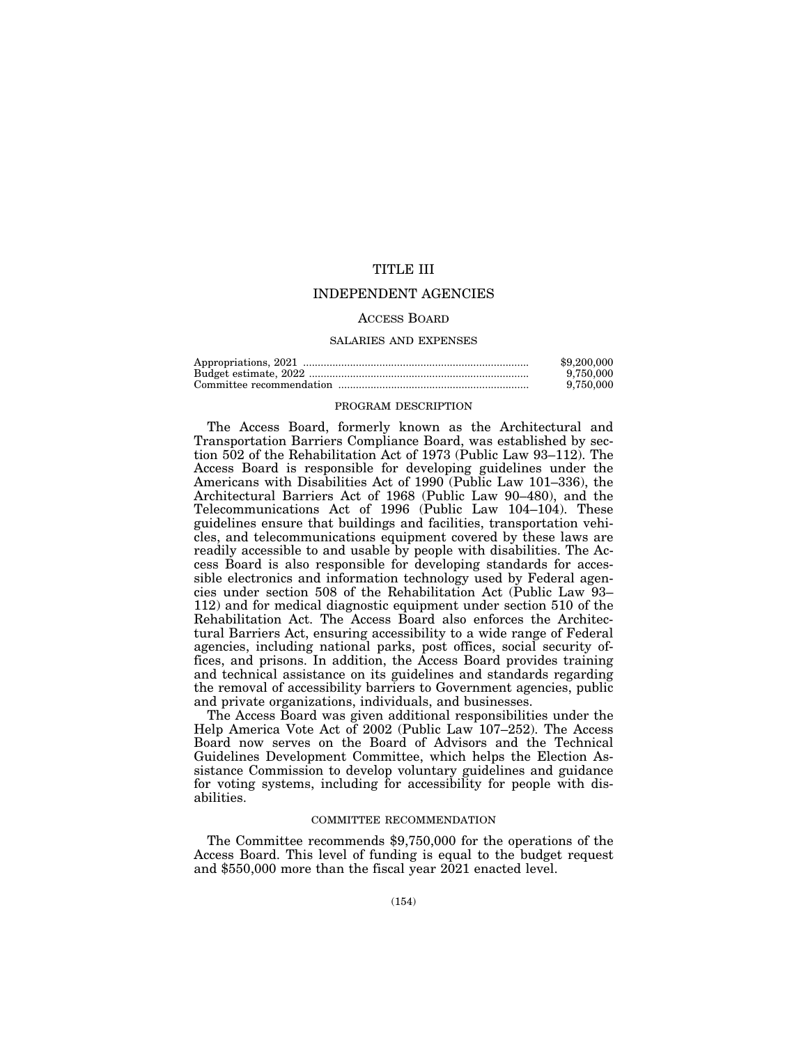# TITLE III

# INDEPENDENT AGENCIES

## ACCESS BOARD

### SALARIES AND EXPENSES

| | |
|---|---|
| Appropriations, 2021 | $9,200,000 |
| Budget estimate, 2022 | 9,750,000 |
| Committee recommendation | 9,750,000 |

#### PROGRAM DESCRIPTION

The Access Board, formerly known as the Architectural and Transportation Barriers Compliance Board, was established by section 502 of the Rehabilitation Act of 1973 (Public Law 93–112). The Access Board is responsible for developing guidelines under the Americans with Disabilities Act of 1990 (Public Law 101–336), the Architectural Barriers Act of 1968 (Public Law 90–480), and the Telecommunications Act of 1996 (Public Law 104–104). These guidelines ensure that buildings and facilities, transportation vehicles, and telecommunications equipment covered by these laws are readily accessible to and usable by people with disabilities. The Access Board is also responsible for developing standards for accessible electronics and information technology used by Federal agencies under section 508 of the Rehabilitation Act (Public Law 93–112) and for medical diagnostic equipment under section 510 of the Rehabilitation Act. The Access Board also enforces the Architectural Barriers Act, ensuring accessibility to a wide range of Federal agencies, including national parks, post offices, social security offices, and prisons. In addition, the Access Board provides training and technical assistance on its guidelines and standards regarding the removal of accessibility barriers to Government agencies, public and private organizations, individuals, and businesses.

The Access Board was given additional responsibilities under the Help America Vote Act of 2002 (Public Law 107–252). The Access Board now serves on the Board of Advisors and the Technical Guidelines Development Committee, which helps the Election Assistance Commission to develop voluntary guidelines and guidance for voting systems, including for accessibility for people with disabilities.

#### COMMITTEE RECOMMENDATION

The Committee recommends $9,750,000 for the operations of the Access Board. This level of funding is equal to the budget request and $550,000 more than the fiscal year 2021 enacted level.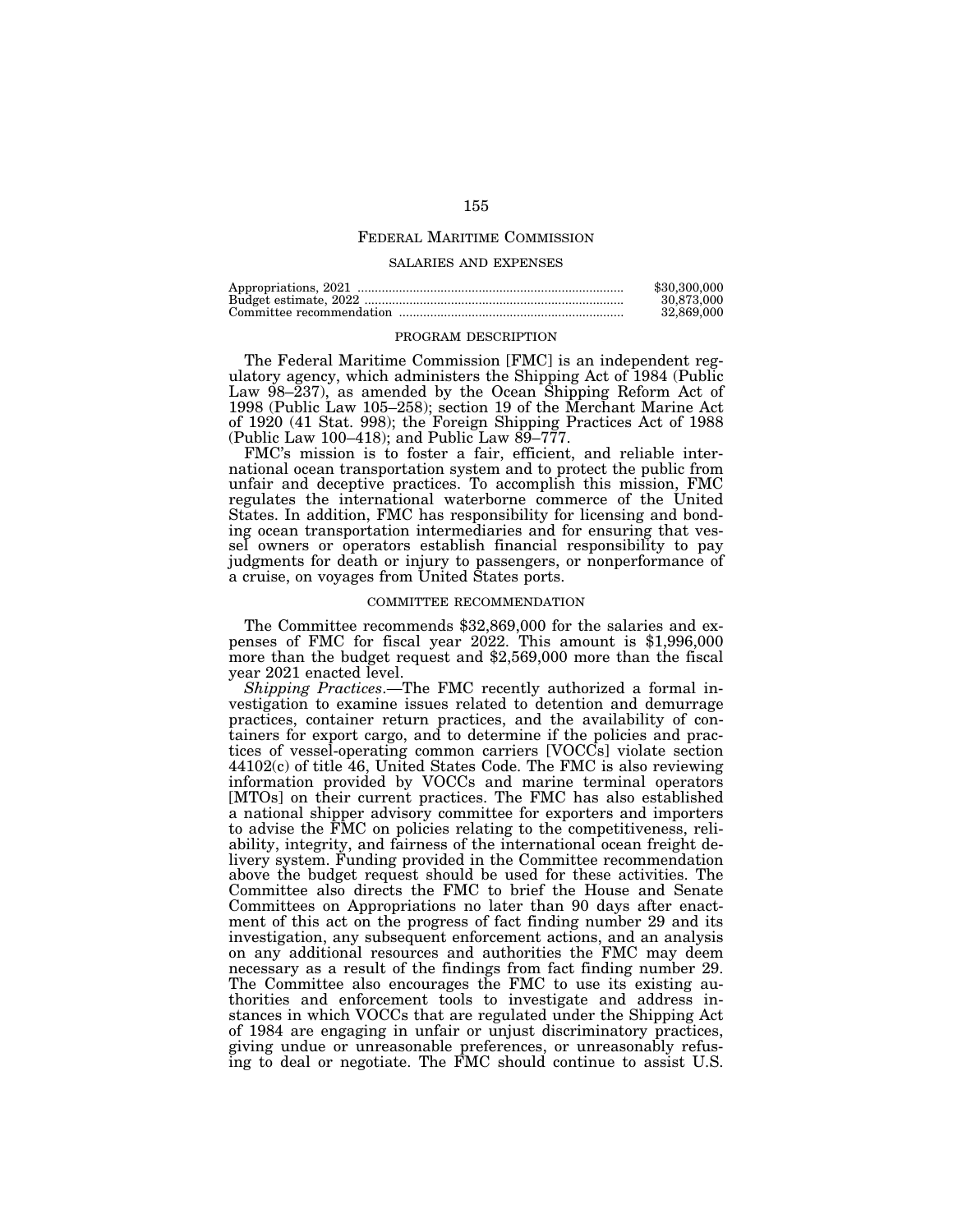# FEDERAL MARITIME COMMISSION

## SALARIES AND EXPENSES

| | |
|---|---|
| Appropriations, 2021 | $30,300,000 |
| Budget estimate, 2022 | 30,873,000 |
| Committee recommendation | 32,869,000 |

### PROGRAM DESCRIPTION

The Federal Maritime Commission [FMC] is an independent regulatory agency, which administers the Shipping Act of 1984 (Public Law 98–237), as amended by the Ocean Shipping Reform Act of 1998 (Public Law 105–258); section 19 of the Merchant Marine Act of 1920 (41 Stat. 998); the Foreign Shipping Practices Act of 1988 (Public Law 100–418); and Public Law 89–777.

FMC's mission is to foster a fair, efficient, and reliable international ocean transportation system and to protect the public from unfair and deceptive practices. To accomplish this mission, FMC regulates the international waterborne commerce of the United States. In addition, FMC has responsibility for licensing and bonding ocean transportation intermediaries and for ensuring that vessel owners or operators establish financial responsibility to pay judgments for death or injury to passengers, or nonperformance of a cruise, on voyages from United States ports.

### COMMITTEE RECOMMENDATION

The Committee recommends $32,869,000 for the salaries and expenses of FMC for fiscal year 2022. This amount is $1,996,000 more than the budget request and $2,569,000 more than the fiscal year 2021 enacted level.

*Shipping Practices*.—The FMC recently authorized a formal investigation to examine issues related to detention and demurrage practices, container return practices, and the availability of containers for export cargo, and to determine if the policies and practices of vessel-operating common carriers [VOCCs] violate section 44102(c) of title 46, United States Code. The FMC is also reviewing information provided by VOCCs and marine terminal operators [MTOs] on their current practices. The FMC has also established a national shipper advisory committee for exporters and importers to advise the FMC on policies relating to the competitiveness, reliability, integrity, and fairness of the international ocean freight delivery system. Funding provided in the Committee recommendation above the budget request should be used for these activities. The Committee also directs the FMC to brief the House and Senate Committees on Appropriations no later than 90 days after enactment of this act on the progress of fact finding number 29 and its investigation, any subsequent enforcement actions, and an analysis on any additional resources and authorities the FMC may deem necessary as a result of the findings from fact finding number 29. The Committee also encourages the FMC to use its existing authorities and enforcement tools to investigate and address instances in which VOCCs that are regulated under the Shipping Act of 1984 are engaging in unfair or unjust discriminatory practices, giving undue or unreasonable preferences, or unreasonably refusing to deal or negotiate. The FMC should continue to assist U.S.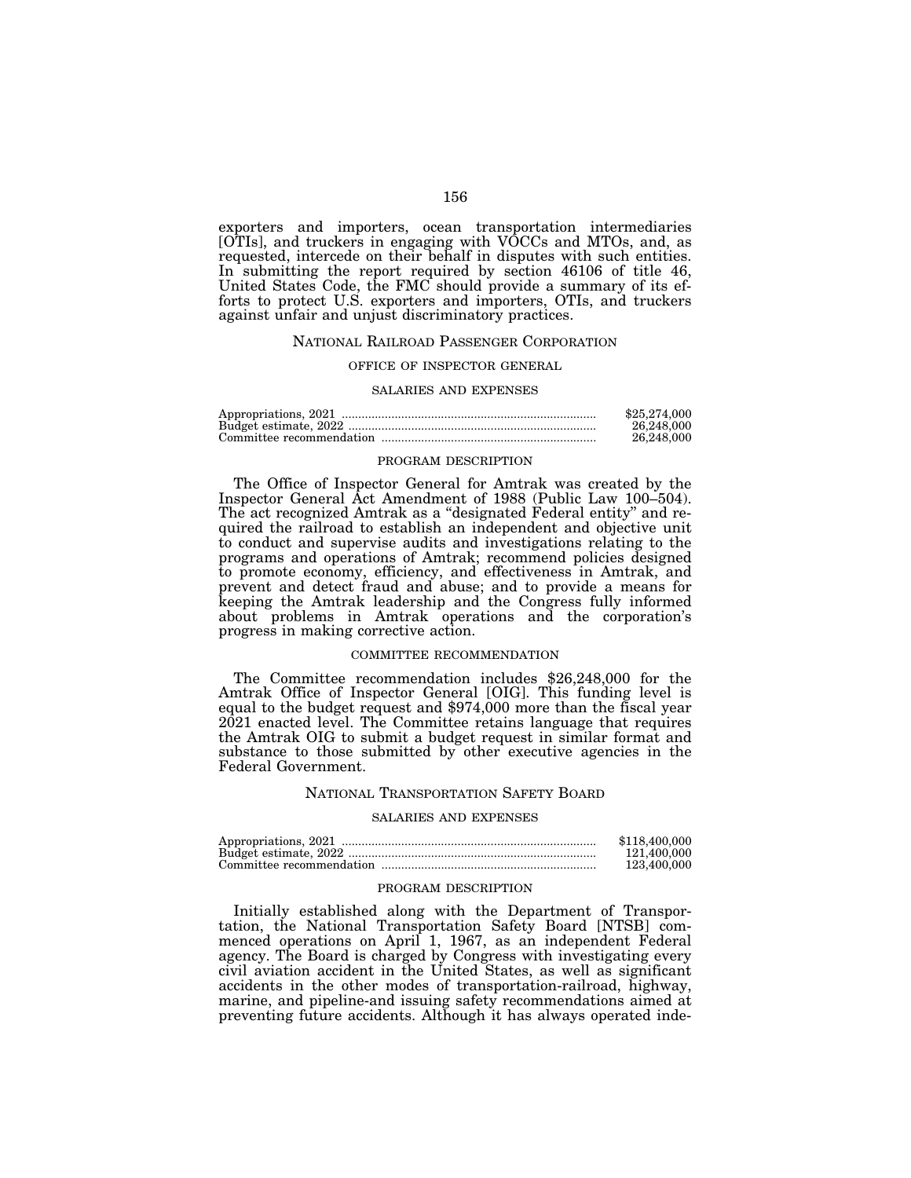exporters and importers, ocean transportation intermediaries [OTIs], and truckers in engaging with VOCCs and MTOs, and, as requested, intercede on their behalf in disputes with such entities. In submitting the report required by section 46106 of title 46, United States Code, the FMC should provide a summary of its efforts to protect U.S. exporters and importers, OTIs, and truckers against unfair and unjust discriminatory practices.

## NATIONAL RAILROAD PASSENGER CORPORATION

### OFFICE OF INSPECTOR GENERAL

#### SALARIES AND EXPENSES

| | |
|---|---|
| Appropriations, 2021 | $25,274,000 |
| Budget estimate, 2022 | 26,248,000 |
| Committee recommendation | 26,248,000 |

#### PROGRAM DESCRIPTION

The Office of Inspector General for Amtrak was created by the Inspector General Act Amendment of 1988 (Public Law 100–504). The act recognized Amtrak as a "designated Federal entity" and required the railroad to establish an independent and objective unit to conduct and supervise audits and investigations relating to the programs and operations of Amtrak; recommend policies designed to promote economy, efficiency, and effectiveness in Amtrak, and prevent and detect fraud and abuse; and to provide a means for keeping the Amtrak leadership and the Congress fully informed about problems in Amtrak operations and the corporation's progress in making corrective action.

#### COMMITTEE RECOMMENDATION

The Committee recommendation includes $26,248,000 for the Amtrak Office of Inspector General [OIG]. This funding level is equal to the budget request and $974,000 more than the fiscal year 2021 enacted level. The Committee retains language that requires the Amtrak OIG to submit a budget request in similar format and substance to those submitted by other executive agencies in the Federal Government.

## NATIONAL TRANSPORTATION SAFETY BOARD

#### SALARIES AND EXPENSES

| | |
|---|---|
| Appropriations, 2021 | $118,400,000 |
| Budget estimate, 2022 | 121,400,000 |
| Committee recommendation | 123,400,000 |

#### PROGRAM DESCRIPTION

Initially established along with the Department of Transportation, the National Transportation Safety Board [NTSB] commenced operations on April 1, 1967, as an independent Federal agency. The Board is charged by Congress with investigating every civil aviation accident in the United States, as well as significant accidents in the other modes of transportation-railroad, highway, marine, and pipeline-and issuing safety recommendations aimed at preventing future accidents. Although it has always operated inde-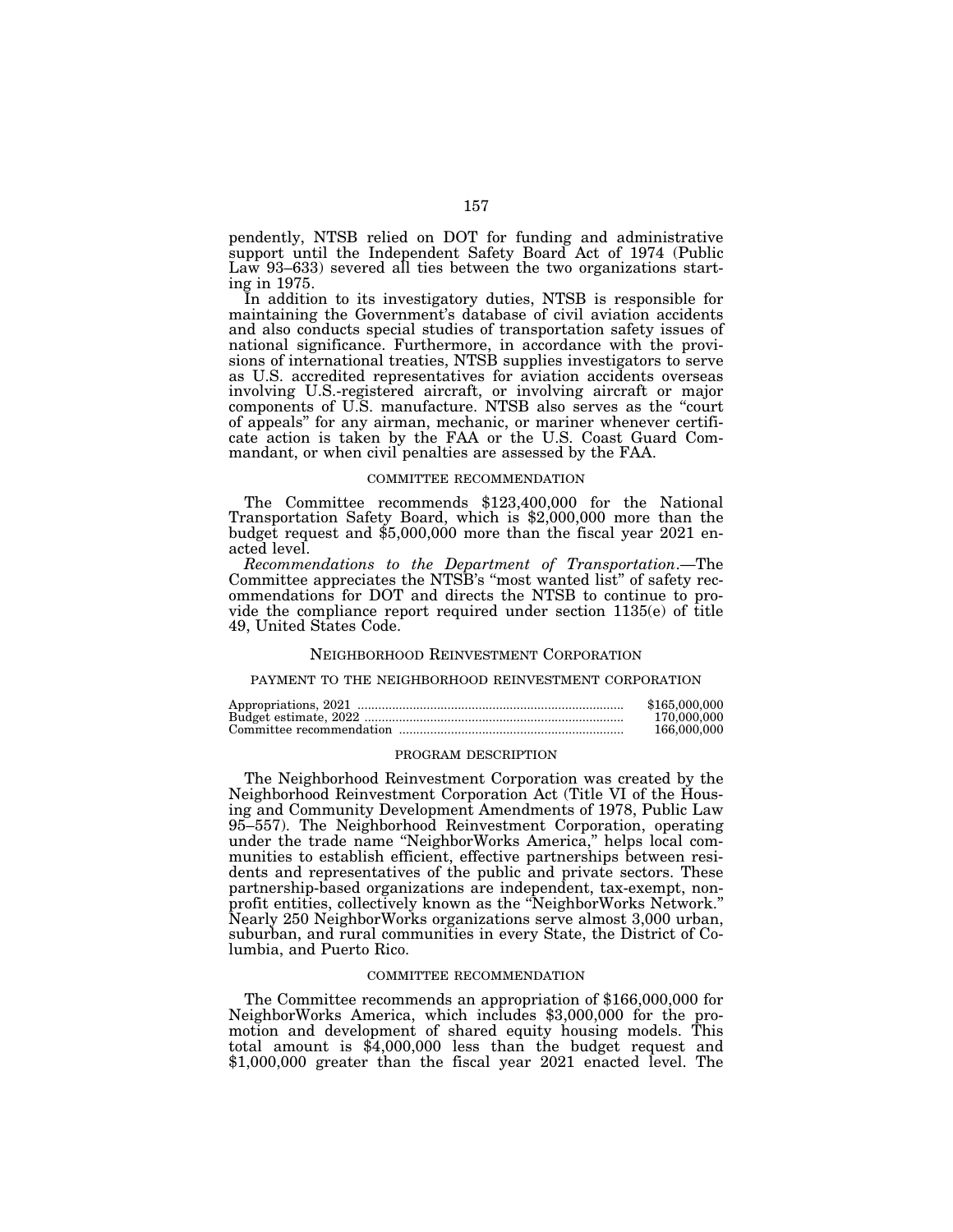pendently, NTSB relied on DOT for funding and administrative support until the Independent Safety Board Act of 1974 (Public Law 93–633) severed all ties between the two organizations starting in 1975.

In addition to its investigatory duties, NTSB is responsible for maintaining the Government's database of civil aviation accidents and also conducts special studies of transportation safety issues of national significance. Furthermore, in accordance with the provisions of international treaties, NTSB supplies investigators to serve as U.S. accredited representatives for aviation accidents overseas involving U.S.-registered aircraft, or involving aircraft or major components of U.S. manufacture. NTSB also serves as the "court of appeals" for any airman, mechanic, or mariner whenever certificate action is taken by the FAA or the U.S. Coast Guard Commandant, or when civil penalties are assessed by the FAA.

#### COMMITTEE RECOMMENDATION

The Committee recommends $123,400,000 for the National Transportation Safety Board, which is $2,000,000 more than the budget request and $5,000,000 more than the fiscal year 2021 enacted level.

*Recommendations to the Department of Transportation*.—The Committee appreciates the NTSB's "most wanted list" of safety recommendations for DOT and directs the NTSB to continue to provide the compliance report required under section 1135(e) of title 49, United States Code.

## NEIGHBORHOOD REINVESTMENT CORPORATION

### PAYMENT TO THE NEIGHBORHOOD REINVESTMENT CORPORATION

| | |
|---|---|
| Appropriations, 2021 | $165,000,000 |
| Budget estimate, 2022 | 170,000,000 |
| Committee recommendation | 166,000,000 |

#### PROGRAM DESCRIPTION

The Neighborhood Reinvestment Corporation was created by the Neighborhood Reinvestment Corporation Act (Title VI of the Housing and Community Development Amendments of 1978, Public Law 95–557). The Neighborhood Reinvestment Corporation, operating under the trade name "NeighborWorks America," helps local communities to establish efficient, effective partnerships between residents and representatives of the public and private sectors. These partnership-based organizations are independent, tax-exempt, nonprofit entities, collectively known as the "NeighborWorks Network." Nearly 250 NeighborWorks organizations serve almost 3,000 urban, suburban, and rural communities in every State, the District of Columbia, and Puerto Rico.

#### COMMITTEE RECOMMENDATION

The Committee recommends an appropriation of $166,000,000 for NeighborWorks America, which includes $3,000,000 for the promotion and development of shared equity housing models. This total amount is $4,000,000 less than the budget request and $1,000,000 greater than the fiscal year 2021 enacted level. The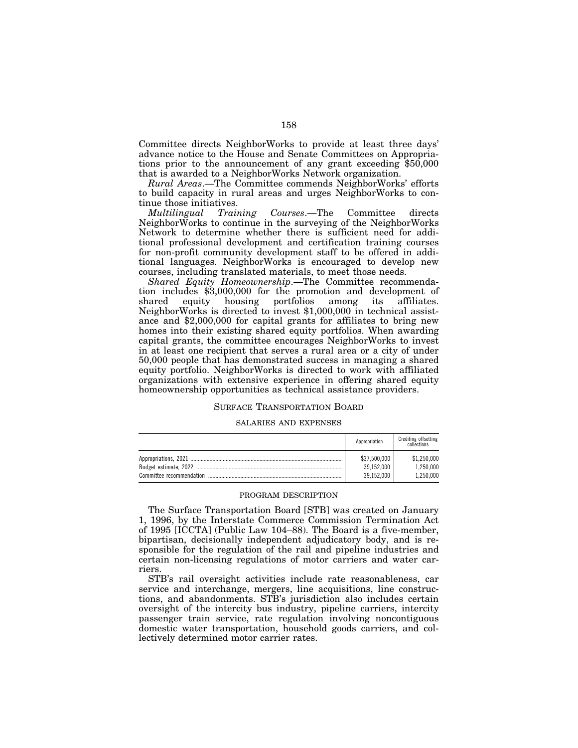Committee directs NeighborWorks to provide at least three days' advance notice to the House and Senate Committees on Appropriations prior to the announcement of any grant exceeding $50,000 that is awarded to a NeighborWorks Network organization.

*Rural Areas*.—The Committee commends NeighborWorks' efforts to build capacity in rural areas and urges NeighborWorks to continue those initiatives.

*Multilingual Training Courses*.—The Committee directs NeighborWorks to continue in the surveying of the NeighborWorks Network to determine whether there is sufficient need for additional professional development and certification training courses for non-profit community development staff to be offered in additional languages. NeighborWorks is encouraged to develop new courses, including translated materials, to meet those needs.

*Shared Equity Homeownership*.—The Committee recommendation includes $3,000,000 for the promotion and development of shared equity housing portfolios among its affiliates. NeighborWorks is directed to invest $1,000,000 in technical assistance and $2,000,000 for capital grants for affiliates to bring new homes into their existing shared equity portfolios. When awarding capital grants, the committee encourages NeighborWorks to invest in at least one recipient that serves a rural area or a city of under 50,000 people that has demonstrated success in managing a shared equity portfolio. NeighborWorks is directed to work with affiliated organizations with extensive experience in offering shared equity homeownership opportunities as technical assistance providers.

## SURFACE TRANSPORTATION BOARD

### SALARIES AND EXPENSES

| | Appropriation | Crediting offsetting collections |
|---|---|---|
| Appropriations, 2021 | $37,500,000 | $1,250,000 |
| Budget estimate, 2022 | 39,152,000 | 1,250,000 |
| Committee recommendation | 39,152,000 | 1,250,000 |

#### PROGRAM DESCRIPTION

The Surface Transportation Board [STB] was created on January 1, 1996, by the Interstate Commerce Commission Termination Act of 1995 [ICCTA] (Public Law 104–88). The Board is a five-member, bipartisan, decisionally independent adjudicatory body, and is responsible for the regulation of the rail and pipeline industries and certain non-licensing regulations of motor carriers and water carriers.

STB's rail oversight activities include rate reasonableness, car service and interchange, mergers, line acquisitions, line constructions, and abandonments. STB's jurisdiction also includes certain oversight of the intercity bus industry, pipeline carriers, intercity passenger train service, rate regulation involving noncontiguous domestic water transportation, household goods carriers, and collectively determined motor carrier rates.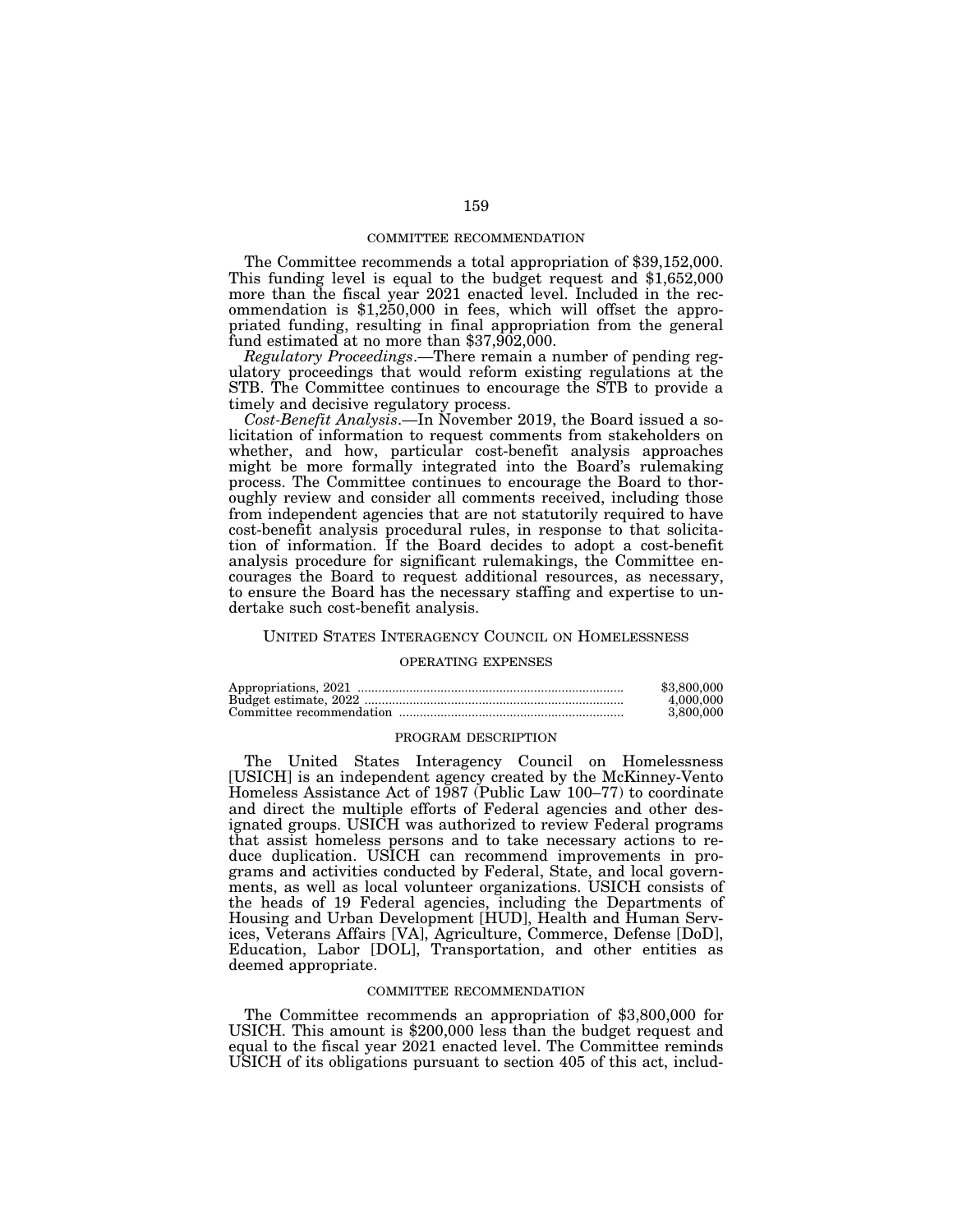COMMITTEE RECOMMENDATION

The Committee recommends a total appropriation of $39,152,000. This funding level is equal to the budget request and $1,652,000 more than the fiscal year 2021 enacted level. Included in the recommendation is $1,250,000 in fees, which will offset the appropriated funding, resulting in final appropriation from the general fund estimated at no more than $37,902,000.

*Regulatory Proceedings*.—There remain a number of pending regulatory proceedings that would reform existing regulations at the STB. The Committee continues to encourage the STB to provide a timely and decisive regulatory process.

*Cost-Benefit Analysis*.—In November 2019, the Board issued a solicitation of information to request comments from stakeholders on whether, and how, particular cost-benefit analysis approaches might be more formally integrated into the Board's rulemaking process. The Committee continues to encourage the Board to thoroughly review and consider all comments received, including those from independent agencies that are not statutorily required to have cost-benefit analysis procedural rules, in response to that solicitation of information. If the Board decides to adopt a cost-benefit analysis procedure for significant rulemakings, the Committee encourages the Board to request additional resources, as necessary, to ensure the Board has the necessary staffing and expertise to undertake such cost-benefit analysis.

UNITED STATES INTERAGENCY COUNCIL ON HOMELESSNESS

OPERATING EXPENSES

| | |
|---|---|
| Appropriations, 2021 | $3,800,000 |
| Budget estimate, 2022 | 4,000,000 |
| Committee recommendation | 3,800,000 |

PROGRAM DESCRIPTION

The United States Interagency Council on Homelessness [USICH] is an independent agency created by the McKinney-Vento Homeless Assistance Act of 1987 (Public Law 100–77) to coordinate and direct the multiple efforts of Federal agencies and other designated groups. USICH was authorized to review Federal programs that assist homeless persons and to take necessary actions to reduce duplication. USICH can recommend improvements in programs and activities conducted by Federal, State, and local governments, as well as local volunteer organizations. USICH consists of the heads of 19 Federal agencies, including the Departments of Housing and Urban Development [HUD], Health and Human Services, Veterans Affairs [VA], Agriculture, Commerce, Defense [DoD], Education, Labor [DOL], Transportation, and other entities as deemed appropriate.

COMMITTEE RECOMMENDATION

The Committee recommends an appropriation of $3,800,000 for USICH. This amount is $200,000 less than the budget request and equal to the fiscal year 2021 enacted level. The Committee reminds USICH of its obligations pursuant to section 405 of this act, includ-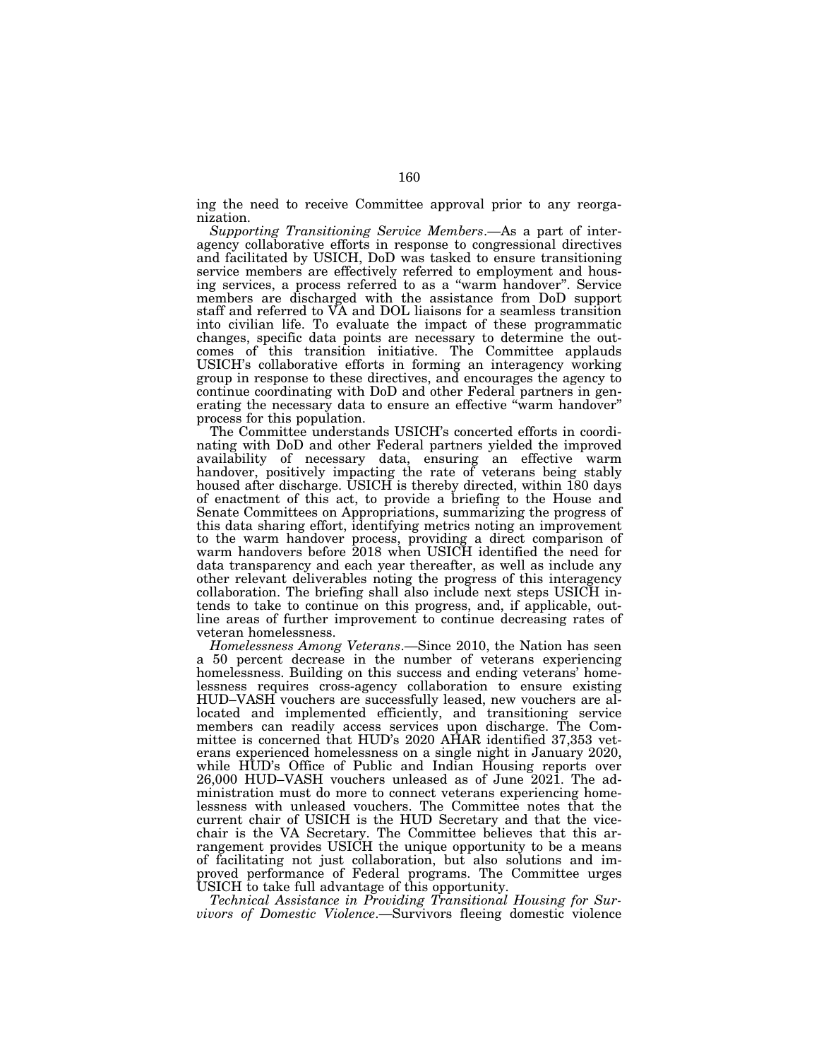ing the need to receive Committee approval prior to any reorganization.

*Supporting Transitioning Service Members*.—As a part of interagency collaborative efforts in response to congressional directives and facilitated by USICH, DoD was tasked to ensure transitioning service members are effectively referred to employment and housing services, a process referred to as a "warm handover". Service members are discharged with the assistance from DoD support staff and referred to VA and DOL liaisons for a seamless transition into civilian life. To evaluate the impact of these programmatic changes, specific data points are necessary to determine the outcomes of this transition initiative. The Committee applauds USICH's collaborative efforts in forming an interagency working group in response to these directives, and encourages the agency to continue coordinating with DoD and other Federal partners in generating the necessary data to ensure an effective "warm handover" process for this population.

The Committee understands USICH's concerted efforts in coordinating with DoD and other Federal partners yielded the improved availability of necessary data, ensuring an effective warm handover, positively impacting the rate of veterans being stably housed after discharge. USICH is thereby directed, within 180 days of enactment of this act, to provide a briefing to the House and Senate Committees on Appropriations, summarizing the progress of this data sharing effort, identifying metrics noting an improvement to the warm handover process, providing a direct comparison of warm handovers before 2018 when USICH identified the need for data transparency and each year thereafter, as well as include any other relevant deliverables noting the progress of this interagency collaboration. The briefing shall also include next steps USICH intends to take to continue on this progress, and, if applicable, outline areas of further improvement to continue decreasing rates of veteran homelessness.

*Homelessness Among Veterans*.—Since 2010, the Nation has seen a 50 percent decrease in the number of veterans experiencing homelessness. Building on this success and ending veterans' homelessness requires cross-agency collaboration to ensure existing HUD–VASH vouchers are successfully leased, new vouchers are allocated and implemented efficiently, and transitioning service members can readily access services upon discharge. The Committee is concerned that HUD's 2020 AHAR identified 37,353 veterans experienced homelessness on a single night in January 2020, while HUD's Office of Public and Indian Housing reports over 26,000 HUD–VASH vouchers unleased as of June 2021. The administration must do more to connect veterans experiencing homelessness with unleased vouchers. The Committee notes that the current chair of USICH is the HUD Secretary and that the vice-chair is the VA Secretary. The Committee believes that this arrangement provides USICH the unique opportunity to be a means of facilitating not just collaboration, but also solutions and improved performance of Federal programs. The Committee urges USICH to take full advantage of this opportunity.

*Technical Assistance in Providing Transitional Housing for Survivors of Domestic Violence*.—Survivors fleeing domestic violence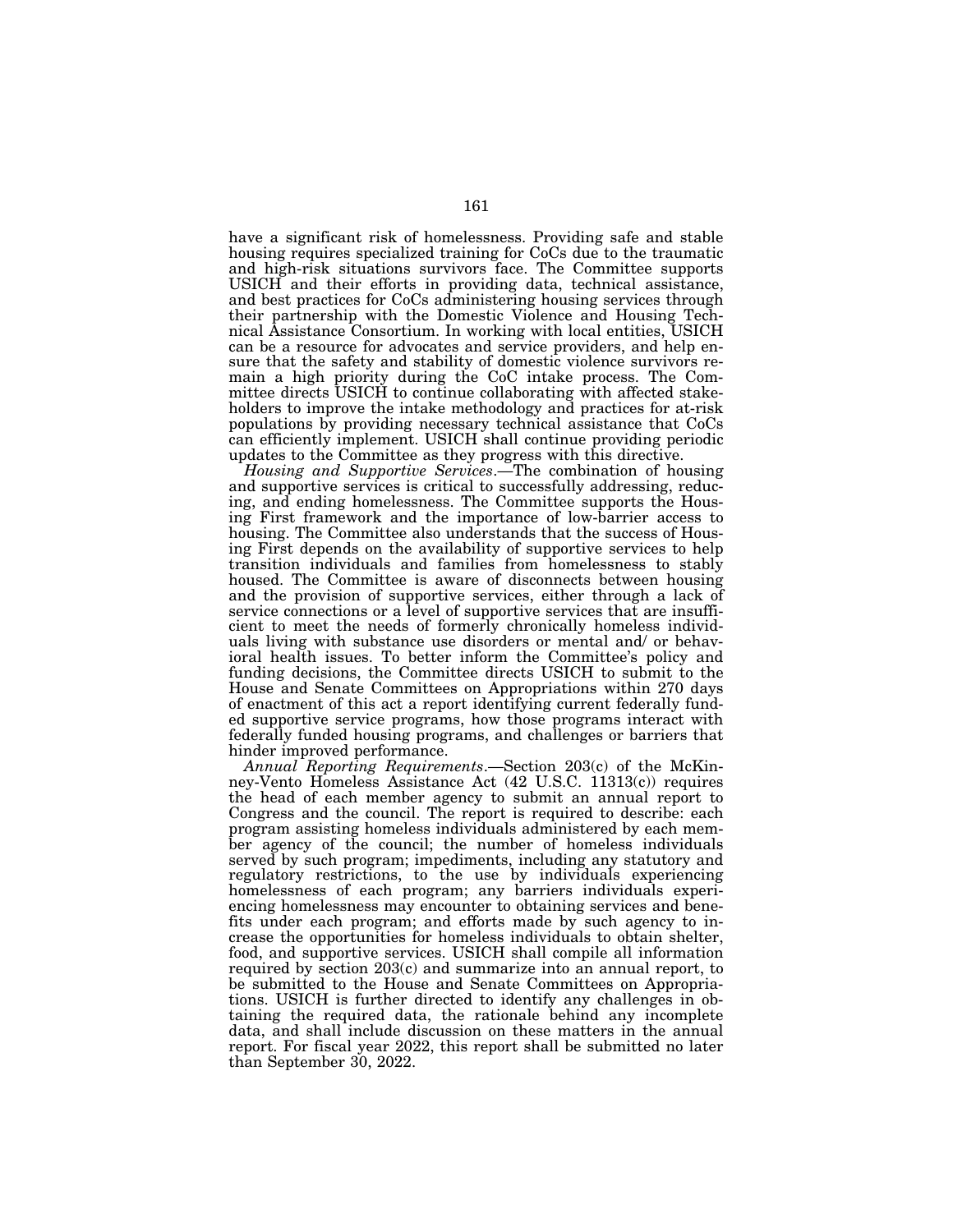have a significant risk of homelessness. Providing safe and stable housing requires specialized training for CoCs due to the traumatic and high-risk situations survivors face. The Committee supports USICH and their efforts in providing data, technical assistance, and best practices for CoCs administering housing services through their partnership with the Domestic Violence and Housing Technical Assistance Consortium. In working with local entities, USICH can be a resource for advocates and service providers, and help ensure that the safety and stability of domestic violence survivors remain a high priority during the CoC intake process. The Committee directs USICH to continue collaborating with affected stakeholders to improve the intake methodology and practices for at-risk populations by providing necessary technical assistance that CoCs can efficiently implement. USICH shall continue providing periodic updates to the Committee as they progress with this directive.

*Housing and Supportive Services*.—The combination of housing and supportive services is critical to successfully addressing, reducing, and ending homelessness. The Committee supports the Housing First framework and the importance of low-barrier access to housing. The Committee also understands that the success of Housing First depends on the availability of supportive services to help transition individuals and families from homelessness to stably housed. The Committee is aware of disconnects between housing and the provision of supportive services, either through a lack of service connections or a level of supportive services that are insufficient to meet the needs of formerly chronically homeless individuals living with substance use disorders or mental and/ or behavioral health issues. To better inform the Committee's policy and funding decisions, the Committee directs USICH to submit to the House and Senate Committees on Appropriations within 270 days of enactment of this act a report identifying current federally funded supportive service programs, how those programs interact with federally funded housing programs, and challenges or barriers that hinder improved performance.

*Annual Reporting Requirements*.—Section 203(c) of the McKinney-Vento Homeless Assistance Act (42 U.S.C. 11313(c)) requires the head of each member agency to submit an annual report to Congress and the council. The report is required to describe: each program assisting homeless individuals administered by each member agency of the council; the number of homeless individuals served by such program; impediments, including any statutory and regulatory restrictions, to the use by individuals experiencing homelessness of each program; any barriers individuals experiencing homelessness may encounter to obtaining services and benefits under each program; and efforts made by such agency to increase the opportunities for homeless individuals to obtain shelter, food, and supportive services. USICH shall compile all information required by section 203(c) and summarize into an annual report, to be submitted to the House and Senate Committees on Appropriations. USICH is further directed to identify any challenges in obtaining the required data, the rationale behind any incomplete data, and shall include discussion on these matters in the annual report. For fiscal year 2022, this report shall be submitted no later than September 30, 2022.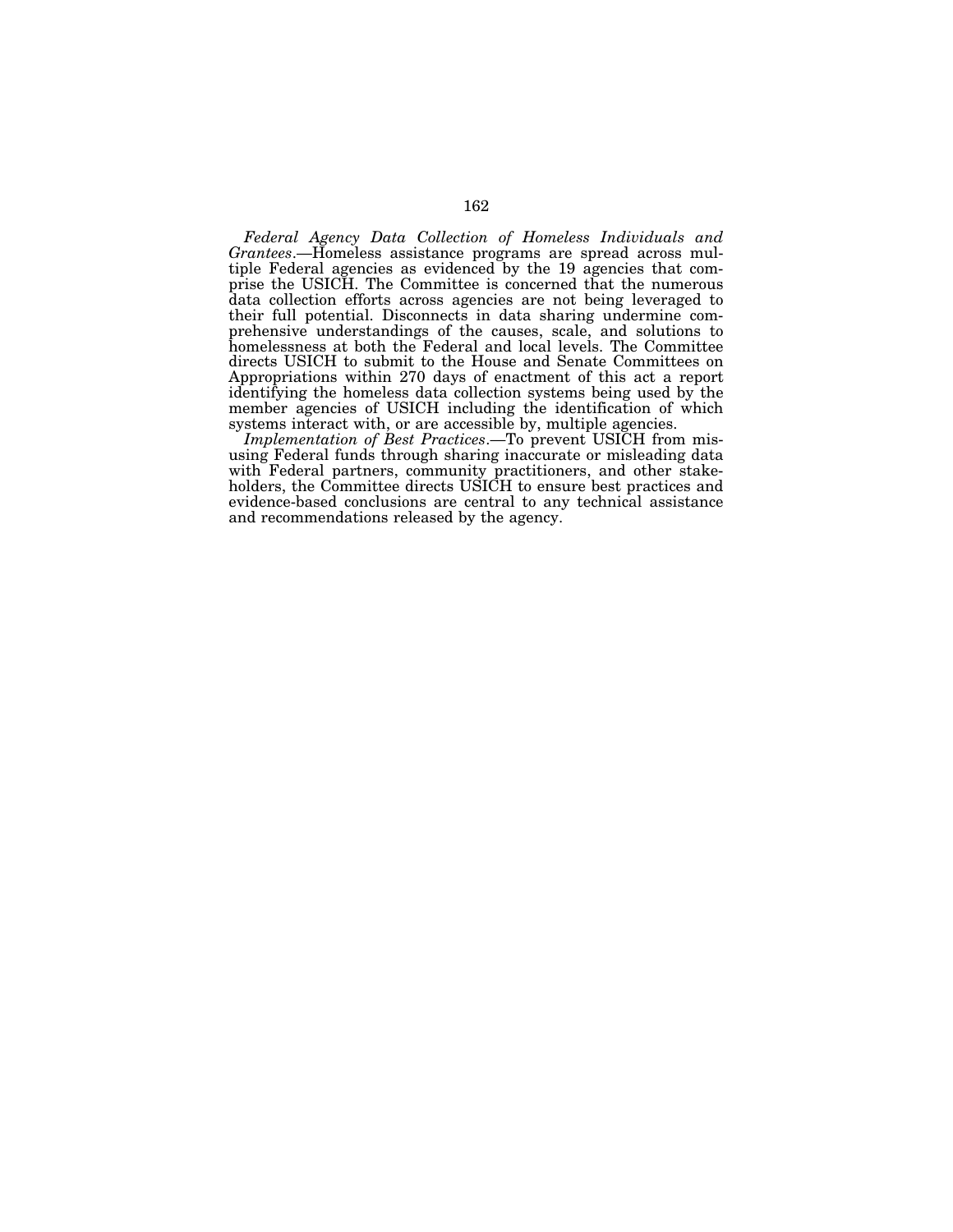*Federal Agency Data Collection of Homeless Individuals and Grantees*.—Homeless assistance programs are spread across multiple Federal agencies as evidenced by the 19 agencies that comprise the USICH. The Committee is concerned that the numerous data collection efforts across agencies are not being leveraged to their full potential. Disconnects in data sharing undermine comprehensive understandings of the causes, scale, and solutions to homelessness at both the Federal and local levels. The Committee directs USICH to submit to the House and Senate Committees on Appropriations within 270 days of enactment of this act a report identifying the homeless data collection systems being used by the member agencies of USICH including the identification of which systems interact with, or are accessible by, multiple agencies.

*Implementation of Best Practices*.—To prevent USICH from misusing Federal funds through sharing inaccurate or misleading data with Federal partners, community practitioners, and other stakeholders, the Committee directs USICH to ensure best practices and evidence-based conclusions are central to any technical assistance and recommendations released by the agency.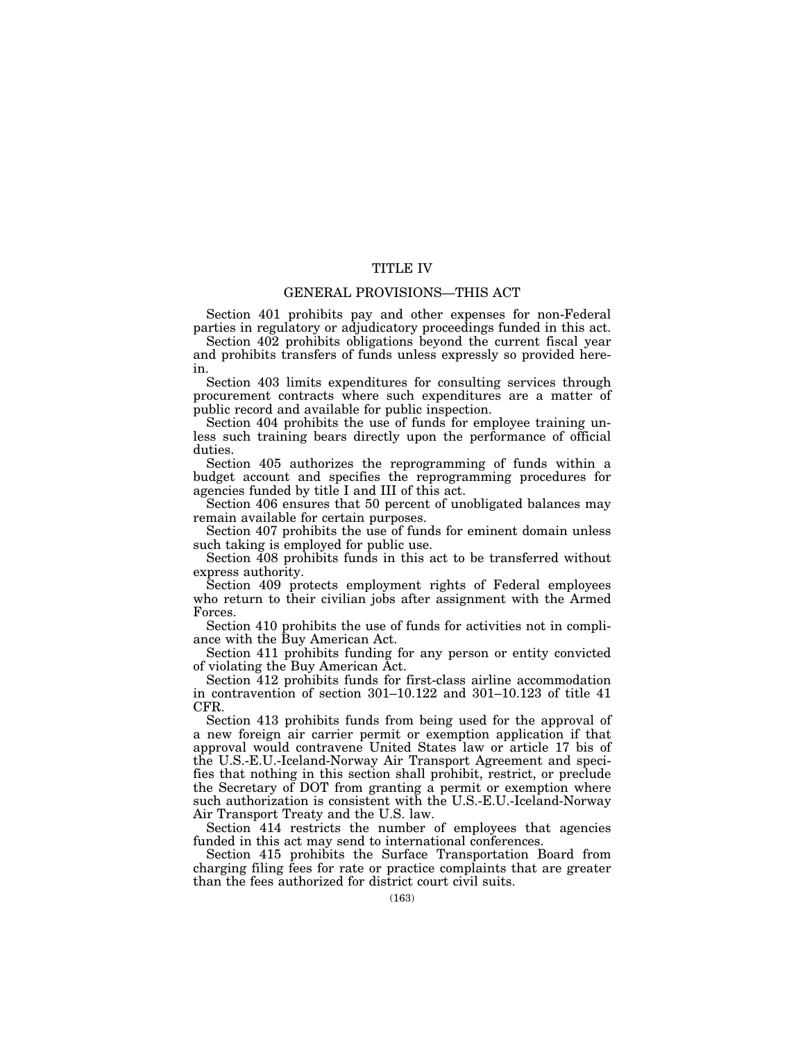# TITLE IV

## GENERAL PROVISIONS—THIS ACT

Section 401 prohibits pay and other expenses for non-Federal parties in regulatory or adjudicatory proceedings funded in this act.

Section 402 prohibits obligations beyond the current fiscal year and prohibits transfers of funds unless expressly so provided herein.

Section 403 limits expenditures for consulting services through procurement contracts where such expenditures are a matter of public record and available for public inspection.

Section 404 prohibits the use of funds for employee training unless such training bears directly upon the performance of official duties.

Section 405 authorizes the reprogramming of funds within a budget account and specifies the reprogramming procedures for agencies funded by title I and III of this act.

Section 406 ensures that 50 percent of unobligated balances may remain available for certain purposes.

Section 407 prohibits the use of funds for eminent domain unless such taking is employed for public use.

Section 408 prohibits funds in this act to be transferred without express authority.

Section 409 protects employment rights of Federal employees who return to their civilian jobs after assignment with the Armed Forces.

Section 410 prohibits the use of funds for activities not in compliance with the Buy American Act.

Section 411 prohibits funding for any person or entity convicted of violating the Buy American Act.

Section 412 prohibits funds for first-class airline accommodation in contravention of section 301–10.122 and 301–10.123 of title 41 CFR.

Section 413 prohibits funds from being used for the approval of a new foreign air carrier permit or exemption application if that approval would contravene United States law or article 17 bis of the U.S.-E.U.-Iceland-Norway Air Transport Agreement and specifies that nothing in this section shall prohibit, restrict, or preclude the Secretary of DOT from granting a permit or exemption where such authorization is consistent with the U.S.-E.U.-Iceland-Norway Air Transport Treaty and the U.S. law.

Section 414 restricts the number of employees that agencies funded in this act may send to international conferences.

Section 415 prohibits the Surface Transportation Board from charging filing fees for rate or practice complaints that are greater than the fees authorized for district court civil suits.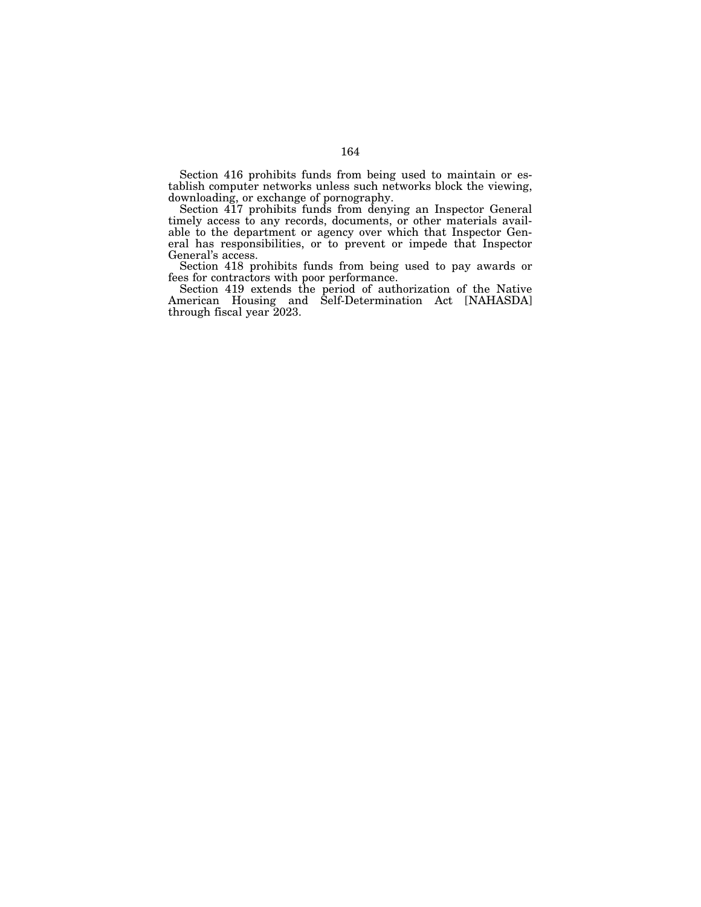Section 416 prohibits funds from being used to maintain or establish computer networks unless such networks block the viewing, downloading, or exchange of pornography.

Section 417 prohibits funds from denying an Inspector General timely access to any records, documents, or other materials available to the department or agency over which that Inspector General has responsibilities, or to prevent or impede that Inspector General's access.

Section 418 prohibits funds from being used to pay awards or fees for contractors with poor performance.

Section 419 extends the period of authorization of the Native American Housing and Self-Determination Act [NAHASDA] through fiscal year 2023.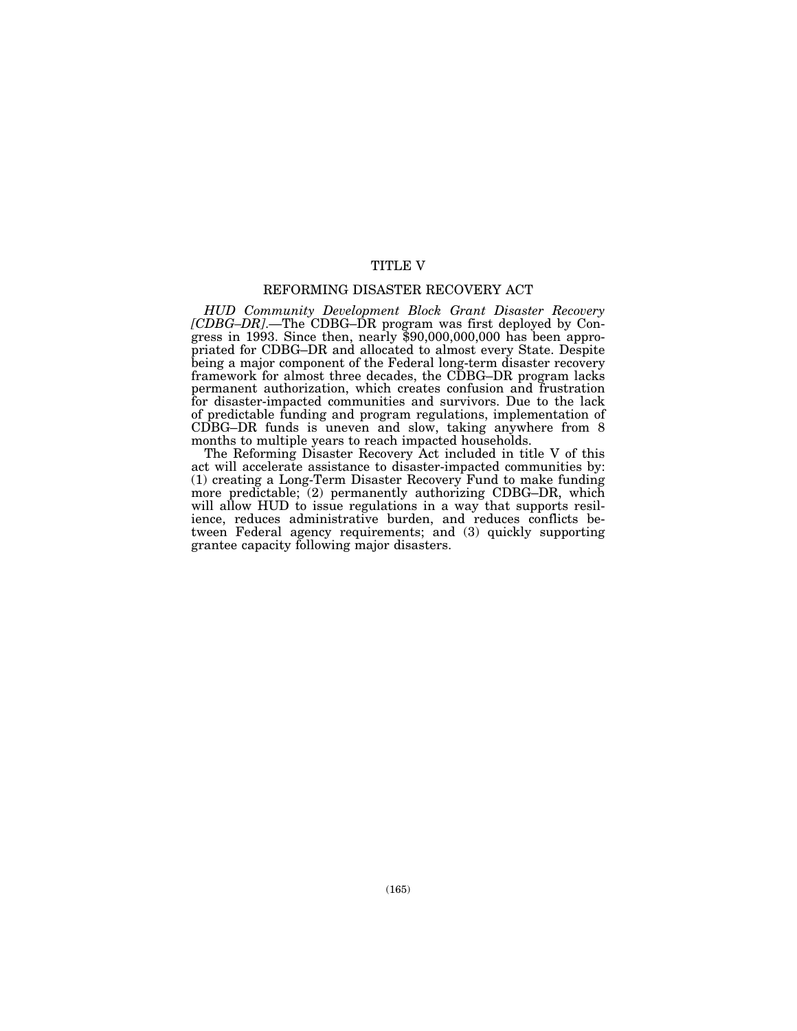# TITLE V

## REFORMING DISASTER RECOVERY ACT

*HUD Community Development Block Grant Disaster Recovery [CDBG–DR].*—The CDBG–DR program was first deployed by Congress in 1993. Since then, nearly $90,000,000,000 has been appropriated for CDBG–DR and allocated to almost every State. Despite being a major component of the Federal long-term disaster recovery framework for almost three decades, the CDBG–DR program lacks permanent authorization, which creates confusion and frustration for disaster-impacted communities and survivors. Due to the lack of predictable funding and program regulations, implementation of CDBG–DR funds is uneven and slow, taking anywhere from 8 months to multiple years to reach impacted households.

The Reforming Disaster Recovery Act included in title V of this act will accelerate assistance to disaster-impacted communities by: (1) creating a Long-Term Disaster Recovery Fund to make funding more predictable; (2) permanently authorizing CDBG–DR, which will allow HUD to issue regulations in a way that supports resilience, reduces administrative burden, and reduces conflicts between Federal agency requirements; and (3) quickly supporting grantee capacity following major disasters.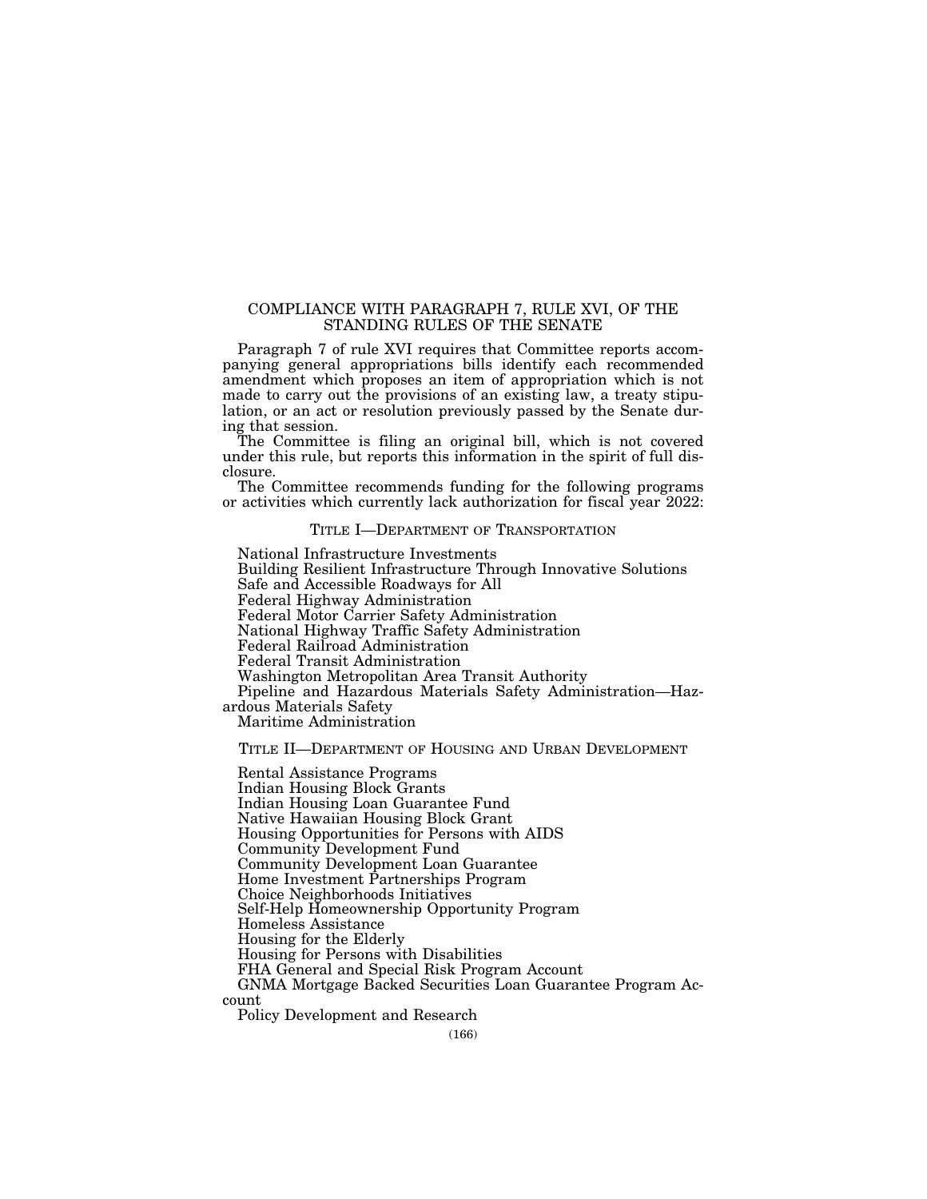## COMPLIANCE WITH PARAGRAPH 7, RULE XVI, OF THE STANDING RULES OF THE SENATE

Paragraph 7 of rule XVI requires that Committee reports accompanying general appropriations bills identify each recommended amendment which proposes an item of appropriation which is not made to carry out the provisions of an existing law, a treaty stipulation, or an act or resolution previously passed by the Senate during that session.

The Committee is filing an original bill, which is not covered under this rule, but reports this information in the spirit of full disclosure.

The Committee recommends funding for the following programs or activities which currently lack authorization for fiscal year 2022:

### TITLE I—DEPARTMENT OF TRANSPORTATION

National Infrastructure Investments
Building Resilient Infrastructure Through Innovative Solutions
Safe and Accessible Roadways for All
Federal Highway Administration
Federal Motor Carrier Safety Administration
National Highway Traffic Safety Administration
Federal Railroad Administration
Federal Transit Administration
Washington Metropolitan Area Transit Authority
Pipeline and Hazardous Materials Safety Administration—Hazardous Materials Safety
Maritime Administration

### TITLE II—DEPARTMENT OF HOUSING AND URBAN DEVELOPMENT

Rental Assistance Programs
Indian Housing Block Grants
Indian Housing Loan Guarantee Fund
Native Hawaiian Housing Block Grant
Housing Opportunities for Persons with AIDS
Community Development Fund
Community Development Loan Guarantee
Home Investment Partnerships Program
Choice Neighborhoods Initiatives
Self-Help Homeownership Opportunity Program
Homeless Assistance
Housing for the Elderly
Housing for Persons with Disabilities
FHA General and Special Risk Program Account
GNMA Mortgage Backed Securities Loan Guarantee Program Account
Policy Development and Research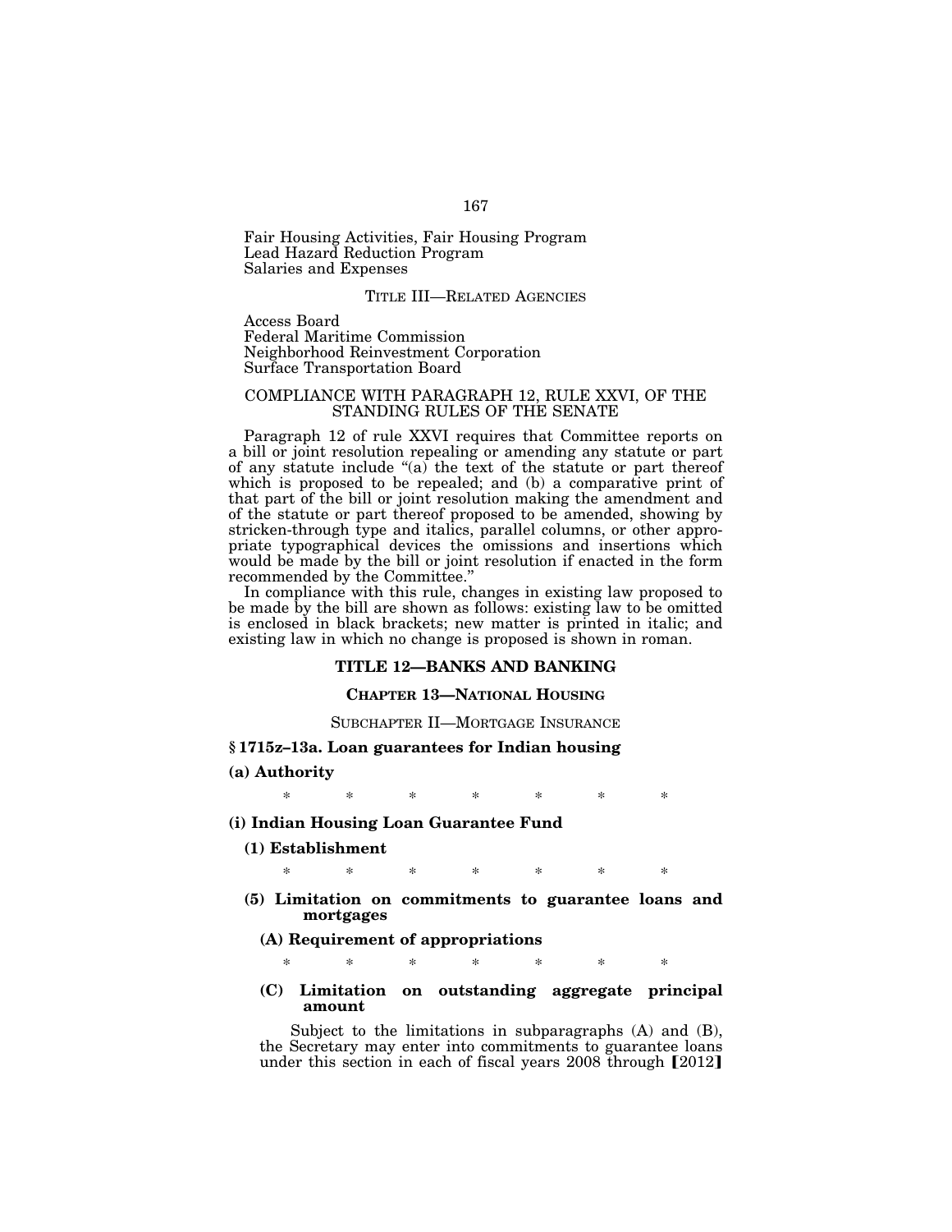Fair Housing Activities, Fair Housing Program
Lead Hazard Reduction Program
Salaries and Expenses

TITLE III—RELATED AGENCIES

Access Board
Federal Maritime Commission
Neighborhood Reinvestment Corporation
Surface Transportation Board

## COMPLIANCE WITH PARAGRAPH 12, RULE XXVI, OF THE STANDING RULES OF THE SENATE

Paragraph 12 of rule XXVI requires that Committee reports on a bill or joint resolution repealing or amending any statute or part of any statute include "(a) the text of the statute or part thereof which is proposed to be repealed; and (b) a comparative print of that part of the bill or joint resolution making the amendment and of the statute or part thereof proposed to be amended, showing by stricken-through type and italics, parallel columns, or other appropriate typographical devices the omissions and insertions which would be made by the bill or joint resolution if enacted in the form recommended by the Committee."

In compliance with this rule, changes in existing law proposed to be made by the bill are shown as follows: existing law to be omitted is enclosed in black brackets; new matter is printed in italic; and existing law in which no change is proposed is shown in roman.

### TITLE 12—BANKS AND BANKING

#### CHAPTER 13—NATIONAL HOUSING

SUBCHAPTER II—MORTGAGE INSURANCE

**§ 1715z–13a. Loan guarantees for Indian housing**

**(a) Authority**

\* \* \* \* \* \* \*

**(i) Indian Housing Loan Guarantee Fund**

**(1) Establishment**

\* \* \* \* \* \* \*

**(5) Limitation on commitments to guarantee loans and mortgages**

**(A) Requirement of appropriations**

\* \* \* \* \* \* \*

**(C) Limitation on outstanding aggregate principal amount**

Subject to the limitations in subparagraphs (A) and (B), the Secretary may enter into commitments to guarantee loans under this section in each of fiscal years 2008 through [2012]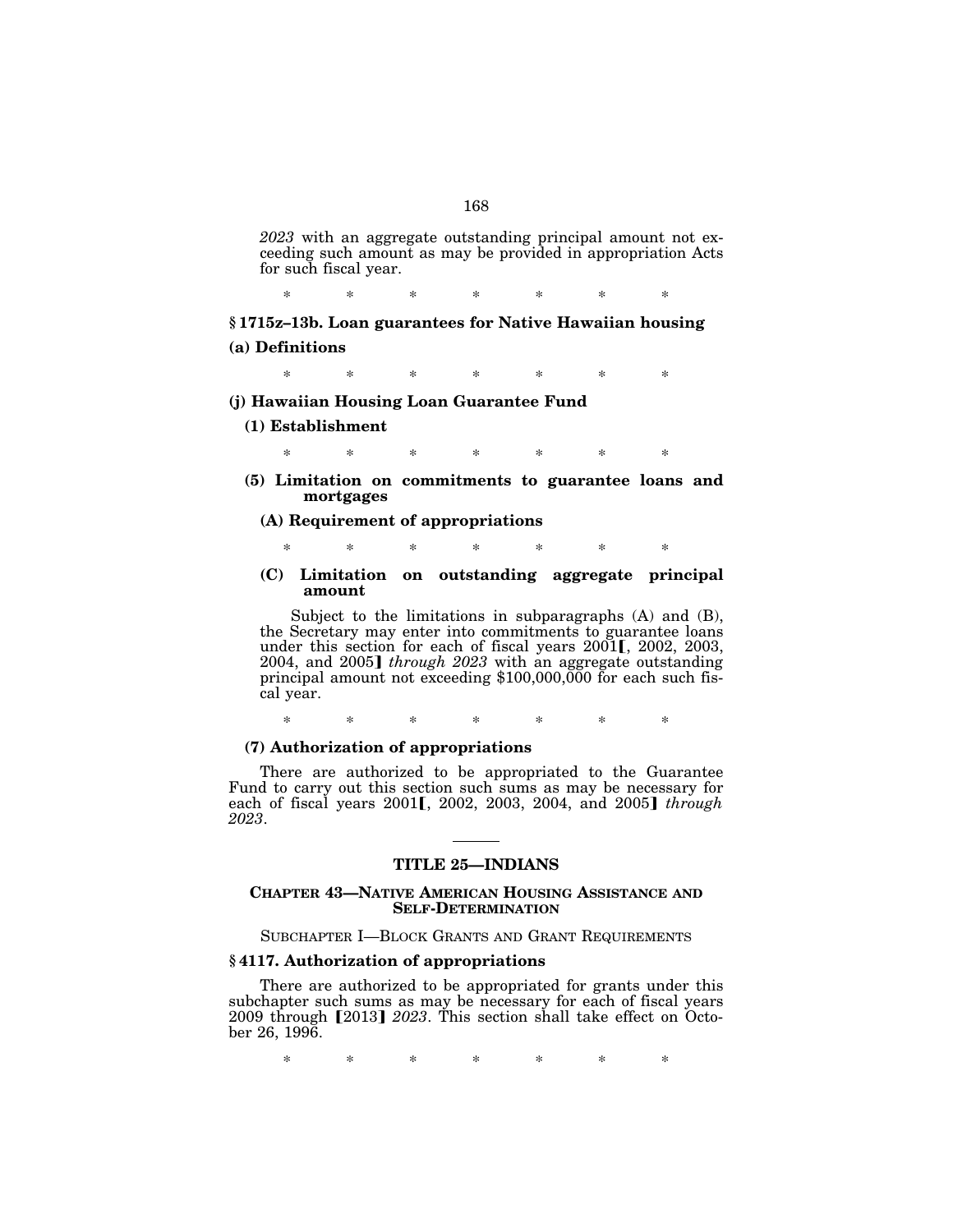*2023* with an aggregate outstanding principal amount not exceeding such amount as may be provided in appropriation Acts for such fiscal year.

\* \* \* \* \* \* \*

### § 1715z–13b. Loan guarantees for Native Hawaiian housing

**(a) Definitions**

\* \* \* \* \* \* \*

**(j) Hawaiian Housing Loan Guarantee Fund**

**(1) Establishment**

\* \* \* \* \* \* \*

**(5) Limitation on commitments to guarantee loans and mortgages**

**(A) Requirement of appropriations**

\* \* \* \* \* \* \*

**(C) Limitation on outstanding aggregate principal amount**

Subject to the limitations in subparagraphs (A) and (B), the Secretary may enter into commitments to guarantee loans under this section for each of fiscal years 2001【, 2002, 2003, 2004, and 2005】 *through 2023* with an aggregate outstanding principal amount not exceeding $100,000,000 for each such fiscal year.

\* \* \* \* \* \* \*

**(7) Authorization of appropriations**

There are authorized to be appropriated to the Guarantee Fund to carry out this section such sums as may be necessary for each of fiscal years 2001【, 2002, 2003, 2004, and 2005】 *through 2023*.

---

## TITLE 25—INDIANS

### CHAPTER 43—NATIVE AMERICAN HOUSING ASSISTANCE AND SELF-DETERMINATION

SUBCHAPTER I—BLOCK GRANTS AND GRANT REQUIREMENTS

### § 4117. Authorization of appropriations

There are authorized to be appropriated for grants under this subchapter such sums as may be necessary for each of fiscal years 2009 through 【2013】 *2023*. This section shall take effect on October 26, 1996.

\* \* \* \* \* \* \*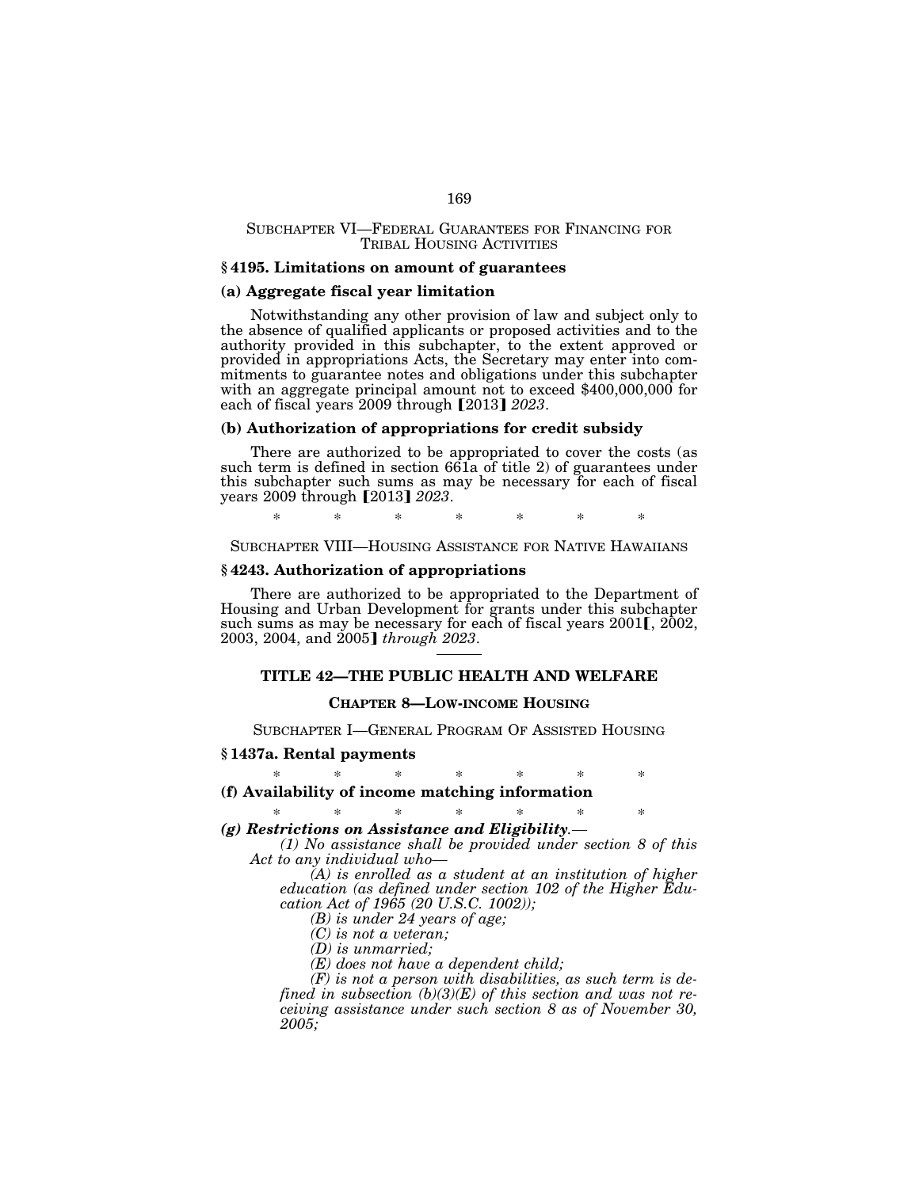SUBCHAPTER VI—FEDERAL GUARANTEES FOR FINANCING FOR TRIBAL HOUSING ACTIVITIES

### § 4195. Limitations on amount of guarantees

#### (a) Aggregate fiscal year limitation

Notwithstanding any other provision of law and subject only to the absence of qualified applicants or proposed activities and to the authority provided in this subchapter, to the extent approved or provided in appropriations Acts, the Secretary may enter into commitments to guarantee notes and obligations under this subchapter with an aggregate principal amount not to exceed $400,000,000 for each of fiscal years 2009 through ⟦2013⟧ *2023*.

#### (b) Authorization of appropriations for credit subsidy

There are authorized to be appropriated to cover the costs (as such term is defined in section 661a of title 2) of guarantees under this subchapter such sums as may be necessary for each of fiscal years 2009 through ⟦2013⟧ *2023*.

\* \* \* \* \* \* \*

SUBCHAPTER VIII—HOUSING ASSISTANCE FOR NATIVE HAWAIIANS

### § 4243. Authorization of appropriations

There are authorized to be appropriated to the Department of Housing and Urban Development for grants under this subchapter such sums as may be necessary for each of fiscal years 2001⟦, 2002, 2003, 2004, and 2005⟧ *through 2023*.

---

## TITLE 42—THE PUBLIC HEALTH AND WELFARE

### CHAPTER 8—LOW-INCOME HOUSING

SUBCHAPTER I—GENERAL PROGRAM OF ASSISTED HOUSING

### § 1437a. Rental payments

\* \* \* \* \* \* \*

#### (f) Availability of income matching information

\* \* \* \* \* \* \*

***(g) Restrictions on Assistance and Eligibility.***—

*(1) No assistance shall be provided under section 8 of this Act to any individual who—*

*(A) is enrolled as a student at an institution of higher education (as defined under section 102 of the Higher Education Act of 1965 (20 U.S.C. 1002));*

*(B) is under 24 years of age;*

*(C) is not a veteran;*

*(D) is unmarried;*

*(E) does not have a dependent child;*

*(F) is not a person with disabilities, as such term is defined in subsection (b)(3)(E) of this section and was not receiving assistance under such section 8 as of November 30, 2005;*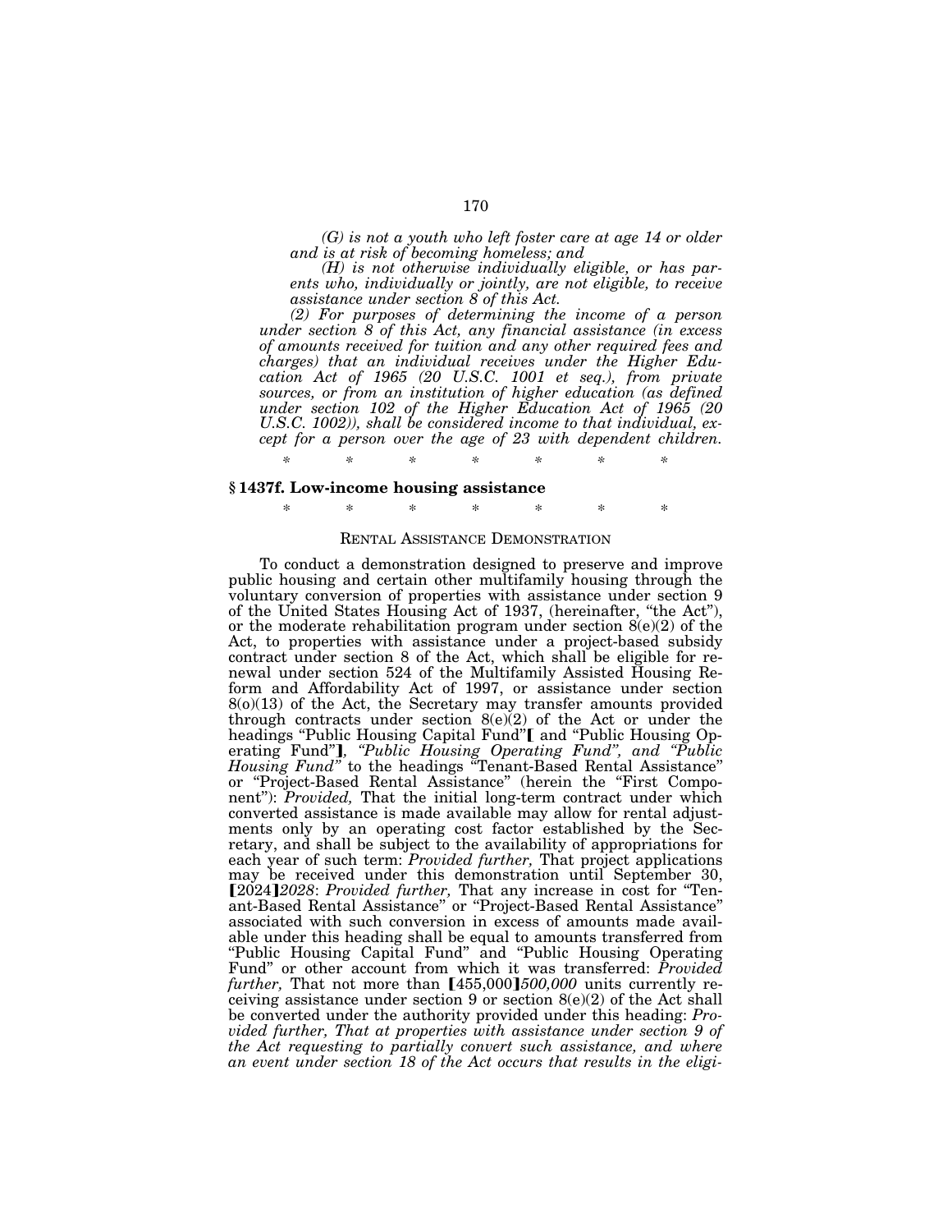*(G) is not a youth who left foster care at age 14 or older and is at risk of becoming homeless; and*

*(H) is not otherwise individually eligible, or has parents who, individually or jointly, are not eligible, to receive assistance under section 8 of this Act.*

*(2) For purposes of determining the income of a person under section 8 of this Act, any financial assistance (in excess of amounts received for tuition and any other required fees and charges) that an individual receives under the Higher Education Act of 1965 (20 U.S.C. 1001 et seq.), from private sources, or from an institution of higher education (as defined under section 102 of the Higher Education Act of 1965 (20 U.S.C. 1002)), shall be considered income to that individual, except for a person over the age of 23 with dependent children.*

\* \* \* \* \* \* \*

## § 1437f. Low-income housing assistance

\* \* \* \* \* \* \*

### RENTAL ASSISTANCE DEMONSTRATION

To conduct a demonstration designed to preserve and improve public housing and certain other multifamily housing through the voluntary conversion of properties with assistance under section 9 of the United States Housing Act of 1937, (hereinafter, "the Act"), or the moderate rehabilitation program under section 8(e)(2) of the Act, to properties with assistance under a project-based subsidy contract under section 8 of the Act, which shall be eligible for renewal under section 524 of the Multifamily Assisted Housing Reform and Affordability Act of 1997, or assistance under section 8(o)(13) of the Act, the Secretary may transfer amounts provided through contracts under section 8(e)(2) of the Act or under the headings "Public Housing Capital Fund"【 and "Public Housing Operating Fund"】*, "Public Housing Operating Fund", and "Public Housing Fund"* to the headings "Tenant-Based Rental Assistance" or "Project-Based Rental Assistance" (herein the "First Component"): *Provided,* That the initial long-term contract under which converted assistance is made available may allow for rental adjustments only by an operating cost factor established by the Secretary, and shall be subject to the availability of appropriations for each year of such term: *Provided further,* That project applications may be received under this demonstration until September 30, 【2024】*2028*: *Provided further,* That any increase in cost for "Tenant-Based Rental Assistance" or "Project-Based Rental Assistance" associated with such conversion in excess of amounts made available under this heading shall be equal to amounts transferred from "Public Housing Capital Fund" and "Public Housing Operating Fund" or other account from which it was transferred: *Provided further,* That not more than 【455,000】*500,000* units currently receiving assistance under section 9 or section 8(e)(2) of the Act shall be converted under the authority provided under this heading: *Provided further, That at properties with assistance under section 9 of the Act requesting to partially convert such assistance, and where an event under section 18 of the Act occurs that results in the eligi-*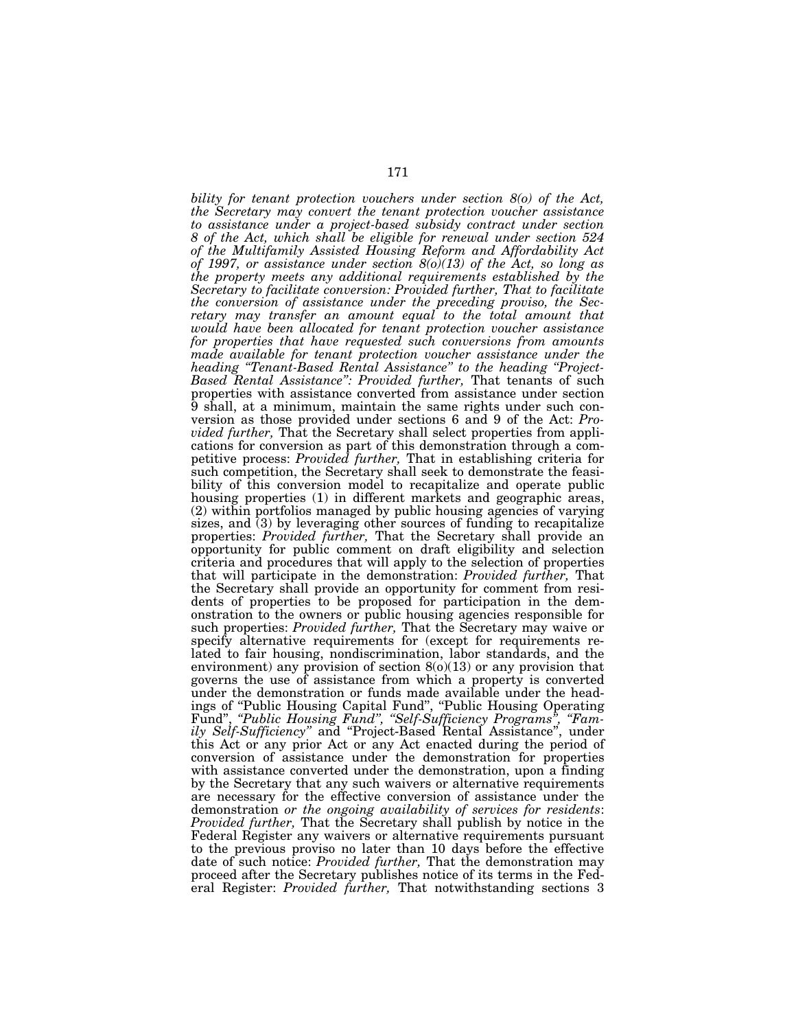*bility for tenant protection vouchers under section 8(o) of the Act, the Secretary may convert the tenant protection voucher assistance to assistance under a project-based subsidy contract under section 8 of the Act, which shall be eligible for renewal under section 524 of the Multifamily Assisted Housing Reform and Affordability Act of 1997, or assistance under section 8(o)(13) of the Act, so long as the property meets any additional requirements established by the Secretary to facilitate conversion: Provided further, That to facilitate the conversion of assistance under the preceding proviso, the Secretary may transfer an amount equal to the total amount that would have been allocated for tenant protection voucher assistance for properties that have requested such conversions from amounts made available for tenant protection voucher assistance under the heading "Tenant-Based Rental Assistance" to the heading "Project-Based Rental Assistance": Provided further,* That tenants of such properties with assistance converted from assistance under section 9 shall, at a minimum, maintain the same rights under such conversion as those provided under sections 6 and 9 of the Act: *Provided further,* That the Secretary shall select properties from applications for conversion as part of this demonstration through a competitive process: *Provided further,* That in establishing criteria for such competition, the Secretary shall seek to demonstrate the feasibility of this conversion model to recapitalize and operate public housing properties (1) in different markets and geographic areas, (2) within portfolios managed by public housing agencies of varying sizes, and (3) by leveraging other sources of funding to recapitalize properties: *Provided further,* That the Secretary shall provide an opportunity for public comment on draft eligibility and selection criteria and procedures that will apply to the selection of properties that will participate in the demonstration: *Provided further,* That the Secretary shall provide an opportunity for comment from residents of properties to be proposed for participation in the demonstration to the owners or public housing agencies responsible for such properties: *Provided further,* That the Secretary may waive or specify alternative requirements for (except for requirements related to fair housing, nondiscrimination, labor standards, and the environment) any provision of section 8(o)(13) or any provision that governs the use of assistance from which a property is converted under the demonstration or funds made available under the headings of "Public Housing Capital Fund", "Public Housing Operating Fund", *"Public Housing Fund", "Self-Sufficiency Programs", "Family Self-Sufficiency"* and "Project-Based Rental Assistance", under this Act or any prior Act or any Act enacted during the period of conversion of assistance under the demonstration for properties with assistance converted under the demonstration, upon a finding by the Secretary that any such waivers or alternative requirements are necessary for the effective conversion of assistance under the demonstration *or the ongoing availability of services for residents*: *Provided further,* That the Secretary shall publish by notice in the Federal Register any waivers or alternative requirements pursuant to the previous proviso no later than 10 days before the effective date of such notice: *Provided further,* That the demonstration may proceed after the Secretary publishes notice of its terms in the Federal Register: *Provided further,* That notwithstanding sections 3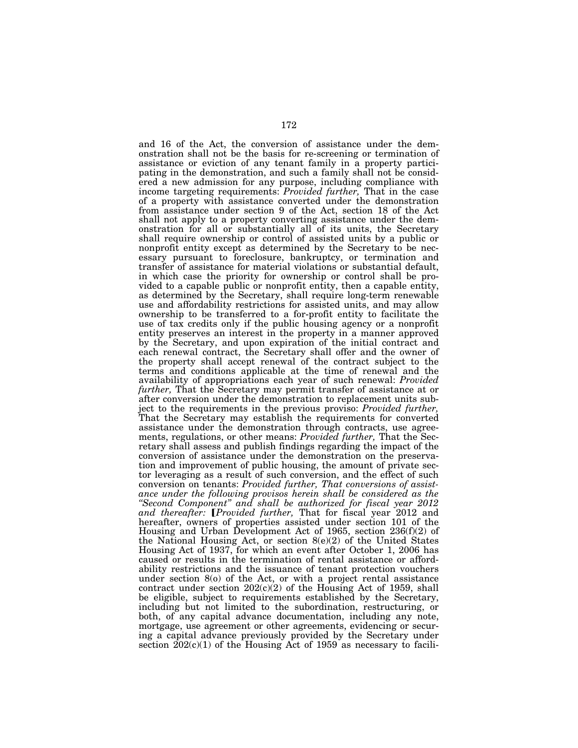and 16 of the Act, the conversion of assistance under the demonstration shall not be the basis for re-screening or termination of assistance or eviction of any tenant family in a property participating in the demonstration, and such a family shall not be considered a new admission for any purpose, including compliance with income targeting requirements: *Provided further,* That in the case of a property with assistance converted under the demonstration from assistance under section 9 of the Act, section 18 of the Act shall not apply to a property converting assistance under the demonstration for all or substantially all of its units, the Secretary shall require ownership or control of assisted units by a public or nonprofit entity except as determined by the Secretary to be necessary pursuant to foreclosure, bankruptcy, or termination and transfer of assistance for material violations or substantial default, in which case the priority for ownership or control shall be provided to a capable public or nonprofit entity, then a capable entity, as determined by the Secretary, shall require long-term renewable use and affordability restrictions for assisted units, and may allow ownership to be transferred to a for-profit entity to facilitate the use of tax credits only if the public housing agency or a nonprofit entity preserves an interest in the property in a manner approved by the Secretary, and upon expiration of the initial contract and each renewal contract, the Secretary shall offer and the owner of the property shall accept renewal of the contract subject to the terms and conditions applicable at the time of renewal and the availability of appropriations each year of such renewal: *Provided further,* That the Secretary may permit transfer of assistance at or after conversion under the demonstration to replacement units subject to the requirements in the previous proviso: *Provided further,* That the Secretary may establish the requirements for converted assistance under the demonstration through contracts, use agreements, regulations, or other means: *Provided further,* That the Secretary shall assess and publish findings regarding the impact of the conversion of assistance under the demonstration on the preservation and improvement of public housing, the amount of private sector leveraging as a result of such conversion, and the effect of such conversion on tenants: *Provided further, That conversions of assistance under the following provisos herein shall be considered as the "Second Component" and shall be authorized for fiscal year 2012 and thereafter:* [*Provided further,* That for fiscal year 2012 and hereafter, owners of properties assisted under section 101 of the Housing and Urban Development Act of 1965, section 236(f)(2) of the National Housing Act, or section 8(e)(2) of the United States Housing Act of 1937, for which an event after October 1, 2006 has caused or results in the termination of rental assistance or affordability restrictions and the issuance of tenant protection vouchers under section 8(o) of the Act, or with a project rental assistance contract under section 202(c)(2) of the Housing Act of 1959, shall be eligible, subject to requirements established by the Secretary, including but not limited to the subordination, restructuring, or both, of any capital advance documentation, including any note, mortgage, use agreement or other agreements, evidencing or securing a capital advance previously provided by the Secretary under section 202(c)(1) of the Housing Act of 1959 as necessary to facili-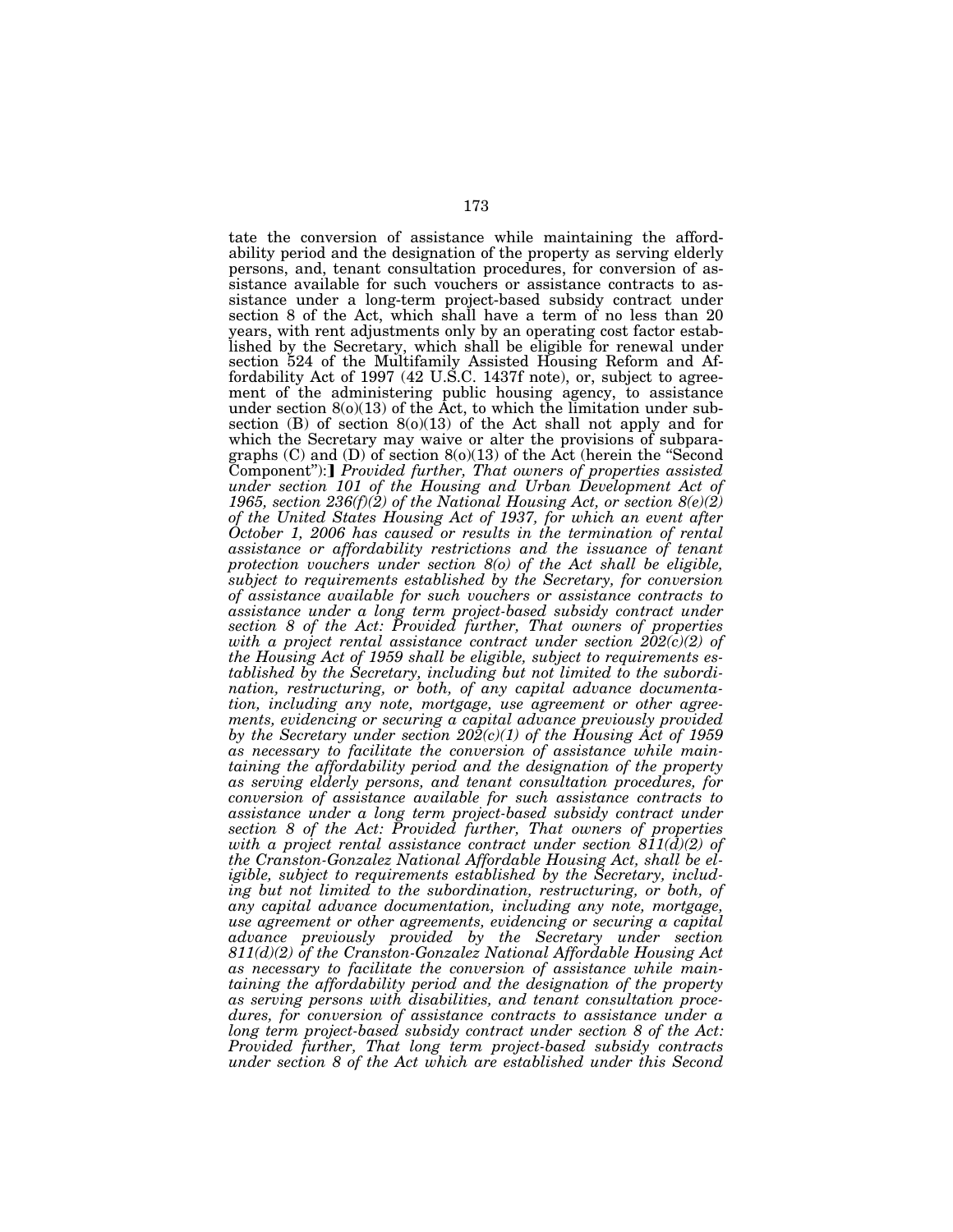tate the conversion of assistance while maintaining the affordability period and the designation of the property as serving elderly persons, and, tenant consultation procedures, for conversion of assistance available for such vouchers or assistance contracts to assistance under a long-term project-based subsidy contract under section 8 of the Act, which shall have a term of no less than 20 years, with rent adjustments only by an operating cost factor established by the Secretary, which shall be eligible for renewal under section 524 of the Multifamily Assisted Housing Reform and Affordability Act of 1997 (42 U.S.C. 1437f note), or, subject to agreement of the administering public housing agency, to assistance under section 8(o)(13) of the Act, to which the limitation under subsection (B) of section 8(o)(13) of the Act shall not apply and for which the Secretary may waive or alter the provisions of subparagraphs (C) and (D) of section 8(o)(13) of the Act (herein the "Second Component"):] *Provided further, That owners of properties assisted under section 101 of the Housing and Urban Development Act of 1965, section 236(f)(2) of the National Housing Act, or section 8(e)(2) of the United States Housing Act of 1937, for which an event after October 1, 2006 has caused or results in the termination of rental assistance or affordability restrictions and the issuance of tenant protection vouchers under section 8(o) of the Act shall be eligible, subject to requirements established by the Secretary, for conversion of assistance available for such vouchers or assistance contracts to assistance under a long term project-based subsidy contract under section 8 of the Act: Provided further, That owners of properties with a project rental assistance contract under section 202(c)(2) of the Housing Act of 1959 shall be eligible, subject to requirements established by the Secretary, including but not limited to the subordination, restructuring, or both, of any capital advance documentation, including any note, mortgage, use agreement or other agreements, evidencing or securing a capital advance previously provided by the Secretary under section 202(c)(1) of the Housing Act of 1959 as necessary to facilitate the conversion of assistance while maintaining the affordability period and the designation of the property as serving elderly persons, and tenant consultation procedures, for conversion of assistance available for such assistance contracts to assistance under a long term project-based subsidy contract under section 8 of the Act: Provided further, That owners of properties with a project rental assistance contract under section 811(d)(2) of the Cranston-Gonzalez National Affordable Housing Act, shall be eligible, subject to requirements established by the Secretary, including but not limited to the subordination, restructuring, or both, of any capital advance documentation, including any note, mortgage, use agreement or other agreements, evidencing or securing a capital advance previously provided by the Secretary under section 811(d)(2) of the Cranston-Gonzalez National Affordable Housing Act as necessary to facilitate the conversion of assistance while maintaining the affordability period and the designation of the property as serving persons with disabilities, and tenant consultation procedures, for conversion of assistance contracts to assistance under a long term project-based subsidy contract under section 8 of the Act: Provided further, That long term project-based subsidy contracts under section 8 of the Act which are established under this Second*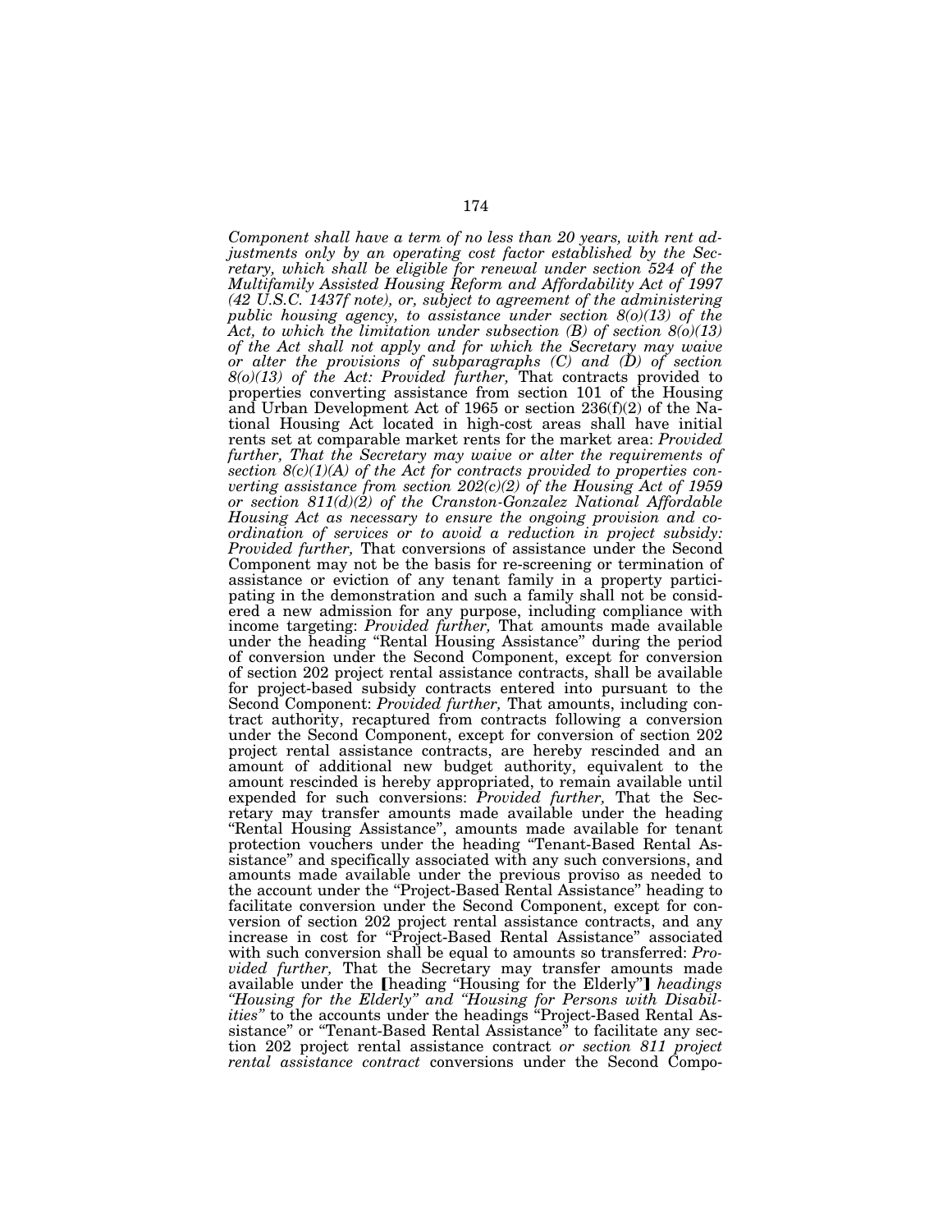*Component shall have a term of no less than 20 years, with rent adjustments only by an operating cost factor established by the Secretary, which shall be eligible for renewal under section 524 of the Multifamily Assisted Housing Reform and Affordability Act of 1997 (42 U.S.C. 1437f note), or, subject to agreement of the administering public housing agency, to assistance under section 8(o)(13) of the Act, to which the limitation under subsection (B) of section 8(o)(13) of the Act shall not apply and for which the Secretary may waive or alter the provisions of subparagraphs (C) and (D) of section 8(o)(13) of the Act: Provided further,* That contracts provided to properties converting assistance from section 101 of the Housing and Urban Development Act of 1965 or section 236(f)(2) of the National Housing Act located in high-cost areas shall have initial rents set at comparable market rents for the market area: *Provided further, That the Secretary may waive or alter the requirements of section 8(c)(1)(A) of the Act for contracts provided to properties converting assistance from section 202(c)(2) of the Housing Act of 1959 or section 811(d)(2) of the Cranston-Gonzalez National Affordable Housing Act as necessary to ensure the ongoing provision and coordination of services or to avoid a reduction in project subsidy: Provided further,* That conversions of assistance under the Second Component may not be the basis for re-screening or termination of assistance or eviction of any tenant family in a property participating in the demonstration and such a family shall not be considered a new admission for any purpose, including compliance with income targeting: *Provided further,* That amounts made available under the heading "Rental Housing Assistance" during the period of conversion under the Second Component, except for conversion of section 202 project rental assistance contracts, shall be available for project-based subsidy contracts entered into pursuant to the Second Component: *Provided further,* That amounts, including contract authority, recaptured from contracts following a conversion under the Second Component, except for conversion of section 202 project rental assistance contracts, are hereby rescinded and an amount of additional new budget authority, equivalent to the amount rescinded is hereby appropriated, to remain available until expended for such conversions: *Provided further,* That the Secretary may transfer amounts made available under the heading "Rental Housing Assistance", amounts made available for tenant protection vouchers under the heading "Tenant-Based Rental Assistance" and specifically associated with any such conversions, and amounts made available under the previous proviso as needed to the account under the "Project-Based Rental Assistance" heading to facilitate conversion under the Second Component, except for conversion of section 202 project rental assistance contracts, and any increase in cost for "Project-Based Rental Assistance" associated with such conversion shall be equal to amounts so transferred: *Provided further,* That the Secretary may transfer amounts made available under the [heading "Housing for the Elderly"] *headings "Housing for the Elderly" and "Housing for Persons with Disabilities"* to the accounts under the headings "Project-Based Rental Assistance" or "Tenant-Based Rental Assistance" to facilitate any section 202 project rental assistance contract *or section 811 project rental assistance contract* conversions under the Second Compo-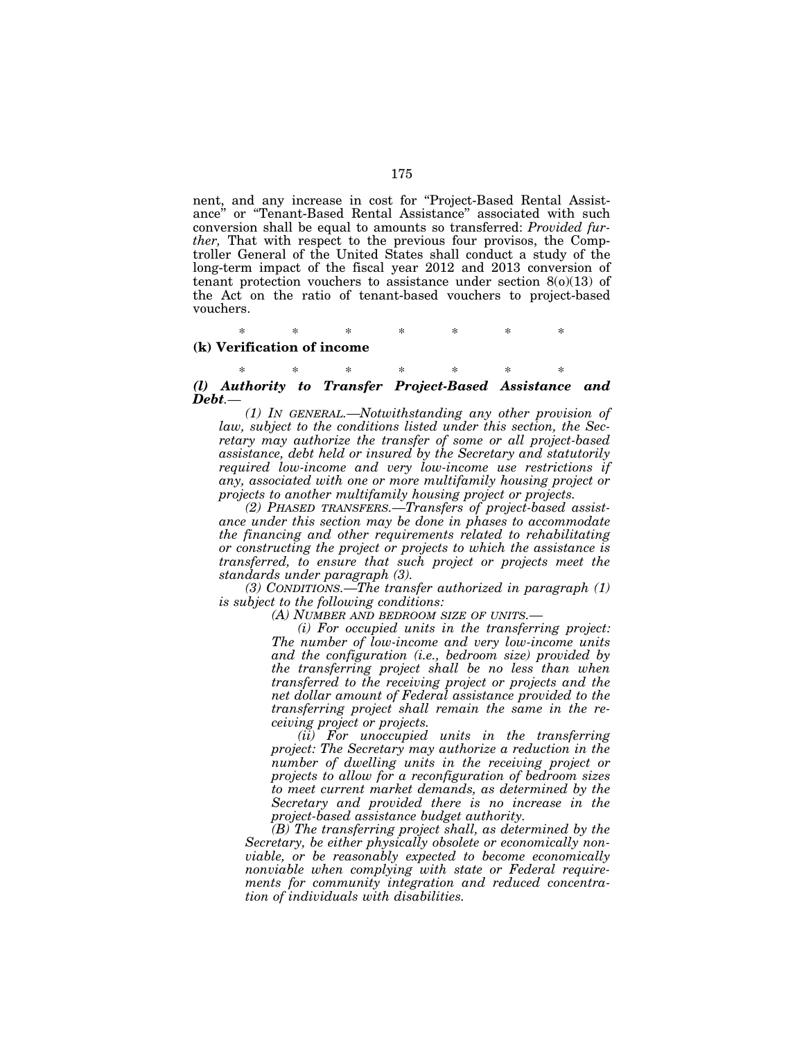nent, and any increase in cost for "Project-Based Rental Assistance" or "Tenant-Based Rental Assistance" associated with such conversion shall be equal to amounts so transferred: *Provided further,* That with respect to the previous four provisos, the Comptroller General of the United States shall conduct a study of the long-term impact of the fiscal year 2012 and 2013 conversion of tenant protection vouchers to assistance under section 8(o)(13) of the Act on the ratio of tenant-based vouchers to project-based vouchers.

\* \* \* \* \* \* \*

**(k) Verification of income**

\* \* \* \* \* \* \*

***(l) Authority to Transfer Project-Based Assistance and Debt.—***

*(1) IN GENERAL.—Notwithstanding any other provision of law, subject to the conditions listed under this section, the Secretary may authorize the transfer of some or all project-based assistance, debt held or insured by the Secretary and statutorily required low-income and very low-income use restrictions if any, associated with one or more multifamily housing project or projects to another multifamily housing project or projects.*

*(2) PHASED TRANSFERS.—Transfers of project-based assistance under this section may be done in phases to accommodate the financing and other requirements related to rehabilitating or constructing the project or projects to which the assistance is transferred, to ensure that such project or projects meet the standards under paragraph (3).*

*(3) CONDITIONS.—The transfer authorized in paragraph (1) is subject to the following conditions:*

*(A) NUMBER AND BEDROOM SIZE OF UNITS.—*

*(i) For occupied units in the transferring project: The number of low-income and very low-income units and the configuration (i.e., bedroom size) provided by the transferring project shall be no less than when transferred to the receiving project or projects and the net dollar amount of Federal assistance provided to the transferring project shall remain the same in the receiving project or projects.*

*(ii) For unoccupied units in the transferring project: The Secretary may authorize a reduction in the number of dwelling units in the receiving project or projects to allow for a reconfiguration of bedroom sizes to meet current market demands, as determined by the Secretary and provided there is no increase in the project-based assistance budget authority.*

*(B) The transferring project shall, as determined by the Secretary, be either physically obsolete or economically nonviable, or be reasonably expected to become economically nonviable when complying with state or Federal requirements for community integration and reduced concentration of individuals with disabilities.*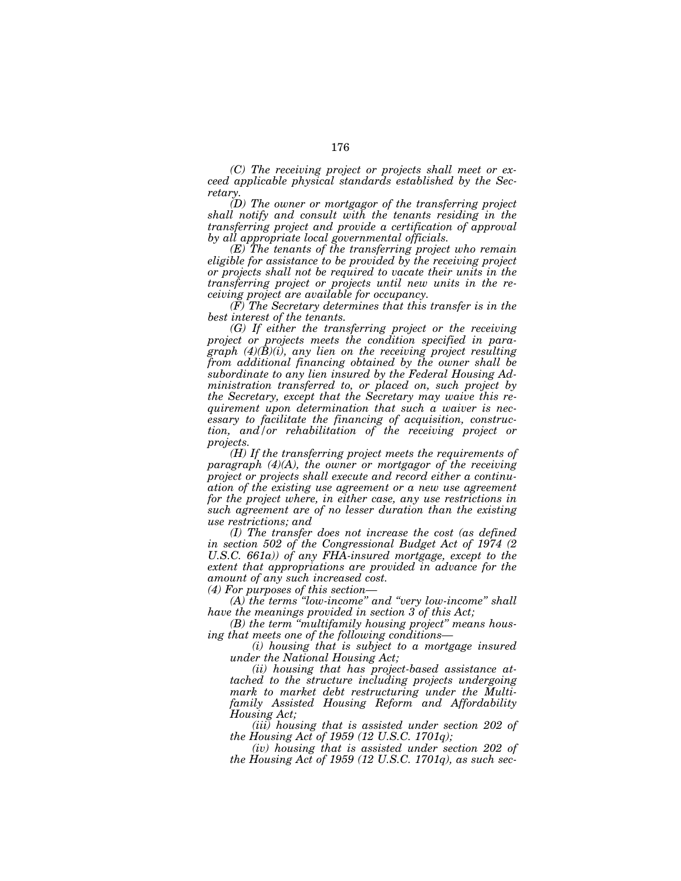*(C) The receiving project or projects shall meet or exceed applicable physical standards established by the Secretary.*

*(D) The owner or mortgagor of the transferring project shall notify and consult with the tenants residing in the transferring project and provide a certification of approval by all appropriate local governmental officials.*

*(E) The tenants of the transferring project who remain eligible for assistance to be provided by the receiving project or projects shall not be required to vacate their units in the transferring project or projects until new units in the receiving project are available for occupancy.*

*(F) The Secretary determines that this transfer is in the best interest of the tenants.*

*(G) If either the transferring project or the receiving project or projects meets the condition specified in paragraph (4)(B)(i), any lien on the receiving project resulting from additional financing obtained by the owner shall be subordinate to any lien insured by the Federal Housing Administration transferred to, or placed on, such project by the Secretary, except that the Secretary may waive this requirement upon determination that such a waiver is necessary to facilitate the financing of acquisition, construction, and/or rehabilitation of the receiving project or projects.*

*(H) If the transferring project meets the requirements of paragraph (4)(A), the owner or mortgagor of the receiving project or projects shall execute and record either a continuation of the existing use agreement or a new use agreement for the project where, in either case, any use restrictions in such agreement are of no lesser duration than the existing use restrictions; and*

*(I) The transfer does not increase the cost (as defined in section 502 of the Congressional Budget Act of 1974 (2 U.S.C. 661a)) of any FHA-insured mortgage, except to the extent that appropriations are provided in advance for the amount of any such increased cost.*

*(4) For purposes of this section—*

*(A) the terms "low-income" and "very low-income" shall have the meanings provided in section 3 of this Act;*

*(B) the term "multifamily housing project" means housing that meets one of the following conditions—*

*(i) housing that is subject to a mortgage insured under the National Housing Act;*

*(ii) housing that has project-based assistance attached to the structure including projects undergoing mark to market debt restructuring under the Multifamily Assisted Housing Reform and Affordability Housing Act;*

*(iii) housing that is assisted under section 202 of the Housing Act of 1959 (12 U.S.C. 1701q);*

*(iv) housing that is assisted under section 202 of the Housing Act of 1959 (12 U.S.C. 1701q), as such sec-*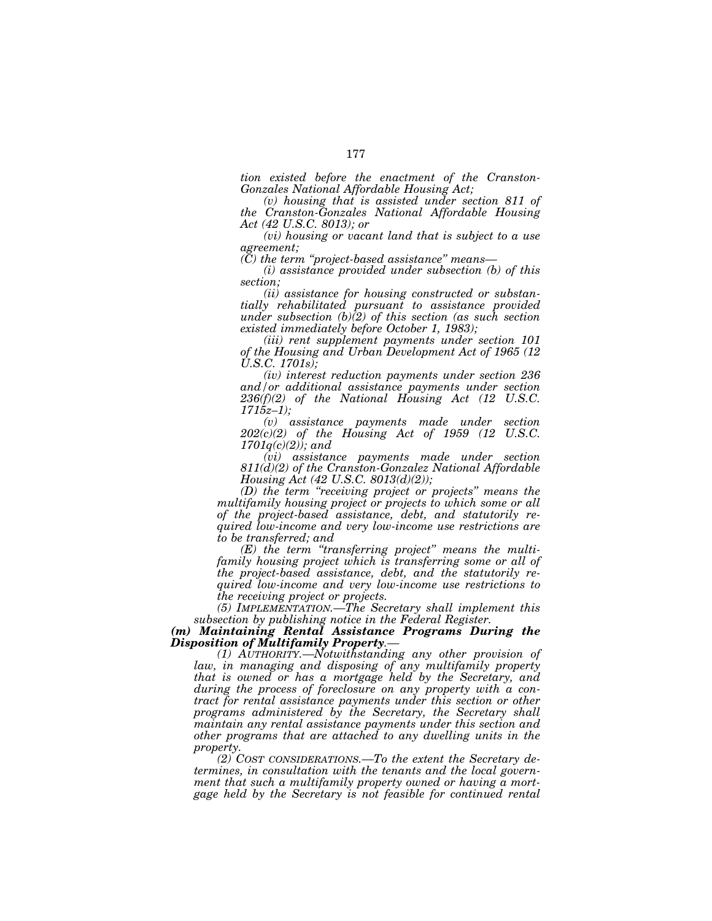*tion existed before the enactment of the Cranston-Gonzales National Affordable Housing Act;*

*(v) housing that is assisted under section 811 of the Cranston-Gonzales National Affordable Housing Act (42 U.S.C. 8013); or*

*(vi) housing or vacant land that is subject to a use agreement;*

*(C) the term "project-based assistance" means—*

*(i) assistance provided under subsection (b) of this section;*

*(ii) assistance for housing constructed or substantially rehabilitated pursuant to assistance provided under subsection (b)(2) of this section (as such section existed immediately before October 1, 1983);*

*(iii) rent supplement payments under section 101 of the Housing and Urban Development Act of 1965 (12 U.S.C. 1701s);*

*(iv) interest reduction payments under section 236 and/or additional assistance payments under section 236(f)(2) of the National Housing Act (12 U.S.C. 1715z–1);*

*(v) assistance payments made under section 202(c)(2) of the Housing Act of 1959 (12 U.S.C. 1701q(c)(2)); and*

*(vi) assistance payments made under section 811(d)(2) of the Cranston-Gonzalez National Affordable Housing Act (42 U.S.C. 8013(d)(2));*

*(D) the term "receiving project or projects" means the multifamily housing project or projects to which some or all of the project-based assistance, debt, and statutorily required low-income and very low-income use restrictions are to be transferred; and*

*(E) the term "transferring project" means the multifamily housing project which is transferring some or all of the project-based assistance, debt, and the statutorily required low-income and very low-income use restrictions to the receiving project or projects.*

*(5) IMPLEMENTATION.—The Secretary shall implement this subsection by publishing notice in the Federal Register.*

***(m) Maintaining Rental Assistance Programs During the Disposition of Multifamily Property.—***

*(1) AUTHORITY.—Notwithstanding any other provision of law, in managing and disposing of any multifamily property that is owned or has a mortgage held by the Secretary, and during the process of foreclosure on any property with a contract for rental assistance payments under this section or other programs administered by the Secretary, the Secretary shall maintain any rental assistance payments under this section and other programs that are attached to any dwelling units in the property.*

*(2) COST CONSIDERATIONS.—To the extent the Secretary determines, in consultation with the tenants and the local government that such a multifamily property owned or having a mortgage held by the Secretary is not feasible for continued rental*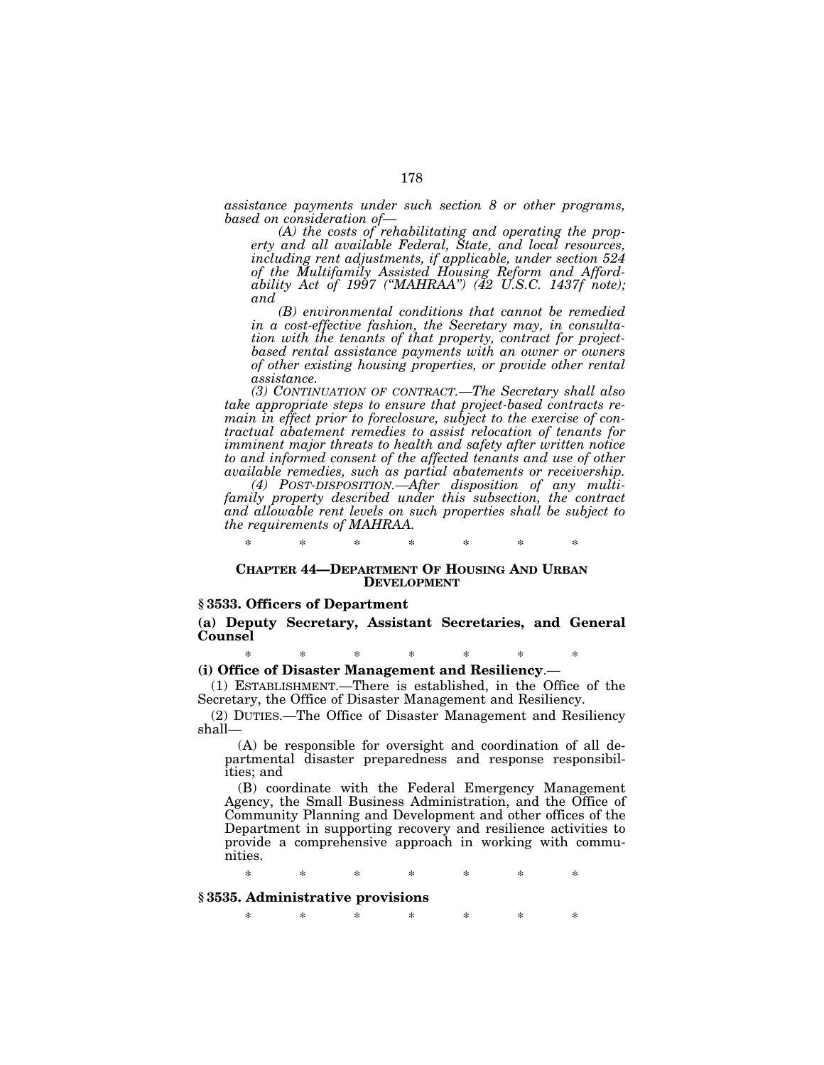*assistance payments under such section 8 or other programs, based on consideration of—*

*(A) the costs of rehabilitating and operating the property and all available Federal, State, and local resources, including rent adjustments, if applicable, under section 524 of the Multifamily Assisted Housing Reform and Affordability Act of 1997 ("MAHRAA") (42 U.S.C. 1437f note); and*

*(B) environmental conditions that cannot be remedied in a cost-effective fashion, the Secretary may, in consultation with the tenants of that property, contract for project-based rental assistance payments with an owner or owners of other existing housing properties, or provide other rental assistance.*

*(3) CONTINUATION OF CONTRACT.—The Secretary shall also take appropriate steps to ensure that project-based contracts remain in effect prior to foreclosure, subject to the exercise of contractual abatement remedies to assist relocation of tenants for imminent major threats to health and safety after written notice to and informed consent of the affected tenants and use of other available remedies, such as partial abatements or receivership.*

*(4) POST-DISPOSITION.—After disposition of any multifamily property described under this subsection, the contract and allowable rent levels on such properties shall be subject to the requirements of MAHRAA.*

\* \* \* \* \* \* \*

## CHAPTER 44—DEPARTMENT OF HOUSING AND URBAN DEVELOPMENT

### § 3533. Officers of Department

**(a) Deputy Secretary, Assistant Secretaries, and General Counsel**

\* \* \* \* \* \* \*

**(i) Office of Disaster Management and Resiliency**.—

(1) ESTABLISHMENT.—There is established, in the Office of the Secretary, the Office of Disaster Management and Resiliency.

(2) DUTIES.—The Office of Disaster Management and Resiliency shall—

(A) be responsible for oversight and coordination of all departmental disaster preparedness and response responsibilities; and

(B) coordinate with the Federal Emergency Management Agency, the Small Business Administration, and the Office of Community Planning and Development and other offices of the Department in supporting recovery and resilience activities to provide a comprehensive approach in working with communities.

\* \* \* \* \* \* \*

### § 3535. Administrative provisions

\* \* \* \* \* \* \*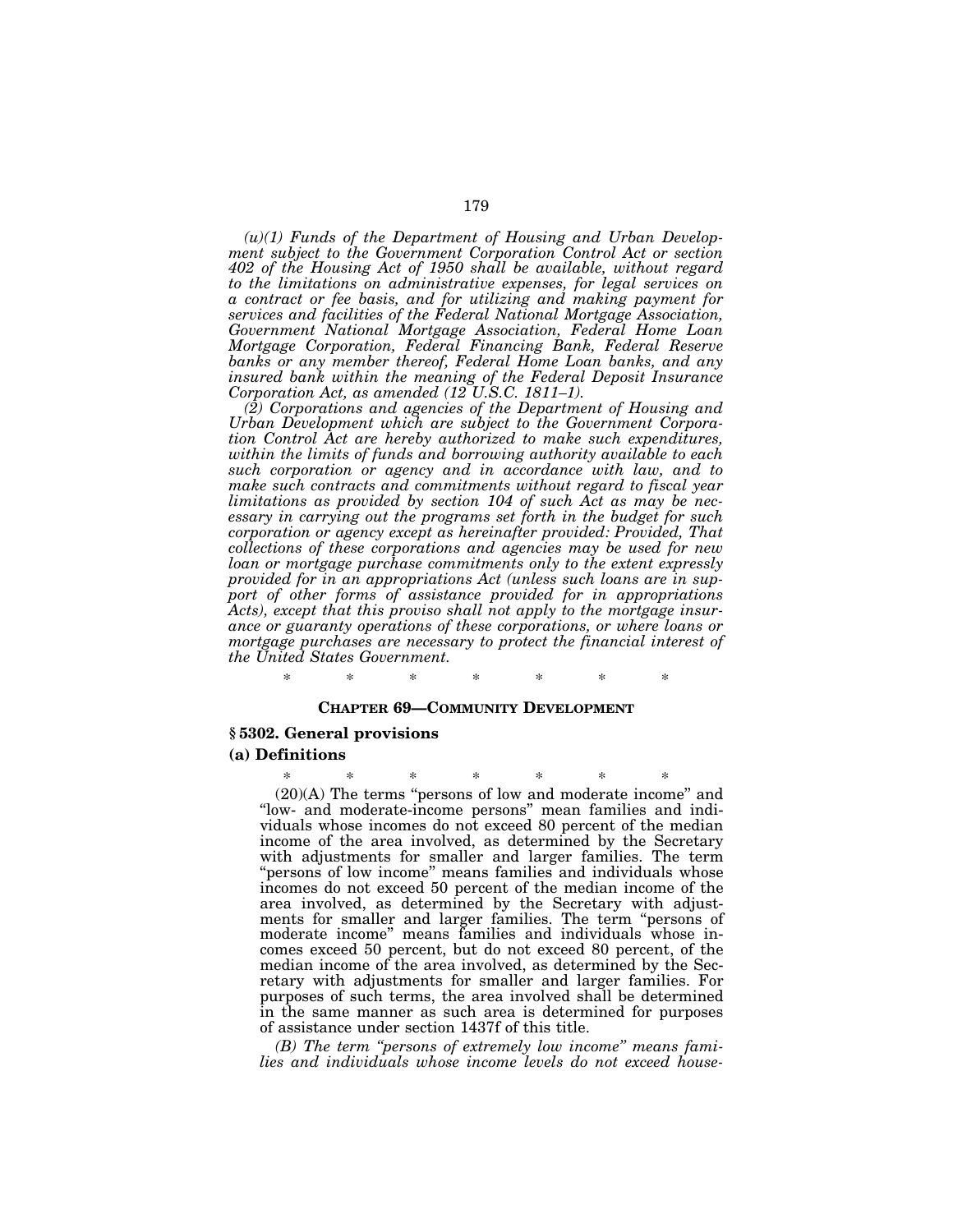*(u)(1) Funds of the Department of Housing and Urban Development subject to the Government Corporation Control Act or section 402 of the Housing Act of 1950 shall be available, without regard to the limitations on administrative expenses, for legal services on a contract or fee basis, and for utilizing and making payment for services and facilities of the Federal National Mortgage Association, Government National Mortgage Association, Federal Home Loan Mortgage Corporation, Federal Financing Bank, Federal Reserve banks or any member thereof, Federal Home Loan banks, and any insured bank within the meaning of the Federal Deposit Insurance Corporation Act, as amended (12 U.S.C. 1811–1).*

*(2) Corporations and agencies of the Department of Housing and Urban Development which are subject to the Government Corporation Control Act are hereby authorized to make such expenditures, within the limits of funds and borrowing authority available to each such corporation or agency and in accordance with law, and to make such contracts and commitments without regard to fiscal year limitations as provided by section 104 of such Act as may be necessary in carrying out the programs set forth in the budget for such corporation or agency except as hereinafter provided: Provided, That collections of these corporations and agencies may be used for new loan or mortgage purchase commitments only to the extent expressly provided for in an appropriations Act (unless such loans are in support of other forms of assistance provided for in appropriations Acts), except that this proviso shall not apply to the mortgage insurance or guaranty operations of these corporations, or where loans or mortgage purchases are necessary to protect the financial interest of the United States Government.*

\* \* \* \* \* \* \*

**CHAPTER 69—COMMUNITY DEVELOPMENT**

### § 5302. General provisions

### (a) Definitions

\* \* \* \* \* \* \*

(20)(A) The terms "persons of low and moderate income" and "low- and moderate-income persons" mean families and individuals whose incomes do not exceed 80 percent of the median income of the area involved, as determined by the Secretary with adjustments for smaller and larger families. The term "persons of low income" means families and individuals whose incomes do not exceed 50 percent of the median income of the area involved, as determined by the Secretary with adjustments for smaller and larger families. The term "persons of moderate income" means families and individuals whose incomes exceed 50 percent, but do not exceed 80 percent, of the median income of the area involved, as determined by the Secretary with adjustments for smaller and larger families. For purposes of such terms, the area involved shall be determined in the same manner as such area is determined for purposes of assistance under section 1437f of this title.

*(B) The term "persons of extremely low income" means families and individuals whose income levels do not exceed house-*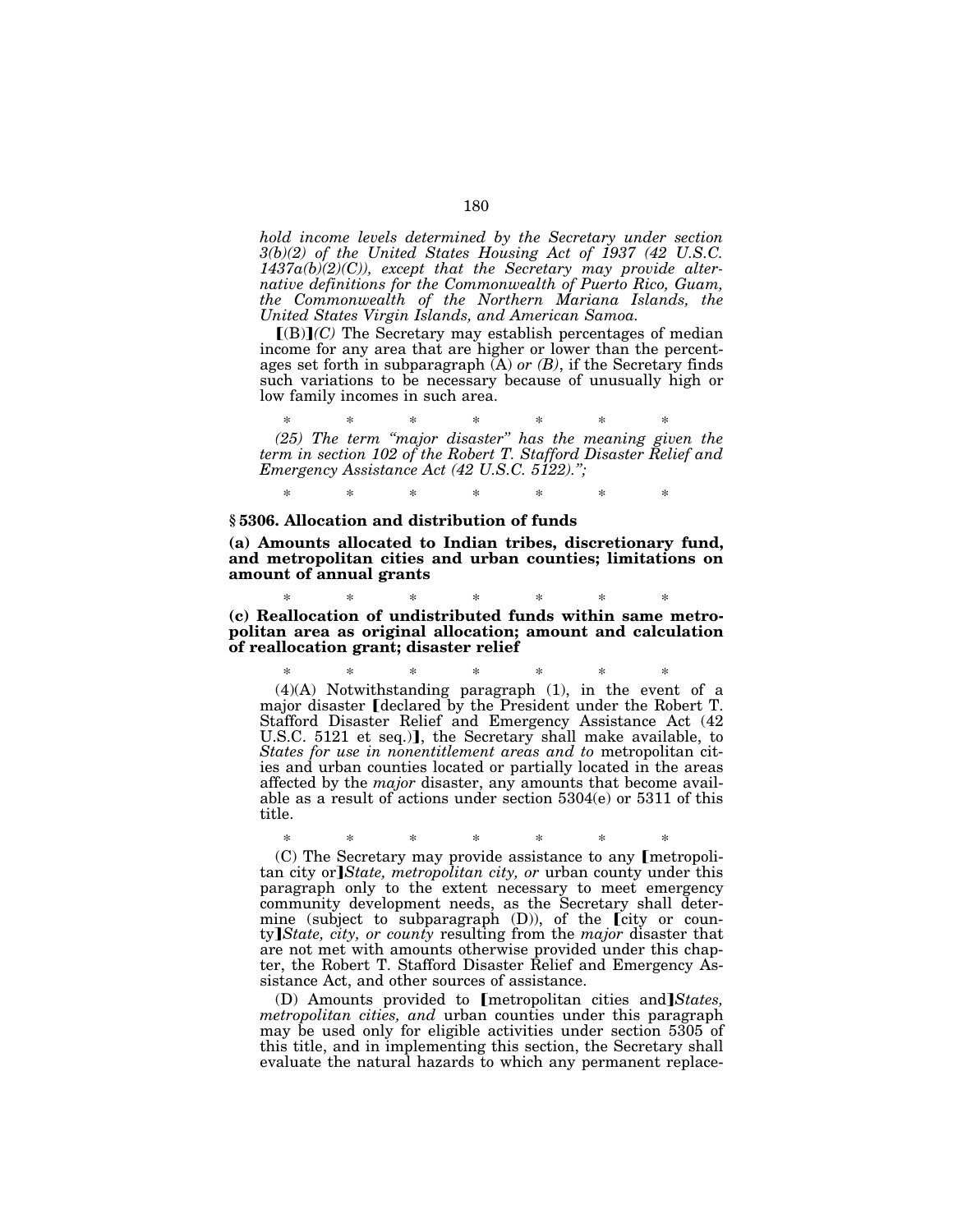*hold income levels determined by the Secretary under section 3(b)(2) of the United States Housing Act of 1937 (42 U.S.C. 1437a(b)(2)(C)), except that the Secretary may provide alternative definitions for the Commonwealth of Puerto Rico, Guam, the Commonwealth of the Northern Mariana Islands, the United States Virgin Islands, and American Samoa.*

【(B)】*(C)* The Secretary may establish percentages of median income for any area that are higher or lower than the percentages set forth in subparagraph (A) *or (B)*, if the Secretary finds such variations to be necessary because of unusually high or low family incomes in such area.

\* \* \* \* \* \* \*

*(25) The term "major disaster" has the meaning given the term in section 102 of the Robert T. Stafford Disaster Relief and Emergency Assistance Act (42 U.S.C. 5122).";*

\* \* \* \* \* \* \*

### § 5306. Allocation and distribution of funds

**(a) Amounts allocated to Indian tribes, discretionary fund, and metropolitan cities and urban counties; limitations on amount of annual grants**

\* \* \* \* \* \* \*

**(c) Reallocation of undistributed funds within same metropolitan area as original allocation; amount and calculation of reallocation grant; disaster relief**

\* \* \* \* \* \* \*

(4)(A) Notwithstanding paragraph (1), in the event of a major disaster 【declared by the President under the Robert T. Stafford Disaster Relief and Emergency Assistance Act (42 U.S.C. 5121 et seq.)】, the Secretary shall make available, to *States for use in nonentitlement areas and to* metropolitan cities and urban counties located or partially located in the areas affected by the *major* disaster, any amounts that become available as a result of actions under section 5304(e) or 5311 of this title.

\* \* \* \* \* \* \*

(C) The Secretary may provide assistance to any 【metropolitan city or】*State, metropolitan city, or* urban county under this paragraph only to the extent necessary to meet emergency community development needs, as the Secretary shall determine (subject to subparagraph (D)), of the 【city or county】*State, city, or county* resulting from the *major* disaster that are not met with amounts otherwise provided under this chapter, the Robert T. Stafford Disaster Relief and Emergency Assistance Act, and other sources of assistance.

(D) Amounts provided to 【metropolitan cities and】*States, metropolitan cities, and* urban counties under this paragraph may be used only for eligible activities under section 5305 of this title, and in implementing this section, the Secretary shall evaluate the natural hazards to which any permanent replace-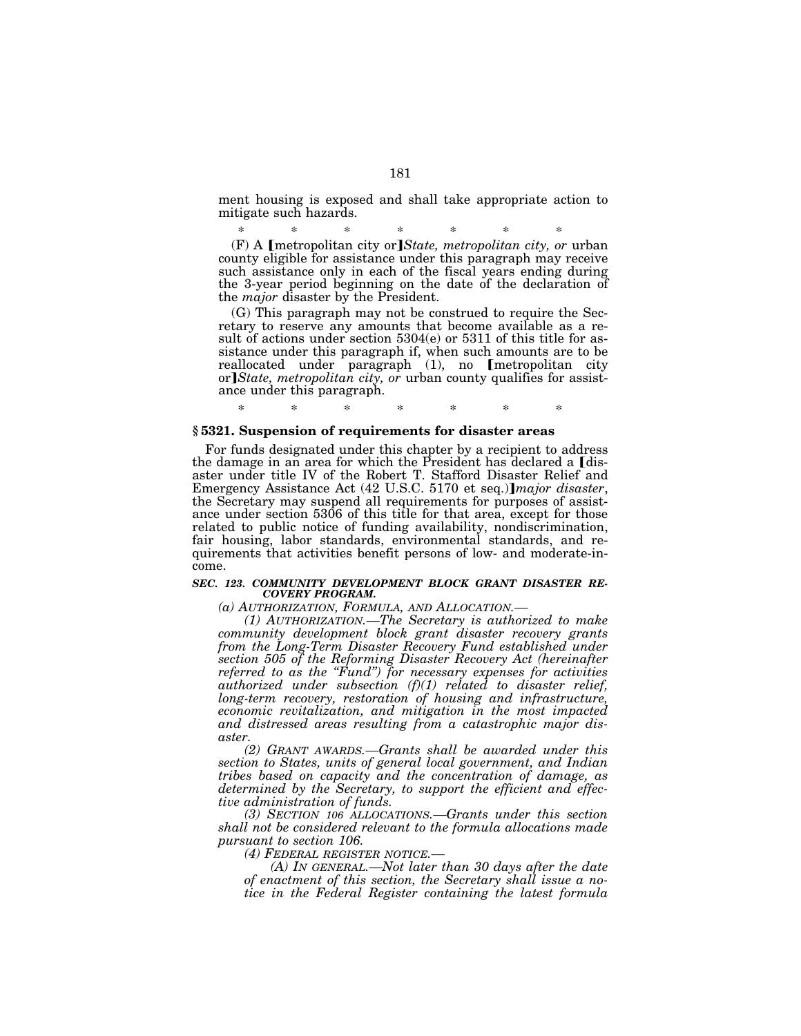ment housing is exposed and shall take appropriate action to mitigate such hazards.

\*           \*           \*           \*           \*           \*           \*

(F) A [metropolitan city or] *State, metropolitan city, or* urban county eligible for assistance under this paragraph may receive such assistance only in each of the fiscal years ending during the 3-year period beginning on the date of the declaration of the *major* disaster by the President.

(G) This paragraph may not be construed to require the Secretary to reserve any amounts that become available as a result of actions under section 5304(e) or 5311 of this title for assistance under this paragraph if, when such amounts are to be reallocated under paragraph (1), no [metropolitan city or] *State, metropolitan city, or* urban county qualifies for assistance under this paragraph.

\*           \*           \*           \*           \*           \*           \*

### § 5321. Suspension of requirements for disaster areas

For funds designated under this chapter by a recipient to address the damage in an area for which the President has declared a [disaster under title IV of the Robert T. Stafford Disaster Relief and Emergency Assistance Act (42 U.S.C. 5170 et seq.)] *major disaster*, the Secretary may suspend all requirements for purposes of assistance under section 5306 of this title for that area, except for those related to public notice of funding availability, nondiscrimination, fair housing, labor standards, environmental standards, and requirements that activities benefit persons of low- and moderate-income.

***SEC. 123. COMMUNITY DEVELOPMENT BLOCK GRANT DISASTER RECOVERY PROGRAM.***

*(a) AUTHORIZATION, FORMULA, AND ALLOCATION.—*

*(1) AUTHORIZATION.—The Secretary is authorized to make community development block grant disaster recovery grants from the Long-Term Disaster Recovery Fund established under section 505 of the Reforming Disaster Recovery Act (hereinafter referred to as the "Fund") for necessary expenses for activities authorized under subsection (f)(1) related to disaster relief, long-term recovery, restoration of housing and infrastructure, economic revitalization, and mitigation in the most impacted and distressed areas resulting from a catastrophic major disaster.*

*(2) GRANT AWARDS.—Grants shall be awarded under this section to States, units of general local government, and Indian tribes based on capacity and the concentration of damage, as determined by the Secretary, to support the efficient and effective administration of funds.*

*(3) SECTION 106 ALLOCATIONS.—Grants under this section shall not be considered relevant to the formula allocations made pursuant to section 106.*

*(4) FEDERAL REGISTER NOTICE.—*

*(A) IN GENERAL.—Not later than 30 days after the date of enactment of this section, the Secretary shall issue a notice in the Federal Register containing the latest formula*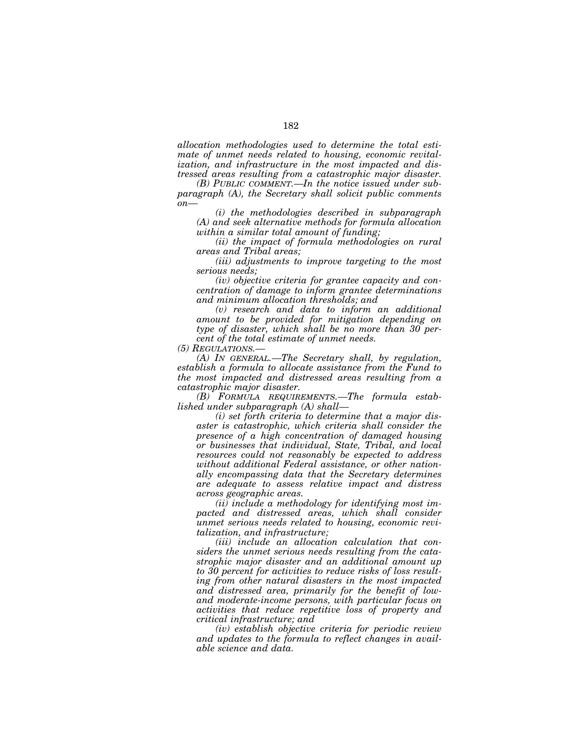*allocation methodologies used to determine the total estimate of unmet needs related to housing, economic revitalization, and infrastructure in the most impacted and distressed areas resulting from a catastrophic major disaster.*

*(B) PUBLIC COMMENT.—In the notice issued under subparagraph (A), the Secretary shall solicit public comments on—*

*(i) the methodologies described in subparagraph (A) and seek alternative methods for formula allocation within a similar total amount of funding;*

*(ii) the impact of formula methodologies on rural areas and Tribal areas;*

*(iii) adjustments to improve targeting to the most serious needs;*

*(iv) objective criteria for grantee capacity and concentration of damage to inform grantee determinations and minimum allocation thresholds; and*

*(v) research and data to inform an additional amount to be provided for mitigation depending on type of disaster, which shall be no more than 30 percent of the total estimate of unmet needs.*

*(5) REGULATIONS.—*

*(A) IN GENERAL.—The Secretary shall, by regulation, establish a formula to allocate assistance from the Fund to the most impacted and distressed areas resulting from a catastrophic major disaster.*

*(B) FORMULA REQUIREMENTS.—The formula established under subparagraph (A) shall—*

*(i) set forth criteria to determine that a major disaster is catastrophic, which criteria shall consider the presence of a high concentration of damaged housing or businesses that individual, State, Tribal, and local resources could not reasonably be expected to address without additional Federal assistance, or other nationally encompassing data that the Secretary determines are adequate to assess relative impact and distress across geographic areas.*

*(ii) include a methodology for identifying most impacted and distressed areas, which shall consider unmet serious needs related to housing, economic revitalization, and infrastructure;*

*(iii) include an allocation calculation that considers the unmet serious needs resulting from the catastrophic major disaster and an additional amount up to 30 percent for activities to reduce risks of loss resulting from other natural disasters in the most impacted and distressed area, primarily for the benefit of low- and moderate-income persons, with particular focus on activities that reduce repetitive loss of property and critical infrastructure; and*

*(iv) establish objective criteria for periodic review and updates to the formula to reflect changes in available science and data.*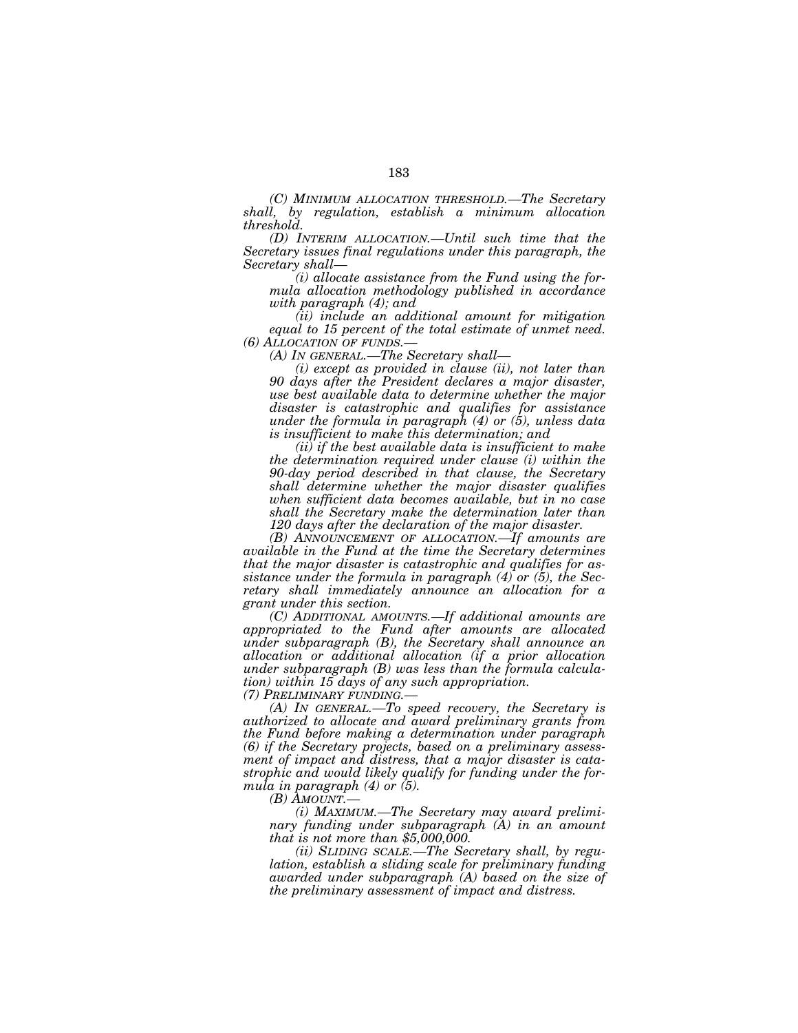*(C) MINIMUM ALLOCATION THRESHOLD.—The Secretary shall, by regulation, establish a minimum allocation threshold.*

*(D) INTERIM ALLOCATION.—Until such time that the Secretary issues final regulations under this paragraph, the Secretary shall—*

*(i) allocate assistance from the Fund using the formula allocation methodology published in accordance with paragraph (4); and*

*(ii) include an additional amount for mitigation equal to 15 percent of the total estimate of unmet need.*

*(6) ALLOCATION OF FUNDS.—*

*(A) IN GENERAL.—The Secretary shall—*

*(i) except as provided in clause (ii), not later than 90 days after the President declares a major disaster, use best available data to determine whether the major disaster is catastrophic and qualifies for assistance under the formula in paragraph (4) or (5), unless data is insufficient to make this determination; and*

*(ii) if the best available data is insufficient to make the determination required under clause (i) within the 90-day period described in that clause, the Secretary shall determine whether the major disaster qualifies when sufficient data becomes available, but in no case shall the Secretary make the determination later than 120 days after the declaration of the major disaster.*

*(B) ANNOUNCEMENT OF ALLOCATION.—If amounts are available in the Fund at the time the Secretary determines that the major disaster is catastrophic and qualifies for assistance under the formula in paragraph (4) or (5), the Secretary shall immediately announce an allocation for a grant under this section.*

*(C) ADDITIONAL AMOUNTS.—If additional amounts are appropriated to the Fund after amounts are allocated under subparagraph (B), the Secretary shall announce an allocation or additional allocation (if a prior allocation under subparagraph (B) was less than the formula calculation) within 15 days of any such appropriation.*

*(7) PRELIMINARY FUNDING.—*

*(A) IN GENERAL.—To speed recovery, the Secretary is authorized to allocate and award preliminary grants from the Fund before making a determination under paragraph (6) if the Secretary projects, based on a preliminary assessment of impact and distress, that a major disaster is catastrophic and would likely qualify for funding under the formula in paragraph (4) or (5).*

*(B) AMOUNT.—*

*(i) MAXIMUM.—The Secretary may award preliminary funding under subparagraph (A) in an amount that is not more than $5,000,000.*

*(ii) SLIDING SCALE.—The Secretary shall, by regulation, establish a sliding scale for preliminary funding awarded under subparagraph (A) based on the size of the preliminary assessment of impact and distress.*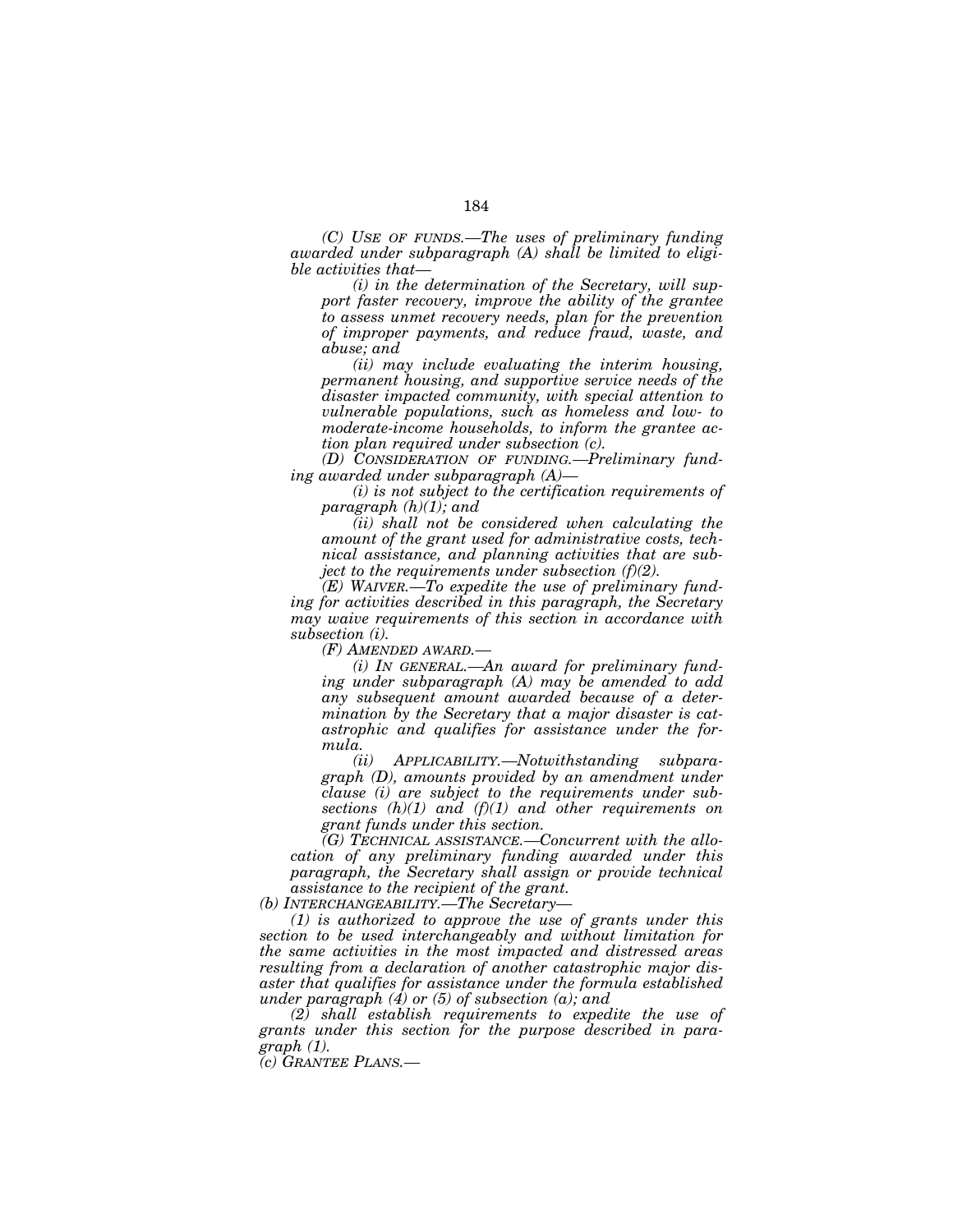*(C) USE OF FUNDS.—The uses of preliminary funding awarded under subparagraph (A) shall be limited to eligible activities that—*

*(i) in the determination of the Secretary, will support faster recovery, improve the ability of the grantee to assess unmet recovery needs, plan for the prevention of improper payments, and reduce fraud, waste, and abuse; and*

*(ii) may include evaluating the interim housing, permanent housing, and supportive service needs of the disaster impacted community, with special attention to vulnerable populations, such as homeless and low- to moderate-income households, to inform the grantee action plan required under subsection (c).*

*(D) CONSIDERATION OF FUNDING.—Preliminary funding awarded under subparagraph (A)—*

*(i) is not subject to the certification requirements of paragraph (h)(1); and*

*(ii) shall not be considered when calculating the amount of the grant used for administrative costs, technical assistance, and planning activities that are subject to the requirements under subsection (f)(2).*

*(E) WAIVER.—To expedite the use of preliminary funding for activities described in this paragraph, the Secretary may waive requirements of this section in accordance with subsection (i).*

*(F) AMENDED AWARD.—*

*(i) IN GENERAL.—An award for preliminary funding under subparagraph (A) may be amended to add any subsequent amount awarded because of a determination by the Secretary that a major disaster is catastrophic and qualifies for assistance under the formula.*

*(ii) APPLICABILITY.—Notwithstanding subparagraph (D), amounts provided by an amendment under clause (i) are subject to the requirements under subsections (h)(1) and (f)(1) and other requirements on grant funds under this section.*

*(G) TECHNICAL ASSISTANCE.—Concurrent with the allocation of any preliminary funding awarded under this paragraph, the Secretary shall assign or provide technical assistance to the recipient of the grant.*

*(b) INTERCHANGEABILITY.—The Secretary—*

*(1) is authorized to approve the use of grants under this section to be used interchangeably and without limitation for the same activities in the most impacted and distressed areas resulting from a declaration of another catastrophic major disaster that qualifies for assistance under the formula established under paragraph (4) or (5) of subsection (a); and*

*(2) shall establish requirements to expedite the use of grants under this section for the purpose described in paragraph (1).*

*(c) GRANTEE PLANS.—*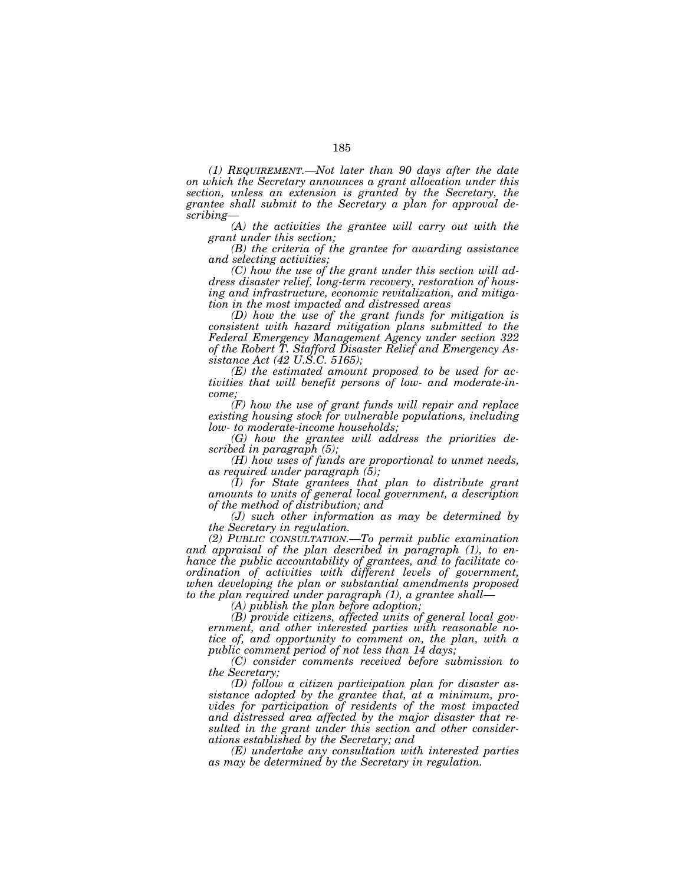*(1) REQUIREMENT.—Not later than 90 days after the date on which the Secretary announces a grant allocation under this section, unless an extension is granted by the Secretary, the grantee shall submit to the Secretary a plan for approval describing—*

*(A) the activities the grantee will carry out with the grant under this section;*

*(B) the criteria of the grantee for awarding assistance and selecting activities;*

*(C) how the use of the grant under this section will address disaster relief, long-term recovery, restoration of housing and infrastructure, economic revitalization, and mitigation in the most impacted and distressed areas*

*(D) how the use of the grant funds for mitigation is consistent with hazard mitigation plans submitted to the Federal Emergency Management Agency under section 322 of the Robert T. Stafford Disaster Relief and Emergency Assistance Act (42 U.S.C. 5165);*

*(E) the estimated amount proposed to be used for activities that will benefit persons of low- and moderate-income;*

*(F) how the use of grant funds will repair and replace existing housing stock for vulnerable populations, including low- to moderate-income households;*

*(G) how the grantee will address the priorities described in paragraph (5);*

*(H) how uses of funds are proportional to unmet needs, as required under paragraph (5);*

*(I) for State grantees that plan to distribute grant amounts to units of general local government, a description of the method of distribution; and*

*(J) such other information as may be determined by the Secretary in regulation.*

*(2) PUBLIC CONSULTATION.—To permit public examination and appraisal of the plan described in paragraph (1), to enhance the public accountability of grantees, and to facilitate coordination of activities with different levels of government, when developing the plan or substantial amendments proposed to the plan required under paragraph (1), a grantee shall—*

*(A) publish the plan before adoption;*

*(B) provide citizens, affected units of general local government, and other interested parties with reasonable notice of, and opportunity to comment on, the plan, with a public comment period of not less than 14 days;*

*(C) consider comments received before submission to the Secretary;*

*(D) follow a citizen participation plan for disaster assistance adopted by the grantee that, at a minimum, provides for participation of residents of the most impacted and distressed area affected by the major disaster that resulted in the grant under this section and other considerations established by the Secretary; and*

*(E) undertake any consultation with interested parties as may be determined by the Secretary in regulation.*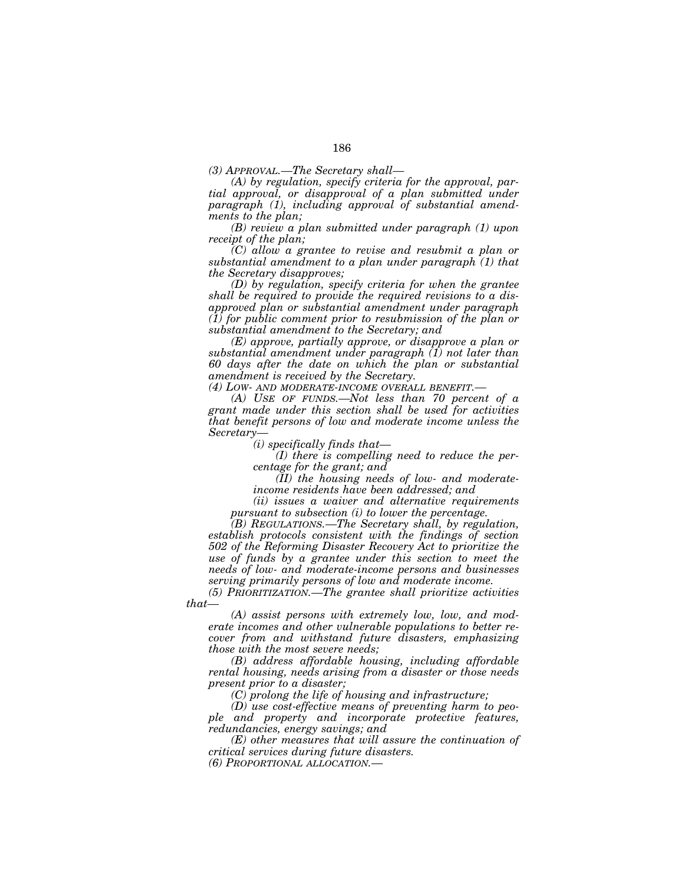*(3) APPROVAL.—The Secretary shall—*

*(A) by regulation, specify criteria for the approval, partial approval, or disapproval of a plan submitted under paragraph (1), including approval of substantial amendments to the plan;*

*(B) review a plan submitted under paragraph (1) upon receipt of the plan;*

*(C) allow a grantee to revise and resubmit a plan or substantial amendment to a plan under paragraph (1) that the Secretary disapproves;*

*(D) by regulation, specify criteria for when the grantee shall be required to provide the required revisions to a disapproved plan or substantial amendment under paragraph (1) for public comment prior to resubmission of the plan or substantial amendment to the Secretary; and*

*(E) approve, partially approve, or disapprove a plan or substantial amendment under paragraph (1) not later than 60 days after the date on which the plan or substantial amendment is received by the Secretary.*

*(4) LOW- AND MODERATE-INCOME OVERALL BENEFIT.—*

*(A) USE OF FUNDS.—Not less than 70 percent of a grant made under this section shall be used for activities that benefit persons of low and moderate income unless the Secretary—*

*(i) specifically finds that—*

*(I) there is compelling need to reduce the percentage for the grant; and*

*(II) the housing needs of low- and moderate-income residents have been addressed; and*

*(ii) issues a waiver and alternative requirements pursuant to subsection (i) to lower the percentage.*

*(B) REGULATIONS.—The Secretary shall, by regulation, establish protocols consistent with the findings of section 502 of the Reforming Disaster Recovery Act to prioritize the use of funds by a grantee under this section to meet the needs of low- and moderate-income persons and businesses serving primarily persons of low and moderate income.*

*(5) PRIORITIZATION.—The grantee shall prioritize activities that—*

*(A) assist persons with extremely low, low, and moderate incomes and other vulnerable populations to better recover from and withstand future disasters, emphasizing those with the most severe needs;*

*(B) address affordable housing, including affordable rental housing, needs arising from a disaster or those needs present prior to a disaster;*

*(C) prolong the life of housing and infrastructure;*

*(D) use cost-effective means of preventing harm to people and property and incorporate protective features, redundancies, energy savings; and*

*(E) other measures that will assure the continuation of critical services during future disasters.*

*(6) PROPORTIONAL ALLOCATION.—*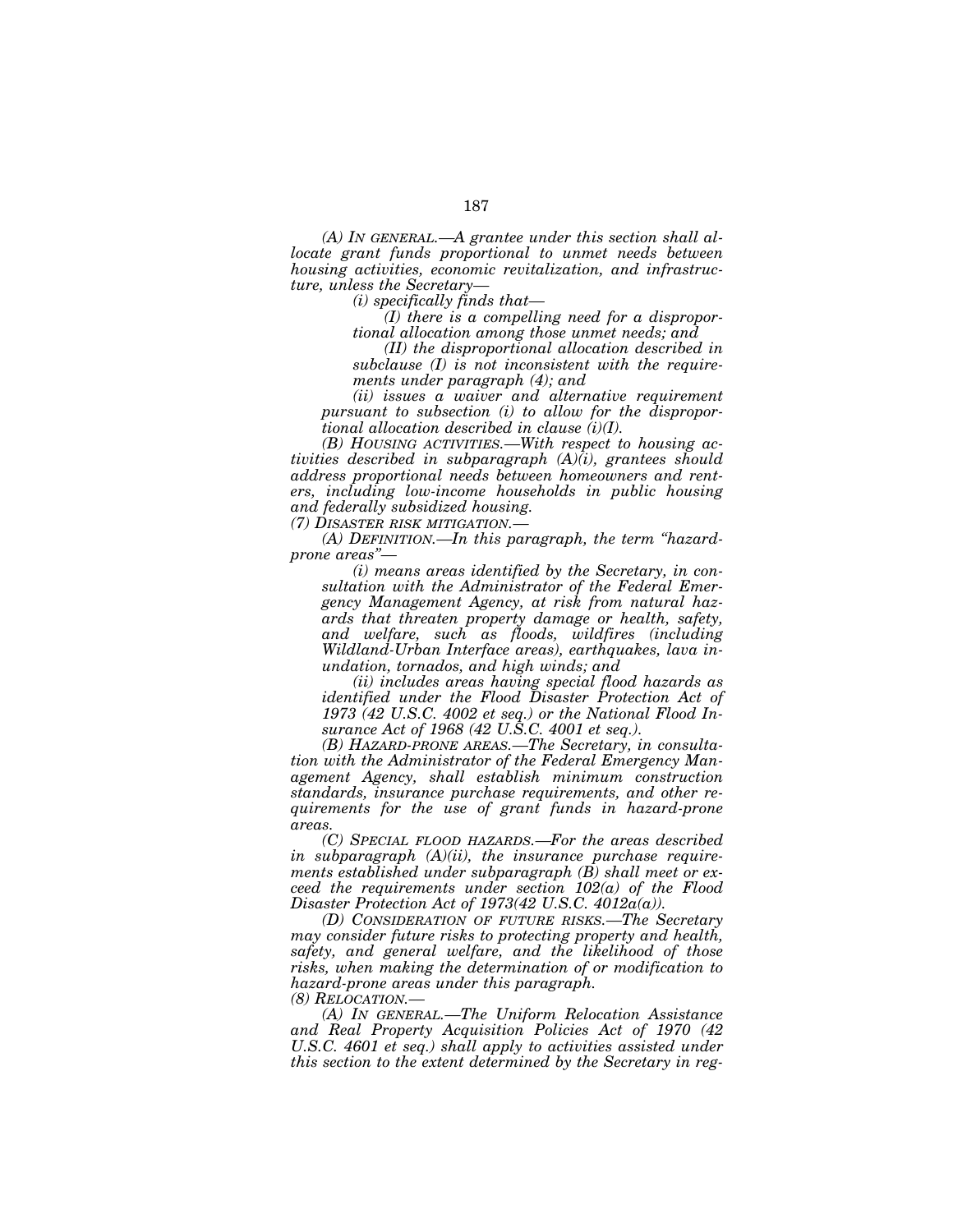*(A) IN GENERAL.—A grantee under this section shall allocate grant funds proportional to unmet needs between housing activities, economic revitalization, and infrastructure, unless the Secretary—*

*(i) specifically finds that—*

*(I) there is a compelling need for a disproportional allocation among those unmet needs; and*

*(II) the disproportional allocation described in subclause (I) is not inconsistent with the requirements under paragraph (4); and*

*(ii) issues a waiver and alternative requirement pursuant to subsection (i) to allow for the disproportional allocation described in clause (i)(I).*

*(B) HOUSING ACTIVITIES.—With respect to housing activities described in subparagraph (A)(i), grantees should address proportional needs between homeowners and renters, including low-income households in public housing and federally subsidized housing.*

*(7) DISASTER RISK MITIGATION.—*

*(A) DEFINITION.—In this paragraph, the term "hazard-prone areas"—*

*(i) means areas identified by the Secretary, in consultation with the Administrator of the Federal Emergency Management Agency, at risk from natural hazards that threaten property damage or health, safety, and welfare, such as floods, wildfires (including Wildland-Urban Interface areas), earthquakes, lava inundation, tornados, and high winds; and*

*(ii) includes areas having special flood hazards as identified under the Flood Disaster Protection Act of 1973 (42 U.S.C. 4002 et seq.) or the National Flood Insurance Act of 1968 (42 U.S.C. 4001 et seq.).*

*(B) HAZARD-PRONE AREAS.—The Secretary, in consultation with the Administrator of the Federal Emergency Management Agency, shall establish minimum construction standards, insurance purchase requirements, and other requirements for the use of grant funds in hazard-prone areas.*

*(C) SPECIAL FLOOD HAZARDS.—For the areas described in subparagraph (A)(ii), the insurance purchase requirements established under subparagraph (B) shall meet or exceed the requirements under section 102(a) of the Flood Disaster Protection Act of 1973(42 U.S.C. 4012a(a)).*

*(D) CONSIDERATION OF FUTURE RISKS.—The Secretary may consider future risks to protecting property and health, safety, and general welfare, and the likelihood of those risks, when making the determination of or modification to hazard-prone areas under this paragraph.*

*(8) RELOCATION.—*

*(A) IN GENERAL.—The Uniform Relocation Assistance and Real Property Acquisition Policies Act of 1970 (42 U.S.C. 4601 et seq.) shall apply to activities assisted under this section to the extent determined by the Secretary in reg-*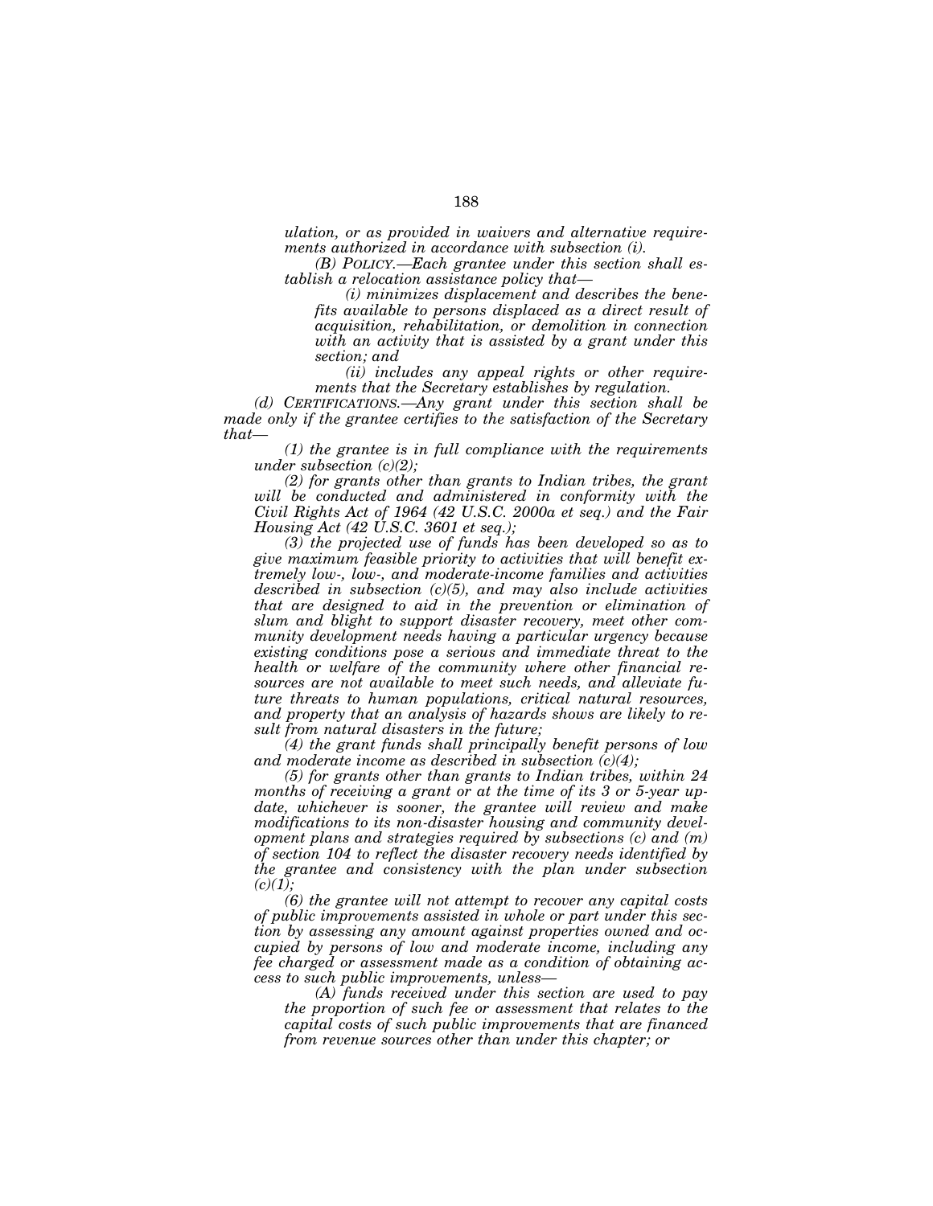*ulation, or as provided in waivers and alternative requirements authorized in accordance with subsection (i).*

*(B) POLICY.—Each grantee under this section shall establish a relocation assistance policy that—*

*(i) minimizes displacement and describes the benefits available to persons displaced as a direct result of acquisition, rehabilitation, or demolition in connection with an activity that is assisted by a grant under this section; and*

*(ii) includes any appeal rights or other requirements that the Secretary establishes by regulation.*

*(d) CERTIFICATIONS.—Any grant under this section shall be made only if the grantee certifies to the satisfaction of the Secretary that—*

*(1) the grantee is in full compliance with the requirements under subsection (c)(2);*

*(2) for grants other than grants to Indian tribes, the grant will be conducted and administered in conformity with the Civil Rights Act of 1964 (42 U.S.C. 2000a et seq.) and the Fair Housing Act (42 U.S.C. 3601 et seq.);*

*(3) the projected use of funds has been developed so as to give maximum feasible priority to activities that will benefit extremely low-, low-, and moderate-income families and activities described in subsection (c)(5), and may also include activities that are designed to aid in the prevention or elimination of slum and blight to support disaster recovery, meet other community development needs having a particular urgency because existing conditions pose a serious and immediate threat to the health or welfare of the community where other financial resources are not available to meet such needs, and alleviate future threats to human populations, critical natural resources, and property that an analysis of hazards shows are likely to result from natural disasters in the future;*

*(4) the grant funds shall principally benefit persons of low and moderate income as described in subsection (c)(4);*

*(5) for grants other than grants to Indian tribes, within 24 months of receiving a grant or at the time of its 3 or 5-year update, whichever is sooner, the grantee will review and make modifications to its non-disaster housing and community development plans and strategies required by subsections (c) and (m) of section 104 to reflect the disaster recovery needs identified by the grantee and consistency with the plan under subsection (c)(1);*

*(6) the grantee will not attempt to recover any capital costs of public improvements assisted in whole or part under this section by assessing any amount against properties owned and occupied by persons of low and moderate income, including any fee charged or assessment made as a condition of obtaining access to such public improvements, unless—*

*(A) funds received under this section are used to pay the proportion of such fee or assessment that relates to the capital costs of such public improvements that are financed from revenue sources other than under this chapter; or*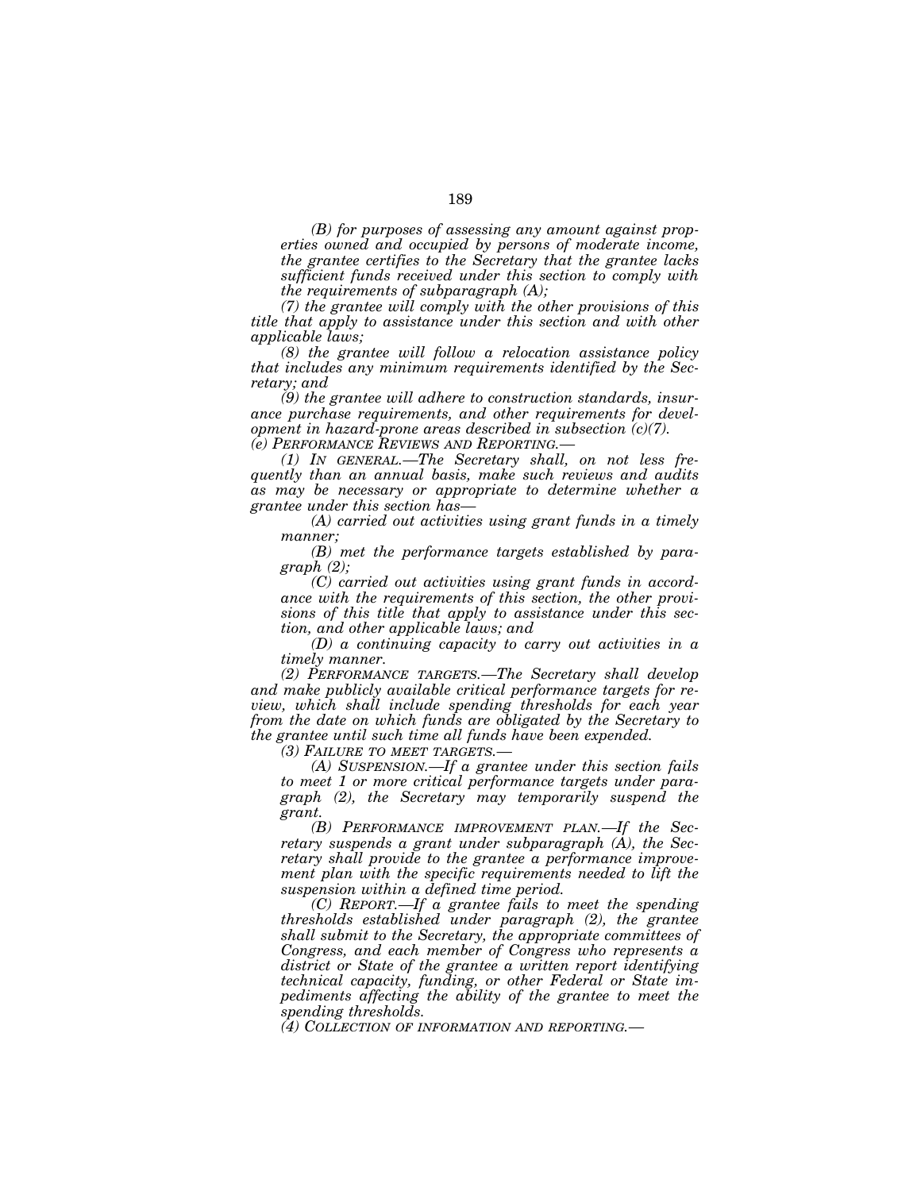*(B) for purposes of assessing any amount against properties owned and occupied by persons of moderate income, the grantee certifies to the Secretary that the grantee lacks sufficient funds received under this section to comply with the requirements of subparagraph (A);*

*(7) the grantee will comply with the other provisions of this title that apply to assistance under this section and with other applicable laws;*

*(8) the grantee will follow a relocation assistance policy that includes any minimum requirements identified by the Secretary; and*

*(9) the grantee will adhere to construction standards, insurance purchase requirements, and other requirements for development in hazard-prone areas described in subsection (c)(7).*

*(e) PERFORMANCE REVIEWS AND REPORTING.—*

*(1) IN GENERAL.—The Secretary shall, on not less frequently than an annual basis, make such reviews and audits as may be necessary or appropriate to determine whether a grantee under this section has—*

*(A) carried out activities using grant funds in a timely manner;*

*(B) met the performance targets established by paragraph (2);*

*(C) carried out activities using grant funds in accordance with the requirements of this section, the other provisions of this title that apply to assistance under this section, and other applicable laws; and*

*(D) a continuing capacity to carry out activities in a timely manner.*

*(2) PERFORMANCE TARGETS.—The Secretary shall develop and make publicly available critical performance targets for review, which shall include spending thresholds for each year from the date on which funds are obligated by the Secretary to the grantee until such time all funds have been expended.*

*(3) FAILURE TO MEET TARGETS.—*

*(A) SUSPENSION.—If a grantee under this section fails to meet 1 or more critical performance targets under paragraph (2), the Secretary may temporarily suspend the grant.*

*(B) PERFORMANCE IMPROVEMENT PLAN.—If the Secretary suspends a grant under subparagraph (A), the Secretary shall provide to the grantee a performance improvement plan with the specific requirements needed to lift the suspension within a defined time period.*

*(C) REPORT.—If a grantee fails to meet the spending thresholds established under paragraph (2), the grantee shall submit to the Secretary, the appropriate committees of Congress, and each member of Congress who represents a district or State of the grantee a written report identifying technical capacity, funding, or other Federal or State impediments affecting the ability of the grantee to meet the spending thresholds.*

*(4) COLLECTION OF INFORMATION AND REPORTING.—*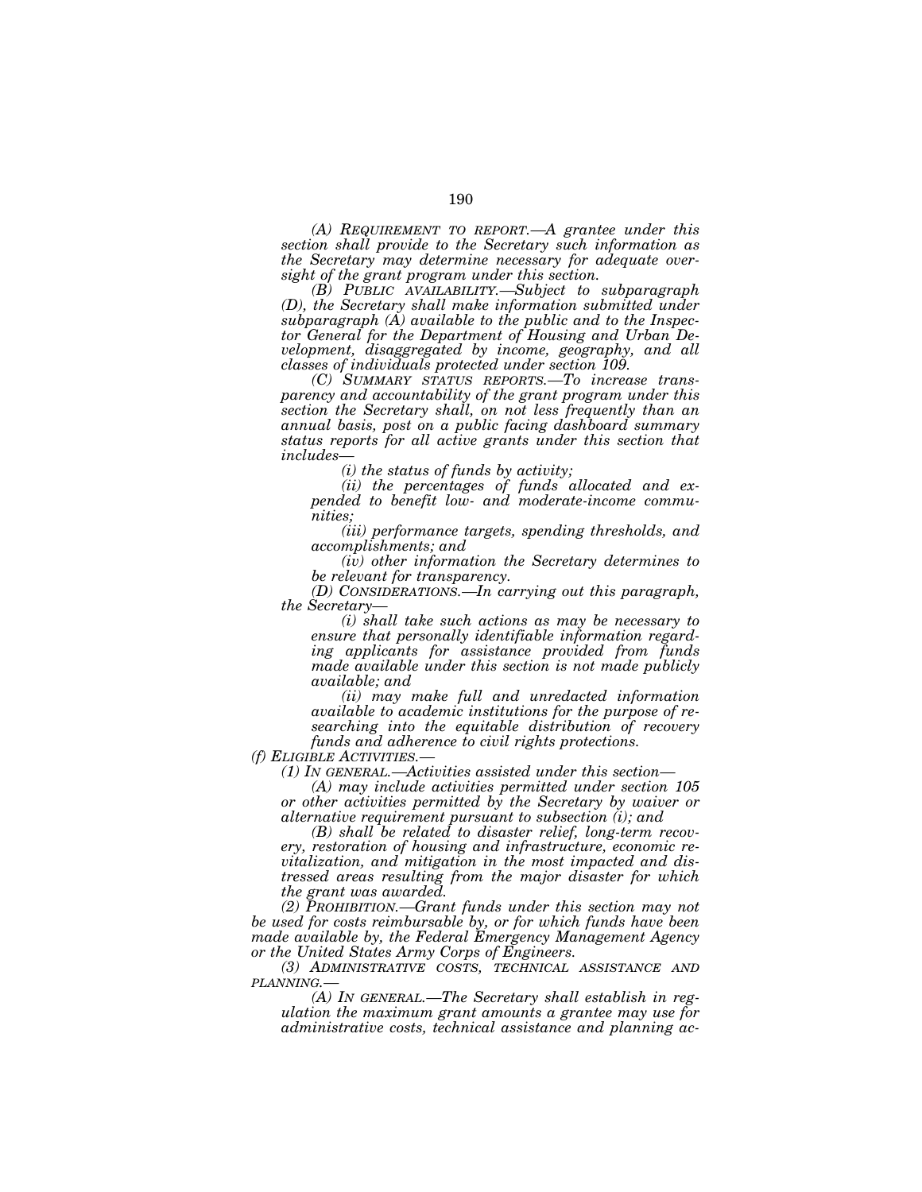*(A) REQUIREMENT TO REPORT.—A grantee under this section shall provide to the Secretary such information as the Secretary may determine necessary for adequate oversight of the grant program under this section.*

*(B) PUBLIC AVAILABILITY.—Subject to subparagraph (D), the Secretary shall make information submitted under subparagraph (A) available to the public and to the Inspector General for the Department of Housing and Urban Development, disaggregated by income, geography, and all classes of individuals protected under section 109.*

*(C) SUMMARY STATUS REPORTS.—To increase transparency and accountability of the grant program under this section the Secretary shall, on not less frequently than an annual basis, post on a public facing dashboard summary status reports for all active grants under this section that includes—*

*(i) the status of funds by activity;*

*(ii) the percentages of funds allocated and expended to benefit low- and moderate-income communities;*

*(iii) performance targets, spending thresholds, and accomplishments; and*

*(iv) other information the Secretary determines to be relevant for transparency.*

*(D) CONSIDERATIONS.—In carrying out this paragraph, the Secretary—*

*(i) shall take such actions as may be necessary to ensure that personally identifiable information regarding applicants for assistance provided from funds made available under this section is not made publicly available; and*

*(ii) may make full and unredacted information available to academic institutions for the purpose of researching into the equitable distribution of recovery funds and adherence to civil rights protections.*

*(f) ELIGIBLE ACTIVITIES.—*

*(1) IN GENERAL.—Activities assisted under this section—*

*(A) may include activities permitted under section 105 or other activities permitted by the Secretary by waiver or alternative requirement pursuant to subsection (i); and*

*(B) shall be related to disaster relief, long-term recovery, restoration of housing and infrastructure, economic revitalization, and mitigation in the most impacted and distressed areas resulting from the major disaster for which the grant was awarded.*

*(2) PROHIBITION.—Grant funds under this section may not be used for costs reimbursable by, or for which funds have been made available by, the Federal Emergency Management Agency or the United States Army Corps of Engineers.*

*(3) ADMINISTRATIVE COSTS, TECHNICAL ASSISTANCE AND PLANNING.—*

*(A) IN GENERAL.—The Secretary shall establish in regulation the maximum grant amounts a grantee may use for administrative costs, technical assistance and planning ac-*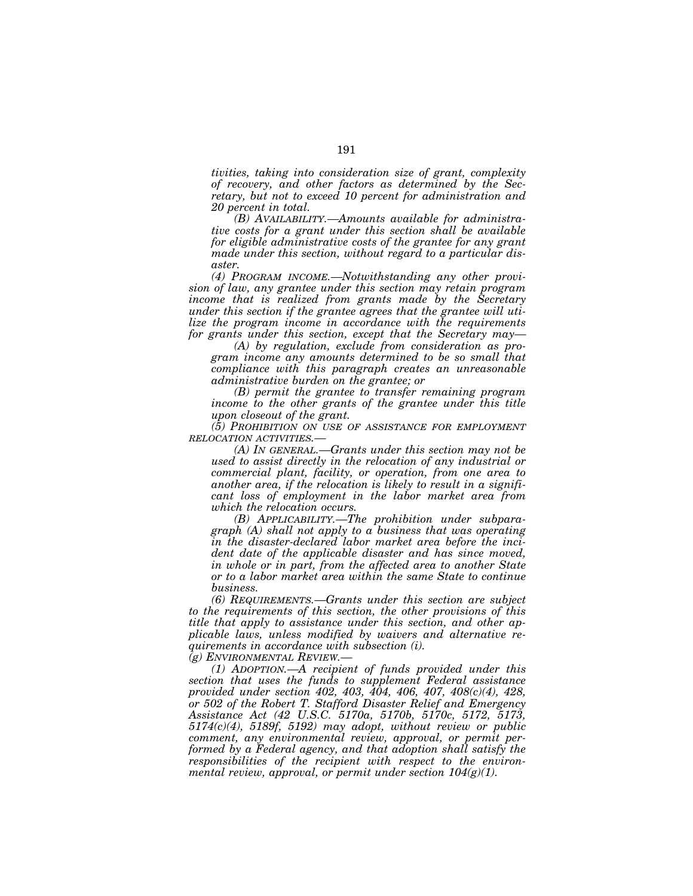*tivities, taking into consideration size of grant, complexity of recovery, and other factors as determined by the Secretary, but not to exceed 10 percent for administration and 20 percent in total.*

*(B) AVAILABILITY.—Amounts available for administrative costs for a grant under this section shall be available for eligible administrative costs of the grantee for any grant made under this section, without regard to a particular disaster.*

*(4) PROGRAM INCOME.—Notwithstanding any other provision of law, any grantee under this section may retain program income that is realized from grants made by the Secretary under this section if the grantee agrees that the grantee will utilize the program income in accordance with the requirements for grants under this section, except that the Secretary may—*

*(A) by regulation, exclude from consideration as program income any amounts determined to be so small that compliance with this paragraph creates an unreasonable administrative burden on the grantee; or*

*(B) permit the grantee to transfer remaining program income to the other grants of the grantee under this title upon closeout of the grant.*

*(5) PROHIBITION ON USE OF ASSISTANCE FOR EMPLOYMENT RELOCATION ACTIVITIES.—*

*(A) IN GENERAL.—Grants under this section may not be used to assist directly in the relocation of any industrial or commercial plant, facility, or operation, from one area to another area, if the relocation is likely to result in a significant loss of employment in the labor market area from which the relocation occurs.*

*(B) APPLICABILITY.—The prohibition under subparagraph (A) shall not apply to a business that was operating in the disaster-declared labor market area before the incident date of the applicable disaster and has since moved, in whole or in part, from the affected area to another State or to a labor market area within the same State to continue business.*

*(6) REQUIREMENTS.—Grants under this section are subject to the requirements of this section, the other provisions of this title that apply to assistance under this section, and other applicable laws, unless modified by waivers and alternative requirements in accordance with subsection (i).*

*(g) ENVIRONMENTAL REVIEW.—*

*(1) ADOPTION.—A recipient of funds provided under this section that uses the funds to supplement Federal assistance provided under section 402, 403, 404, 406, 407, 408(c)(4), 428, or 502 of the Robert T. Stafford Disaster Relief and Emergency Assistance Act (42 U.S.C. 5170a, 5170b, 5170c, 5172, 5173, 5174(c)(4), 5189f, 5192) may adopt, without review or public comment, any environmental review, approval, or permit performed by a Federal agency, and that adoption shall satisfy the responsibilities of the recipient with respect to the environmental review, approval, or permit under section 104(g)(1).*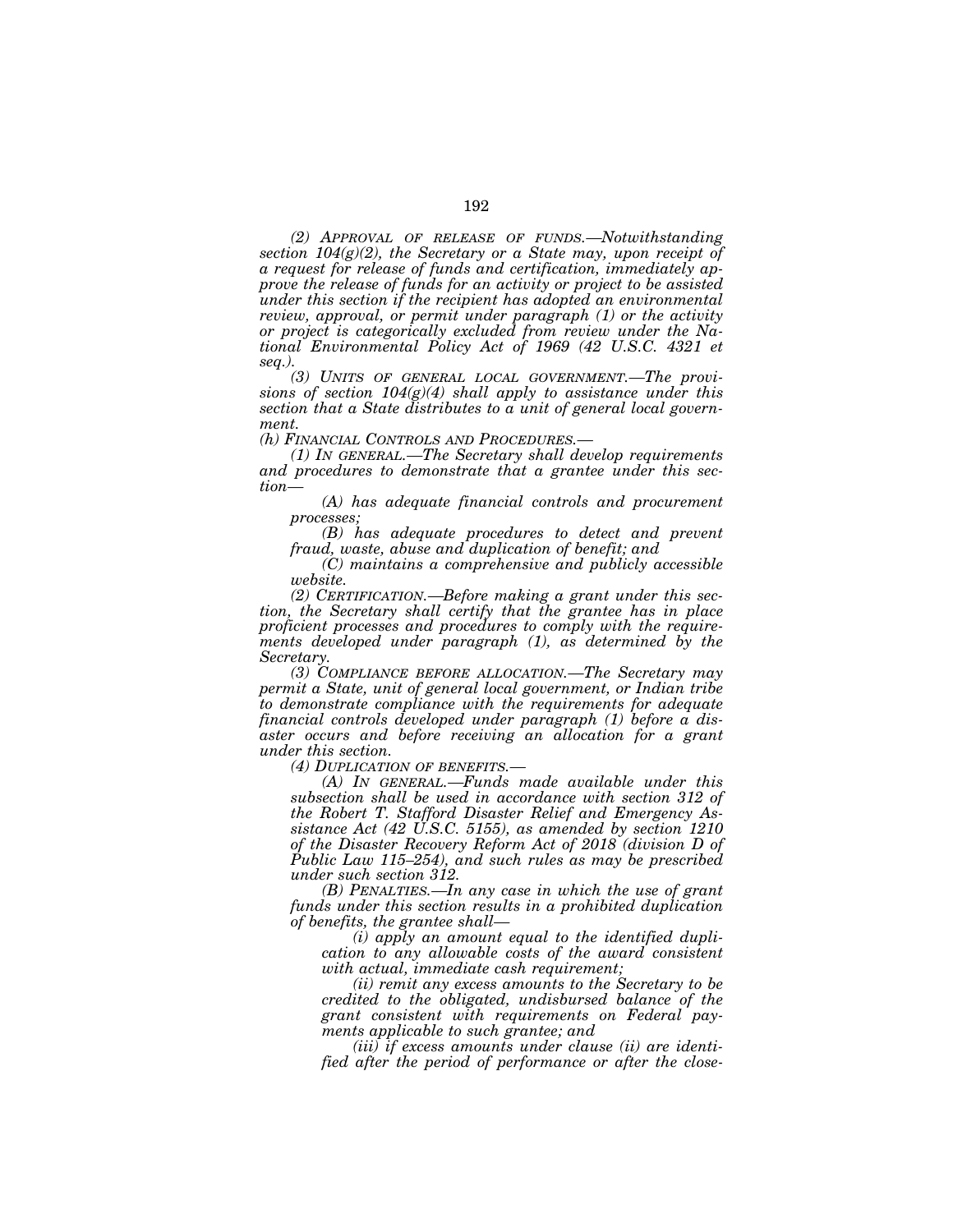*(2) APPROVAL OF RELEASE OF FUNDS.—Notwithstanding section 104(g)(2), the Secretary or a State may, upon receipt of a request for release of funds and certification, immediately approve the release of funds for an activity or project to be assisted under this section if the recipient has adopted an environmental review, approval, or permit under paragraph (1) or the activity or project is categorically excluded from review under the National Environmental Policy Act of 1969 (42 U.S.C. 4321 et seq.).*

*(3) UNITS OF GENERAL LOCAL GOVERNMENT.—The provisions of section 104(g)(4) shall apply to assistance under this section that a State distributes to a unit of general local government.*

*(h) FINANCIAL CONTROLS AND PROCEDURES.—*

*(1) IN GENERAL.—The Secretary shall develop requirements and procedures to demonstrate that a grantee under this section—*

*(A) has adequate financial controls and procurement processes;*

*(B) has adequate procedures to detect and prevent fraud, waste, abuse and duplication of benefit; and*

*(C) maintains a comprehensive and publicly accessible website.*

*(2) CERTIFICATION.—Before making a grant under this section, the Secretary shall certify that the grantee has in place proficient processes and procedures to comply with the requirements developed under paragraph (1), as determined by the Secretary.*

*(3) COMPLIANCE BEFORE ALLOCATION.—The Secretary may permit a State, unit of general local government, or Indian tribe to demonstrate compliance with the requirements for adequate financial controls developed under paragraph (1) before a disaster occurs and before receiving an allocation for a grant under this section.*

*(4) DUPLICATION OF BENEFITS.—*

*(A) IN GENERAL.—Funds made available under this subsection shall be used in accordance with section 312 of the Robert T. Stafford Disaster Relief and Emergency Assistance Act (42 U.S.C. 5155), as amended by section 1210 of the Disaster Recovery Reform Act of 2018 (division D of Public Law 115–254), and such rules as may be prescribed under such section 312.*

*(B) PENALTIES.—In any case in which the use of grant funds under this section results in a prohibited duplication of benefits, the grantee shall—*

*(i) apply an amount equal to the identified duplication to any allowable costs of the award consistent with actual, immediate cash requirement;*

*(ii) remit any excess amounts to the Secretary to be credited to the obligated, undisbursed balance of the grant consistent with requirements on Federal payments applicable to such grantee; and*

*(iii) if excess amounts under clause (ii) are identified after the period of performance or after the close-*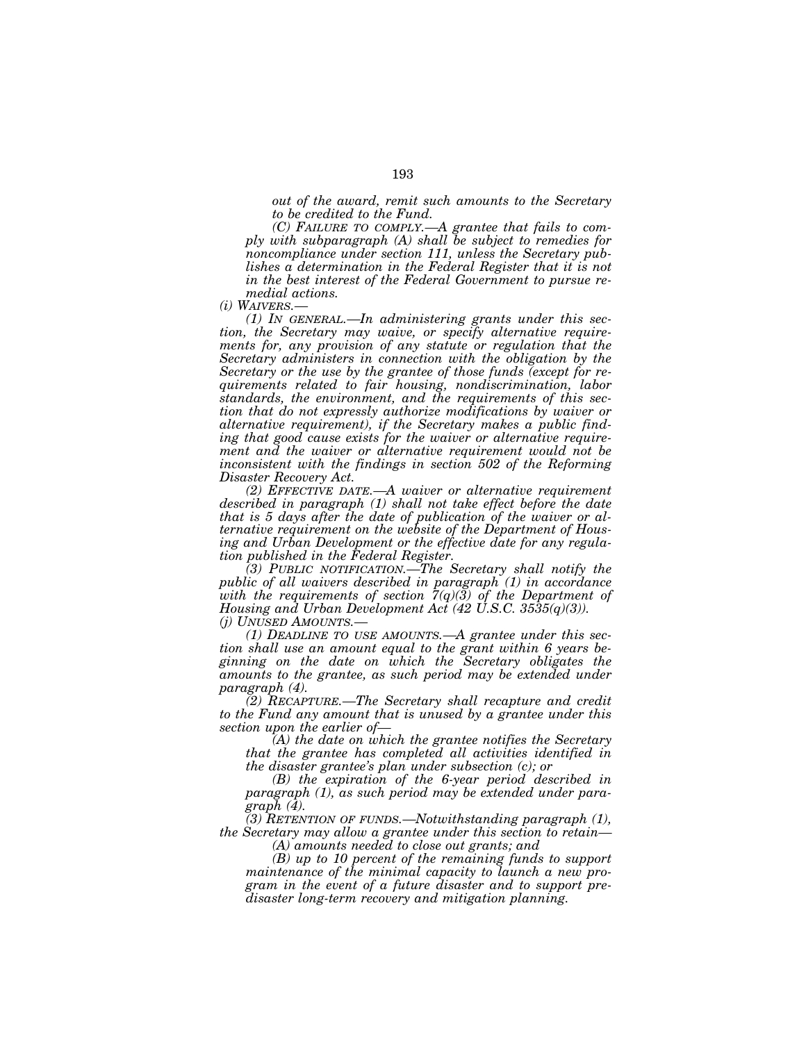*out of the award, remit such amounts to the Secretary to be credited to the Fund.*

*(C) FAILURE TO COMPLY.—A grantee that fails to comply with subparagraph (A) shall be subject to remedies for noncompliance under section 111, unless the Secretary publishes a determination in the Federal Register that it is not in the best interest of the Federal Government to pursue remedial actions.*

*(i) WAIVERS.—*

*(1) IN GENERAL.—In administering grants under this section, the Secretary may waive, or specify alternative requirements for, any provision of any statute or regulation that the Secretary administers in connection with the obligation by the Secretary or the use by the grantee of those funds (except for requirements related to fair housing, nondiscrimination, labor standards, the environment, and the requirements of this section that do not expressly authorize modifications by waiver or alternative requirement), if the Secretary makes a public finding that good cause exists for the waiver or alternative requirement and the waiver or alternative requirement would not be inconsistent with the findings in section 502 of the Reforming Disaster Recovery Act.*

*(2) EFFECTIVE DATE.—A waiver or alternative requirement described in paragraph (1) shall not take effect before the date that is 5 days after the date of publication of the waiver or alternative requirement on the website of the Department of Housing and Urban Development or the effective date for any regulation published in the Federal Register.*

*(3) PUBLIC NOTIFICATION.—The Secretary shall notify the public of all waivers described in paragraph (1) in accordance with the requirements of section 7(q)(3) of the Department of Housing and Urban Development Act (42 U.S.C. 3535(q)(3)).*

*(j) UNUSED AMOUNTS.—*

*(1) DEADLINE TO USE AMOUNTS.—A grantee under this section shall use an amount equal to the grant within 6 years beginning on the date on which the Secretary obligates the amounts to the grantee, as such period may be extended under paragraph (4).*

*(2) RECAPTURE.—The Secretary shall recapture and credit to the Fund any amount that is unused by a grantee under this section upon the earlier of—*

*(A) the date on which the grantee notifies the Secretary that the grantee has completed all activities identified in the disaster grantee's plan under subsection (c); or*

*(B) the expiration of the 6-year period described in paragraph (1), as such period may be extended under paragraph (4).*

*(3) RETENTION OF FUNDS.—Notwithstanding paragraph (1), the Secretary may allow a grantee under this section to retain—*

*(A) amounts needed to close out grants; and*

*(B) up to 10 percent of the remaining funds to support maintenance of the minimal capacity to launch a new program in the event of a future disaster and to support predisaster long-term recovery and mitigation planning.*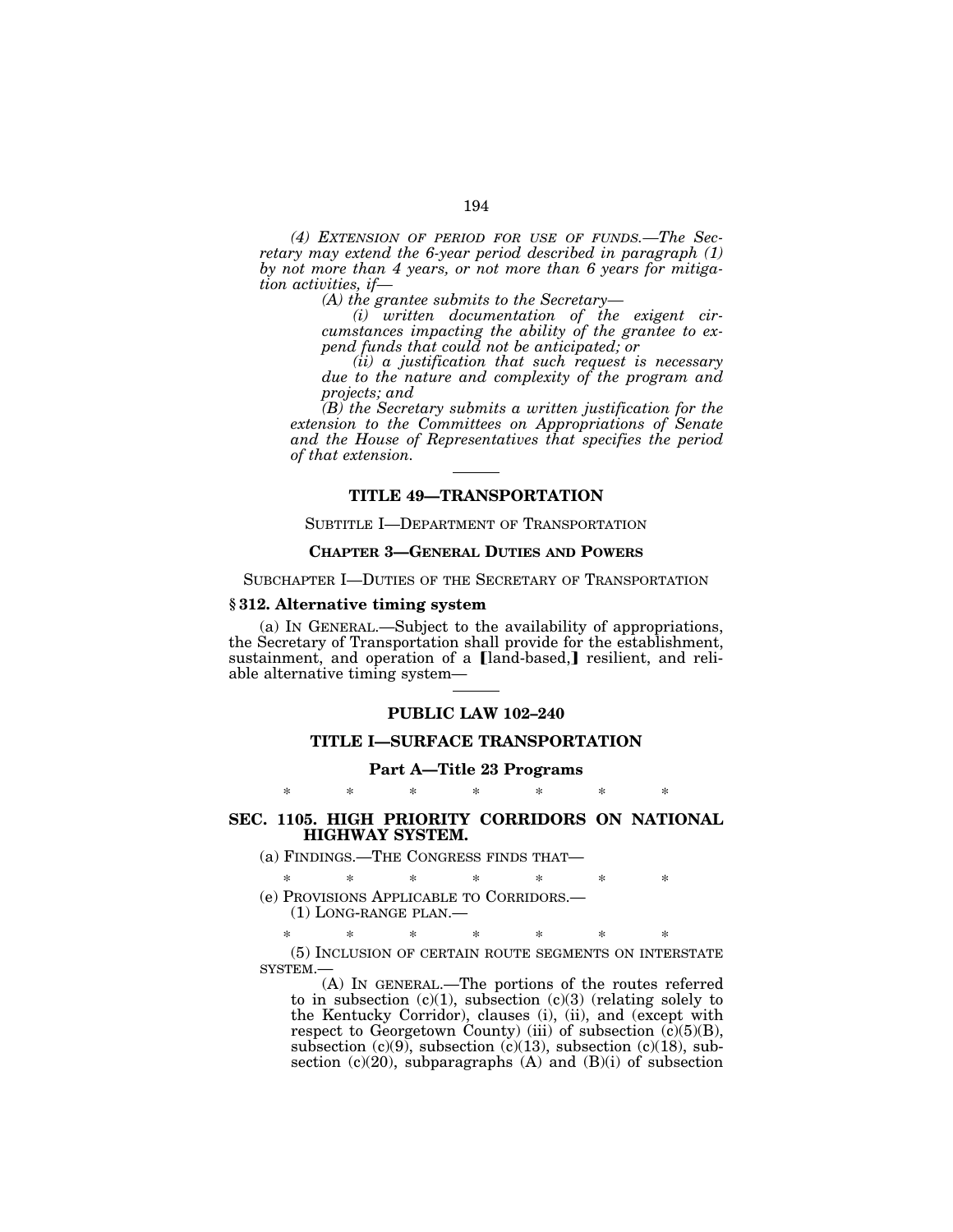*(4) EXTENSION OF PERIOD FOR USE OF FUNDS.—The Secretary may extend the 6-year period described in paragraph (1) by not more than 4 years, or not more than 6 years for mitigation activities, if—*

*(A) the grantee submits to the Secretary—*

*(i) written documentation of the exigent circumstances impacting the ability of the grantee to expend funds that could not be anticipated; or*

*(ii) a justification that such request is necessary due to the nature and complexity of the program and projects; and*

*(B) the Secretary submits a written justification for the extension to the Committees on Appropriations of Senate and the House of Representatives that specifies the period of that extension.*

---

## TITLE 49—TRANSPORTATION

SUBTITLE I—DEPARTMENT OF TRANSPORTATION

**CHAPTER 3—GENERAL DUTIES AND POWERS**

SUBCHAPTER I—DUTIES OF THE SECRETARY OF TRANSPORTATION

**§ 312. Alternative timing system**

(a) IN GENERAL.—Subject to the availability of appropriations, the Secretary of Transportation shall provide for the establishment, sustainment, and operation of a 【land-based,】 resilient, and reliable alternative timing system—

---

## PUBLIC LAW 102–240

## TITLE I—SURFACE TRANSPORTATION

**Part A—Title 23 Programs**

\* \* \* \* \* \* \*

**SEC. 1105. HIGH PRIORITY CORRIDORS ON NATIONAL HIGHWAY SYSTEM.**

(a) FINDINGS.—THE CONGRESS FINDS THAT—

\* \* \* \* \* \* \*

(e) PROVISIONS APPLICABLE TO CORRIDORS.—

(1) LONG-RANGE PLAN.—

\* \* \* \* \* \* \*

(5) INCLUSION OF CERTAIN ROUTE SEGMENTS ON INTERSTATE SYSTEM.—

(A) IN GENERAL.—The portions of the routes referred to in subsection (c)(1), subsection (c)(3) (relating solely to the Kentucky Corridor), clauses (i), (ii), and (except with respect to Georgetown County) (iii) of subsection (c)(5)(B), subsection (c)(9), subsection (c)(13), subsection (c)(18), subsection (c)(20), subparagraphs (A) and (B)(i) of subsection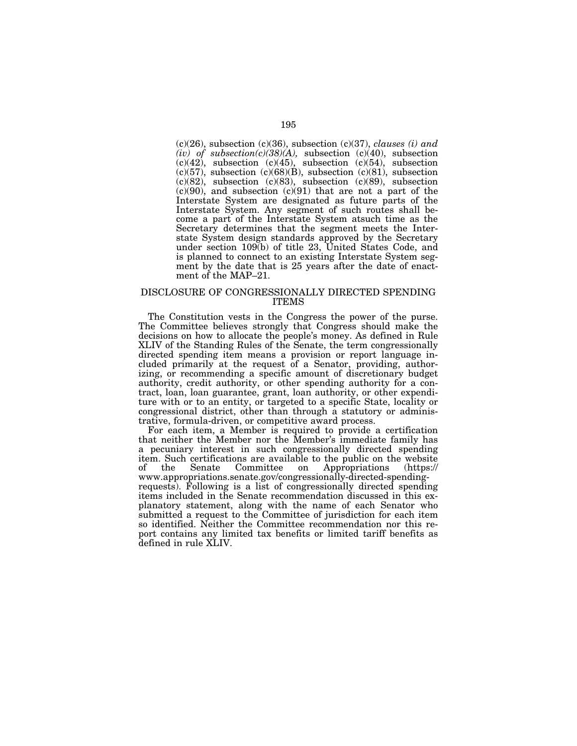(c)(26), subsection (c)(36), subsection (c)(37), *clauses (i) and (iv) of subsection(c)(38)(A),* subsection (c)(40), subsection (c)(42), subsection (c)(45), subsection (c)(54), subsection (c)(57), subsection (c)(68)(B), subsection (c)(81), subsection (c)(82), subsection (c)(83), subsection (c)(89), subsection (c)(90), and subsection (c)(91) that are not a part of the Interstate System are designated as future parts of the Interstate System. Any segment of such routes shall become a part of the Interstate System atsuch time as the Secretary determines that the segment meets the Interstate System design standards approved by the Secretary under section 109(b) of title 23, United States Code, and is planned to connect to an existing Interstate System segment by the date that is 25 years after the date of enactment of the MAP–21.

## DISCLOSURE OF CONGRESSIONALLY DIRECTED SPENDING ITEMS

The Constitution vests in the Congress the power of the purse. The Committee believes strongly that Congress should make the decisions on how to allocate the people's money. As defined in Rule XLIV of the Standing Rules of the Senate, the term congressionally directed spending item means a provision or report language included primarily at the request of a Senator, providing, authorizing, or recommending a specific amount of discretionary budget authority, credit authority, or other spending authority for a contract, loan, loan guarantee, grant, loan authority, or other expenditure with or to an entity, or targeted to a specific State, locality or congressional district, other than through a statutory or administrative, formula-driven, or competitive award process.

For each item, a Member is required to provide a certification that neither the Member nor the Member's immediate family has a pecuniary interest in such congressionally directed spending item. Such certifications are available to the public on the website of the Senate Committee on Appropriations (https://www.appropriations.senate.gov/congressionally-directed-spending-requests). Following is a list of congressionally directed spending items included in the Senate recommendation discussed in this explanatory statement, along with the name of each Senator who submitted a request to the Committee of jurisdiction for each item so identified. Neither the Committee recommendation nor this report contains any limited tax benefits or limited tariff benefits as defined in rule XLIV.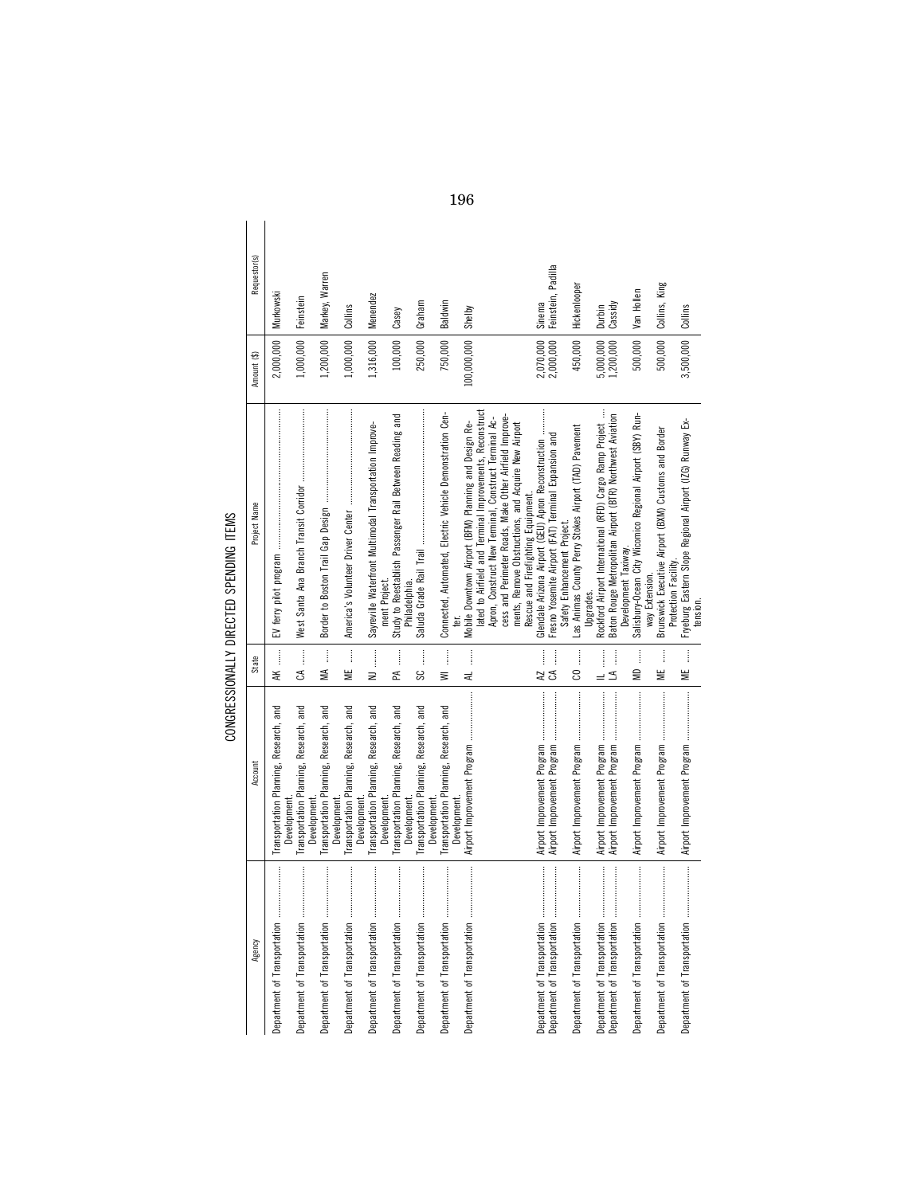## CONGRESSIONALLY DIRECTED SPENDING ITEMS

| Agency | Account | State | Project Name | Amount ($) | Requestor(s) |
|---|---|---|---|---|---|
| Department of Transportation | Transportation Planning, Research, and Development. | AK | EV ferry pilot program | 2,000,000 | Murkowski |
| Department of Transportation | Transportation Planning, Research, and Development. | CA | West Santa Ana Branch Transit Corridor | 1,000,000 | Feinstein |
| Department of Transportation | Transportation Planning, Research, and Development. | MA | Border to Boston Trail Gap Design | 1,200,000 | Markey, Warren |
| Department of Transportation | Transportation Planning, Research, and Development. | ME | America's Volunteer Driver Center | 1,000,000 | Collins |
| Department of Transportation | Transportation Planning, Research, and Development. | NJ | Sayreville Waterfront Multimodal Transportation Improvement Project. | 1,316,000 | Menendez |
| Department of Transportation | Transportation Planning, Research, and Development. | PA | Study to Reestablish Passenger Rail Between Reading and Philadelphia. | 100,000 | Casey |
| Department of Transportation | Transportation Planning, Research, and Development. | SC | Saluda Grade Rail Trail | 250,000 | Graham |
| Department of Transportation | Transportation Planning, Research, and Development. | WI | Connected, Automated, Electric Vehicle Demonstration Center. | 750,000 | Baldwin |
| Department of Transportation | Airport Improvement Program | AL | Mobile Downtown Airport (BFM) Planning and Design Related to Airfield and Terminal Improvements, Reconstruct Apron, Construct New Terminal, Construct Terminal Access and Perimeter Roads, Make Other Airfield Improvements, Remove Obstructions, and Acquire New Airport Rescue and Firefighting Equipment. | 100,000,000 | Shelby |
| Department of Transportation | Airport Improvement Program | AZ | Glendale Arizona Airport (GEU) Apron Reconstruction | 2,070,000 | Sinema |
| Department of Transportation | Airport Improvement Program | CA | Fresno Yosemite Airport (FAT) Terminal Expansion and Safety Enhancement Project. | 2,000,000 | Feinstein, Padilla |
| Department of Transportation | Airport Improvement Program | CO | Las Animas County Perry Stokes Airport (TAD) Pavement Upgrades. | 450,000 | Hickenlooper |
| Department of Transportation | Airport Improvement Program | IL | Rockford Airport International (RFD) Cargo Ramp Project | 5,000,000 | Durbin |
| Department of Transportation | Airport Improvement Program | LA | Baton Rouge Metropolitan Airport (BTR) Northwest Aviation Development Taxiway. | 1,200,000 | Cassidy |
| Department of Transportation | Airport Improvement Program | MD | Salisbury-Ocean City Wicomico Regional Airport (SBY) Runway Extension. | 500,000 | Van Hollen |
| Department of Transportation | Airport Improvement Program | ME | Brunswick Executive Airport (BXM) Customs and Border Protection Facility. | 500,000 | Collins, King |
| Department of Transportation | Airport Improvement Program | ME | Fryeburg Eastern Slope Regional Airport (IZG) Runway Extension. | 3,500,000 | Collins |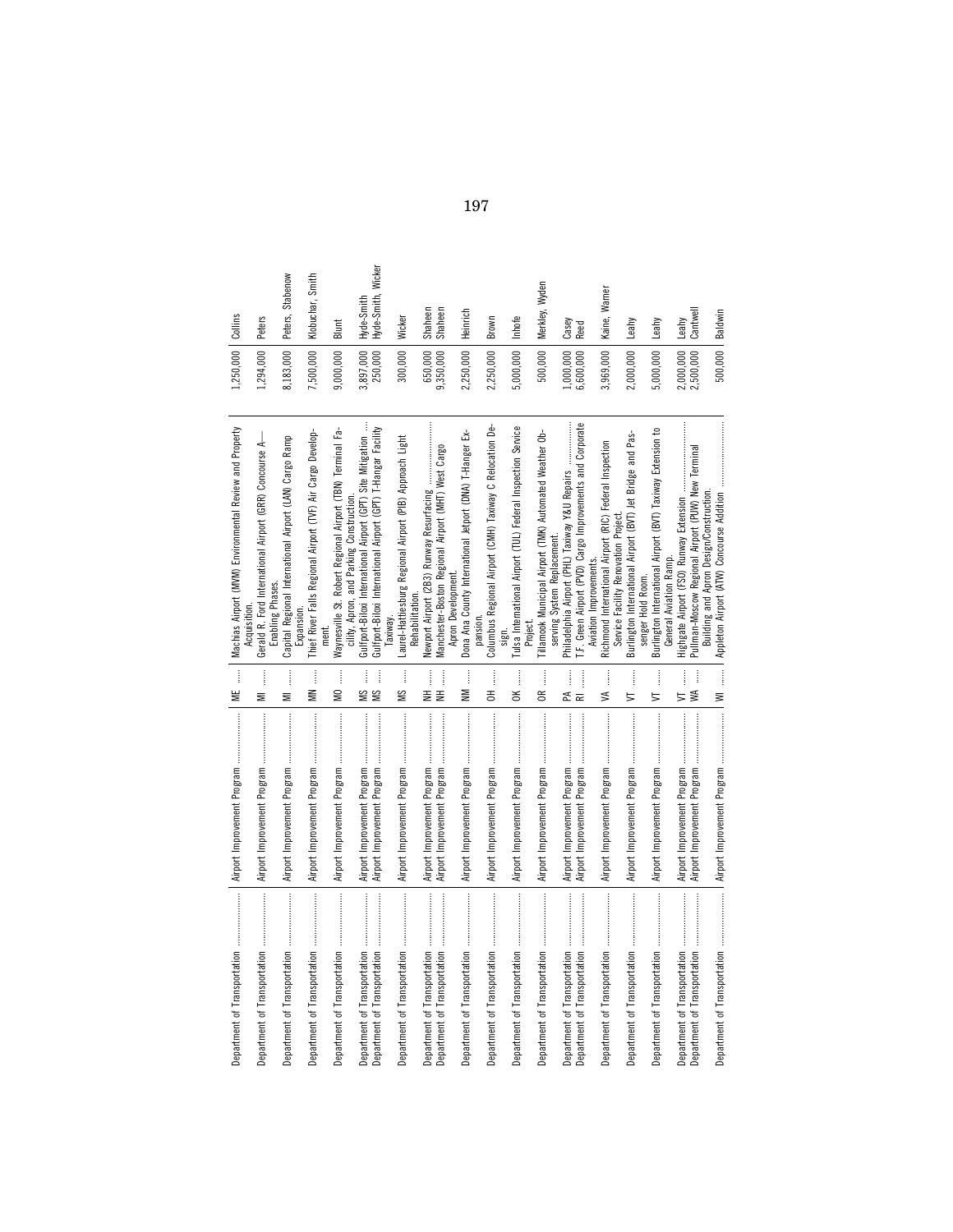| | | | | | |
|---|---|---|---|---|---|
| Department of Transportation | Airport Improvement Program | ME | Machias Airport (MVM) Environmental Review and Property Acquisition. | 1,250,000 | Collins |
| Department of Transportation | Airport Improvement Program | MI | Gerald R. Ford International Airport (GRR) Concourse A—Enabling Phases. | 1,294,000 | Peters |
| Department of Transportation | Airport Improvement Program | MI | Capital Regional International Airport (LAN) Cargo Ramp Expansion. | 8,183,000 | Peters, Stabenow |
| Department of Transportation | Airport Improvement Program | MN | Thief River Falls Regional Airport (TVF) Air Cargo Development. | 7,500,000 | Klobuchar, Smith |
| Department of Transportation | Airport Improvement Program | MO | Waynesville St. Robert Regional Airport (TBN) Terminal Facility, Apron, and Parking Construction. | 9,000,000 | Blunt |
| Department of Transportation | Airport Improvement Program | MS | Gulfport-Biloxi International Airport (GPT) Site Mitigation | 3,897,000 | Hyde-Smith |
| Department of Transportation | Airport Improvement Program | MS | Gulfport-Biloxi International Airport (GPT) T-Hangar Facility Taxiway. | 250,000 | Hyde-Smith, Wicker |
| Department of Transportation | Airport Improvement Program | MS | Laurel-Hattiesburg Regional Airport (PIB) Approach Light Rehabilitation. | 300,000 | Wicker |
| Department of Transportation | Airport Improvement Program | NH | Newport Airport (2B3) Runway Resurfacing | 650,000 | Shaheen |
| Department of Transportation | Airport Improvement Program | NH | Manchester-Boston Regional Airport (MHT) West Cargo Apron Development. | 9,350,000 | Shaheen |
| Department of Transportation | Airport Improvement Program | NM | Dona Ana County International Jetport (DNA) T-Hanger Expansion. | 2,250,000 | Heinrich |
| Department of Transportation | Airport Improvement Program | OH | Columbus Regional Airport (CMH) Taxiway C Relocation Design. | 2,250,000 | Brown |
| Department of Transportation | Airport Improvement Program | OK | Tulsa International Airport (TUL) Federal Inspection Service Project. | 5,000,000 | Inhofe |
| Department of Transportation | Airport Improvement Program | OR | Tillamook Municipal Airport (TMK) Automated Weather Observing System Replacement. | 500,000 | Merkley, Wyden |
| Department of Transportation | Airport Improvement Program | PA | Philadelphia Airport (PHL) Taxiway Y&U Repairs | 1,000,000 | Casey |
| Department of Transportation | Airport Improvement Program | RI | T.F. Green Airport (PVD) Cargo Improvements and Corporate Aviation Improvements. | 6,600,000 | Reed |
| Department of Transportation | Airport Improvement Program | VA | Richmond International Airport (RIC) Federal Inspection Service Facility Renovation Project. | 3,969,000 | Kaine, Warner |
| Department of Transportation | Airport Improvement Program | VT | Burlington International Airport (BVT) Jet Bridge and Passenger Hold Room. | 2,000,000 | Leahy |
| Department of Transportation | Airport Improvement Program | VT | Burlington International Airport (BVT) Taxiway Extension to General Aviation Ramp. | 5,000,000 | Leahy |
| Department of Transportation | Airport Improvement Program | VT | Highgate Airport (FSO) Runway Extension | 2,000,000 | Leahy |
| Department of Transportation | Airport Improvement Program | WA | Pullman-Moscow Regional Airport (PUW) New Terminal Building and Apron Design/Construction. | 2,500,000 | Cantwell |
| Department of Transportation | Airport Improvement Program | WI | Appleton Airport (ATW) Concourse Addition | 500,000 | Baldwin |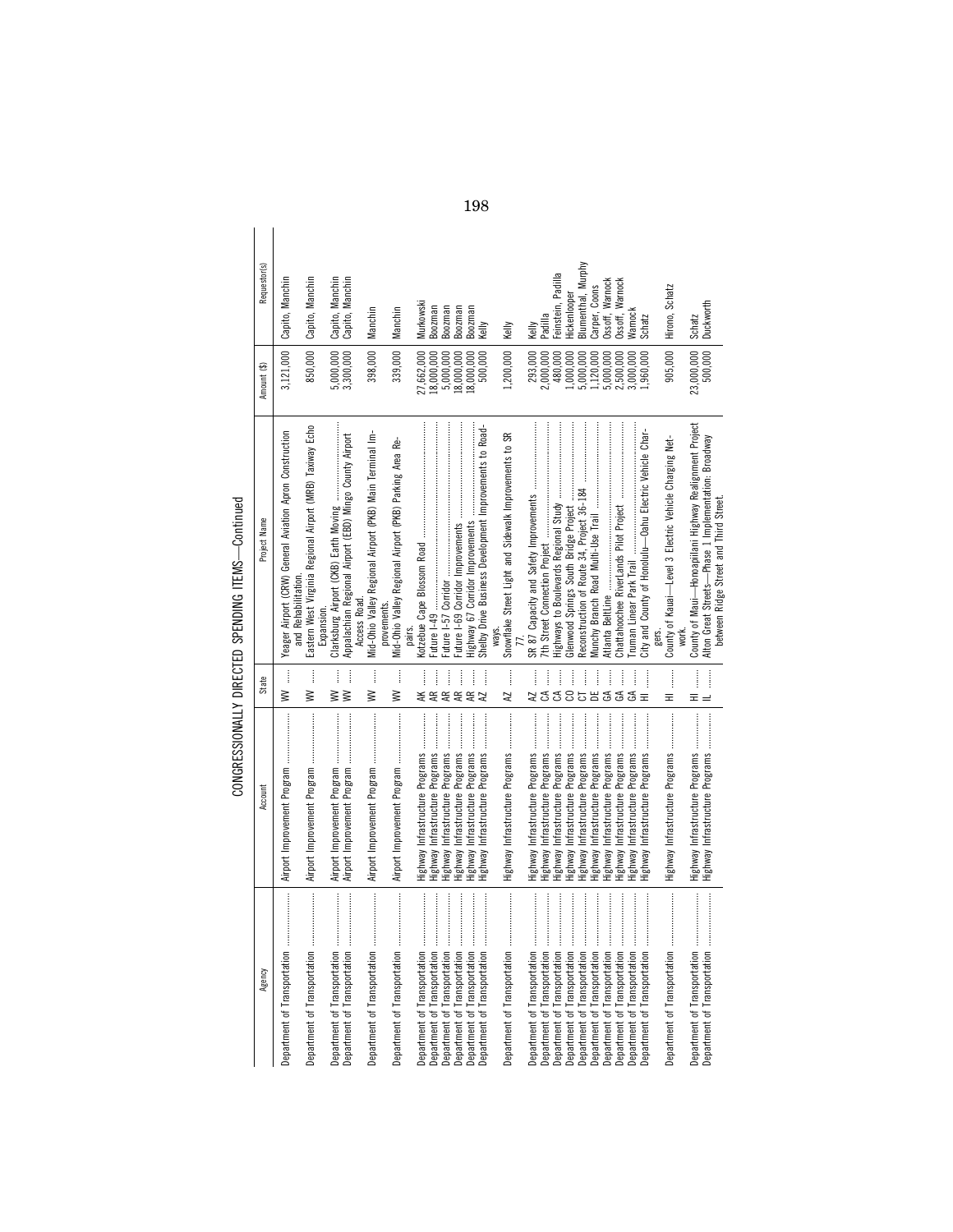CONGRESSIONALLY DIRECTED SPENDING ITEMS—Continued

| Agency | Account | State | Project Name | Amount ($) | Requestor(s) |
|---|---|---|---|---|---|
| Department of Transportation | Airport Improvement Program | WV | Yeager Airport (CRW) General Aviation Apron Construction and Rehabilitation. | 3,121,000 | Capito, Manchin |
| Department of Transportation | Airport Improvement Program | WV | Eastern West Virginia Regional Airport (MRB) Taxiway Echo Expansion. | 850,000 | Capito, Manchin |
| Department of Transportation | Airport Improvement Program | WV | Clarksburg Airport (CKB) Earth Moving | 5,000,000 | Capito, Manchin |
| Department of Transportation | Airport Improvement Program | WV | Appalachian Regional Airport (EBD) Mingo County Airport Access Road. | 3,300,000 | Capito, Manchin |
| Department of Transportation | Airport Improvement Program | WV | Mid-Ohio Valley Regional Airport (PKB) Main Terminal Improvements. | 398,000 | Manchin |
| Department of Transportation | Airport Improvement Program | WV | Mid-Ohio Valley Regional Airport (PKB) Parking Area Repairs. | 339,000 | Manchin |
| Department of Transportation | Highway Infrastructure Programs | AK | Kotzebue Cape Blossom Road | 27,662,000 | Murkowski |
| Department of Transportation | Highway Infrastructure Programs | AR | Future I-49 | 18,000,000 | Boozman |
| Department of Transportation | Highway Infrastructure Programs | AR | Future I-57 Corridor | 5,000,000 | Boozman |
| Department of Transportation | Highway Infrastructure Programs | AR | Future I-69 Corridor Improvements | 18,000,000 | Boozman |
| Department of Transportation | Highway Infrastructure Programs | AR | Highway 67 Corridor Improvements | 18,000,000 | Boozman |
| Department of Transportation | Highway Infrastructure Programs | AZ | Shelby Drive Business Development Improvements to Roadways. | 500,000 | Kelly |
| Department of Transportation | Highway Infrastructure Programs | AZ | Snowflake Street Light and Sidewalk Improvements to SR 77. | 1,200,000 | Kelly |
| Department of Transportation | Highway Infrastructure Programs | AZ | SR 87 Capacity and Safety Improvements | 293,000 | Kelly |
| Department of Transportation | Highway Infrastructure Programs | CA | 7th Street Connection Project | 2,000,000 | Padilla |
| Department of Transportation | Highway Infrastructure Programs | CA | Highways to Boulevards Regional Study | 480,000 | Feinstein, Padilla |
| Department of Transportation | Highway Infrastructure Programs | CO | Glenwood Springs South Bridge Project | 1,000,000 | Hickenlooper |
| Department of Transportation | Highway Infrastructure Programs | CT | Reconstruction of Route 34, Project 36-184 | 5,000,000 | Blumenthal, Murphy |
| Department of Transportation | Highway Infrastructure Programs | DE | Munchy Branch Road Multi-Use Trail | 1,120,000 | Carper, Coons |
| Department of Transportation | Highway Infrastructure Programs | GA | Atlanta BeltLine | 5,000,000 | Ossoff, Warnock |
| Department of Transportation | Highway Infrastructure Programs | GA | Chattahoochee RiverLands Pilot Project | 2,500,000 | Ossoff, Warnock |
| Department of Transportation | Highway Infrastructure Programs | GA | Truman Linear Park Trail | 3,000,000 | Warnock |
| Department of Transportation | Highway Infrastructure Programs | HI | City and County of Honolulu—Oahu Electric Vehicle Chargers. | 1,960,000 | Schatz |
| Department of Transportation | Highway Infrastructure Programs | HI | County of Kauai—Level 3 Electric Vehicle Charging Network. | 905,000 | Hirono, Schatz |
| Department of Transportation | Highway Infrastructure Programs | HI | County of Maui—Honoapiilani Highway Realignment Project | 23,000,000 | Schatz |
| Department of Transportation | Highway Infrastructure Programs | IL | Alton Great Streets—Phase 1 Implementation: Broadway between Ridge Street and Third Street. | 500,000 | Duckworth |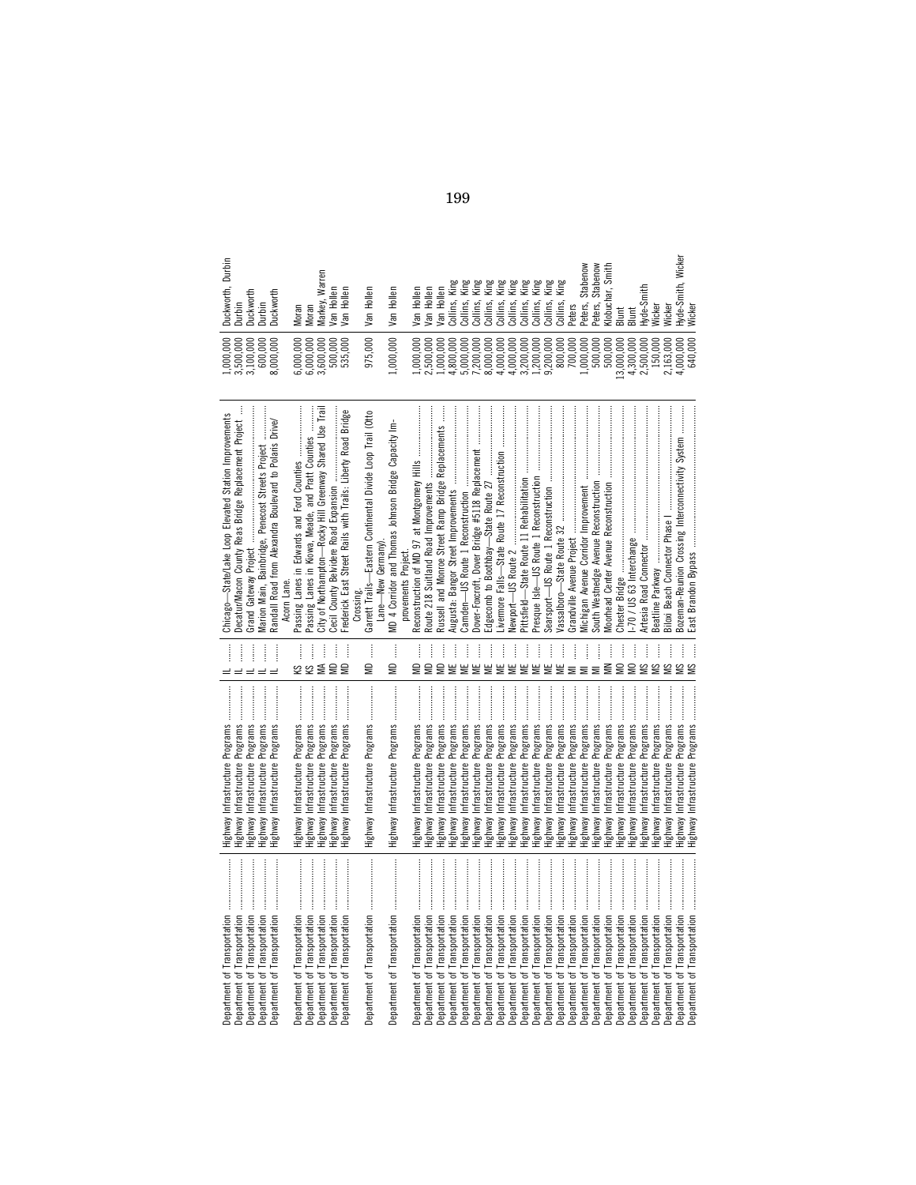| | | | | | |
|---|---|---|---|---|---|
| Department of Transportation | Highway Infrastructure Programs | IL | Chicago—State/Lake Loop Elevated Station Improvements | 1,000,000 | Duckworth, Durbin |
| Department of Transportation | Highway Infrastructure Programs | IL | Decatur/Macon County Reas Bridge Replacement Project | 3,500,000 | Durbin |
| Department of Transportation | Highway Infrastructure Programs | IL | Grand Gateway Project | 3,100,000 | Duckworth |
| Department of Transportation | Highway Infrastructure Programs | IL | Marion Main, Bainbridge, Penecost Streets Project | 600,000 | Durbin |
| Department of Transportation | Highway Infrastructure Programs | IL | Randall Road from Alexandra Boulevard to Polaris Drive/ Acorn Lane. | 8,000,000 | Duckworth |
| Department of Transportation | Highway Infrastructure Programs | KS | Passing Lanes in Edwards and Ford Counties | 6,000,000 | Moran |
| Department of Transportation | Highway Infrastructure Programs | KS | Passing Lanes in Kiowa, Meade, and Pratt Counties | 6,000,000 | Moran |
| Department of Transportation | Highway Infrastructure Programs | MA | City of Northampton—Rocky Hill Greenway Shared Use Trail | 3,600,000 | Markey, Warren |
| Department of Transportation | Highway Infrastructure Programs | MD | Cecil County Belvidere Road Expansion | 500,000 | Van Hollen |
| Department of Transportation | Highway Infrastructure Programs | MD | Frederick East Street Rails with Trails: Liberty Road Bridge Crossing. | 535,000 | Van Hollen |
| Department of Transportation | Highway Infrastructure Programs | MD | Garrett Trails—Eastern Continental Divide Loop Trail (Otto Lane—New Germany). | 975,000 | Van Hollen |
| Department of Transportation | Highway Infrastructure Programs | MD | MD 4 Corridor and Thomas Johnson Bridge Capacity Improvements Project. | 1,000,000 | Van Hollen |
| Department of Transportation | Highway Infrastructure Programs | MD | Reconstruction of MD 97 at Montgomery Hills | 1,000,000 | Van Hollen |
| Department of Transportation | Highway Infrastructure Programs | MD | Route 218 Suitland Road Improvements | 2,500,000 | Van Hollen |
| Department of Transportation | Highway Infrastructure Programs | MD | Russell and Monroe Street Ramp Bridge Replacements | 1,000,000 | Van Hollen |
| Department of Transportation | Highway Infrastructure Programs | ME | Augusta: Bangor Street Improvements | 4,800,000 | Collins, King |
| Department of Transportation | Highway Infrastructure Programs | ME | Camden—US Route 1 Reconstruction | 5,000,000 | Collins, King |
| Department of Transportation | Highway Infrastructure Programs | ME | Dover-Foxcroft, Dover Bridge #5118 Replacement | 7,200,000 | Collins, King |
| Department of Transportation | Highway Infrastructure Programs | ME | Edgecomb to Boothbay—State Route 27 | 8,000,000 | Collins, King |
| Department of Transportation | Highway Infrastructure Programs | ME | Livermore Falls—State Route 17 Reconstruction | 4,000,000 | Collins, King |
| Department of Transportation | Highway Infrastructure Programs | ME | Newport—US Route 2 | 4,000,000 | Collins, King |
| Department of Transportation | Highway Infrastructure Programs | ME | Pittsfield—State Route 11 Rehabilitation | 3,200,000 | Collins, King |
| Department of Transportation | Highway Infrastructure Programs | ME | Presque Isle—US Route 1 Reconstruction | 1,200,000 | Collins, King |
| Department of Transportation | Highway Infrastructure Programs | ME | Searsport—US Route 1 Reconstruction | 9,200,000 | Collins, King |
| Department of Transportation | Highway Infrastructure Programs | ME | Vassalboro—State Route 32 | 800,000 | Collins, King |
| Department of Transportation | Highway Infrastructure Programs | MI | Grandville Avenue Project | 700,000 | Peters |
| Department of Transportation | Highway Infrastructure Programs | MI | Michigan Avenue Corridor Improvement | 1,000,000 | Peters, Stabenow |
| Department of Transportation | Highway Infrastructure Programs | MI | South Westnedge Avenue Reconstruction | 500,000 | Peters, Stabenow |
| Department of Transportation | Highway Infrastructure Programs | MN | Moorhead Center Avenue Reconstruction | 500,000 | Klobuchar, Smith |
| Department of Transportation | Highway Infrastructure Programs | MO | Chester Bridge | 13,000,000 | Blunt |
| Department of Transportation | Highway Infrastructure Programs | MO | I-70 / US 63 Interchange | 4,300,000 | Blunt |
| Department of Transportation | Highway Infrastructure Programs | MS | Artesia Road Connector | 2,500,000 | Hyde-Smith |
| Department of Transportation | Highway Infrastructure Programs | MS | Beatline Parkway | 150,000 | Wicker |
| Department of Transportation | Highway Infrastructure Programs | MS | Biloxi Beach Connector Phase I | 2,163,000 | Wicker |
| Department of Transportation | Highway Infrastructure Programs | MS | Bozeman-Reunion Crossing Interconnectivity System | 4,000,000 | Hyde-Smith, Wicker |
| Department of Transportation | Highway Infrastructure Programs | MS | East Brandon Bypass | 640,000 | Wicker |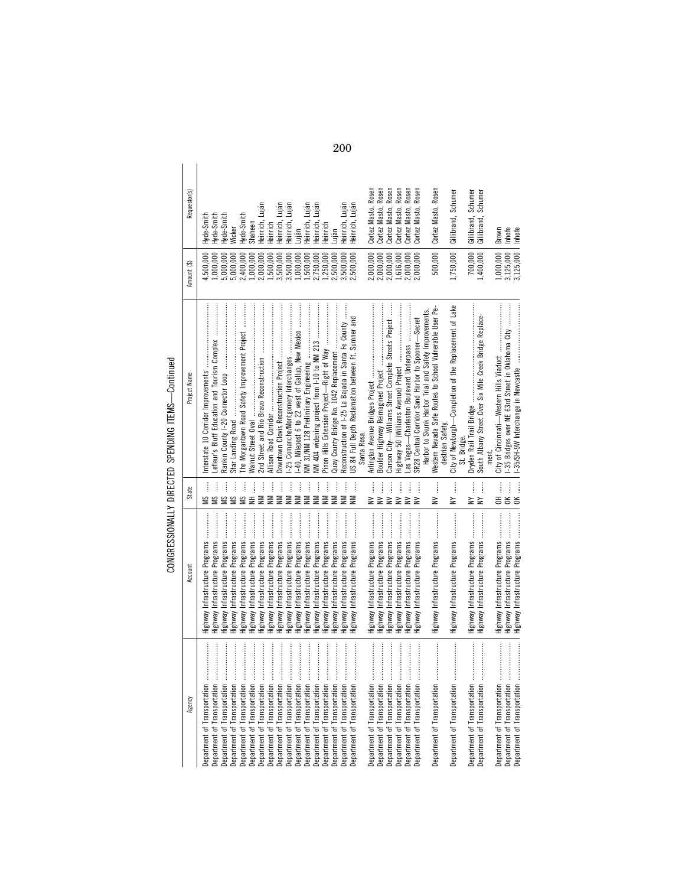CONGRESSIONALLY DIRECTED SPENDING ITEMS—Continued

| Agency | Account | State | Project Name | Amount ($) | Requestor(s) |
| --- | --- | --- | --- | --- | --- |
| Department of Transportation | Highway Infrastructure Programs | MS | Interstate 10 Corridor Improvements | 4,500,000 | Hyde-Smith |
| Department of Transportation | Highway Infrastructure Programs | MS | Lefleur's Bluff Education and Tourism Complex | 1,000,000 | Hyde-Smith |
| Department of Transportation | Highway Infrastructure Programs | MS | Rankin County I-20 Connector Loop | 5,000,000 | Hyde-Smith |
| Department of Transportation | Highway Infrastructure Programs | MS | Star Landing Road | 5,000,000 | Wicker |
| Department of Transportation | Highway Infrastructure Programs | MS | The Morgantown Road Safety Improvement Project | 2,400,000 | Hyde-Smith |
| Department of Transportation | Highway Infrastructure Programs | NH | Walnut Street Oval | 1,000,000 | Shaheen |
| Department of Transportation | Highway Infrastructure Programs | NM | 2nd Street and Rio Bravo Reconstruction | 2,000,000 | Heinrich, Luján |
| Department of Transportation | Highway Infrastructure Programs | NM | Allison Road Corridor | 1,500,000 | Heinrich |
| Department of Transportation | Highway Infrastructure Programs | NM | Downtown Clovis Reconstruction Project | 3,500,000 | Heinrich, Luján |
| Department of Transportation | Highway Infrastructure Programs | NM | I-25 Comanche/Montgomery Interchanges | 3,500,000 | Heinrich, Luján |
| Department of Transportation | Highway Infrastructure Programs | NM | I-40, Milepost 6 to 22 west of Gallup, New Mexico | 1,000,000 | Luján |
| Department of Transportation | Highway Infrastructure Programs | NM | NM 31/NM 128 Preliminary Engineering | 1,500,000 | Heinrich, Luján |
| Department of Transportation | Highway Infrastructure Programs | NM | NM 404 widening project from I-10 to NM 213 | 2,750,000 | Heinrich, Luján |
| Department of Transportation | Highway Infrastructure Programs | NM | Pinon Hills Extension Project—Right of Way | 1,250,000 | Heinrich |
| Department of Transportation | Highway Infrastructure Programs | NM | Quay County Bridge No. 1042 Replacement | 2,500,000 | Luján |
| Department of Transportation | Highway Infrastructure Programs | NM | Reconstruction of I-25 La Bajada in Santa Fe County | 3,500,000 | Heinrich, Luján |
| Department of Transportation | Highway Infrastructure Programs | NM | US 84 Full Depth Reclamation between Ft. Sumner and Santa Rosa. | 2,500,000 | Heinrich, Luján |
| Department of Transportation | Highway Infrastructure Programs | NV | Arlington Avenue Bridges Project | 2,000,000 | Cortez Masto, Rosen |
| Department of Transportation | Highway Infrastructure Programs | NV | Boulder Highway Reimagined Project | 2,000,000 | Cortez Masto, Rosen |
| Department of Transportation | Highway Infrastructure Programs | NV | Carson City—Williams Street Complete Streets Project | 2,000,000 | Cortez Masto, Rosen |
| Department of Transportation | Highway Infrastructure Programs | NV | Highway 50 (Williams Avenue) Project | 1,616,000 | Cortez Masto, Rosen |
| Department of Transportation | Highway Infrastructure Programs | NV | Las Vegas—Charleston Boulevard Underpass | 2,000,000 | Cortez Masto, Rosen |
| Department of Transportation | Highway Infrastructure Programs | NV | SR28 Central Corridor Sand Harbor to Spooner—Secret Harbor to Skunk Harbor Trial and Safety Improvements. | 2,000,000 | Cortez Masto, Rosen |
| Department of Transportation | Highway Infrastructure Programs | NV | Western Nevada Safe Routes to School Vulnerable User Pedestrian Safety. | 500,000 | Cortez Masto, Rosen |
| Department of Transportation | Highway Infrastructure Programs | NY | City of Newburgh—Completion of the Replacement of Lake St. Bridge. | 1,750,000 | Gillibrand, Schumer |
| Department of Transportation | Highway Infrastructure Programs | NY | Dryden Rail Trail Bridge | 700,000 | Gillibrand, Schumer |
| Department of Transportation | Highway Infrastructure Programs | NY | South Albany Street Over Six Mile Creek Bridge Replacement. | 1,400,000 | Gillibrand, Schumer |
| Department of Transportation | Highway Infrastructure Programs | OH | City of Cincinnati—Western Hills Viaduct | 1,000,000 | Brown |
| Department of Transportation | Highway Infrastructure Programs | OK | I-35 Bridges over NE 63rd Street in Oklahoma City | 3,125,000 | Inhofe |
| Department of Transportation | Highway Infrastructure Programs | OK | I-35/SH-9W Interchange in Newcastle | 3,125,000 | Inhofe |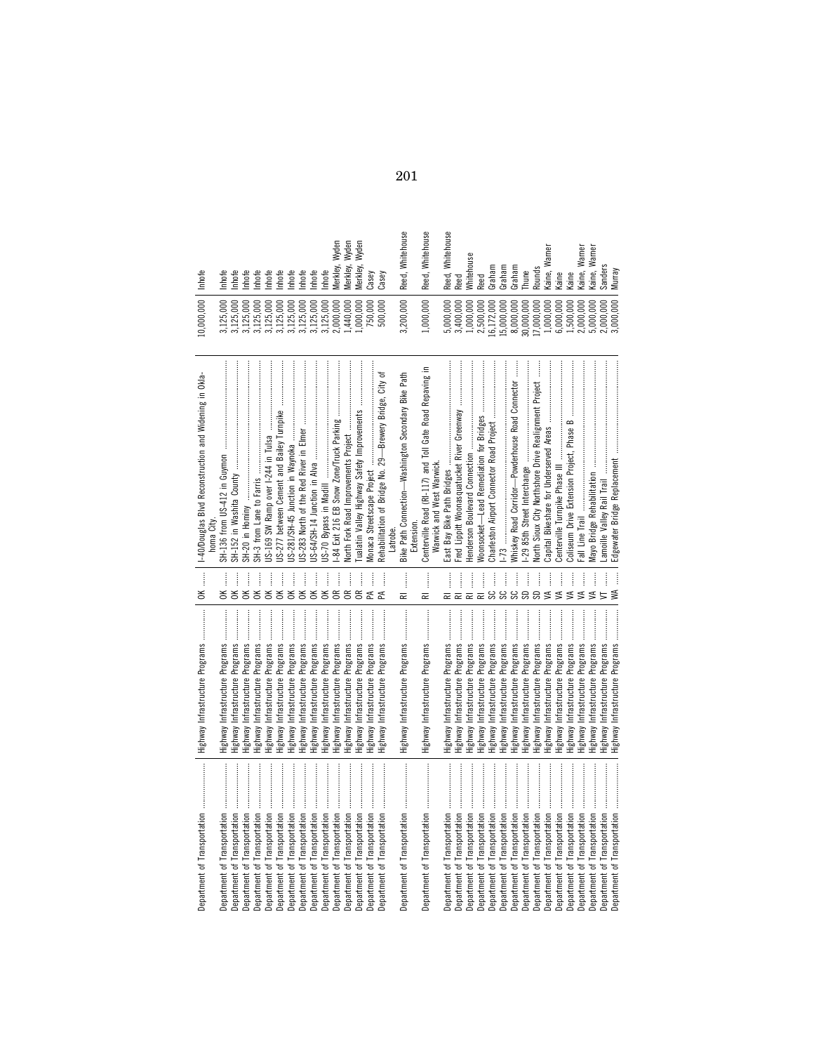| | | | | | |
|---|---|---|---|---|---|
| Department of Transportation | Highway Infrastructure Programs | OK | I-40/Douglas Blvd Reconstruction and Widening in Oklahoma City. | 10,000,000 | Inhofe |
| Department of Transportation | Highway Infrastructure Programs | OK | SH-136 from US-412 in Guymon | 3,125,000 | Inhofe |
| Department of Transportation | Highway Infrastructure Programs | OK | SH-152 in Washita County | 3,125,000 | Inhofe |
| Department of Transportation | Highway Infrastructure Programs | OK | SH-20 in Hominy | 3,125,000 | Inhofe |
| Department of Transportation | Highway Infrastructure Programs | OK | SH-3 from Lane to Farris | 3,125,000 | Inhofe |
| Department of Transportation | Highway Infrastructure Programs | OK | US-169 SW Ramp over I-244 in Tulsa | 3,125,000 | Inhofe |
| Department of Transportation | Highway Infrastructure Programs | OK | US-277 between Cement and Bailey Turnpike | 3,125,000 | Inhofe |
| Department of Transportation | Highway Infrastructure Programs | OK | US-281/SH-45 Junction in Waynoka | 3,125,000 | Inhofe |
| Department of Transportation | Highway Infrastructure Programs | OK | US-283 North of the Red River in Elmer | 3,125,000 | Inhofe |
| Department of Transportation | Highway Infrastructure Programs | OK | US-64/SH-14 Junction in Alva | 3,125,000 | Inhofe |
| Department of Transportation | Highway Infrastructure Programs | OK | US-70 Bypass in Madill | 3,125,000 | Inhofe |
| Department of Transportation | Highway Infrastructure Programs | OR | I-84 Exit 216 EB Snow Zone/Truck Parking | 2,000,000 | Merkley, Wyden |
| Department of Transportation | Highway Infrastructure Programs | OR | North Fork Road Improvements Project | 1,440,000 | Merkley, Wyden |
| Department of Transportation | Highway Infrastructure Programs | OR | Tualatin Valley Highway Safety Improvements | 1,000,000 | Merkley, Wyden |
| Department of Transportation | Highway Infrastructure Programs | PA | Monaca Streetscape Project | 750,000 | Casey |
| Department of Transportation | Highway Infrastructure Programs | PA | Rehabilitation of Bridge No. 29—Brewery Bridge, City of Latrobe. | 500,000 | Casey |
| Department of Transportation | Highway Infrastructure Programs | RI | Bike Path Connection—Washington Secondary Bike Path Extension. | 3,200,000 | Reed, Whitehouse |
| Department of Transportation | Highway Infrastructure Programs | RI | Centerville Road (RI-117) and Toll Gate Road Repaving in Warwick and West Warwick. | 1,000,000 | Reed, Whitehouse |
| Department of Transportation | Highway Infrastructure Programs | RI | East Bay Bike Path Bridges | 5,000,000 | Reed, Whitehouse |
| Department of Transportation | Highway Infrastructure Programs | RI | Fred Lippitt Woonasquatucket River Greenway | 3,400,000 | Reed |
| Department of Transportation | Highway Infrastructure Programs | RI | Henderson Boulevard Connection | 1,000,000 | Whitehouse |
| Department of Transportation | Highway Infrastructure Programs | RI | Woonsocket—Lead Remediation for Bridges | 2,500,000 | Reed |
| Department of Transportation | Highway Infrastructure Programs | SC | Charleston Airport Connector Road Project | 16,172,000 | Graham |
| Department of Transportation | Highway Infrastructure Programs | SC | I-73 | 15,000,000 | Graham |
| Department of Transportation | Highway Infrastructure Programs | SC | Whiskey Road Corridor—Powderhouse Road Connector | 8,000,000 | Graham |
| Department of Transportation | Highway Infrastructure Programs | SD | I-29 85th Street Interchange | 30,000,000 | Thune |
| Department of Transportation | Highway Infrastructure Programs | SD | North Sioux City Northshore Drive Realignment Project | 17,000,000 | Rounds |
| Department of Transportation | Highway Infrastructure Programs | VA | Capital Bikeshare for Underserved Areas | 1,000,000 | Kaine, Warner |
| Department of Transportation | Highway Infrastructure Programs | VA | Centerville Turnpike Phase III | 6,000,000 | Kaine |
| Department of Transportation | Highway Infrastructure Programs | VA | Coliseum Drive Extension Project, Phase B | 1,500,000 | Kaine |
| Department of Transportation | Highway Infrastructure Programs | VA | Fall Line Trail | 2,000,000 | Kaine, Warner |
| Department of Transportation | Highway Infrastructure Programs | VA | Mayo Bridge Rehabilitation | 5,000,000 | Kaine, Warner |
| Department of Transportation | Highway Infrastructure Programs | VT | Lamoille Valley Rail Trail | 2,000,000 | Sanders |
| Department of Transportation | Highway Infrastructure Programs | WA | Edgewater Bridge Replacement | 3,000,000 | Murray |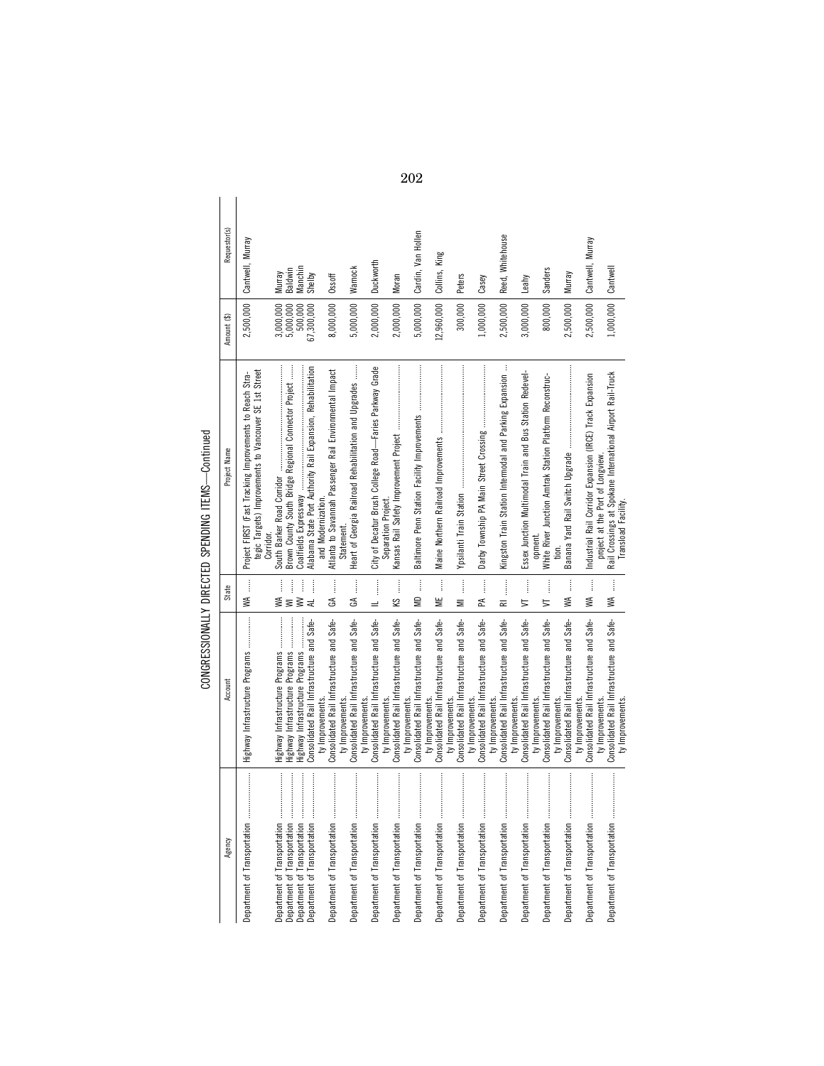CONGRESSIONALLY DIRECTED SPENDING ITEMS—Continued

| Agency | Account | State | Project Name | Amount ($) | Requestor(s) |
|---|---|---|---|---|---|
| Department of Transportation | Highway Infrastructure Programs | WA | Project FIRST (Fast Tracking Improvements to Reach Strategic Targets) Improvements to Vancouver SE 1st Street Corridor. | 2,500,000 | Cantwell, Murray |
| Department of Transportation | Highway Infrastructure Programs | WA | South Barker Road Corridor | 3,000,000 | Murray |
| Department of Transportation | Highway Infrastructure Programs | WI | Brown County South Bridge Regional Connector Project | 5,000,000 | Baldwin |
| Department of Transportation | Highway Infrastructure Programs | WV | Coalfields Expressway | 500,000 | Manchin |
| Department of Transportation | Consolidated Rail Infrastructure and Safety Improvements. | AL | Alabama State Port Authority Rail Expansion, Rehabilitation and Modernization. | 67,300,000 | Shelby |
| Department of Transportation | Consolidated Rail Infrastructure and Safety Improvements. | GA | Atlanta to Savannah Passenger Rail Environmental Impact Statement. | 8,000,000 | Ossoff |
| Department of Transportation | Consolidated Rail Infrastructure and Safety Improvements. | GA | Heart of Georgia Railroad Rehabilitation and Upgrades | 5,000,000 | Warnock |
| Department of Transportation | Consolidated Rail Infrastructure and Safety Improvements. | IL | City of Decatur Brush College Road—Faries Parkway Grade Separation Project. | 2,000,000 | Duckworth |
| Department of Transportation | Consolidated Rail Infrastructure and Safety Improvements. | KS | Kansas Rail Safety Improvement Project | 2,000,000 | Moran |
| Department of Transportation | Consolidated Rail Infrastructure and Safety Improvements. | MD | Baltimore Penn Station Facility Improvements | 5,000,000 | Cardin, Van Hollen |
| Department of Transportation | Consolidated Rail Infrastructure and Safety Improvements. | ME | Maine Northern Railroad Improvements | 12,960,000 | Collins, King |
| Department of Transportation | Consolidated Rail Infrastructure and Safety Improvements. | MI | Ypsilanti Train Station | 300,000 | Peters |
| Department of Transportation | Consolidated Rail Infrastructure and Safety Improvements. | PA | Darby Township PA Main Street Crossing | 1,000,000 | Casey |
| Department of Transportation | Consolidated Rail Infrastructure and Safety Improvements. | RI | Kingston Train Station Intermodal and Parking Expansion | 2,500,000 | Reed, Whitehouse |
| Department of Transportation | Consolidated Rail Infrastructure and Safety Improvements. | VT | Essex Junction Multimodal Train and Bus Station Redevelopment. | 3,000,000 | Leahy |
| Department of Transportation | Consolidated Rail Infrastructure and Safety Improvements. | VT | White River Junction Amtrak Station Platform Reconstruction. | 800,000 | Sanders |
| Department of Transportation | Consolidated Rail Infrastructure and Safety Improvements. | WA | Banana Yard Rail Switch Upgrade | 2,500,000 | Murray |
| Department of Transportation | Consolidated Rail Infrastructure and Safety Improvements. | WA | Industrial Rail Corridor Expansion (IRCE) Track Expansion project at the Port of Longview. | 2,500,000 | Cantwell, Murray |
| Department of Transportation | Consolidated Rail Infrastructure and Safety Improvements. | WA | Rail Crossings at Spokane International Airport Rail-Truck Transload Facility. | 1,000,000 | Cantwell |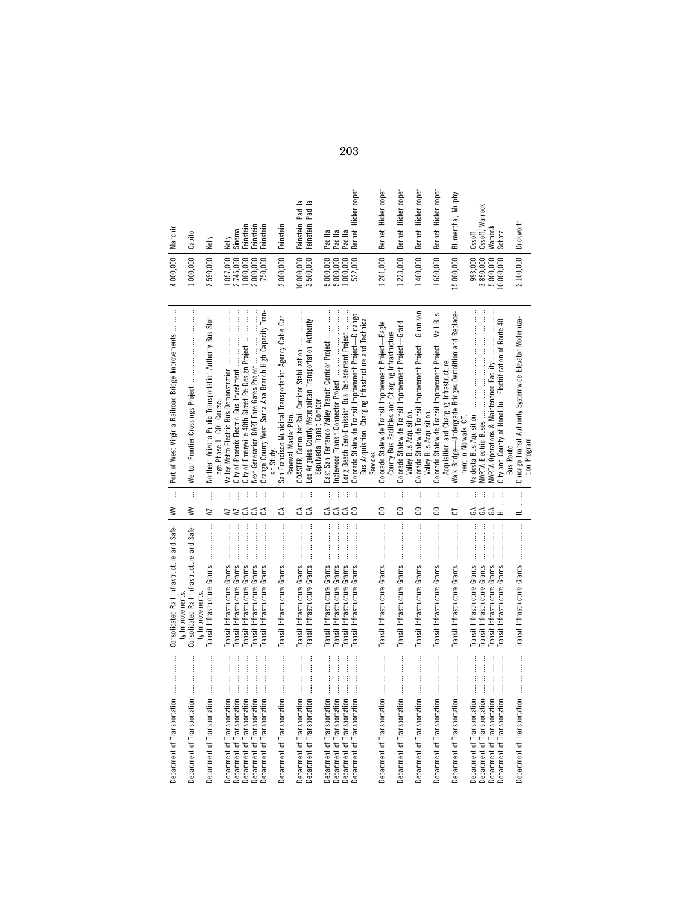| Department of Transportation | Consolidated Rail Infrastructure and Safety Improvements. | WV | Port of West Virginia Railroad Bridge Improvements | 4,000,000 | Manchin |
|---|---|---|---|---|---|
| Department of Transportation | Consolidated Rail Infrastructure and Safety Improvements. | WV | Weirton Frontier Crossings Project | 1,000,000 | Capito |
| Department of Transportation | Transit Infrastructure Grants | AZ | Northern Arizona Public Transportation Authority Bus Storage Phase 1- CDL Course. | 2,590,000 | Kelly |
| Department of Transportation | Transit Infrastructure Grants | AZ | Valley Metro Electric Bus Demonstration | 1,057,000 | Kelly |
| Department of Transportation | Transit Infrastructure Grants | AZ | City of Phoenix Electric Bus Investment | 2,745,000 | Sinema |
| Department of Transportation | Transit Infrastructure Grants | CA | City of Emeryville 40th Street Re-Design Project | 1,000,000 | Feinstein |
| Department of Transportation | Transit Infrastructure Grants | CA | Next Generation BART Fare Gates Project | 2,000,000 | Feinstein |
| Department of Transportation | Transit Infrastructure Grants | CA | Orange County West Santa Ana Branch High Capacity Transit Study. | 750,000 | Feinstein |
| Department of Transportation | Transit Infrastructure Grants | CA | San Francisco Municipal Transportation Agency Cable Car Renewal Master Plan. | 2,000,000 | Feinstein |
| Department of Transportation | Transit Infrastructure Grants | CA | COASTER Commuter Rail Corridor Stabilization | 10,000,000 | Feinstein, Padilla |
| Department of Transportation | Transit Infrastructure Grants | CA | Los Angeles County Metropolitan Transportation Authority Sepulveda Transit Corridor. | 3,500,000 | Feinstein, Padilla |
| Department of Transportation | Transit Infrastructure Grants | CA | East San Fernando Valley Transit Corridor Project | 5,000,000 | Padilla |
| Department of Transportation | Transit Infrastructure Grants | CA | Inglewood Transit Connector Project | 5,000,000 | Padilla |
| Department of Transportation | Transit Infrastructure Grants | CA | Long Beach Zero-Emission Bus Replacement Project | 1,000,000 | Padilla |
| Department of Transportation | Transit Infrastructure Grants | CO | Colorado Statewide Transit Improvement Project—Durango Bus Acquisition, Charging Infrastructure and Technical Services. | 522,000 | Bennet, Hickenlooper |
| Department of Transportation | Transit Infrastructure Grants | CO | Colorado Statewide Transit Improvement Project—Eagle County Bus Facilities and Charging Infrastructure. | 1,201,000 | Bennet, Hickenlooper |
| Department of Transportation | Transit Infrastructure Grants | CO | Colorado Statewide Transit Improvement Project—Grand Valley Bus Acquisition. | 1,223,000 | Bennet, Hickenlooper |
| Department of Transportation | Transit Infrastructure Grants | CO | Colorado Statewide Transit Improvement Project—Gunnison Valley Bus Acquisition. | 1,460,000 | Bennet, Hickenlooper |
| Department of Transportation | Transit Infrastructure Grants | CO | Colorado Statewide Transit Improvement Project—Vail Bus Acquisition and Charging Infrastructure. | 1,650,000 | Bennet, Hickenlooper |
| Department of Transportation | Transit Infrastructure Grants | CT | Walk Bridge—Undergrade Bridges Demolition and Replacement in Norwalk, CT. | 15,000,000 | Blumenthal, Murphy |
| Department of Transportation | Transit Infrastructure Grants | GA | Valdosta Bus Aquisition | 993,000 | Ossoff |
| Department of Transportation | Transit Infrastructure Grants | GA | MARTA Electric Buses | 3,850,000 | Ossoff, Warnock |
| Department of Transportation | Transit Infrastructure Grants | GA | MARTA Operations & Maintenance Facility | 5,000,000 | Warnock |
| Department of Transportation | Transit Infrastructure Grants | HI | City and County of Honolulu—Electrification of Route 40 Bus Route. | 10,000,000 | Schatz |
| Department of Transportation | Transit Infrastructure Grants | IL | Chicago Transit Authority Systemwide Elevator Modernization Program. | 2,100,000 | Duckworth |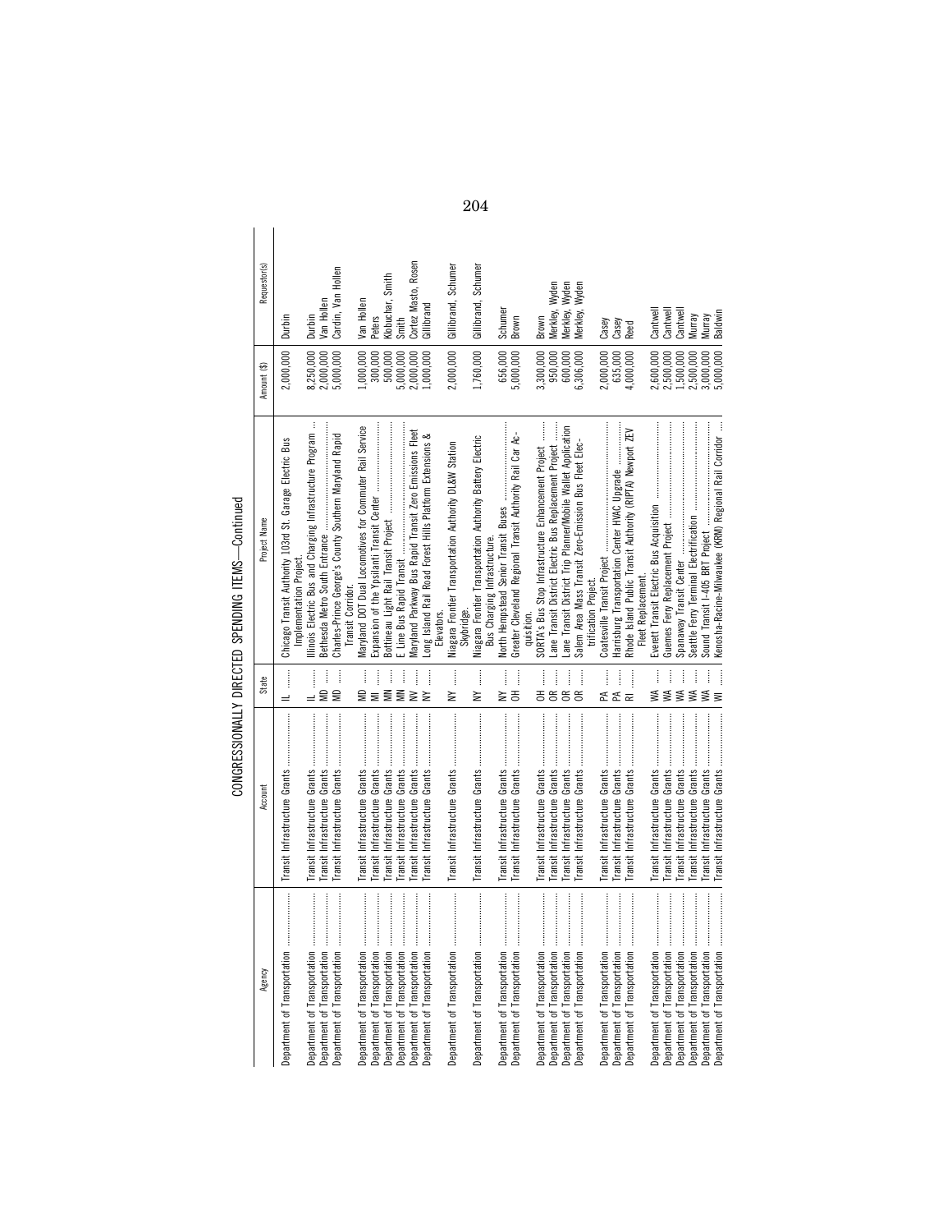CONGRESSIONALLY DIRECTED SPENDING ITEMS—Continued

| Agency | Account | State | Project Name | Amount ($) | Requestor(s) |
| --- | --- | --- | --- | --- | --- |
| Department of Transportation | Transit Infrastructure Grants | IL | Chicago Transit Authority 103rd St. Garage Electric Bus Implementation Project. | 2,000,000 | Durbin |
| Department of Transportation | Transit Infrastructure Grants | IL | Illinois Electric Bus and Charging Infrastructure Program | 8,250,000 | Durbin |
| Department of Transportation | Transit Infrastructure Grants | MD | Bethesda Metro South Entrance | 2,000,000 | Van Hollen |
| Department of Transportation | Transit Infrastructure Grants | MD | Charles-Prince George's County Southern Maryland Rapid Transit Corridor. | 5,000,000 | Cardin, Van Hollen |
| Department of Transportation | Transit Infrastructure Grants | MD | Maryland DOT Dual Locomotives for Commuter Rail Service | 1,000,000 | Van Hollen |
| Department of Transportation | Transit Infrastructure Grants | MI | Expansion of the Ypsilanti Transit Center | 300,000 | Peters |
| Department of Transportation | Transit Infrastructure Grants | MN | Bottineau Light Rail Transit Project | 500,000 | Klobuchar, Smith |
| Department of Transportation | Transit Infrastructure Grants | MN | E Line Bus Rapid Transit | 5,000,000 | Smith |
| Department of Transportation | Transit Infrastructure Grants | NV | Maryland Parkway Bus Rapid Transit Zero Emissions Fleet | 2,000,000 | Cortez Masto, Rosen |
| Department of Transportation | Transit Infrastructure Grants | NY | Long Island Rail Road Forest Hills Platform Extensions & Elevators. | 1,000,000 | Gillibrand |
| Department of Transportation | Transit Infrastructure Grants | NY | Niagara Frontier Transportation Authority DL&W Station Skybridge. | 2,000,000 | Gillibrand, Schumer |
| Department of Transportation | Transit Infrastructure Grants | NY | Niagara Frontier Transportation Authority Battery Electric Bus Charging Infrastructure. | 1,760,000 | Gillibrand, Schumer |
| Department of Transportation | Transit Infrastructure Grants | NY | North Hempstead Senior Transit Buses | 656,000 | Schumer |
| Department of Transportation | Transit Infrastructure Grants | OH | Greater Cleveland Regional Transit Authority Rail Car Acquisition. | 5,000,000 | Brown |
| Department of Transportation | Transit Infrastructure Grants | OH | SORTA's Bus Stop Infrastructure Enhancement Project | 3,300,000 | Brown |
| Department of Transportation | Transit Infrastructure Grants | OR | Lane Transit District Electric Bus Replacement Project | 950,000 | Merkley, Wyden |
| Department of Transportation | Transit Infrastructure Grants | OR | Lane Transit District Trip Planner/Mobile Wallet Application | 600,000 | Merkley, Wyden |
| Department of Transportation | Transit Infrastructure Grants | OR | Salem Area Mass Transit Zero-Emission Bus Fleet Electrification Project. | 6,306,000 | Merkley, Wyden |
| Department of Transportation | Transit Infrastructure Grants | PA | Coatesville Transit Project | 2,000,000 | Casey |
| Department of Transportation | Transit Infrastructure Grants | PA | Harrisburg Transportation Center HVAC Upgrade | 635,000 | Casey |
| Department of Transportation | Transit Infrastructure Grants | RI | Rhode Island Public Transit Authority (RIPTA) Newport ZEV Fleet Replacement. | 4,000,000 | Reed |
| Department of Transportation | Transit Infrastructure Grants | WA | Everett Transit Electric Bus Acquisition | 2,600,000 | Cantwell |
| Department of Transportation | Transit Infrastructure Grants | WA | Guemes Ferry Replacement Project | 2,500,000 | Cantwell |
| Department of Transportation | Transit Infrastructure Grants | WA | Spanaway Transit Center | 1,500,000 | Cantwell |
| Department of Transportation | Transit Infrastructure Grants | WA | Seattle Ferry Terminal Electrification | 2,500,000 | Murray |
| Department of Transportation | Transit Infrastructure Grants | WA | Sound Transit I-405 BRT Project | 3,000,000 | Murray |
| Department of Transportation | Transit Infrastructure Grants | WI | Kenosha-Racine-Milwaukee (KRM) Regional Rail Corridor | 5,000,000 | Baldwin |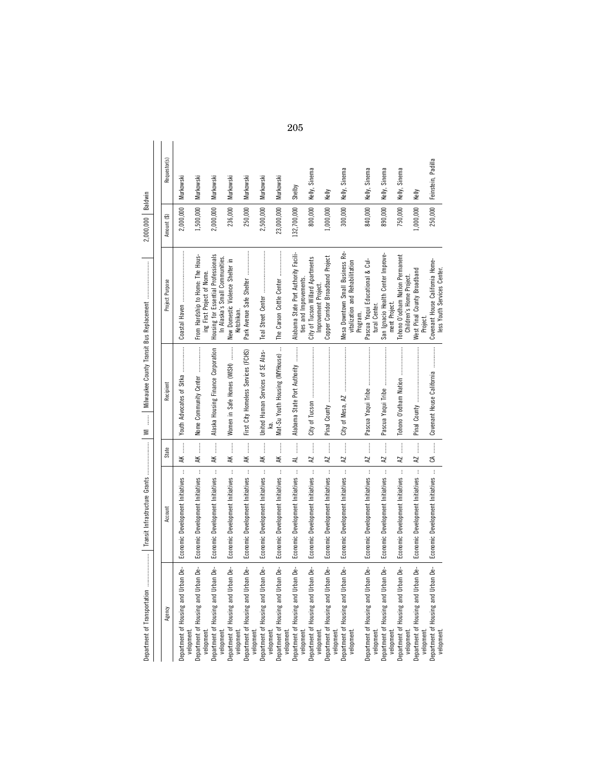| Agency | Account | State | Recipient | Project Purpose | Amount ($) | Requestor(s) |
|---|---|---|---|---|---|---|
| Department of Transportation | Transit Infrastructure Grants | WI | Milwaukee County Transit | Bus Replacement | 2,000,000 | Baldwin |
| Department of Housing and Urban Development. | Economic Development Initiatives | AK | Youth Advocates of Sitka | Coastal Haven | 2,000,000 | Murkowski |
| Department of Housing and Urban Development. | Economic Development Initiatives | AK | Nome Community Center | From Hardship to Home: The Housing First Project of Nome. | 1,500,000 | Murkowski |
| Department of Housing and Urban Development. | Economic Development Initiatives | AK | Alaska Housing Finance Corporation | Housing for Essential Professionals In Alaska's Small Communities. | 2,000,000 | Murkowski |
| Department of Housing and Urban Development. | Economic Development Initiatives | AK | Women in Safe Homes (WISH) | New Domestic Violence Shelter in Ketchikan. | 236,000 | Murkowski |
| Department of Housing and Urban Development. | Economic Development Initiatives | AK | First City Homeless Services (FCHS) | Park Avenue Safe Shelter | 250,000 | Murkowski |
| Department of Housing and Urban Development. | Economic Development Initiatives | AK | United Human Services of SE Alaska. | Teal Street Center | 2,500,000 | Murkowski |
| Department of Housing and Urban Development. | Economic Development Initiatives | AK | Mat-Su Youth Housing (MYHouse) | The Carson Cottle Center | 23,000,000 | Murkowski |
| Department of Housing and Urban Development. | Economic Development Initiatives | AL | Alabama State Port Authority | Alabama State Port Authority Facilities and Improvements. | 132,700,000 | Shelby |
| Department of Housing and Urban Development. | Economic Development Initiatives | AZ | City of Tucson | City of Tucson Willard Apartments Improvement Project. | 800,000 | Kelly, Sinema |
| Department of Housing and Urban Development. | Economic Development Initiatives | AZ | Pinal County | Copper Corridor Broadband Project | 1,000,000 | Kelly |
| Department of Housing and Urban Development. | Economic Development Initiatives | AZ | City of Mesa, AZ | Mesa Downtown Small Business Revitalization and Rehabilitation Program. | 300,000 | Kelly, Sinema |
| Department of Housing and Urban Development. | Economic Development Initiatives | AZ | Pascua Yaqui Tribe | Pascua Yaqui Educational & Cultural Center. | 840,000 | Kelly, Sinema |
| Department of Housing and Urban Development. | Economic Development Initiatives | AZ | Pascua Yaqui Tribe | San Ignacio Health Center Improvement Project. | 890,000 | Kelly, Sinema |
| Department of Housing and Urban Development. | Economic Development Initiatives | AZ | Tohono O'odham Nation | Tohono O'odham Nation Permanent Children's Home Project. | 750,000 | Kelly, Sinema |
| Department of Housing and Urban Development. | Economic Development Initiatives | AZ | Pinal County | West Pinal County Broadband Project. | 1,000,000 | Kelly |
| Department of Housing and Urban Development. | Economic Development Initiatives | CA | Covenant House California | Covenant House California Homeless Youth Services Center. | 250,000 | Feinstein, Padilla |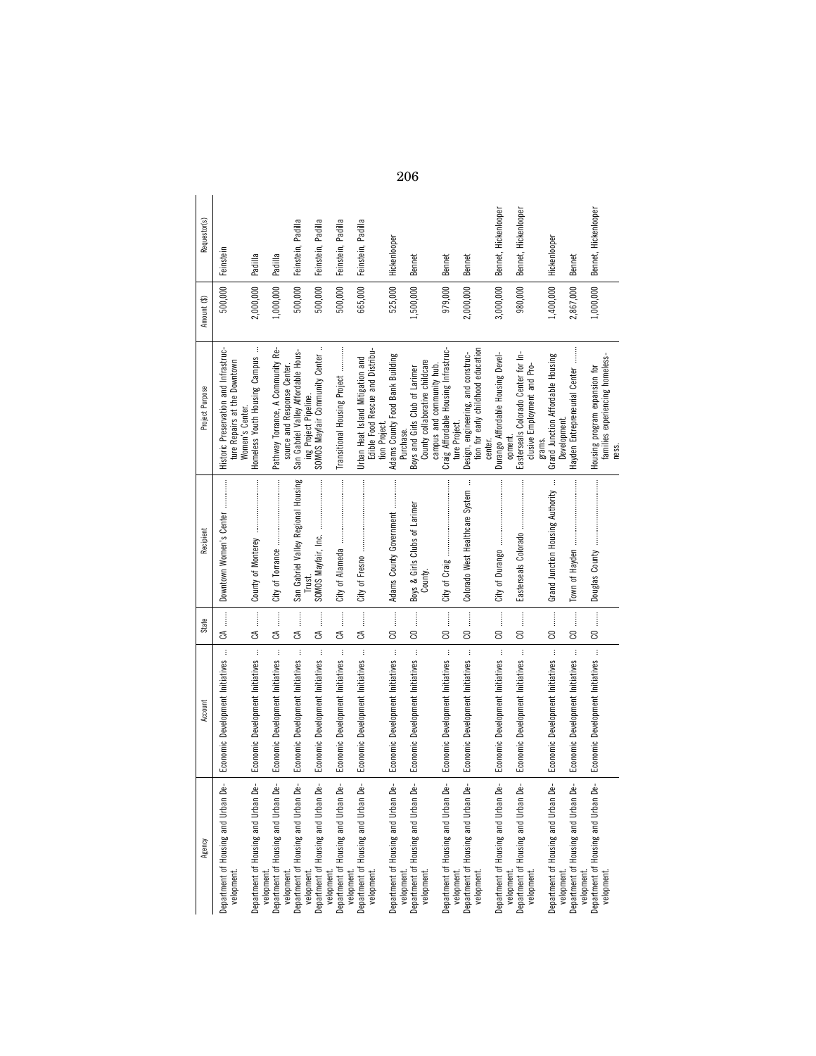| Agency | Account | State | Recipient | Project Purpose | Amount ($) | Requestor(s) |
|---|---|---|---|---|---|---|
| Department of Housing and Urban Development. | Economic Development Initiatives | CA | Downtown Women's Center | Historic Preservation and Infrastructure Repairs at the Downtown Women's Center. | 500,000 | Feinstein |
| Department of Housing and Urban Development. | Economic Development Initiatives | CA | County of Monterey | Homeless Youth Housing Campus | 2,000,000 | Padilla |
| Department of Housing and Urban Development. | Economic Development Initiatives | CA | City of Torrance | Pathway Torrance, A Community Resource and Response Center. | 1,000,000 | Padilla |
| Department of Housing and Urban Development. | Economic Development Initiatives | CA | San Gabriel Valley Regional Housing Trust. | San Gabriel Valley Affordable Housing Project Pipeline. | 500,000 | Feinstein, Padilla |
| Department of Housing and Urban Development. | Economic Development Initiatives | CA | SOMOS Mayfair, Inc. | SOMOS Mayfair Community Center | 500,000 | Feinstein, Padilla |
| Department of Housing and Urban Development. | Economic Development Initiatives | CA | City of Alameda | Transitional Housing Project | 500,000 | Feinstein, Padilla |
| Department of Housing and Urban Development. | Economic Development Initiatives | CA | City of Fresno | Urban Heat Island Mitigation and Edible Food Rescue and Distribution Project. | 665,000 | Feinstein, Padilla |
| Department of Housing and Urban Development. | Economic Development Initiatives | CO | Adams County Government | Adams County Food Bank Building Purchase. | 525,000 | Hickenlooper |
| Department of Housing and Urban Development. | Economic Development Initiatives | CO | Boys & Girls Clubs of Larimer County. | Boys and Girls Club of Larimer County collaborative childcare campus and community hub. | 1,500,000 | Bennet |
| Department of Housing and Urban Development. | Economic Development Initiatives | CO | City of Craig | Craig Affordable Housing Infrastructure Project. | 979,000 | Bennet |
| Department of Housing and Urban Development. | Economic Development Initiatives | CO | Colorado West Healthcare System | Design, engineering, and construction for early childhood education center. | 2,000,000 | Bennet |
| Department of Housing and Urban Development. | Economic Development Initiatives | CO | City of Durango | Durango Affordable Housing Development. | 3,000,000 | Bennet, Hickenlooper |
| Department of Housing and Urban Development. | Economic Development Initiatives | CO | Easterseals Colorado | Easterseals Colorado Center for Inclusive Employment and Programs. | 980,000 | Bennet, Hickenlooper |
| Department of Housing and Urban Development. | Economic Development Initiatives | CO | Grand Junction Housing Authority | Grand Junction Affordable Housing Development. | 1,400,000 | Hickenlooper |
| Department of Housing and Urban Development. | Economic Development Initiatives | CO | Town of Hayden | Hayden Entrepreneurial Center | 2,867,000 | Bennet |
| Department of Housing and Urban Development. | Economic Development Initiatives | CO | Douglas County | Housing program expansion for families experiencing homelessness. | 1,000,000 | Bennet, Hickenlooper |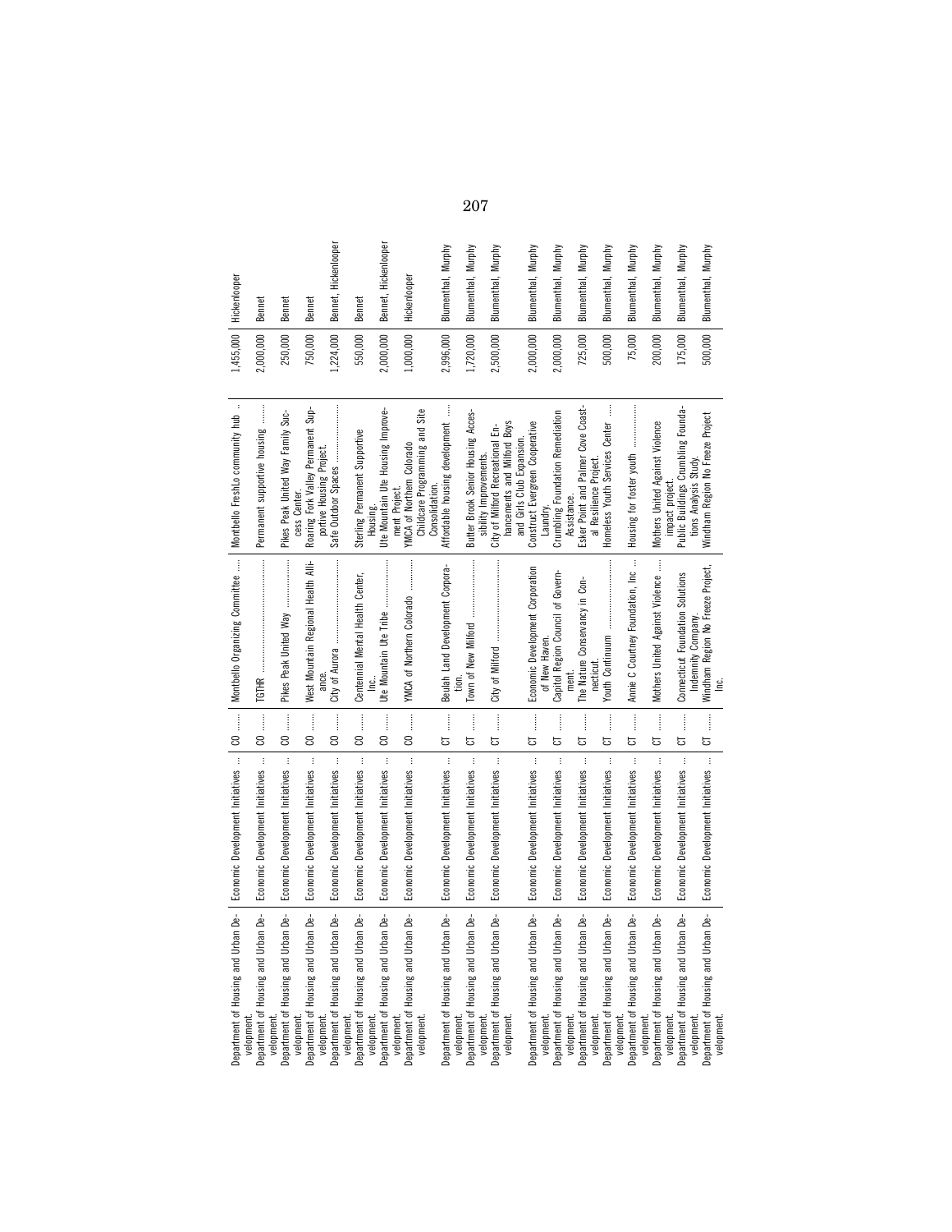| | | | | | | |
|---|---|---|---|---|---|---|
| Department of Housing and Urban Development. | Economic Development Initiatives | CO | Montbello Organizing Committee | Montbello FreshLo community hub | 1,455,000 | Hickenlooper |
| Department of Housing and Urban Development. | Economic Development Initiatives | CO | TGTHR | Permanent supportive housing | 2,000,000 | Bennet |
| Department of Housing and Urban Development. | Economic Development Initiatives | CO | Pikes Peak United Way | Pikes Peak United Way Family Success Center. | 250,000 | Bennet |
| Department of Housing and Urban Development. | Economic Development Initiatives | CO | West Mountain Regional Health Alliance. | Roaring Fork Valley Permanent Supportive Housing Project. | 750,000 | Bennet |
| Department of Housing and Urban Development. | Economic Development Initiatives | CO | City of Aurora | Safe Outdoor Spaces | 1,224,000 | Bennet, Hickenlooper |
| Department of Housing and Urban Development. | Economic Development Initiatives | CO | Centennial Mental Health Center, Inc. | Sterling Permanent Supportive Housing. | 550,000 | Bennet |
| Department of Housing and Urban Development. | Economic Development Initiatives | CO | Ute Mountain Ute Tribe | Ute Mountain Ute Housing Improvement Project. | 2,000,000 | Bennet, Hickenlooper |
| Department of Housing and Urban Development. | Economic Development Initiatives | CO | YMCA of Northern Colorado | YMCA of Northern Colorado Childcare Programming and Site Consolidation. | 1,000,000 | Hickenlooper |
| Department of Housing and Urban Development. | Economic Development Initiatives | CT | Beulah Land Development Corporation. | Affordable housing development | 2,996,000 | Blumenthal, Murphy |
| Department of Housing and Urban Development. | Economic Development Initiatives | CT | Town of New Milford | Butter Brook Senior Housing Accessibility Improvements. | 1,720,000 | Blumenthal, Murphy |
| Department of Housing and Urban Development. | Economic Development Initiatives | CT | City of Milford | City of Milford Recreational Enhancements and Milford Boys and Girls Club Expansion. | 2,500,000 | Blumenthal, Murphy |
| Department of Housing and Urban Development. | Economic Development Initiatives | CT | Economic Development Corporation of New Haven. | Construct Evergreen Cooperative Laundry. | 2,000,000 | Blumenthal, Murphy |
| Department of Housing and Urban Development. | Economic Development Initiatives | CT | Capitol Region Council of Government. | Crumbling Foundation Remediation Assistance. | 2,000,000 | Blumenthal, Murphy |
| Department of Housing and Urban Development. | Economic Development Initiatives | CT | The Nature Conservancy in Connecticut. | Esker Point and Palmer Cove Coastal Resilience Project. | 725,000 | Blumenthal, Murphy |
| Department of Housing and Urban Development. | Economic Development Initiatives | CT | Youth Continuum | Homeless Youth Services Center | 500,000 | Blumenthal, Murphy |
| Department of Housing and Urban Development. | Economic Development Initiatives | CT | Annie C Courtney Foundation, Inc | Housing for foster youth | 75,000 | Blumenthal, Murphy |
| Department of Housing and Urban Development. | Economic Development Initiatives | CT | Mothers United Against Violence | Mothers United Against Violence impact project. | 200,000 | Blumenthal, Murphy |
| Department of Housing and Urban Development. | Economic Development Initiatives | CT | Connecticut Foundation Solutions Indemnity Company. | Public Buildings Crumbling Foundations Analysis Study. | 175,000 | Blumenthal, Murphy |
| Department of Housing and Urban Development. | Economic Development Initiatives | CT | Windham Region No Freeze Project, Inc. | Windham Region No Freeze Project | 500,000 | Blumenthal, Murphy |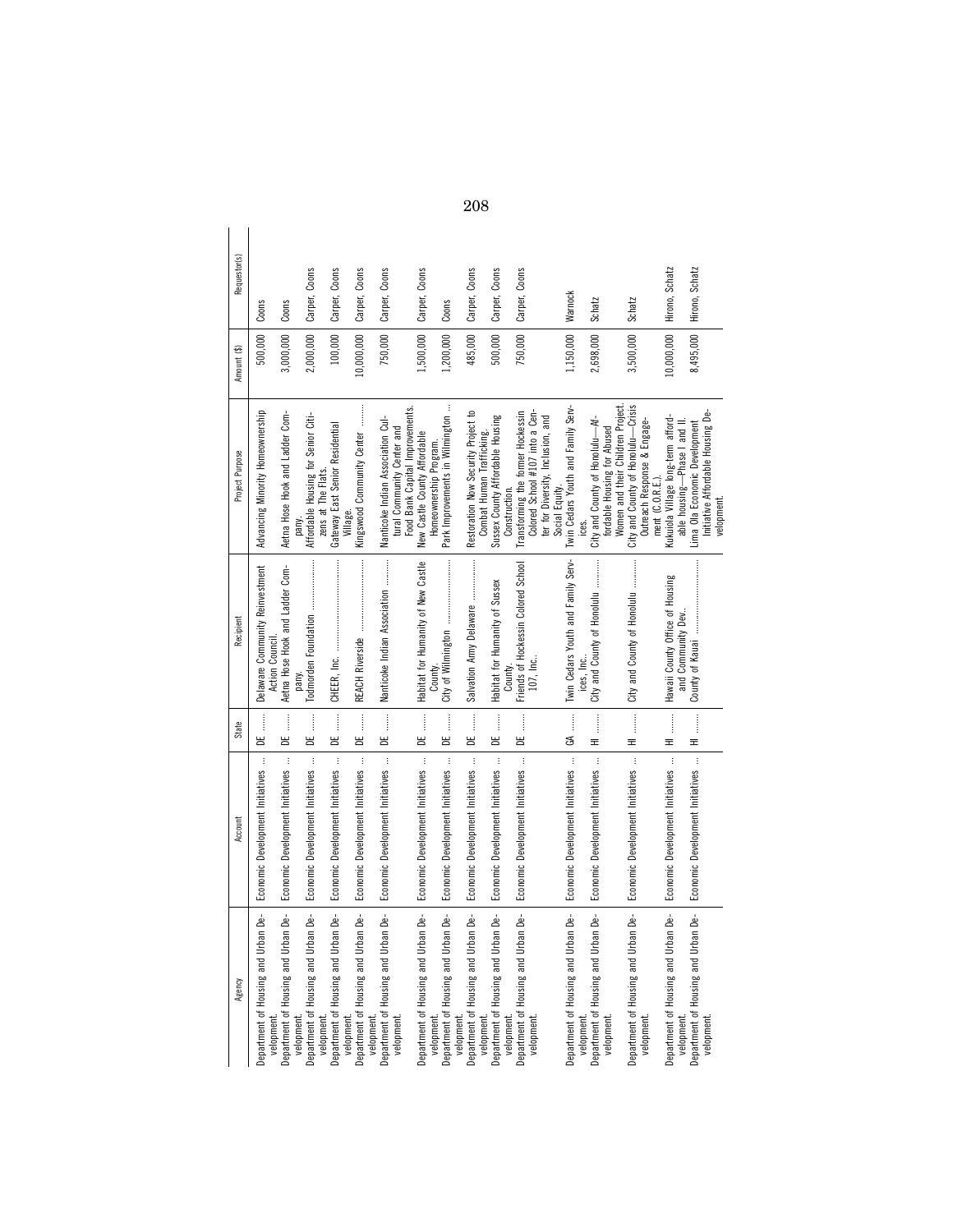| Agency | Account | State | Recipient | Project Purpose | Amount ($) | Requestor(s) |
| --- | --- | --- | --- | --- | --- | --- |
| Department of Housing and Urban Development. | Economic Development Initiatives | DE | Delaware Community Reinvestment Action Council. | Advancing Minority Homeownership | 500,000 | Coons |
| Department of Housing and Urban Development. | Economic Development Initiatives | DE | Aetna Hose Hook and Ladder Company. | Aetna Hose Hook and Ladder Company. | 3,000,000 | Coons |
| Department of Housing and Urban Development. | Economic Development Initiatives | DE | Todmorden Foundation | Affordable Housing for Senior Citizens at The Flats. | 2,000,000 | Carper, Coons |
| Department of Housing and Urban Development. | Economic Development Initiatives | DE | CHEER, Inc. | Gateway East Senior Residential Village. | 100,000 | Carper, Coons |
| Department of Housing and Urban Development. | Economic Development Initiatives | DE | REACH Riverside | Kingswood Community Center | 10,000,000 | Carper, Coons |
| Department of Housing and Urban Development. | Economic Development Initiatives | DE | Nanticoke Indian Association | Nanticoke Indian Association Cultural Community Center and Food Bank Capital Improvements. | 750,000 | Carper, Coons |
| Department of Housing and Urban Development. | Economic Development Initiatives | DE | Habitat for Humanity of New Castle County. | New Castle County Affordable Homeownership Program. | 1,500,000 | Carper, Coons |
| Department of Housing and Urban Development. | Economic Development Initiatives | DE | City of Wilmington | Park Improvements in Wilmington | 1,200,000 | Coons |
| Department of Housing and Urban Development. | Economic Development Initiatives | DE | Salvation Army Delaware | Restoration Now Security Project to Combat Human Trafficking. | 485,000 | Carper, Coons |
| Department of Housing and Urban Development. | Economic Development Initiatives | DE | Habitat for Humanity of Sussex County. | Sussex County Affordable Housing Construction. | 500,000 | Carper, Coons |
| Department of Housing and Urban Development. | Economic Development Initiatives | DE | Friends of Hockessin Colored School 107, Inc.. | Transforming the former Hockessin Colored School #107 into a Center for Diversity, Inclusion, and Social Equity. | 750,000 | Carper, Coons |
| Department of Housing and Urban Development. | Economic Development Initiatives | GA | Twin Cedars Youth and Family Services, Inc.. | Twin Cedars Youth and Family Services. | 1,150,000 | Warnock |
| Department of Housing and Urban Development. | Economic Development Initiatives | HI | City and County of Honolulu | City and County of Honolulu—Affordable Housing for Abused Women and their Children Project. | 2,698,000 | Schatz |
| Department of Housing and Urban Development. | Economic Development Initiatives | HI | City and County of Honolulu | City and County of Honolulu—Crisis Outreach Response & Engagement (C.O.R.E.). | 3,500,000 | Schatz |
| Department of Housing and Urban Development. | Economic Development Initiatives | HI | Hawaii County Office of Housing and Community Dev.. | Kukuiola Village long-term affordable housing—Phase I and II. | 10,000,000 | Hirono, Schatz |
| Department of Housing and Urban Development. | Economic Development Initiatives | HI | County of Kauai | Lima Ola Economic Development Initiative Affordable Housing Development. | 8,495,000 | Hirono, Schatz |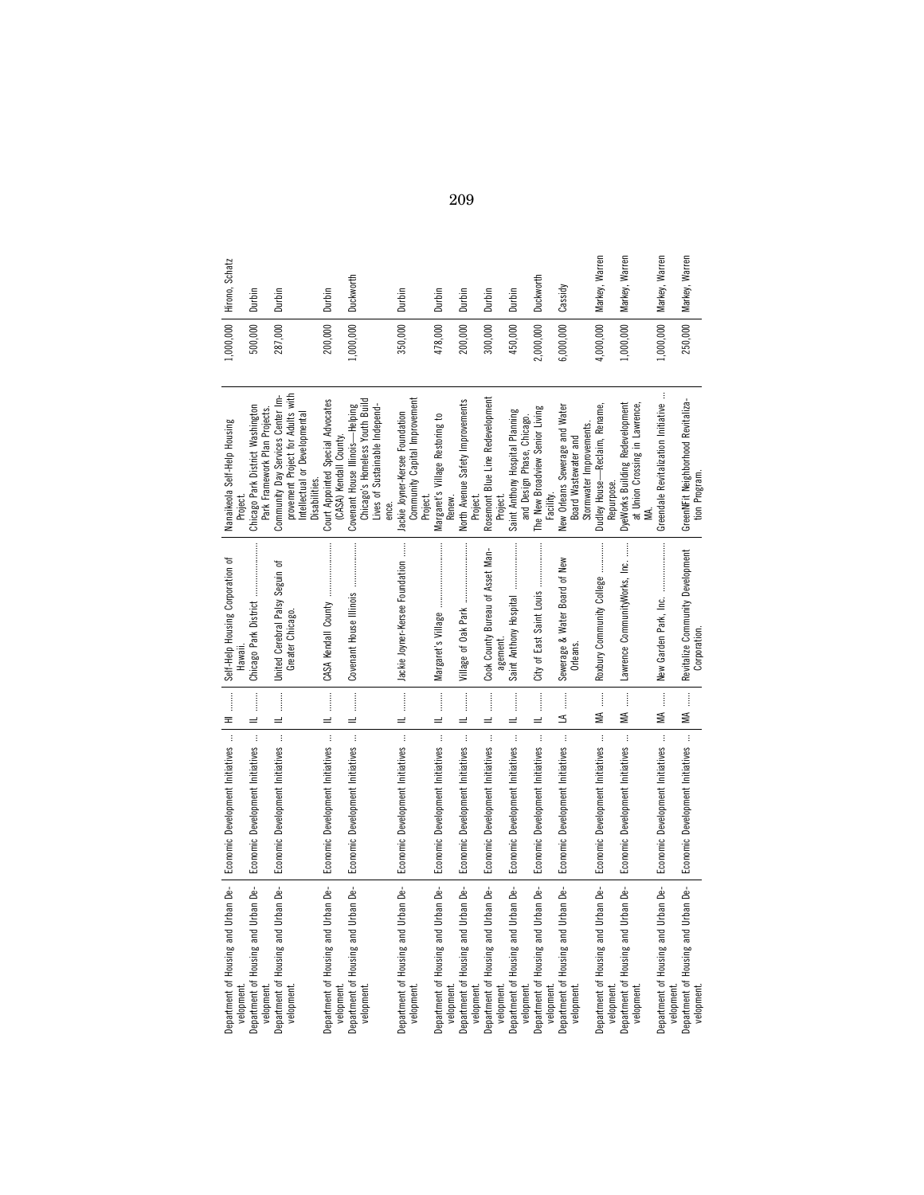| Department of Housing and Urban Development. | Economic Development Initiatives | HI | Self-Help Housing Corporation of Hawaii. | Nanaikeola Self-Help Housing Project. | 1,000,000 | Hirono, Schatz |
|---|---|---|---|---|---|---|
| Department of Housing and Urban Development. | Economic Development Initiatives | IL | Chicago Park District | Chicago Park District Washington Park Framework Plan Projects. | 500,000 | Durbin |
| Department of Housing and Urban Development. | Economic Development Initiatives | IL | United Cerebral Palsy Seguin of Greater Chicago. | Community Day Services Center Improvement Project for Adults with Intellectual or Developmental Disabilities. | 287,000 | Durbin |
| Department of Housing and Urban Development. | Economic Development Initiatives | IL | CASA Kendall County | Court Appointed Special Advocates (CASA) Kendall County. | 200,000 | Durbin |
| Department of Housing and Urban Development. | Economic Development Initiatives | IL | Covenant House Illinois | Covenant House Illinois—Helping Chicago's Homeless Youth Build Lives of Sustainable Independence. | 1,000,000 | Duckworth |
| Department of Housing and Urban Development. | Economic Development Initiatives | IL | Jackie Joyner-Kersee Foundation | Jackie Joyner-Kersee Foundation Community Capital Improvement Project. | 350,000 | Durbin |
| Department of Housing and Urban Development. | Economic Development Initiatives | IL | Margaret's Village | Margaret's Village Restoring to Renew. | 478,000 | Durbin |
| Department of Housing and Urban Development. | Economic Development Initiatives | IL | Village of Oak Park | North Avenue Safety Improvements Project. | 200,000 | Durbin |
| Department of Housing and Urban Development. | Economic Development Initiatives | IL | Cook County Bureau of Asset Management. | Rosemont Blue Line Redevelopment Project. | 300,000 | Durbin |
| Department of Housing and Urban Development. | Economic Development Initiatives | IL | Saint Anthony Hospital | Saint Anthony Hospital Planning and Design Phase, Chicago. | 450,000 | Durbin |
| Department of Housing and Urban Development. | Economic Development Initiatives | IL | City of East Saint Louis | The New Broadview Senior Living Facility. | 2,000,000 | Duckworth |
| Department of Housing and Urban Development. | Economic Development Initiatives | LA | Sewerage & Water Board of New Orleans. | New Orleans Sewerage and Water Board Wastewater and Stormwater Improvements. | 6,000,000 | Cassidy |
| Department of Housing and Urban Development. | Economic Development Initiatives | MA | Roxbury Community College | Dudley House—Reclaim, Rename, Repurpose. | 4,000,000 | Markey, Warren |
| Department of Housing and Urban Development. | Economic Development Initiatives | MA | Lawrence CommunityWorks, Inc. | DyeWorks Building Redevelopment at Union Crossing in Lawrence, MA. | 1,000,000 | Markey, Warren |
| Department of Housing and Urban Development. | Economic Development Initiatives | MA | New Garden Park, Inc. | Greendale Revitalization Initiative | 1,000,000 | Markey, Warren |
| Department of Housing and Urban Development. | Economic Development Initiatives | MA | Revitalize Community Development Corporation. | GreenNFit Neighborhood Revitalization Program. | 250,000 | Markey, Warren |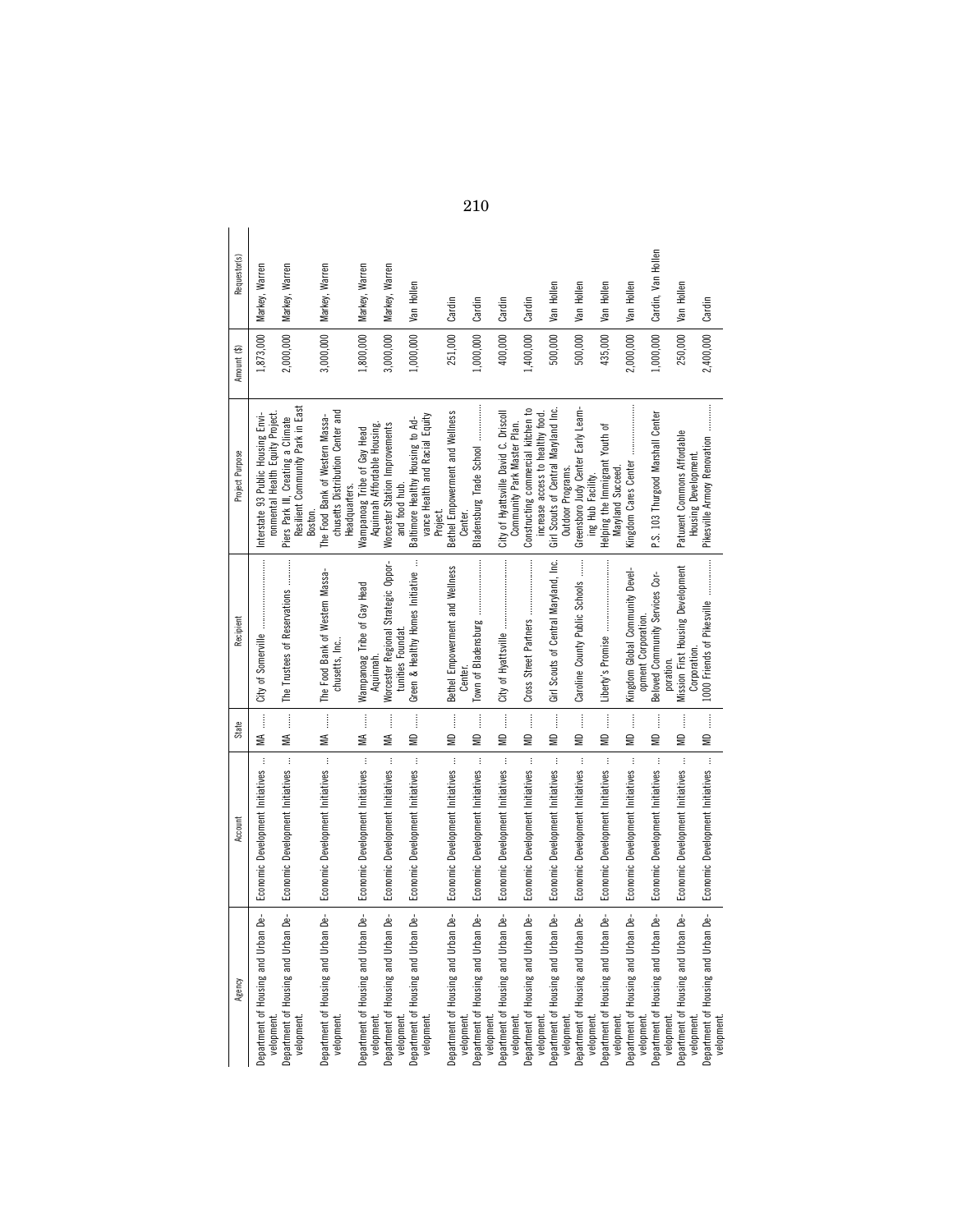| Agency | Account | State | Recipient | Project Purpose | Amount ($) | Requestor(s) |
| --- | --- | --- | --- | --- | --- | --- |
| Department of Housing and Urban Development. | Economic Development Initiatives | MA | City of Somerville | Interstate 93 Public Housing Environmental Health Equity Project. | 1,873,000 | Markey, Warren |
| Department of Housing and Urban Development. | Economic Development Initiatives | MA | The Trustees of Reservations | Piers Park III, Creating a Climate Resilient Community Park in East Boston. | 2,000,000 | Markey, Warren |
| Department of Housing and Urban Development. | Economic Development Initiatives | MA | The Food Bank of Western Massachusetts, Inc.. | The Food Bank of Western Massachusetts Distribution Center and Headquarters. | 3,000,000 | Markey, Warren |
| Department of Housing and Urban Development. | Economic Development Initiatives | MA | Wampanoag Tribe of Gay Head Aquinnah. | Wampanoag Tribe of Gay Head Aquinnah Affordable Housing. | 1,800,000 | Markey, Warren |
| Department of Housing and Urban Development. | Economic Development Initiatives | MA | Worcester Regional Strategic Opportunities Foundat. | Worcester Station Improvements and food hub. | 3,000,000 | Markey, Warren |
| Department of Housing and Urban Development. | Economic Development Initiatives | MD | Green & Healthy Homes Initiative | Baltimore Healthy Housing to Advance Health and Racial Equity Project. | 1,000,000 | Van Hollen |
| Department of Housing and Urban Development. | Economic Development Initiatives | MD | Bethel Empowerment and Wellness Center. | Bethel Empowerment and Wellness Center. | 251,000 | Cardin |
| Department of Housing and Urban Development. | Economic Development Initiatives | MD | Town of Bladensburg | Bladensburg Trade School | 1,000,000 | Cardin |
| Department of Housing and Urban Development. | Economic Development Initiatives | MD | City of Hyattsville | City of Hyattsville David C. Driscoll Community Park Master Plan. | 400,000 | Cardin |
| Department of Housing and Urban Development. | Economic Development Initiatives | MD | Cross Street Partners | Constructing commercial kitchen to increase access to healthy food. | 1,400,000 | Cardin |
| Department of Housing and Urban Development. | Economic Development Initiatives | MD | Girl Scouts of Central Maryland, Inc. | Girl Scouts of Central Maryland Inc. Outdoor Programs. | 500,000 | Van Hollen |
| Department of Housing and Urban Development. | Economic Development Initiatives | MD | Caroline County Public Schools | Greensboro Judy Center Early Learning Hub Facility. | 500,000 | Van Hollen |
| Department of Housing and Urban Development. | Economic Development Initiatives | MD | Liberty's Promise | Helping the Immigrant Youth of Maryland Succeed. | 435,000 | Van Hollen |
| Department of Housing and Urban Development. | Economic Development Initiatives | MD | Kingdom Global Community Development Corporation. | Kingdom Cares Center | 2,000,000 | Van Hollen |
| Department of Housing and Urban Development. | Economic Development Initiatives | MD | Beloved Community Services Corporation. | P.S. 103 Thurgood Marshall Center | 1,000,000 | Cardin, Van Hollen |
| Department of Housing and Urban Development. | Economic Development Initiatives | MD | Mission First Housing Development Corporation. | Patuxent Commons Affordable Housing Development. | 250,000 | Van Hollen |
| Department of Housing and Urban Development. | Economic Development Initiatives | MD | 1000 Friends of Pikesville | Pikesville Armory Renovation | 2,400,000 | Cardin |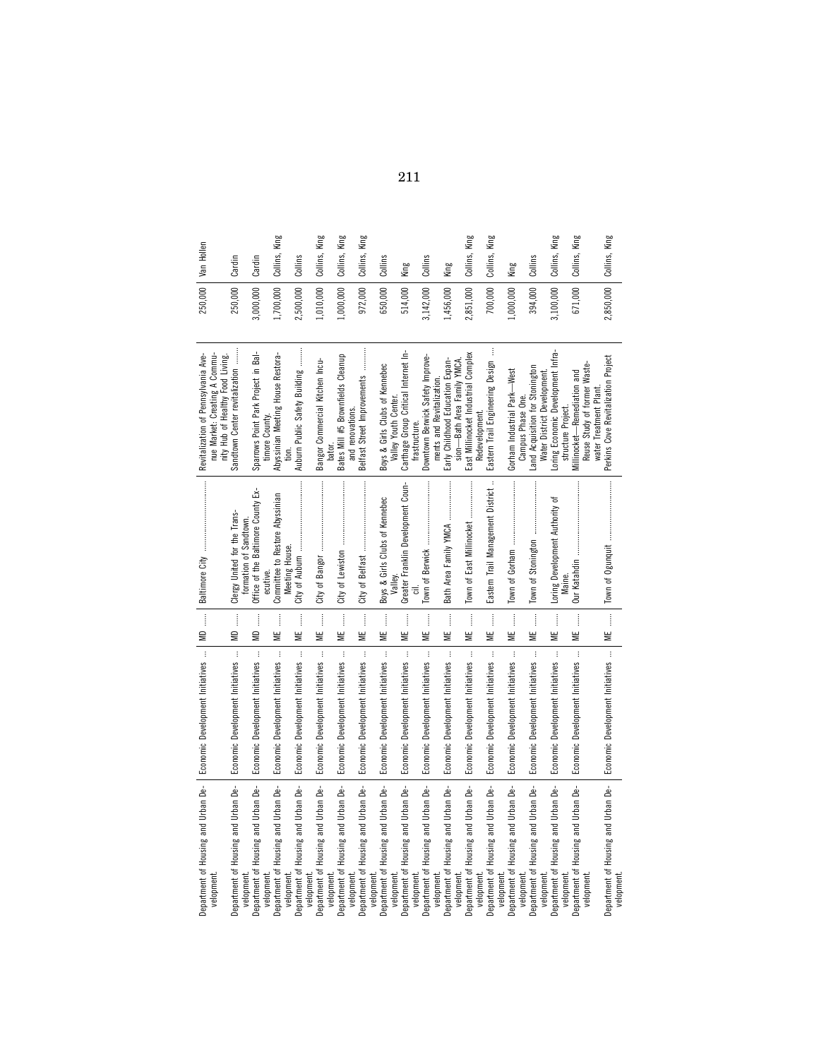| | | | | | | |
|---|---|---|---|---|---|---|
| Department of Housing and Urban Development. | Economic Development Initiatives | MD | Baltimore City | Revitalization of Pennsylvania Avenue Market: Creating A Community Hub of Healthy Food Living. | 250,000 | Van Hollen |
| Department of Housing and Urban Development. | Economic Development Initiatives | MD | Clergy United for the Transformation of Sandtown. | Sandtown Center revitalization | 250,000 | Cardin |
| Department of Housing and Urban Development. | Economic Development Initiatives | MD | Office of the Baltimore County Executive. | Sparrows Point Park Project in Baltimore County. | 3,000,000 | Cardin |
| Department of Housing and Urban Development. | Economic Development Initiatives | ME | Committee to Restore Abyssinian Meeting House. | Abyssinian Meeting House Restoration. | 1,700,000 | Collins, King |
| Department of Housing and Urban Development. | Economic Development Initiatives | ME | City of Auburn | Auburn Public Safety Building | 2,500,000 | Collins |
| Department of Housing and Urban Development. | Economic Development Initiatives | ME | City of Bangor | Bangor Commercial Kitchen Incubator. | 1,010,000 | Collins, King |
| Department of Housing and Urban Development. | Economic Development Initiatives | ME | City of Lewiston | Bates Mill #5 Brownfields Cleanup and renovations. | 1,000,000 | Collins, King |
| Department of Housing and Urban Development. | Economic Development Initiatives | ME | City of Belfast | Belfast Street Improvements | 972,000 | Collins, King |
| Department of Housing and Urban Development. | Economic Development Initiatives | ME | Boys & Girls Clubs of Kennebec Valley. | Boys & Girls Clubs of Kennebec Valley Youth Center. | 650,000 | Collins |
| Department of Housing and Urban Development. | Economic Development Initiatives | ME | Greater Franklin Development Council. | Cartthage Group Critical Internet Infrastructure. | 514,000 | King |
| Department of Housing and Urban Development. | Economic Development Initiatives | ME | Town of Berwick | Downtown Berwick Safety Improvements and Revitalization. | 3,142,000 | Collins |
| Department of Housing and Urban Development. | Economic Development Initiatives | ME | Bath Area Family YMCA | Early Childhood Education Expansion—Bath Area Family YMCA. | 1,456,000 | King |
| Department of Housing and Urban Development. | Economic Development Initiatives | ME | Town of East Millinocket | East Millinocket Industrial Complex Redevelopment. | 2,851,000 | Collins, King |
| Department of Housing and Urban Development. | Economic Development Initiatives | ME | Eastern Trail Management District | Eastern Trail Engineering Design | 700,000 | Collins, King |
| Department of Housing and Urban Development. | Economic Development Initiatives | ME | Town of Gorham | Gorham Industrial Park—West Campus Phase One. | 1,000,000 | King |
| Department of Housing and Urban Development. | Economic Development Initiatives | ME | Town of Stonington | Land Acquisition for Stonington Water District Development. | 394,000 | Collins |
| Department of Housing and Urban Development. | Economic Development Initiatives | ME | Loring Development Authority of Maine. | Loring Economic Development Infrastructure Project. | 3,100,000 | Collins, King |
| Department of Housing and Urban Development. | Economic Development Initiatives | ME | Our Katahdin | Millinocket—Remediation and Reuse Study of former Wastewater Treatment Plant. | 671,000 | Collins, King |
| Department of Housing and Urban Development. | Economic Development Initiatives | ME | Town of Ogunquit | Perkins Cove Revitalization Project | 2,850,000 | Collins, King |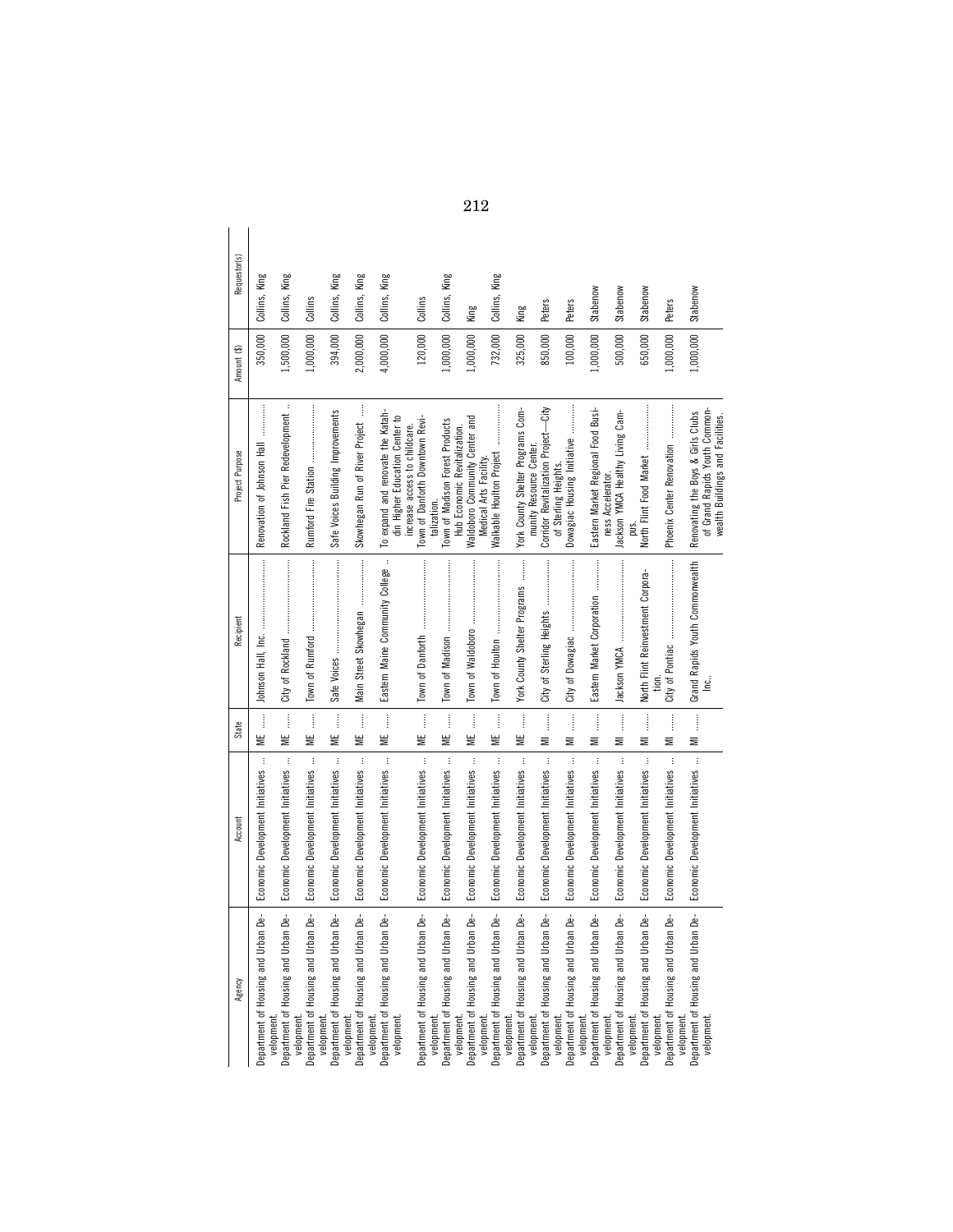| Agency | Account | State | Recipient | Project Purpose | Amount ($) | Requestor(s) |
|---|---|---|---|---|---|---|
| Department of Housing and Urban Development. | Economic Development Initiatives | ME | Johnson Hall, Inc. | Renovation of Johnson Hall | 350,000 | Collins, King |
| Department of Housing and Urban Development. | Economic Development Initiatives | ME | City of Rockland | Rockland Fish Pier Redevelopment | 1,500,000 | Collins, King |
| Department of Housing and Urban Development. | Economic Development Initiatives | ME | Town of Rumford | Rumford Fire Station | 1,000,000 | Collins |
| Department of Housing and Urban Development. | Economic Development Initiatives | ME | Safe Voices | Safe Voices Building Improvements | 394,000 | Collins, King |
| Department of Housing and Urban Development. | Economic Development Initiatives | ME | Main Street Skowhegan | Skowhegan Run of River Project | 2,000,000 | Collins, King |
| Department of Housing and Urban Development. | Economic Development Initiatives | ME | Eastern Maine Community College | To expand and renovate the Katahdin Higher Education Center to increase access to childcare. | 4,000,000 | Collins, King |
| Department of Housing and Urban Development. | Economic Development Initiatives | ME | Town of Danforth | Town of Danforth Downtown Revitalization. | 120,000 | Collins |
| Department of Housing and Urban Development. | Economic Development Initiatives | ME | Town of Madison | Town of Madison Forest Products Hub Economic Revitalization. | 1,000,000 | Collins, King |
| Department of Housing and Urban Development. | Economic Development Initiatives | ME | Town of Waldoboro | Waldoboro Community Center and Medical Arts Facility. | 1,000,000 | King |
| Department of Housing and Urban Development. | Economic Development Initiatives | ME | Town of Houlton | Walkable Houlton Project | 732,000 | Collins, King |
| Department of Housing and Urban Development. | Economic Development Initiatives | ME | York County Shelter Programs | York County Shelter Programs Community Resource Center. | 325,000 | King |
| Department of Housing and Urban Development. | Economic Development Initiatives | MI | City of Sterling Heights | Corridor Revitalization Project—City of Sterling Heights. | 850,000 | Peters |
| Department of Housing and Urban Development. | Economic Development Initiatives | MI | City of Dowagiac | Dowagiac Housing Initiative | 100,000 | Peters |
| Department of Housing and Urban Development. | Economic Development Initiatives | MI | Eastern Market Corporation | Eastern Market Regional Food Business Accelerator. | 1,000,000 | Stabenow |
| Department of Housing and Urban Development. | Economic Development Initiatives | MI | Jackson YMCA | Jackson YMCA Healthy Living Campus. | 500,000 | Stabenow |
| Department of Housing and Urban Development. | Economic Development Initiatives | MI | North Flint Reinvestment Corporation. | North Flint Food Market | 650,000 | Stabenow |
| Department of Housing and Urban Development. | Economic Development Initiatives | MI | City of Pontiac | Phoenix Center Renovation | 1,000,000 | Peters |
| Department of Housing and Urban Development. | Economic Development Initiatives | MI | Grand Rapids Youth Commonwealth Inc.. | Renovating the Boys & Girls Clubs of Grand Rapids Youth Commonwealth Buildings and Facilities. | 1,000,000 | Stabenow |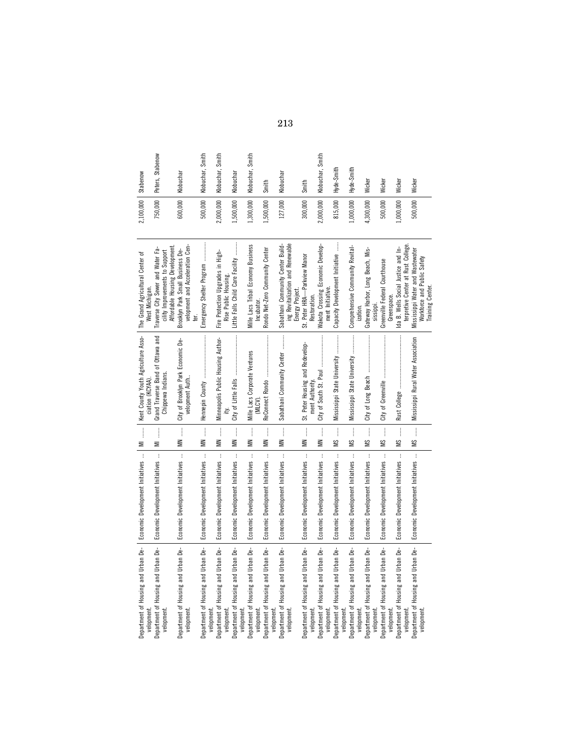| Department of Housing and Urban Development. | Economic Development Initiatives | MI | Kent County Youth Agriculture Association (KCYAA). | The Grand Agricultural Center of West Michigan. | 2,100,000 | Stabenow |
|---|---|---|---|---|---|---|
| Department of Housing and Urban Development. | Economic Development Initiatives | MI | Grand Traverse Band of Ottawa and Chippewa Indians. | Traverse City Sewer and Water Facility Improvements to Support Affordable Housing Development. | 750,000 | Peters, Stabenow |
| Department of Housing and Urban Development. | Economic Development Initiatives | MN | City of Brooklyn Park Economic Development Auth.. | Brooklyn Park Small Business Development and Acceleration Center. | 600,000 | Klobuchar |
| Department of Housing and Urban Development. | Economic Development Initiatives | MN | Hennepin County | Emergency Shelter Program | 500,000 | Klobuchar, Smith |
| Department of Housing and Urban Development. | Economic Development Initiatives | MN | Minneapolis Public Housing Authority. | Fire Protection Upgrades in High-Rise Public Housing. | 2,000,000 | Klobuchar, Smith |
| Department of Housing and Urban Development. | Economic Development Initiatives | MN | City of Little Falls | Little Falls Child Care Facility | 1,500,000 | Klobuchar |
| Department of Housing and Urban Development. | Economic Development Initiatives | MN | Mille Lacs Corporate Ventures (MLCV). | Mille Lacs Tribal Economy Business Incubator. | 1,300,000 | Klobuchar, Smith |
| Department of Housing and Urban Development. | Economic Development Initiatives | MN | ReConnect Rondo | Rondo Net-Zero Community Center | 1,500,000 | Smith |
| Department of Housing and Urban Development. | Economic Development Initiatives | MN | Sabathani Community Center | Sabathani Community Center Building Revitalization and Renewable Energy Project. | 127,000 | Klobuchar |
| Department of Housing and Urban Development. | Economic Development Initiatives | MN | St. Peter Housing and Redevelopment Authority. | St. Peter HRA—Parkview Manor Restoration. | 300,000 | Smith |
| Department of Housing and Urban Development. | Economic Development Initiatives | MN | City of South St. Paul | Wakota Crossing Economic Development Initiative. | 2,000,000 | Klobuchar, Smith |
| Department of Housing and Urban Development. | Economic Development Initiatives | MS | Mississippi State University | Capacity Development Initiative | 815,000 | Hyde-Smith |
| Department of Housing and Urban Development. | Economic Development Initiatives | MS | Mississippi State University | Comprehensive Community Revitalization. | 1,000,000 | Hyde-Smith |
| Department of Housing and Urban Development. | Economic Development Initiatives | MS | City of Long Beach | Gateway Harbor, Long Beach, Mississippi. | 4,300,000 | Wicker |
| Department of Housing and Urban Development. | Economic Development Initiatives | MS | City of Greenville | Greenville Federal Courthouse Greenspace. | 500,000 | Wicker |
| Department of Housing and Urban Development. | Economic Development Initiatives | MS | Rust College | Ida B. Wells Social Justice and Interpretive Center at Rust College. | 1,000,000 | Wicker |
| Department of Housing and Urban Development. | Economic Development Initiatives | MS | Mississippi Rural Water Association | Mississippi Water and Wastewater Workforce and Public Safety Training Center. | 500,000 | Wicker |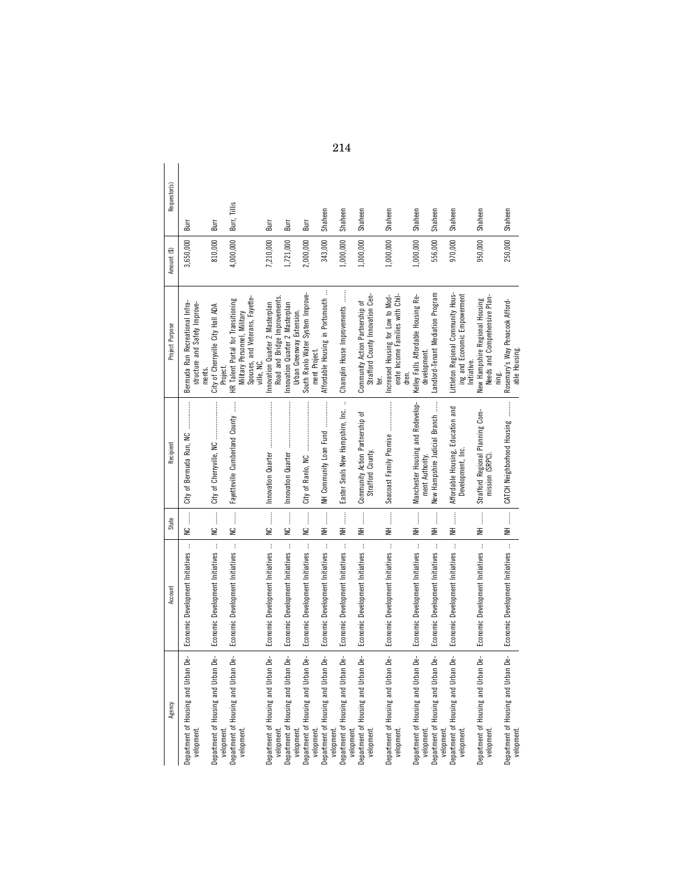| Agency | Account | State | Recipient | Project Purpose | Amount ($) | Requestor(s) |
| --- | --- | --- | --- | --- | --- | --- |
| Department of Housing and Urban Development. | Economic Development Initiatives | NC | City of Bermuda Run, NC | Bermuda Run Recreational Infrastructure and Safety Improvements. | 3,650,000 | Burr |
| Department of Housing and Urban Development. | Economic Development Initiatives | NC | City of Cherryville, NC | City of Cherryville City Hall ADA Project. | 810,000 | Burr |
| Department of Housing and Urban Development. | Economic Development Initiatives | NC | Fayetteville Cumberland County | HR Talent Portal for Transitioning Military Personnel, Military Spouses, and Veterans, Fayetteville, NC. | 4,000,000 | Burr, Tillis |
| Department of Housing and Urban Development. | Economic Development Initiatives | NC | Innovation Quarter | Innovation Quarter 2 Masterplan Road and Bridge Improvements. | 7,210,000 | Burr |
| Department of Housing and Urban Development. | Economic Development Initiatives | NC | Innovation Quarter | Innovation Quarter 2 Masterplan Urban Greenway Extension. | 1,721,000 | Burr |
| Department of Housing and Urban Development. | Economic Development Initiatives | NC | City of Ranlo, NC | South Ranlo Water System Improvement Project. | 2,000,000 | Burr |
| Department of Housing and Urban Development. | Economic Development Initiatives | NH | NH Community Loan Fund | Affordable Housing in Portsmouth | 343,000 | Shaheen |
| Department of Housing and Urban Development. | Economic Development Initiatives | NH | Easter Seals New Hampshire, Inc. | Champlin House Improvements | 1,000,000 | Shaheen |
| Department of Housing and Urban Development. | Economic Development Initiatives | NH | Community Action Partnership of Strafford County. | Community Action Partnership of Strafford County Innovation Center. | 1,000,000 | Shaheen |
| Department of Housing and Urban Development. | Economic Development Initiatives | NH | Seacoast Family Promise | Increased Housing for Low to Moderate Income Families with Children. | 1,000,000 | Shaheen |
| Department of Housing and Urban Development. | Economic Development Initiatives | NH | Manchester Housing and Redevelopment Authority. | Kelley Falls Affordable Housing Redevelopment. | 1,000,000 | Shaheen |
| Department of Housing and Urban Development. | Economic Development Initiatives | NH | New Hampshire Judicial Branch | Landlord-Tenant Mediation Program | 556,000 | Shaheen |
| Department of Housing and Urban Development. | Economic Development Initiatives | NH | Affordable Housing, Education and Development, Inc. | Littleton Regional Community Housing and Economic Empowerment Initiative. | 970,000 | Shaheen |
| Department of Housing and Urban Development. | Economic Development Initiatives | NH | Strafford Regional Planning Commission (SRPC). | New Hampshire Regional Housing Needs and Comprehensive Planning. | 950,000 | Shaheen |
| Department of Housing and Urban Development. | Economic Development Initiatives | NH | CATCH Neighborhood Housing | Rosemary's Way Penacook Affordable Housing. | 250,000 | Shaheen |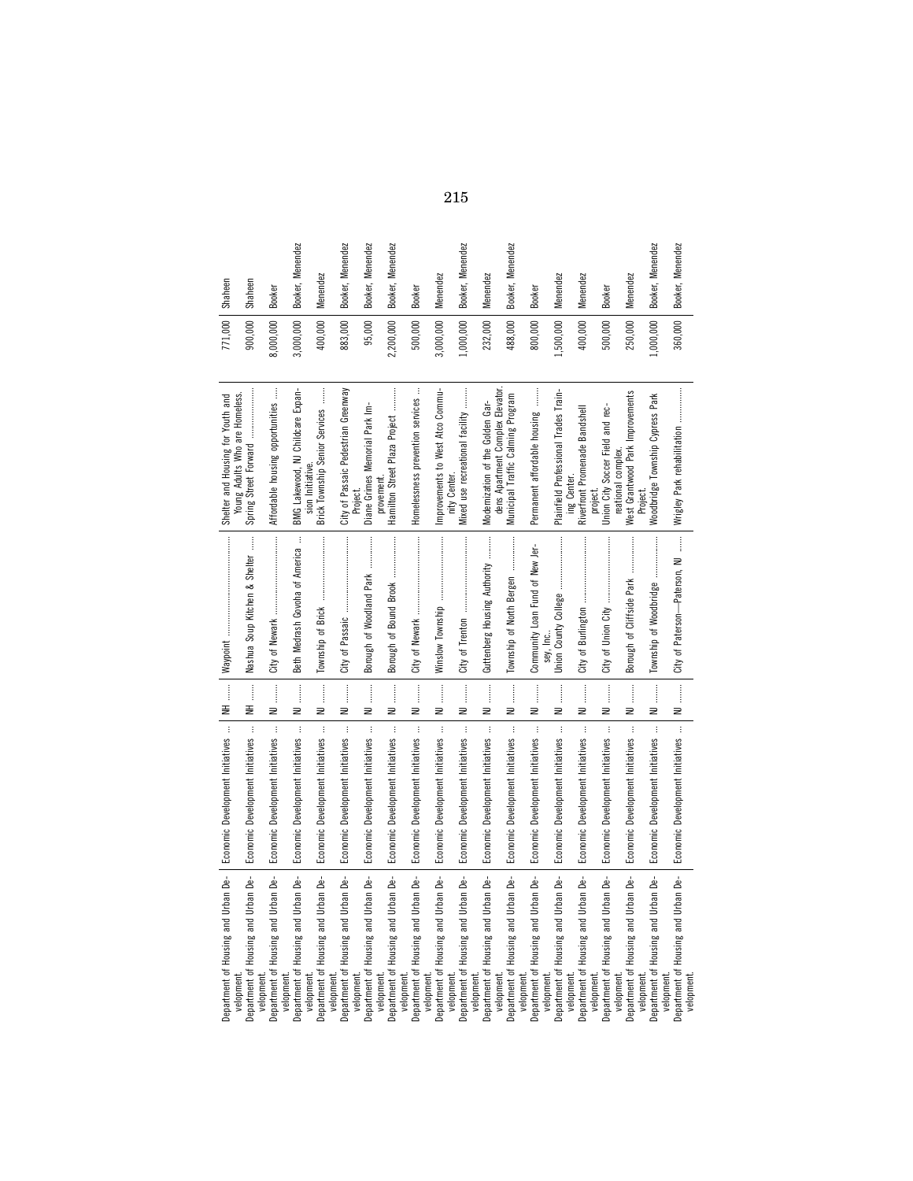| | | | | | | |
|---|---|---|---|---|---|---|
| Department of Housing and Urban Development. | Economic Development Initiatives | NH | Waypoint | Shelter and Housing for Youth and Young Adults Who are Homeless. | 771,000 | Shaheen |
| Department of Housing and Urban Development. | Economic Development Initiatives | NH | Nashua Soup Kitchen & Shelter | Spring Street Forward | 900,000 | Shaheen |
| Department of Housing and Urban Development. | Economic Development Initiatives | NJ | City of Newark | Affordable housing opportunities | 8,000,000 | Booker |
| Department of Housing and Urban Development. | Economic Development Initiatives | NJ | Beth Medrash Govoha of America | BMG Lakewood, NJ Childcare Expansion Initiative. | 3,000,000 | Booker, Menendez |
| Department of Housing and Urban Development. | Economic Development Initiatives | NJ | Township of Brick | Brick Township Senior Services | 400,000 | Menendez |
| Department of Housing and Urban Development. | Economic Development Initiatives | NJ | City of Passaic | City of Passaic Pedestrian Greenway Project. | 883,000 | Booker, Menendez |
| Department of Housing and Urban Development. | Economic Development Initiatives | NJ | Borough of Woodland Park | Diane Grimes Memorial Park Improvement. | 95,000 | Booker, Menendez |
| Department of Housing and Urban Development. | Economic Development Initiatives | NJ | Borough of Bound Brook | Hamilton Street Plaza Project | 2,200,000 | Booker, Menendez |
| Department of Housing and Urban Development. | Economic Development Initiatives | NJ | City of Newark | Homelessness prevention services | 500,000 | Booker |
| Department of Housing and Urban Development. | Economic Development Initiatives | NJ | Winslow Township | Improvements to West Atco Community Center. | 3,000,000 | Menendez |
| Department of Housing and Urban Development. | Economic Development Initiatives | NJ | City of Trenton | Mixed use recreational facility | 1,000,000 | Booker, Menendez |
| Department of Housing and Urban Development. | Economic Development Initiatives | NJ | Guttenberg Housing Authority | Modernization of the Golden Gardens Apartment Complex Elevator. | 232,000 | Menendez |
| Department of Housing and Urban Development. | Economic Development Initiatives | NJ | Township of North Bergen | Municipal Traffic Calming Program | 488,000 | Booker, Menendez |
| Department of Housing and Urban Development. | Economic Development Initiatives | NJ | Community Loan Fund of New Jersey, Inc.. | Permanent affordable housing | 800,000 | Booker |
| Department of Housing and Urban Development. | Economic Development Initiatives | NJ | Union County College | Plainfield Professional Trades Training Center. | 1,500,000 | Menendez |
| Department of Housing and Urban Development. | Economic Development Initiatives | NJ | City of Burlington | Riverfront Promenade Bandshell project. | 400,000 | Menendez |
| Department of Housing and Urban Development. | Economic Development Initiatives | NJ | City of Union City | Union City Soccer Field and recreational complex. | 500,000 | Booker |
| Department of Housing and Urban Development. | Economic Development Initiatives | NJ | Borough of Cliffside Park | West Grantwood Park Improvements Project. | 250,000 | Menendez |
| Department of Housing and Urban Development. | Economic Development Initiatives | NJ | Township of Woodbridge | Woodbridge Township Cypress Park | 1,000,000 | Booker, Menendez |
| Department of Housing and Urban Development. | Economic Development Initiatives | NJ | City of Paterson—Paterson, NJ | Wrigley Park rehabilitation | 360,000 | Booker, Menendez |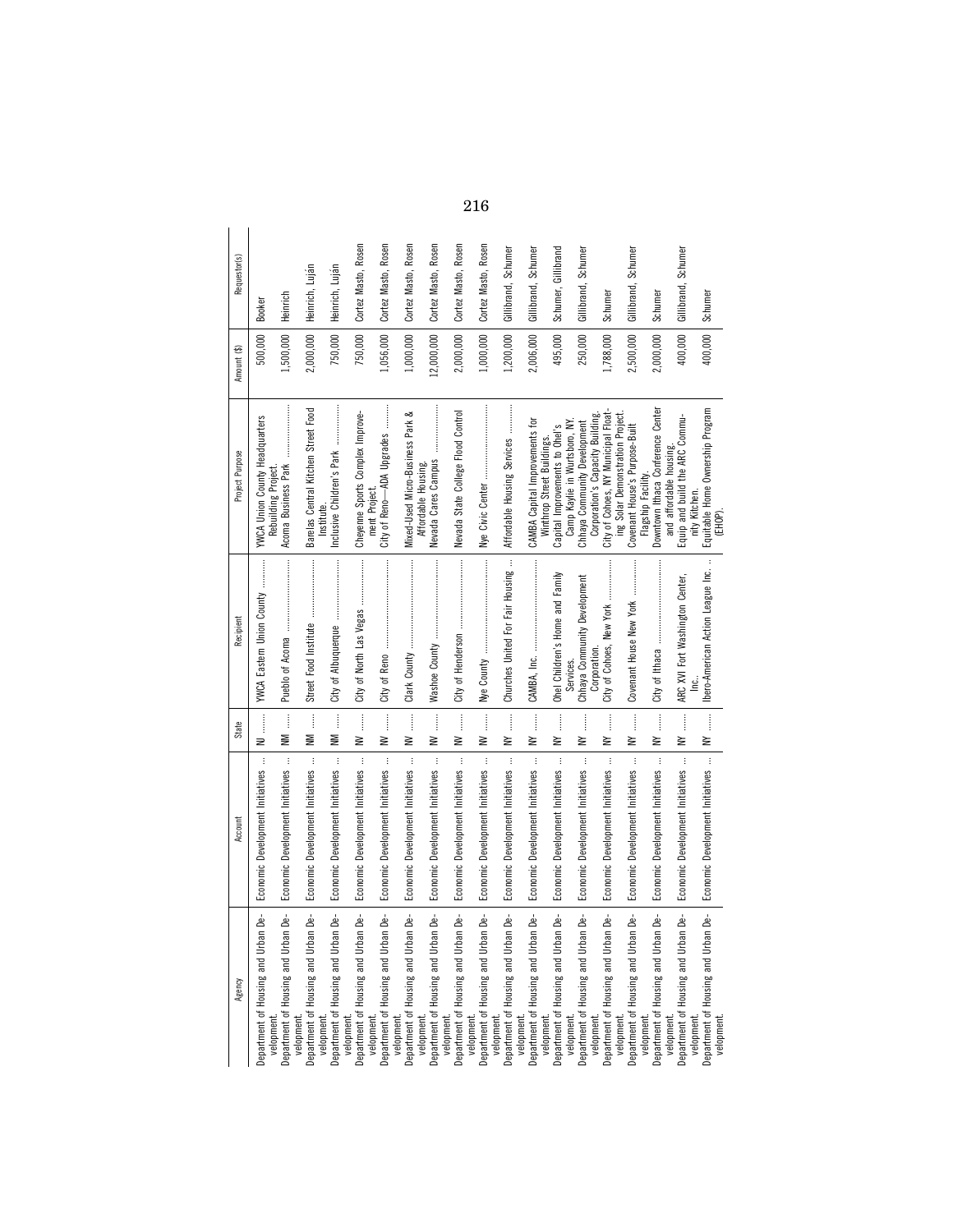| Agency | Account | State | Recipient | Project Purpose | Amount ($) | Requestor(s) |
|---|---|---|---|---|---|---|
| Department of Housing and Urban Development. | Economic Development Initiatives | NJ | YWCA Eastern Union County | YWCA Union County Headquarters Rebuilding Project. | 500,000 | Booker |
| Department of Housing and Urban Development. | Economic Development Initiatives | NM | Pueblo of Acoma | Acoma Business Park | 1,500,000 | Heinrich |
| Department of Housing and Urban Development. | Economic Development Initiatives | NM | Street Food Institute | Barelas Central Kitchen Street Food Institute. | 2,000,000 | Heinrich, Luján |
| Department of Housing and Urban Development. | Economic Development Initiatives | NM | City of Albuquerque | Inclusive Children's Park | 750,000 | Heinrich, Luján |
| Department of Housing and Urban Development. | Economic Development Initiatives | NV | City of North Las Vegas | Cheyenne Sports Complex Improvement Project. | 750,000 | Cortez Masto, Rosen |
| Department of Housing and Urban Development. | Economic Development Initiatives | NV | City of Reno | City of Reno—ADA Upgrades | 1,056,000 | Cortez Masto, Rosen |
| Department of Housing and Urban Development. | Economic Development Initiatives | NV | Clark County | Mixed-Used Micro-Business Park & Affordable Housing. | 1,000,000 | Cortez Masto, Rosen |
| Department of Housing and Urban Development. | Economic Development Initiatives | NV | Washoe County | Nevada Cares Campus | 12,000,000 | Cortez Masto, Rosen |
| Department of Housing and Urban Development. | Economic Development Initiatives | NV | City of Henderson | Nevada State College Flood Control | 2,000,000 | Cortez Masto, Rosen |
| Department of Housing and Urban Development. | Economic Development Initiatives | NV | Nye County | Nye Civic Center | 1,000,000 | Cortez Masto, Rosen |
| Department of Housing and Urban Development. | Economic Development Initiatives | NY | Churches United For Fair Housing | Affordable Housing Services | 1,200,000 | Gillibrand, Schumer |
| Department of Housing and Urban Development. | Economic Development Initiatives | NY | CAMBA, Inc. | CAMBA Capital Improvements for Winthrop Street Buildings. | 2,006,000 | Gillibrand, Schumer |
| Department of Housing and Urban Development. | Economic Development Initiatives | NY | Ohel Children's Home and Family Services. | Capital Improvements to Ohel's Camp Kaylie in Wurtsboro, NY. | 495,000 | Schumer, Gillibrand |
| Department of Housing and Urban Development. | Economic Development Initiatives | NY | Chhaya Community Development Corporation. | Chhaya Community Development Corporation's Capacity Building. | 250,000 | Gillibrand, Schumer |
| Department of Housing and Urban Development. | Economic Development Initiatives | NY | City of Cohoes, New York | City of Cohoes, NY Municipal Floating Solar Demonstration Project. | 1,788,000 | Schumer |
| Department of Housing and Urban Development. | Economic Development Initiatives | NY | Covenant House New York | Covenant House's Purpose-Built Flagship Facility. | 2,500,000 | Gillibrand, Schumer |
| Department of Housing and Urban Development. | Economic Development Initiatives | NY | City of Ithaca | Downtown Ithaca Conference Center and affordable housing. | 2,000,000 | Schumer |
| Department of Housing and Urban Development. | Economic Development Initiatives | NY | ARC XVI Fort Washington Center, Inc. | Equip and build the ARC Community Kitchen. | 400,000 | Gillibrand, Schumer |
| Department of Housing and Urban Development. | Economic Development Initiatives | NY | Ibero-American Action League Inc. | Equitable Home Ownership Program (EHOP). | 400,000 | Schumer |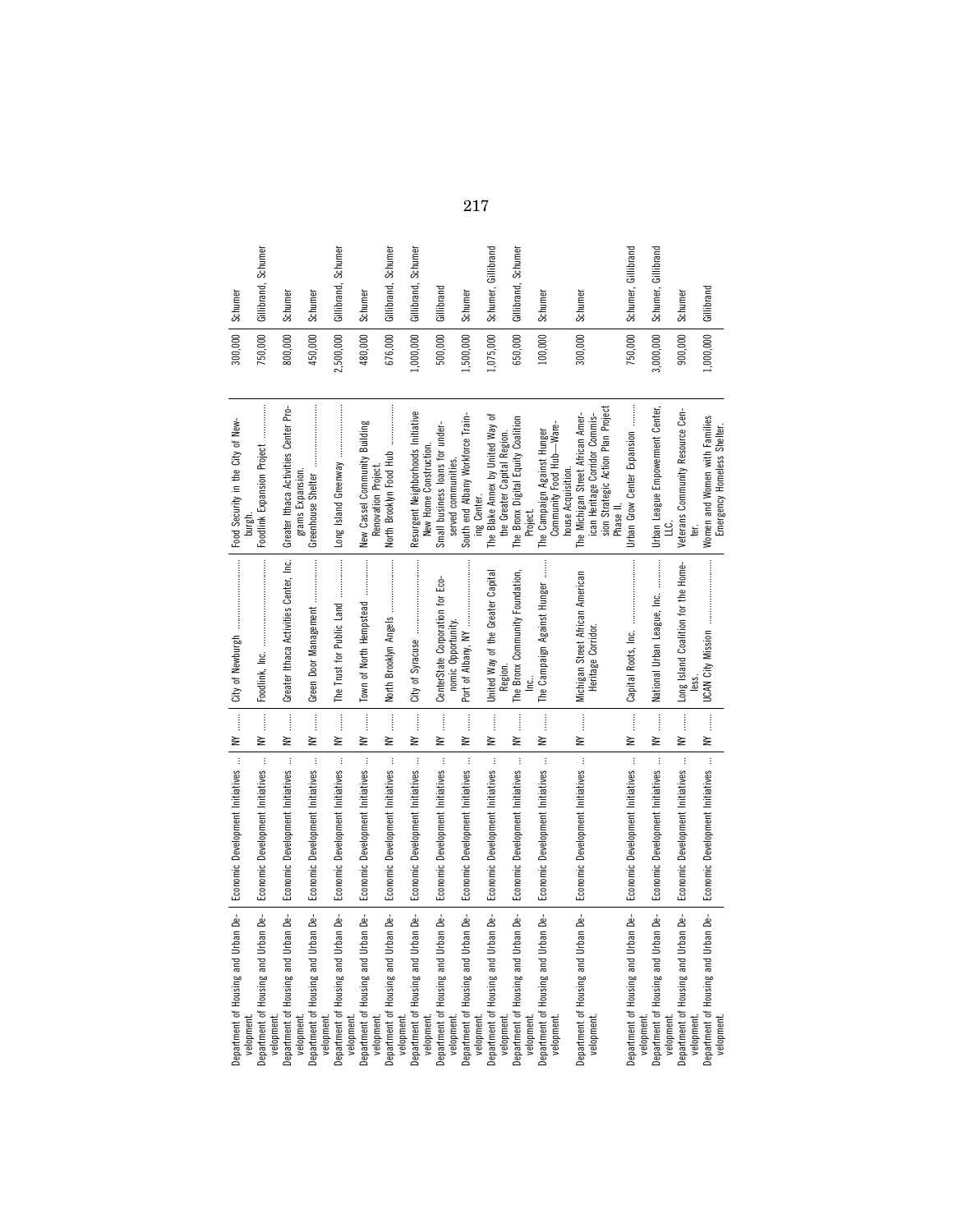| | | | | | | |
|---|---|---|---|---|---|---|
| Department of Housing and Urban Development. | Economic Development Initiatives | NY | City of Newburgh | Food Security in the City of Newburgh. | 300,000 | Schumer |
| Department of Housing and Urban Development. | Economic Development Initiatives | NY | Foodlink, Inc. | Foodlink Expansion Project | 750,000 | Gillibrand, Schumer |
| Department of Housing and Urban Development. | Economic Development Initiatives | NY | Greater Ithaca Activities Center, Inc. | Greater Ithaca Activities Center Programs Expansion. | 800,000 | Schumer |
| Department of Housing and Urban Development. | Economic Development Initiatives | NY | Green Door Management | Greenhouse Shelter | 450,000 | Schumer |
| Department of Housing and Urban Development. | Economic Development Initiatives | NY | The Trust for Public Land | Long Island Greenway | 2,500,000 | Gillibrand, Schumer |
| Department of Housing and Urban Development. | Economic Development Initiatives | NY | Town of North Hempstead | New Cassel Community Building Renovation Project. | 480,000 | Schumer |
| Department of Housing and Urban Development. | Economic Development Initiatives | NY | North Brooklyn Angels | North Brooklyn Food Hub | 676,000 | Gillibrand, Schumer |
| Department of Housing and Urban Development. | Economic Development Initiatives | NY | City of Syracuse | Resurgent Neighborhoods Initiative New Home Construction. | 1,000,000 | Gillibrand, Schumer |
| Department of Housing and Urban Development. | Economic Development Initiatives | NY | CenterState Corporation for Economic Opportunity. | Small business loans for underserved communities. | 500,000 | Gillibrand |
| Department of Housing and Urban Development. | Economic Development Initiatives | NY | Port of Albany, NY | South end Albany Workforce Training Center. | 1,500,000 | Schumer |
| Department of Housing and Urban Development. | Economic Development Initiatives | NY | United Way of the Greater Capital Region. | The Blake Annex by United Way of the Greater Capital Region. | 1,075,000 | Schumer, Gillibrand |
| Department of Housing and Urban Development. | Economic Development Initiatives | NY | The Bronx Community Foundation, Inc.. | The Bronx Digital Equity Coalition Project. | 650,000 | Gillibrand, Schumer |
| Department of Housing and Urban Development. | Economic Development Initiatives | NY | The Campaign Against Hunger | The Campaign Against Hunger Community Food Hub—Warehouse Acquisition. | 100,000 | Schumer |
| Department of Housing and Urban Development. | Economic Development Initiatives | NY | Michigan Street African American Heritage Corridor. | The Michigan Street African American Heritage Corridor Commission Strategic Action Plan Project Phase II. | 300,000 | Schumer |
| Department of Housing and Urban Development. | Economic Development Initiatives | NY | Capital Roots, Inc. | Urban Grow Center Expansion | 750,000 | Schumer, Gillibrand |
| Department of Housing and Urban Development. | Economic Development Initiatives | NY | National Urban League, Inc. | Urban League Empowerment Center, LLC. | 3,000,000 | Schumer, Gillibrand |
| Department of Housing and Urban Development. | Economic Development Initiatives | NY | Long Island Coalition for the Homeless. | Veterans Community Resource Center. | 900,000 | Schumer |
| Department of Housing and Urban Development. | Economic Development Initiatives | NY | UCAN City Mission | Women and Women with Families Emergency Homeless Shelter. | 1,000,000 | Gillibrand |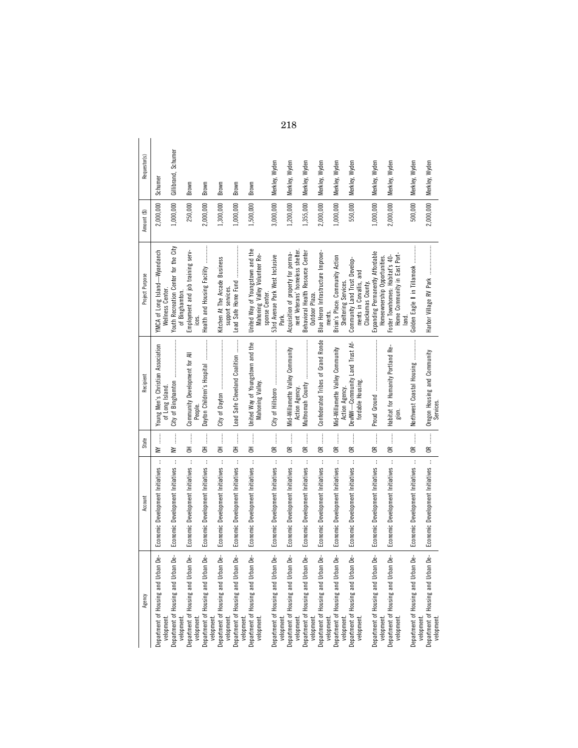| Agency | Account | State | Recipient | Project Purpose | Amount ($) | Requestor(s) |
|---|---|---|---|---|---|---|
| Department of Housing and Urban Development. | Economic Development Initiatives ... | NY ....... | Young Men's Christian Association of Long Island. | YMCA of Long Island—Wyandanch Wellness Center. | 2,000,000 | Schumer |
| Department of Housing and Urban Development. | Economic Development Initiatives ... | NY ....... | City of Binghamton ........................ | Youth Recreation Center for the City of Binghamton. | 1,000,000 | Gillibrand, Schumer |
| Department of Housing and Urban Development. | Economic Development Initiatives ... | OH ....... | Community Development for All People. | Employment and job training services. | 250,000 | Brown |
| Department of Housing and Urban Development. | Economic Development Initiatives ... | OH ....... | Dayton Children's Hospital ........... | Health and Housing Facility ........... | 2,000,000 | Brown |
| Department of Housing and Urban Development. | Economic Development Initiatives ... | OH ....... | City of Dayton ................................ | Kitchen At The Arcade Business support services. | 1,300,000 | Brown |
| Department of Housing and Urban Development. | Economic Development Initiatives ... | OH ....... | Lead Safe Cleveland Coalition ....... | Lead Safe Home Fund ..................... | 1,000,000 | Brown |
| Department of Housing and Urban Development. | Economic Development Initiatives ... | OH ....... | United Way of Youngstown and the Mahoning Valley. | United Way of Youngstown and the Mahoning Valley Volunteer Response Center. | 1,500,000 | Brown |
| Department of Housing and Urban Development. | Economic Development Initiatives ... | OR ....... | City of Hillsboro ............................ | 53rd Avenue Park West Inclusive Park. | 3,000,000 | Merkley, Wyden |
| Department of Housing and Urban Development. | Economic Development Initiatives ... | OR ....... | Mid-Willamette Valley Community Action Agency. | Acquisition of property for permanent Veterans' homeless shelter. | 1,200,000 | Merkley, Wyden |
| Department of Housing and Urban Development. | Economic Development Initiatives ... | OR ....... | Multnomah County ......................... | Behavioral Health Resource Center Outdoor Plaza. | 1,355,000 | Merkley, Wyden |
| Department of Housing and Urban Development. | Economic Development Initiatives ... | OR ....... | Confederated Tribes of Grand Ronde | Blue Heron Infrastructure Improvements. | 2,000,000 | Merkley, Wyden |
| Department of Housing and Urban Development. | Economic Development Initiatives ... | OR ....... | Mid-Willamette Valley Community Action Agency. | Brian's Place: Community Action Sheltering Services. | 1,000,000 | Merkley, Wyden |
| Department of Housing and Urban Development. | Economic Development Initiatives ... | OR ....... | DevNW—Community Land Trust Affordable Housing. | Community Land Trust Developments in Corvallis, and Clackamas County. | 550,000 | Merkley, Wyden |
| Department of Housing and Urban Development. | Economic Development Initiatives ... | OR ....... | Proud Ground .................................. | Expanding Permanently Affordable Homeownership Opportunities. | 1,000,000 | Merkley, Wyden |
| Department of Housing and Urban Development. | Economic Development Initiatives ... | OR ....... | Habitat for Humanity Portland Region. | Foster Townhomes: Habitat's 40-Home Community in East Portland. | 2,000,000 | Merkley, Wyden |
| Department of Housing and Urban Development. | Economic Development Initiatives ... | OR ....... | Northwest Coastal Housing ............ | Golden Eagle II in Tillamook ........... | 500,000 | Merkley, Wyden |
| Department of Housing and Urban Development. | Economic Development Initiatives ... | OR ....... | Oregon Housing and Community Services. | Harbor Village RV Park .................... | 2,000,000 | Merkley, Wyden |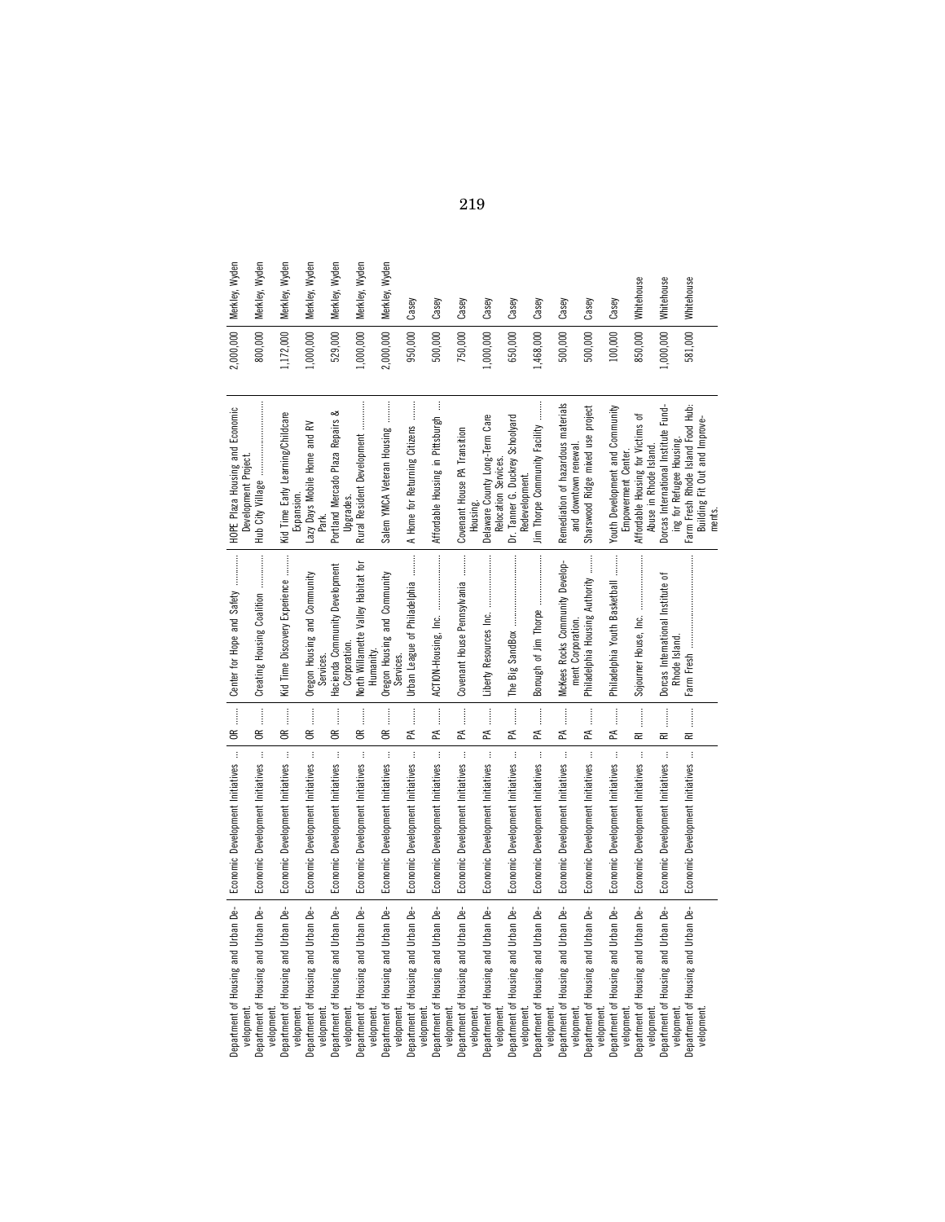| | | | | | | |
|---|---|---|---|---|---|---|
| Department of Housing and Urban Development. | Economic Development Initiatives | OR | Center for Hope and Safety | HOPE Plaza Housing and Economic Development Project. | 2,000,000 | Merkley, Wyden |
| Department of Housing and Urban Development. | Economic Development Initiatives | OR | Creating Housing Coalition | Hub City Village | 800,000 | Merkley, Wyden |
| Department of Housing and Urban Development. | Economic Development Initiatives | OR | Kid Time Discovery Experience | Kid Time Early Learning/Childcare Expansion. | 1,172,000 | Merkley, Wyden |
| Department of Housing and Urban Development. | Economic Development Initiatives | OR | Oregon Housing and Community Services. | Lazy Days Mobile Home and RV Park. | 1,000,000 | Merkley, Wyden |
| Department of Housing and Urban Development. | Economic Development Initiatives | OR | Hacienda Community Development Corporation. | Portland Mercado Plaza Repairs & Upgrades. | 529,000 | Merkley, Wyden |
| Department of Housing and Urban Development. | Economic Development Initiatives | OR | North Willamette Valley Habitat for Humanity. | Rural Resident Development | 1,000,000 | Merkley, Wyden |
| Department of Housing and Urban Development. | Economic Development Initiatives | OR | Oregon Housing and Community Services. | Salem YMCA Veteran Housing | 2,000,000 | Merkley, Wyden |
| Department of Housing and Urban Development. | Economic Development Initiatives | PA | Urban League of Philadelphia | A Home for Returning Citizens | 950,000 | Casey |
| Department of Housing and Urban Development. | Economic Development Initiatives | PA | ACTION-Housing, Inc. | Affordable Housing in Pittsburgh | 500,000 | Casey |
| Department of Housing and Urban Development. | Economic Development Initiatives | PA | Covenant House Pennsylvania | Covenant House PA Transition Housing. | 750,000 | Casey |
| Department of Housing and Urban Development. | Economic Development Initiatives | PA | Liberty Resources Inc. | Delaware County Long-Term Care Relocation Services. | 1,000,000 | Casey |
| Department of Housing and Urban Development. | Economic Development Initiatives | PA | The Big SandBox | Dr. Tanner G. Duckrey Schoolyard Redevelopment. | 650,000 | Casey |
| Department of Housing and Urban Development. | Economic Development Initiatives | PA | Borough of Jim Thorpe | Jim Thorpe Community Facility | 1,468,000 | Casey |
| Department of Housing and Urban Development. | Economic Development Initiatives | PA | McKees Rocks Community Development Corporation. | Remediation of hazardous materials and downtown renewal. | 500,000 | Casey |
| Department of Housing and Urban Development. | Economic Development Initiatives | PA | Philadelphia Housing Authority | Sharswood Ridge mixed use project | 500,000 | Casey |
| Department of Housing and Urban Development. | Economic Development Initiatives | PA | Philadelphia Youth Basketball | Youth Development and Community Empowerment Center. | 100,000 | Casey |
| Department of Housing and Urban Development. | Economic Development Initiatives | RI | Sojourner House, Inc. | Affordable Housing for Victims of Abuse in Rhode Island. | 850,000 | Whitehouse |
| Department of Housing and Urban Development. | Economic Development Initiatives | RI | Dorcas International Institute of Rhode Island. | Dorcas International Institute Funding for Refugee Housing. | 1,000,000 | Whitehouse |
| Department of Housing and Urban Development. | Economic Development Initiatives | RI | Farm Fresh | Farm Fresh Rhode Island Food Hub: Building Fit Out and Improvements. | 581,000 | Whitehouse |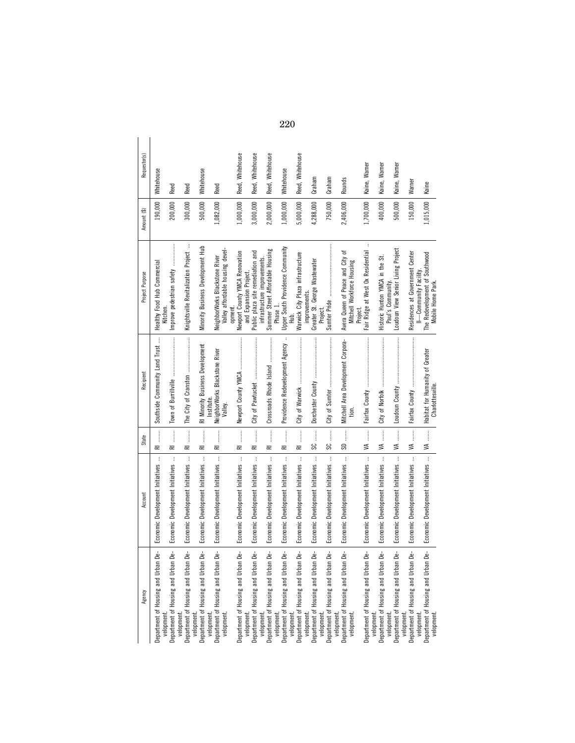| Agency | Account | State | Recipient | Project Purpose | Amount ($) | Requestor(s) |
| --- | --- | --- | --- | --- | --- | --- |
| Department of Housing and Urban Development. | Economic Development Initiatives | RI | Southside Community Land Trust | Healthy Food Hub Commercial Kitchen. | 190,000 | Whitehouse |
| Department of Housing and Urban Development. | Economic Development Initiatives | RI | Town of Burrillville | Improve pedestrian safety | 200,000 | Reed |
| Department of Housing and Urban Development. | Economic Development Initiatives | RI | The City of Cranston | Knightsville Revitalization Project | 300,000 | Reed |
| Department of Housing and Urban Development. | Economic Development Initiatives | RI | RI Minority Business Development Institute. | Minority Business Development Hub | 500,000 | Whitehouse |
| Department of Housing and Urban Development. | Economic Development Initiatives | RI | NeighborWorks Blackstone River Valley. | NeighborWorks Blackstone River Valley affordable housing development. | 1,082,000 | Reed |
| Department of Housing and Urban Development. | Economic Development Initiatives | RI | Newport County YMCA | Newport County YMCA Renovation and Expansion Project. | 1,000,000 | Reed, Whitehouse |
| Department of Housing and Urban Development. | Economic Development Initiatives | RI | City of Pawtucket | Public plaza site remediation and infrastructure improvements. | 3,000,000 | Reed, Whitehouse |
| Department of Housing and Urban Development. | Economic Development Initiatives | RI | Crossroads Rhode Island | Summer Street Affordable Housing Phase 1. | 2,000,000 | Reed, Whitehouse |
| Department of Housing and Urban Development. | Economic Development Initiatives | RI | Providence Redevelopment Agency | Upper South Providence Community Hub. | 1,000,000 | Whitehouse |
| Department of Housing and Urban Development. | Economic Development Initiatives | RI | City of Warwick | Warwick City Plaza infrastructure improvements. | 5,000,000 | Reed, Whitehouse |
| Department of Housing and Urban Development. | Economic Development Initiatives | SC | Dorchester County | Greater St. George Wastewater Project. | 4,288,000 | Graham |
| Department of Housing and Urban Development. | Economic Development Initiatives | SC | City of Sumter | Sumter Pride | 750,000 | Graham |
| Department of Housing and Urban Development. | Economic Development Initiatives | SD | Mitchell Area Development Corporation. | Avera Queen of Peace and City of Mitchell Workforce Housing Project. | 2,406,000 | Rounds |
| Department of Housing and Urban Development. | Economic Development Initiatives | VA | Fairfax County | Fair Ridge at West Ox Residential | 1,700,000 | Kaine, Warner |
| Department of Housing and Urban Development. | Economic Development Initiatives | VA | City of Norfolk | Historic Hunton YMCA in the St. Paul's Community. | 400,000 | Kaine, Warner |
| Department of Housing and Urban Development. | Economic Development Initiatives | VA | Loudoun County | Loudoun View Senior Living Project | 500,000 | Kaine, Warner |
| Department of Housing and Urban Development. | Economic Development Initiatives | VA | Fairfax County | Residences at Government Center II—Community Facility. | 150,000 | Warner |
| Department of Housing and Urban Development. | Economic Development Initiatives | VA | Habitat for Humanity of Greater Charlottesville. | The Redevelopment of Southwood Mobile Home Park. | 1,015,000 | Kaine |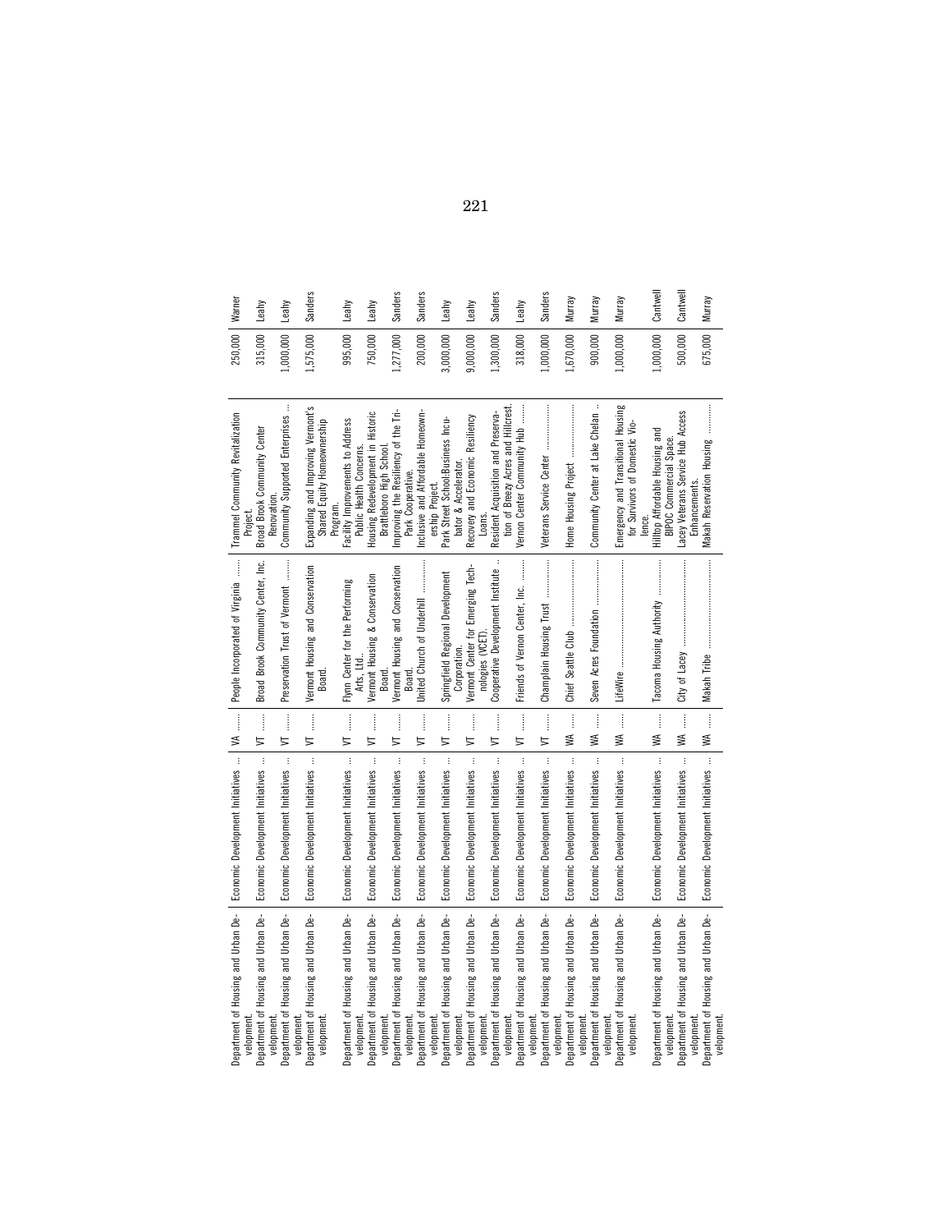| | | | | | | |
|---|---|---|---|---|---|---|
| Department of Housing and Urban Development. | Economic Development Initiatives | VA | People Incorporated of Virginia | Trammel Community Revitalization Project. | 250,000 | Warner |
| Department of Housing and Urban Development. | Economic Development Initiatives | VT | Broad Brook Community Center, Inc. | Broad Brook Community Center Renovation. | 315,000 | Leahy |
| Department of Housing and Urban Development. | Economic Development Initiatives | VT | Preservation Trust of Vermont | Community Supported Enterprises | 1,000,000 | Leahy |
| Department of Housing and Urban Development. | Economic Development Initiatives | VT | Vermont Housing and Conservation Board. | Expanding and Improving Vermont's Shared Equity Homeownership Program. | 1,575,000 | Sanders |
| Department of Housing and Urban Development. | Economic Development Initiatives | VT | Flynn Center for the Performing Arts, Ltd.. | Facility Improvements to Address Public Health Concerns. | 995,000 | Leahy |
| Department of Housing and Urban Development. | Economic Development Initiatives | VT | Vermont Housing & Conservation Board. | Housing Redevelopment in Historic Brattleboro High School. | 750,000 | Leahy |
| Department of Housing and Urban Development. | Economic Development Initiatives | VT | Vermont Housing and Conservation Board. | Improving the Resiliency of the Tri-Park Cooperative. | 1,277,000 | Sanders |
| Department of Housing and Urban Development. | Economic Development Initiatives | VT | United Church of Underhill | Inclusive and Affordable Homeownership Project. | 200,000 | Sanders |
| Department of Housing and Urban Development. | Economic Development Initiatives | VT | Springfield Regional Development Corporation. | Park Street School:Business Incubator & Accelerator. | 3,000,000 | Leahy |
| Department of Housing and Urban Development. | Economic Development Initiatives | VT | Vermont Center for Emerging Technologies (VCET). | Recovery and Economic Resiliency Loans. | 9,000,000 | Leahy |
| Department of Housing and Urban Development. | Economic Development Initiatives | VT | Cooperative Development Institute | Resident Acquisition and Preservation of Breezy Acres and Hillcrest. | 1,300,000 | Sanders |
| Department of Housing and Urban Development. | Economic Development Initiatives | VT | Friends of Vernon Center, Inc. | Vernon Center Community Hub | 318,000 | Leahy |
| Department of Housing and Urban Development. | Economic Development Initiatives | VT | Champlain Housing Trust | Veterans Service Center | 1,000,000 | Sanders |
| Department of Housing and Urban Development. | Economic Development Initiatives | WA | Chief Seattle Club | Home Housing Project | 1,670,000 | Murray |
| Department of Housing and Urban Development. | Economic Development Initiatives | WA | Seven Acres Foundation | Community Center at Lake Chelan | 900,000 | Murray |
| Department of Housing and Urban Development. | Economic Development Initiatives | WA | LifeWire | Emergency and Transitional Housing for Survivors of Domestic Violence. | 1,000,000 | Murray |
| Department of Housing and Urban Development. | Economic Development Initiatives | WA | Tacoma Housing Authority | Hilltop Affordable Housing and BIPOC Commercial Space. | 1,000,000 | Cantwell |
| Department of Housing and Urban Development. | Economic Development Initiatives | WA | City of Lacey | Lacey Veterans Service Hub Access Enhancements. | 500,000 | Cantwell |
| Department of Housing and Urban Development. | Economic Development Initiatives | WA | Makah Tribe | Makah Reservation Housing | 675,000 | Murray |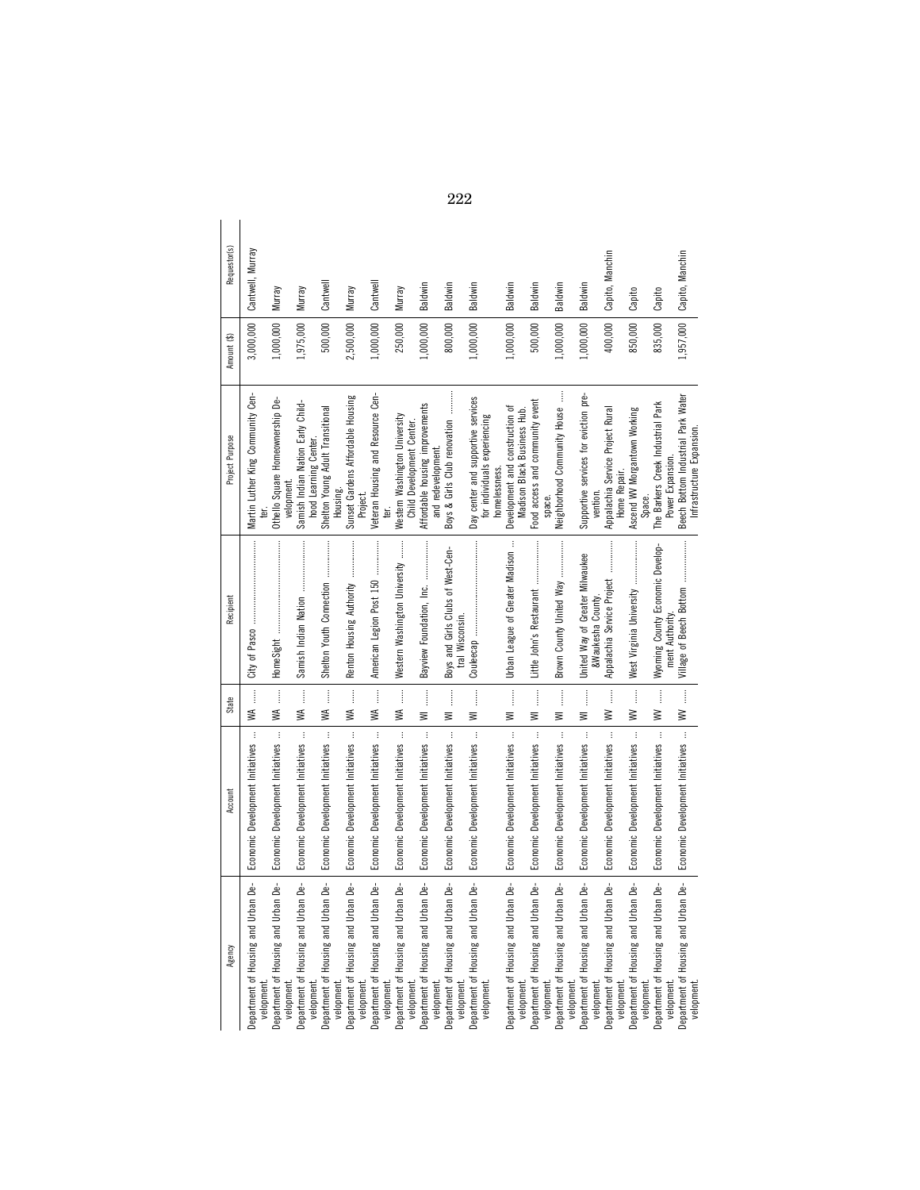| Agency | Account | State | Recipient | Project Purpose | Amount ($) | Requestor(s) |
|---|---|---|---|---|---|---|
| Department of Housing and Urban Development. | Economic Development Initiatives | WA | City of Pasco | Martin Luther King Community Center. | 3,000,000 | Cantwell, Murray |
| Department of Housing and Urban Development. | Economic Development Initiatives | WA | HomeSight | Othello Square Homeownership Development. | 1,000,000 | Murray |
| Department of Housing and Urban Development. | Economic Development Initiatives | WA | Samish Indian Nation | Samish Indian Nation Early Childhood Learning Center. | 1,975,000 | Murray |
| Department of Housing and Urban Development. | Economic Development Initiatives | WA | Shelton Youth Connection | Shelton Young Adult Transitional Housing. | 500,000 | Cantwell |
| Department of Housing and Urban Development. | Economic Development Initiatives | WA | Renton Housing Authority | Sunset Gardens Affordable Housing Project. | 2,500,000 | Murray |
| Department of Housing and Urban Development. | Economic Development Initiatives | WA | American Legion Post 150 | Veteran Housing and Resource Center. | 1,000,000 | Cantwell |
| Department of Housing and Urban Development. | Economic Development Initiatives | WA | Western Washington University | Western Washington University Child Development Center. | 250,000 | Murray |
| Department of Housing and Urban Development. | Economic Development Initiatives | WI | Bayview Foundation, Inc. | Affordable housing improvements and redevelopment. | 1,000,000 | Baldwin |
| Department of Housing and Urban Development. | Economic Development Initiatives | WI | Boys and Girls Clubs of West-Central Wisconsin. | Boys & Girls Club renovation | 800,000 | Baldwin |
| Department of Housing and Urban Development. | Economic Development Initiatives | WI | Couleecap | Day center and supportive services for individuals experiencing homelessness. | 1,000,000 | Baldwin |
| Department of Housing and Urban Development. | Economic Development Initiatives | WI | Urban League of Greater Madison | Development and construction of Madison Black Business Hub. | 1,000,000 | Baldwin |
| Department of Housing and Urban Development. | Economic Development Initiatives | WI | Little John's Restaurant | Food access and community event space. | 500,000 | Baldwin |
| Department of Housing and Urban Development. | Economic Development Initiatives | WI | Brown County United Way | Neighborhood Community House | 1,000,000 | Baldwin |
| Department of Housing and Urban Development. | Economic Development Initiatives | WI | United Way of Greater Milwaukee &Waukesha County. | Supportive services for eviction prevention. | 1,000,000 | Baldwin |
| Department of Housing and Urban Development. | Economic Development Initiatives | WV | Appalachia Service Project | Appalachia Service Project Rural Home Repair. | 400,000 | Capito, Manchin |
| Department of Housing and Urban Development. | Economic Development Initiatives | WV | West Virginia University | Ascend WV Morgantown Working Space. | 850,000 | Capito |
| Department of Housing and Urban Development. | Economic Development Initiatives | WV | Wyoming County Economic Development Authority. | The Barkers Creek Industrial Park Power Expansion. | 835,000 | Capito |
| Department of Housing and Urban Development. | Economic Development Initiatives | WV | Village of Beech Bottom | Beech Bottom Industrial Park Water Infrastructure Expansion. | 1,957,000 | Capito, Manchin |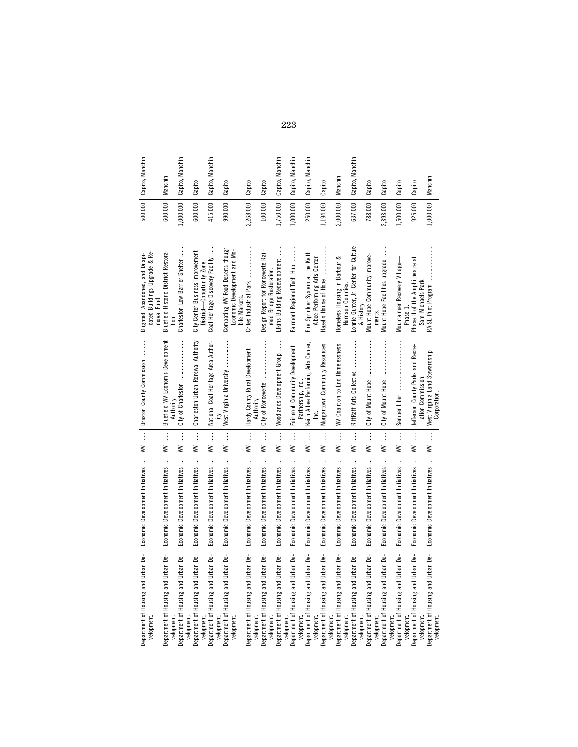| | | | | | | |
|---|---|---|---|---|---|---|
| Department of Housing and Urban Development. | Economic Development Initiatives | WV | Braxton County Commission | Blighted, Abandoned, and Dilapidated Buildings Upgrade & Removal Fund. | 500,000 | Capito, Manchin |
| Department of Housing and Urban Development. | Economic Development Initiatives | WV | Bluefield WV Economic Development Authority. | Bluefield Historic District Restoration. | 600,000 | Manchin |
| Department of Housing and Urban Development. | Economic Development Initiatives | WV | City of Charleston | Charleston Low Barrier Shelter | 1,000,000 | Capito, Manchin |
| Department of Housing and Urban Development. | Economic Development Initiatives | WV | Charleston Urban Renewal Authority | City Center Business Improvement District—Opportunity Zone. | 600,000 | Capito |
| Department of Housing and Urban Development. | Economic Development Initiatives | WV | National Coal Heritage Area Authority. | Coal Heritage Discovery Facility | 415,000 | Capito, Manchin |
| Department of Housing and Urban Development. | Economic Development Initiatives | WV | West Virginia University | Combating WV Food Deserts though Economic Development and Mobile Markets. | 990,000 | Capito |
| Department of Housing and Urban Development. | Economic Development Initiatives | WV | Hardy County Rural Development Authority. | Crites Industrial Park | 2,268,000 | Capito |
| Department of Housing and Urban Development. | Economic Development Initiatives | WV | City of Ronceverte | Design Report for Ronceverte Railroad Bridge Restoration. | 100,000 | Capito |
| Department of Housing and Urban Development. | Economic Development Initiatives | WV | Woodlands Development Group | Elkins Building Redevelopment | 1,750,000 | Capito, Manchin |
| Department of Housing and Urban Development. | Economic Development Initiatives | WV | Fairmont Community Development Partnership, Inc.. | Fairmont Regional Tech Hub | 1,000,000 | Capito, Manchin |
| Department of Housing and Urban Development. | Economic Development Initiatives | WV | Keith Albee Performing Arts Center, Inc. | Fire Sprinkler System at the Keith Albee Performing Arts Center. | 250,000 | Capito, Manchin |
| Department of Housing and Urban Development. | Economic Development Initiatives | WV | Morgantown Community Resources | Hazel's House of Hope | 1,194,000 | Capito |
| Department of Housing and Urban Development. | Economic Development Initiatives | WV | WV Coalition to End Homelessness | Homeless Housing in Barbour & Harrison Counties. | 2,000,000 | Manchin |
| Department of Housing and Urban Development. | Economic Development Initiatives | WV | RiffRaff Arts Collective | Lonnie Gunter, Jr. Center for Culture & History. | 637,000 | Capito, Manchin |
| Department of Housing and Urban Development. | Economic Development Initiatives | WV | City of Mount Hope | Mount Hope Community Improvements. | 788,000 | Capito |
| Department of Housing and Urban Development. | Economic Development Initiatives | WV | City of Mount Hope | Mount Hope Facilities upgrade | 2,393,000 | Capito |
| Department of Housing and Urban Development. | Economic Development Initiatives | WV | Semper Liberi | Mountaineer Recovery Village—Phase 1. | 1,500,000 | Capito |
| Department of Housing and Urban Development. | Economic Development Initiatives | WV | Jefferson County Parks and Recreation Commission. | Phase II of the Amphitheatre at Sam Michaels Park. | 925,000 | Capito |
| Department of Housing and Urban Development. | Economic Development Initiatives | WV | West Virginia Land Stewardship Corporation. | RAISE Pilot Program | 1,000,000 | Manchin |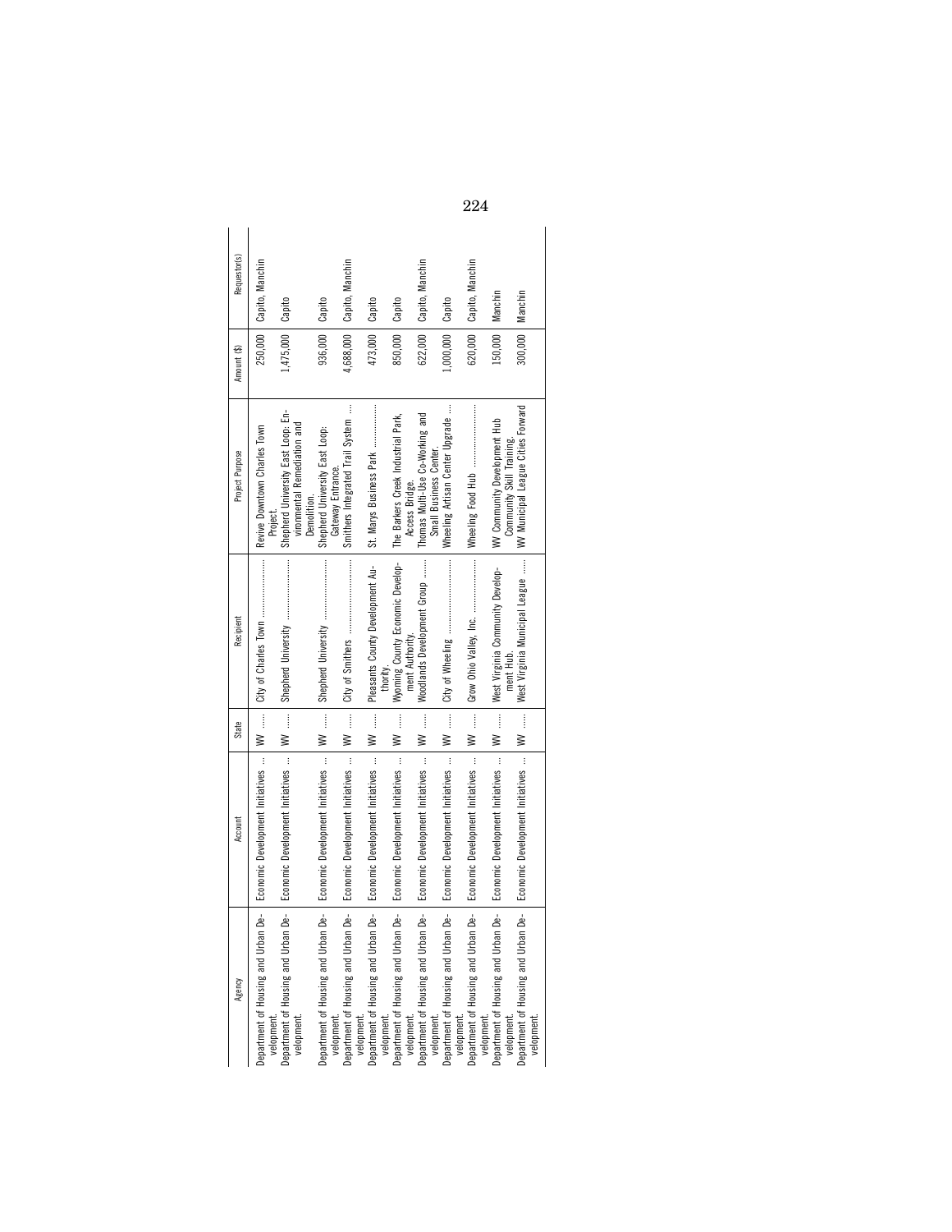| Agency | Account | State | Recipient | Project Purpose | Amount ($) | Requestor(s) |
| --- | --- | --- | --- | --- | --- | --- |
| Department of Housing and Urban Development. | Economic Development Initiatives ... | WV ...... | City of Charles Town ..................... | Revive Downtown Charles Town Project. | 250,000 | Capito, Manchin |
| Department of Housing and Urban Development. | Economic Development Initiatives ... | WV ...... | Shepherd University ..................... | Shepherd University East Loop: Environmental Remediation and Demolition. | 1,475,000 | Capito |
| Department of Housing and Urban Development. | Economic Development Initiatives ... | WV ...... | Shepherd University ..................... | Shepherd University East Loop: Gateway Entrance. | 936,000 | Capito |
| Department of Housing and Urban Development. | Economic Development Initiatives ... | WV ...... | City of Smithers ..................... | Smithers Integrated Trail System ... | 4,688,000 | Capito, Manchin |
| Department of Housing and Urban Development. | Economic Development Initiatives ... | WV ...... | Pleasants County Development Authority. | St. Marys Business Park ............ | 473,000 | Capito |
| Department of Housing and Urban Development. | Economic Development Initiatives ... | WV ...... | Wyoming County Economic Development Authority. | The Barkers Creek Industrial Park, Access Bridge. | 850,000 | Capito |
| Department of Housing and Urban Development. | Economic Development Initiatives ... | WV ...... | Woodlands Development Group ....... | Thomas Multi-Use Co-Working and Small Business Center. | 622,000 | Capito, Manchin |
| Department of Housing and Urban Development. | Economic Development Initiatives ... | WV ...... | City of Wheeling ..................... | Wheeling Artisan Center Upgrade ... | 1,000,000 | Capito |
| Department of Housing and Urban Development. | Economic Development Initiatives ... | WV ...... | Grow Ohio Valley, Inc. ..................... | Wheeling Food Hub ..................... | 620,000 | Capito, Manchin |
| Department of Housing and Urban Development. | Economic Development Initiatives ... | WV ...... | West Virginia Community Development Hub. | WV Community Development Hub Community Skill Training. | 150,000 | Manchin |
| Department of Housing and Urban Development. | Economic Development Initiatives ... | WV ...... | West Virginia Municipal League ....... | WV Municipal League Cities Forward | 300,000 | Manchin |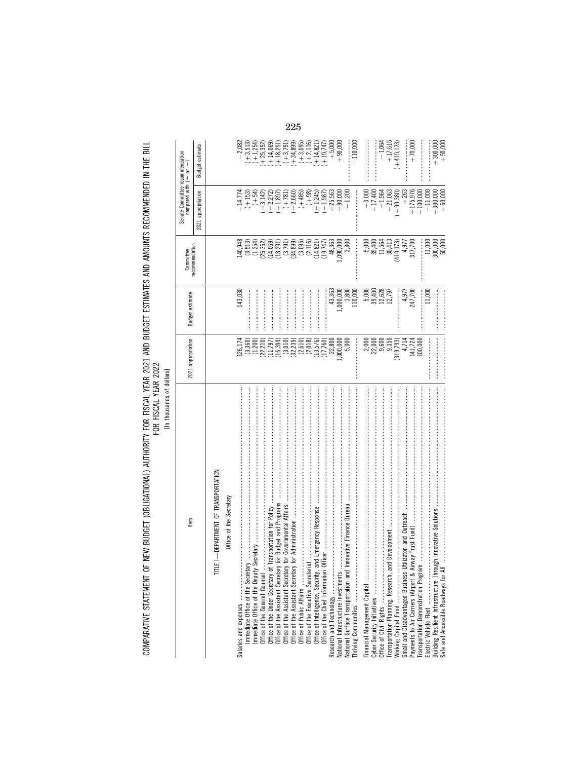COMPARATIVE STATEMENT OF NEW BUDGET (OBLIGATIONAL) AUTHORITY FOR FISCAL YEAR 2021 AND BUDGET ESTIMATES AND AMOUNTS RECOMMENDED IN THE BILL FOR FISCAL YEAR 2022

[In thousands of dollars]

| Item | 2021 appropriation | Budget estimate | Committee recommendation | Senate Committee recommendation compared with (+ or −) | |
|---|---|---|---|---|---|
| | | | | 2021 appropriation | Budget estimate |
| TITLE I—DEPARTMENT OF TRANSPORTATION | | | | | |
| Office of the Secretary | | | | | |
| Salaries and expenses | 126,174 | 143,030 | 140,948 | +14,774 | −2,082 |
| Immediate Office of the Secretary | (3,360) | | (3,513) | (+153) | (+3,513) |
| Immediate Office of the Deputy Secretary | (1,200) | | (1,254) | (+54) | (+1,254) |
| Office of the General Counsel | (22,210) | | (25,352) | (+3,142) | (+25,352) |
| Office of the Under Secretary of Transportation for Policy | (11,797) | | (14,069) | (+2,272) | (+14,069) |
| Office of the Assistant Secretary for Budget and Programs | (16,394) | | (18,291) | (+1,897) | (+18,291) |
| Office of the Assistant Secretary for Governmental Affairs | (3,010) | | (3,791) | (+781) | (+3,791) |
| Office of the Assistant Secretary for Administration | (32,239) | | (34,899) | (+2,660) | (+34,899) |
| Office of Public Affairs | (2,610) | | (3,095) | (+485) | (+3,095) |
| Office of the Executive Secretariat | (2,018) | | (2,116) | (+98) | (+2,116) |
| Office of Intelligence, Security, and Emergency Response | (13,576) | | (14,821) | (+1,245) | (+14,821) |
| Office of the Chief Information Officer | (17,760) | | (19,747) | (+1,987) | (+19,747) |
| Research and Technology | 22,800 | 43,363 | 48,363 | +25,563 | +5,000 |
| National Infrastructure Investments | 1,000,000 | 1,000,000 | 1,090,000 | +90,000 | +90,000 |
| National Surface Transportation and Innovative Finance Bureau | 5,000 | 3,800 | 3,800 | −1,200 | |
| Thriving Communities | | 110,000 | | | −110,000 |
| Financial Management Capital | 2,000 | 5,000 | 5,000 | +3,000 | |
| Cyber Security Initiatives | 22,000 | 39,400 | 39,400 | +17,400 | |
| Office of Civil Rights | 9,600 | 12,628 | 11,564 | +1,964 | −1,064 |
| Transportation Planning, Research, and Development | 9,350 | 12,797 | 30,413 | +21,063 | +17,616 |
| Working Capital Fund | (319,793) | | (419,173) | (+99,380) | (+419,173) |
| Small and Disadvantaged Business Utilization and Outreach | 4,714 | 4,977 | 4,977 | +263 | |
| Payments to Air Carriers (Airport & Airway Trust Fund) | 141,724 | 247,700 | 317,700 | +175,976 | +70,000 |
| Transportation Demonstration Program | 100,000 | | | −100,000 | |
| Electric Vehicle Fleet | | 11,000 | 11,000 | +11,000 | |
| Building Resilient Infrastructure Through Innovative Solutions | | | 300,000 | +300,000 | +300,000 |
| Safe and Accessible Roadways for All | | | 50,000 | +50,000 | +50,000 |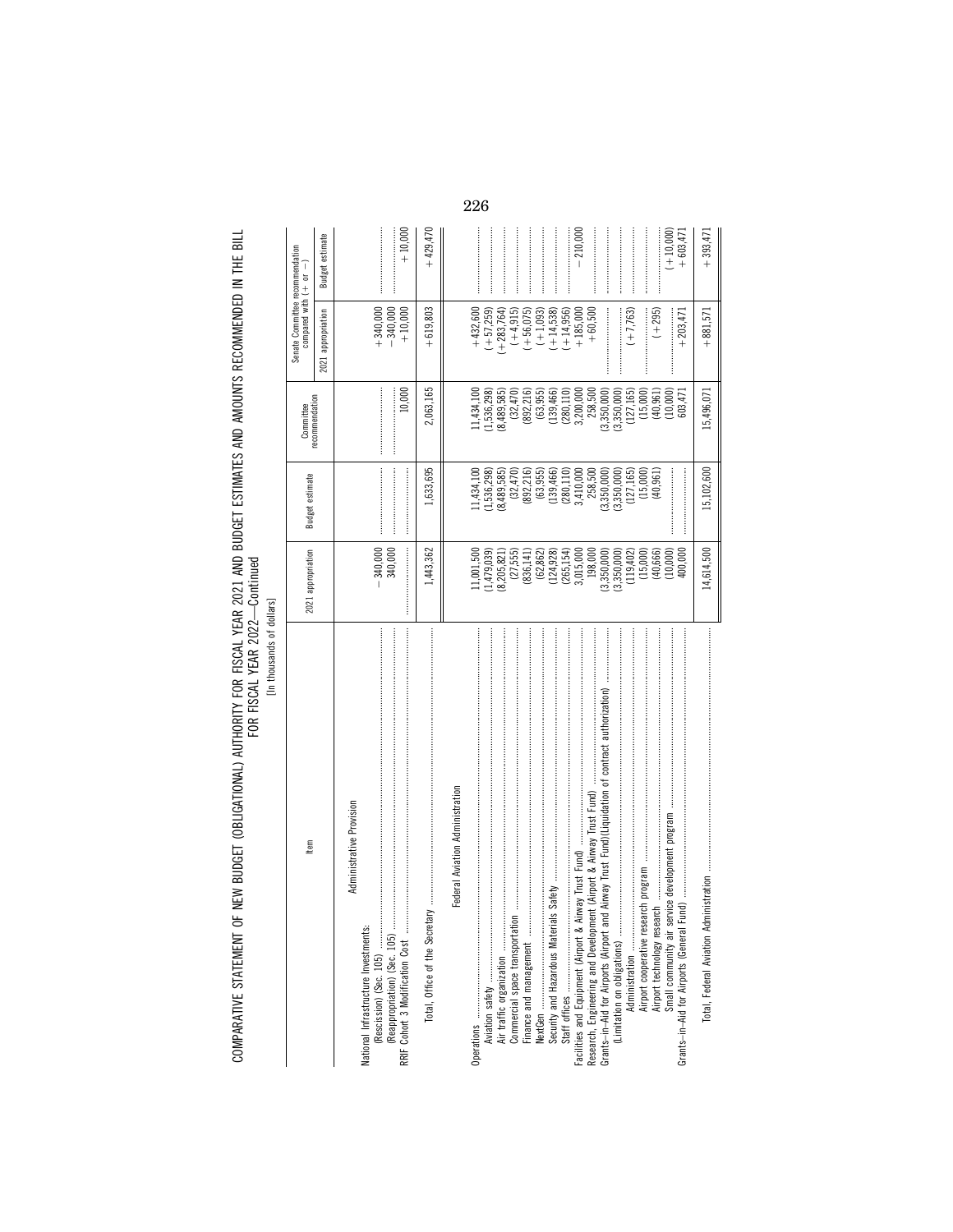COMPARATIVE STATEMENT OF NEW BUDGET (OBLIGATIONAL) AUTHORITY FOR FISCAL YEAR 2021 AND BUDGET ESTIMATES AND AMOUNTS RECOMMENDED IN THE BILL FOR FISCAL YEAR 2022—Continued

[In thousands of dollars]

| Item | 2021 appropriation | Budget estimate | Committee recommendation | Senate Committee recommendation compared with (+ or −) | |
|---|---|---|---|---|---|
| | | | | 2021 appropriation | Budget estimate |
| Administrative Provision | | | | | |
| National Infrastructure Investments: | | | | | |
| (Rescission) (Sec. 105) | −340,000 | | | +340,000 | |
| (Reappropriation) (Sec. 105) | 340,000 | | | −340,000 | |
| RRIF Cohort 3 Modification Cost | | | 10,000 | +10,000 | +10,000 |
| Total, Office of the Secretary | 1,443,362 | 1,633,695 | 2,063,165 | +619,803 | +429,470 |
| Federal Aviation Administration | | | | | |
| Operations | 11,001,500 | 11,434,100 | 11,434,100 | +432,600 | |
| Aviation safety | (1,479,039) | (1,536,298) | (1,536,298) | (+57,259) | |
| Air traffic organization | (8,205,821) | (8,489,585) | (8,489,585) | (+283,764) | |
| Commercial space transportation | (27,555) | (32,470) | (32,470) | (+4,915) | |
| Finance and management | (836,141) | (892,216) | (892,216) | (+56,075) | |
| NextGen | (62,862) | (63,955) | (63,955) | (+1,093) | |
| Security and Hazardous Materials Safety | (124,928) | (139,466) | (139,466) | (+14,538) | |
| Staff offices | (265,154) | (280,110) | (280,110) | (+14,956) | |
| Facilities and Equipment (Airport & Airway Trust Fund) | 3,015,000 | 3,410,000 | 3,200,000 | +185,000 | −210,000 |
| Research, Engineering and Development (Airport & Airway Trust Fund) | 198,000 | 258,500 | 258,500 | +60,500 | |
| Grants-in-Aid for Airports (Airport and Airway Trust Fund)(Liquidation of contract authorization) | (3,350,000) | (3,350,000) | (3,350,000) | | |
| (Limitation on obligations) | (3,350,000) | (3,350,000) | (3,350,000) | | |
| Administration | (119,402) | (127,165) | (127,165) | (+7,763) | |
| Airport cooperative research program | (15,000) | (15,000) | (15,000) | | |
| Airport technology research | (40,666) | (40,961) | (40,961) | (+295) | |
| Small community air service development program | (10,000) | | (10,000) | | (+10,000) |
| Grants-in-Aid for Airports (General Fund) | 400,000 | | 603,471 | +203,471 | +603,471 |
| Total, Federal Aviation Administration | 14,614,500 | 15,102,600 | 15,496,071 | +881,571 | +393,471 |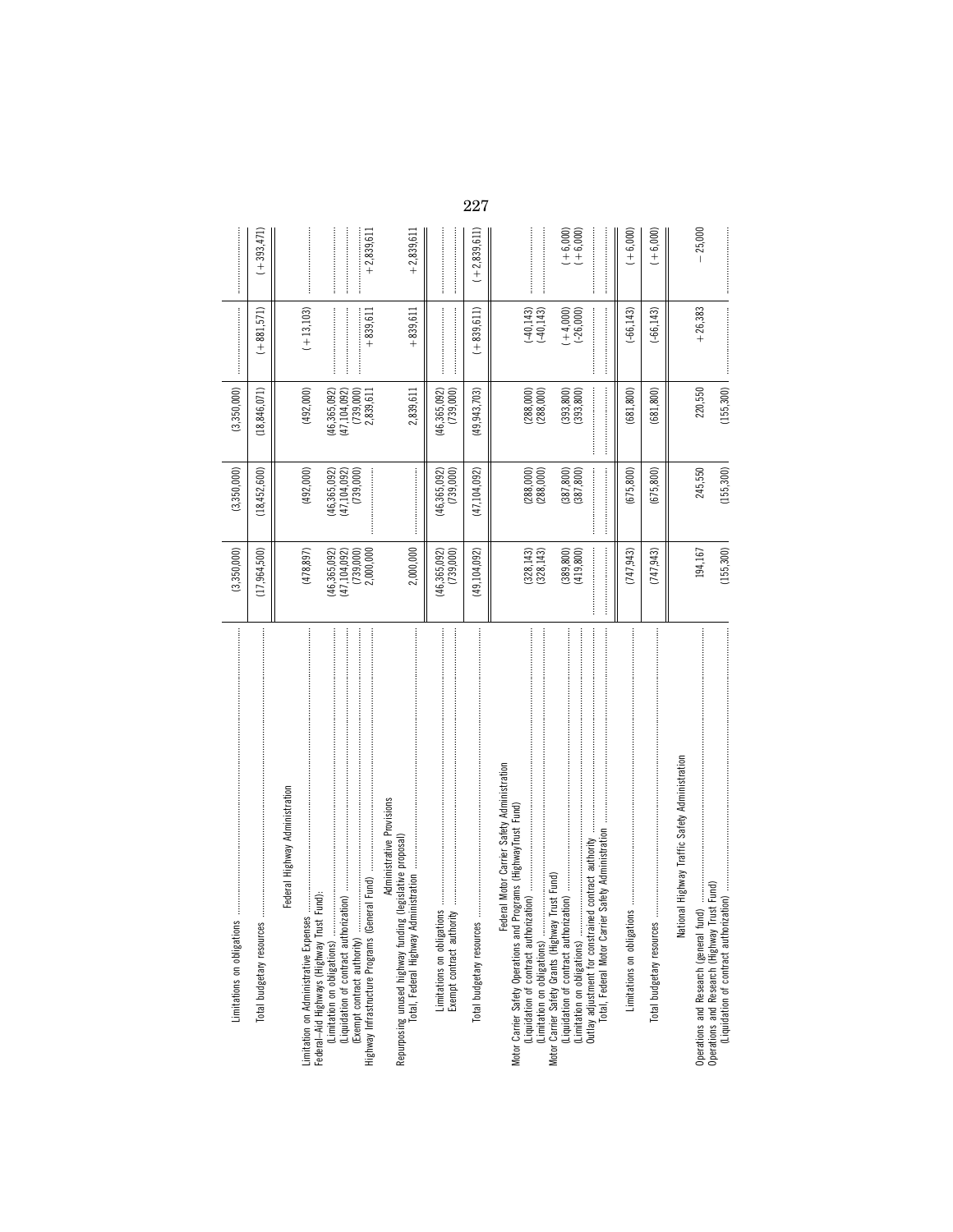| | | | | | |
|---|---|---|---|---|---|
| Limitations on obligations | (3,350,000) | (3,350,000) | (3,350,000) | | |
| Total budgetary resources | (17,964,500) | (18,452,600) | (18,846,071) | (+881,571) | (+393,471) |
| **Federal Highway Administration** | | | | | |
| Limitation on Administrative Expenses | (478,897) | (492,000) | (492,000) | (+13,103) | |
| Federal-Aid Highways (Highway Trust Fund): | | | | | |
| (Limitation on obligations) | (46,365,092) | (46,365,092) | (46,365,092) | | |
| (Liquidation of contract authorization) | (47,104,092) | (47,104,092) | (47,104,092) | | |
| (Exempt contract authority) | (739,000) | (739,000) | (739,000) | | |
| Highway Infrastructure Programs (General Fund) | 2,000,000 | | 2,839,611 | +839,611 | +2,839,611 |
| **Administrative Provisions** | | | | | |
| Repurposing unused highway funding (legislative proposal) | | | | | |
| Total, Federal Highway Administration | 2,000,000 | | 2,839,611 | +839,611 | +2,839,611 |
| Limitations on obligations | (46,365,092) | (46,365,092) | (46,365,092) | | |
| Exempt contract authority | (739,000) | (739,000) | (739,000) | | |
| Total budgetary resources | (49,104,092) | (47,104,092) | (49,943,703) | (+839,611) | (+2,839,611) |
| **Federal Motor Carrier Safety Administration** | | | | | |
| Motor Carrier Safety Operations and Programs (HighwayTrust Fund) | | | | | |
| (Liquidation of contract authorization) | (328,143) | (288,000) | (288,000) | (-40,143) | |
| (Limitation on obligations) | (328,143) | (288,000) | (288,000) | (-40,143) | |
| Motor Carrier Safety Grants (Highway Trust Fund) | | | | | |
| (Liquidation of contract authorization) | (389,800) | (387,800) | (393,800) | (+4,000) | (+6,000) |
| (Limitation on obligations) | (419,800) | (387,800) | (393,800) | (-26,000) | (+6,000) |
| Outlay adjustment for constrained contract authority | | | | | |
| Total, Federal Motor Carrier Safety Administration | | | | | |
| Limitations on obligations | (747,943) | (675,800) | (681,800) | (-66,143) | (+6,000) |
| Total budgetary resources | (747,943) | (675,800) | (681,800) | (-66,143) | (+6,000) |
| **National Highway Traffic Safety Administration** | | | | | |
| Operations and Research (general fund) | 194,167 | 245,550 | 220,550 | +26,383 | -25,000 |
| Operations and Research (Highway Trust Fund) | | | | | |
| (Liquidation of contract authorization) | (155,300) | (155,300) | (155,300) | | |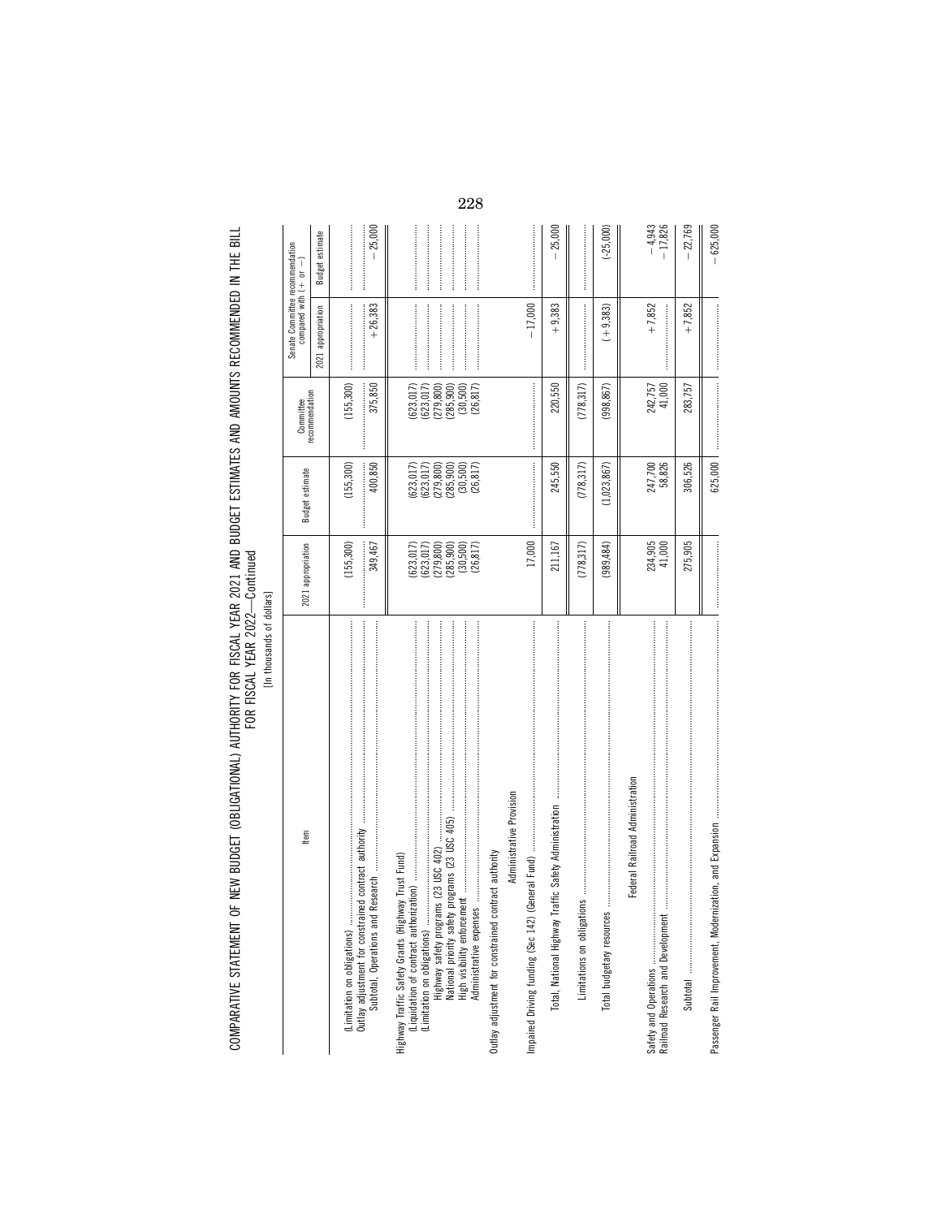COMPARATIVE STATEMENT OF NEW BUDGET (OBLIGATIONAL) AUTHORITY FOR FISCAL YEAR 2021 AND BUDGET ESTIMATES AND AMOUNTS RECOMMENDED IN THE BILL FOR FISCAL YEAR 2022—Continued

[In thousands of dollars]

| Item | 2021 appropriation | Budget estimate | Committee recommendation | Senate Committee recommendation compared with (+ or −) | |
|---|---|---|---|---|---|
| | | | | 2021 appropriation | Budget estimate |
| (Limitation on obligations) | (155,300) | (155,300) | (155,300) | | |
| Outlay adjustment for constrained contract authority | | | | | |
| Subtotal, Operations and Research | 349,467 | 400,850 | 375,850 | +26,383 | −25,000 |
| Highway Traffic Safety Grants (Highway Trust Fund) | | | | | |
| (Liquidation of contract authorization) | (623,017) | (623,017) | (623,017) | | |
| (Limitation on obligations) | (623,017) | (623,017) | (623,017) | | |
| Highway safety programs (23 USC 402) | (279,800) | (279,800) | (279,800) | | |
| National priority safety programs (23 USC 405) | (285,900) | (285,900) | (285,900) | | |
| High visibility enforcement | (30,500) | (30,500) | (30,500) | | |
| Administrative expenses | (26,817) | (26,817) | (26,817) | | |
| Outlay adjustment for constrained contract authority | | | | | |
| Administrative Provision | | | | | |
| Impaired Driving funding (Sec 142) (General Fund) | 17,000 | | | −17,000 | |
| Total, National Highway Traffic Safety Administration | 211,167 | 245,550 | 220,550 | +9,383 | −25,000 |
| Limitations on obligations | (778,317) | (778,317) | (778,317) | | |
| Total budgetary resources | (989,484) | (1,023,867) | (998,867) | (+9,383) | (-25,000) |
| Federal Railroad Administration | | | | | |
| Safety and Operations | 234,905 | 247,700 | 242,757 | +7,852 | −4,943 |
| Railroad Research and Development | 41,000 | 58,826 | 41,000 | | −17,826 |
| Subtotal | 275,905 | 306,526 | 283,757 | +7,852 | −22,769 |
| Passenger Rail Improvement, Modernization, and Expansion | | 625,000 | | | −625,000 |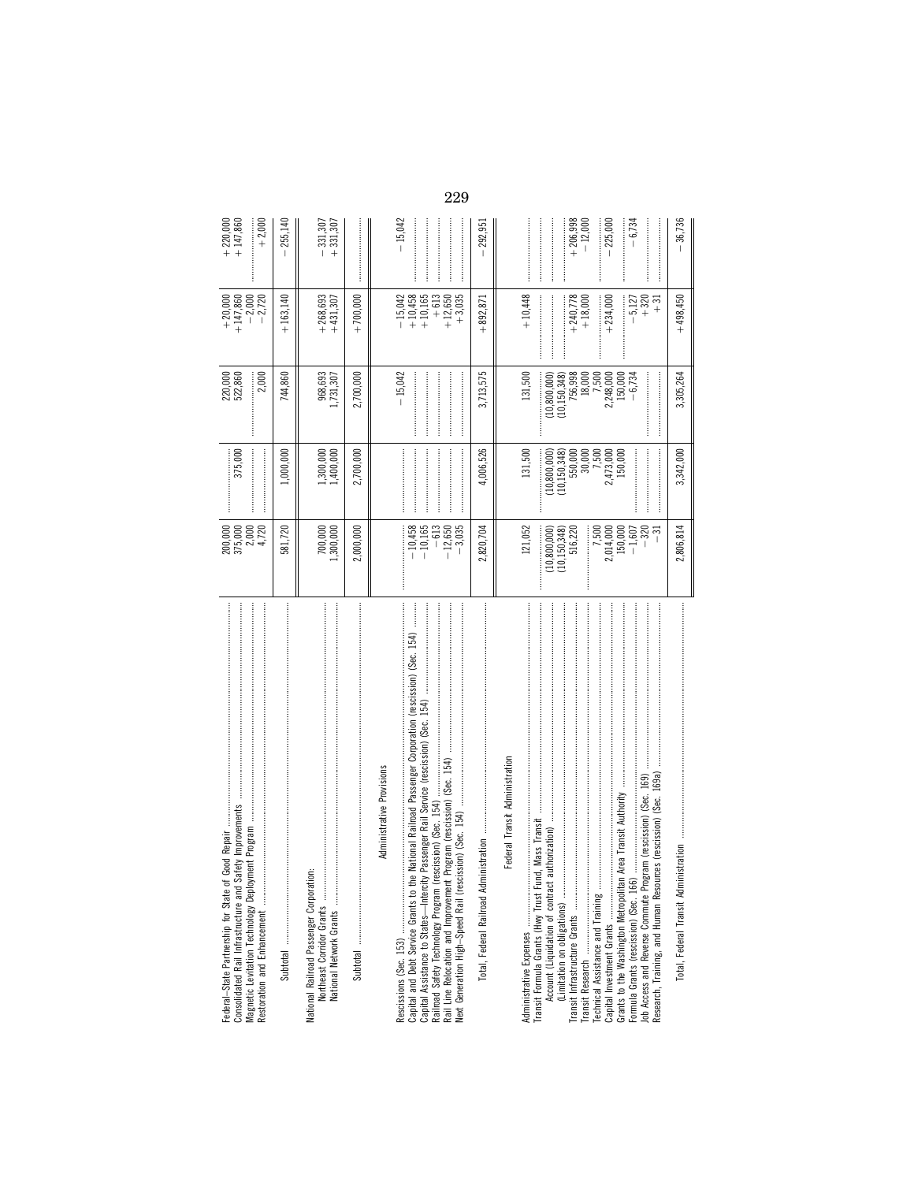| | | | | | |
|---|---|---|---|---|---|
| Federal-State Partnership for State of Good Repair | 200,000 | | 220,000 | +20,000 | +220,000 |
| Consolidated Rail Infrastructure and Safety Improvements | 375,000 | 375,000 | 522,860 | +147,860 | +147,860 |
| Magnetic Levitation Technology Deployment Program | 2,000 | | | −2,000 | |
| Restoration and Enhancement | 4,720 | | 2,000 | −2,720 | +2,000 |
| Subtotal | 581,720 | 1,000,000 | 744,860 | +163,140 | −255,140 |
| National Railroad Passenger Corporation: | | | | | |
| Northeast Corridor Grants | 700,000 | 1,300,000 | 968,693 | +268,693 | −331,307 |
| National Network Grants | 1,300,000 | 1,400,000 | 1,731,307 | +431,307 | +331,307 |
| Subtotal | 2,000,000 | 2,700,000 | 2,700,000 | +700,000 | |
| **Administrative Provisions** | | | | | |
| Rescissions (Sec. 153) | | | −15,042 | −15,042 | −15,042 |
| Capital and Debt Service Grants to the National Railroad Passenger Corporation (rescission) (Sec. 154) | −10,458 | | | +10,458 | |
| Capital Assistance to States—Intercity Passenger Rail Service (rescission) (Sec. 154) | −10,165 | | | +10,165 | |
| Railroad Safety Technology Program (rescission) (Sec. 154) | −613 | | | +613 | |
| Rail Line Relocation and Improvement Program (rescission) (Sec. 154) | −12,650 | | | +12,650 | |
| Next Generation High-Speed Rail (rescission) (Sec. 154) | −3,035 | | | +3,035 | |
| Total, Federal Railroad Administration | 2,820,704 | 4,006,526 | 3,713,575 | +892,871 | −292,951 |
| **Federal Transit Administration** | | | | | |
| Administrative Expenses | 121,052 | 131,500 | 131,500 | +10,448 | |
| Transit Formula Grants (Hwy Trust Fund, Mass Transit | | | | | |
| Account (Liquidation of contract authorization) | (10,800,000) | (10,800,000) | (10,800,000) | | |
| (Limitation on obligations) | (10,150,348) | (10,150,348) | (10,150,348) | | |
| Transit Infrastructure Grants | 516,220 | 550,000 | 756,998 | +240,778 | +206,998 |
| Transit Research | | 30,000 | 18,000 | +18,000 | −12,000 |
| Technical Assistance and Training | 7,500 | 7,500 | 7,500 | | |
| Capital Investment Grants | 2,014,000 | 2,473,000 | 2,248,000 | +234,000 | −225,000 |
| Grants to the Washington Metropolitan Area Transit Authority | 150,000 | 150,000 | 150,000 | | |
| Formula Grants (rescission) (Sec. 166) | −1,607 | | −6,734 | −5,127 | −6,734 |
| Job Access and Reverse Commute Program (rescission) (Sec. 169) | −320 | | | +320 | |
| Research, Training, and Human Resources (rescission) (Sec. 169a) | −31 | | | +31 | |
| Total, Federal Transit Administration | 2,806,814 | 3,342,000 | 3,305,264 | +498,450 | −36,736 |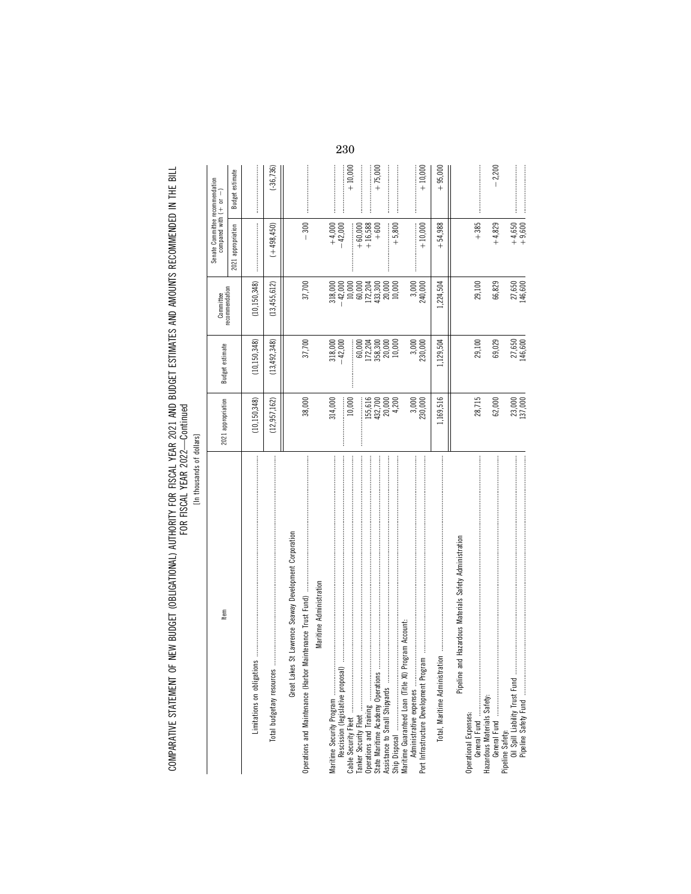COMPARATIVE STATEMENT OF NEW BUDGET (OBLIGATIONAL) AUTHORITY FOR FISCAL YEAR 2021 AND BUDGET ESTIMATES AND AMOUNTS RECOMMENDED IN THE BILL FOR FISCAL YEAR 2022—Continued

[In thousands of dollars]

| Item | 2021 appropriation | Budget estimate | Committee recommendation | Senate Committee recommendation compared with (+ or −) | |
|---|---|---|---|---|---|
| | | | | 2021 appropriation | Budget estimate |
| Limitations on obligations | (10,150,348) | (10,150,348) | (10,150,348) | | |
| Total budgetary resources | (12,957,162) | (13,492,348) | (13,455,612) | (+498,450) | (-36,736) |
| **Great Lakes St Lawrence Seaway Development Corporation** | | | | | |
| Operations and Maintenance (Harbor Maintenance Trust Fund) | 38,000 | 37,700 | 37,700 | −300 | |
| **Maritime Administration** | | | | | |
| Maritime Security Program | 314,000 | 318,000 | 318,000 | +4,000 | |
| Rescission (legislative proposal) | | −42,000 | −42,000 | −42,000 | |
| Cable Security Fleet | 10,000 | | 10,000 | | +10,000 |
| Tanker Security Fleet | | 60,000 | 60,000 | +60,000 | |
| Operations and Training | 155,616 | 172,204 | 172,204 | +16,588 | |
| State Maritime Academy Operations | 432,700 | 358,300 | 433,300 | +600 | +75,000 |
| Assistance to Small Shipyards | 20,000 | 20,000 | 20,000 | | |
| Ship Disposal | 4,200 | 10,000 | 10,000 | +5,800 | |
| Maritime Guaranteed Loan (Title XI) Program Account: | | | | | |
| Administrative expenses | 3,000 | 3,000 | 3,000 | | |
| Port Infrastructure Development Program | 230,000 | 230,000 | 240,000 | +10,000 | +10,000 |
| Total, Maritime Administration | 1,169,516 | 1,129,504 | 1,224,504 | +54,988 | +95,000 |
| **Pipeline and Hazardous Materials Safety Administration** | | | | | |
| Operational Expenses: | | | | | |
| General Fund | 28,715 | 29,100 | 29,100 | +385 | |
| Hazardous Materials Safety: | | | | | |
| General Fund | 62,000 | 69,029 | 66,829 | +4,829 | −2,200 |
| Pipeline Safety: | | | | | |
| Oil Spill Liability Trust Fund | 23,000 | 27,650 | 27,650 | +4,650 | |
| Pipeline Safety Fund | 137,000 | 146,600 | 146,600 | +9,600 | |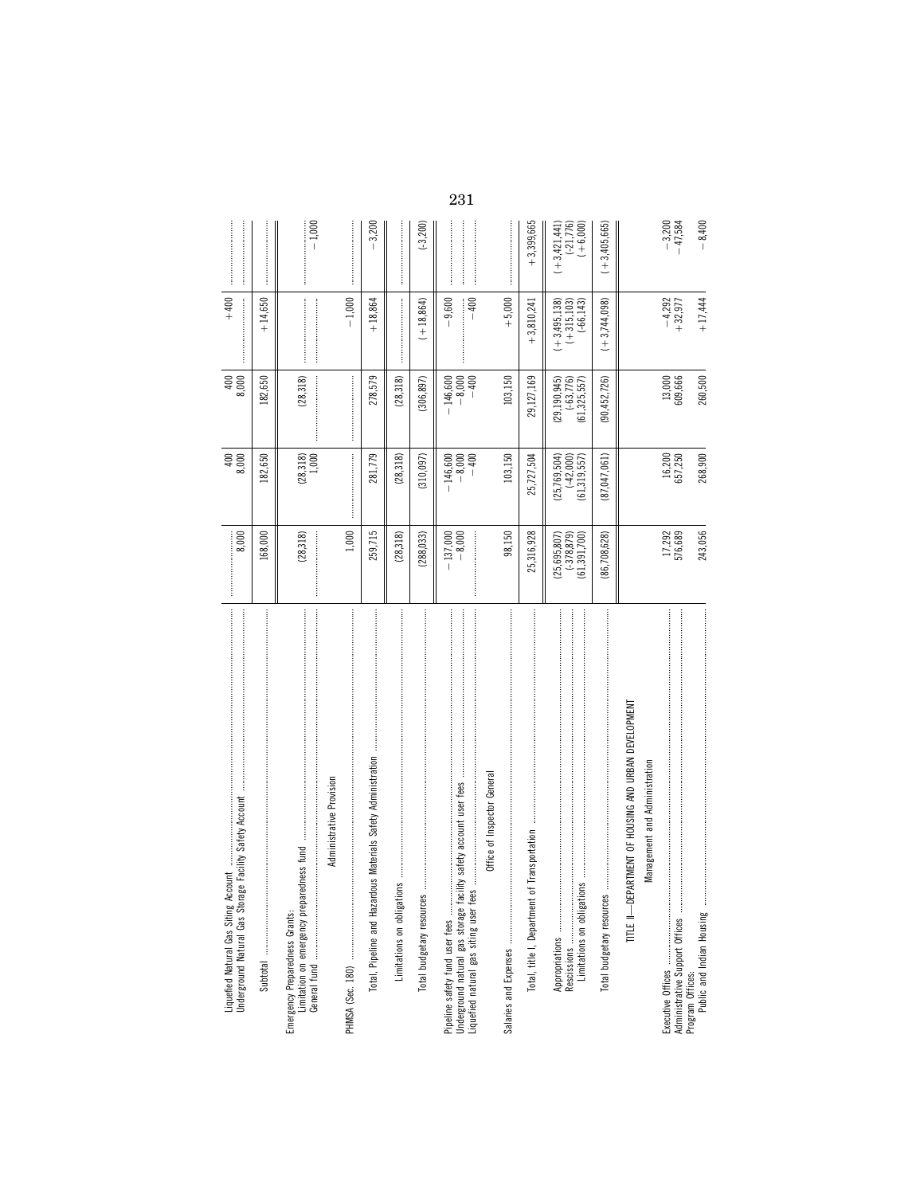| | | | | | |
|---|---|---|---|---|---|
| Liquefied Natural Gas Siting Account | | 400 | 400 | +400 | |
| Underground Natural Gas Storage Facility Safety Account | 8,000 | 8,000 | 8,000 | | |
| Subtotal | 168,000 | 182,650 | 182,650 | +14,650 | |
| Emergency Preparedness Grants: | | | | | |
| Limitation on emergency preparedness fund | (28,318) | (28,318) | (28,318) | | |
| General fund | | 1,000 | | | −1,000 |
| Administrative Provision | | | | | |
| PHMSA (Sec. 180) | 1,000 | | | −1,000 | |
| Total, Pipeline and Hazardous Materials Safety Administration | 259,715 | 281,779 | 278,579 | +18,864 | −3,200 |
| Limitations on obligations | (28,318) | (28,318) | (28,318) | | |
| Total budgetary resources | (288,033) | (310,097) | (306,897) | (+18,864) | (-3,200) |
| Pipeline safety fund user fees | −137,000 | −146,600 | −146,600 | −9,600 | |
| Underground natural gas storage facility safety account user fees | −8,000 | −8,000 | −8,000 | | |
| Liquefied natural gas siting user fees | | −400 | −400 | −400 | |
| Office of Inspector General | | | | | |
| Salaries and Expenses | 98,150 | 103,150 | 103,150 | +5,000 | |
| Total, title I, Department of Transportation | 25,316,928 | 25,727,504 | 29,127,169 | +3,810,241 | +3,399,665 |
| Appropriations | (25,695,807) | (25,769,504) | (29,190,945) | (+3,495,138) | (+3,421,441) |
| Rescissions | (-378,879) | (-42,000) | (-63,776) | (+315,103) | (-21,776) |
| Limitations on obligations | (61,391,700) | (61,319,557) | (61,325,557) | (-66,143) | (+6,000) |
| Total budgetary resources | (86,708,628) | (87,047,061) | (90,452,726) | (+3,744,098) | (+3,405,665) |
| TITLE II—DEPARTMENT OF HOUSING AND URBAN DEVELOPMENT | | | | | |
| Management and Administration | | | | | |
| Executive Offices | 17,292 | 16,200 | 13,000 | −4,292 | −3,200 |
| Administrative Support Offices | 576,689 | 657,250 | 609,666 | +32,977 | −47,584 |
| Program Offices: | | | | | |
| Public and Indian Housing | 243,056 | 268,900 | 260,500 | +17,444 | −8,400 |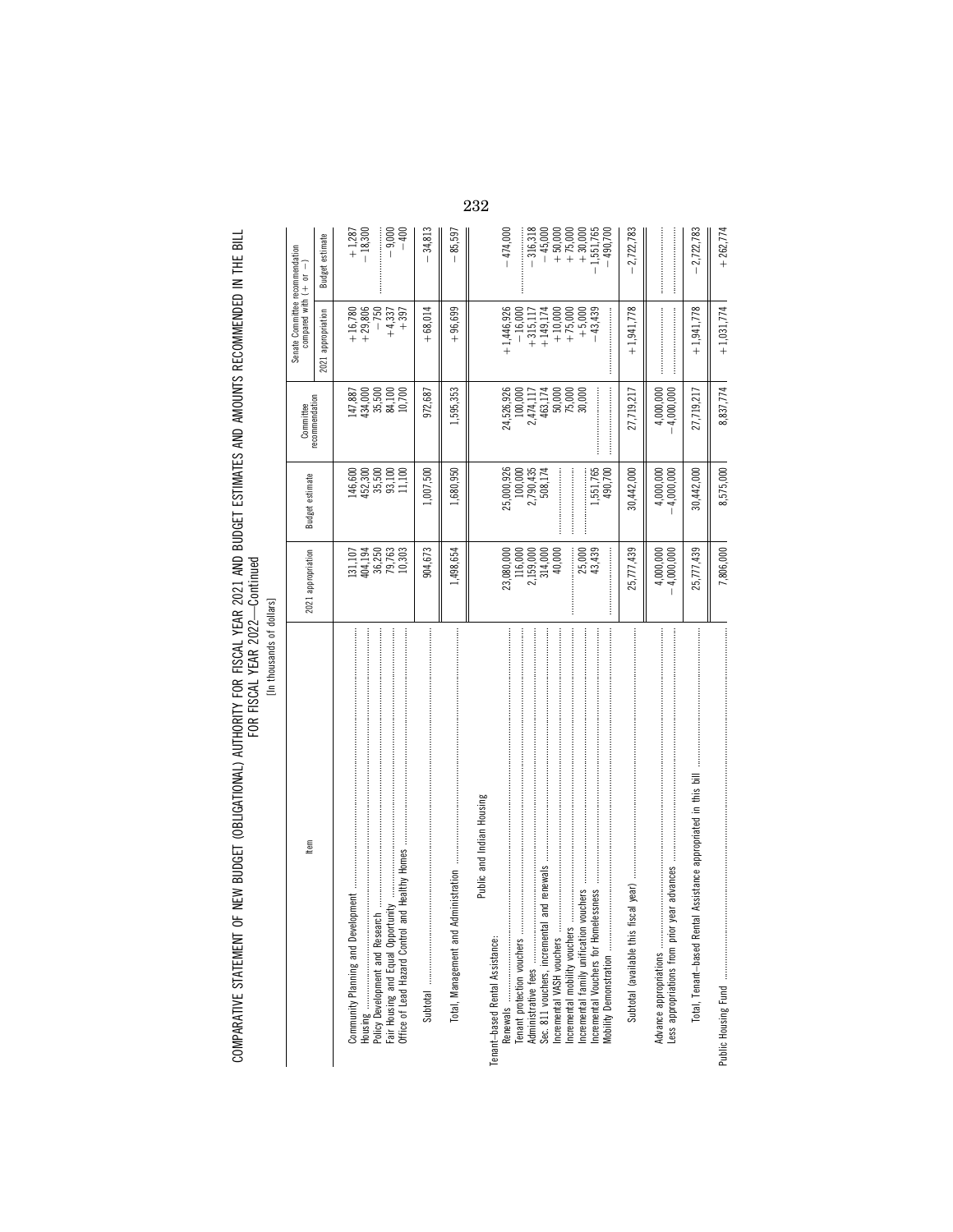# COMPARATIVE STATEMENT OF NEW BUDGET (OBLIGATIONAL) AUTHORITY FOR FISCAL YEAR 2021 AND BUDGET ESTIMATES AND AMOUNTS RECOMMENDED IN THE BILL FOR FISCAL YEAR 2022—Continued

[In thousands of dollars]

| Item | 2021 appropriation | Budget estimate | Committee recommendation | Senate Committee recommendation compared with (+ or −) | |
|---|---|---|---|---|---|
| | | | | 2021 appropriation | Budget estimate |
| Community Planning and Development | 131,107 | 146,600 | 147,887 | +16,780 | +1,287 |
| Housing | 404,194 | 452,300 | 434,000 | +29,806 | −18,300 |
| Policy Development and Research | 36,250 | 35,500 | 35,500 | −750 | |
| Fair Housing and Equal Opportunity | 79,763 | 93,100 | 84,100 | +4,337 | −9,000 |
| Office of Lead Hazard Control and Healthy Homes | 10,303 | 11,100 | 10,700 | +397 | −400 |
| Subtotal | 904,673 | 1,007,500 | 972,687 | +68,014 | −34,813 |
| Total, Management and Administration | 1,498,654 | 1,680,950 | 1,595,353 | +96,699 | −85,597 |
| **Public and Indian Housing** | | | | | |
| Tenant-based Rental Assistance: | | | | | |
| Renewals | 23,080,000 | 25,000,926 | 24,526,926 | +1,446,926 | −474,000 |
| Tenant protection vouchers | 116,000 | 100,000 | 100,000 | −16,000 | |
| Administrative fees | 2,159,000 | 2,790,435 | 2,474,117 | +315,117 | −316,318 |
| Sec. 811 vouchers, incremental and renewals | 314,000 | 508,174 | 463,174 | +149,174 | −45,000 |
| Incremental VASH vouchers | 40,000 | | 50,000 | +10,000 | +50,000 |
| Incremental mobility vouchers | | | 75,000 | +75,000 | +75,000 |
| Incremental family unification vouchers | 25,000 | | 30,000 | +5,000 | +30,000 |
| Incremental Vouchers for Homelessness | 43,439 | 1,551,765 | | −43,439 | −1,551,765 |
| Mobility Demonstration | | 490,700 | | | −490,700 |
| Subtotal (available this fiscal year) | 25,777,439 | 30,442,000 | 27,719,217 | +1,941,778 | −2,722,783 |
| Advance appropriations | 4,000,000 | 4,000,000 | 4,000,000 | | |
| Less appropriations from prior year advances | −4,000,000 | −4,000,000 | −4,000,000 | | |
| Total, Tenant-based Rental Assistance appropriated in this bill | 25,777,439 | 30,442,000 | 27,719,217 | +1,941,778 | −2,722,783 |
| Public Housing Fund | 7,806,000 | 8,575,000 | 8,837,774 | +1,031,774 | +262,774 |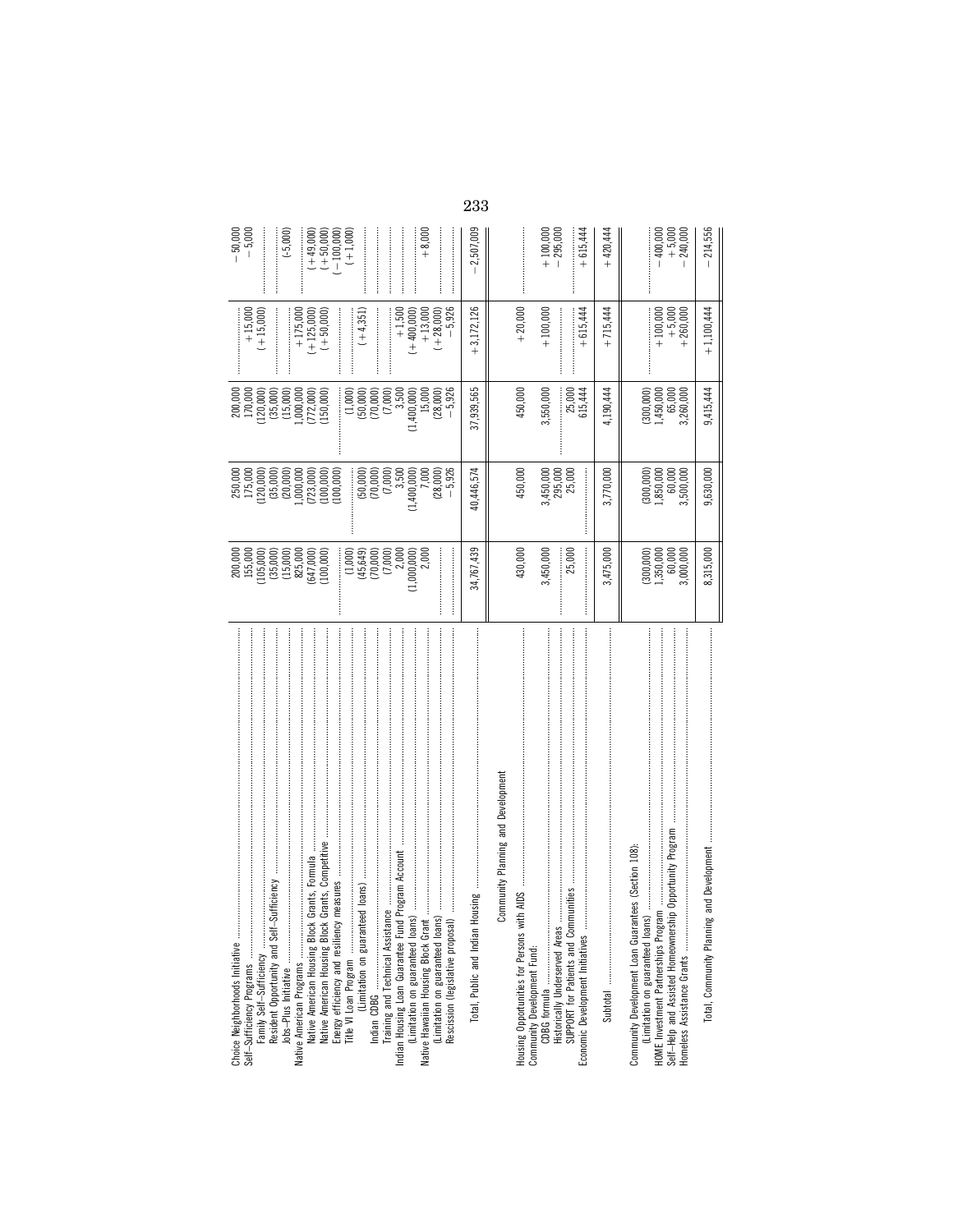| | | | | | |
|---|---|---|---|---|---|
| Choice Neighborhoods Initiative | 200,000 | 250,000 | 200,000 | | −50,000 |
| Self–Sufficiency Programs | 155,000 | 175,000 | 170,000 | +15,000 | −5,000 |
| Family Self–Sufficiency | (105,000) | (120,000) | (120,000) | (+15,000) | |
| Resident Opportunity and Self–Sufficiency | (35,000) | (35,000) | (35,000) | | |
| Jobs–Plus Initiative | (15,000) | (20,000) | (15,000) | | (-5,000) |
| Native American Programs | 825,000 | 1,000,000 | 1,000,000 | +175,000 | |
| Native American Housing Block Grants, Formula | (647,000) | (723,000) | (772,000) | (+125,000) | (+49,000) |
| Native American Housing Block Grants, Competitive | (100,000) | (100,000) | (150,000) | (+50,000) | (+50,000) |
| Energy efficiency and resiliency measures | | (100,000) | | | (−100,000) |
| Title VI Loan Program | (1,000) | | (1,000) | | (+1,000) |
| (Limitation on guaranteed loans) | (45,649) | (50,000) | (50,000) | (+4,351) | |
| Indian CDBG | (70,000) | (70,000) | (70,000) | | |
| Training and Technical Assistance | (7,000) | (7,000) | (7,000) | | |
| Indian Housing Loan Guarantee Fund Program Account | 2,000 | 3,500 | 3,500 | +1,500 | |
| (Limitation on guaranteed loans) | (1,000,000) | (1,400,000) | (1,400,000) | (+400,000) | |
| Native Hawaiian Housing Block Grant | 2,000 | 7,000 | 15,000 | +13,000 | +8,000 |
| (Limitation on guaranteed loans) | | (28,000) | (28,000) | (+28,000) | |
| Rescission (legislative proposal) | | −5,926 | −5,926 | −5,926 | |
| Total, Public and Indian Housing | 34,767,439 | 40,446,574 | 37,939,565 | +3,172,126 | −2,507,009 |
| **Community Planning and Development** | | | | | |
| Housing Opportunities for Persons with AIDS | 430,000 | 450,000 | 450,000 | +20,000 | |
| Community Development Fund: | | | | | |
| CDBG formula | 3,450,000 | 3,450,000 | 3,550,000 | +100,000 | +100,000 |
| Historically Underserved Areas | | 295,000 | | | −295,000 |
| SUPPORT for Patients and Communities | 25,000 | 25,000 | 25,000 | | |
| Economic Development Initiatives | | | 615,444 | +615,444 | +615,444 |
| Subtotal | 3,475,000 | 3,770,000 | 4,190,444 | +715,444 | +420,444 |
| Community Development Loan Guarantees (Section 108): | | | | | |
| (Limitation on guaranteed loans) | (300,000) | (300,000) | (300,000) | | |
| HOME Investment Partnerships Program | 1,350,000 | 1,850,000 | 1,450,000 | +100,000 | −400,000 |
| Self–Help and Assisted Homeownership Opportunity Program | 60,000 | 60,000 | 65,000 | +5,000 | +5,000 |
| Homeless Assistance Grants | 3,000,000 | 3,500,000 | 3,260,000 | +260,000 | −240,000 |
| Total, Community Planning and Development | 8,315,000 | 9,630,000 | 9,415,444 | +1,100,444 | −214,556 |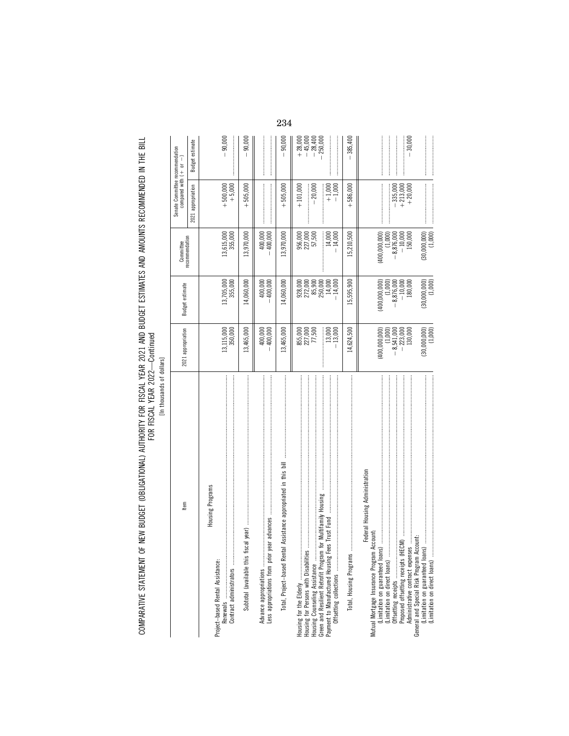# COMPARATIVE STATEMENT OF NEW BUDGET (OBLIGATIONAL) AUTHORITY FOR FISCAL YEAR 2021 AND BUDGET ESTIMATES AND AMOUNTS RECOMMENDED IN THE BILL FOR FISCAL YEAR 2022—Continued

[In thousands of dollars]

| Item | 2021 appropriation | Budget estimate | Committee recommendation | Senate Committee recommendation compared with (+ or −) | |
|---|---|---|---|---|---|
| | | | | 2021 appropriation | Budget estimate |
| **Housing Programs** | | | | | |
| Project–based Rental Assistance: | | | | | |
| Renewals | 13,115,000 | 13,705,000 | 13,615,000 | +500,000 | −90,000 |
| Contract administrators | 350,000 | 355,000 | 355,000 | +5,000 | |
| Subtotal (available this fiscal year) | 13,465,000 | 14,060,000 | 13,970,000 | +505,000 | −90,000 |
| Advance appropriations | 400,000 | 400,000 | 400,000 | | |
| Less appropriations from prior year advances | −400,000 | −400,000 | −400,000 | | |
| Total, Project–based Rental Assistance appropriated in this bill | 13,465,000 | 14,060,000 | 13,970,000 | +505,000 | −90,000 |
| Housing for the Elderly | 855,000 | 928,000 | 956,000 | +101,000 | +28,000 |
| Housing for Persons with Disabilities | 227,000 | 272,000 | 227,000 | | −45,000 |
| Housing Counseling Assistance | 77,500 | 85,900 | 57,500 | −20,000 | −28,400 |
| Green and Resilient Retrofit Program for Multifamily Housing | | 250,000 | | | −250,000 |
| Payment to Manufactured Housing Fees Trust Fund | 13,000 | 14,000 | 14,000 | +1,000 | |
| Offsetting collections | −13,000 | −14,000 | −14,000 | −1,000 | |
| Total, Housing Programs | 14,624,500 | 15,595,900 | 15,210,500 | +586,000 | −385,400 |
| **Federal Housing Administration** | | | | | |
| Mutual Mortgage Insurance Program Account: | | | | | |
| (Limitation on guaranteed loans) | (400,000,000) | (400,000,000) | (400,000,000) | | |
| (Limitation on direct loans) | (1,000) | (1,000) | (1,000) | | |
| Offsetting receipts | −8,541,000 | −8,876,000 | −8,876,000 | −335,000 | |
| Proposed offsetting receipts (HECM) | −223,000 | −10,000 | −10,000 | +213,000 | |
| Administrative contract expenses | 130,000 | 180,000 | 150,000 | +20,000 | −30,000 |
| General and Special Risk Program Account: | | | | | |
| (Limitation on guaranteed loans) | (30,000,000) | (30,000,000) | (30,000,000) | | |
| (Limitation on direct loans) | (1,000) | (1,000) | (1,000) | | |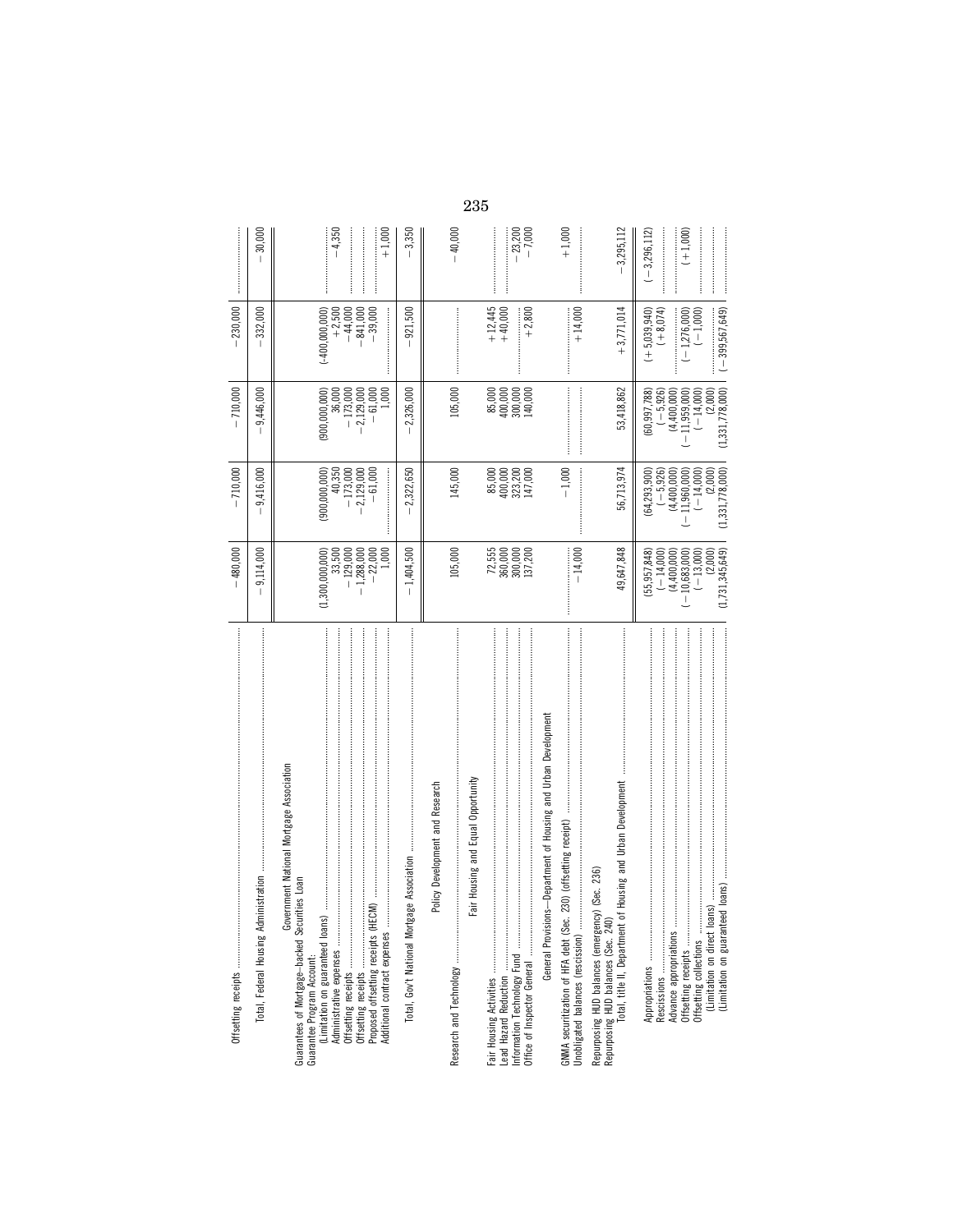| | | | | | |
|---|---|---|---|---|---|
| Offsetting receipts | −480,000 | −710,000 | −710,000 | −230,000 | |
| Total, Federal Housing Administration | −9,114,000 | −9,416,000 | −9,446,000 | −332,000 | −30,000 |
| **Government National Mortgage Association** | | | | | |
| Guarantees of Mortgage-backed Securities Loan Guarantee Program Account: | | | | | |
| (Limitation on guaranteed loans) | (1,300,000,000) | (900,000,000) | (900,000,000) | (−400,000,000) | |
| Administrative expenses | 33,500 | 40,350 | 36,000 | +2,500 | −4,350 |
| Offsetting receipts | −129,000 | −173,000 | −173,000 | −44,000 | |
| Offsetting receipts | −1,288,000 | −2,129,000 | −2,129,000 | −841,000 | |
| Proposed offsetting receipts (HECM) | −22,000 | −61,000 | −61,000 | −39,000 | |
| Additional contract expenses | 1,000 | | 1,000 | | +1,000 |
| Total, Gov't National Mortgage Association | −1,404,500 | −2,322,650 | −2,326,000 | −921,500 | −3,350 |
| **Policy Development and Research** | | | | | |
| Research and Technology | 105,000 | 145,000 | 105,000 | | −40,000 |
| **Fair Housing and Equal Opportunity** | | | | | |
| Fair Housing Activities | 72,555 | 85,000 | 85,000 | +12,445 | |
| Lead Hazard Reduction | 360,000 | 400,000 | 400,000 | +40,000 | |
| Information Technology Fund | 300,000 | 323,200 | 300,000 | | −23,200 |
| Office of Inspector General | 137,200 | 147,000 | 140,000 | +2,800 | −7,000 |
| **General Provisions—Department of Housing and Urban Development** | | | | | |
| GNMA securitization of HFA debt (Sec. 230) (offsetting receipt) | | −1,000 | | | +1,000 |
| Unobligated balances (rescission) | −14,000 | | | +14,000 | |
| Repurposing HUD balances (emergency) (Sec. 236) | | | | | |
| Repurposing HUD balances (Sec. 240) | | | | | |
| Total, title II, Department of Housing and Urban Development | 49,647,848 | 56,713,974 | 53,418,862 | +3,771,014 | −3,295,112 |
| Appropriations | (55,957,848) | (64,293,900) | (60,997,788) | (+5,039,940) | (−3,296,112) |
| Rescissions | (−14,000) | (−5,926) | (−5,926) | (+8,074) | |
| Advance appropriations | (4,400,000) | (4,400,000) | (4,400,000) | | |
| Offsetting receipts | (−10,683,000) | (−11,960,000) | (−11,959,000) | (−1,276,000) | (+1,000) |
| Offsetting collections | (−13,000) | (−14,000) | (−14,000) | (−1,000) | |
| (Limitation on direct loans) | (2,000) | (2,000) | (2,000) | | |
| (Limitation on guaranteed loans) | (1,731,345,649) | (1,331,778,000) | (1,331,778,000) | (−399,567,649) | |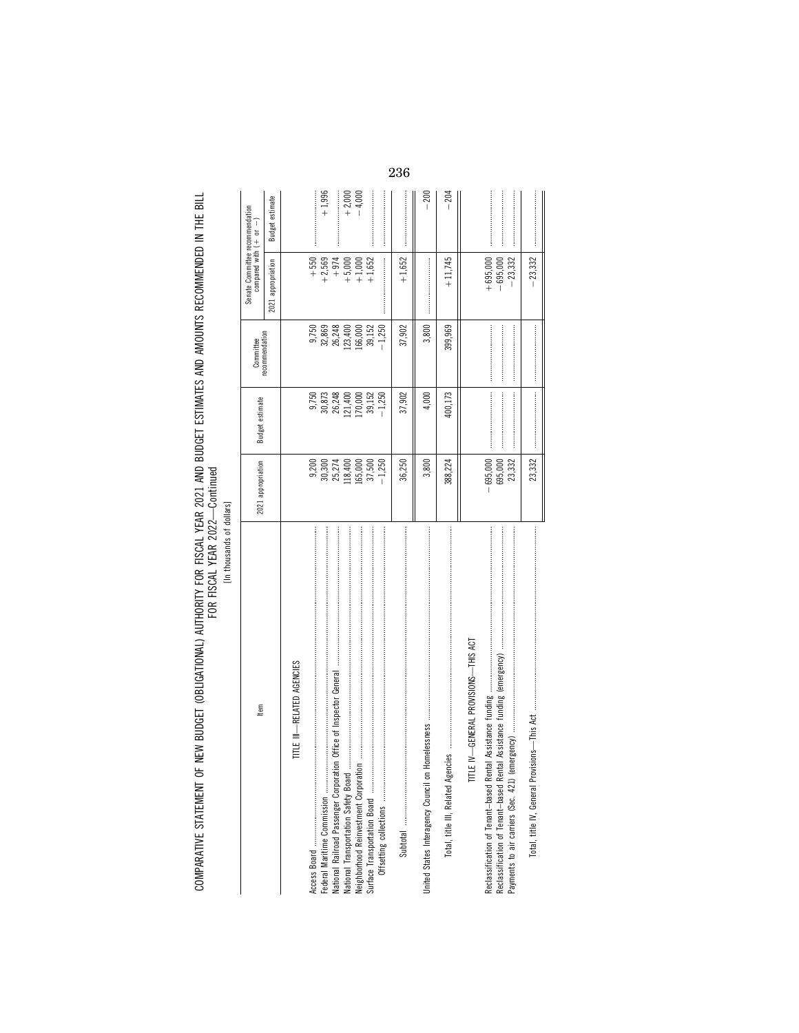COMPARATIVE STATEMENT OF NEW BUDGET (OBLIGATIONAL) AUTHORITY FOR FISCAL YEAR 2021 AND BUDGET ESTIMATES AND AMOUNTS RECOMMENDED IN THE BILL FOR FISCAL YEAR 2022—Continued

[In thousands of dollars]

| Item | 2021 appropriation | Budget estimate | Committee recommendation | Senate Committee recommendation compared with (+ or −) | |
|---|---|---|---|---|---|
| | | | | 2021 appropriation | Budget estimate |
| TITLE III—RELATED AGENCIES | | | | | |
| Access Board | 9,200 | 9,750 | 9,750 | +550 | |
| Federal Maritime Commission | 30,300 | 30,873 | 32,869 | +2,569 | +1,996 |
| National Railroad Passenger Corporation Office of Inspector General | 25,274 | 26,248 | 26,248 | +974 | |
| National Transportation Safety Board | 118,400 | 121,400 | 123,400 | +5,000 | +2,000 |
| Neighborhood Reinvestment Corporation | 165,000 | 170,000 | 166,000 | +1,000 | −4,000 |
| Surface Transportation Board | 37,500 | 39,152 | 39,152 | +1,652 | |
| Offsetting collections | −1,250 | −1,250 | −1,250 | | |
| Subtotal | 36,250 | 37,902 | 37,902 | +1,652 | |
| United States Interagency Council on Homelessness | 3,800 | 4,000 | 3,800 | | −200 |
| Total, title III, Related Agencies | 388,224 | 400,173 | 399,969 | +11,745 | −204 |
| TITLE IV—GENERAL PROVISIONS—THIS ACT | | | | | |
| Reclassification of Tenant-based Rental Assistance funding | −695,000 | | | +695,000 | |
| Reclassification of Tenant-based Rental Assistance funding (emergency) | 695,000 | | | −695,000 | |
| Payments to air carriers (Sec. 421) (emergency) | 23,332 | | | −23,332 | |
| Total, title IV, General Provisions—This Act | 23,332 | | | −23,332 | |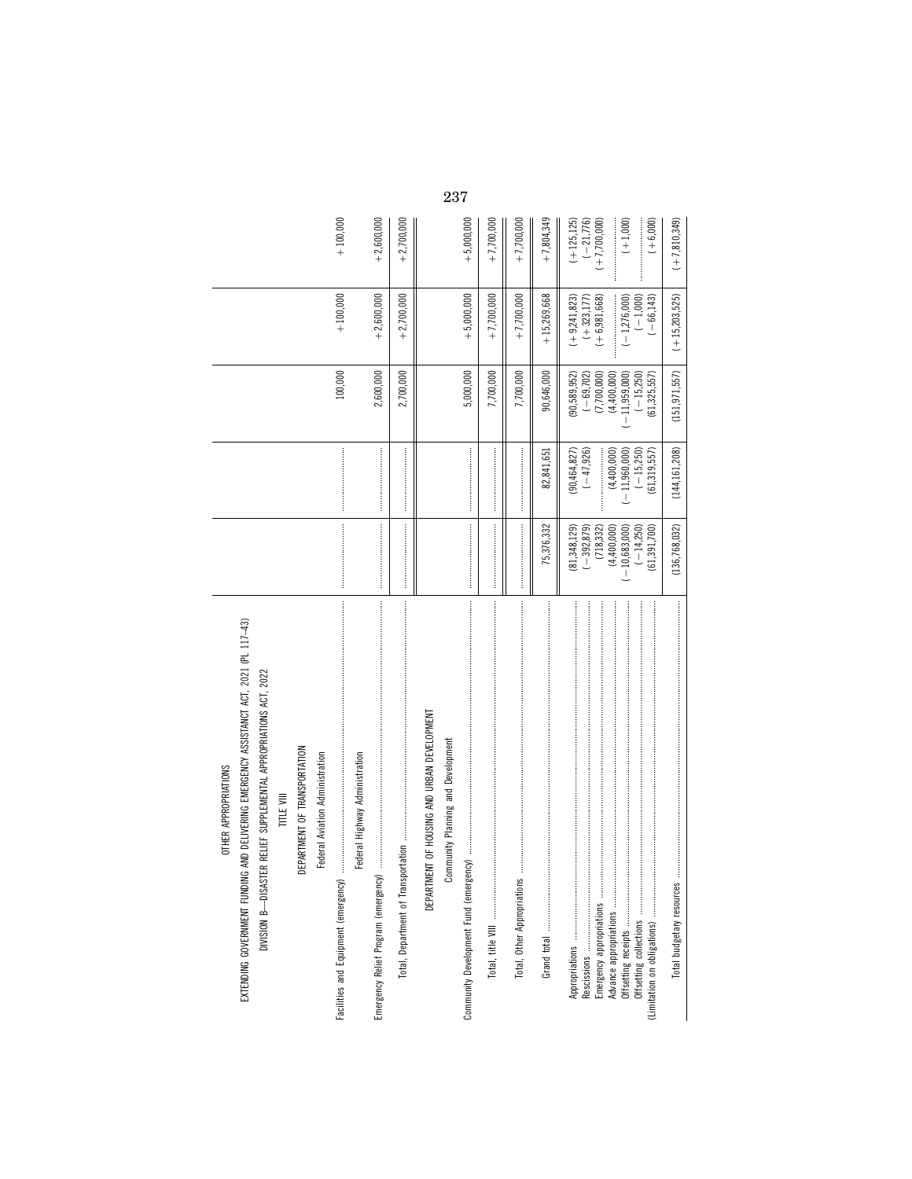| | | | | | |
|---|---|---|---|---|---|
| OTHER APPROPRIATIONS | | | | | |
| EXTENDING GOVERNMENT FUNDING AND DELIVERING EMERGENCY ASSISTANCE ACT, 2021 (PL 117–43) | | | | | |
| DIVISION B—DISASTER RELIEF SUPPLEMENTAL APPROPRIATIONS ACT, 2022 | | | | | |
| TITLE VIII | | | | | |
| DEPARTMENT OF TRANSPORTATION | | | | | |
| Federal Aviation Administration | | | | | |
| Facilities and Equipment (emergency) | .......... | .......... | 100,000 | +100,000 | +100,000 |
| Federal Highway Administration | | | | | |
| Emergency Relief Program (emergency) | .......... | .......... | 2,600,000 | +2,600,000 | +2,600,000 |
| Total, Department of Transportation | .......... | .......... | 2,700,000 | +2,700,000 | +2,700,000 |
| DEPARTMENT OF HOUSING AND URBAN DEVELOPMENT | | | | | |
| Community Planning and Development | | | | | |
| Community Development Fund (emergency) | .......... | .......... | 5,000,000 | +5,000,000 | +5,000,000 |
| Total, title VIII | .......... | .......... | 7,700,000 | +7,700,000 | +7,700,000 |
| Total, Other Appropriations | .......... | .......... | 7,700,000 | +7,700,000 | +7,700,000 |
| Grand total | 75,376,332 | 82,841,651 | 90,646,000 | +15,269,668 | +7,804,349 |
| Appropriations | (81,348,129) | (90,464,827) | (90,589,952) | (+9,241,823) | (+125,125) |
| Rescissions | (−392,879) | (−47,926) | (−69,702) | (+323,177) | (−21,776) |
| Emergency appropriations | (718,332) | .......... | (7,700,000) | (+6,981,668) | (+7,700,000) |
| Advance appropriations | (4,400,000) | (4,400,000) | (4,400,000) | .......... | .......... |
| Offsetting receipts | (−10,683,000) | (−11,960,000) | (−11,959,000) | (−1,276,000) | (+1,000) |
| Offsetting collections | (−14,250) | (−15,250) | (−15,250) | (−1,000) | .......... |
| (Limitation on obligations) | (61,391,700) | (61,319,557) | (61,325,557) | (−66,143) | (+6,000) |
| Total budgetary resources | (136,768,032) | (144,161,208) | (151,971,557) | (+15,203,525) | (+7,810,349) |